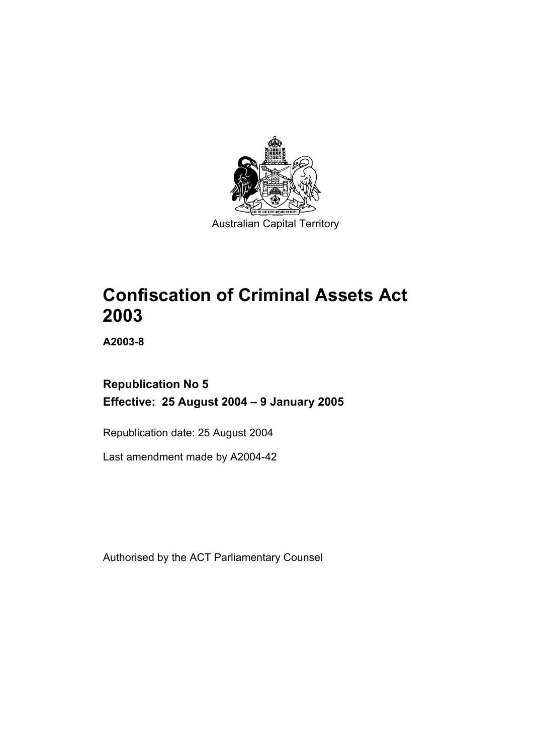Australian Capital Territory

# Confiscation of Criminal Assets Act 2003

**A2003-8**

**Republication No 5**

**Effective: 25 August 2004 – 9 January 2005**

Republication date: 25 August 2004

Last amendment made by A2004-42

Authorised by the ACT Parliamentary Counsel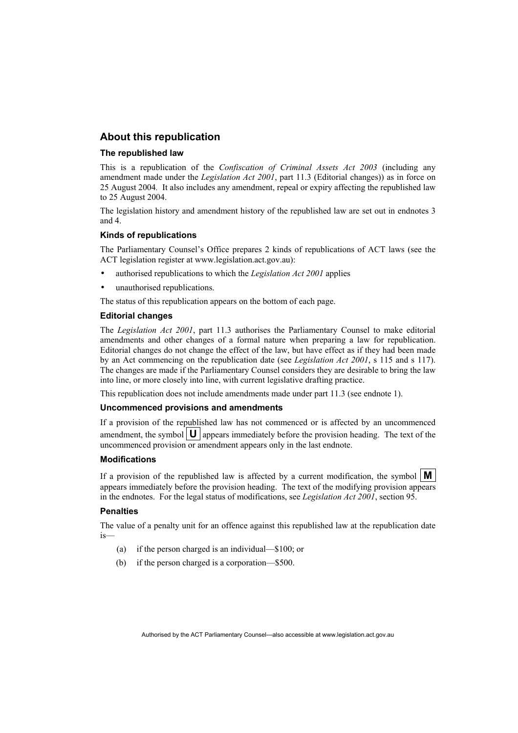## About this republication

### The republished law

This is a republication of the *Confiscation of Criminal Assets Act 2003* (including any amendment made under the *Legislation Act 2001*, part 11.3 (Editorial changes)) as in force on 25 August 2004. It also includes any amendment, repeal or expiry affecting the republished law to 25 August 2004.

The legislation history and amendment history of the republished law are set out in endnotes 3 and 4.

### Kinds of republications

The Parliamentary Counsel's Office prepares 2 kinds of republications of ACT laws (see the ACT legislation register at www.legislation.act.gov.au):

- authorised republications to which the *Legislation Act 2001* applies
- unauthorised republications.

The status of this republication appears on the bottom of each page.

### Editorial changes

The *Legislation Act 2001*, part 11.3 authorises the Parliamentary Counsel to make editorial amendments and other changes of a formal nature when preparing a law for republication. Editorial changes do not change the effect of the law, but have effect as if they had been made by an Act commencing on the republication date (see *Legislation Act 2001*, s 115 and s 117). The changes are made if the Parliamentary Counsel considers they are desirable to bring the law into line, or more closely into line, with current legislative drafting practice.

This republication does not include amendments made under part 11.3 (see endnote 1).

### Uncommenced provisions and amendments

If a provision of the republished law has not commenced or is affected by an uncommenced amendment, the symbol **U** appears immediately before the provision heading. The text of the uncommenced provision or amendment appears only in the last endnote.

### Modifications

If a provision of the republished law is affected by a current modification, the symbol **M** appears immediately before the provision heading. The text of the modifying provision appears in the endnotes. For the legal status of modifications, see *Legislation Act 2001*, section 95.

### Penalties

The value of a penalty unit for an offence against this republished law at the republication date is—

(a) if the person charged is an individual—$100; or

(b) if the person charged is a corporation—$500.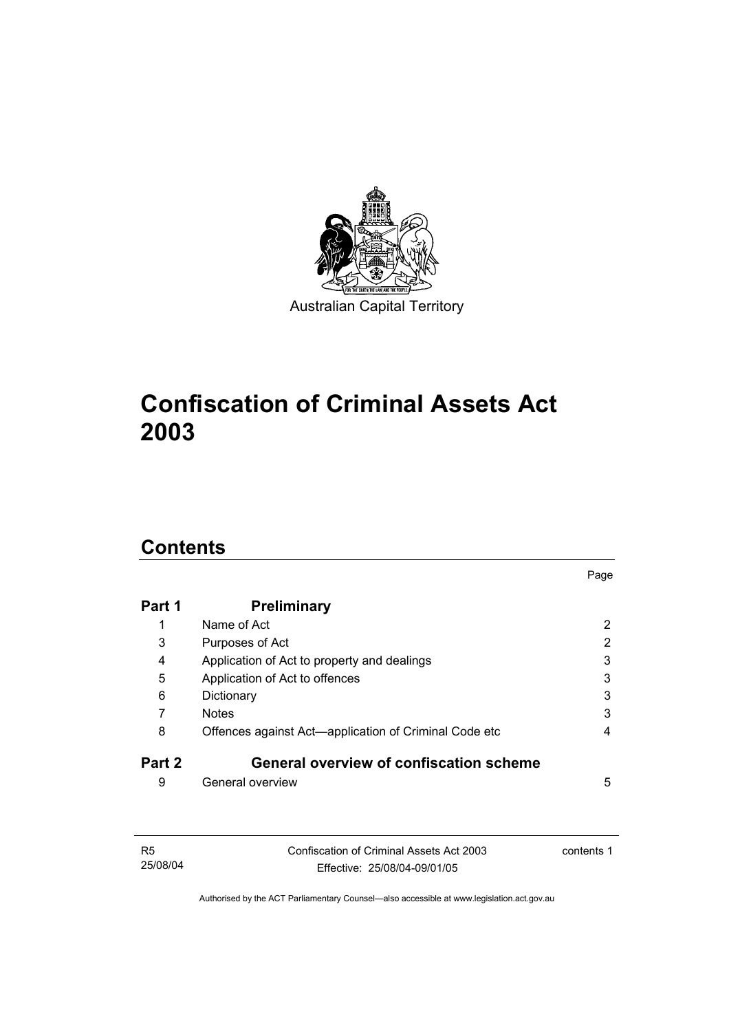Australian Capital Territory

# Confiscation of Criminal Assets Act 2003

## Contents

| | | Page |
|---|---|---|
| **Part 1** | **Preliminary** | |
| 1 | Name of Act | 2 |
| 3 | Purposes of Act | 2 |
| 4 | Application of Act to property and dealings | 3 |
| 5 | Application of Act to offences | 3 |
| 6 | Dictionary | 3 |
| 7 | Notes | 3 |
| 8 | Offences against Act—application of Criminal Code etc | 4 |
| **Part 2** | **General overview of confiscation scheme** | |
| 9 | General overview | 5 |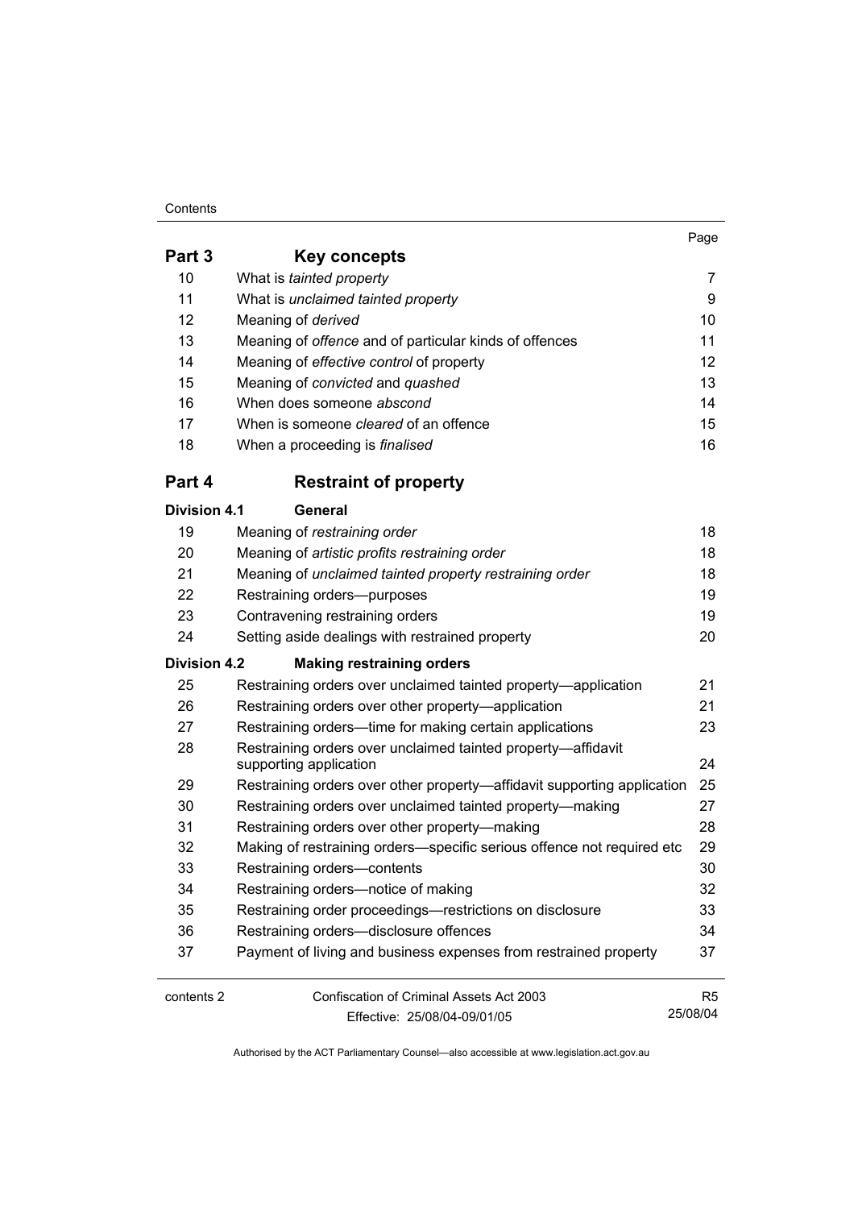| | | Page |
|---|---|---|
| **Part 3** | **Key concepts** | |
| 10 | What is *tainted property* | 7 |
| 11 | What is *unclaimed tainted property* | 9 |
| 12 | Meaning of *derived* | 10 |
| 13 | Meaning of *offence* and of particular kinds of offences | 11 |
| 14 | Meaning of *effective control* of property | 12 |
| 15 | Meaning of *convicted* and *quashed* | 13 |
| 16 | When does someone *abscond* | 14 |
| 17 | When is someone *cleared* of an offence | 15 |
| 18 | When a proceeding is *finalised* | 16 |
| **Part 4** | **Restraint of property** | |
| **Division 4.1** | **General** | |
| 19 | Meaning of *restraining order* | 18 |
| 20 | Meaning of *artistic profits restraining order* | 18 |
| 21 | Meaning of *unclaimed tainted property restraining order* | 18 |
| 22 | Restraining orders—purposes | 19 |
| 23 | Contravening restraining orders | 19 |
| 24 | Setting aside dealings with restrained property | 20 |
| **Division 4.2** | **Making restraining orders** | |
| 25 | Restraining orders over unclaimed tainted property—application | 21 |
| 26 | Restraining orders over other property—application | 21 |
| 27 | Restraining orders—time for making certain applications | 23 |
| 28 | Restraining orders over unclaimed tainted property—affidavit supporting application | 24 |
| 29 | Restraining orders over other property—affidavit supporting application | 25 |
| 30 | Restraining orders over unclaimed tainted property—making | 27 |
| 31 | Restraining orders over other property—making | 28 |
| 32 | Making of restraining orders—specific serious offence not required etc | 29 |
| 33 | Restraining orders—contents | 30 |
| 34 | Restraining orders—notice of making | 32 |
| 35 | Restraining order proceedings—restrictions on disclosure | 33 |
| 36 | Restraining orders—disclosure offences | 34 |
| 37 | Payment of living and business expenses from restrained property | 37 |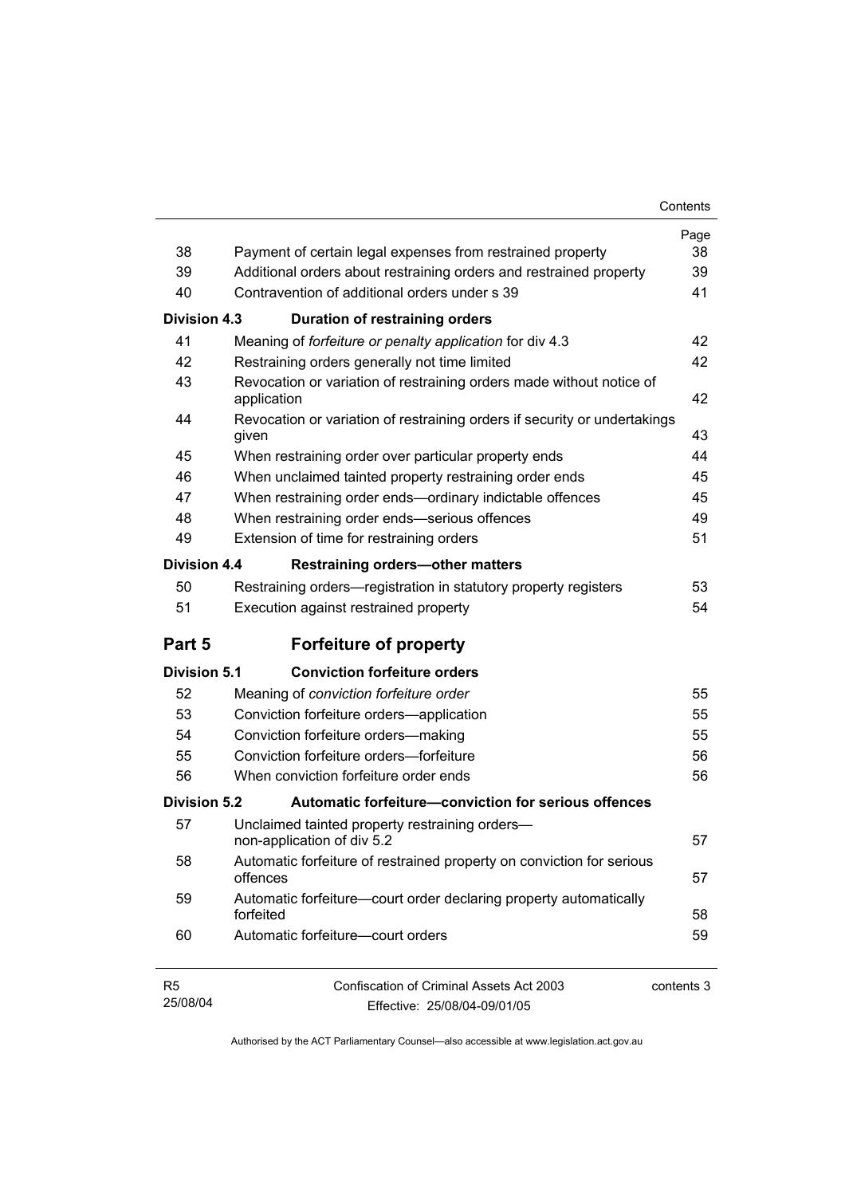| | | Page |
|---|---|---|
| 38 | Payment of certain legal expenses from restrained property | 38 |
| 39 | Additional orders about restraining orders and restrained property | 39 |
| 40 | Contravention of additional orders under s 39 | 41 |
| **Division 4.3** | **Duration of restraining orders** | |
| 41 | Meaning of *forfeiture or penalty application* for div 4.3 | 42 |
| 42 | Restraining orders generally not time limited | 42 |
| 43 | Revocation or variation of restraining orders made without notice of application | 42 |
| 44 | Revocation or variation of restraining orders if security or undertakings given | 43 |
| 45 | When restraining order over particular property ends | 44 |
| 46 | When unclaimed tainted property restraining order ends | 45 |
| 47 | When restraining order ends—ordinary indictable offences | 45 |
| 48 | When restraining order ends—serious offences | 49 |
| 49 | Extension of time for restraining orders | 51 |
| **Division 4.4** | **Restraining orders—other matters** | |
| 50 | Restraining orders—registration in statutory property registers | 53 |
| 51 | Execution against restrained property | 54 |

## Part 5 Forfeiture of property

| | | |
|---|---|---|
| **Division 5.1** | **Conviction forfeiture orders** | |
| 52 | Meaning of *conviction forfeiture order* | 55 |
| 53 | Conviction forfeiture orders—application | 55 |
| 54 | Conviction forfeiture orders—making | 55 |
| 55 | Conviction forfeiture orders—forfeiture | 56 |
| 56 | When conviction forfeiture order ends | 56 |
| **Division 5.2** | **Automatic forfeiture—conviction for serious offences** | |
| 57 | Unclaimed tainted property restraining orders—non-application of div 5.2 | 57 |
| 58 | Automatic forfeiture of restrained property on conviction for serious offences | 57 |
| 59 | Automatic forfeiture—court order declaring property automatically forfeited | 58 |
| 60 | Automatic forfeiture—court orders | 59 |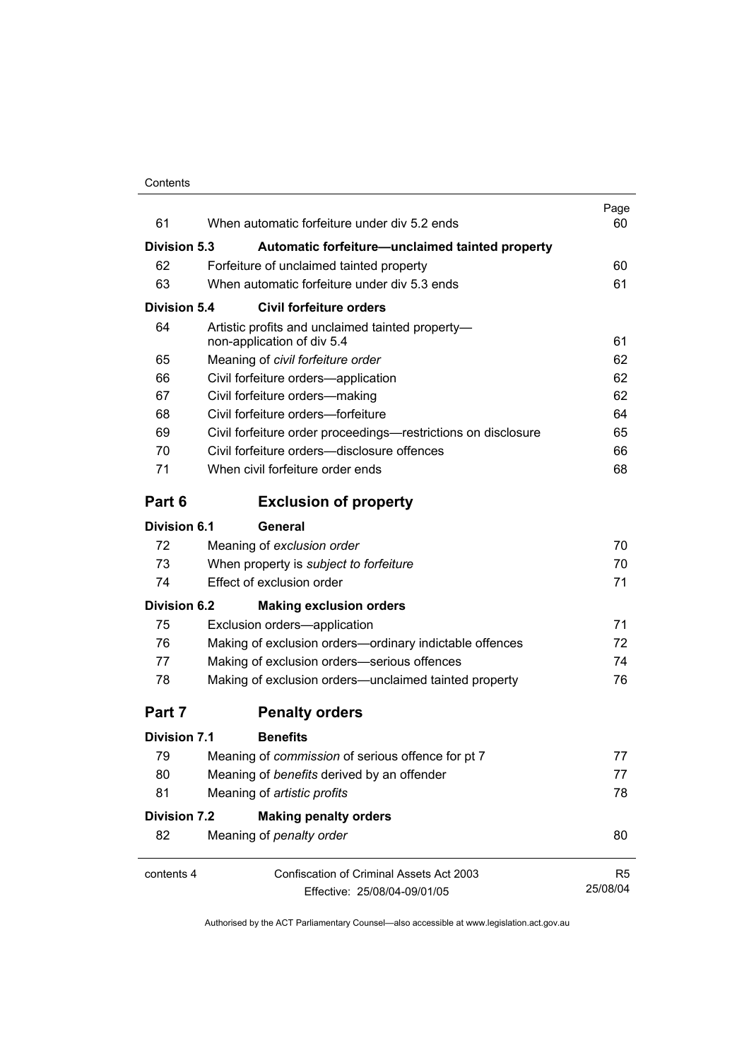| | | Page |
|---|---|---|
| 61 | When automatic forfeiture under div 5.2 ends | 60 |
| **Division 5.3** | **Automatic forfeiture—unclaimed tainted property** | |
| 62 | Forfeiture of unclaimed tainted property | 60 |
| 63 | When automatic forfeiture under div 5.3 ends | 61 |
| **Division 5.4** | **Civil forfeiture orders** | |
| 64 | Artistic profits and unclaimed tainted property—non-application of div 5.4 | 61 |
| 65 | Meaning of *civil forfeiture order* | 62 |
| 66 | Civil forfeiture orders—application | 62 |
| 67 | Civil forfeiture orders—making | 62 |
| 68 | Civil forfeiture orders—forfeiture | 64 |
| 69 | Civil forfeiture order proceedings—restrictions on disclosure | 65 |
| 70 | Civil forfeiture orders—disclosure offences | 66 |
| 71 | When civil forfeiture order ends | 68 |
| **Part 6** | **Exclusion of property** | |
| **Division 6.1** | **General** | |
| 72 | Meaning of *exclusion order* | 70 |
| 73 | When property is *subject to forfeiture* | 70 |
| 74 | Effect of exclusion order | 71 |
| **Division 6.2** | **Making exclusion orders** | |
| 75 | Exclusion orders—application | 71 |
| 76 | Making of exclusion orders—ordinary indictable offences | 72 |
| 77 | Making of exclusion orders—serious offences | 74 |
| 78 | Making of exclusion orders—unclaimed tainted property | 76 |
| **Part 7** | **Penalty orders** | |
| **Division 7.1** | **Benefits** | |
| 79 | Meaning of *commission* of serious offence for pt 7 | 77 |
| 80 | Meaning of *benefits* derived by an offender | 77 |
| 81 | Meaning of *artistic profits* | 78 |
| **Division 7.2** | **Making penalty orders** | |
| 82 | Meaning of *penalty order* | 80 |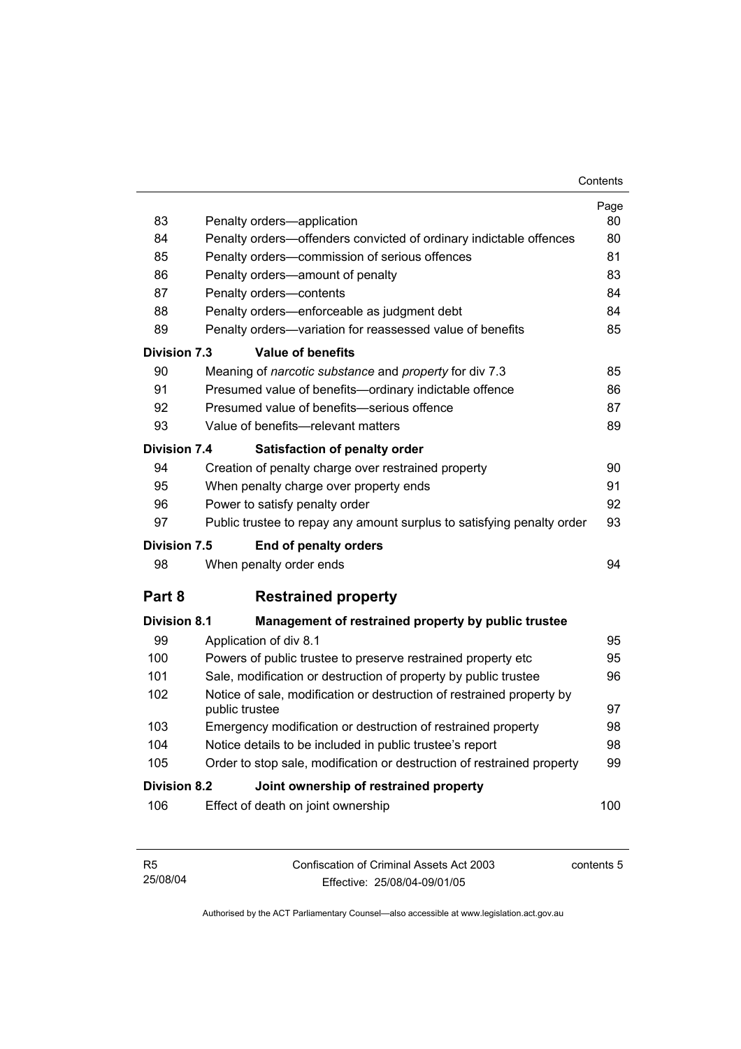| | | Page |
|---|---|---|
| 83 | Penalty orders—application | 80 |
| 84 | Penalty orders—offenders convicted of ordinary indictable offences | 80 |
| 85 | Penalty orders—commission of serious offences | 81 |
| 86 | Penalty orders—amount of penalty | 83 |
| 87 | Penalty orders—contents | 84 |
| 88 | Penalty orders—enforceable as judgment debt | 84 |
| 89 | Penalty orders—variation for reassessed value of benefits | 85 |
| **Division 7.3** | **Value of benefits** | |
| 90 | Meaning of *narcotic substance* and *property* for div 7.3 | 85 |
| 91 | Presumed value of benefits—ordinary indictable offence | 86 |
| 92 | Presumed value of benefits—serious offence | 87 |
| 93 | Value of benefits—relevant matters | 89 |
| **Division 7.4** | **Satisfaction of penalty order** | |
| 94 | Creation of penalty charge over restrained property | 90 |
| 95 | When penalty charge over property ends | 91 |
| 96 | Power to satisfy penalty order | 92 |
| 97 | Public trustee to repay any amount surplus to satisfying penalty order | 93 |
| **Division 7.5** | **End of penalty orders** | |
| 98 | When penalty order ends | 94 |
| **Part 8** | **Restrained property** | |
| **Division 8.1** | **Management of restrained property by public trustee** | |
| 99 | Application of div 8.1 | 95 |
| 100 | Powers of public trustee to preserve restrained property etc | 95 |
| 101 | Sale, modification or destruction of property by public trustee | 96 |
| 102 | Notice of sale, modification or destruction of restrained property by public trustee | 97 |
| 103 | Emergency modification or destruction of restrained property | 98 |
| 104 | Notice details to be included in public trustee's report | 98 |
| 105 | Order to stop sale, modification or destruction of restrained property | 99 |
| **Division 8.2** | **Joint ownership of restrained property** | |
| 106 | Effect of death on joint ownership | 100 |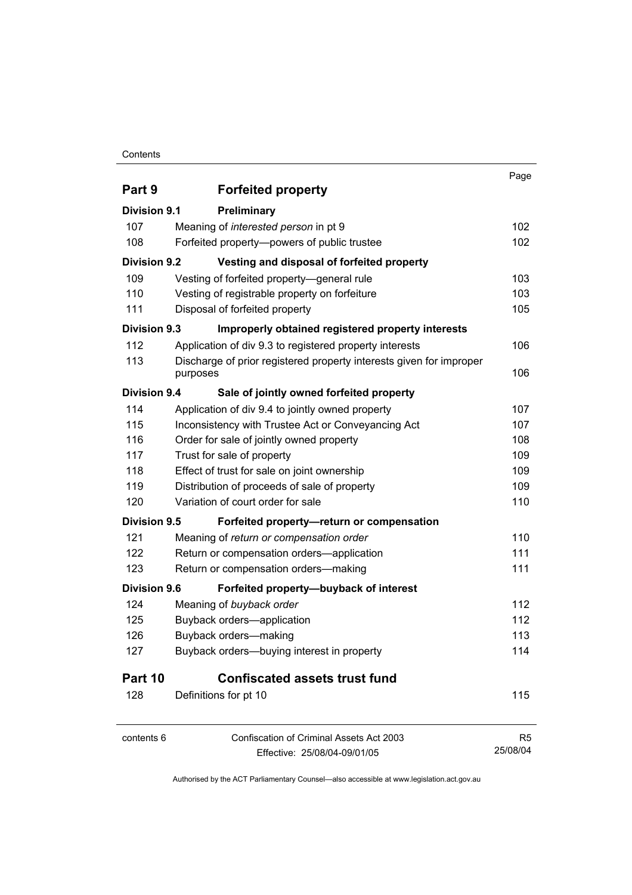| | | Page |
|---|---|---|
| **Part 9** | **Forfeited property** | |
| **Division 9.1** | **Preliminary** | |
| 107 | Meaning of *interested person* in pt 9 | 102 |
| 108 | Forfeited property—powers of public trustee | 102 |
| **Division 9.2** | **Vesting and disposal of forfeited property** | |
| 109 | Vesting of forfeited property—general rule | 103 |
| 110 | Vesting of registrable property on forfeiture | 103 |
| 111 | Disposal of forfeited property | 105 |
| **Division 9.3** | **Improperly obtained registered property interests** | |
| 112 | Application of div 9.3 to registered property interests | 106 |
| 113 | Discharge of prior registered property interests given for improper purposes | 106 |
| **Division 9.4** | **Sale of jointly owned forfeited property** | |
| 114 | Application of div 9.4 to jointly owned property | 107 |
| 115 | Inconsistency with Trustee Act or Conveyancing Act | 107 |
| 116 | Order for sale of jointly owned property | 108 |
| 117 | Trust for sale of property | 109 |
| 118 | Effect of trust for sale on joint ownership | 109 |
| 119 | Distribution of proceeds of sale of property | 109 |
| 120 | Variation of court order for sale | 110 |
| **Division 9.5** | **Forfeited property—return or compensation** | |
| 121 | Meaning of *return or compensation order* | 110 |
| 122 | Return or compensation orders—application | 111 |
| 123 | Return or compensation orders—making | 111 |
| **Division 9.6** | **Forfeited property—buyback of interest** | |
| 124 | Meaning of *buyback order* | 112 |
| 125 | Buyback orders—application | 112 |
| 126 | Buyback orders—making | 113 |
| 127 | Buyback orders—buying interest in property | 114 |
| **Part 10** | **Confiscated assets trust fund** | |
| 128 | Definitions for pt 10 | 115 |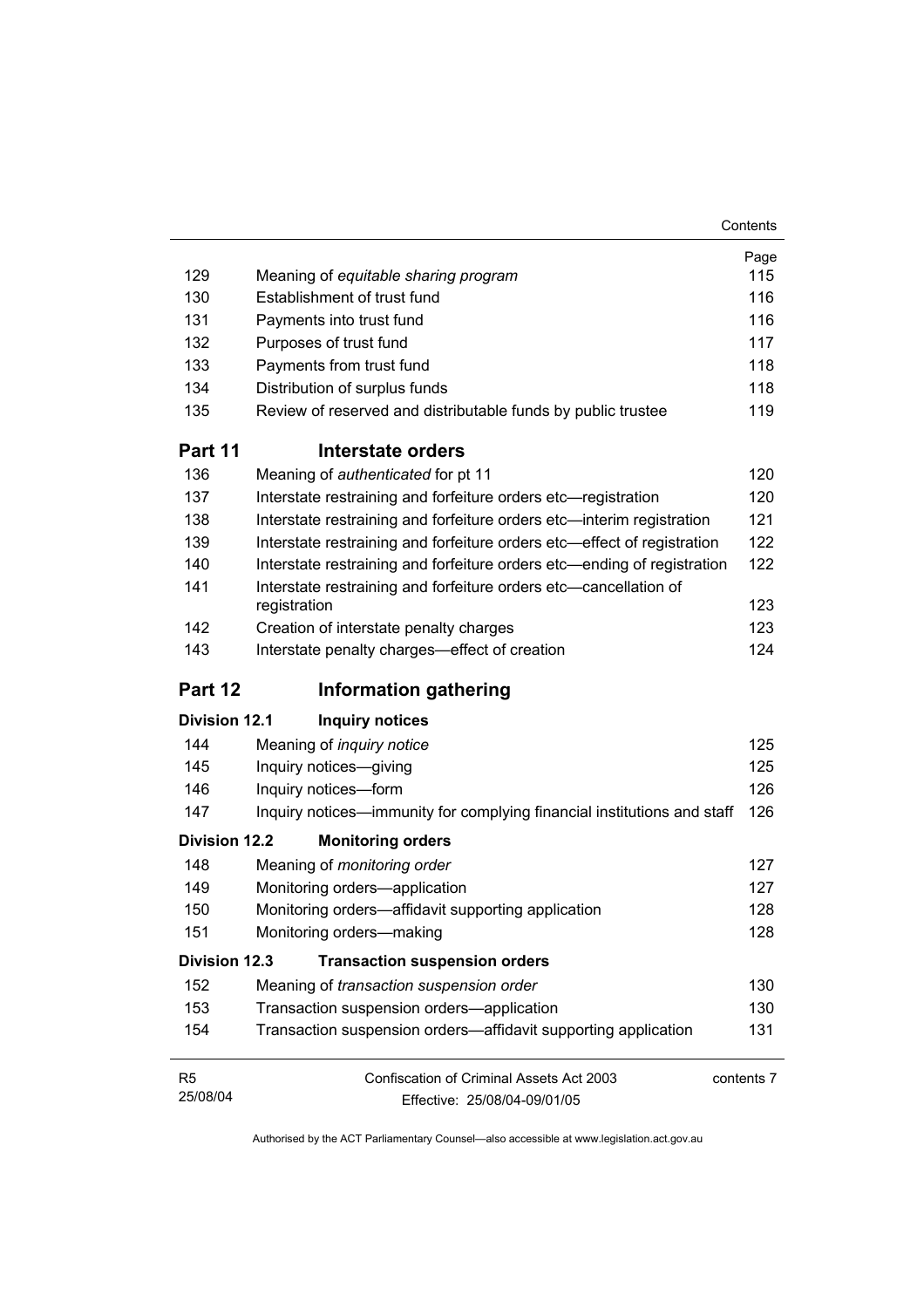| | | Page |
|---|---|---|
| 129 | Meaning of *equitable sharing program* | 115 |
| 130 | Establishment of trust fund | 116 |
| 131 | Payments into trust fund | 116 |
| 132 | Purposes of trust fund | 117 |
| 133 | Payments from trust fund | 118 |
| 134 | Distribution of surplus funds | 118 |
| 135 | Review of reserved and distributable funds by public trustee | 119 |
| **Part 11** | **Interstate orders** | |
| 136 | Meaning of *authenticated* for pt 11 | 120 |
| 137 | Interstate restraining and forfeiture orders etc—registration | 120 |
| 138 | Interstate restraining and forfeiture orders etc—interim registration | 121 |
| 139 | Interstate restraining and forfeiture orders etc—effect of registration | 122 |
| 140 | Interstate restraining and forfeiture orders etc—ending of registration | 122 |
| 141 | Interstate restraining and forfeiture orders etc—cancellation of registration | 123 |
| 142 | Creation of interstate penalty charges | 123 |
| 143 | Interstate penalty charges—effect of creation | 124 |
| **Part 12** | **Information gathering** | |
| **Division 12.1** | **Inquiry notices** | |
| 144 | Meaning of *inquiry notice* | 125 |
| 145 | Inquiry notices—giving | 125 |
| 146 | Inquiry notices—form | 126 |
| 147 | Inquiry notices—immunity for complying financial institutions and staff | 126 |
| **Division 12.2** | **Monitoring orders** | |
| 148 | Meaning of *monitoring order* | 127 |
| 149 | Monitoring orders—application | 127 |
| 150 | Monitoring orders—affidavit supporting application | 128 |
| 151 | Monitoring orders—making | 128 |
| **Division 12.3** | **Transaction suspension orders** | |
| 152 | Meaning of *transaction suspension order* | 130 |
| 153 | Transaction suspension orders—application | 130 |
| 154 | Transaction suspension orders—affidavit supporting application | 131 |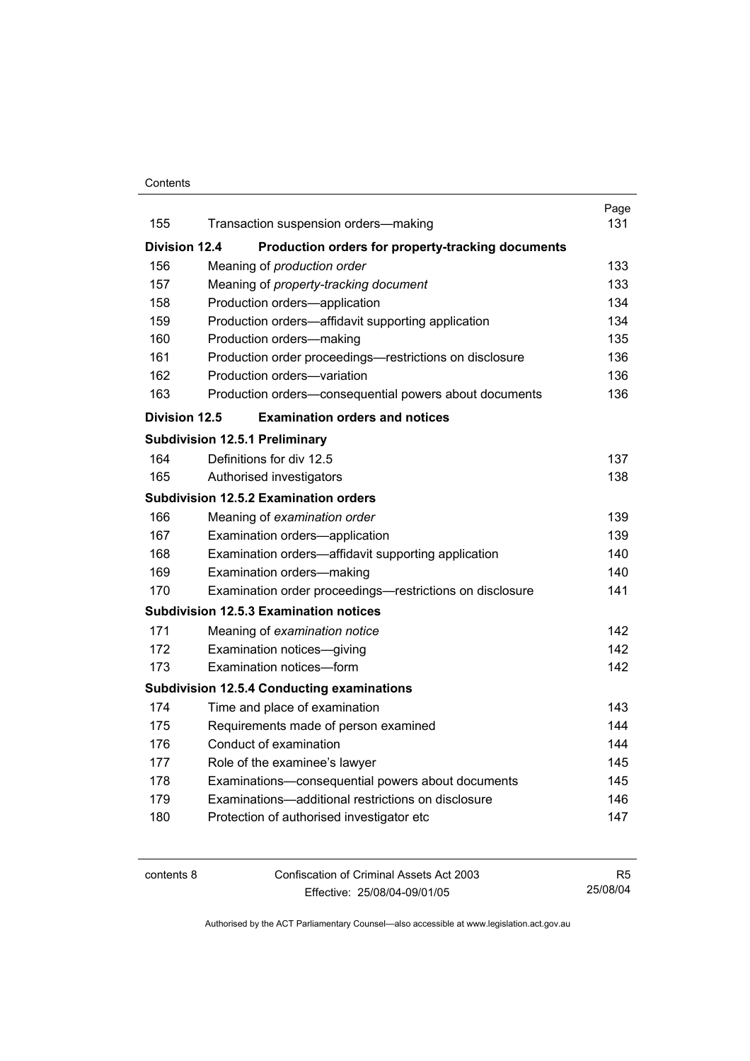| | | Page |
|---|---|---|
| 155 | Transaction suspension orders—making | 131 |
| **Division 12.4** | **Production orders for property-tracking documents** | |
| 156 | Meaning of *production order* | 133 |
| 157 | Meaning of *property-tracking document* | 133 |
| 158 | Production orders—application | 134 |
| 159 | Production orders—affidavit supporting application | 134 |
| 160 | Production orders—making | 135 |
| 161 | Production order proceedings—restrictions on disclosure | 136 |
| 162 | Production orders—variation | 136 |
| 163 | Production orders—consequential powers about documents | 136 |
| **Division 12.5** | **Examination orders and notices** | |
| **Subdivision 12.5.1 Preliminary** | | |
| 164 | Definitions for div 12.5 | 137 |
| 165 | Authorised investigators | 138 |
| **Subdivision 12.5.2 Examination orders** | | |
| 166 | Meaning of *examination order* | 139 |
| 167 | Examination orders—application | 139 |
| 168 | Examination orders—affidavit supporting application | 140 |
| 169 | Examination orders—making | 140 |
| 170 | Examination order proceedings—restrictions on disclosure | 141 |
| **Subdivision 12.5.3 Examination notices** | | |
| 171 | Meaning of *examination notice* | 142 |
| 172 | Examination notices—giving | 142 |
| 173 | Examination notices—form | 142 |
| **Subdivision 12.5.4 Conducting examinations** | | |
| 174 | Time and place of examination | 143 |
| 175 | Requirements made of person examined | 144 |
| 176 | Conduct of examination | 144 |
| 177 | Role of the examinee's lawyer | 145 |
| 178 | Examinations—consequential powers about documents | 145 |
| 179 | Examinations—additional restrictions on disclosure | 146 |
| 180 | Protection of authorised investigator etc | 147 |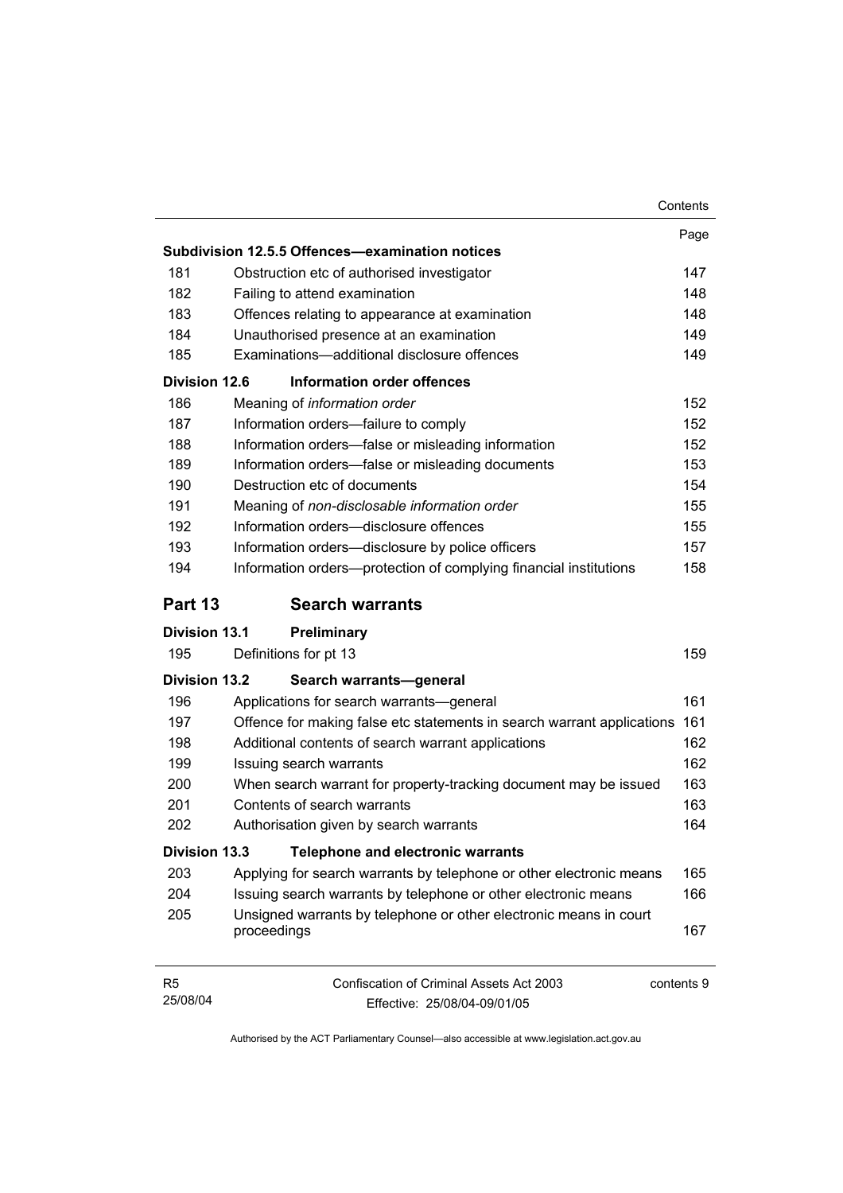| | | Page |
|---|---|---|
| **Subdivision 12.5.5 Offences—examination notices** | | |
| 181 | Obstruction etc of authorised investigator | 147 |
| 182 | Failing to attend examination | 148 |
| 183 | Offences relating to appearance at examination | 148 |
| 184 | Unauthorised presence at an examination | 149 |
| 185 | Examinations—additional disclosure offences | 149 |
| **Division 12.6** | **Information order offences** | |
| 186 | Meaning of *information order* | 152 |
| 187 | Information orders—failure to comply | 152 |
| 188 | Information orders—false or misleading information | 152 |
| 189 | Information orders—false or misleading documents | 153 |
| 190 | Destruction etc of documents | 154 |
| 191 | Meaning of *non-disclosable information order* | 155 |
| 192 | Information orders—disclosure offences | 155 |
| 193 | Information orders—disclosure by police officers | 157 |
| 194 | Information orders—protection of complying financial institutions | 158 |

## Part 13 Search warrants

| | | |
|---|---|---|
| **Division 13.1** | **Preliminary** | |
| 195 | Definitions for pt 13 | 159 |
| **Division 13.2** | **Search warrants—general** | |
| 196 | Applications for search warrants—general | 161 |
| 197 | Offence for making false etc statements in search warrant applications | 161 |
| 198 | Additional contents of search warrant applications | 162 |
| 199 | Issuing search warrants | 162 |
| 200 | When search warrant for property-tracking document may be issued | 163 |
| 201 | Contents of search warrants | 163 |
| 202 | Authorisation given by search warrants | 164 |
| **Division 13.3** | **Telephone and electronic warrants** | |
| 203 | Applying for search warrants by telephone or other electronic means | 165 |
| 204 | Issuing search warrants by telephone or other electronic means | 166 |
| 205 | Unsigned warrants by telephone or other electronic means in court proceedings | 167 |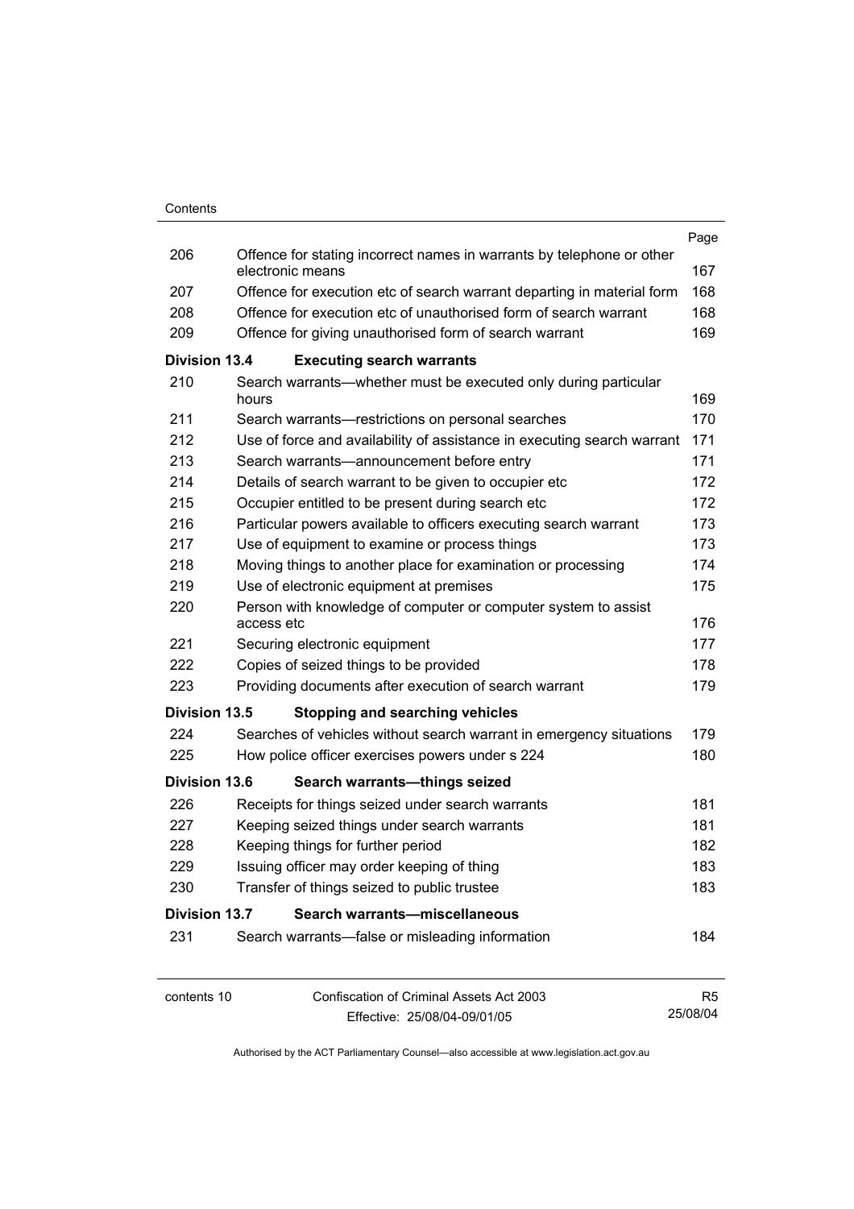| | | Page |
|---|---|---|
| 206 | Offence for stating incorrect names in warrants by telephone or other electronic means | 167 |
| 207 | Offence for execution etc of search warrant departing in material form | 168 |
| 208 | Offence for execution etc of unauthorised form of search warrant | 168 |
| 209 | Offence for giving unauthorised form of search warrant | 169 |
| **Division 13.4** | **Executing search warrants** | |
| 210 | Search warrants—whether must be executed only during particular hours | 169 |
| 211 | Search warrants—restrictions on personal searches | 170 |
| 212 | Use of force and availability of assistance in executing search warrant | 171 |
| 213 | Search warrants—announcement before entry | 171 |
| 214 | Details of search warrant to be given to occupier etc | 172 |
| 215 | Occupier entitled to be present during search etc | 172 |
| 216 | Particular powers available to officers executing search warrant | 173 |
| 217 | Use of equipment to examine or process things | 173 |
| 218 | Moving things to another place for examination or processing | 174 |
| 219 | Use of electronic equipment at premises | 175 |
| 220 | Person with knowledge of computer or computer system to assist access etc | 176 |
| 221 | Securing electronic equipment | 177 |
| 222 | Copies of seized things to be provided | 178 |
| 223 | Providing documents after execution of search warrant | 179 |
| **Division 13.5** | **Stopping and searching vehicles** | |
| 224 | Searches of vehicles without search warrant in emergency situations | 179 |
| 225 | How police officer exercises powers under s 224 | 180 |
| **Division 13.6** | **Search warrants—things seized** | |
| 226 | Receipts for things seized under search warrants | 181 |
| 227 | Keeping seized things under search warrants | 181 |
| 228 | Keeping things for further period | 182 |
| 229 | Issuing officer may order keeping of thing | 183 |
| 230 | Transfer of things seized to public trustee | 183 |
| **Division 13.7** | **Search warrants—miscellaneous** | |
| 231 | Search warrants—false or misleading information | 184 |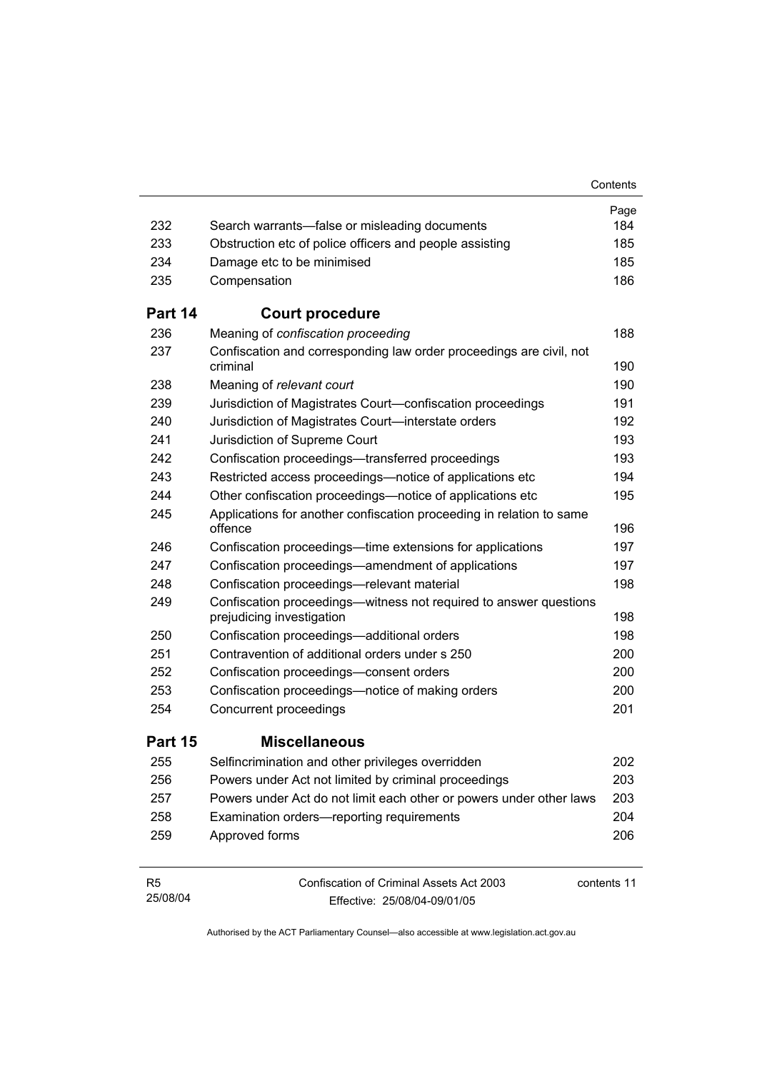| | | Page |
|---|---|---|
| 232 | Search warrants—false or misleading documents | 184 |
| 233 | Obstruction etc of police officers and people assisting | 185 |
| 234 | Damage etc to be minimised | 185 |
| 235 | Compensation | 186 |
| **Part 14** | **Court procedure** | |
| 236 | Meaning of *confiscation proceeding* | 188 |
| 237 | Confiscation and corresponding law order proceedings are civil, not criminal | 190 |
| 238 | Meaning of *relevant court* | 190 |
| 239 | Jurisdiction of Magistrates Court—confiscation proceedings | 191 |
| 240 | Jurisdiction of Magistrates Court—interstate orders | 192 |
| 241 | Jurisdiction of Supreme Court | 193 |
| 242 | Confiscation proceedings—transferred proceedings | 193 |
| 243 | Restricted access proceedings—notice of applications etc | 194 |
| 244 | Other confiscation proceedings—notice of applications etc | 195 |
| 245 | Applications for another confiscation proceeding in relation to same offence | 196 |
| 246 | Confiscation proceedings—time extensions for applications | 197 |
| 247 | Confiscation proceedings—amendment of applications | 197 |
| 248 | Confiscation proceedings—relevant material | 198 |
| 249 | Confiscation proceedings—witness not required to answer questions prejudicing investigation | 198 |
| 250 | Confiscation proceedings—additional orders | 198 |
| 251 | Contravention of additional orders under s 250 | 200 |
| 252 | Confiscation proceedings—consent orders | 200 |
| 253 | Confiscation proceedings—notice of making orders | 200 |
| 254 | Concurrent proceedings | 201 |
| **Part 15** | **Miscellaneous** | |
| 255 | Selfincrimination and other privileges overridden | 202 |
| 256 | Powers under Act not limited by criminal proceedings | 203 |
| 257 | Powers under Act do not limit each other or powers under other laws | 203 |
| 258 | Examination orders—reporting requirements | 204 |
| 259 | Approved forms | 206 |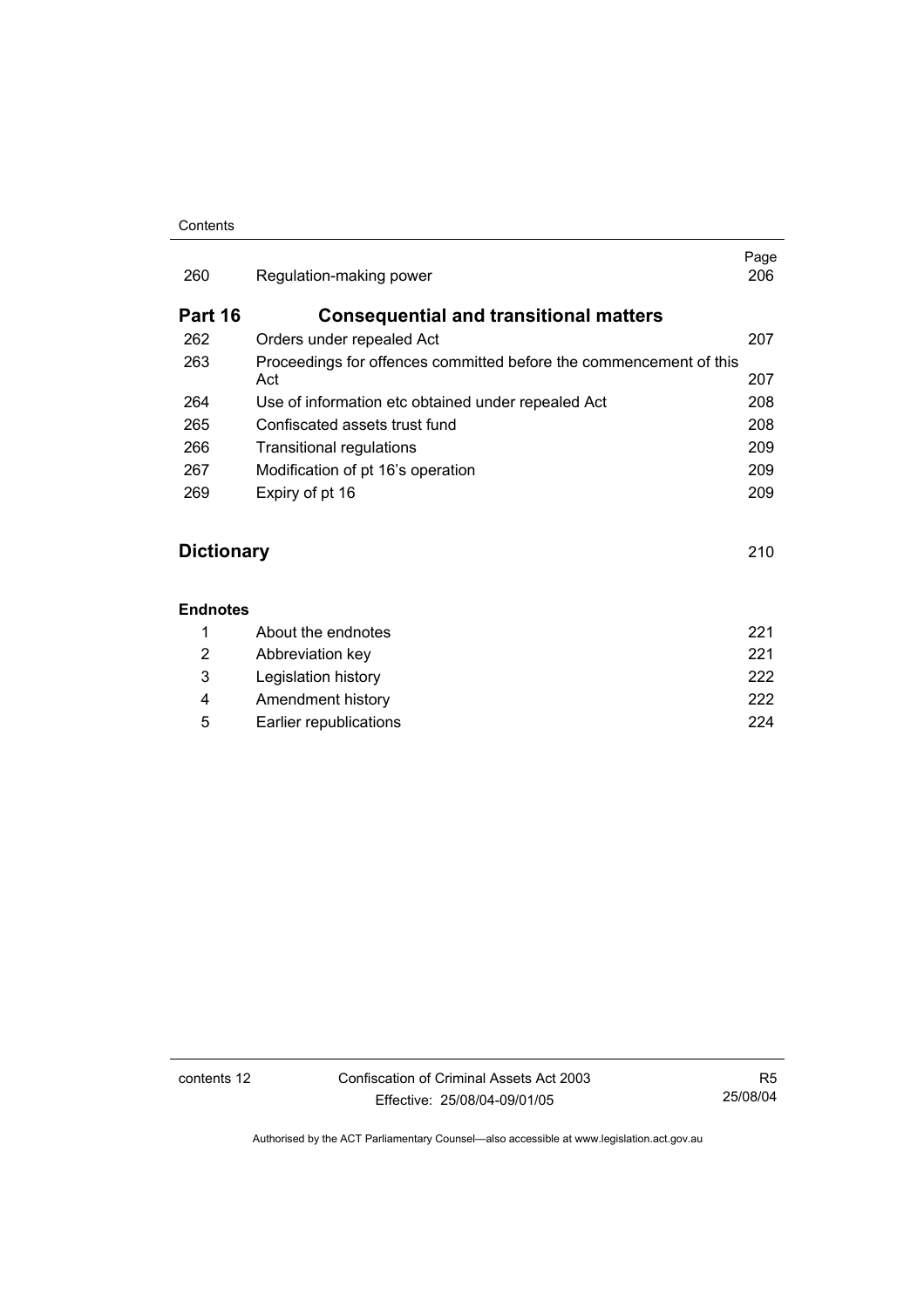| | | Page |
|---|---|---|
| 260 | Regulation-making power | 206 |

## Part 16 Consequential and transitional matters

| | | |
|---|---|---|
| 262 | Orders under repealed Act | 207 |
| 263 | Proceedings for offences committed before the commencement of this Act | 207 |
| 264 | Use of information etc obtained under repealed Act | 208 |
| 265 | Confiscated assets trust fund | 208 |
| 266 | Transitional regulations | 209 |
| 267 | Modification of pt 16's operation | 209 |
| 269 | Expiry of pt 16 | 209 |

## Dictionary 210

### Endnotes

| | | |
|---|---|---|
| 1 | About the endnotes | 221 |
| 2 | Abbreviation key | 221 |
| 3 | Legislation history | 222 |
| 4 | Amendment history | 222 |
| 5 | Earlier republications | 224 |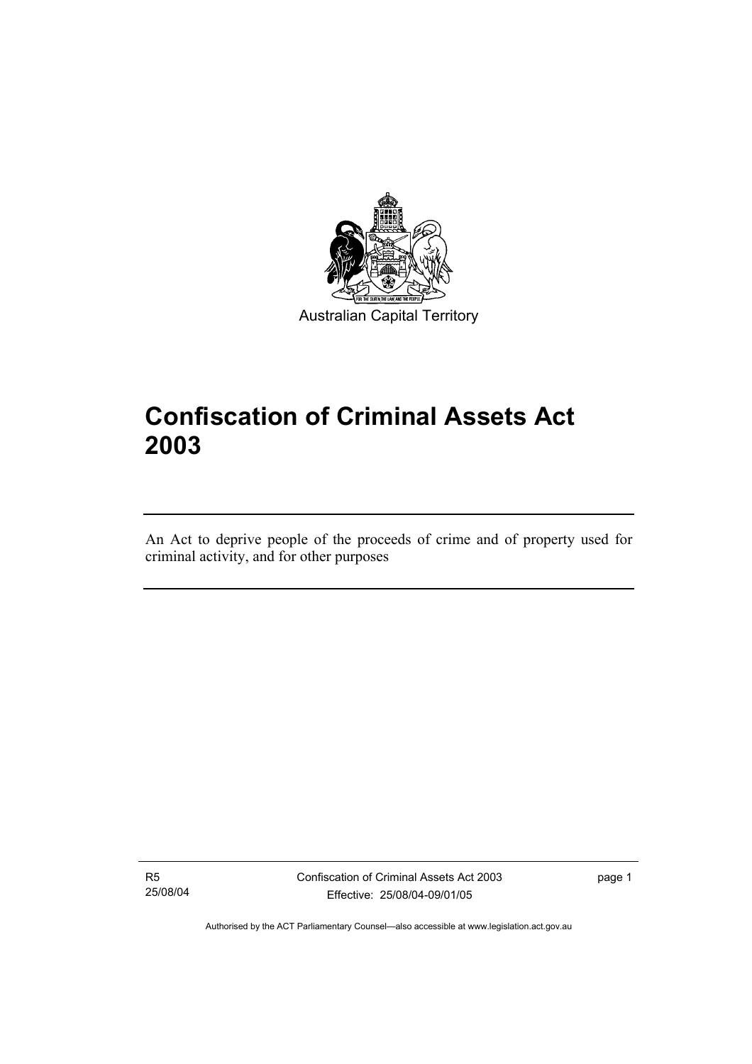Australian Capital Territory

# Confiscation of Criminal Assets Act 2003

An Act to deprive people of the proceeds of crime and of property used for criminal activity, and for other purposes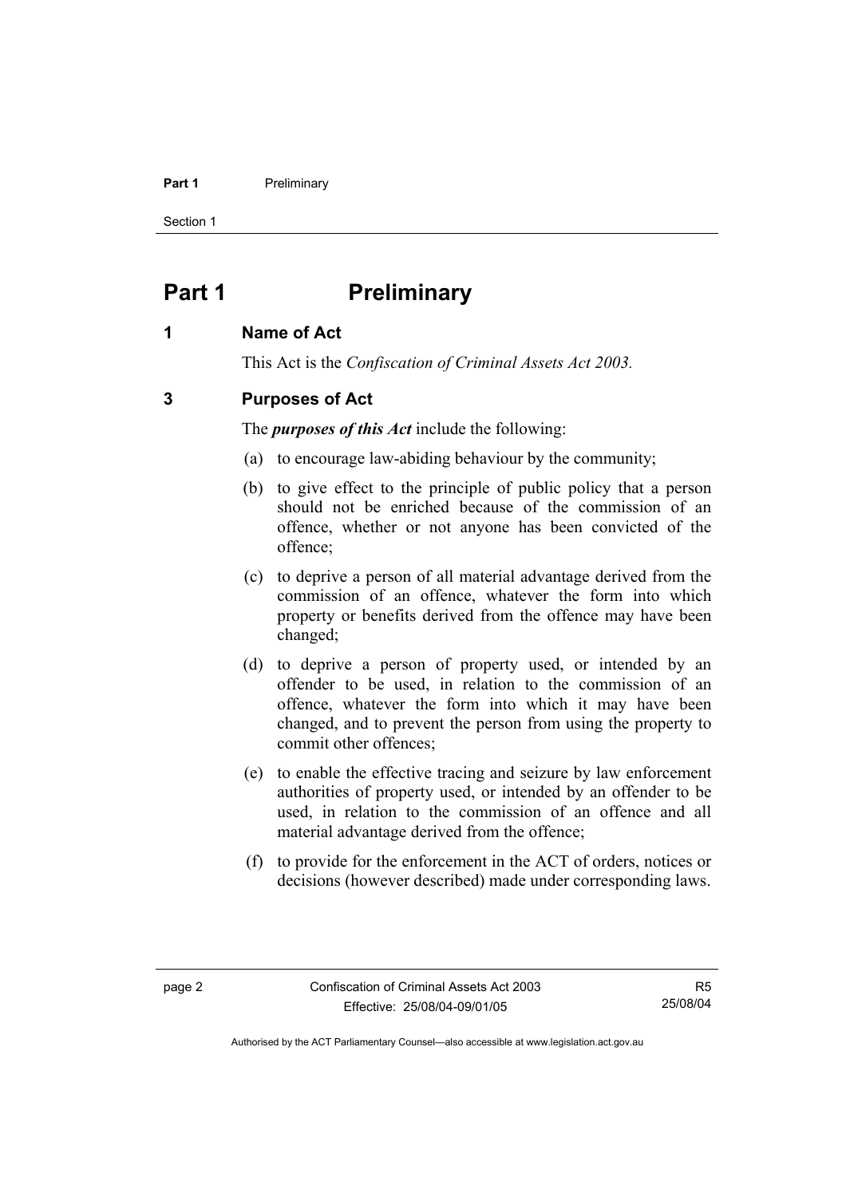# Part 1 Preliminary

## 1 Name of Act

This Act is the *Confiscation of Criminal Assets Act 2003.*

## 3 Purposes of Act

The ***purposes of this Act*** include the following:

(a) to encourage law-abiding behaviour by the community;

(b) to give effect to the principle of public policy that a person should not be enriched because of the commission of an offence, whether or not anyone has been convicted of the offence;

(c) to deprive a person of all material advantage derived from the commission of an offence, whatever the form into which property or benefits derived from the offence may have been changed;

(d) to deprive a person of property used, or intended by an offender to be used, in relation to the commission of an offence, whatever the form into which it may have been changed, and to prevent the person from using the property to commit other offences;

(e) to enable the effective tracing and seizure by law enforcement authorities of property used, or intended by an offender to be used, in relation to the commission of an offence and all material advantage derived from the offence;

(f) to provide for the enforcement in the ACT of orders, notices or decisions (however described) made under corresponding laws.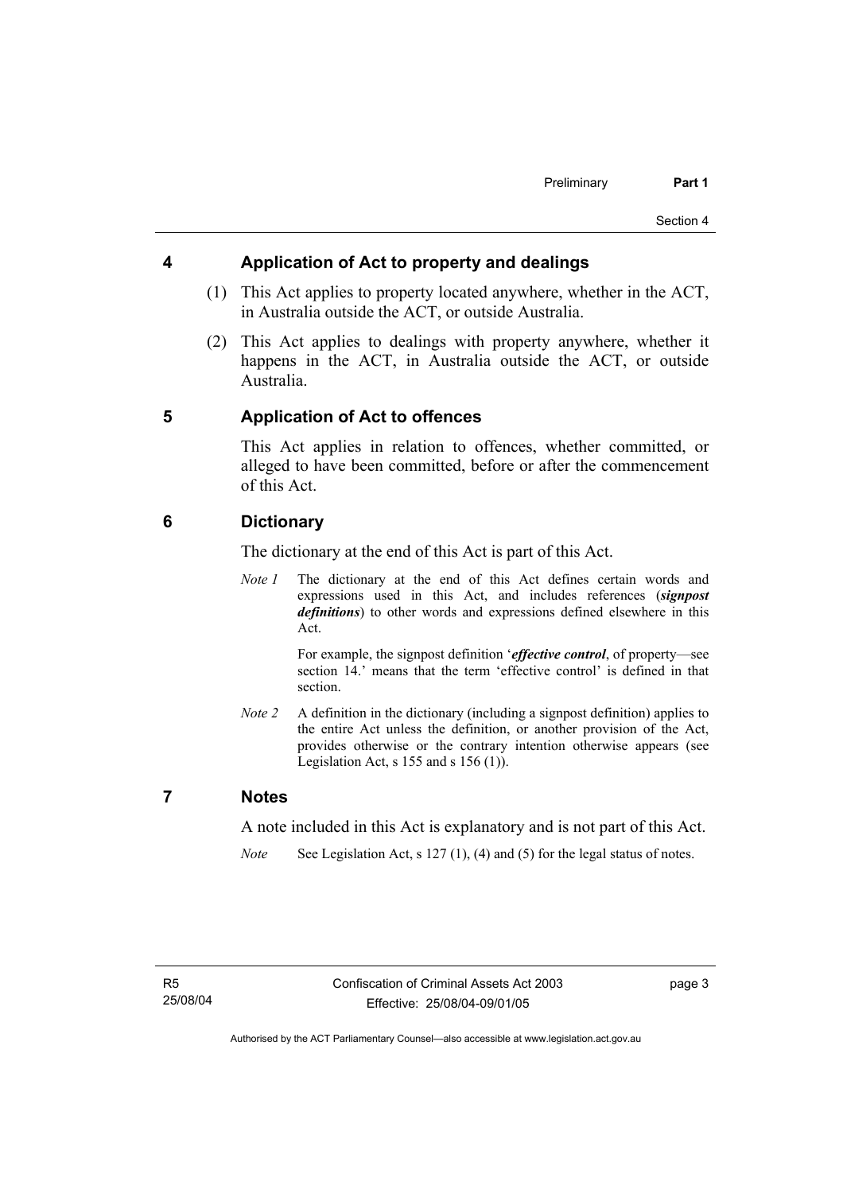## 4 Application of Act to property and dealings

(1) This Act applies to property located anywhere, whether in the ACT, in Australia outside the ACT, or outside Australia.

(2) This Act applies to dealings with property anywhere, whether it happens in the ACT, in Australia outside the ACT, or outside Australia.

## 5 Application of Act to offences

This Act applies in relation to offences, whether committed, or alleged to have been committed, before or after the commencement of this Act.

## 6 Dictionary

The dictionary at the end of this Act is part of this Act.

*Note 1* The dictionary at the end of this Act defines certain words and expressions used in this Act, and includes references (***signpost definitions***) to other words and expressions defined elsewhere in this Act.

For example, the signpost definition '***effective control***, of property—see section 14.' means that the term 'effective control' is defined in that section.

*Note 2* A definition in the dictionary (including a signpost definition) applies to the entire Act unless the definition, or another provision of the Act, provides otherwise or the contrary intention otherwise appears (see Legislation Act, s 155 and s 156 (1)).

## 7 Notes

A note included in this Act is explanatory and is not part of this Act.

*Note* See Legislation Act, s 127 (1), (4) and (5) for the legal status of notes.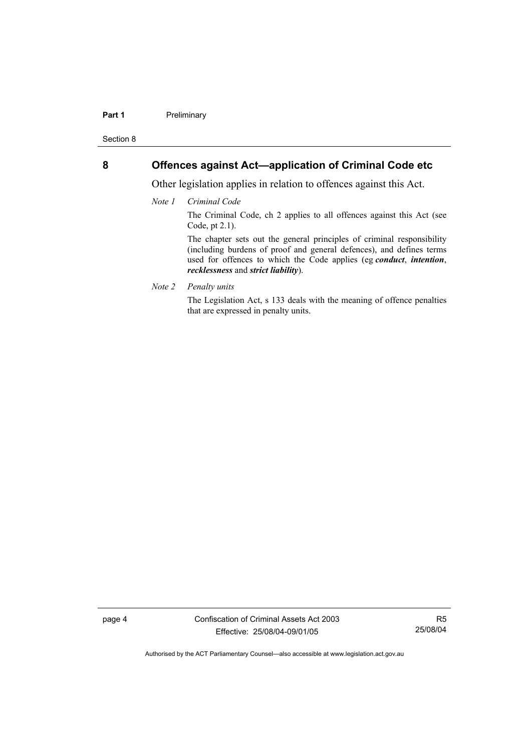## 8 Offences against Act—application of Criminal Code etc

Other legislation applies in relation to offences against this Act.

*Note 1 Criminal Code*

The Criminal Code, ch 2 applies to all offences against this Act (see Code, pt 2.1).

The chapter sets out the general principles of criminal responsibility (including burdens of proof and general defences), and defines terms used for offences to which the Code applies (eg ***conduct***, ***intention***, ***recklessness*** and ***strict liability***).

*Note 2 Penalty units*

The Legislation Act, s 133 deals with the meaning of offence penalties that are expressed in penalty units.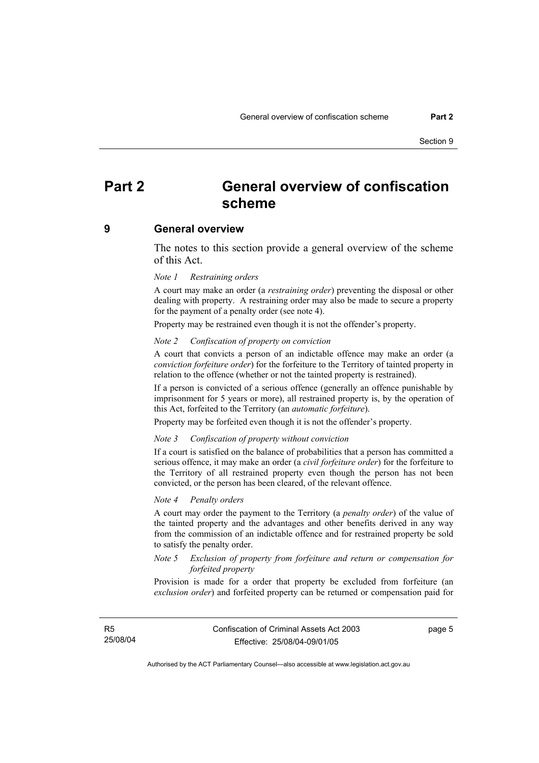# Part 2 General overview of confiscation scheme

## 9 General overview

The notes to this section provide a general overview of the scheme of this Act.

*Note 1 Restraining orders*

A court may make an order (a ***restraining order***) preventing the disposal or other dealing with property. A restraining order may also be made to secure a property for the payment of a penalty order (see note 4).

Property may be restrained even though it is not the offender's property.

*Note 2 Confiscation of property on conviction*

A court that convicts a person of an indictable offence may make an order (a ***conviction forfeiture order***) for the forfeiture to the Territory of tainted property in relation to the offence (whether or not the tainted property is restrained).

If a person is convicted of a serious offence (generally an offence punishable by imprisonment for 5 years or more), all restrained property is, by the operation of this Act, forfeited to the Territory (an ***automatic forfeiture***).

Property may be forfeited even though it is not the offender's property.

*Note 3 Confiscation of property without conviction*

If a court is satisfied on the balance of probabilities that a person has committed a serious offence, it may make an order (a ***civil forfeiture order***) for the forfeiture to the Territory of all restrained property even though the person has not been convicted, or the person has been cleared, of the relevant offence.

*Note 4 Penalty orders*

A court may order the payment to the Territory (a ***penalty order***) of the value of the tainted property and the advantages and other benefits derived in any way from the commission of an indictable offence and for restrained property be sold to satisfy the penalty order.

*Note 5 Exclusion of property from forfeiture and return or compensation for forfeited property*

Provision is made for a order that property be excluded from forfeiture (an ***exclusion order***) and forfeited property can be returned or compensation paid for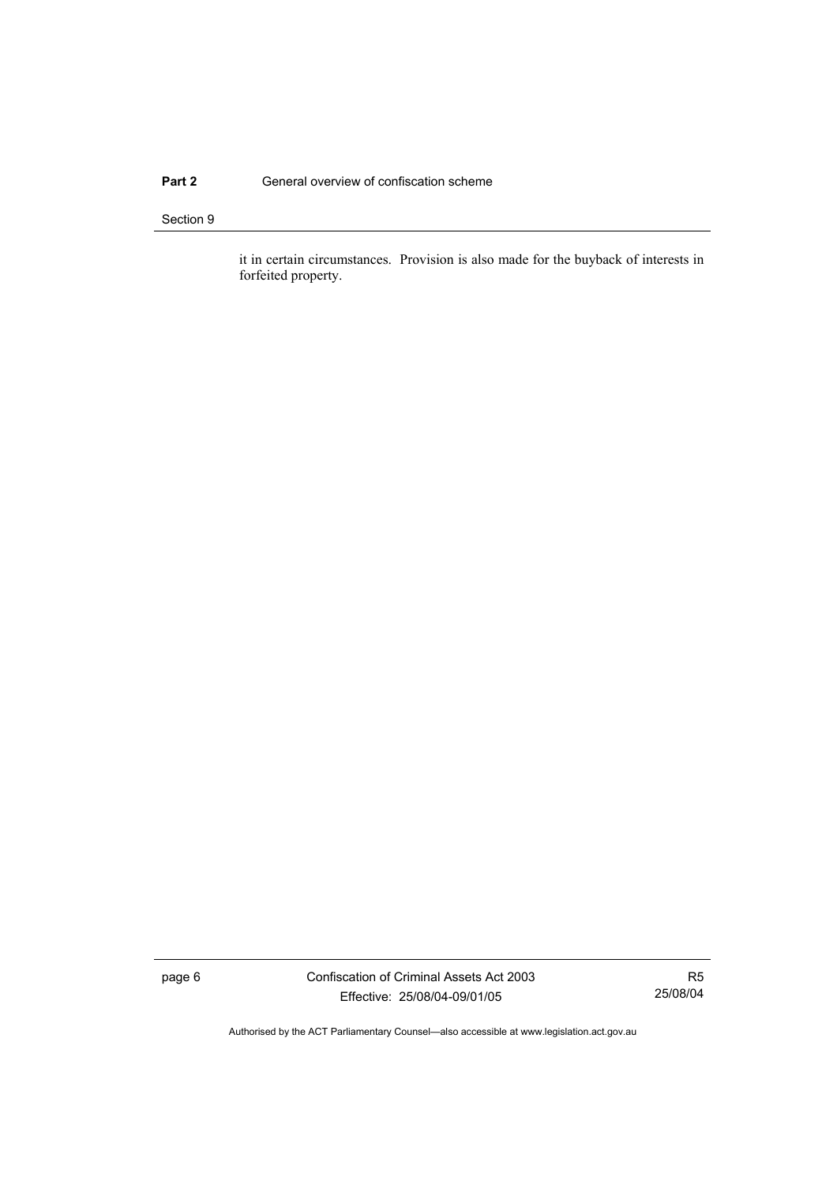it in certain circumstances. Provision is also made for the buyback of interests in forfeited property.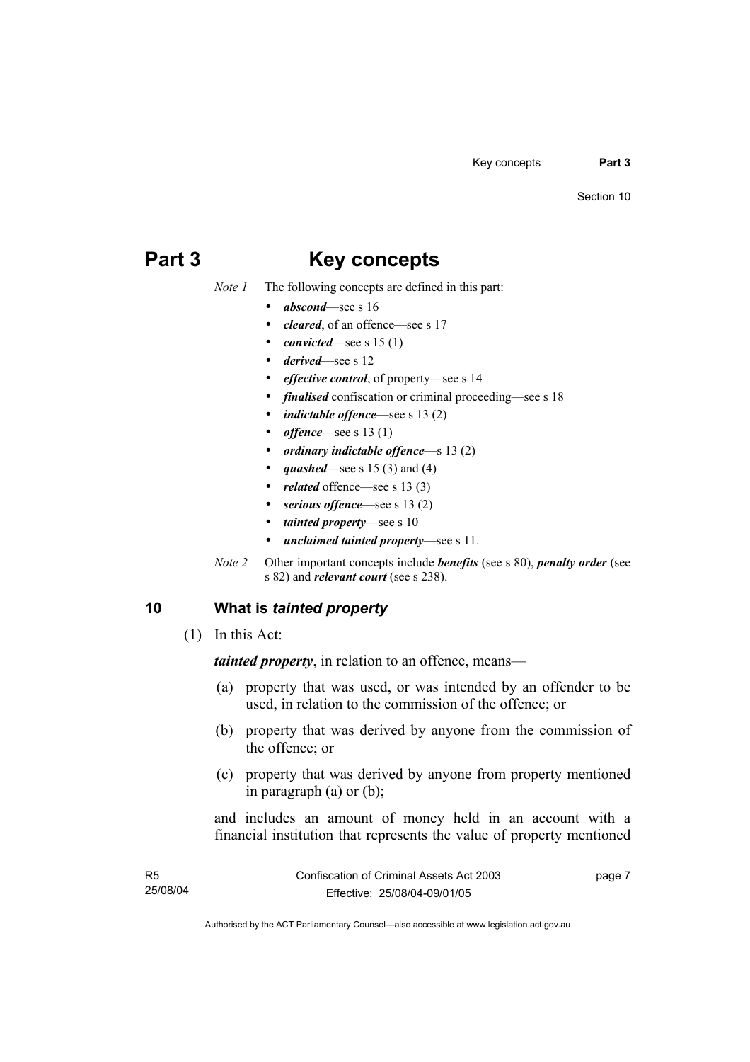# Part 3 Key concepts

*Note 1* The following concepts are defined in this part:

- ***abscond***—see s 16
- ***cleared***, of an offence—see s 17
- ***convicted***—see s 15 (1)
- ***derived***—see s 12
- ***effective control***, of property—see s 14
- ***finalised*** confiscation or criminal proceeding—see s 18
- ***indictable offence***—see s 13 (2)
- ***offence***—see s 13 (1)
- ***ordinary indictable offence***—s 13 (2)
- ***quashed***—see s 15 (3) and (4)
- ***related*** offence—see s 13 (3)
- ***serious offence***—see s 13 (2)
- ***tainted property***—see s 10
- ***unclaimed tainted property***—see s 11.

*Note 2* Other important concepts include ***benefits*** (see s 80), ***penalty order*** (see s 82) and ***relevant court*** (see s 238).

## 10 What is *tainted property*

(1) In this Act:

***tainted property***, in relation to an offence, means—

(a) property that was used, or was intended by an offender to be used, in relation to the commission of the offence; or

(b) property that was derived by anyone from the commission of the offence; or

(c) property that was derived by anyone from property mentioned in paragraph (a) or (b);

and includes an amount of money held in an account with a financial institution that represents the value of property mentioned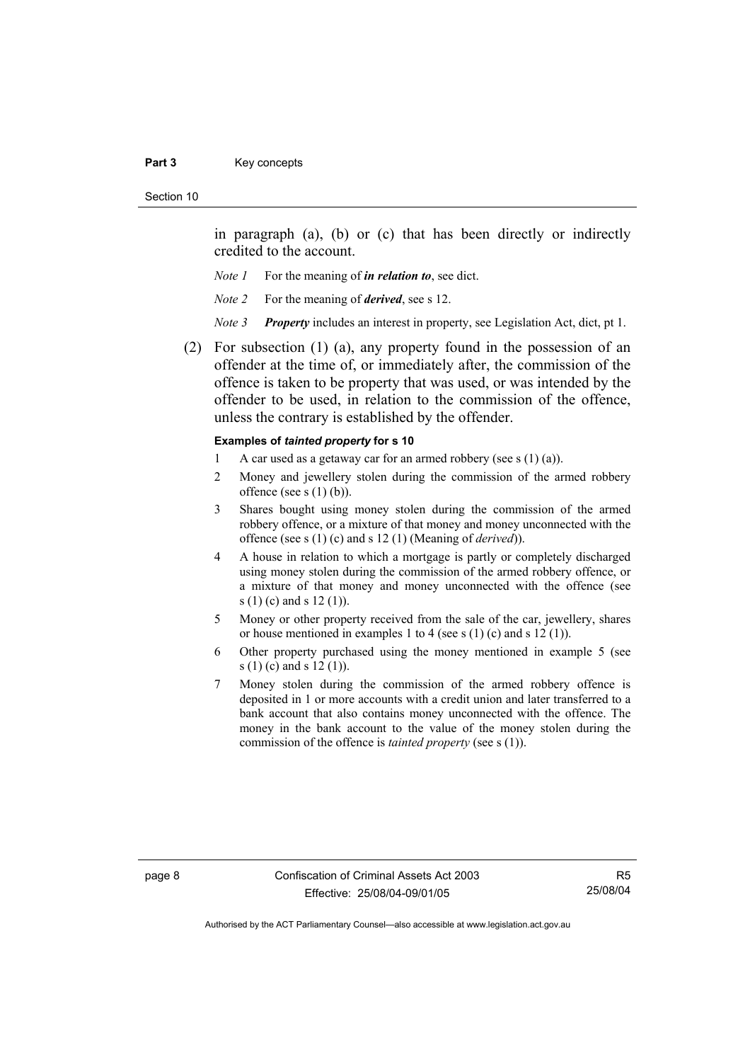in paragraph (a), (b) or (c) that has been directly or indirectly credited to the account.

*Note 1* For the meaning of ***in relation to***, see dict.

*Note 2* For the meaning of ***derived***, see s 12.

*Note 3* ***Property*** includes an interest in property, see Legislation Act, dict, pt 1.

(2) For subsection (1) (a), any property found in the possession of an offender at the time of, or immediately after, the commission of the offence is taken to be property that was used, or was intended by the offender to be used, in relation to the commission of the offence, unless the contrary is established by the offender.

**Examples of *tainted property* for s 10**

1 A car used as a getaway car for an armed robbery (see s (1) (a)).

2 Money and jewellery stolen during the commission of the armed robbery offence (see s (1) (b)).

3 Shares bought using money stolen during the commission of the armed robbery offence, or a mixture of that money and money unconnected with the offence (see s (1) (c) and s 12 (1) (Meaning of *derived*)).

4 A house in relation to which a mortgage is partly or completely discharged using money stolen during the commission of the armed robbery offence, or a mixture of that money and money unconnected with the offence (see s (1) (c) and s 12 (1)).

5 Money or other property received from the sale of the car, jewellery, shares or house mentioned in examples 1 to 4 (see s (1) (c) and s 12 (1)).

6 Other property purchased using the money mentioned in example 5 (see s (1) (c) and s 12 (1)).

7 Money stolen during the commission of the armed robbery offence is deposited in 1 or more accounts with a credit union and later transferred to a bank account that also contains money unconnected with the offence. The money in the bank account to the value of the money stolen during the commission of the offence is *tainted property* (see s (1)).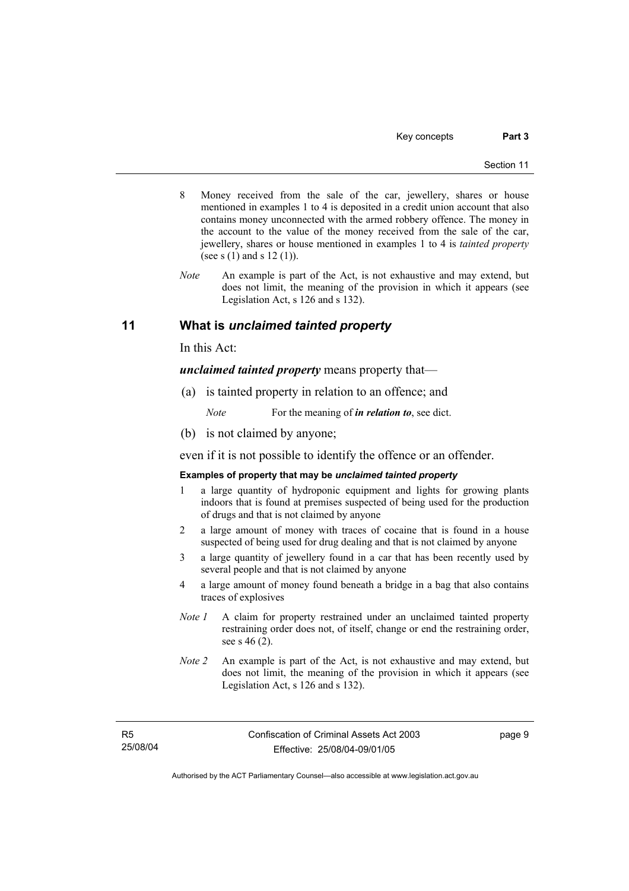8 Money received from the sale of the car, jewellery, shares or house mentioned in examples 1 to 4 is deposited in a credit union account that also contains money unconnected with the armed robbery offence. The money in the account to the value of the money received from the sale of the car, jewellery, shares or house mentioned in examples 1 to 4 is *tainted property* (see s (1) and s 12 (1)).

*Note* An example is part of the Act, is not exhaustive and may extend, but does not limit, the meaning of the provision in which it appears (see Legislation Act, s 126 and s 132).

## 11 What is *unclaimed tainted property*

In this Act:

***unclaimed tainted property*** means property that—

(a) is tainted property in relation to an offence; and

*Note* For the meaning of ***in relation to***, see dict.

(b) is not claimed by anyone;

even if it is not possible to identify the offence or an offender.

**Examples of property that may be *unclaimed tainted property***

1 a large quantity of hydroponic equipment and lights for growing plants indoors that is found at premises suspected of being used for the production of drugs and that is not claimed by anyone

2 a large amount of money with traces of cocaine that is found in a house suspected of being used for drug dealing and that is not claimed by anyone

3 a large quantity of jewellery found in a car that has been recently used by several people and that is not claimed by anyone

4 a large amount of money found beneath a bridge in a bag that also contains traces of explosives

*Note 1* A claim for property restrained under an unclaimed tainted property restraining order does not, of itself, change or end the restraining order, see s 46 (2).

*Note 2* An example is part of the Act, is not exhaustive and may extend, but does not limit, the meaning of the provision in which it appears (see Legislation Act, s 126 and s 132).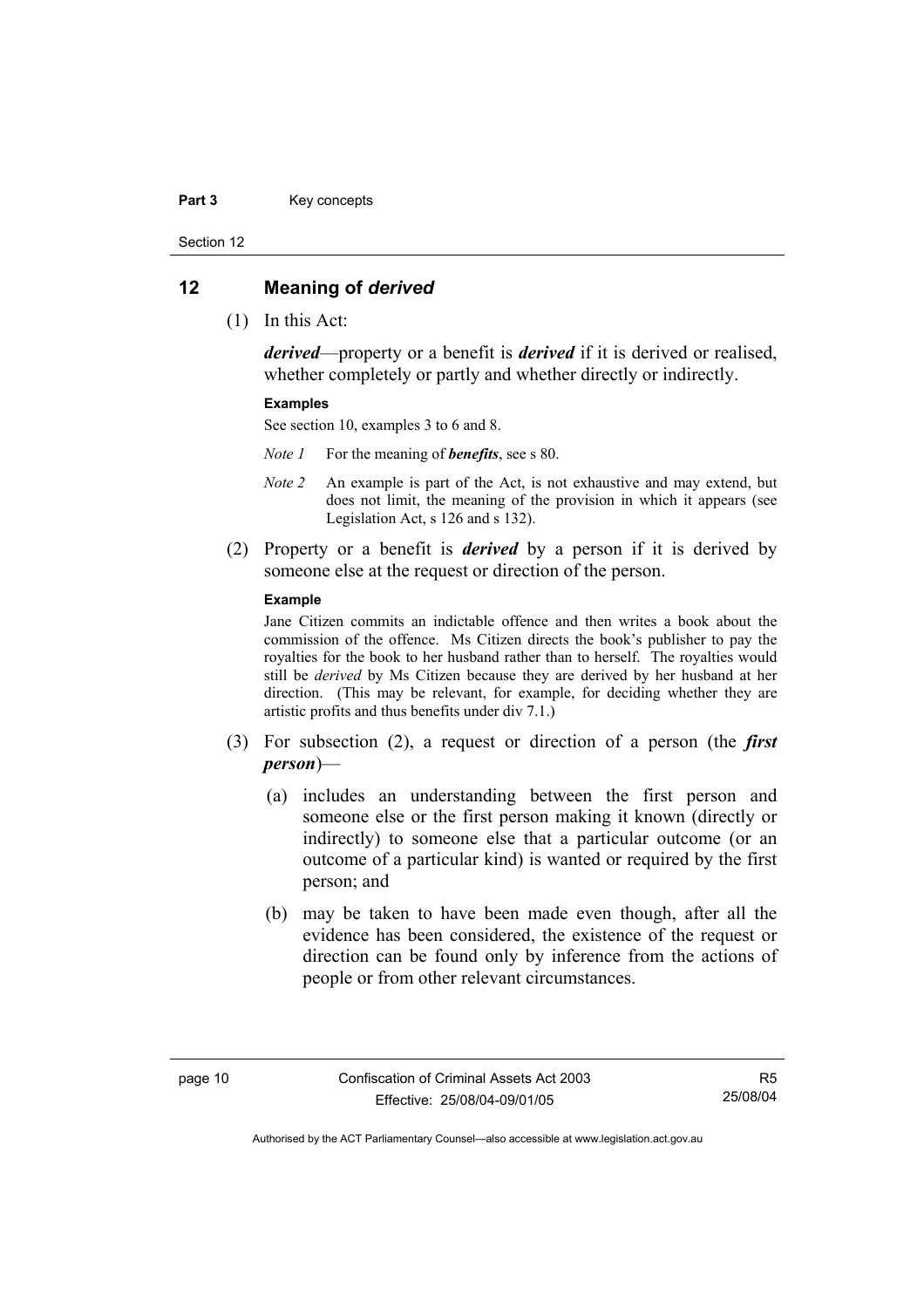## 12 Meaning of *derived*

(1) In this Act:

***derived***—property or a benefit is ***derived*** if it is derived or realised, whether completely or partly and whether directly or indirectly.

**Examples**

See section 10, examples 3 to 6 and 8.

*Note 1* For the meaning of ***benefits***, see s 80.

*Note 2* An example is part of the Act, is not exhaustive and may extend, but does not limit, the meaning of the provision in which it appears (see Legislation Act, s 126 and s 132).

(2) Property or a benefit is ***derived*** by a person if it is derived by someone else at the request or direction of the person.

**Example**

Jane Citizen commits an indictable offence and then writes a book about the commission of the offence. Ms Citizen directs the book's publisher to pay the royalties for the book to her husband rather than to herself. The royalties would still be *derived* by Ms Citizen because they are derived by her husband at her direction. (This may be relevant, for example, for deciding whether they are artistic profits and thus benefits under div 7.1.)

(3) For subsection (2), a request or direction of a person (the ***first person***)—

(a) includes an understanding between the first person and someone else or the first person making it known (directly or indirectly) to someone else that a particular outcome (or an outcome of a particular kind) is wanted or required by the first person; and

(b) may be taken to have been made even though, after all the evidence has been considered, the existence of the request or direction can be found only by inference from the actions of people or from other relevant circumstances.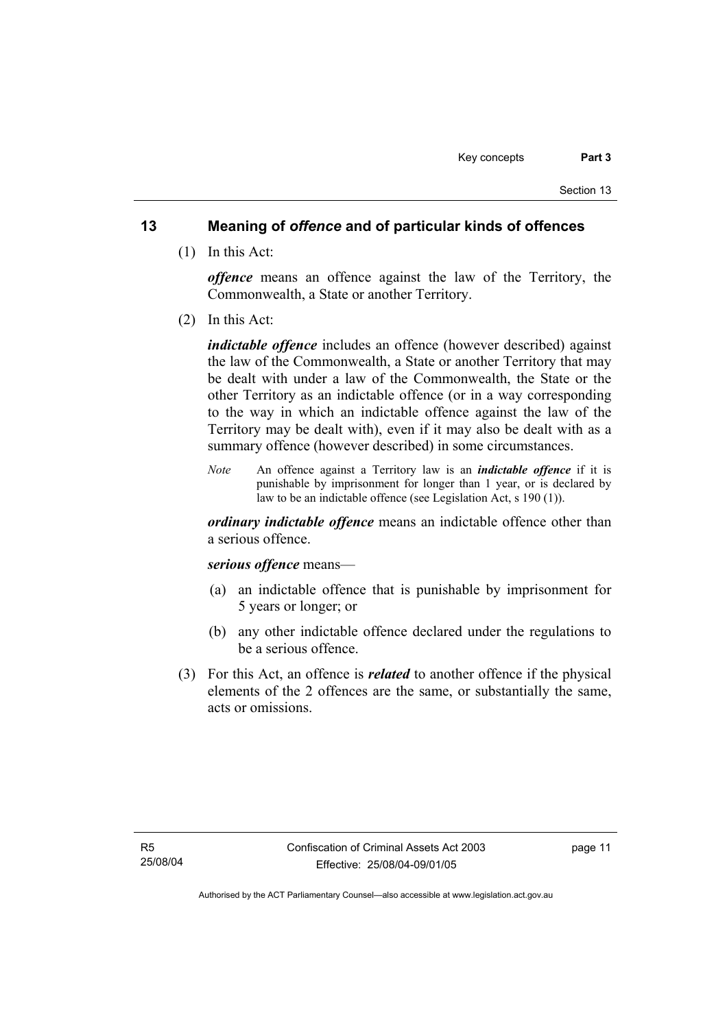## 13 Meaning of *offence* and of particular kinds of offences

(1) In this Act:

***offence*** means an offence against the law of the Territory, the Commonwealth, a State or another Territory.

(2) In this Act:

***indictable offence*** includes an offence (however described) against the law of the Commonwealth, a State or another Territory that may be dealt with under a law of the Commonwealth, the State or the other Territory as an indictable offence (or in a way corresponding to the way in which an indictable offence against the law of the Territory may be dealt with), even if it may also be dealt with as a summary offence (however described) in some circumstances.

*Note* An offence against a Territory law is an ***indictable offence*** if it is punishable by imprisonment for longer than 1 year, or is declared by law to be an indictable offence (see Legislation Act, s 190 (1)).

***ordinary indictable offence*** means an indictable offence other than a serious offence.

***serious offence*** means—

(a) an indictable offence that is punishable by imprisonment for 5 years or longer; or

(b) any other indictable offence declared under the regulations to be a serious offence.

(3) For this Act, an offence is ***related*** to another offence if the physical elements of the 2 offences are the same, or substantially the same, acts or omissions.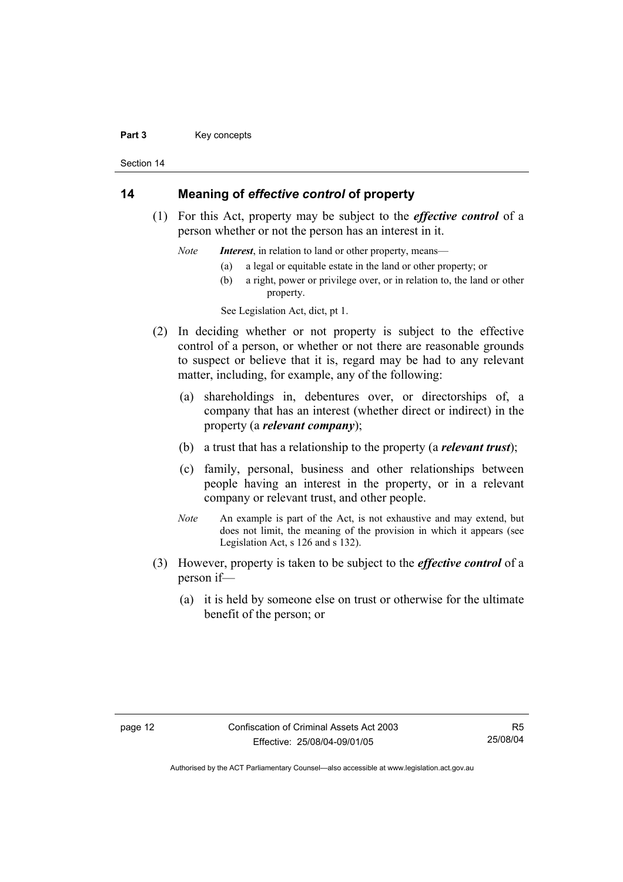## 14 Meaning of *effective control* of property

(1) For this Act, property may be subject to the ***effective control*** of a person whether or not the person has an interest in it.

*Note* ***Interest***, in relation to land or other property, means—

(a) a legal or equitable estate in the land or other property; or

(b) a right, power or privilege over, or in relation to, the land or other property.

See Legislation Act, dict, pt 1.

(2) In deciding whether or not property is subject to the effective control of a person, or whether or not there are reasonable grounds to suspect or believe that it is, regard may be had to any relevant matter, including, for example, any of the following:

(a) shareholdings in, debentures over, or directorships of, a company that has an interest (whether direct or indirect) in the property (a ***relevant company***);

(b) a trust that has a relationship to the property (a ***relevant trust***);

(c) family, personal, business and other relationships between people having an interest in the property, or in a relevant company or relevant trust, and other people.

*Note* An example is part of the Act, is not exhaustive and may extend, but does not limit, the meaning of the provision in which it appears (see Legislation Act, s 126 and s 132).

(3) However, property is taken to be subject to the ***effective control*** of a person if—

(a) it is held by someone else on trust or otherwise for the ultimate benefit of the person; or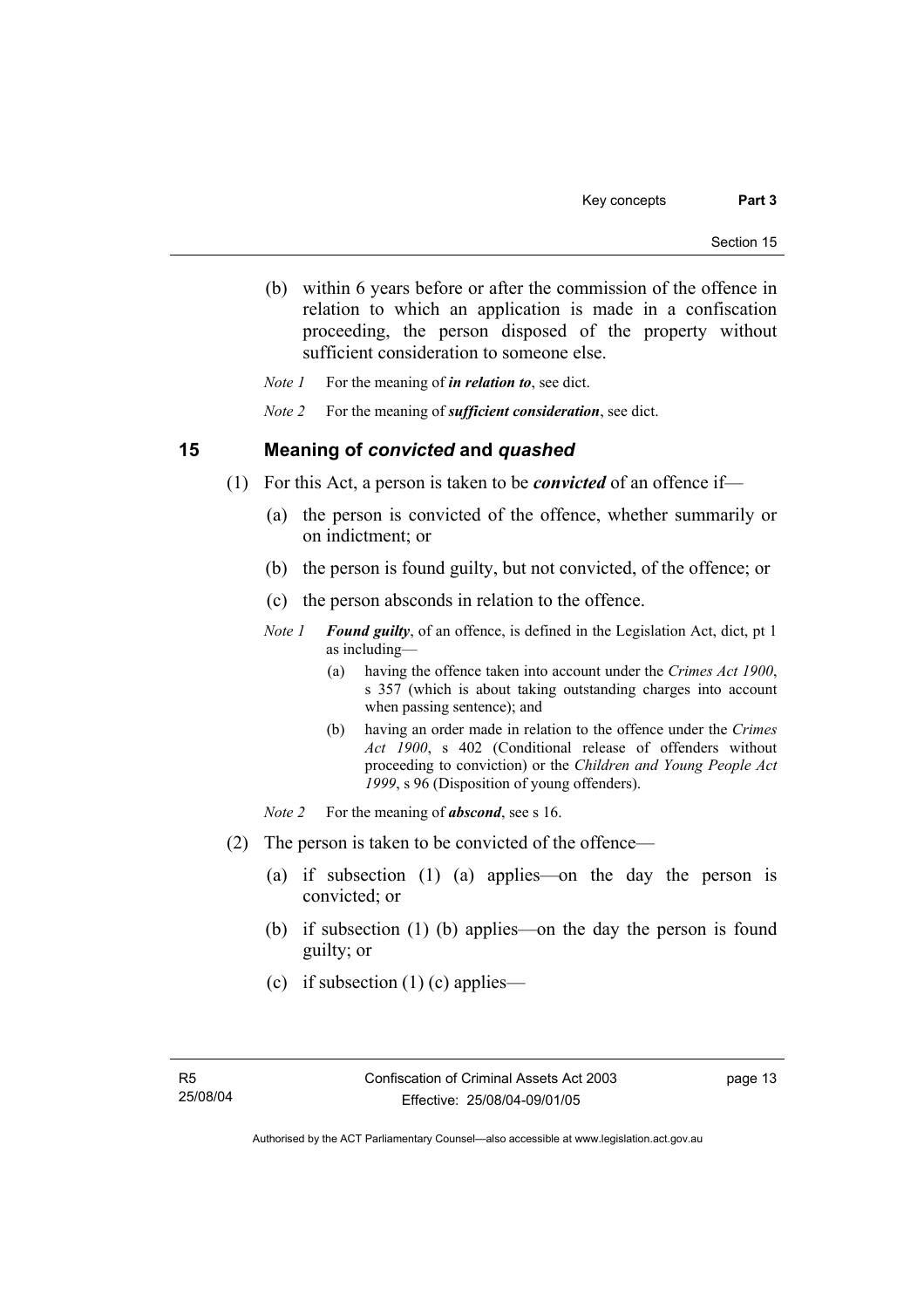(b) within 6 years before or after the commission of the offence in relation to which an application is made in a confiscation proceeding, the person disposed of the property without sufficient consideration to someone else.

*Note 1* For the meaning of ***in relation to***, see dict.

*Note 2* For the meaning of ***sufficient consideration***, see dict.

## 15 Meaning of *convicted* and *quashed*

(1) For this Act, a person is taken to be ***convicted*** of an offence if—

(a) the person is convicted of the offence, whether summarily or on indictment; or

(b) the person is found guilty, but not convicted, of the offence; or

(c) the person absconds in relation to the offence.

*Note 1* ***Found guilty***, of an offence, is defined in the Legislation Act, dict, pt 1 as including—

(a) having the offence taken into account under the *Crimes Act 1900*, s 357 (which is about taking outstanding charges into account when passing sentence); and

(b) having an order made in relation to the offence under the *Crimes Act 1900*, s 402 (Conditional release of offenders without proceeding to conviction) or the *Children and Young People Act 1999*, s 96 (Disposition of young offenders).

*Note 2* For the meaning of ***abscond***, see s 16.

(2) The person is taken to be convicted of the offence—

(a) if subsection (1) (a) applies—on the day the person is convicted; or

(b) if subsection (1) (b) applies—on the day the person is found guilty; or

(c) if subsection (1) (c) applies—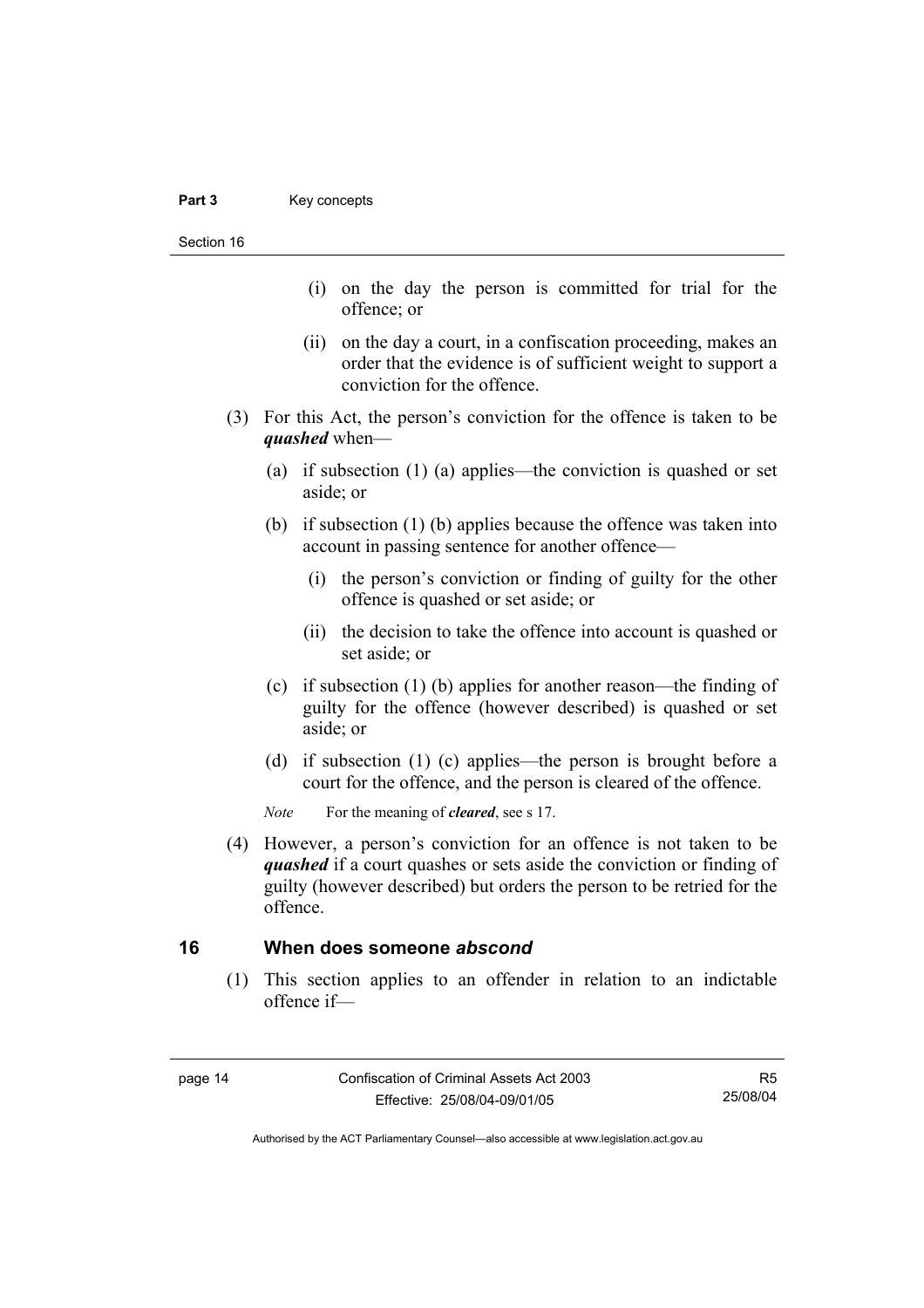(i) on the day the person is committed for trial for the offence; or

(ii) on the day a court, in a confiscation proceeding, makes an order that the evidence is of sufficient weight to support a conviction for the offence.

(3) For this Act, the person's conviction for the offence is taken to be ***quashed*** when—

(a) if subsection (1) (a) applies—the conviction is quashed or set aside; or

(b) if subsection (1) (b) applies because the offence was taken into account in passing sentence for another offence—

(i) the person's conviction or finding of guilty for the other offence is quashed or set aside; or

(ii) the decision to take the offence into account is quashed or set aside; or

(c) if subsection (1) (b) applies for another reason—the finding of guilty for the offence (however described) is quashed or set aside; or

(d) if subsection (1) (c) applies—the person is brought before a court for the offence, and the person is cleared of the offence.

*Note* For the meaning of ***cleared***, see s 17.

(4) However, a person's conviction for an offence is not taken to be ***quashed*** if a court quashes or sets aside the conviction or finding of guilty (however described) but orders the person to be retried for the offence.

## 16 When does someone *abscond*

(1) This section applies to an offender in relation to an indictable offence if—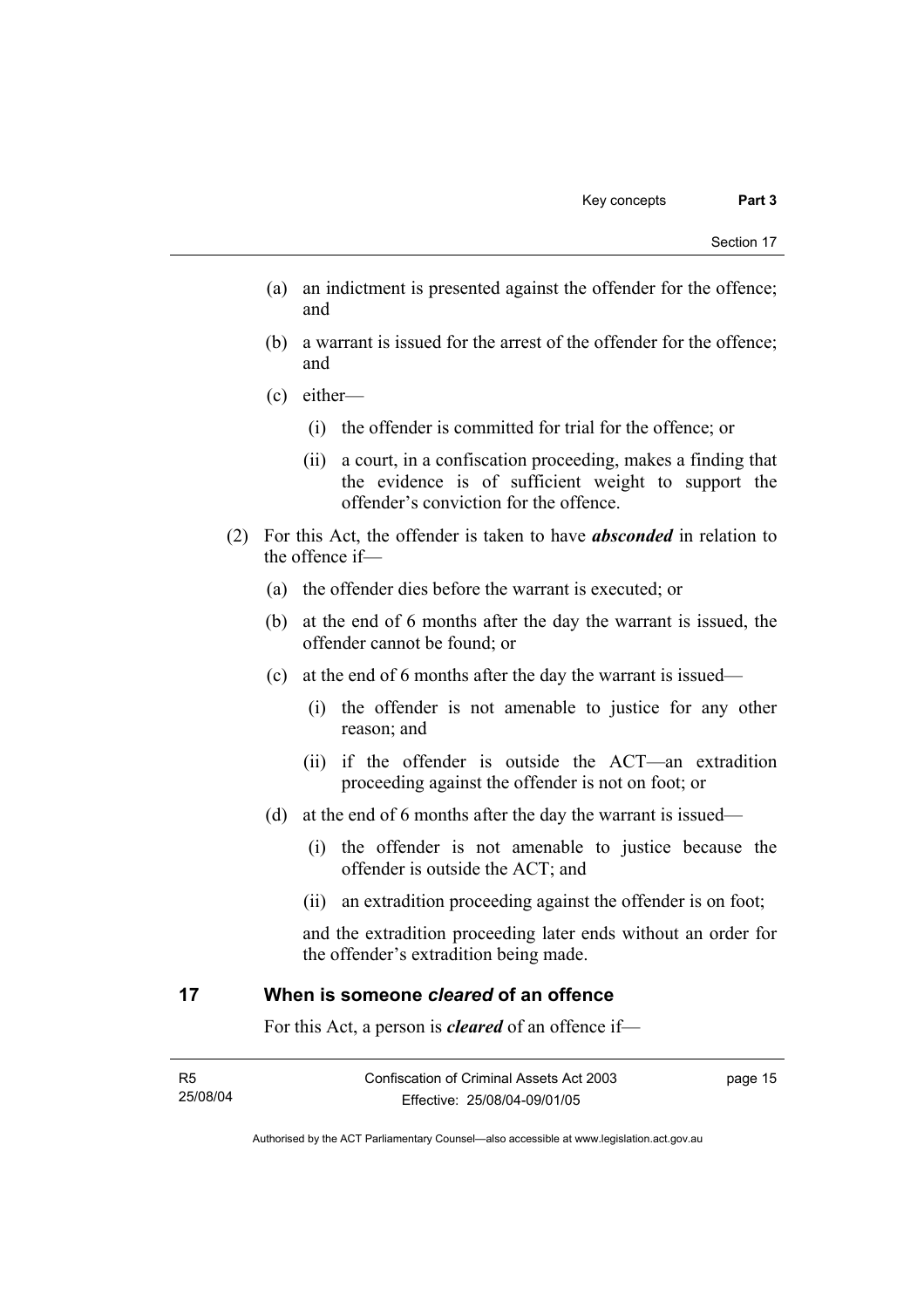(a) an indictment is presented against the offender for the offence; and

(b) a warrant is issued for the arrest of the offender for the offence; and

(c) either—

(i) the offender is committed for trial for the offence; or

(ii) a court, in a confiscation proceeding, makes a finding that the evidence is of sufficient weight to support the offender's conviction for the offence.

(2) For this Act, the offender is taken to have ***absconded*** in relation to the offence if—

(a) the offender dies before the warrant is executed; or

(b) at the end of 6 months after the day the warrant is issued, the offender cannot be found; or

(c) at the end of 6 months after the day the warrant is issued—

(i) the offender is not amenable to justice for any other reason; and

(ii) if the offender is outside the ACT—an extradition proceeding against the offender is not on foot; or

(d) at the end of 6 months after the day the warrant is issued—

(i) the offender is not amenable to justice because the offender is outside the ACT; and

(ii) an extradition proceeding against the offender is on foot;

and the extradition proceeding later ends without an order for the offender's extradition being made.

## 17 When is someone *cleared* of an offence

For this Act, a person is ***cleared*** of an offence if—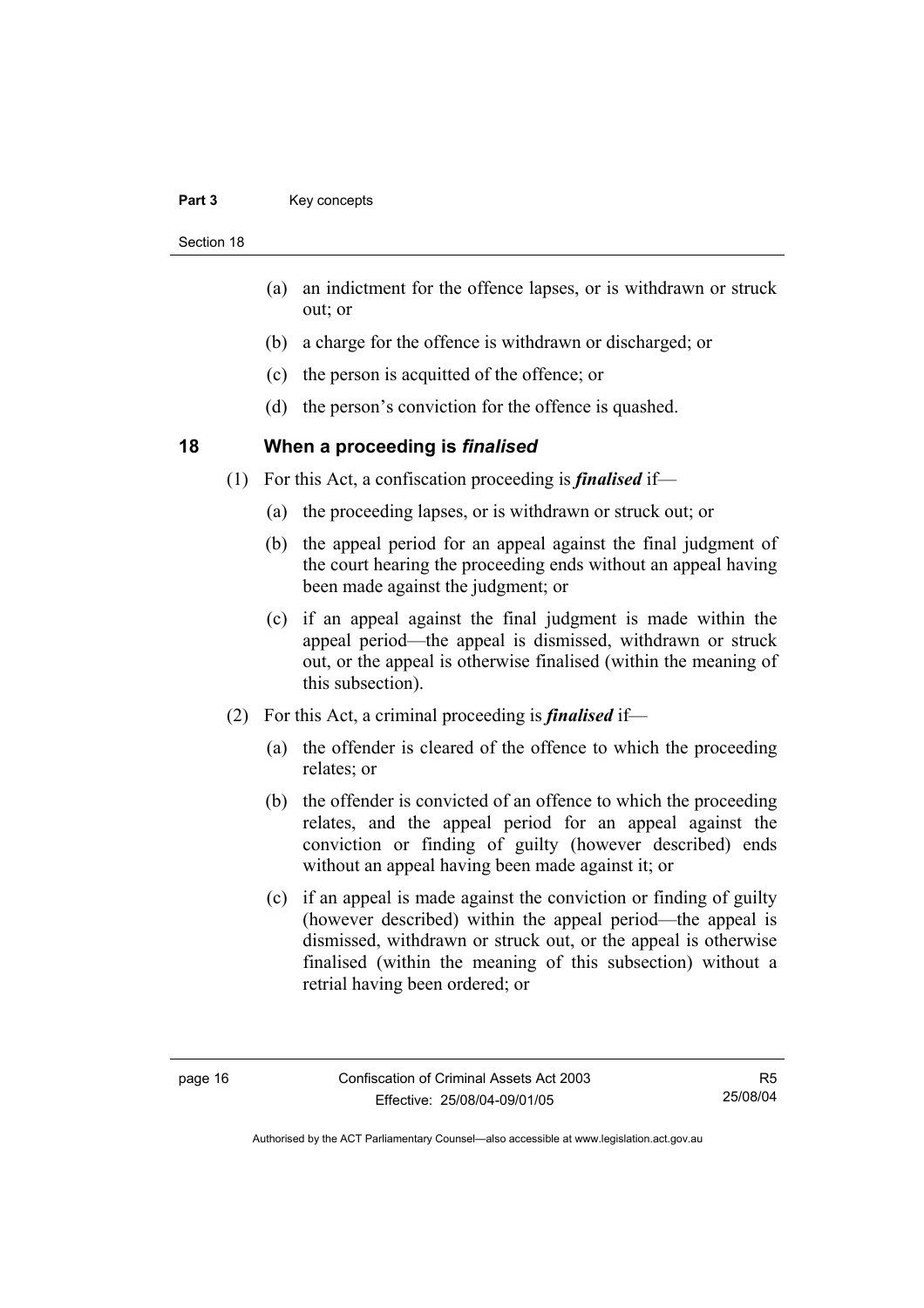(a) an indictment for the offence lapses, or is withdrawn or struck out; or

(b) a charge for the offence is withdrawn or discharged; or

(c) the person is acquitted of the offence; or

(d) the person's conviction for the offence is quashed.

## 18 When a proceeding is *finalised*

(1) For this Act, a confiscation proceeding is ***finalised*** if—

(a) the proceeding lapses, or is withdrawn or struck out; or

(b) the appeal period for an appeal against the final judgment of the court hearing the proceeding ends without an appeal having been made against the judgment; or

(c) if an appeal against the final judgment is made within the appeal period—the appeal is dismissed, withdrawn or struck out, or the appeal is otherwise finalised (within the meaning of this subsection).

(2) For this Act, a criminal proceeding is ***finalised*** if—

(a) the offender is cleared of the offence to which the proceeding relates; or

(b) the offender is convicted of an offence to which the proceeding relates, and the appeal period for an appeal against the conviction or finding of guilty (however described) ends without an appeal having been made against it; or

(c) if an appeal is made against the conviction or finding of guilty (however described) within the appeal period—the appeal is dismissed, withdrawn or struck out, or the appeal is otherwise finalised (within the meaning of this subsection) without a retrial having been ordered; or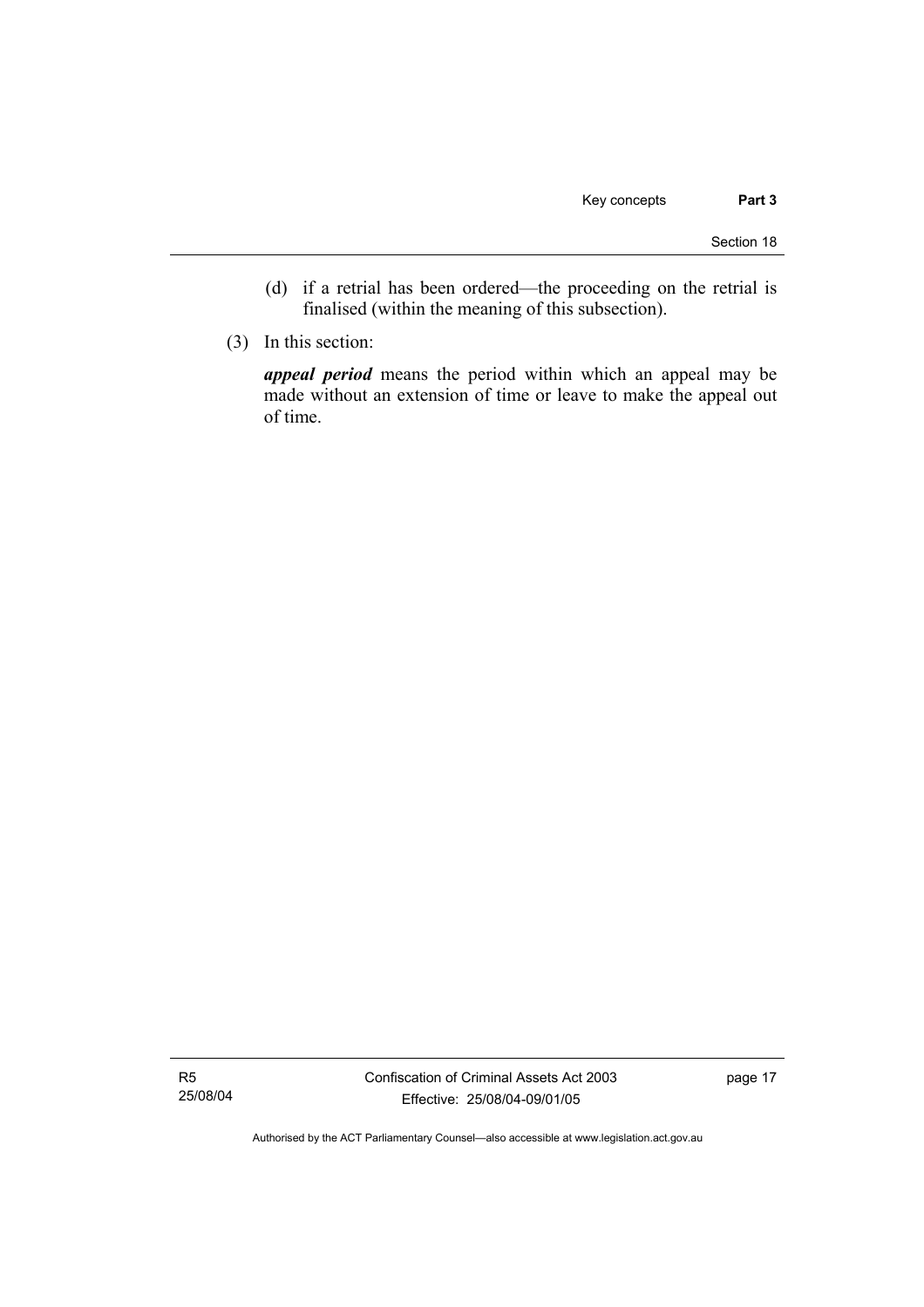(d) if a retrial has been ordered—the proceeding on the retrial is finalised (within the meaning of this subsection).

(3) In this section:

***appeal period*** means the period within which an appeal may be made without an extension of time or leave to make the appeal out of time.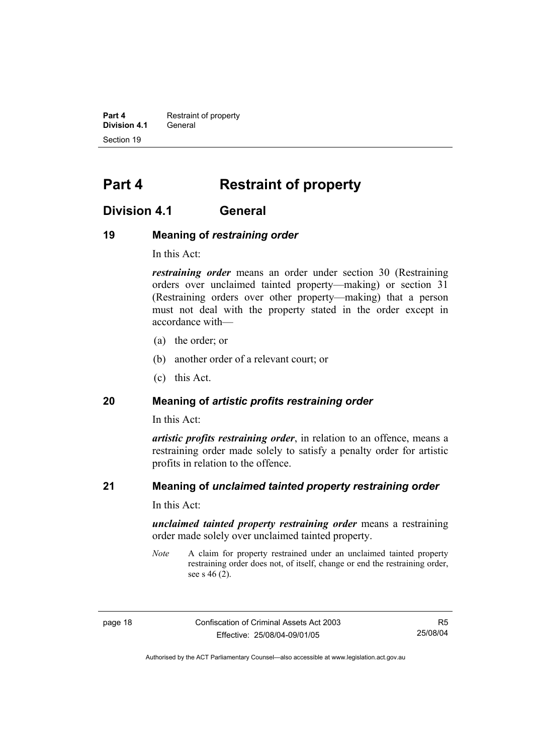# Part 4 Restraint of property

## Division 4.1 General

### 19 Meaning of *restraining order*

In this Act:

***restraining order*** means an order under section 30 (Restraining orders over unclaimed tainted property—making) or section 31 (Restraining orders over other property—making) that a person must not deal with the property stated in the order except in accordance with—

(a) the order; or

(b) another order of a relevant court; or

(c) this Act.

### 20 Meaning of *artistic profits restraining order*

In this Act:

***artistic profits restraining order***, in relation to an offence, means a restraining order made solely to satisfy a penalty order for artistic profits in relation to the offence.

### 21 Meaning of *unclaimed tainted property restraining order*

In this Act:

***unclaimed tainted property restraining order*** means a restraining order made solely over unclaimed tainted property.

*Note* A claim for property restrained under an unclaimed tainted property restraining order does not, of itself, change or end the restraining order, see s 46 (2).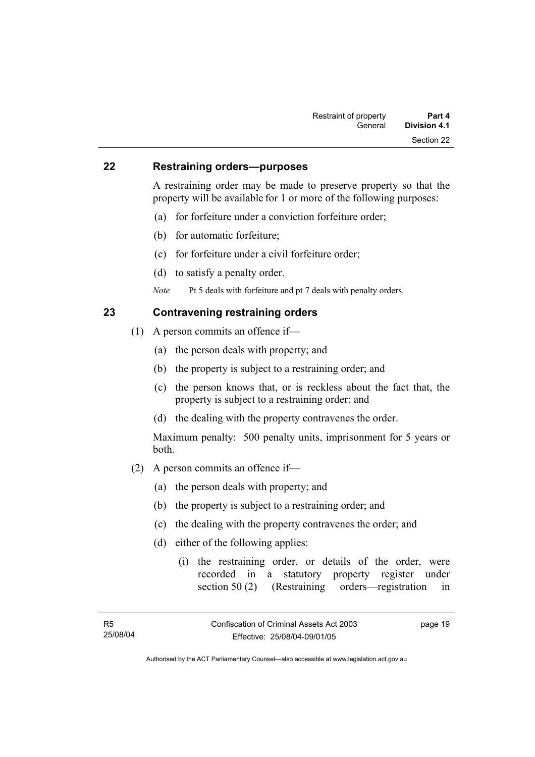## 22 Restraining orders—purposes

A restraining order may be made to preserve property so that the property will be available for 1 or more of the following purposes:

(a) for forfeiture under a conviction forfeiture order;

(b) for automatic forfeiture;

(c) for forfeiture under a civil forfeiture order;

(d) to satisfy a penalty order.

*Note* Pt 5 deals with forfeiture and pt 7 deals with penalty orders.

## 23 Contravening restraining orders

(1) A person commits an offence if—

(a) the person deals with property; and

(b) the property is subject to a restraining order; and

(c) the person knows that, or is reckless about the fact that, the property is subject to a restraining order; and

(d) the dealing with the property contravenes the order.

Maximum penalty: 500 penalty units, imprisonment for 5 years or both.

(2) A person commits an offence if—

(a) the person deals with property; and

(b) the property is subject to a restraining order; and

(c) the dealing with the property contravenes the order; and

(d) either of the following applies:

(i) the restraining order, or details of the order, were recorded in a statutory property register under section 50 (2) (Restraining orders—registration in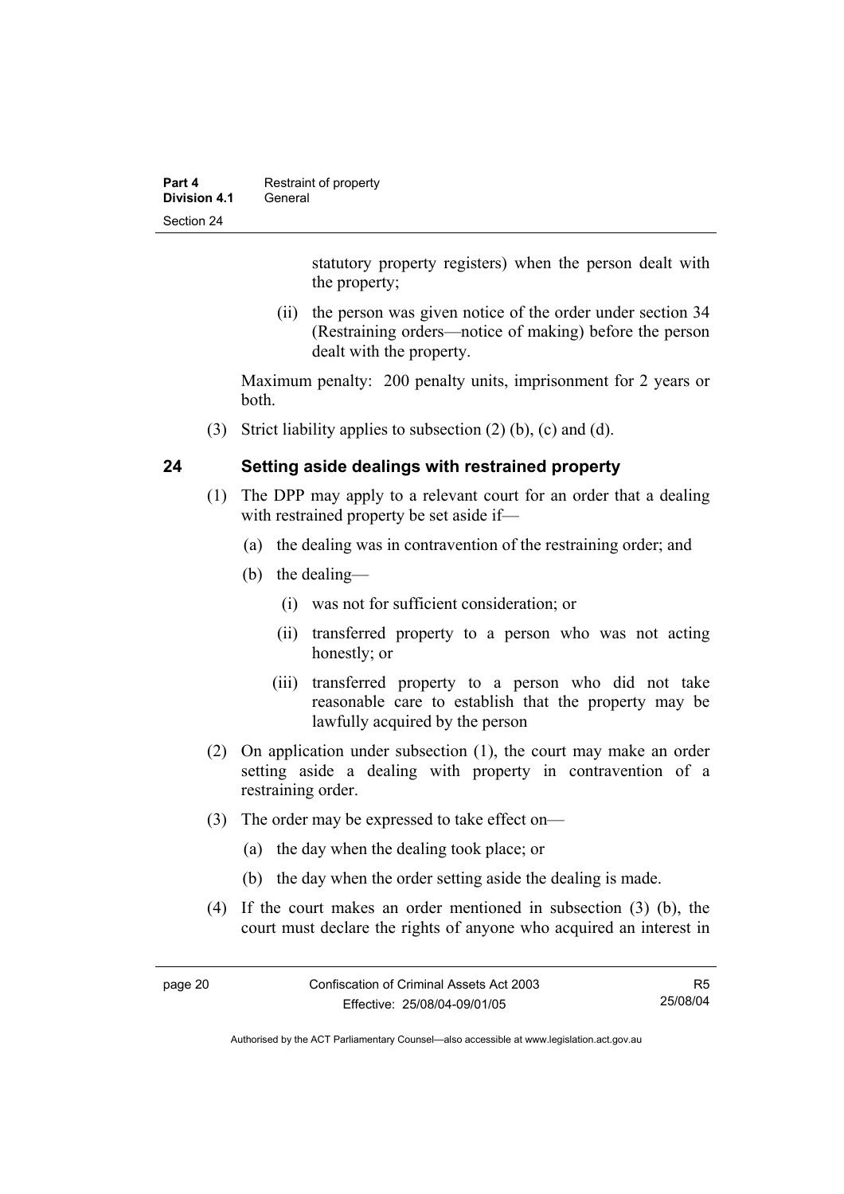statutory property registers) when the person dealt with the property;

(ii) the person was given notice of the order under section 34 (Restraining orders—notice of making) before the person dealt with the property.

Maximum penalty: 200 penalty units, imprisonment for 2 years or both.

(3) Strict liability applies to subsection (2) (b), (c) and (d).

## 24 Setting aside dealings with restrained property

(1) The DPP may apply to a relevant court for an order that a dealing with restrained property be set aside if—

(a) the dealing was in contravention of the restraining order; and

(b) the dealing—

(i) was not for sufficient consideration; or

(ii) transferred property to a person who was not acting honestly; or

(iii) transferred property to a person who did not take reasonable care to establish that the property may be lawfully acquired by the person

(2) On application under subsection (1), the court may make an order setting aside a dealing with property in contravention of a restraining order.

(3) The order may be expressed to take effect on—

(a) the day when the dealing took place; or

(b) the day when the order setting aside the dealing is made.

(4) If the court makes an order mentioned in subsection (3) (b), the court must declare the rights of anyone who acquired an interest in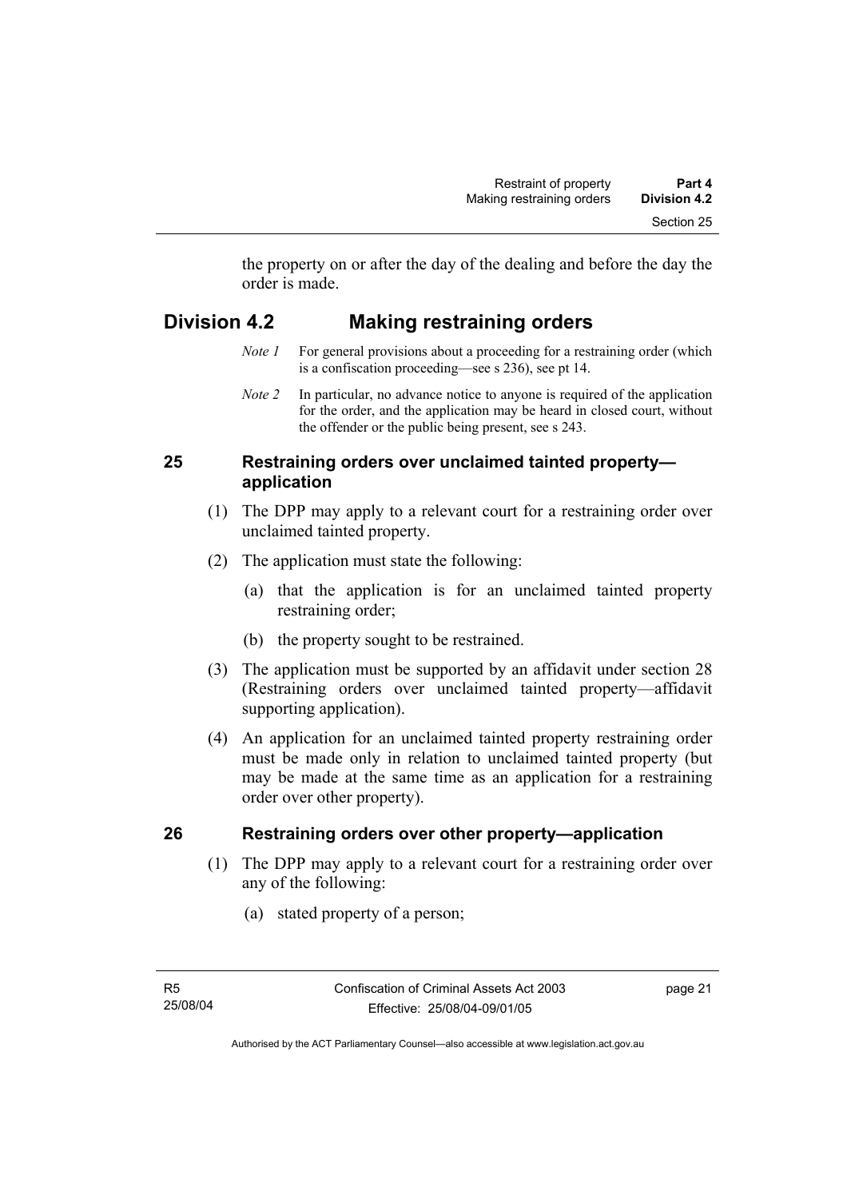the property on or after the day of the dealing and before the day the order is made.

## Division 4.2 Making restraining orders

*Note 1* For general provisions about a proceeding for a restraining order (which is a confiscation proceeding—see s 236), see pt 14.

*Note 2* In particular, no advance notice to anyone is required of the application for the order, and the application may be heard in closed court, without the offender or the public being present, see s 243.

### 25 Restraining orders over unclaimed tainted property—application

(1) The DPP may apply to a relevant court for a restraining order over unclaimed tainted property.

(2) The application must state the following:

(a) that the application is for an unclaimed tainted property restraining order;

(b) the property sought to be restrained.

(3) The application must be supported by an affidavit under section 28 (Restraining orders over unclaimed tainted property—affidavit supporting application).

(4) An application for an unclaimed tainted property restraining order must be made only in relation to unclaimed tainted property (but may be made at the same time as an application for a restraining order over other property).

### 26 Restraining orders over other property—application

(1) The DPP may apply to a relevant court for a restraining order over any of the following:

(a) stated property of a person;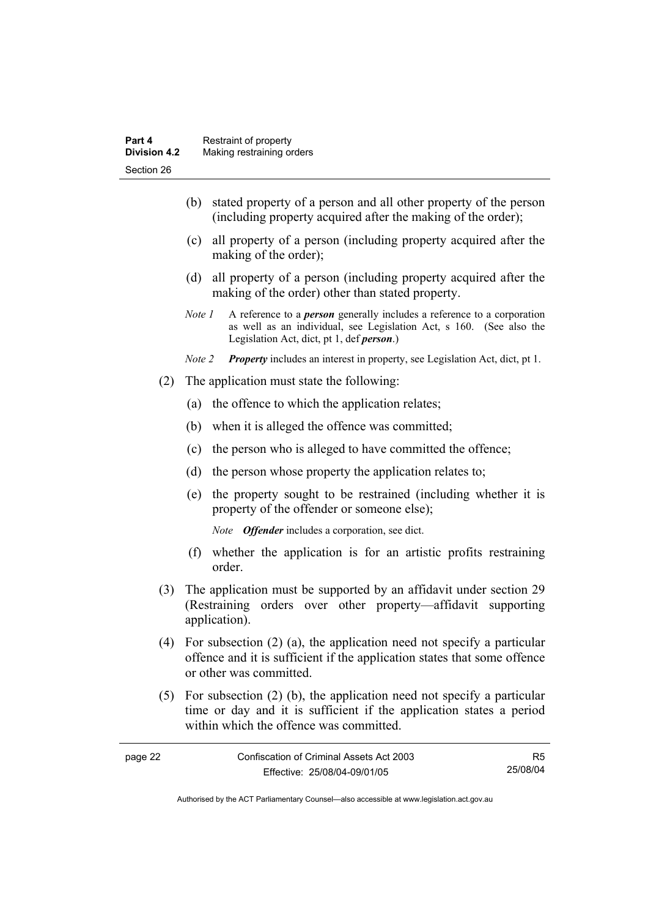(b) stated property of a person and all other property of the person (including property acquired after the making of the order);

(c) all property of a person (including property acquired after the making of the order);

(d) all property of a person (including property acquired after the making of the order) other than stated property.

*Note 1* A reference to a ***person*** generally includes a reference to a corporation as well as an individual, see Legislation Act, s 160. (See also the Legislation Act, dict, pt 1, def ***person***.)

*Note 2* ***Property*** includes an interest in property, see Legislation Act, dict, pt 1.

(2) The application must state the following:

(a) the offence to which the application relates;

(b) when it is alleged the offence was committed;

(c) the person who is alleged to have committed the offence;

(d) the person whose property the application relates to;

(e) the property sought to be restrained (including whether it is property of the offender or someone else);

*Note* ***Offender*** includes a corporation, see dict.

(f) whether the application is for an artistic profits restraining order.

(3) The application must be supported by an affidavit under section 29 (Restraining orders over other property—affidavit supporting application).

(4) For subsection (2) (a), the application need not specify a particular offence and it is sufficient if the application states that some offence or other was committed.

(5) For subsection (2) (b), the application need not specify a particular time or day and it is sufficient if the application states a period within which the offence was committed.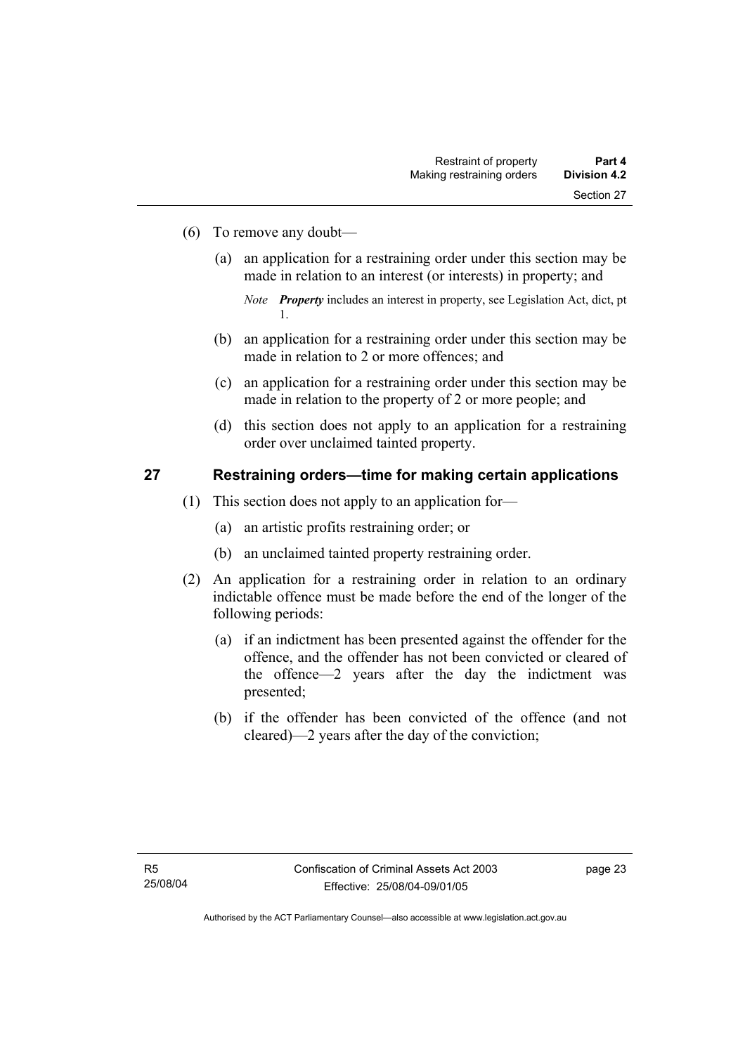(6) To remove any doubt—

(a) an application for a restraining order under this section may be made in relation to an interest (or interests) in property; and

*Note* ***Property*** includes an interest in property, see Legislation Act, dict, pt 1.

(b) an application for a restraining order under this section may be made in relation to 2 or more offences; and

(c) an application for a restraining order under this section may be made in relation to the property of 2 or more people; and

(d) this section does not apply to an application for a restraining order over unclaimed tainted property.

## 27 Restraining orders—time for making certain applications

(1) This section does not apply to an application for—

(a) an artistic profits restraining order; or

(b) an unclaimed tainted property restraining order.

(2) An application for a restraining order in relation to an ordinary indictable offence must be made before the end of the longer of the following periods:

(a) if an indictment has been presented against the offender for the offence, and the offender has not been convicted or cleared of the offence—2 years after the day the indictment was presented;

(b) if the offender has been convicted of the offence (and not cleared)—2 years after the day of the conviction;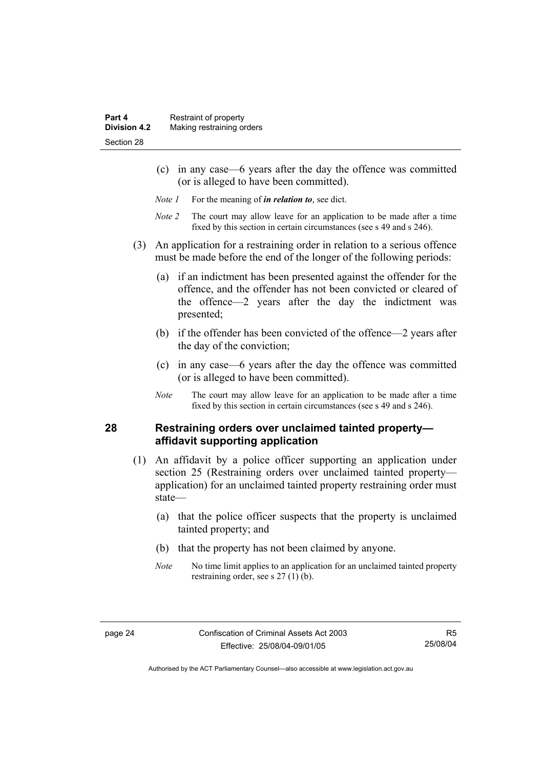(c) in any case—6 years after the day the offence was committed (or is alleged to have been committed).

*Note 1* For the meaning of ***in relation to***, see dict.

*Note 2* The court may allow leave for an application to be made after a time fixed by this section in certain circumstances (see s 49 and s 246).

(3) An application for a restraining order in relation to a serious offence must be made before the end of the longer of the following periods:

(a) if an indictment has been presented against the offender for the offence, and the offender has not been convicted or cleared of the offence—2 years after the day the indictment was presented;

(b) if the offender has been convicted of the offence—2 years after the day of the conviction;

(c) in any case—6 years after the day the offence was committed (or is alleged to have been committed).

*Note* The court may allow leave for an application to be made after a time fixed by this section in certain circumstances (see s 49 and s 246).

## 28 Restraining orders over unclaimed tainted property—affidavit supporting application

(1) An affidavit by a police officer supporting an application under section 25 (Restraining orders over unclaimed tainted property—application) for an unclaimed tainted property restraining order must state—

(a) that the police officer suspects that the property is unclaimed tainted property; and

(b) that the property has not been claimed by anyone.

*Note* No time limit applies to an application for an unclaimed tainted property restraining order, see s 27 (1) (b).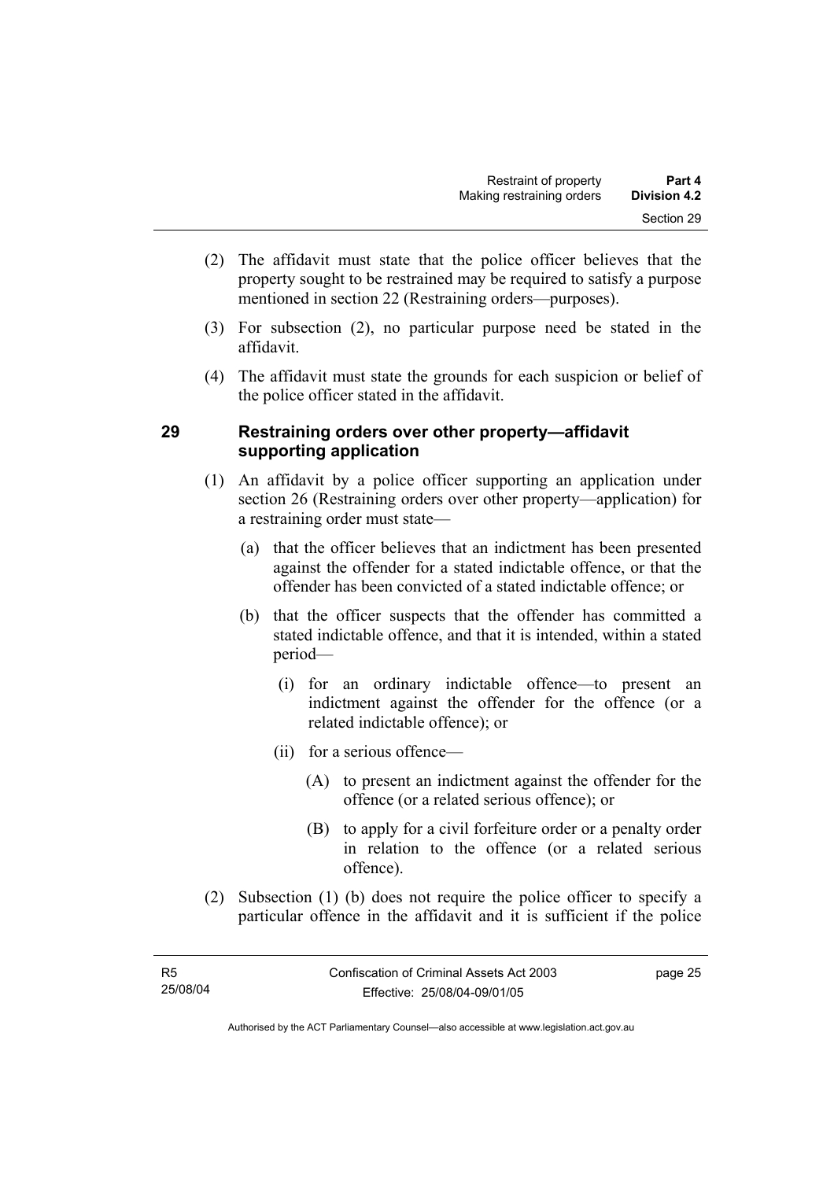(2) The affidavit must state that the police officer believes that the property sought to be restrained may be required to satisfy a purpose mentioned in section 22 (Restraining orders—purposes).

(3) For subsection (2), no particular purpose need be stated in the affidavit.

(4) The affidavit must state the grounds for each suspicion or belief of the police officer stated in the affidavit.

## 29 Restraining orders over other property—affidavit supporting application

(1) An affidavit by a police officer supporting an application under section 26 (Restraining orders over other property—application) for a restraining order must state—

(a) that the officer believes that an indictment has been presented against the offender for a stated indictable offence, or that the offender has been convicted of a stated indictable offence; or

(b) that the officer suspects that the offender has committed a stated indictable offence, and that it is intended, within a stated period—

(i) for an ordinary indictable offence—to present an indictment against the offender for the offence (or a related indictable offence); or

(ii) for a serious offence—

(A) to present an indictment against the offender for the offence (or a related serious offence); or

(B) to apply for a civil forfeiture order or a penalty order in relation to the offence (or a related serious offence).

(2) Subsection (1) (b) does not require the police officer to specify a particular offence in the affidavit and it is sufficient if the police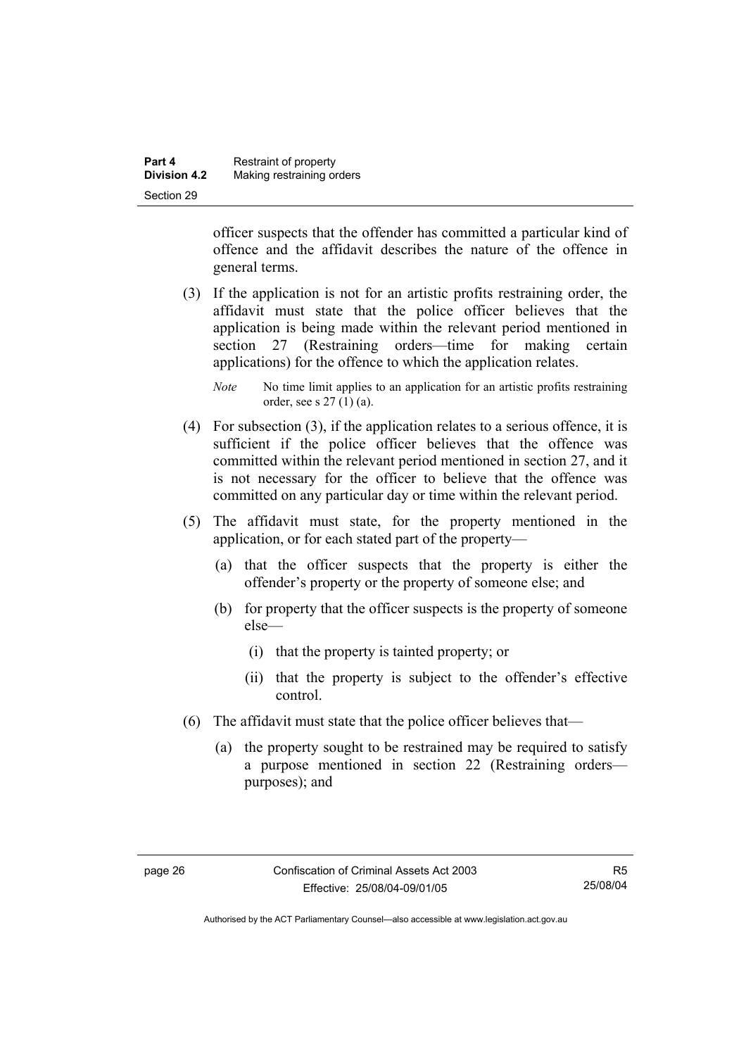officer suspects that the offender has committed a particular kind of offence and the affidavit describes the nature of the offence in general terms.

(3) If the application is not for an artistic profits restraining order, the affidavit must state that the police officer believes that the application is being made within the relevant period mentioned in section 27 (Restraining orders—time for making certain applications) for the offence to which the application relates.

*Note* No time limit applies to an application for an artistic profits restraining order, see s 27 (1) (a).

(4) For subsection (3), if the application relates to a serious offence, it is sufficient if the police officer believes that the offence was committed within the relevant period mentioned in section 27, and it is not necessary for the officer to believe that the offence was committed on any particular day or time within the relevant period.

(5) The affidavit must state, for the property mentioned in the application, or for each stated part of the property—

(a) that the officer suspects that the property is either the offender's property or the property of someone else; and

(b) for property that the officer suspects is the property of someone else—

(i) that the property is tainted property; or

(ii) that the property is subject to the offender's effective control.

(6) The affidavit must state that the police officer believes that—

(a) the property sought to be restrained may be required to satisfy a purpose mentioned in section 22 (Restraining orders—purposes); and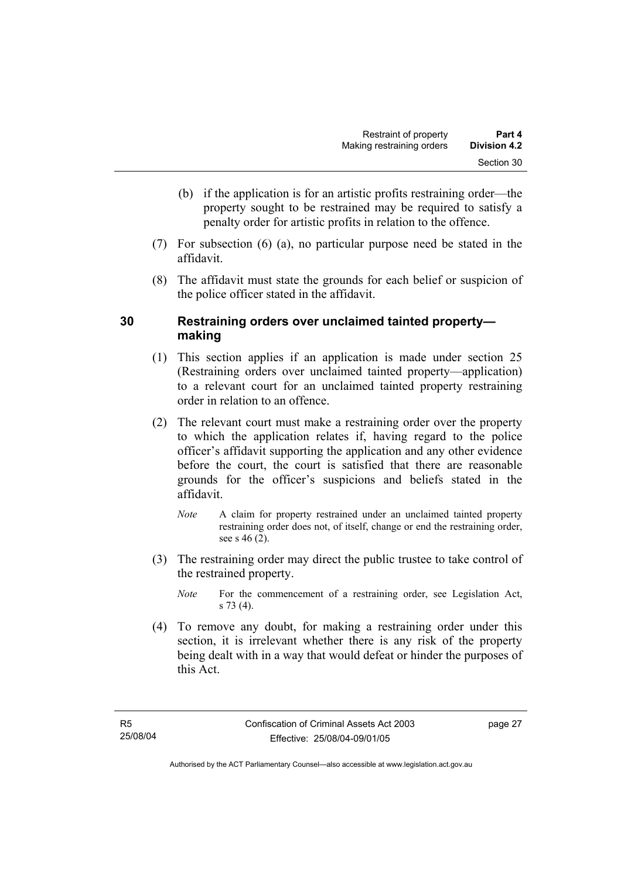(b) if the application is for an artistic profits restraining order—the property sought to be restrained may be required to satisfy a penalty order for artistic profits in relation to the offence.

(7) For subsection (6) (a), no particular purpose need be stated in the affidavit.

(8) The affidavit must state the grounds for each belief or suspicion of the police officer stated in the affidavit.

## 30 Restraining orders over unclaimed tainted property—making

(1) This section applies if an application is made under section 25 (Restraining orders over unclaimed tainted property—application) to a relevant court for an unclaimed tainted property restraining order in relation to an offence.

(2) The relevant court must make a restraining order over the property to which the application relates if, having regard to the police officer's affidavit supporting the application and any other evidence before the court, the court is satisfied that there are reasonable grounds for the officer's suspicions and beliefs stated in the affidavit.

*Note* A claim for property restrained under an unclaimed tainted property restraining order does not, of itself, change or end the restraining order, see s 46 (2).

(3) The restraining order may direct the public trustee to take control of the restrained property.

*Note* For the commencement of a restraining order, see Legislation Act, s 73 (4).

(4) To remove any doubt, for making a restraining order under this section, it is irrelevant whether there is any risk of the property being dealt with in a way that would defeat or hinder the purposes of this Act.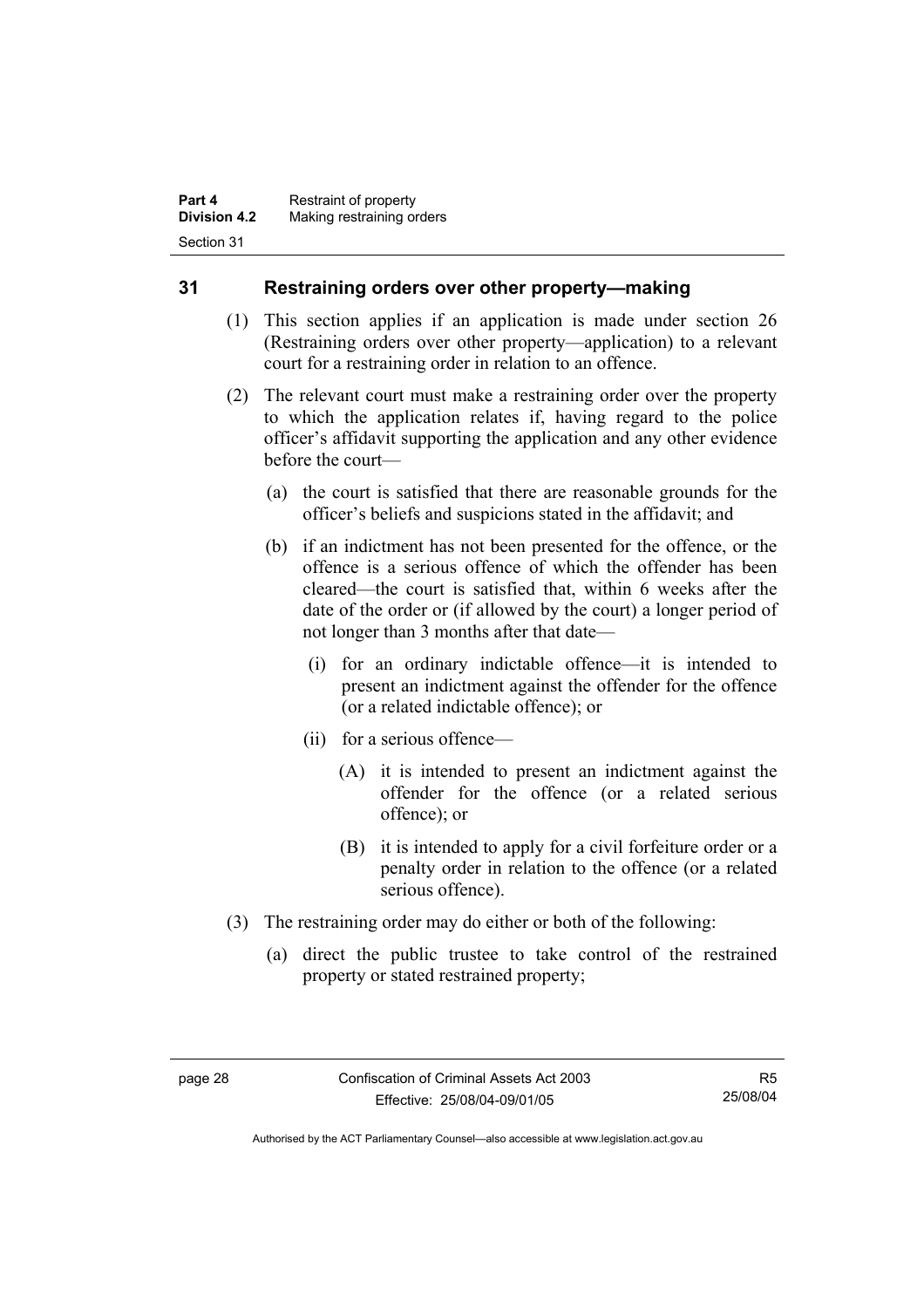## 31 Restraining orders over other property—making

(1) This section applies if an application is made under section 26 (Restraining orders over other property—application) to a relevant court for a restraining order in relation to an offence.

(2) The relevant court must make a restraining order over the property to which the application relates if, having regard to the police officer's affidavit supporting the application and any other evidence before the court—

(a) the court is satisfied that there are reasonable grounds for the officer's beliefs and suspicions stated in the affidavit; and

(b) if an indictment has not been presented for the offence, or the offence is a serious offence of which the offender has been cleared—the court is satisfied that, within 6 weeks after the date of the order or (if allowed by the court) a longer period of not longer than 3 months after that date—

(i) for an ordinary indictable offence—it is intended to present an indictment against the offender for the offence (or a related indictable offence); or

(ii) for a serious offence—

(A) it is intended to present an indictment against the offender for the offence (or a related serious offence); or

(B) it is intended to apply for a civil forfeiture order or a penalty order in relation to the offence (or a related serious offence).

(3) The restraining order may do either or both of the following:

(a) direct the public trustee to take control of the restrained property or stated restrained property;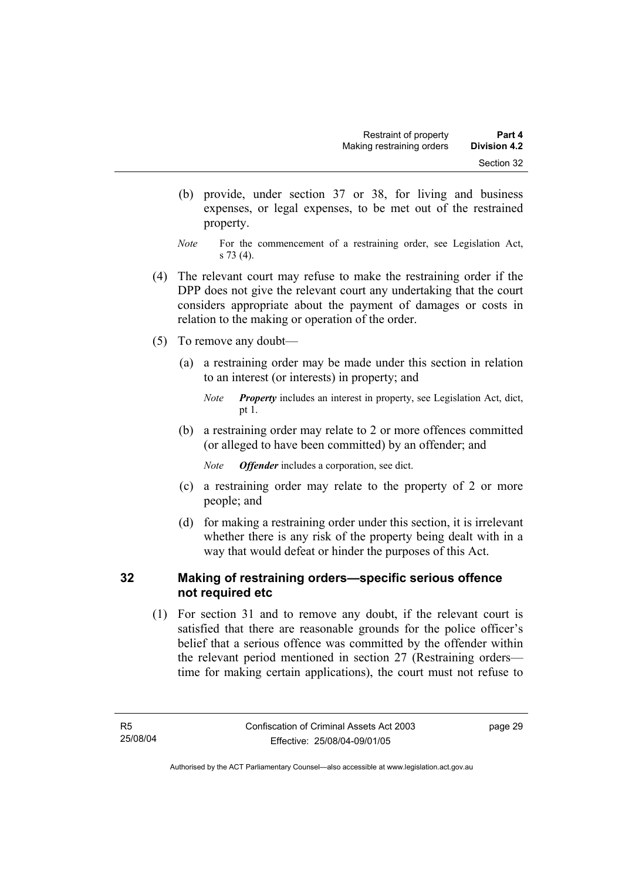(b) provide, under section 37 or 38, for living and business expenses, or legal expenses, to be met out of the restrained property.

*Note* For the commencement of a restraining order, see Legislation Act, s 73 (4).

(4) The relevant court may refuse to make the restraining order if the DPP does not give the relevant court any undertaking that the court considers appropriate about the payment of damages or costs in relation to the making or operation of the order.

(5) To remove any doubt—

(a) a restraining order may be made under this section in relation to an interest (or interests) in property; and

*Note* ***Property*** includes an interest in property, see Legislation Act, dict, pt 1.

(b) a restraining order may relate to 2 or more offences committed (or alleged to have been committed) by an offender; and

*Note* ***Offender*** includes a corporation, see dict.

(c) a restraining order may relate to the property of 2 or more people; and

(d) for making a restraining order under this section, it is irrelevant whether there is any risk of the property being dealt with in a way that would defeat or hinder the purposes of this Act.

## 32 Making of restraining orders—specific serious offence not required etc

(1) For section 31 and to remove any doubt, if the relevant court is satisfied that there are reasonable grounds for the police officer's belief that a serious offence was committed by the offender within the relevant period mentioned in section 27 (Restraining orders—time for making certain applications), the court must not refuse to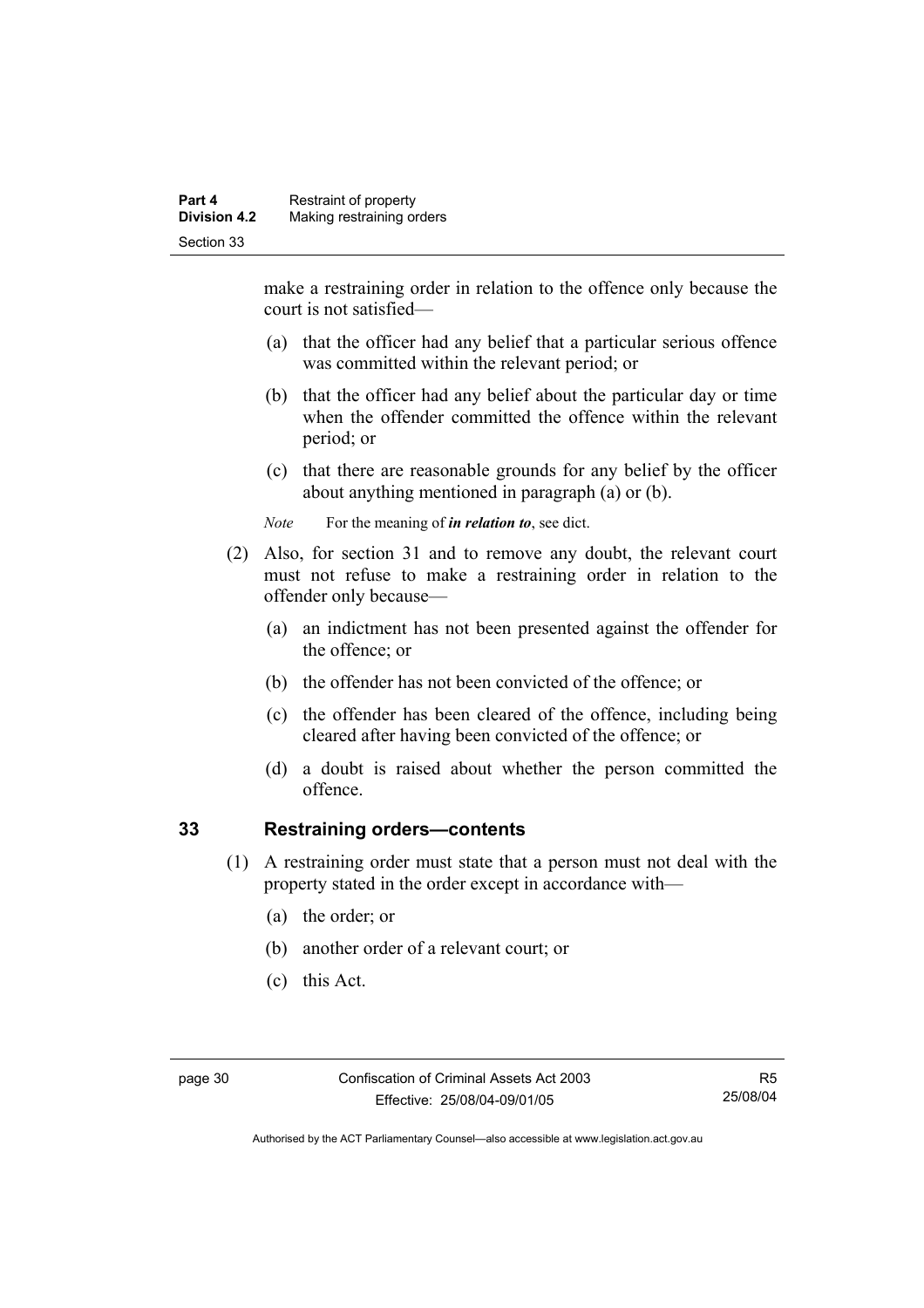make a restraining order in relation to the offence only because the court is not satisfied—

(a) that the officer had any belief that a particular serious offence was committed within the relevant period; or

(b) that the officer had any belief about the particular day or time when the offender committed the offence within the relevant period; or

(c) that there are reasonable grounds for any belief by the officer about anything mentioned in paragraph (a) or (b).

*Note* For the meaning of ***in relation to***, see dict.

(2) Also, for section 31 and to remove any doubt, the relevant court must not refuse to make a restraining order in relation to the offender only because—

(a) an indictment has not been presented against the offender for the offence; or

(b) the offender has not been convicted of the offence; or

(c) the offender has been cleared of the offence, including being cleared after having been convicted of the offence; or

(d) a doubt is raised about whether the person committed the offence.

## 33 Restraining orders—contents

(1) A restraining order must state that a person must not deal with the property stated in the order except in accordance with—

(a) the order; or

(b) another order of a relevant court; or

(c) this Act.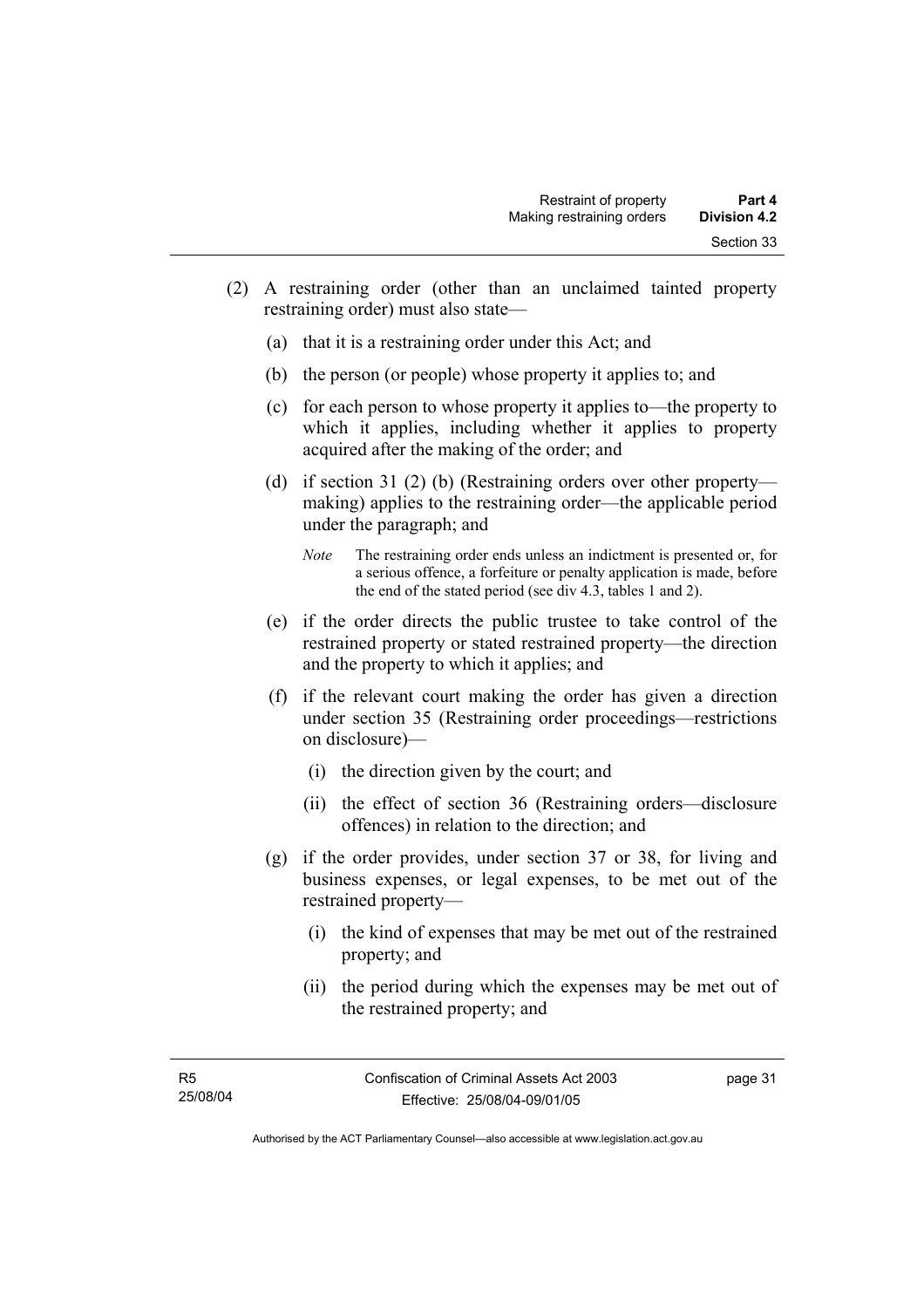(2) A restraining order (other than an unclaimed tainted property restraining order) must also state—

(a) that it is a restraining order under this Act; and

(b) the person (or people) whose property it applies to; and

(c) for each person to whose property it applies to—the property to which it applies, including whether it applies to property acquired after the making of the order; and

(d) if section 31 (2) (b) (Restraining orders over other property—making) applies to the restraining order—the applicable period under the paragraph; and

*Note* The restraining order ends unless an indictment is presented or, for a serious offence, a forfeiture or penalty application is made, before the end of the stated period (see div 4.3, tables 1 and 2).

(e) if the order directs the public trustee to take control of the restrained property or stated restrained property—the direction and the property to which it applies; and

(f) if the relevant court making the order has given a direction under section 35 (Restraining order proceedings—restrictions on disclosure)—

(i) the direction given by the court; and

(ii) the effect of section 36 (Restraining orders—disclosure offences) in relation to the direction; and

(g) if the order provides, under section 37 or 38, for living and business expenses, or legal expenses, to be met out of the restrained property—

(i) the kind of expenses that may be met out of the restrained property; and

(ii) the period during which the expenses may be met out of the restrained property; and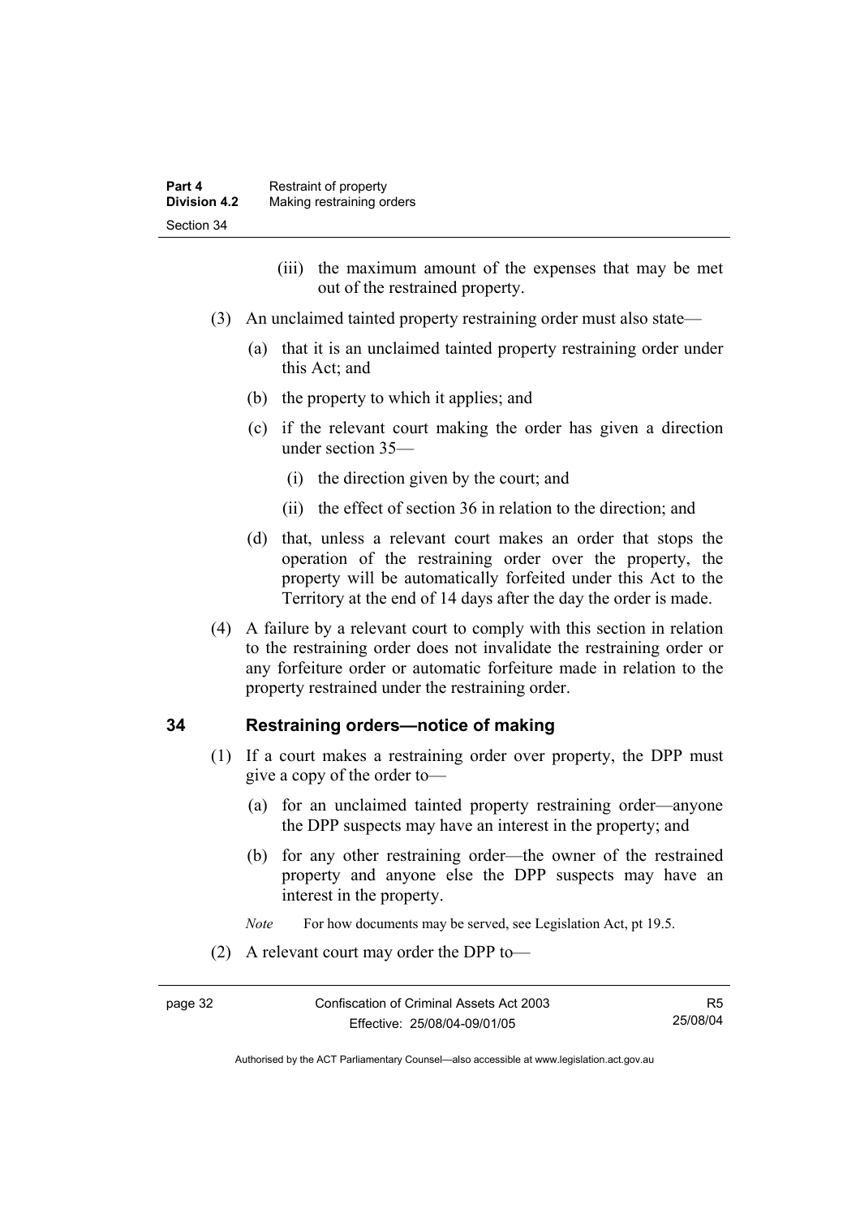(iii) the maximum amount of the expenses that may be met out of the restrained property.

(3) An unclaimed tainted property restraining order must also state—

(a) that it is an unclaimed tainted property restraining order under this Act; and

(b) the property to which it applies; and

(c) if the relevant court making the order has given a direction under section 35—

(i) the direction given by the court; and

(ii) the effect of section 36 in relation to the direction; and

(d) that, unless a relevant court makes an order that stops the operation of the restraining order over the property, the property will be automatically forfeited under this Act to the Territory at the end of 14 days after the day the order is made.

(4) A failure by a relevant court to comply with this section in relation to the restraining order does not invalidate the restraining order or any forfeiture order or automatic forfeiture made in relation to the property restrained under the restraining order.

## 34 Restraining orders—notice of making

(1) If a court makes a restraining order over property, the DPP must give a copy of the order to—

(a) for an unclaimed tainted property restraining order—anyone the DPP suspects may have an interest in the property; and

(b) for any other restraining order—the owner of the restrained property and anyone else the DPP suspects may have an interest in the property.

*Note* For how documents may be served, see Legislation Act, pt 19.5.

(2) A relevant court may order the DPP to—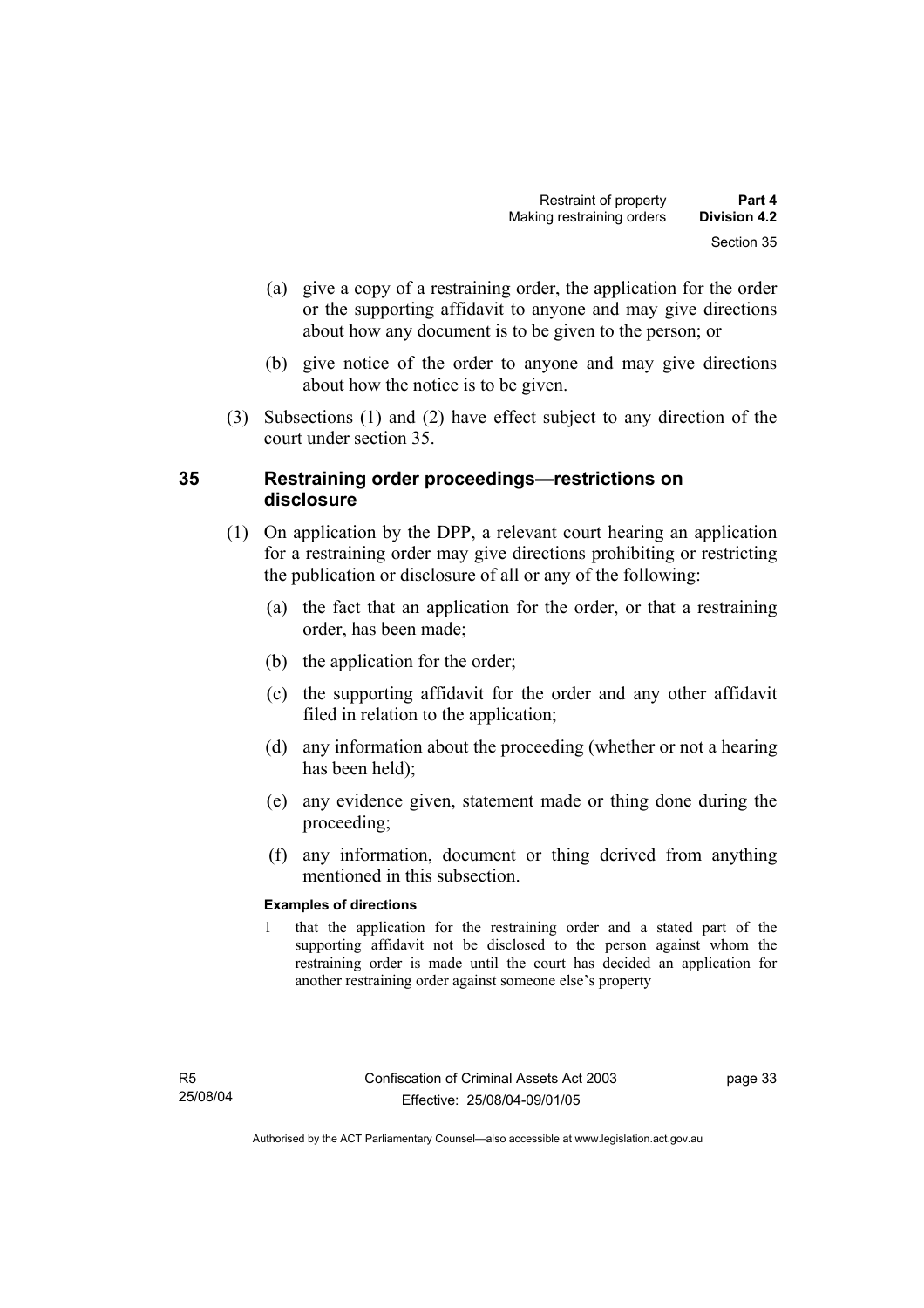(a) give a copy of a restraining order, the application for the order or the supporting affidavit to anyone and may give directions about how any document is to be given to the person; or

(b) give notice of the order to anyone and may give directions about how the notice is to be given.

(3) Subsections (1) and (2) have effect subject to any direction of the court under section 35.

### 35 Restraining order proceedings—restrictions on disclosure

(1) On application by the DPP, a relevant court hearing an application for a restraining order may give directions prohibiting or restricting the publication or disclosure of all or any of the following:

(a) the fact that an application for the order, or that a restraining order, has been made;

(b) the application for the order;

(c) the supporting affidavit for the order and any other affidavit filed in relation to the application;

(d) any information about the proceeding (whether or not a hearing has been held);

(e) any evidence given, statement made or thing done during the proceeding;

(f) any information, document or thing derived from anything mentioned in this subsection.

**Examples of directions**

1 that the application for the restraining order and a stated part of the supporting affidavit not be disclosed to the person against whom the restraining order is made until the court has decided an application for another restraining order against someone else's property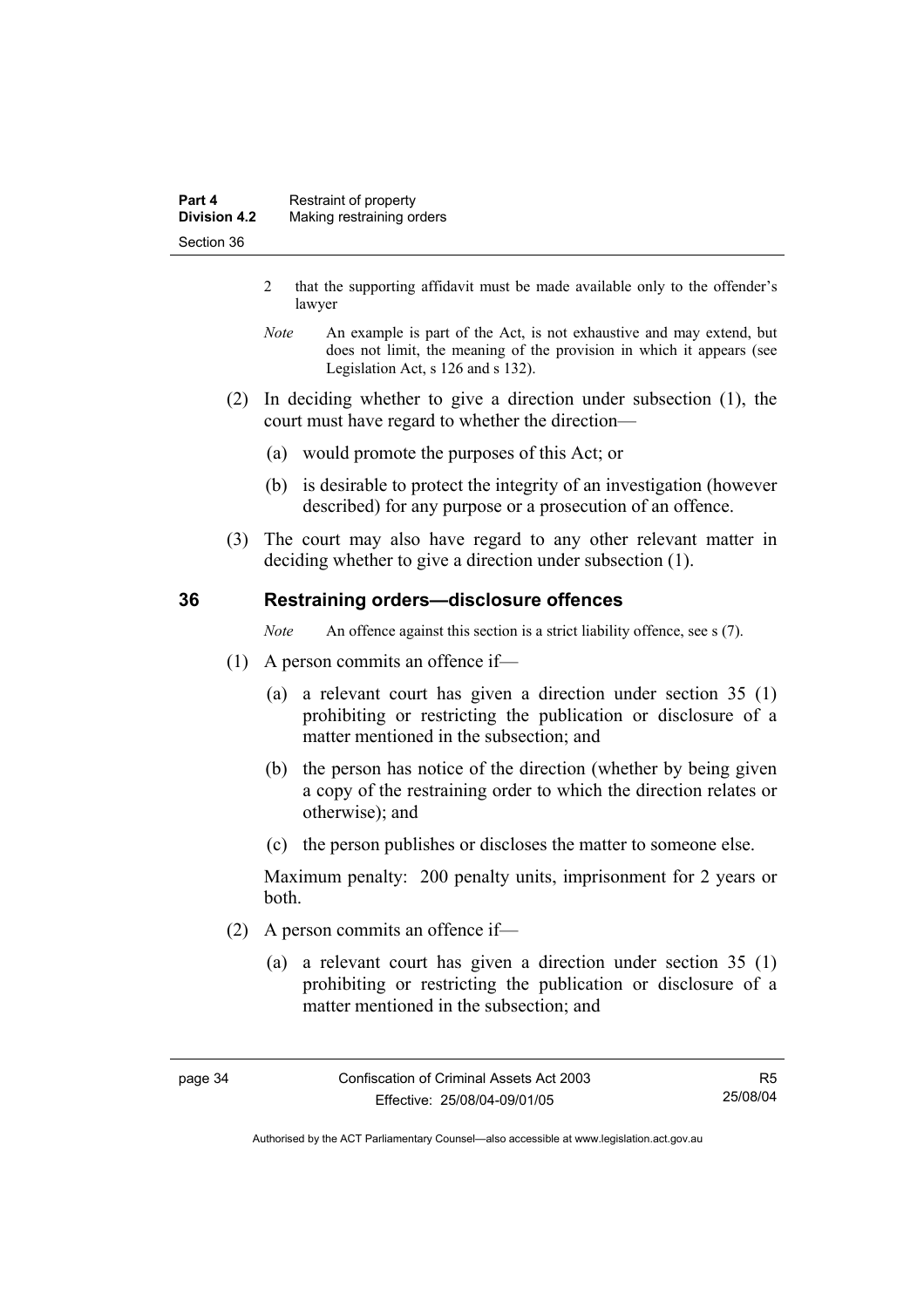2 that the supporting affidavit must be made available only to the offender's lawyer

*Note* An example is part of the Act, is not exhaustive and may extend, but does not limit, the meaning of the provision in which it appears (see Legislation Act, s 126 and s 132).

(2) In deciding whether to give a direction under subsection (1), the court must have regard to whether the direction—

(a) would promote the purposes of this Act; or

(b) is desirable to protect the integrity of an investigation (however described) for any purpose or a prosecution of an offence.

(3) The court may also have regard to any other relevant matter in deciding whether to give a direction under subsection (1).

## 36 Restraining orders—disclosure offences

*Note* An offence against this section is a strict liability offence, see s (7).

(1) A person commits an offence if—

(a) a relevant court has given a direction under section 35 (1) prohibiting or restricting the publication or disclosure of a matter mentioned in the subsection; and

(b) the person has notice of the direction (whether by being given a copy of the restraining order to which the direction relates or otherwise); and

(c) the person publishes or discloses the matter to someone else.

Maximum penalty: 200 penalty units, imprisonment for 2 years or both.

(2) A person commits an offence if—

(a) a relevant court has given a direction under section 35 (1) prohibiting or restricting the publication or disclosure of a matter mentioned in the subsection; and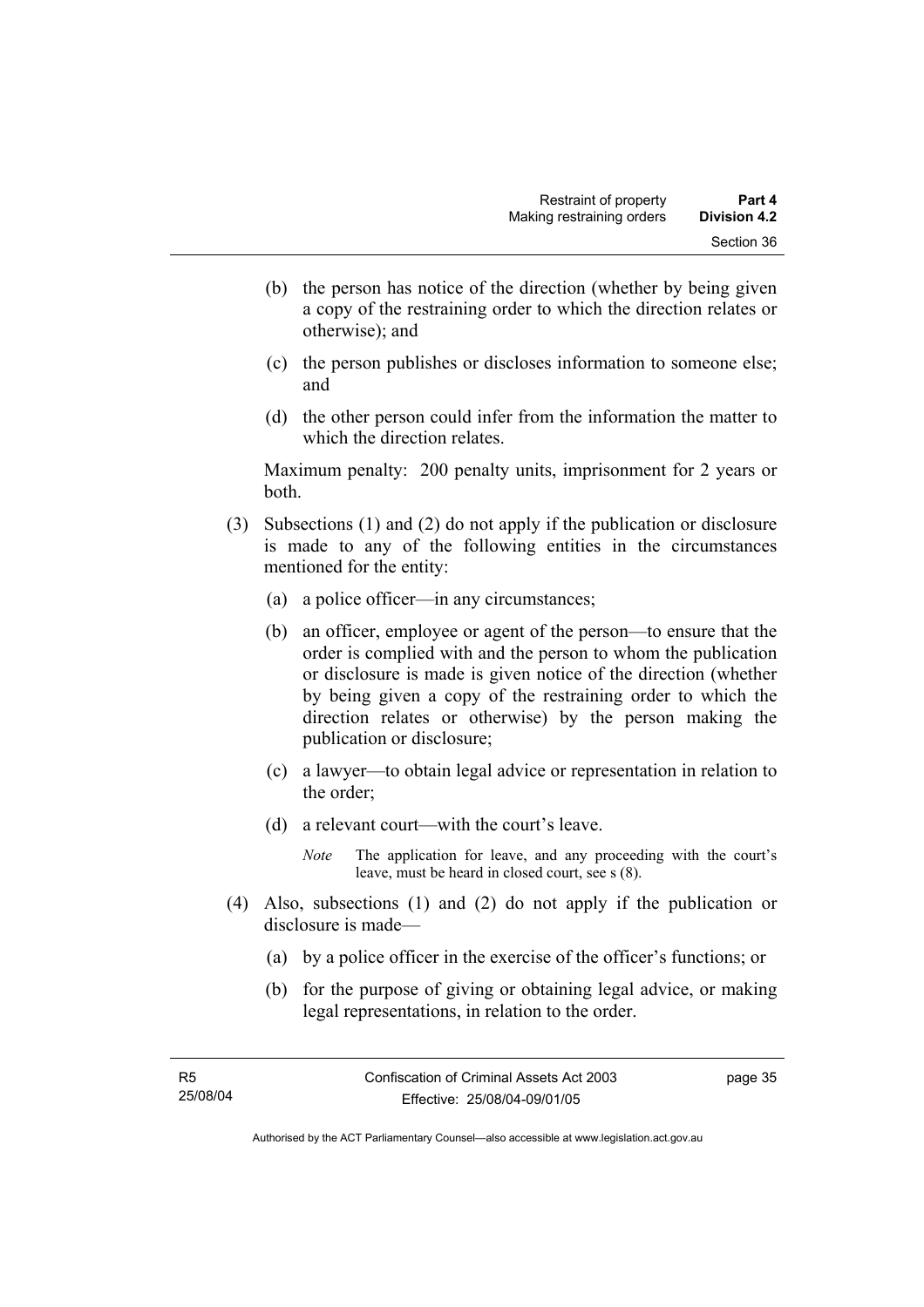(b) the person has notice of the direction (whether by being given a copy of the restraining order to which the direction relates or otherwise); and

(c) the person publishes or discloses information to someone else; and

(d) the other person could infer from the information the matter to which the direction relates.

Maximum penalty: 200 penalty units, imprisonment for 2 years or both.

(3) Subsections (1) and (2) do not apply if the publication or disclosure is made to any of the following entities in the circumstances mentioned for the entity:

(a) a police officer—in any circumstances;

(b) an officer, employee or agent of the person—to ensure that the order is complied with and the person to whom the publication or disclosure is made is given notice of the direction (whether by being given a copy of the restraining order to which the direction relates or otherwise) by the person making the publication or disclosure;

(c) a lawyer—to obtain legal advice or representation in relation to the order;

(d) a relevant court—with the court's leave.

*Note* The application for leave, and any proceeding with the court's leave, must be heard in closed court, see s (8).

(4) Also, subsections (1) and (2) do not apply if the publication or disclosure is made—

(a) by a police officer in the exercise of the officer's functions; or

(b) for the purpose of giving or obtaining legal advice, or making legal representations, in relation to the order.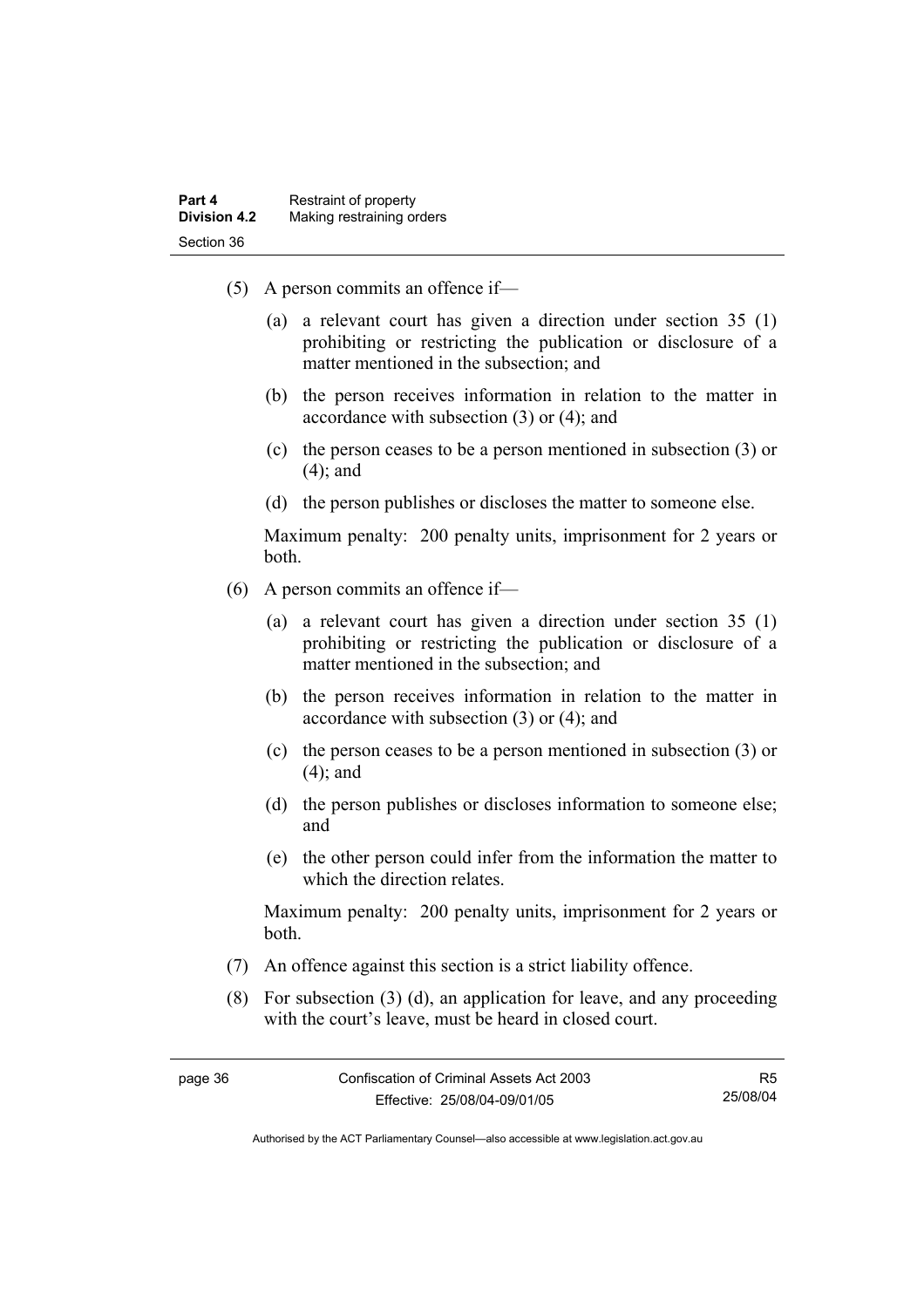(5) A person commits an offence if—

(a) a relevant court has given a direction under section 35 (1) prohibiting or restricting the publication or disclosure of a matter mentioned in the subsection; and

(b) the person receives information in relation to the matter in accordance with subsection (3) or (4); and

(c) the person ceases to be a person mentioned in subsection (3) or (4); and

(d) the person publishes or discloses the matter to someone else.

Maximum penalty: 200 penalty units, imprisonment for 2 years or both.

(6) A person commits an offence if—

(a) a relevant court has given a direction under section 35 (1) prohibiting or restricting the publication or disclosure of a matter mentioned in the subsection; and

(b) the person receives information in relation to the matter in accordance with subsection (3) or (4); and

(c) the person ceases to be a person mentioned in subsection (3) or (4); and

(d) the person publishes or discloses information to someone else; and

(e) the other person could infer from the information the matter to which the direction relates.

Maximum penalty: 200 penalty units, imprisonment for 2 years or both.

(7) An offence against this section is a strict liability offence.

(8) For subsection (3) (d), an application for leave, and any proceeding with the court's leave, must be heard in closed court.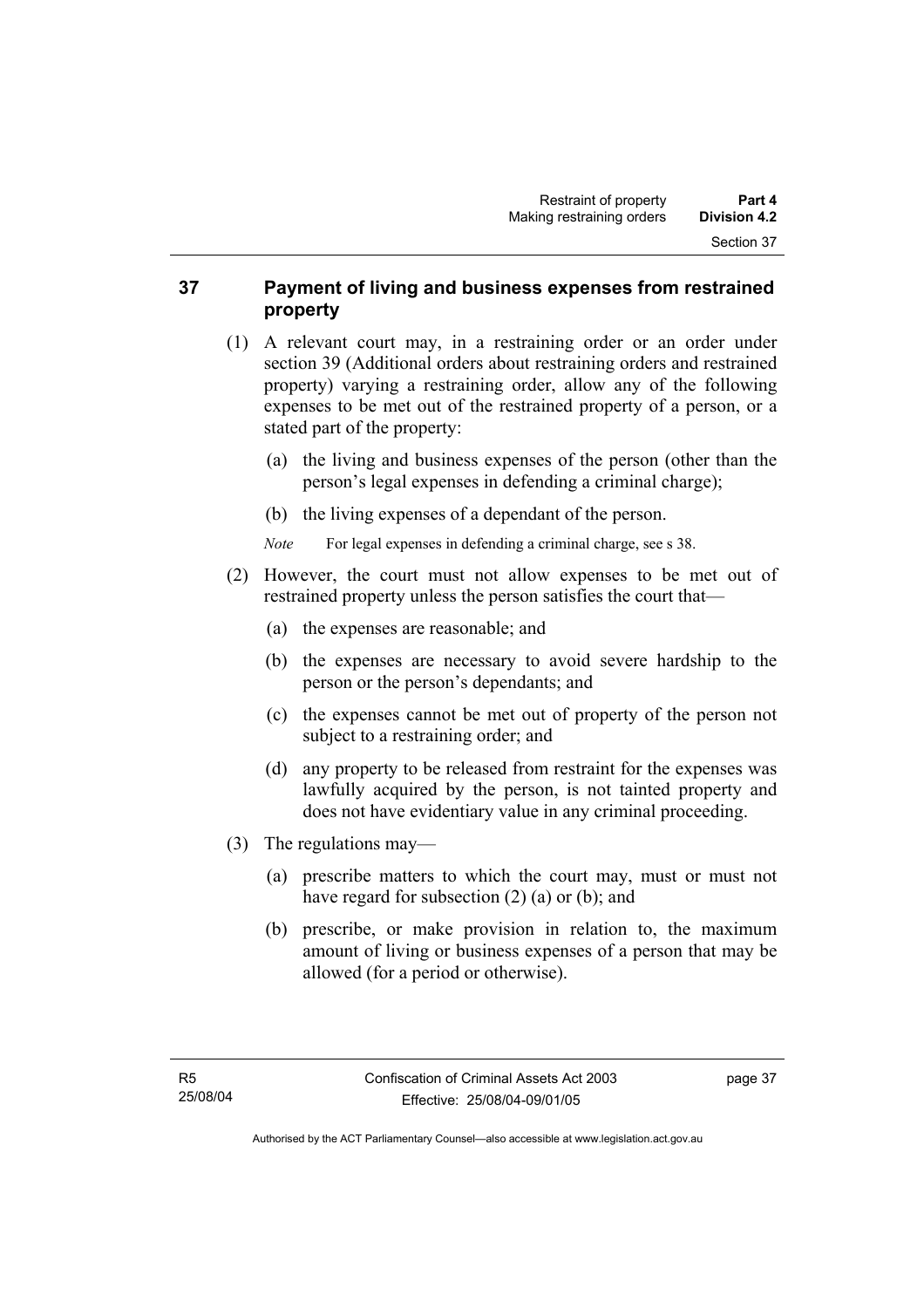## 37 Payment of living and business expenses from restrained property

(1) A relevant court may, in a restraining order or an order under section 39 (Additional orders about restraining orders and restrained property) varying a restraining order, allow any of the following expenses to be met out of the restrained property of a person, or a stated part of the property:

(a) the living and business expenses of the person (other than the person's legal expenses in defending a criminal charge);

(b) the living expenses of a dependant of the person.

*Note* For legal expenses in defending a criminal charge, see s 38.

(2) However, the court must not allow expenses to be met out of restrained property unless the person satisfies the court that—

(a) the expenses are reasonable; and

(b) the expenses are necessary to avoid severe hardship to the person or the person's dependants; and

(c) the expenses cannot be met out of property of the person not subject to a restraining order; and

(d) any property to be released from restraint for the expenses was lawfully acquired by the person, is not tainted property and does not have evidentiary value in any criminal proceeding.

(3) The regulations may—

(a) prescribe matters to which the court may, must or must not have regard for subsection (2) (a) or (b); and

(b) prescribe, or make provision in relation to, the maximum amount of living or business expenses of a person that may be allowed (for a period or otherwise).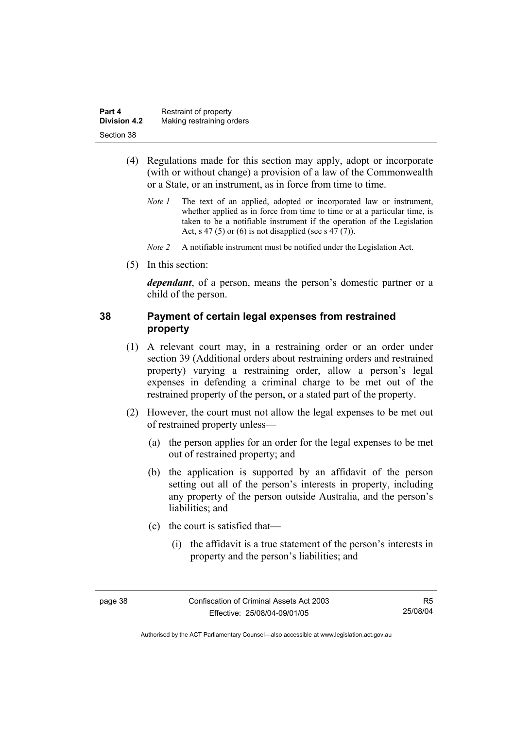(4) Regulations made for this section may apply, adopt or incorporate (with or without change) a provision of a law of the Commonwealth or a State, or an instrument, as in force from time to time.

*Note 1* The text of an applied, adopted or incorporated law or instrument, whether applied as in force from time to time or at a particular time, is taken to be a notifiable instrument if the operation of the Legislation Act, s 47 (5) or (6) is not disapplied (see s 47 (7)).

*Note 2* A notifiable instrument must be notified under the Legislation Act.

(5) In this section:

***dependant***, of a person, means the person's domestic partner or a child of the person.

## 38 Payment of certain legal expenses from restrained property

(1) A relevant court may, in a restraining order or an order under section 39 (Additional orders about restraining orders and restrained property) varying a restraining order, allow a person's legal expenses in defending a criminal charge to be met out of the restrained property of the person, or a stated part of the property.

(2) However, the court must not allow the legal expenses to be met out of restrained property unless—

(a) the person applies for an order for the legal expenses to be met out of restrained property; and

(b) the application is supported by an affidavit of the person setting out all of the person's interests in property, including any property of the person outside Australia, and the person's liabilities; and

(c) the court is satisfied that—

(i) the affidavit is a true statement of the person's interests in property and the person's liabilities; and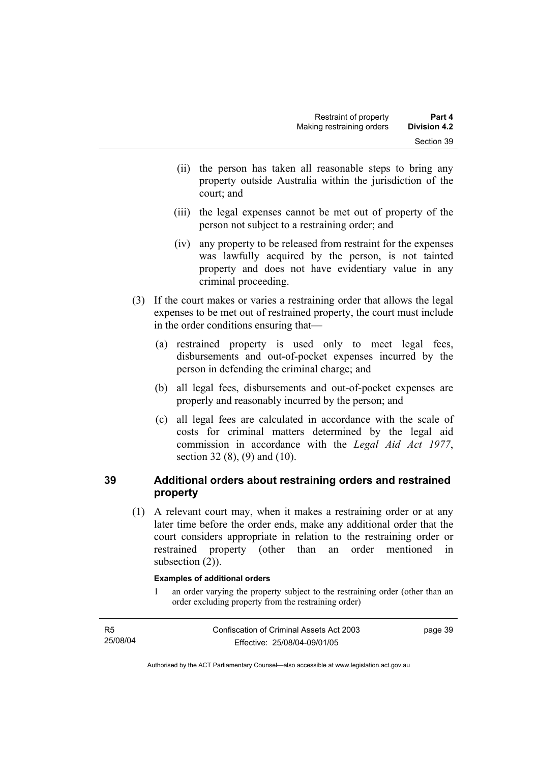(ii) the person has taken all reasonable steps to bring any property outside Australia within the jurisdiction of the court; and

(iii) the legal expenses cannot be met out of property of the person not subject to a restraining order; and

(iv) any property to be released from restraint for the expenses was lawfully acquired by the person, is not tainted property and does not have evidentiary value in any criminal proceeding.

(3) If the court makes or varies a restraining order that allows the legal expenses to be met out of restrained property, the court must include in the order conditions ensuring that—

(a) restrained property is used only to meet legal fees, disbursements and out-of-pocket expenses incurred by the person in defending the criminal charge; and

(b) all legal fees, disbursements and out-of-pocket expenses are properly and reasonably incurred by the person; and

(c) all legal fees are calculated in accordance with the scale of costs for criminal matters determined by the legal aid commission in accordance with the *Legal Aid Act 1977*, section 32 (8), (9) and (10).

## 39 Additional orders about restraining orders and restrained property

(1) A relevant court may, when it makes a restraining order or at any later time before the order ends, make any additional order that the court considers appropriate in relation to the restraining order or restrained property (other than an order mentioned in subsection (2)).

**Examples of additional orders**

1 an order varying the property subject to the restraining order (other than an order excluding property from the restraining order)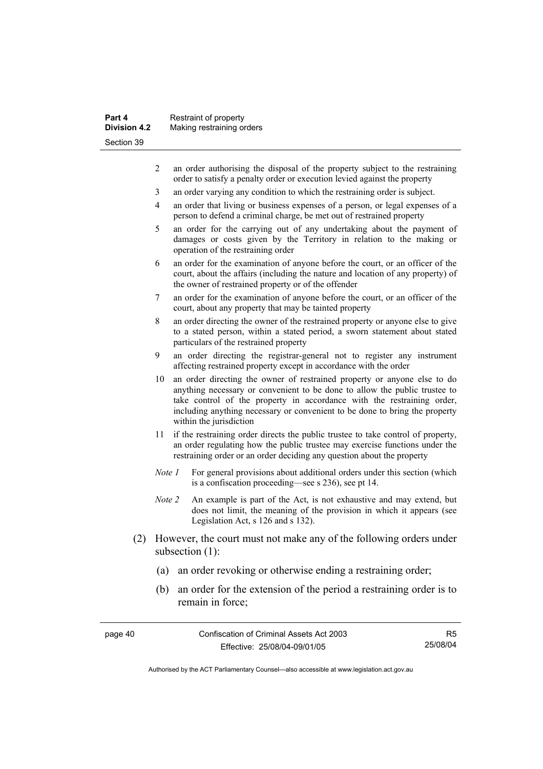2 an order authorising the disposal of the property subject to the restraining order to satisfy a penalty order or execution levied against the property

3 an order varying any condition to which the restraining order is subject.

4 an order that living or business expenses of a person, or legal expenses of a person to defend a criminal charge, be met out of restrained property

5 an order for the carrying out of any undertaking about the payment of damages or costs given by the Territory in relation to the making or operation of the restraining order

6 an order for the examination of anyone before the court, or an officer of the court, about the affairs (including the nature and location of any property) of the owner of restrained property or of the offender

7 an order for the examination of anyone before the court, or an officer of the court, about any property that may be tainted property

8 an order directing the owner of the restrained property or anyone else to give to a stated person, within a stated period, a sworn statement about stated particulars of the restrained property

9 an order directing the registrar-general not to register any instrument affecting restrained property except in accordance with the order

10 an order directing the owner of restrained property or anyone else to do anything necessary or convenient to be done to allow the public trustee to take control of the property in accordance with the restraining order, including anything necessary or convenient to be done to bring the property within the jurisdiction

11 if the restraining order directs the public trustee to take control of property, an order regulating how the public trustee may exercise functions under the restraining order or an order deciding any question about the property

*Note 1* For general provisions about additional orders under this section (which is a confiscation proceeding—see s 236), see pt 14.

*Note 2* An example is part of the Act, is not exhaustive and may extend, but does not limit, the meaning of the provision in which it appears (see Legislation Act, s 126 and s 132).

(2) However, the court must not make any of the following orders under subsection (1):

(a) an order revoking or otherwise ending a restraining order;

(b) an order for the extension of the period a restraining order is to remain in force;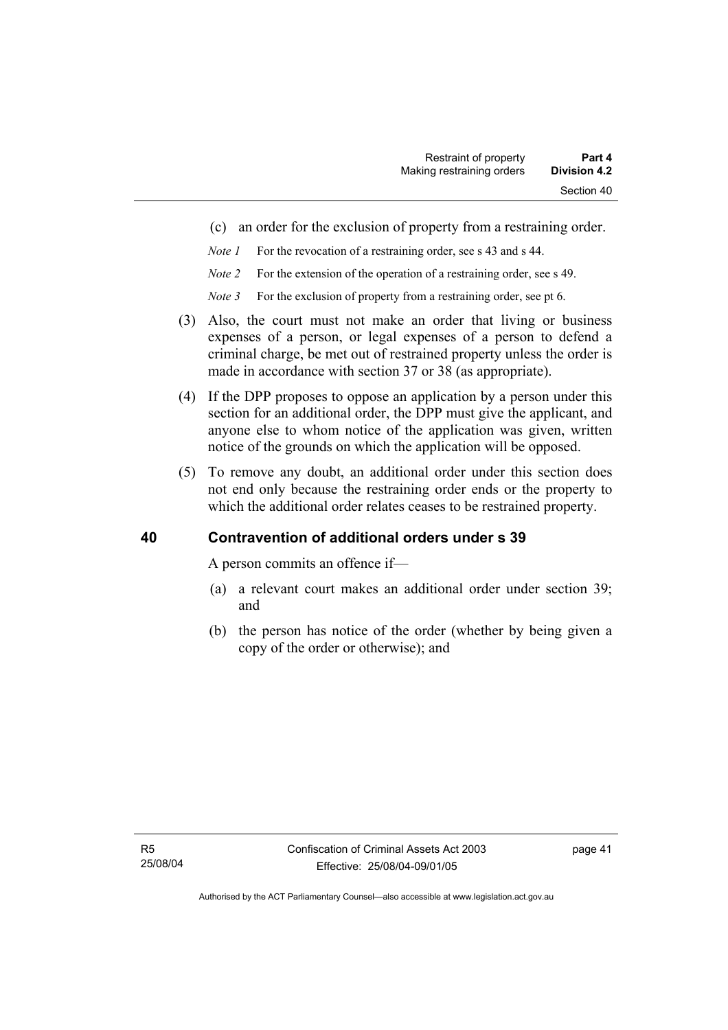(c) an order for the exclusion of property from a restraining order.

*Note 1* For the revocation of a restraining order, see s 43 and s 44.

*Note 2* For the extension of the operation of a restraining order, see s 49.

*Note 3* For the exclusion of property from a restraining order, see pt 6.

(3) Also, the court must not make an order that living or business expenses of a person, or legal expenses of a person to defend a criminal charge, be met out of restrained property unless the order is made in accordance with section 37 or 38 (as appropriate).

(4) If the DPP proposes to oppose an application by a person under this section for an additional order, the DPP must give the applicant, and anyone else to whom notice of the application was given, written notice of the grounds on which the application will be opposed.

(5) To remove any doubt, an additional order under this section does not end only because the restraining order ends or the property to which the additional order relates ceases to be restrained property.

## 40 Contravention of additional orders under s 39

A person commits an offence if—

(a) a relevant court makes an additional order under section 39; and

(b) the person has notice of the order (whether by being given a copy of the order or otherwise); and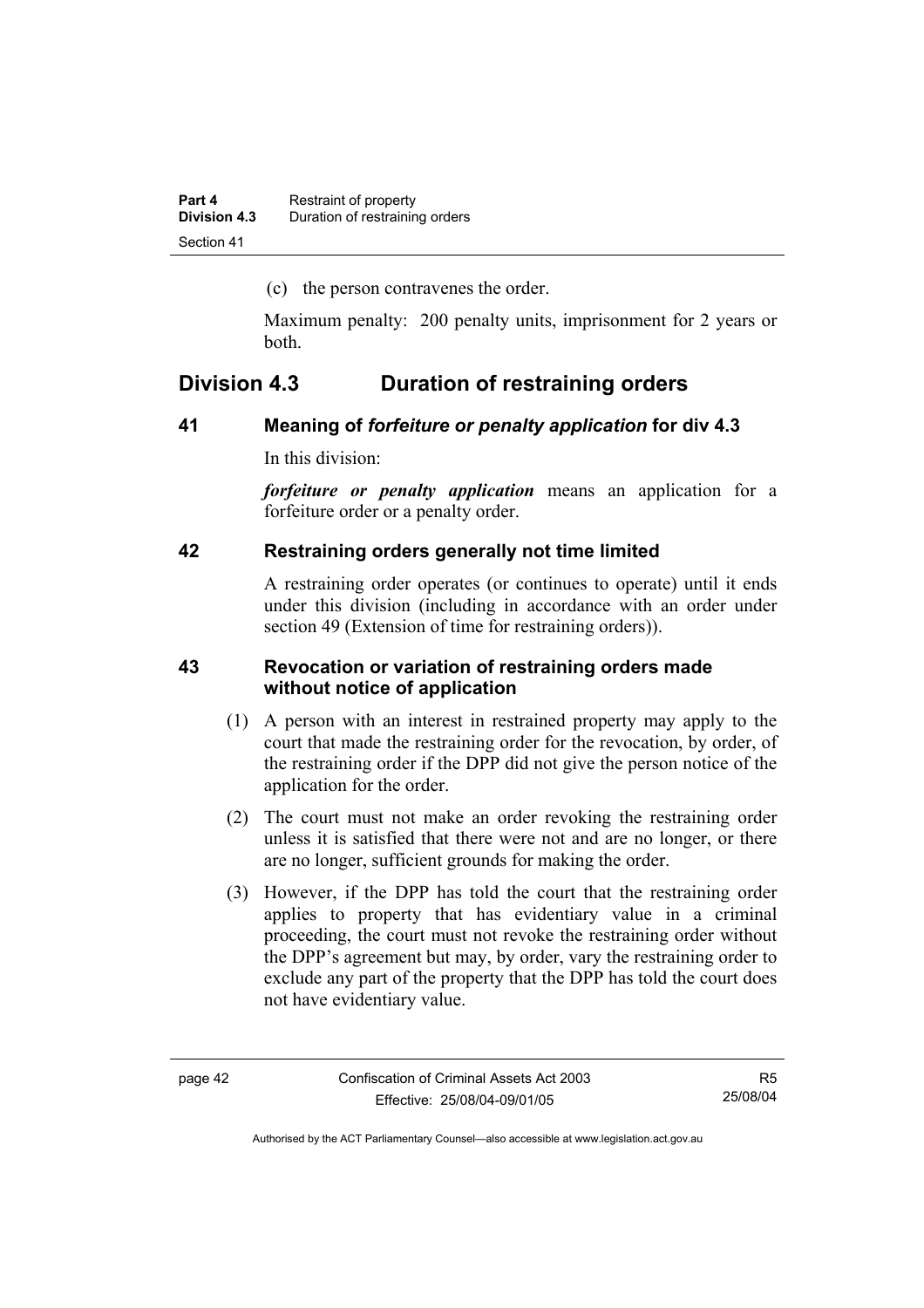(c) the person contravenes the order.

Maximum penalty: 200 penalty units, imprisonment for 2 years or both.

## Division 4.3 Duration of restraining orders

### 41 Meaning of *forfeiture or penalty application* for div 4.3

In this division:

***forfeiture or penalty application*** means an application for a forfeiture order or a penalty order.

### 42 Restraining orders generally not time limited

A restraining order operates (or continues to operate) until it ends under this division (including in accordance with an order under section 49 (Extension of time for restraining orders)).

### 43 Revocation or variation of restraining orders made without notice of application

(1) A person with an interest in restrained property may apply to the court that made the restraining order for the revocation, by order, of the restraining order if the DPP did not give the person notice of the application for the order.

(2) The court must not make an order revoking the restraining order unless it is satisfied that there were not and are no longer, or there are no longer, sufficient grounds for making the order.

(3) However, if the DPP has told the court that the restraining order applies to property that has evidentiary value in a criminal proceeding, the court must not revoke the restraining order without the DPP's agreement but may, by order, vary the restraining order to exclude any part of the property that the DPP has told the court does not have evidentiary value.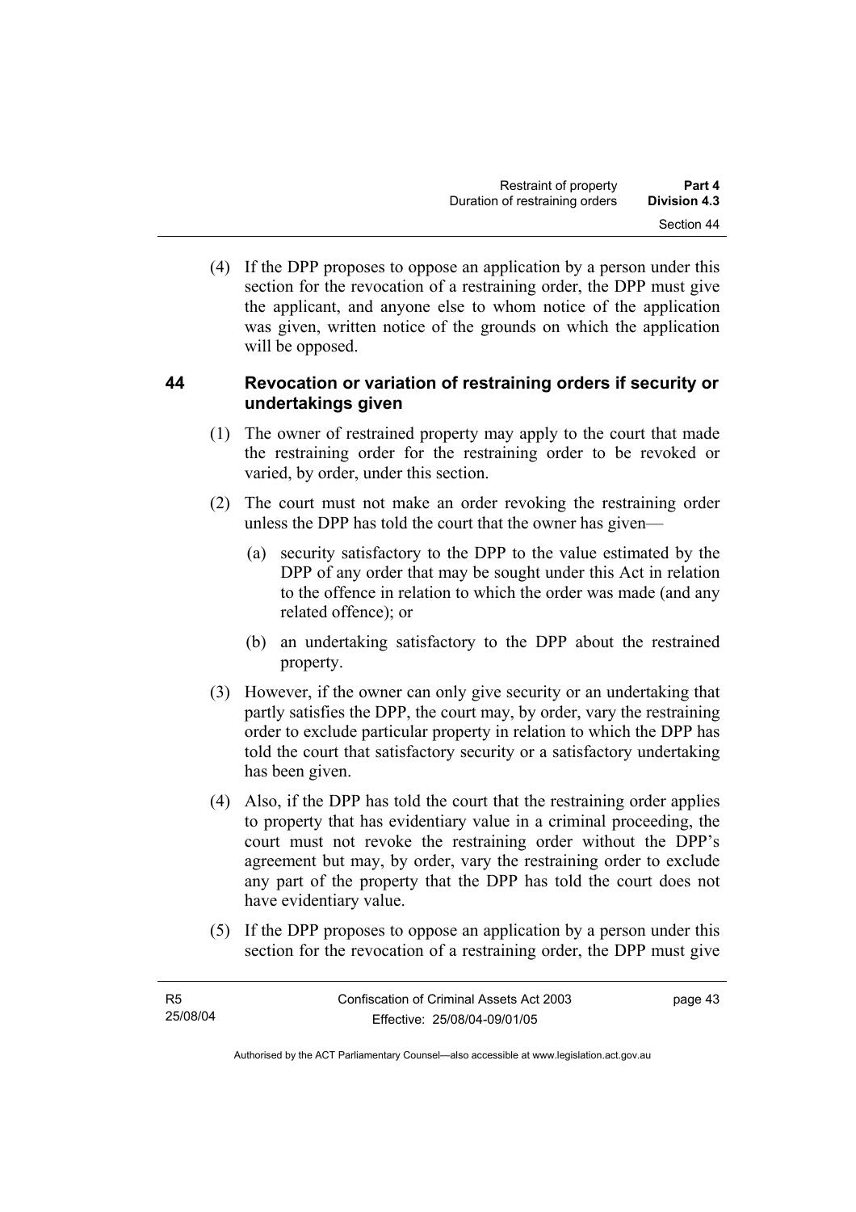(4) If the DPP proposes to oppose an application by a person under this section for the revocation of a restraining order, the DPP must give the applicant, and anyone else to whom notice of the application was given, written notice of the grounds on which the application will be opposed.

### 44 Revocation or variation of restraining orders if security or undertakings given

(1) The owner of restrained property may apply to the court that made the restraining order for the restraining order to be revoked or varied, by order, under this section.

(2) The court must not make an order revoking the restraining order unless the DPP has told the court that the owner has given—

(a) security satisfactory to the DPP to the value estimated by the DPP of any order that may be sought under this Act in relation to the offence in relation to which the order was made (and any related offence); or

(b) an undertaking satisfactory to the DPP about the restrained property.

(3) However, if the owner can only give security or an undertaking that partly satisfies the DPP, the court may, by order, vary the restraining order to exclude particular property in relation to which the DPP has told the court that satisfactory security or a satisfactory undertaking has been given.

(4) Also, if the DPP has told the court that the restraining order applies to property that has evidentiary value in a criminal proceeding, the court must not revoke the restraining order without the DPP's agreement but may, by order, vary the restraining order to exclude any part of the property that the DPP has told the court does not have evidentiary value.

(5) If the DPP proposes to oppose an application by a person under this section for the revocation of a restraining order, the DPP must give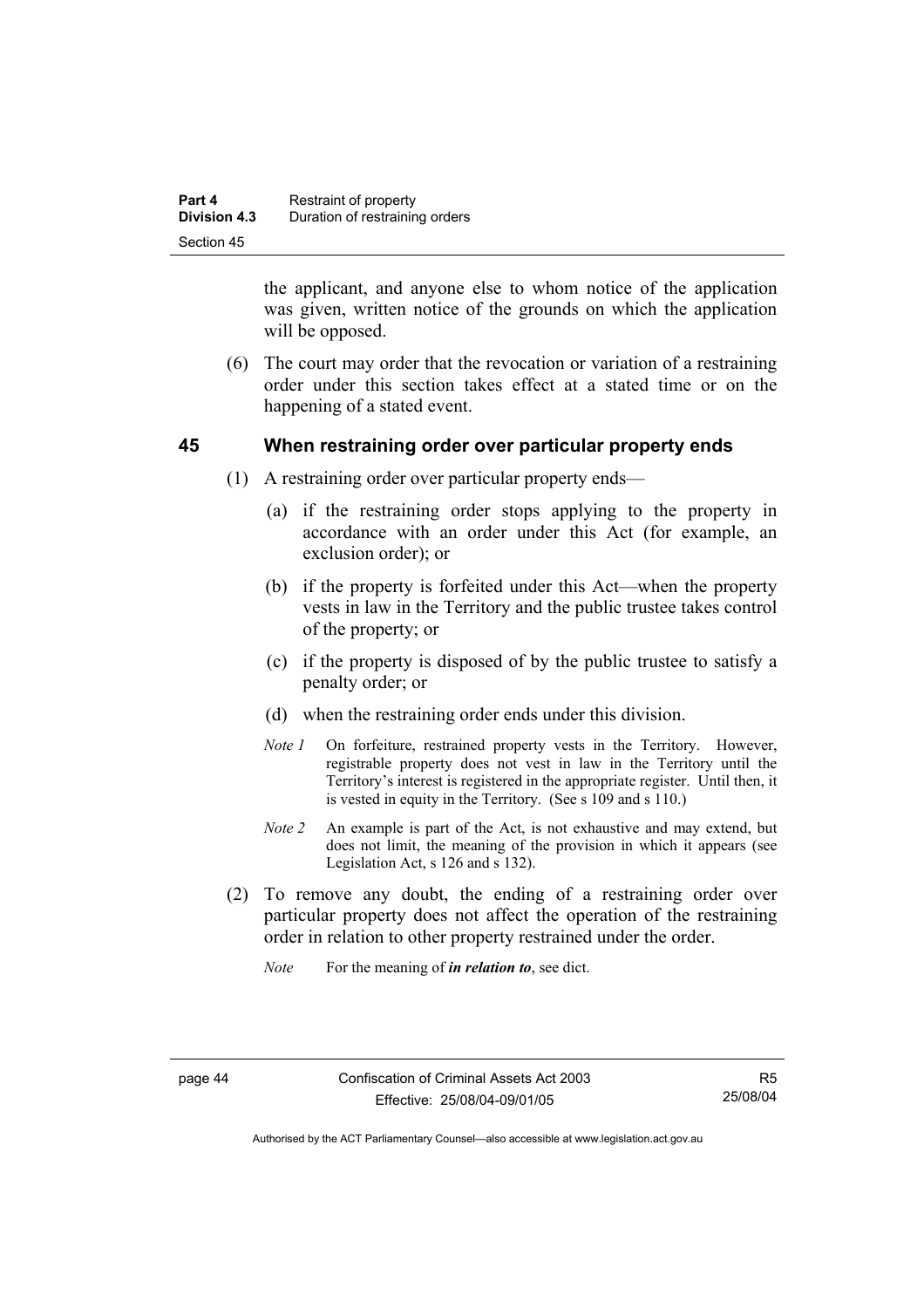the applicant, and anyone else to whom notice of the application was given, written notice of the grounds on which the application will be opposed.

(6) The court may order that the revocation or variation of a restraining order under this section takes effect at a stated time or on the happening of a stated event.

## 45 When restraining order over particular property ends

(1) A restraining order over particular property ends—

(a) if the restraining order stops applying to the property in accordance with an order under this Act (for example, an exclusion order); or

(b) if the property is forfeited under this Act—when the property vests in law in the Territory and the public trustee takes control of the property; or

(c) if the property is disposed of by the public trustee to satisfy a penalty order; or

(d) when the restraining order ends under this division.

*Note 1* On forfeiture, restrained property vests in the Territory. However, registrable property does not vest in law in the Territory until the Territory's interest is registered in the appropriate register. Until then, it is vested in equity in the Territory. (See s 109 and s 110.)

*Note 2* An example is part of the Act, is not exhaustive and may extend, but does not limit, the meaning of the provision in which it appears (see Legislation Act, s 126 and s 132).

(2) To remove any doubt, the ending of a restraining order over particular property does not affect the operation of the restraining order in relation to other property restrained under the order.

*Note* For the meaning of ***in relation to***, see dict.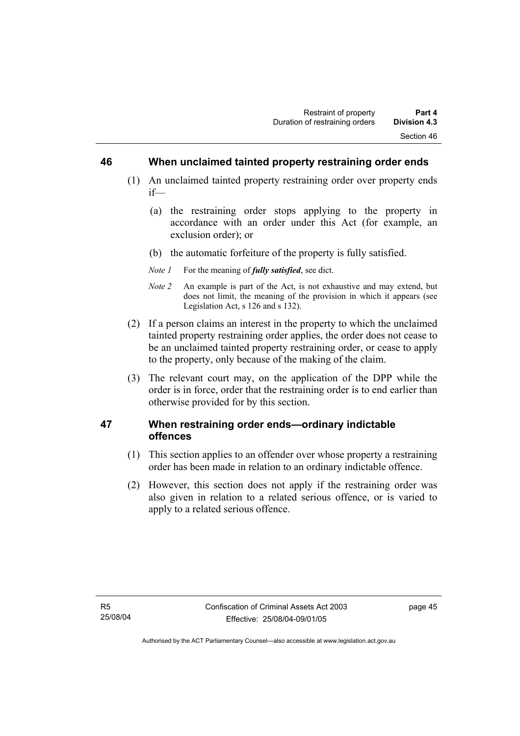## 46 When unclaimed tainted property restraining order ends

(1) An unclaimed tainted property restraining order over property ends if—

(a) the restraining order stops applying to the property in accordance with an order under this Act (for example, an exclusion order); or

(b) the automatic forfeiture of the property is fully satisfied.

*Note 1* For the meaning of ***fully satisfied***, see dict.

*Note 2* An example is part of the Act, is not exhaustive and may extend, but does not limit, the meaning of the provision in which it appears (see Legislation Act, s 126 and s 132).

(2) If a person claims an interest in the property to which the unclaimed tainted property restraining order applies, the order does not cease to be an unclaimed tainted property restraining order, or cease to apply to the property, only because of the making of the claim.

(3) The relevant court may, on the application of the DPP while the order is in force, order that the restraining order is to end earlier than otherwise provided for by this section.

## 47 When restraining order ends—ordinary indictable offences

(1) This section applies to an offender over whose property a restraining order has been made in relation to an ordinary indictable offence.

(2) However, this section does not apply if the restraining order was also given in relation to a related serious offence, or is varied to apply to a related serious offence.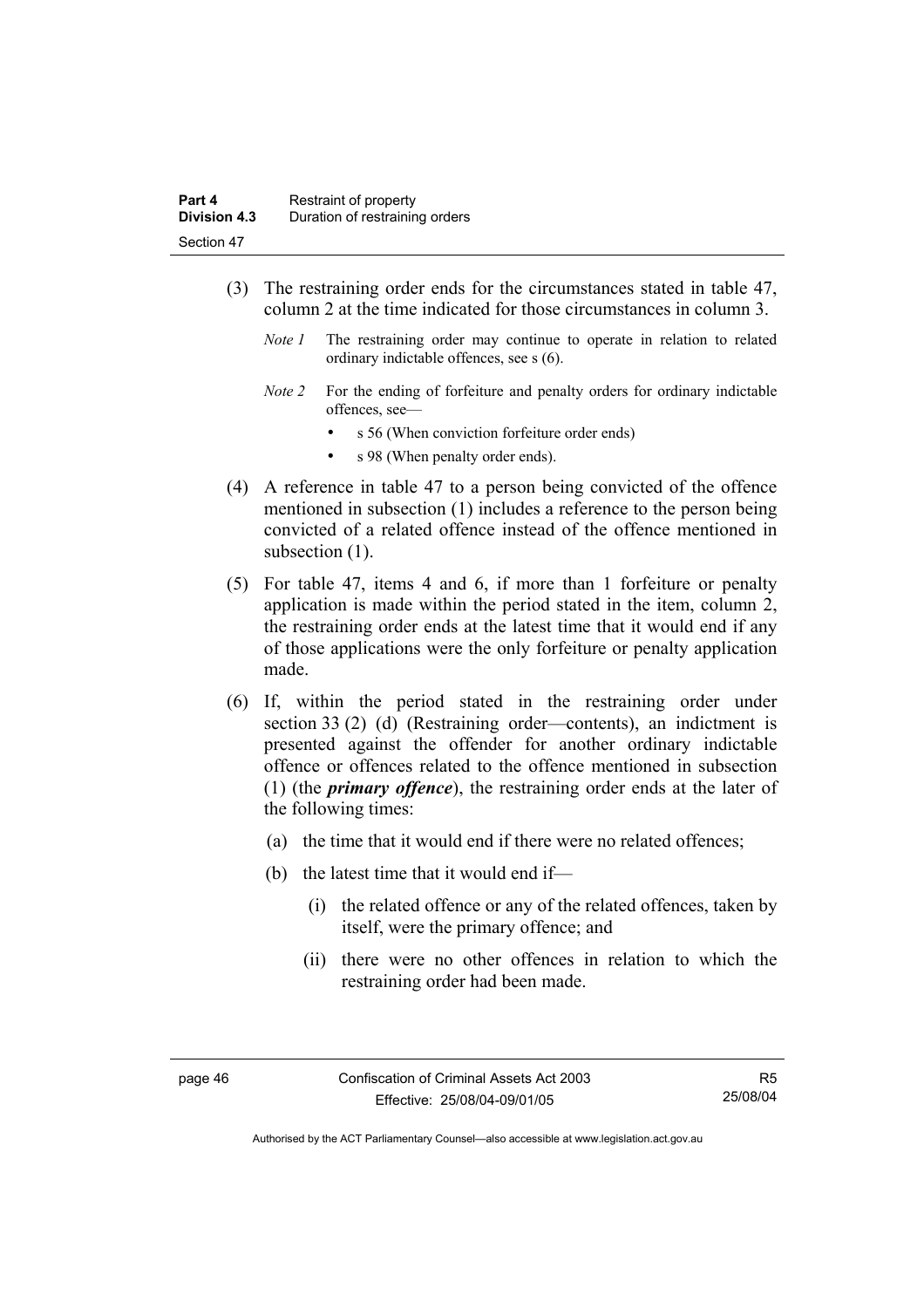(3) The restraining order ends for the circumstances stated in table 47, column 2 at the time indicated for those circumstances in column 3.

*Note 1* The restraining order may continue to operate in relation to related ordinary indictable offences, see s (6).

*Note 2* For the ending of forfeiture and penalty orders for ordinary indictable offences, see—

- s 56 (When conviction forfeiture order ends)
- s 98 (When penalty order ends).

(4) A reference in table 47 to a person being convicted of the offence mentioned in subsection (1) includes a reference to the person being convicted of a related offence instead of the offence mentioned in subsection (1).

(5) For table 47, items 4 and 6, if more than 1 forfeiture or penalty application is made within the period stated in the item, column 2, the restraining order ends at the latest time that it would end if any of those applications were the only forfeiture or penalty application made.

(6) If, within the period stated in the restraining order under section 33 (2) (d) (Restraining order—contents), an indictment is presented against the offender for another ordinary indictable offence or offences related to the offence mentioned in subsection (1) (the ***primary offence***), the restraining order ends at the later of the following times:

(a) the time that it would end if there were no related offences;

(b) the latest time that it would end if—

(i) the related offence or any of the related offences, taken by itself, were the primary offence; and

(ii) there were no other offences in relation to which the restraining order had been made.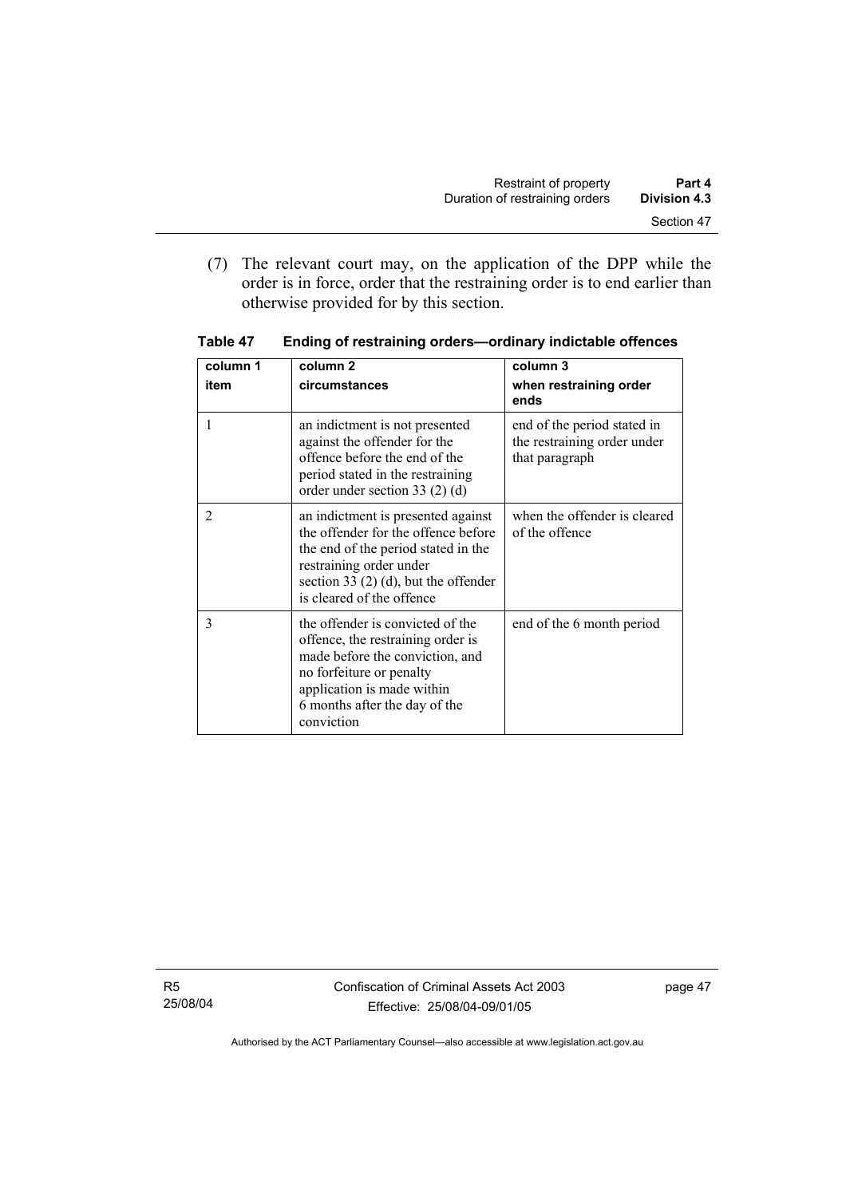(7) The relevant court may, on the application of the DPP while the order is in force, order that the restraining order is to end earlier than otherwise provided for by this section.

**Table 47 Ending of restraining orders—ordinary indictable offences**

| column 1<br>item | column 2<br>circumstances | column 3<br>when restraining order ends |
|---|---|---|
| 1 | an indictment is not presented against the offender for the offence before the end of the period stated in the restraining order under section 33 (2) (d) | end of the period stated in the restraining order under that paragraph |
| 2 | an indictment is presented against the offender for the offence before the end of the period stated in the restraining order under section 33 (2) (d), but the offender is cleared of the offence | when the offender is cleared of the offence |
| 3 | the offender is convicted of the offence, the restraining order is made before the conviction, and no forfeiture or penalty application is made within 6 months after the day of the conviction | end of the 6 month period |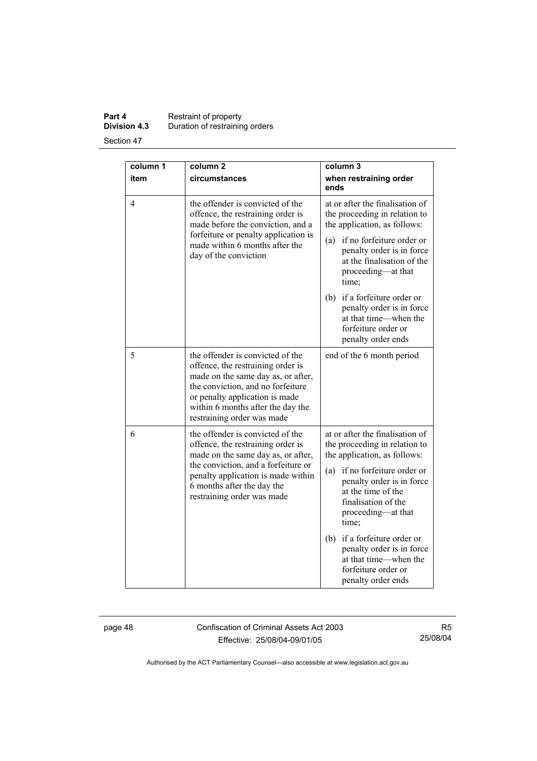| column 1<br>item | column 2<br>circumstances | column 3<br>when restraining order ends |
|---|---|---|
| 4 | the offender is convicted of the offence, the restraining order is made before the conviction, and a forfeiture or penalty application is made within 6 months after the day of the conviction | at or after the finalisation of the proceeding in relation to the application, as follows:<br>(a) if no forfeiture order or penalty order is in force at the finalisation of the proceeding—at that time;<br>(b) if a forfeiture order or penalty order is in force at that time—when the forfeiture order or penalty order ends |
| 5 | the offender is convicted of the offence, the restraining order is made on the same day as, or after, the conviction, and no forfeiture or penalty application is made within 6 months after the day the restraining order was made | end of the 6 month period |
| 6 | the offender is convicted of the offence, the restraining order is made on the same day as, or after, the conviction, and a forfeiture or penalty application is made within 6 months after the day the restraining order was made | at or after the finalisation of the proceeding in relation to the application, as follows:<br>(a) if no forfeiture order or penalty order is in force at the time of the finalisation of the proceeding—at that time;<br>(b) if a forfeiture order or penalty order is in force at that time—when the forfeiture order or penalty order ends |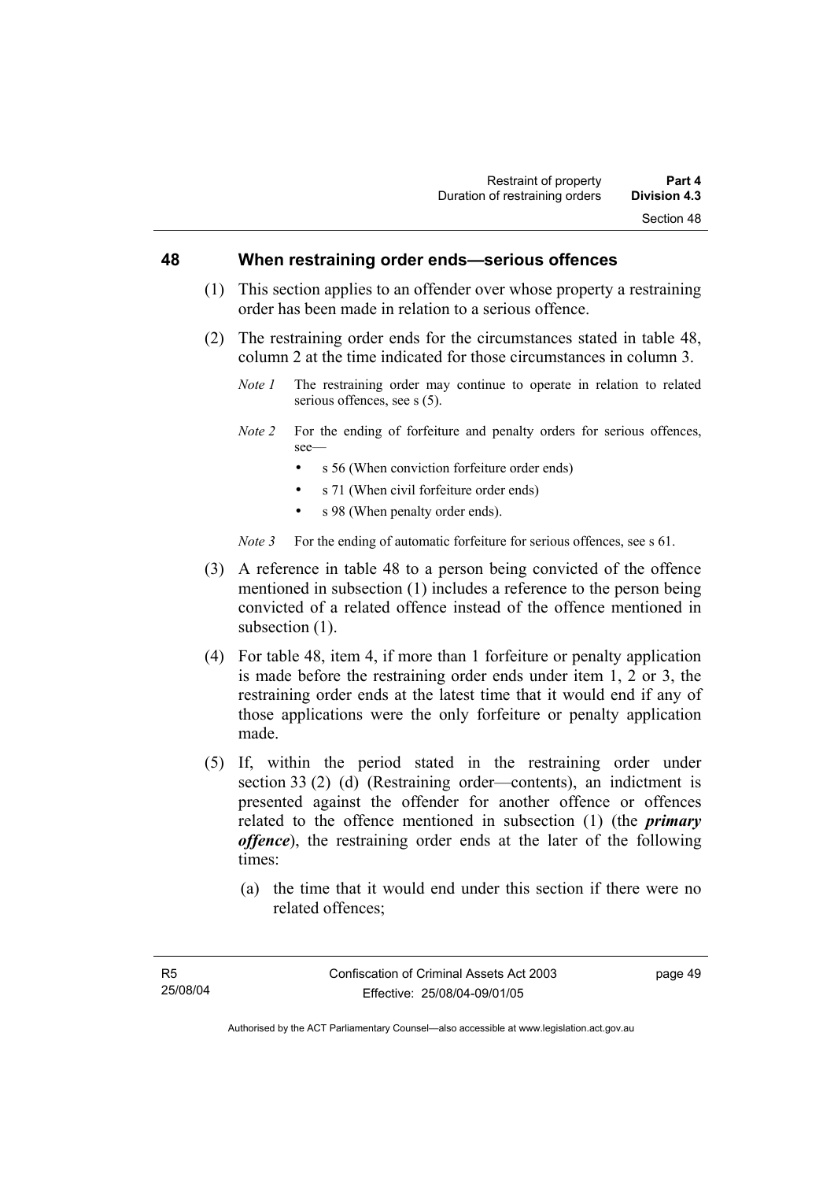## 48 When restraining order ends—serious offences

(1) This section applies to an offender over whose property a restraining order has been made in relation to a serious offence.

(2) The restraining order ends for the circumstances stated in table 48, column 2 at the time indicated for those circumstances in column 3.

*Note 1* The restraining order may continue to operate in relation to related serious offences, see s (5).

*Note 2* For the ending of forfeiture and penalty orders for serious offences, see—

- s 56 (When conviction forfeiture order ends)
- s 71 (When civil forfeiture order ends)
- s 98 (When penalty order ends).

*Note 3* For the ending of automatic forfeiture for serious offences, see s 61.

(3) A reference in table 48 to a person being convicted of the offence mentioned in subsection (1) includes a reference to the person being convicted of a related offence instead of the offence mentioned in subsection (1).

(4) For table 48, item 4, if more than 1 forfeiture or penalty application is made before the restraining order ends under item 1, 2 or 3, the restraining order ends at the latest time that it would end if any of those applications were the only forfeiture or penalty application made.

(5) If, within the period stated in the restraining order under section 33 (2) (d) (Restraining order—contents), an indictment is presented against the offender for another offence or offences related to the offence mentioned in subsection (1) (the ***primary offence***), the restraining order ends at the later of the following times:

(a) the time that it would end under this section if there were no related offences;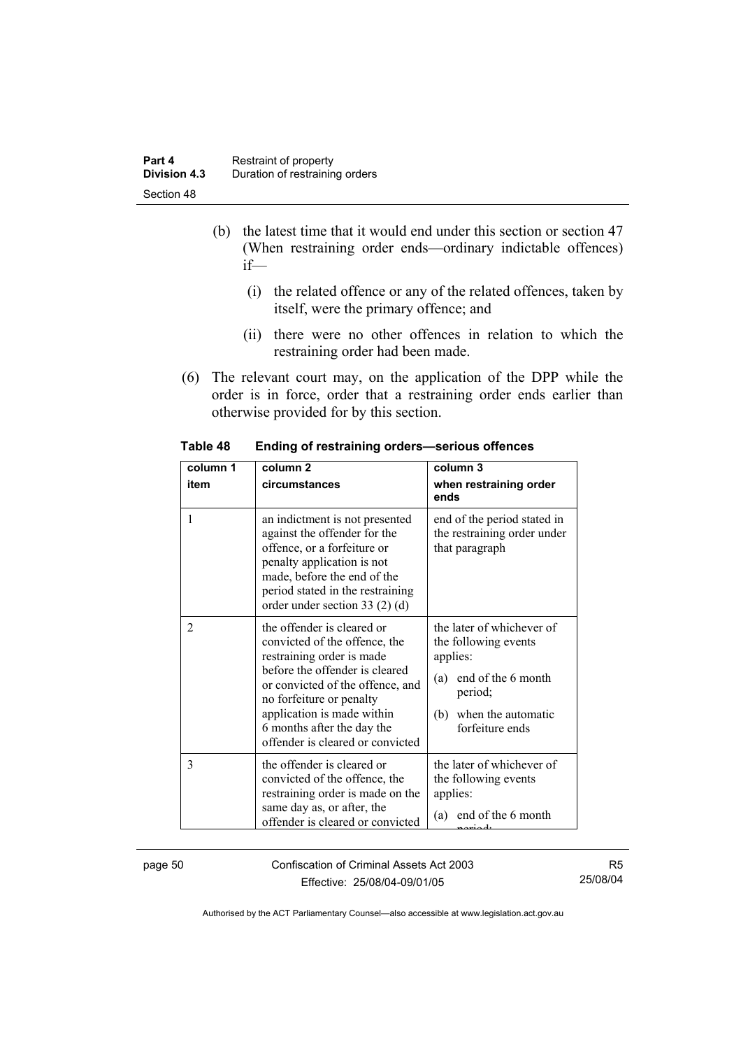(b) the latest time that it would end under this section or section 47 (When restraining order ends—ordinary indictable offences) if—

(i) the related offence or any of the related offences, taken by itself, were the primary offence; and

(ii) there were no other offences in relation to which the restraining order had been made.

(6) The relevant court may, on the application of the DPP while the order is in force, order that a restraining order ends earlier than otherwise provided for by this section.

**Table 48 Ending of restraining orders—serious offences**

| column 1<br>item | column 2<br>circumstances | column 3<br>when restraining order ends |
|---|---|---|
| 1 | an indictment is not presented against the offender for the offence, or a forfeiture or penalty application is not made, before the end of the period stated in the restraining order under section 33 (2) (d) | end of the period stated in the restraining order under that paragraph |
| 2 | the offender is cleared or convicted of the offence, the restraining order is made before the offender is cleared or convicted of the offence, and no forfeiture or penalty application is made within 6 months after the day the offender is cleared or convicted | the later of whichever of the following events applies:<br>(a) end of the 6 month period;<br>(b) when the automatic forfeiture ends |
| 3 | the offender is cleared or convicted of the offence, the restraining order is made on the same day as, or after, the offender is cleared or convicted | the later of whichever of the following events applies:<br>(a) end of the 6 month period; |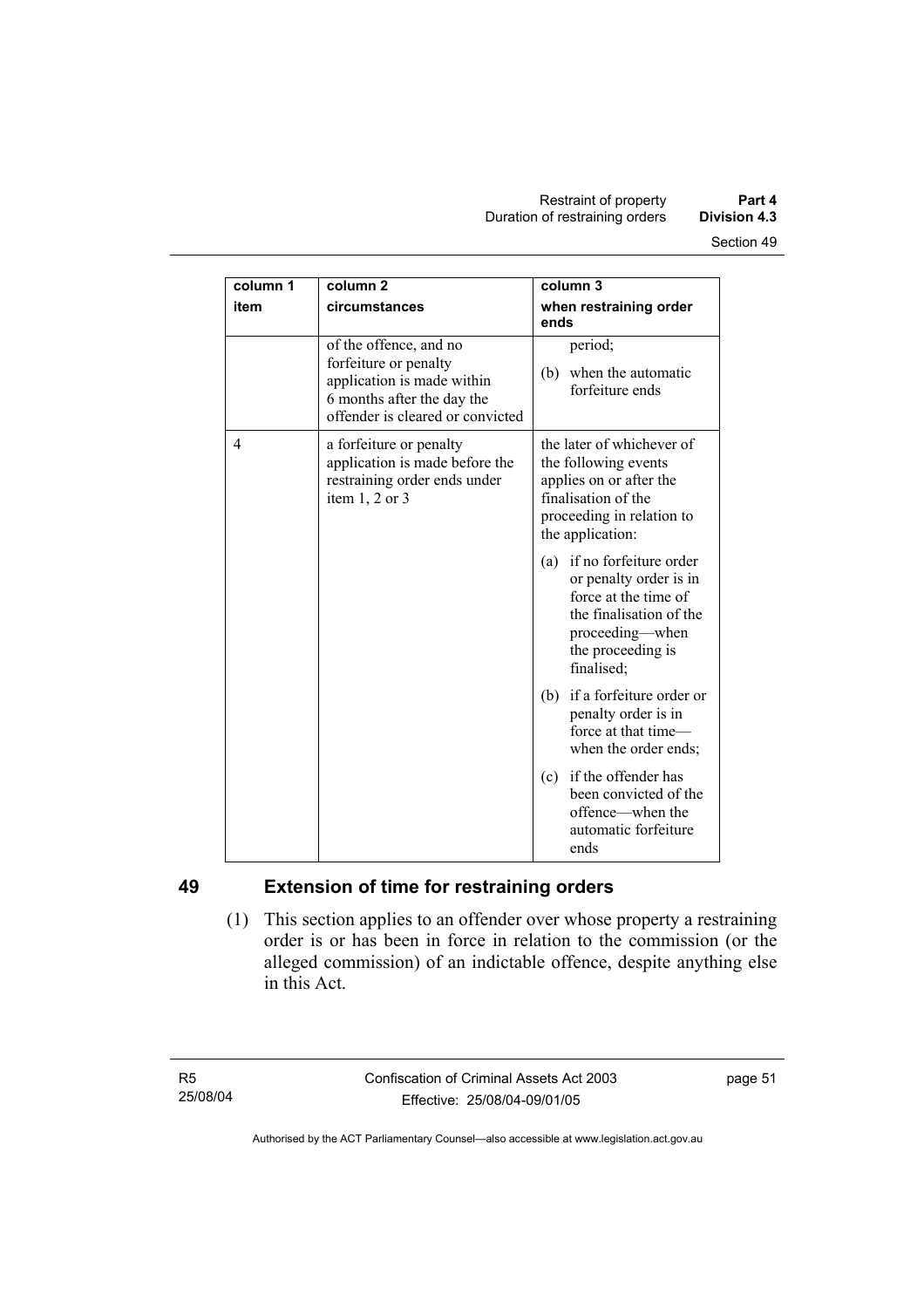| column 1<br>item | column 2<br>circumstances | column 3<br>when restraining order ends |
|---|---|---|
| | of the offence, and no forfeiture or penalty application is made within 6 months after the day the offender is cleared or convicted | period;<br>(b) when the automatic forfeiture ends |
| 4 | a forfeiture or penalty application is made before the restraining order ends under item 1, 2 or 3 | the later of whichever of the following events applies on or after the finalisation of the proceeding in relation to the application:<br>(a) if no forfeiture order or penalty order is in force at the time of the finalisation of the proceeding—when the proceeding is finalised;<br>(b) if a forfeiture order or penalty order is in force at that time—when the order ends;<br>(c) if the offender has been convicted of the offence—when the automatic forfeiture ends |

## 49 Extension of time for restraining orders

(1) This section applies to an offender over whose property a restraining order is or has been in force in relation to the commission (or the alleged commission) of an indictable offence, despite anything else in this Act.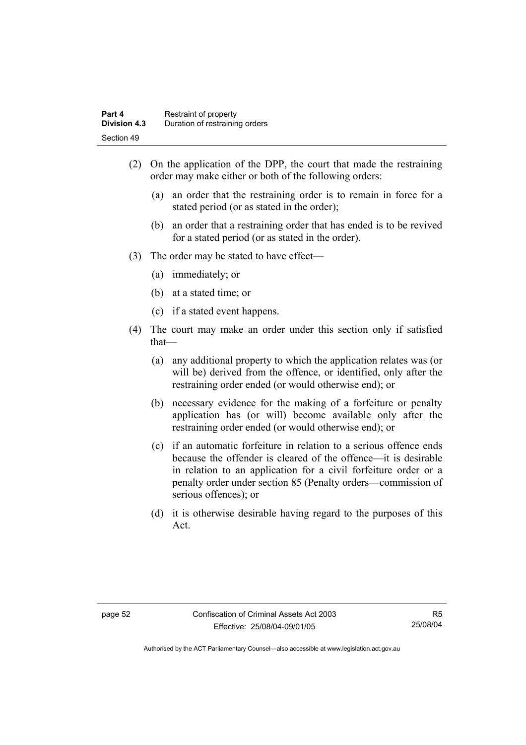(2) On the application of the DPP, the court that made the restraining order may make either or both of the following orders:

(a) an order that the restraining order is to remain in force for a stated period (or as stated in the order);

(b) an order that a restraining order that has ended is to be revived for a stated period (or as stated in the order).

(3) The order may be stated to have effect—

(a) immediately; or

(b) at a stated time; or

(c) if a stated event happens.

(4) The court may make an order under this section only if satisfied that—

(a) any additional property to which the application relates was (or will be) derived from the offence, or identified, only after the restraining order ended (or would otherwise end); or

(b) necessary evidence for the making of a forfeiture or penalty application has (or will) become available only after the restraining order ended (or would otherwise end); or

(c) if an automatic forfeiture in relation to a serious offence ends because the offender is cleared of the offence—it is desirable in relation to an application for a civil forfeiture order or a penalty order under section 85 (Penalty orders—commission of serious offences); or

(d) it is otherwise desirable having regard to the purposes of this Act.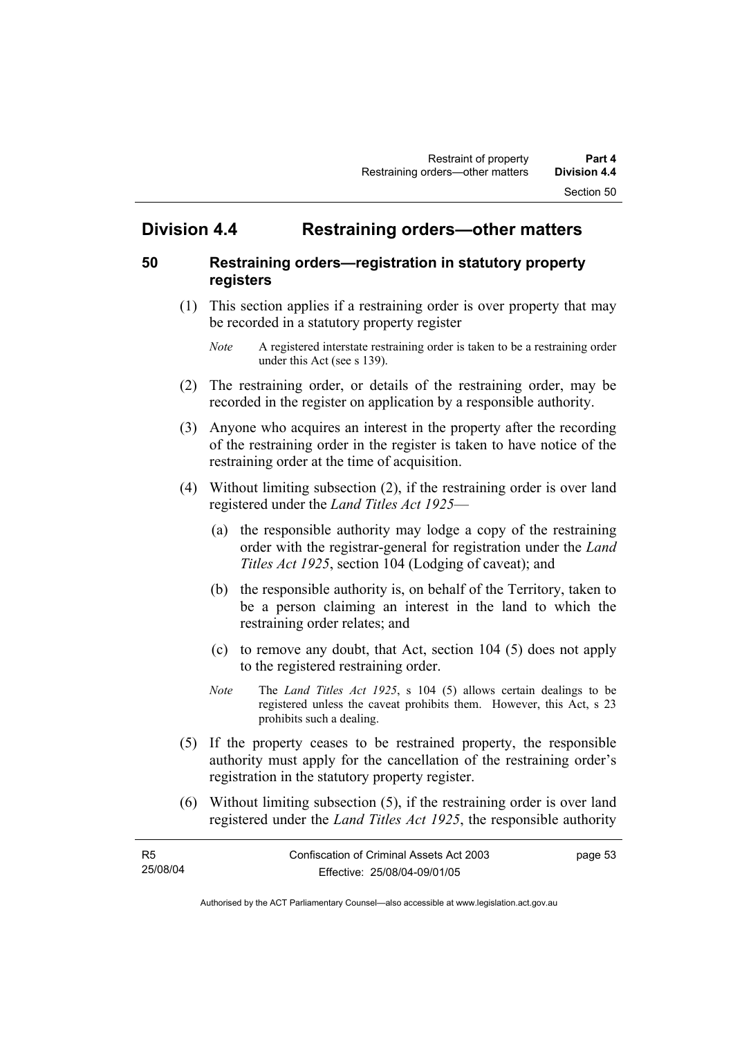## Division 4.4 Restraining orders—other matters

### 50 Restraining orders—registration in statutory property registers

(1) This section applies if a restraining order is over property that may be recorded in a statutory property register

*Note* A registered interstate restraining order is taken to be a restraining order under this Act (see s 139).

(2) The restraining order, or details of the restraining order, may be recorded in the register on application by a responsible authority.

(3) Anyone who acquires an interest in the property after the recording of the restraining order in the register is taken to have notice of the restraining order at the time of acquisition.

(4) Without limiting subsection (2), if the restraining order is over land registered under the *Land Titles Act 1925*—

(a) the responsible authority may lodge a copy of the restraining order with the registrar-general for registration under the *Land Titles Act 1925*, section 104 (Lodging of caveat); and

(b) the responsible authority is, on behalf of the Territory, taken to be a person claiming an interest in the land to which the restraining order relates; and

(c) to remove any doubt, that Act, section 104 (5) does not apply to the registered restraining order.

*Note* The *Land Titles Act 1925*, s 104 (5) allows certain dealings to be registered unless the caveat prohibits them. However, this Act, s 23 prohibits such a dealing.

(5) If the property ceases to be restrained property, the responsible authority must apply for the cancellation of the restraining order's registration in the statutory property register.

(6) Without limiting subsection (5), if the restraining order is over land registered under the *Land Titles Act 1925*, the responsible authority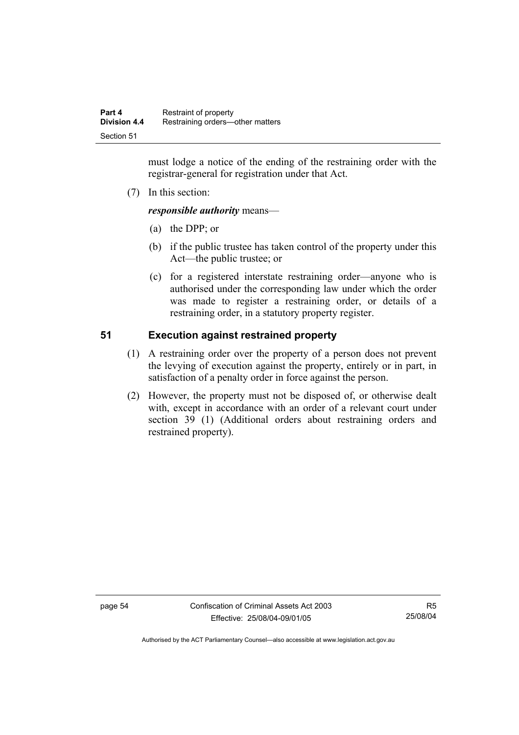must lodge a notice of the ending of the restraining order with the registrar-general for registration under that Act.

(7) In this section:

***responsible authority*** means—

(a) the DPP; or

(b) if the public trustee has taken control of the property under this Act—the public trustee; or

(c) for a registered interstate restraining order—anyone who is authorised under the corresponding law under which the order was made to register a restraining order, or details of a restraining order, in a statutory property register.

## 51 Execution against restrained property

(1) A restraining order over the property of a person does not prevent the levying of execution against the property, entirely or in part, in satisfaction of a penalty order in force against the person.

(2) However, the property must not be disposed of, or otherwise dealt with, except in accordance with an order of a relevant court under section 39 (1) (Additional orders about restraining orders and restrained property).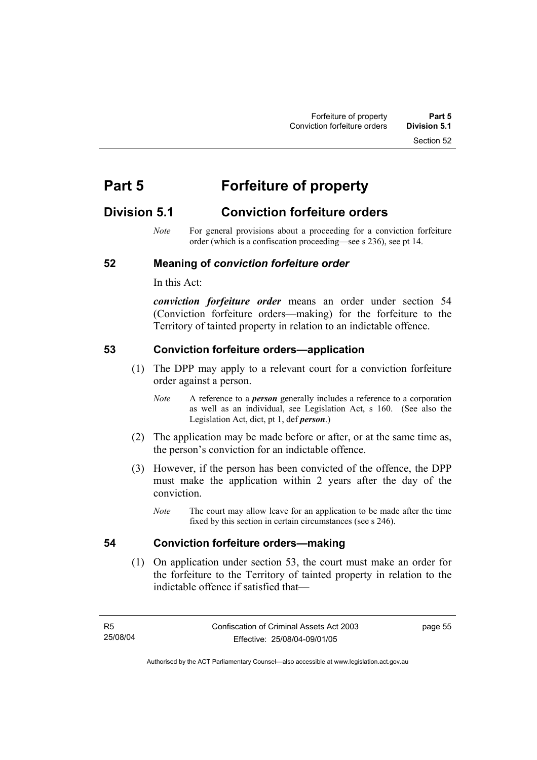# Part 5 Forfeiture of property

## Division 5.1 Conviction forfeiture orders

*Note* For general provisions about a proceeding for a conviction forfeiture order (which is a confiscation proceeding—see s 236), see pt 14.

### 52 Meaning of *conviction forfeiture order*

In this Act:

***conviction forfeiture order*** means an order under section 54 (Conviction forfeiture orders—making) for the forfeiture to the Territory of tainted property in relation to an indictable offence.

### 53 Conviction forfeiture orders—application

(1) The DPP may apply to a relevant court for a conviction forfeiture order against a person.

*Note* A reference to a ***person*** generally includes a reference to a corporation as well as an individual, see Legislation Act, s 160. (See also the Legislation Act, dict, pt 1, def ***person***.)

(2) The application may be made before or after, or at the same time as, the person's conviction for an indictable offence.

(3) However, if the person has been convicted of the offence, the DPP must make the application within 2 years after the day of the conviction.

*Note* The court may allow leave for an application to be made after the time fixed by this section in certain circumstances (see s 246).

### 54 Conviction forfeiture orders—making

(1) On application under section 53, the court must make an order for the forfeiture to the Territory of tainted property in relation to the indictable offence if satisfied that—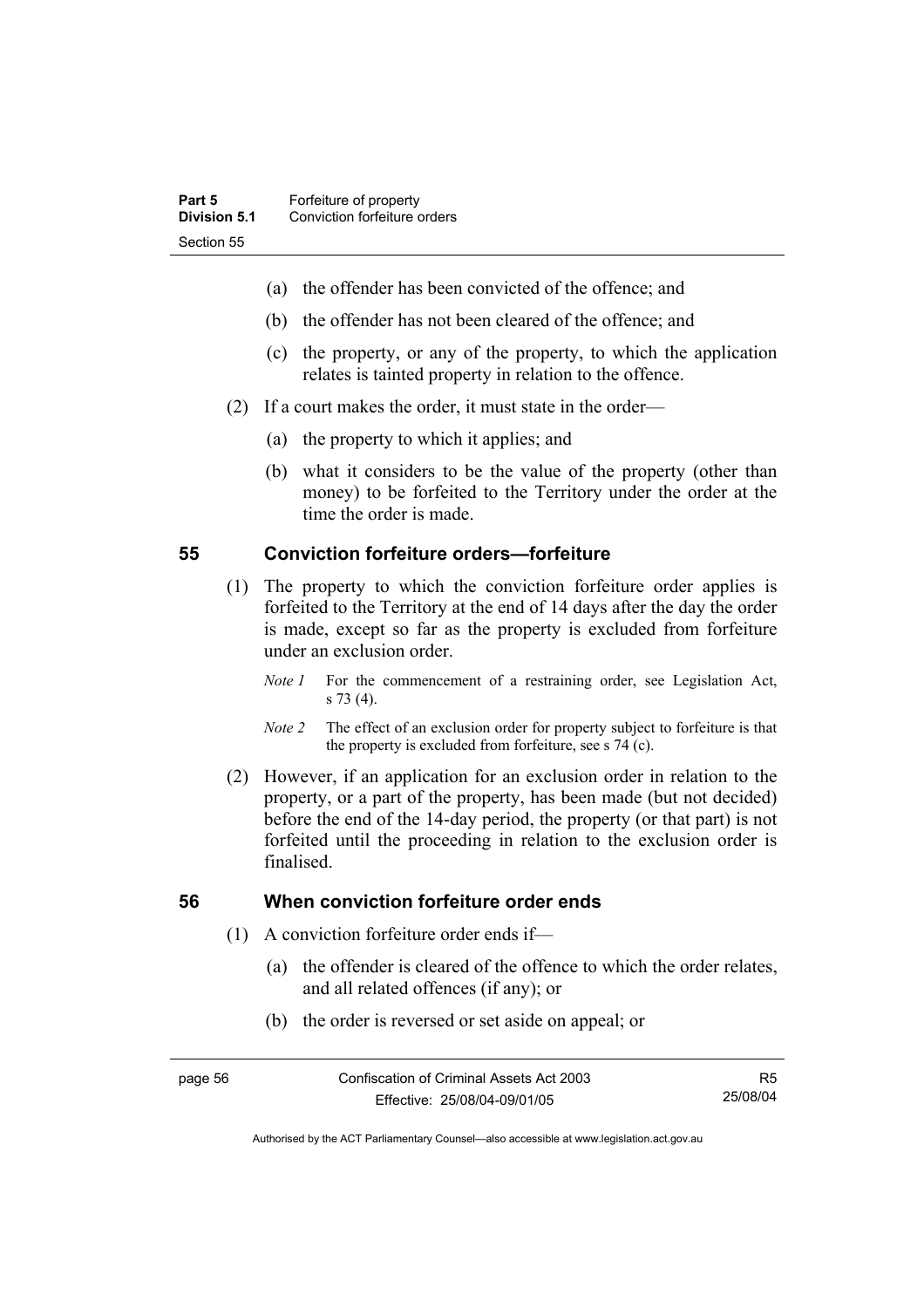(a) the offender has been convicted of the offence; and

(b) the offender has not been cleared of the offence; and

(c) the property, or any of the property, to which the application relates is tainted property in relation to the offence.

(2) If a court makes the order, it must state in the order—

(a) the property to which it applies; and

(b) what it considers to be the value of the property (other than money) to be forfeited to the Territory under the order at the time the order is made.

## 55 Conviction forfeiture orders—forfeiture

(1) The property to which the conviction forfeiture order applies is forfeited to the Territory at the end of 14 days after the day the order is made, except so far as the property is excluded from forfeiture under an exclusion order.

*Note 1* For the commencement of a restraining order, see Legislation Act, s 73 (4).

*Note 2* The effect of an exclusion order for property subject to forfeiture is that the property is excluded from forfeiture, see s 74 (c).

(2) However, if an application for an exclusion order in relation to the property, or a part of the property, has been made (but not decided) before the end of the 14-day period, the property (or that part) is not forfeited until the proceeding in relation to the exclusion order is finalised.

## 56 When conviction forfeiture order ends

(1) A conviction forfeiture order ends if—

(a) the offender is cleared of the offence to which the order relates, and all related offences (if any); or

(b) the order is reversed or set aside on appeal; or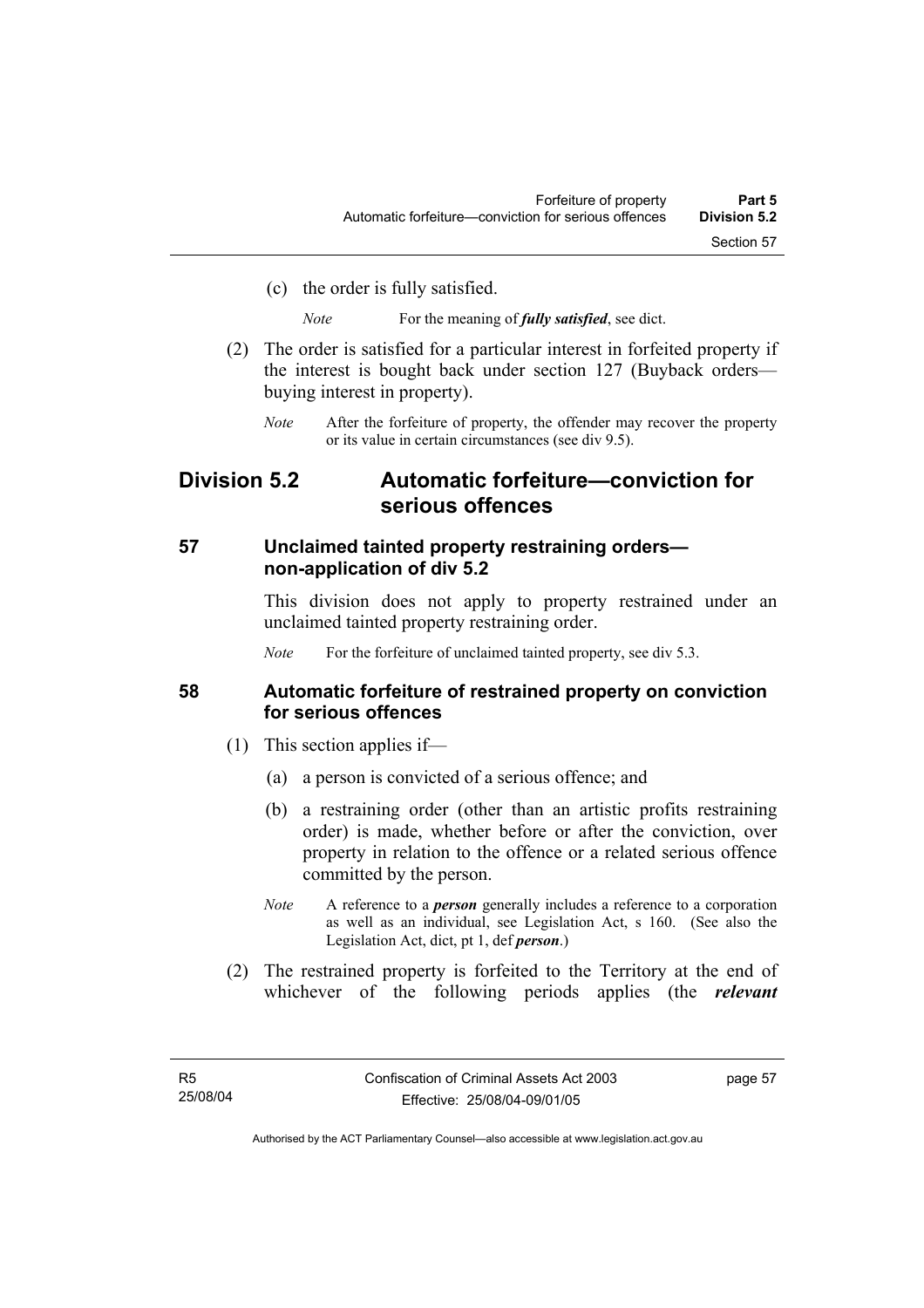(c) the order is fully satisfied.

*Note* For the meaning of ***fully satisfied***, see dict.

(2) The order is satisfied for a particular interest in forfeited property if the interest is bought back under section 127 (Buyback orders—buying interest in property).

*Note* After the forfeiture of property, the offender may recover the property or its value in certain circumstances (see div 9.5).

## Division 5.2 Automatic forfeiture—conviction for serious offences

### 57 Unclaimed tainted property restraining orders—non-application of div 5.2

This division does not apply to property restrained under an unclaimed tainted property restraining order.

*Note* For the forfeiture of unclaimed tainted property, see div 5.3.

### 58 Automatic forfeiture of restrained property on conviction for serious offences

(1) This section applies if—

(a) a person is convicted of a serious offence; and

(b) a restraining order (other than an artistic profits restraining order) is made, whether before or after the conviction, over property in relation to the offence or a related serious offence committed by the person.

*Note* A reference to a ***person*** generally includes a reference to a corporation as well as an individual, see Legislation Act, s 160. (See also the Legislation Act, dict, pt 1, def ***person***.)

(2) The restrained property is forfeited to the Territory at the end of whichever of the following periods applies (the ***relevant***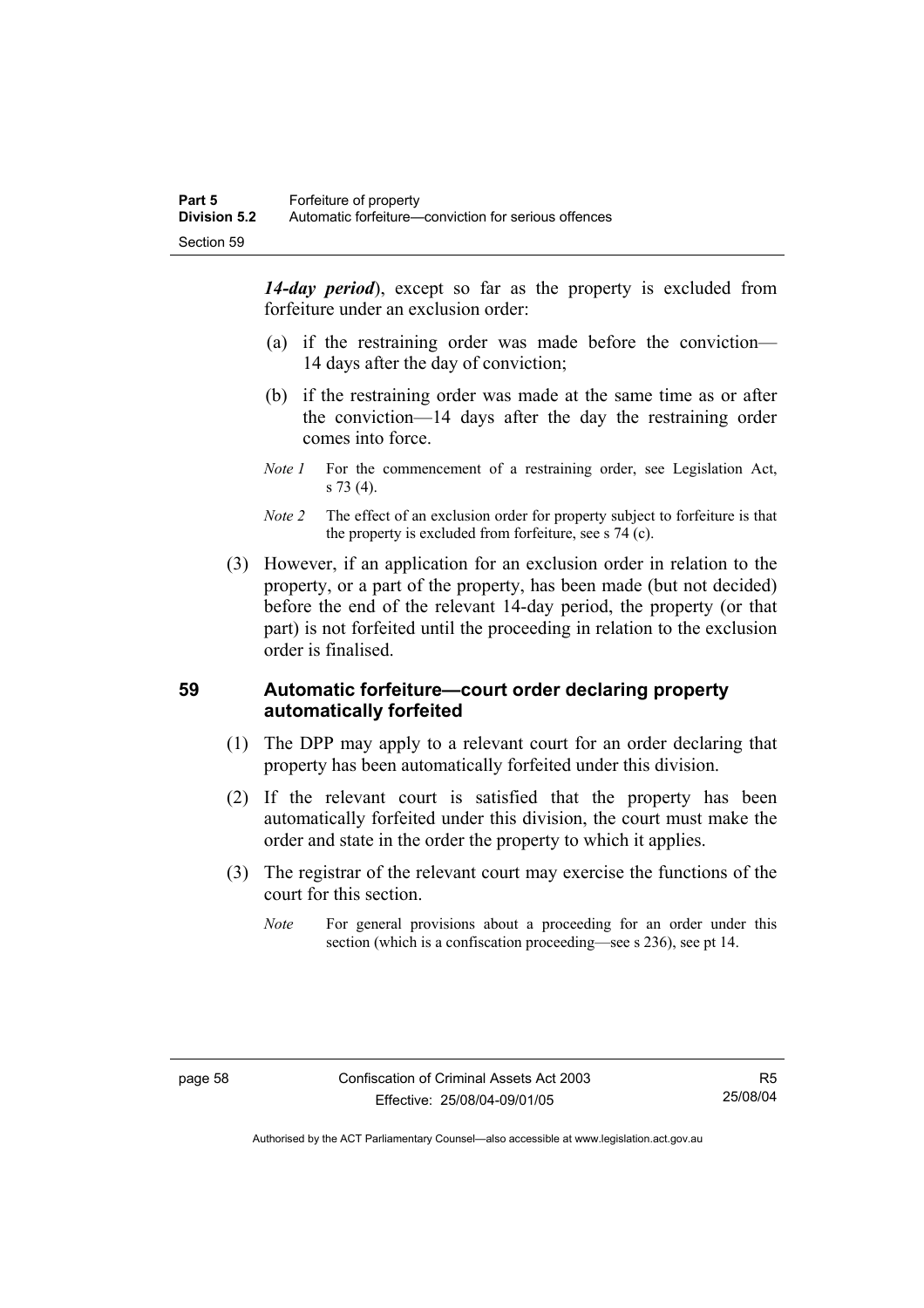***14-day period***), except so far as the property is excluded from forfeiture under an exclusion order:

(a) if the restraining order was made before the conviction—14 days after the day of conviction;

(b) if the restraining order was made at the same time as or after the conviction—14 days after the day the restraining order comes into force.

*Note 1* For the commencement of a restraining order, see Legislation Act, s 73 (4).

*Note 2* The effect of an exclusion order for property subject to forfeiture is that the property is excluded from forfeiture, see s 74 (c).

(3) However, if an application for an exclusion order in relation to the property, or a part of the property, has been made (but not decided) before the end of the relevant 14-day period, the property (or that part) is not forfeited until the proceeding in relation to the exclusion order is finalised.

## 59 Automatic forfeiture—court order declaring property automatically forfeited

(1) The DPP may apply to a relevant court for an order declaring that property has been automatically forfeited under this division.

(2) If the relevant court is satisfied that the property has been automatically forfeited under this division, the court must make the order and state in the order the property to which it applies.

(3) The registrar of the relevant court may exercise the functions of the court for this section.

*Note* For general provisions about a proceeding for an order under this section (which is a confiscation proceeding—see s 236), see pt 14.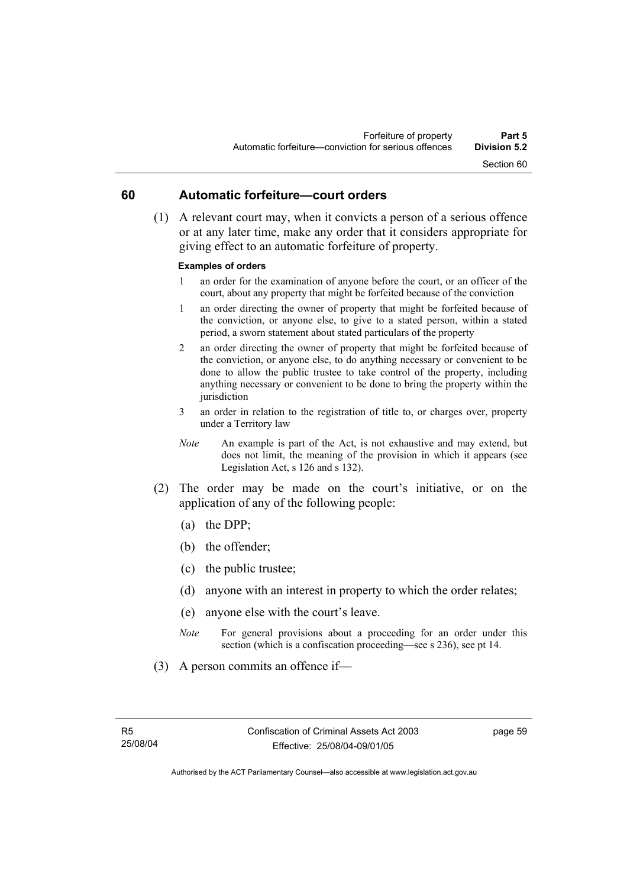## 60 Automatic forfeiture—court orders

(1) A relevant court may, when it convicts a person of a serious offence or at any later time, make any order that it considers appropriate for giving effect to an automatic forfeiture of property.

**Examples of orders**

1 an order for the examination of anyone before the court, or an officer of the court, about any property that might be forfeited because of the conviction

1 an order directing the owner of property that might be forfeited because of the conviction, or anyone else, to give to a stated person, within a stated period, a sworn statement about stated particulars of the property

2 an order directing the owner of property that might be forfeited because of the conviction, or anyone else, to do anything necessary or convenient to be done to allow the public trustee to take control of the property, including anything necessary or convenient to be done to bring the property within the jurisdiction

3 an order in relation to the registration of title to, or charges over, property under a Territory law

*Note* An example is part of the Act, is not exhaustive and may extend, but does not limit, the meaning of the provision in which it appears (see Legislation Act, s 126 and s 132).

(2) The order may be made on the court's initiative, or on the application of any of the following people:

(a) the DPP;

(b) the offender;

(c) the public trustee;

(d) anyone with an interest in property to which the order relates;

(e) anyone else with the court's leave.

*Note* For general provisions about a proceeding for an order under this section (which is a confiscation proceeding—see s 236), see pt 14.

(3) A person commits an offence if—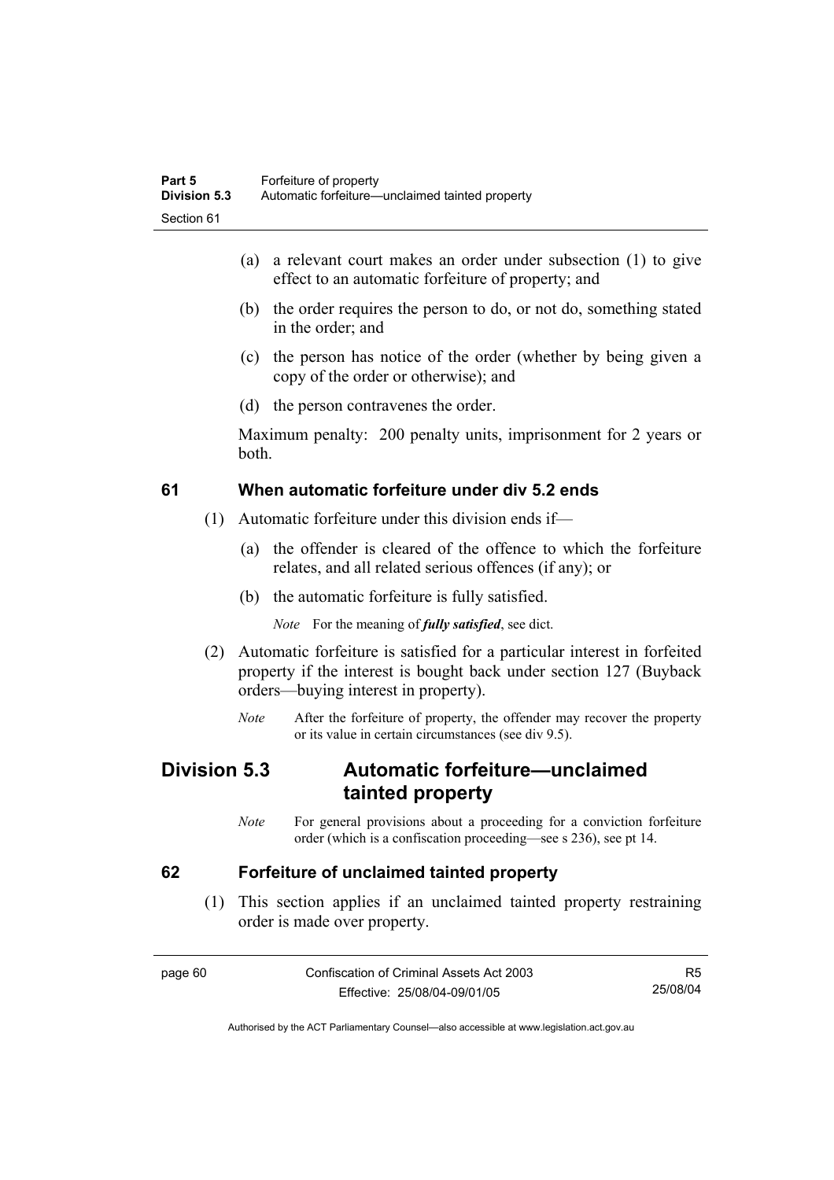(a) a relevant court makes an order under subsection (1) to give effect to an automatic forfeiture of property; and

(b) the order requires the person to do, or not do, something stated in the order; and

(c) the person has notice of the order (whether by being given a copy of the order or otherwise); and

(d) the person contravenes the order.

Maximum penalty: 200 penalty units, imprisonment for 2 years or both.

### 61 When automatic forfeiture under div 5.2 ends

(1) Automatic forfeiture under this division ends if—

(a) the offender is cleared of the offence to which the forfeiture relates, and all related serious offences (if any); or

(b) the automatic forfeiture is fully satisfied.

*Note* For the meaning of ***fully satisfied***, see dict.

(2) Automatic forfeiture is satisfied for a particular interest in forfeited property if the interest is bought back under section 127 (Buyback orders—buying interest in property).

*Note* After the forfeiture of property, the offender may recover the property or its value in certain circumstances (see div 9.5).

## Division 5.3 Automatic forfeiture—unclaimed tainted property

*Note* For general provisions about a proceeding for a conviction forfeiture order (which is a confiscation proceeding—see s 236), see pt 14.

### 62 Forfeiture of unclaimed tainted property

(1) This section applies if an unclaimed tainted property restraining order is made over property.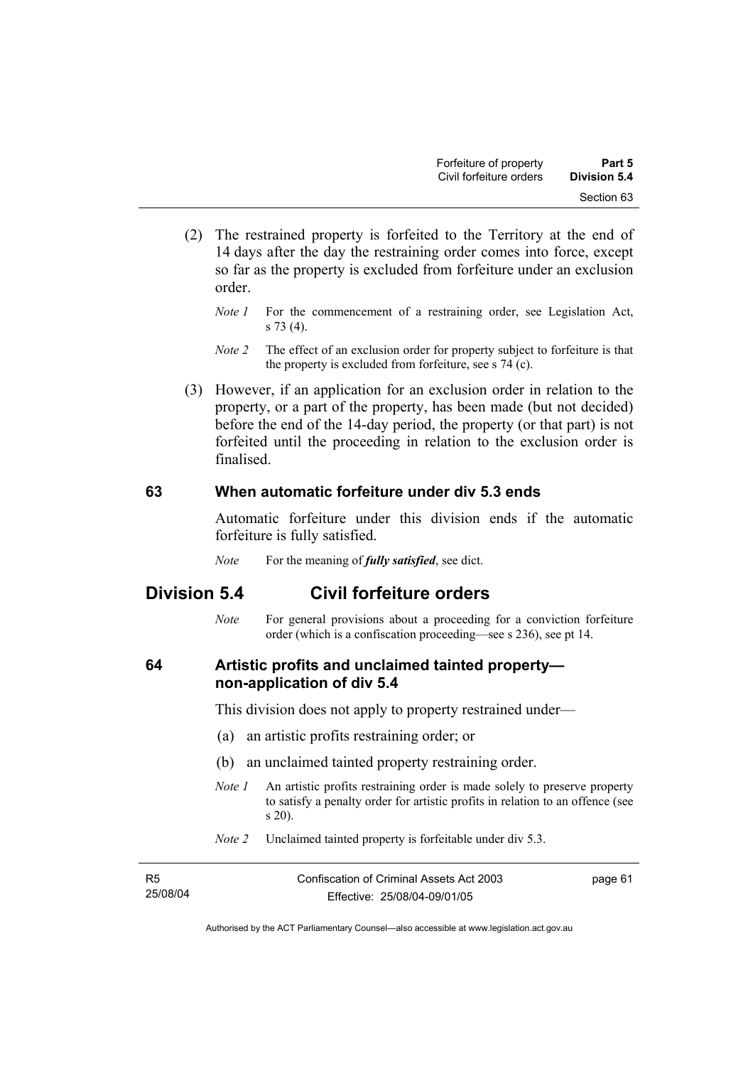(2) The restrained property is forfeited to the Territory at the end of 14 days after the day the restraining order comes into force, except so far as the property is excluded from forfeiture under an exclusion order.

*Note 1* For the commencement of a restraining order, see Legislation Act, s 73 (4).

*Note 2* The effect of an exclusion order for property subject to forfeiture is that the property is excluded from forfeiture, see s 74 (c).

(3) However, if an application for an exclusion order in relation to the property, or a part of the property, has been made (but not decided) before the end of the 14-day period, the property (or that part) is not forfeited until the proceeding in relation to the exclusion order is finalised.

### 63 When automatic forfeiture under div 5.3 ends

Automatic forfeiture under this division ends if the automatic forfeiture is fully satisfied.

*Note* For the meaning of ***fully satisfied***, see dict.

## Division 5.4 Civil forfeiture orders

*Note* For general provisions about a proceeding for a conviction forfeiture order (which is a confiscation proceeding—see s 236), see pt 14.

### 64 Artistic profits and unclaimed tainted property—non-application of div 5.4

This division does not apply to property restrained under—

(a) an artistic profits restraining order; or

(b) an unclaimed tainted property restraining order.

*Note 1* An artistic profits restraining order is made solely to preserve property to satisfy a penalty order for artistic profits in relation to an offence (see s 20).

*Note 2* Unclaimed tainted property is forfeitable under div 5.3.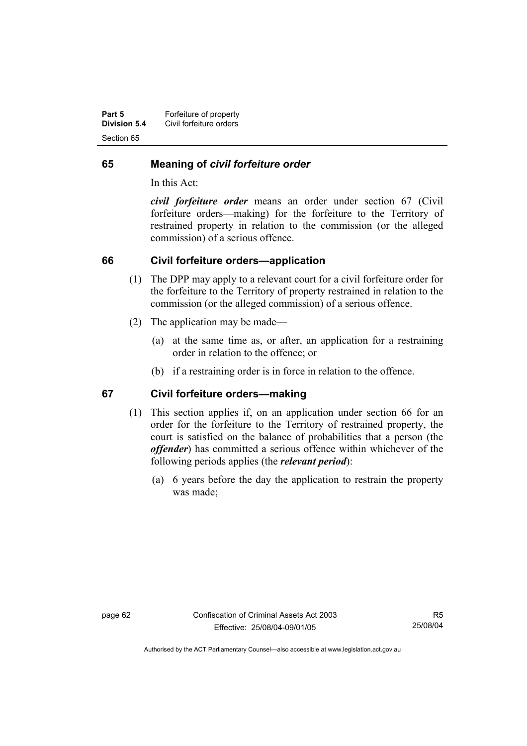## 65 Meaning of *civil forfeiture order*

In this Act:

***civil forfeiture order*** means an order under section 67 (Civil forfeiture orders—making) for the forfeiture to the Territory of restrained property in relation to the commission (or the alleged commission) of a serious offence.

## 66 Civil forfeiture orders—application

(1) The DPP may apply to a relevant court for a civil forfeiture order for the forfeiture to the Territory of property restrained in relation to the commission (or the alleged commission) of a serious offence.

(2) The application may be made—

(a) at the same time as, or after, an application for a restraining order in relation to the offence; or

(b) if a restraining order is in force in relation to the offence.

## 67 Civil forfeiture orders—making

(1) This section applies if, on an application under section 66 for an order for the forfeiture to the Territory of restrained property, the court is satisfied on the balance of probabilities that a person (the ***offender***) has committed a serious offence within whichever of the following periods applies (the ***relevant period***):

(a) 6 years before the day the application to restrain the property was made;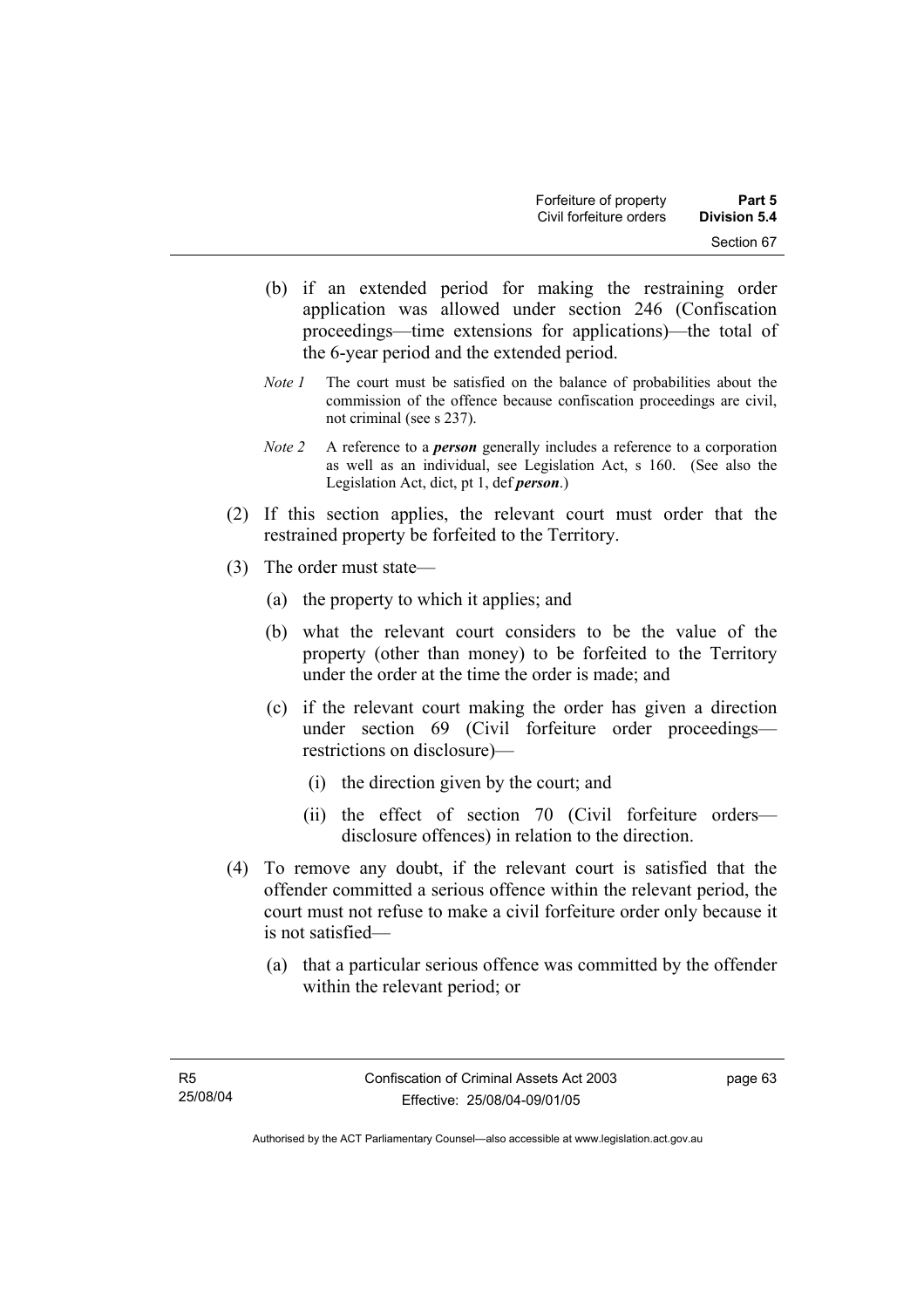(b) if an extended period for making the restraining order application was allowed under section 246 (Confiscation proceedings—time extensions for applications)—the total of the 6-year period and the extended period.

*Note 1* The court must be satisfied on the balance of probabilities about the commission of the offence because confiscation proceedings are civil, not criminal (see s 237).

*Note 2* A reference to a ***person*** generally includes a reference to a corporation as well as an individual, see Legislation Act, s 160. (See also the Legislation Act, dict, pt 1, def ***person***.)

(2) If this section applies, the relevant court must order that the restrained property be forfeited to the Territory.

(3) The order must state—

(a) the property to which it applies; and

(b) what the relevant court considers to be the value of the property (other than money) to be forfeited to the Territory under the order at the time the order is made; and

(c) if the relevant court making the order has given a direction under section 69 (Civil forfeiture order proceedings—restrictions on disclosure)—

(i) the direction given by the court; and

(ii) the effect of section 70 (Civil forfeiture orders—disclosure offences) in relation to the direction.

(4) To remove any doubt, if the relevant court is satisfied that the offender committed a serious offence within the relevant period, the court must not refuse to make a civil forfeiture order only because it is not satisfied—

(a) that a particular serious offence was committed by the offender within the relevant period; or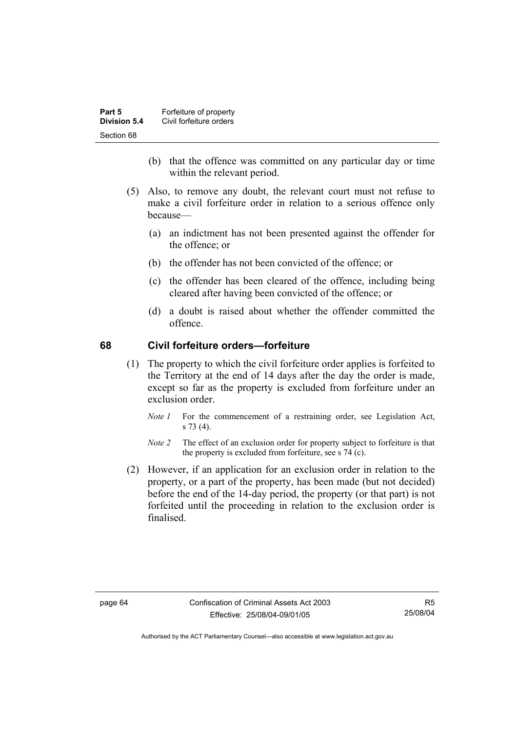(b) that the offence was committed on any particular day or time within the relevant period.

(5) Also, to remove any doubt, the relevant court must not refuse to make a civil forfeiture order in relation to a serious offence only because—

(a) an indictment has not been presented against the offender for the offence; or

(b) the offender has not been convicted of the offence; or

(c) the offender has been cleared of the offence, including being cleared after having been convicted of the offence; or

(d) a doubt is raised about whether the offender committed the offence.

## 68 Civil forfeiture orders—forfeiture

(1) The property to which the civil forfeiture order applies is forfeited to the Territory at the end of 14 days after the day the order is made, except so far as the property is excluded from forfeiture under an exclusion order.

*Note 1* For the commencement of a restraining order, see Legislation Act, s 73 (4).

*Note 2* The effect of an exclusion order for property subject to forfeiture is that the property is excluded from forfeiture, see s 74 (c).

(2) However, if an application for an exclusion order in relation to the property, or a part of the property, has been made (but not decided) before the end of the 14-day period, the property (or that part) is not forfeited until the proceeding in relation to the exclusion order is finalised.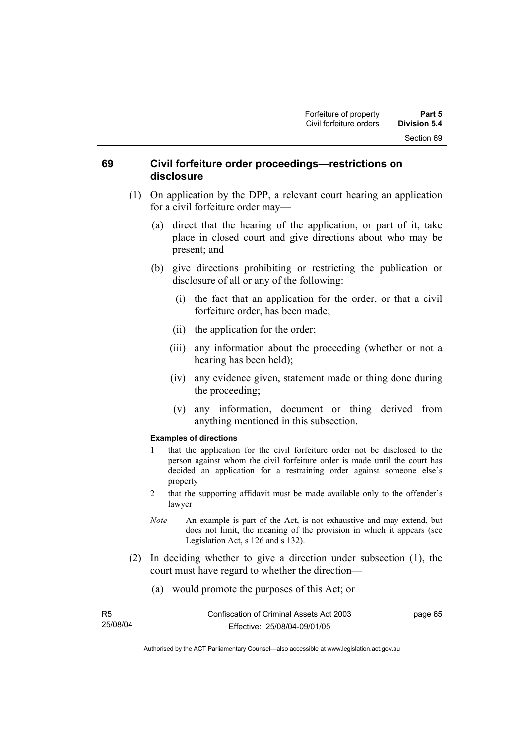## 69 Civil forfeiture order proceedings—restrictions on disclosure

(1) On application by the DPP, a relevant court hearing an application for a civil forfeiture order may—

(a) direct that the hearing of the application, or part of it, take place in closed court and give directions about who may be present; and

(b) give directions prohibiting or restricting the publication or disclosure of all or any of the following:

(i) the fact that an application for the order, or that a civil forfeiture order, has been made;

(ii) the application for the order;

(iii) any information about the proceeding (whether or not a hearing has been held);

(iv) any evidence given, statement made or thing done during the proceeding;

(v) any information, document or thing derived from anything mentioned in this subsection.

**Examples of directions**

1 that the application for the civil forfeiture order not be disclosed to the person against whom the civil forfeiture order is made until the court has decided an application for a restraining order against someone else's property

2 that the supporting affidavit must be made available only to the offender's lawyer

*Note* An example is part of the Act, is not exhaustive and may extend, but does not limit, the meaning of the provision in which it appears (see Legislation Act, s 126 and s 132).

(2) In deciding whether to give a direction under subsection (1), the court must have regard to whether the direction—

(a) would promote the purposes of this Act; or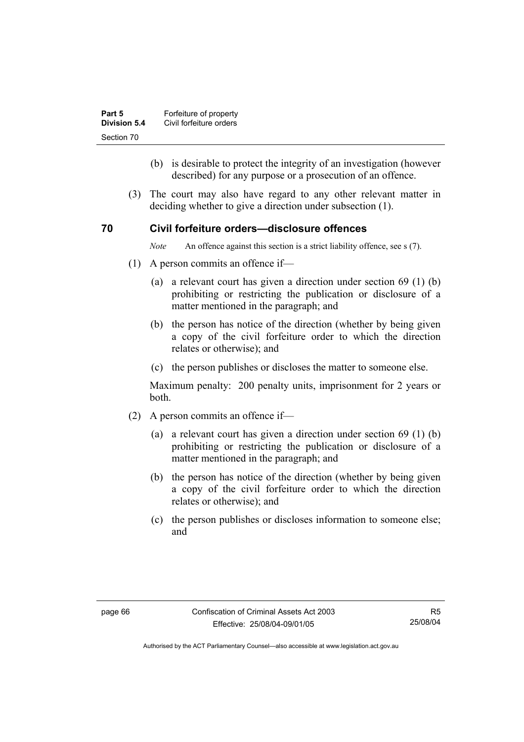(b) is desirable to protect the integrity of an investigation (however described) for any purpose or a prosecution of an offence.

(3) The court may also have regard to any other relevant matter in deciding whether to give a direction under subsection (1).

## 70 Civil forfeiture orders—disclosure offences

*Note* An offence against this section is a strict liability offence, see s (7).

(1) A person commits an offence if—

(a) a relevant court has given a direction under section 69 (1) (b) prohibiting or restricting the publication or disclosure of a matter mentioned in the paragraph; and

(b) the person has notice of the direction (whether by being given a copy of the civil forfeiture order to which the direction relates or otherwise); and

(c) the person publishes or discloses the matter to someone else.

Maximum penalty: 200 penalty units, imprisonment for 2 years or both.

(2) A person commits an offence if—

(a) a relevant court has given a direction under section 69 (1) (b) prohibiting or restricting the publication or disclosure of a matter mentioned in the paragraph; and

(b) the person has notice of the direction (whether by being given a copy of the civil forfeiture order to which the direction relates or otherwise); and

(c) the person publishes or discloses information to someone else; and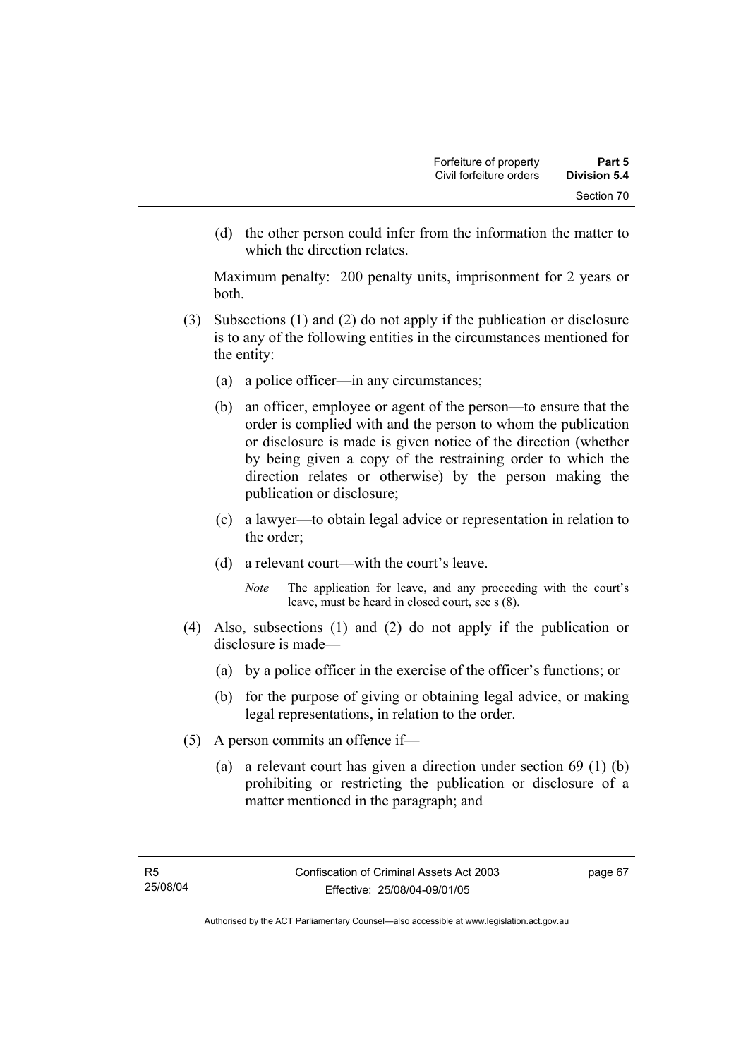(d) the other person could infer from the information the matter to which the direction relates.

Maximum penalty: 200 penalty units, imprisonment for 2 years or both.

(3) Subsections (1) and (2) do not apply if the publication or disclosure is to any of the following entities in the circumstances mentioned for the entity:

(a) a police officer—in any circumstances;

(b) an officer, employee or agent of the person—to ensure that the order is complied with and the person to whom the publication or disclosure is made is given notice of the direction (whether by being given a copy of the restraining order to which the direction relates or otherwise) by the person making the publication or disclosure;

(c) a lawyer—to obtain legal advice or representation in relation to the order;

(d) a relevant court—with the court's leave.

*Note* The application for leave, and any proceeding with the court's leave, must be heard in closed court, see s (8).

(4) Also, subsections (1) and (2) do not apply if the publication or disclosure is made—

(a) by a police officer in the exercise of the officer's functions; or

(b) for the purpose of giving or obtaining legal advice, or making legal representations, in relation to the order.

(5) A person commits an offence if—

(a) a relevant court has given a direction under section 69 (1) (b) prohibiting or restricting the publication or disclosure of a matter mentioned in the paragraph; and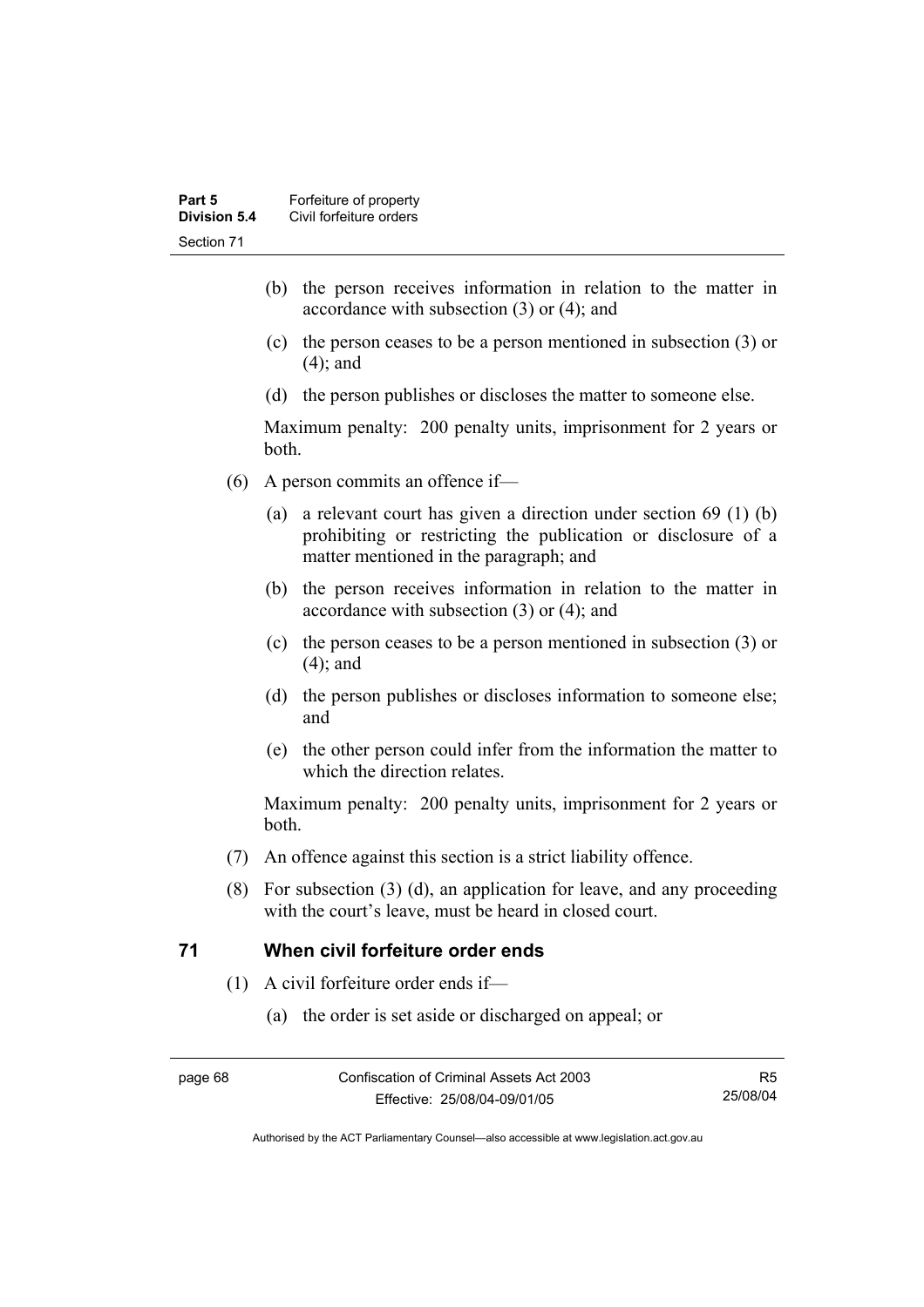(b) the person receives information in relation to the matter in accordance with subsection (3) or (4); and

(c) the person ceases to be a person mentioned in subsection (3) or (4); and

(d) the person publishes or discloses the matter to someone else.

Maximum penalty: 200 penalty units, imprisonment for 2 years or both.

(6) A person commits an offence if—

(a) a relevant court has given a direction under section 69 (1) (b) prohibiting or restricting the publication or disclosure of a matter mentioned in the paragraph; and

(b) the person receives information in relation to the matter in accordance with subsection (3) or (4); and

(c) the person ceases to be a person mentioned in subsection (3) or (4); and

(d) the person publishes or discloses information to someone else; and

(e) the other person could infer from the information the matter to which the direction relates.

Maximum penalty: 200 penalty units, imprisonment for 2 years or both.

(7) An offence against this section is a strict liability offence.

(8) For subsection (3) (d), an application for leave, and any proceeding with the court's leave, must be heard in closed court.

## 71 When civil forfeiture order ends

(1) A civil forfeiture order ends if—

(a) the order is set aside or discharged on appeal; or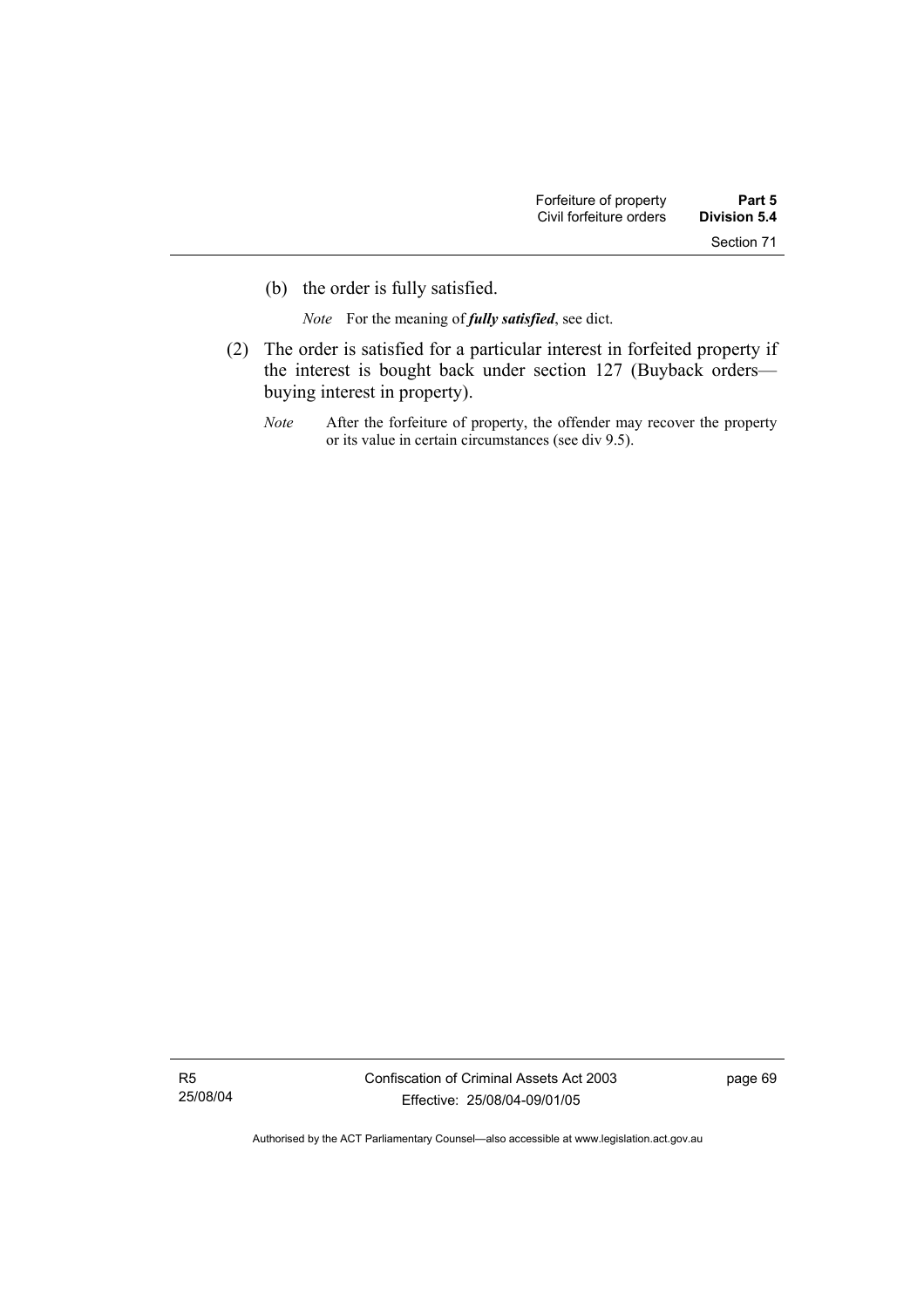(b) the order is fully satisfied.

*Note* For the meaning of ***fully satisfied***, see dict.

(2) The order is satisfied for a particular interest in forfeited property if the interest is bought back under section 127 (Buyback orders—buying interest in property).

*Note* After the forfeiture of property, the offender may recover the property or its value in certain circumstances (see div 9.5).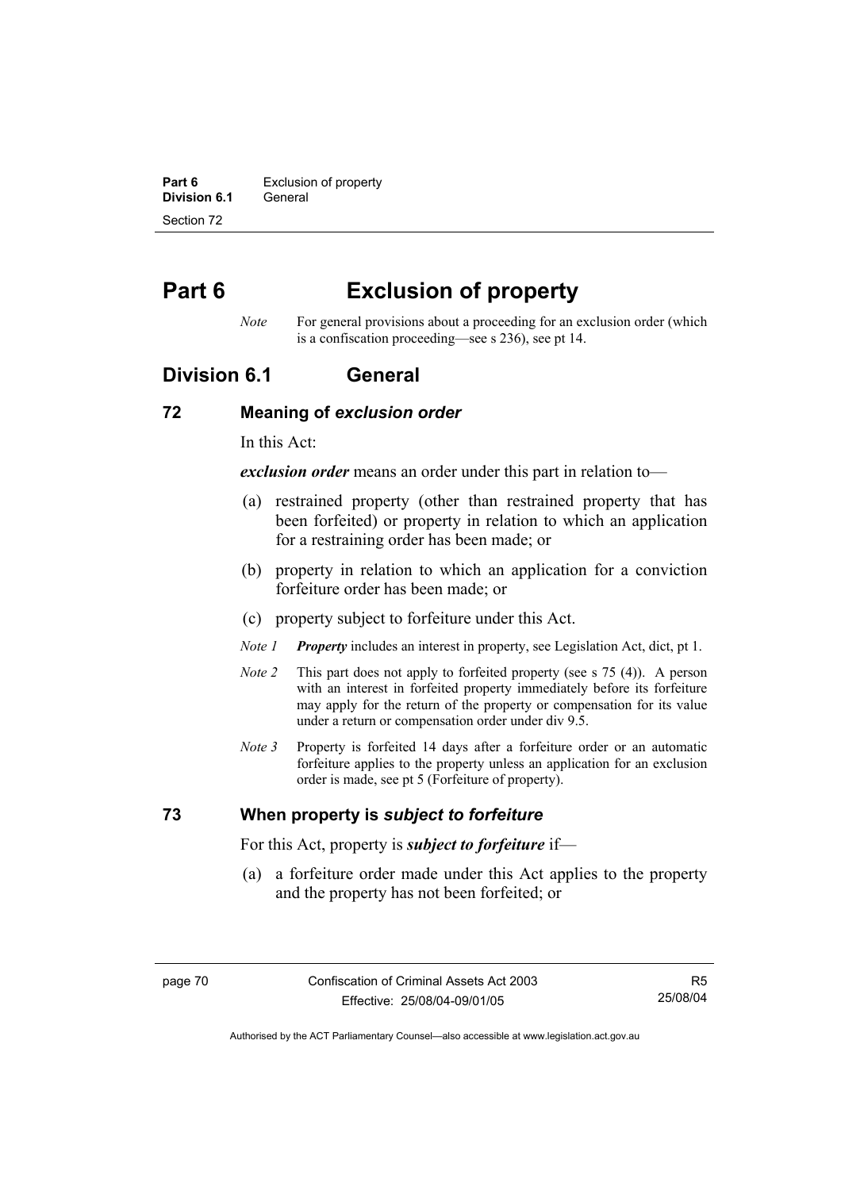# Part 6 Exclusion of property

*Note* For general provisions about a proceeding for an exclusion order (which is a confiscation proceeding—see s 236), see pt 14.

## Division 6.1 General

### 72 Meaning of *exclusion order*

In this Act:

***exclusion order*** means an order under this part in relation to—

(a) restrained property (other than restrained property that has been forfeited) or property in relation to which an application for a restraining order has been made; or

(b) property in relation to which an application for a conviction forfeiture order has been made; or

(c) property subject to forfeiture under this Act.

*Note 1* ***Property*** includes an interest in property, see Legislation Act, dict, pt 1.

*Note 2* This part does not apply to forfeited property (see s 75 (4)). A person with an interest in forfeited property immediately before its forfeiture may apply for the return of the property or compensation for its value under a return or compensation order under div 9.5.

*Note 3* Property is forfeited 14 days after a forfeiture order or an automatic forfeiture applies to the property unless an application for an exclusion order is made, see pt 5 (Forfeiture of property).

### 73 When property is *subject to forfeiture*

For this Act, property is ***subject to forfeiture*** if—

(a) a forfeiture order made under this Act applies to the property and the property has not been forfeited; or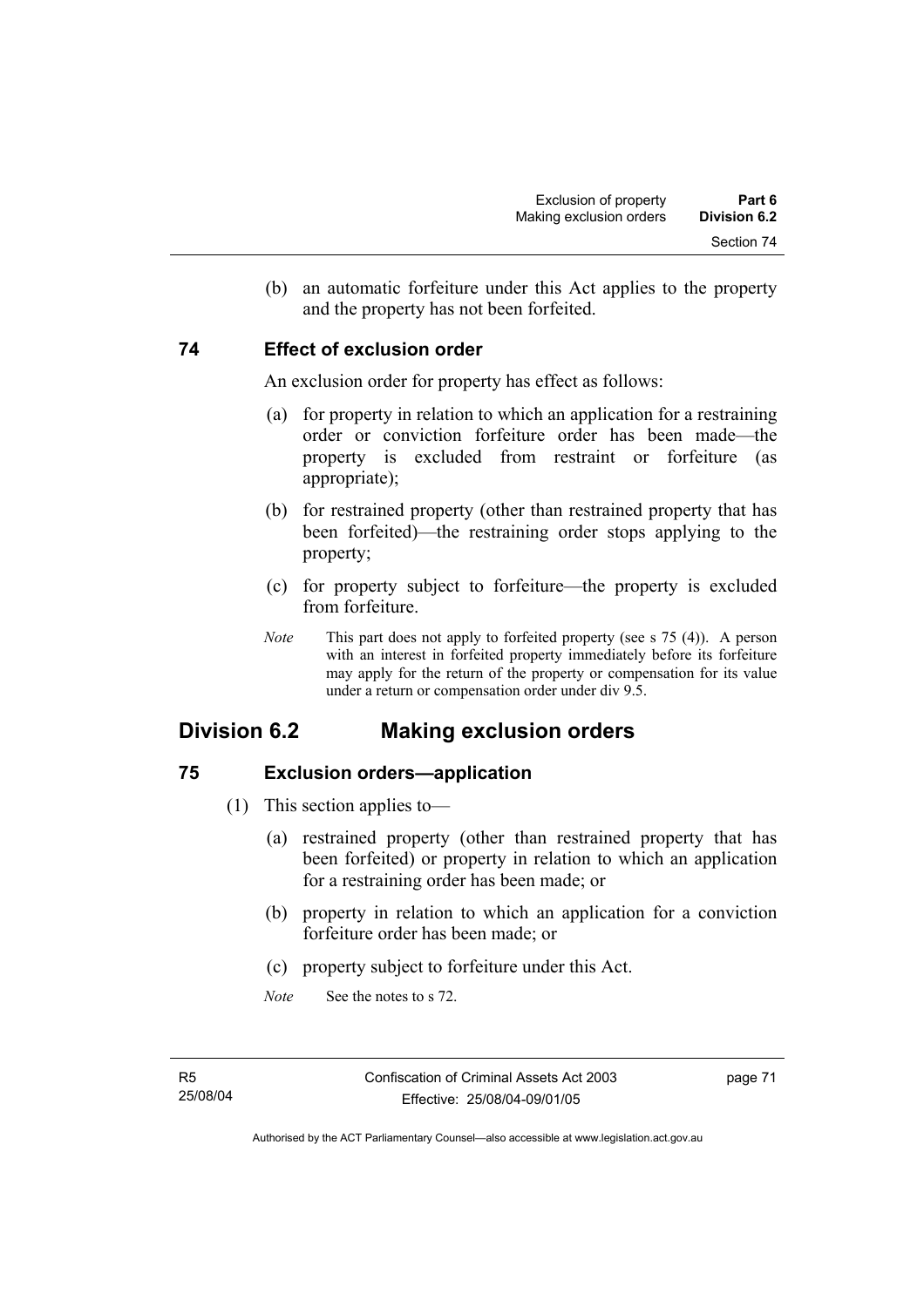(b) an automatic forfeiture under this Act applies to the property and the property has not been forfeited.

### 74 Effect of exclusion order

An exclusion order for property has effect as follows:

(a) for property in relation to which an application for a restraining order or conviction forfeiture order has been made—the property is excluded from restraint or forfeiture (as appropriate);

(b) for restrained property (other than restrained property that has been forfeited)—the restraining order stops applying to the property;

(c) for property subject to forfeiture—the property is excluded from forfeiture.

*Note* This part does not apply to forfeited property (see s 75 (4)). A person with an interest in forfeited property immediately before its forfeiture may apply for the return of the property or compensation for its value under a return or compensation order under div 9.5.

## Division 6.2 Making exclusion orders

### 75 Exclusion orders—application

(1) This section applies to—

(a) restrained property (other than restrained property that has been forfeited) or property in relation to which an application for a restraining order has been made; or

(b) property in relation to which an application for a conviction forfeiture order has been made; or

(c) property subject to forfeiture under this Act.

*Note* See the notes to s 72.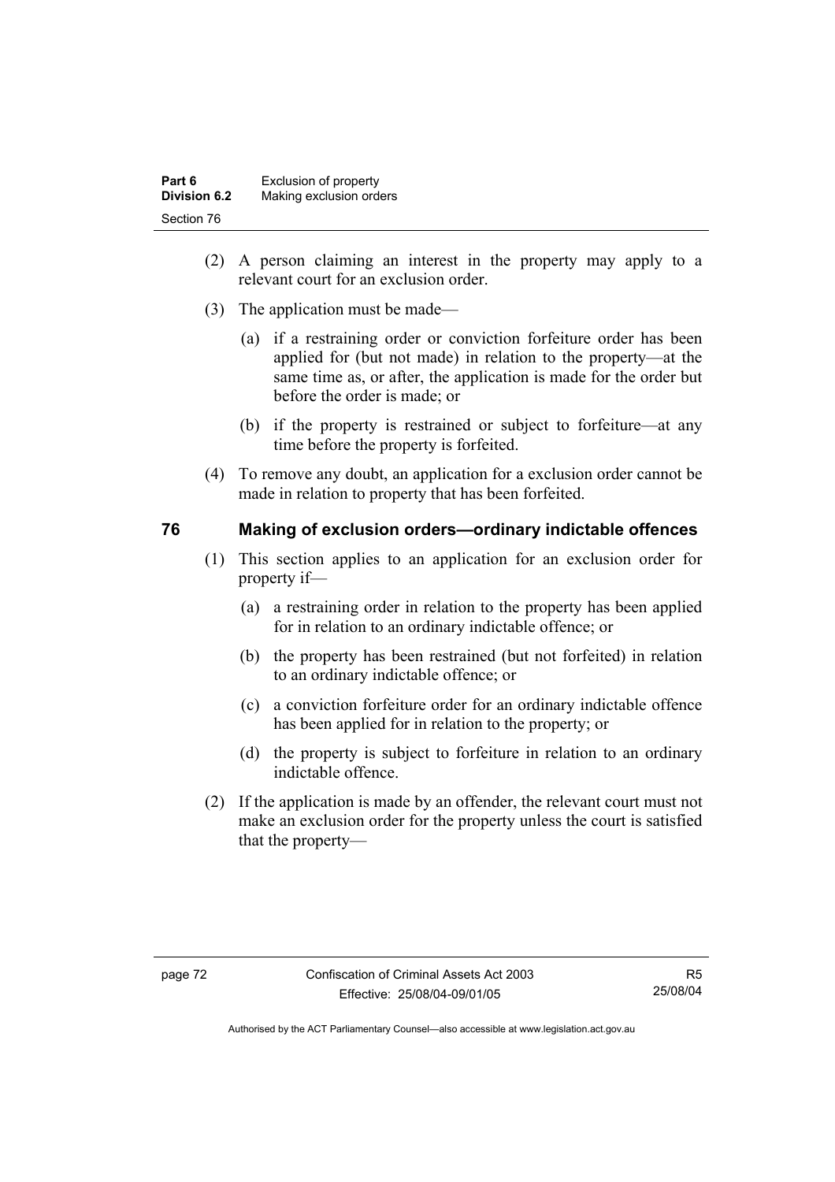(2) A person claiming an interest in the property may apply to a relevant court for an exclusion order.

(3) The application must be made—

(a) if a restraining order or conviction forfeiture order has been applied for (but not made) in relation to the property—at the same time as, or after, the application is made for the order but before the order is made; or

(b) if the property is restrained or subject to forfeiture—at any time before the property is forfeited.

(4) To remove any doubt, an application for a exclusion order cannot be made in relation to property that has been forfeited.

## 76 Making of exclusion orders—ordinary indictable offences

(1) This section applies to an application for an exclusion order for property if—

(a) a restraining order in relation to the property has been applied for in relation to an ordinary indictable offence; or

(b) the property has been restrained (but not forfeited) in relation to an ordinary indictable offence; or

(c) a conviction forfeiture order for an ordinary indictable offence has been applied for in relation to the property; or

(d) the property is subject to forfeiture in relation to an ordinary indictable offence.

(2) If the application is made by an offender, the relevant court must not make an exclusion order for the property unless the court is satisfied that the property—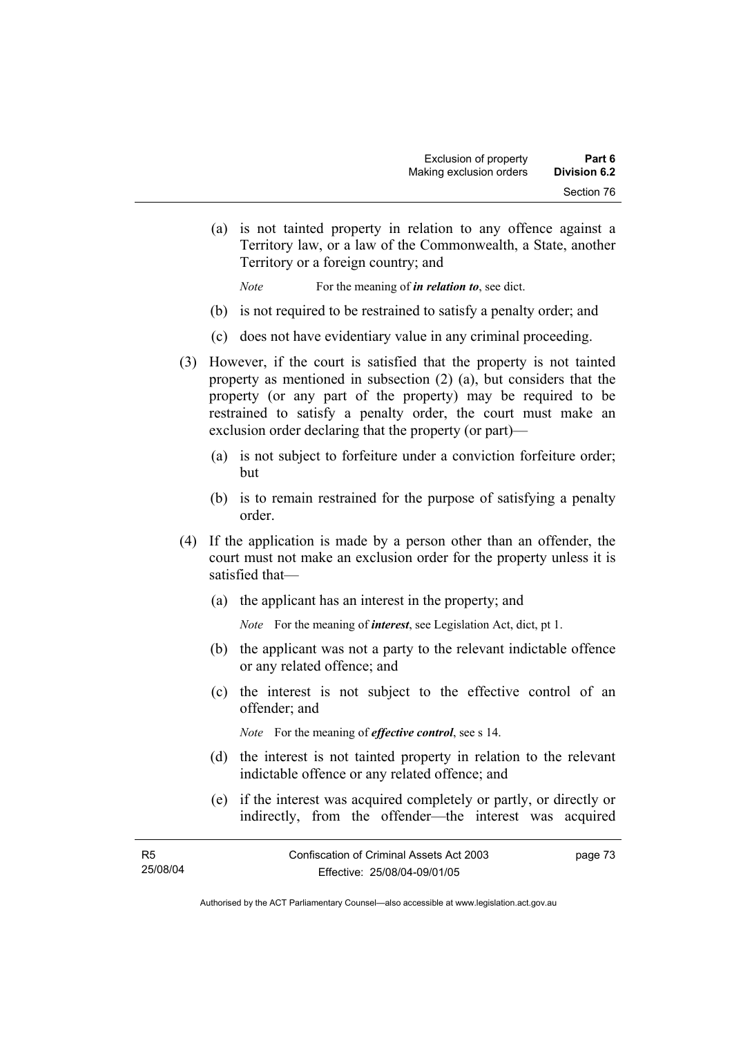(a) is not tainted property in relation to any offence against a Territory law, or a law of the Commonwealth, a State, another Territory or a foreign country; and

*Note* For the meaning of ***in relation to***, see dict.

(b) is not required to be restrained to satisfy a penalty order; and

(c) does not have evidentiary value in any criminal proceeding.

(3) However, if the court is satisfied that the property is not tainted property as mentioned in subsection (2) (a), but considers that the property (or any part of the property) may be required to be restrained to satisfy a penalty order, the court must make an exclusion order declaring that the property (or part)—

(a) is not subject to forfeiture under a conviction forfeiture order; but

(b) is to remain restrained for the purpose of satisfying a penalty order.

(4) If the application is made by a person other than an offender, the court must not make an exclusion order for the property unless it is satisfied that—

(a) the applicant has an interest in the property; and

*Note* For the meaning of ***interest***, see Legislation Act, dict, pt 1.

(b) the applicant was not a party to the relevant indictable offence or any related offence; and

(c) the interest is not subject to the effective control of an offender; and

*Note* For the meaning of ***effective control***, see s 14.

(d) the interest is not tainted property in relation to the relevant indictable offence or any related offence; and

(e) if the interest was acquired completely or partly, or directly or indirectly, from the offender—the interest was acquired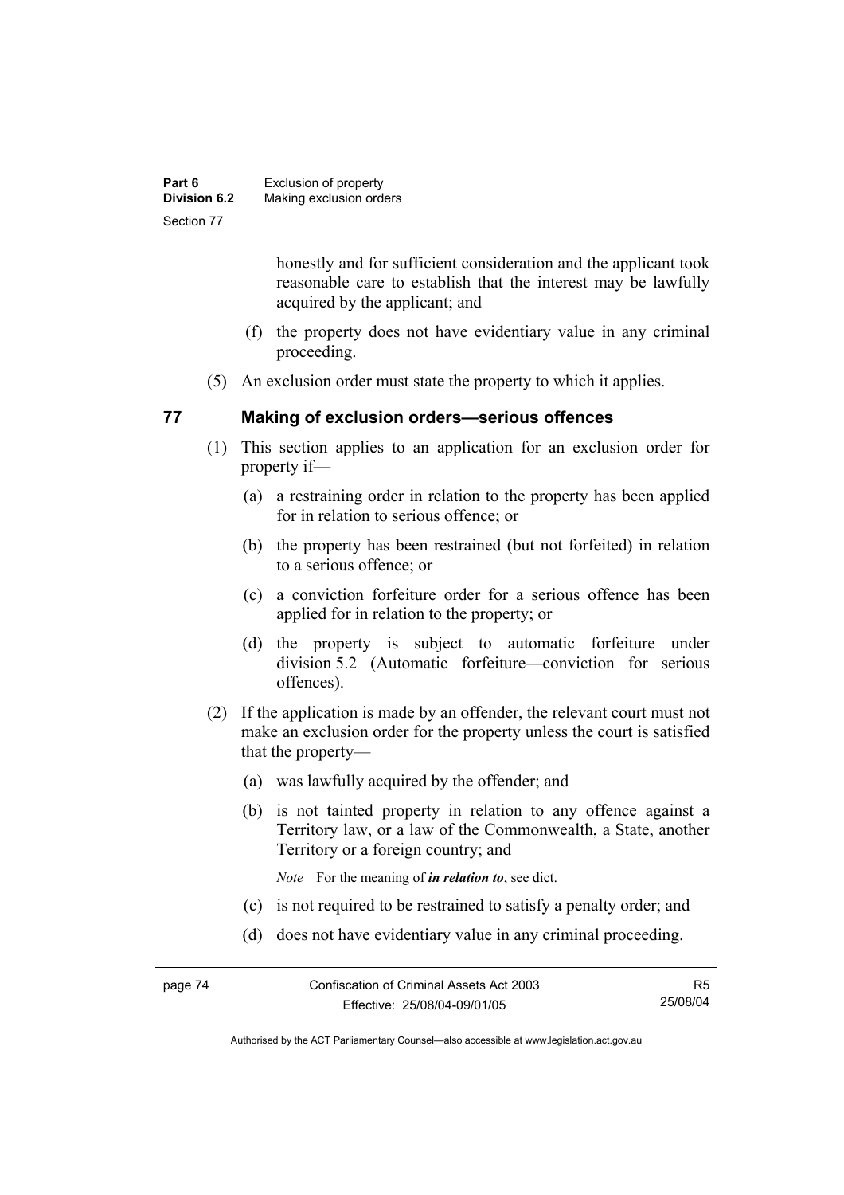honestly and for sufficient consideration and the applicant took reasonable care to establish that the interest may be lawfully acquired by the applicant; and

(f) the property does not have evidentiary value in any criminal proceeding.

(5) An exclusion order must state the property to which it applies.

## 77 Making of exclusion orders—serious offences

(1) This section applies to an application for an exclusion order for property if—

(a) a restraining order in relation to the property has been applied for in relation to serious offence; or

(b) the property has been restrained (but not forfeited) in relation to a serious offence; or

(c) a conviction forfeiture order for a serious offence has been applied for in relation to the property; or

(d) the property is subject to automatic forfeiture under division 5.2 (Automatic forfeiture—conviction for serious offences).

(2) If the application is made by an offender, the relevant court must not make an exclusion order for the property unless the court is satisfied that the property—

(a) was lawfully acquired by the offender; and

(b) is not tainted property in relation to any offence against a Territory law, or a law of the Commonwealth, a State, another Territory or a foreign country; and

*Note* For the meaning of ***in relation to***, see dict.

(c) is not required to be restrained to satisfy a penalty order; and

(d) does not have evidentiary value in any criminal proceeding.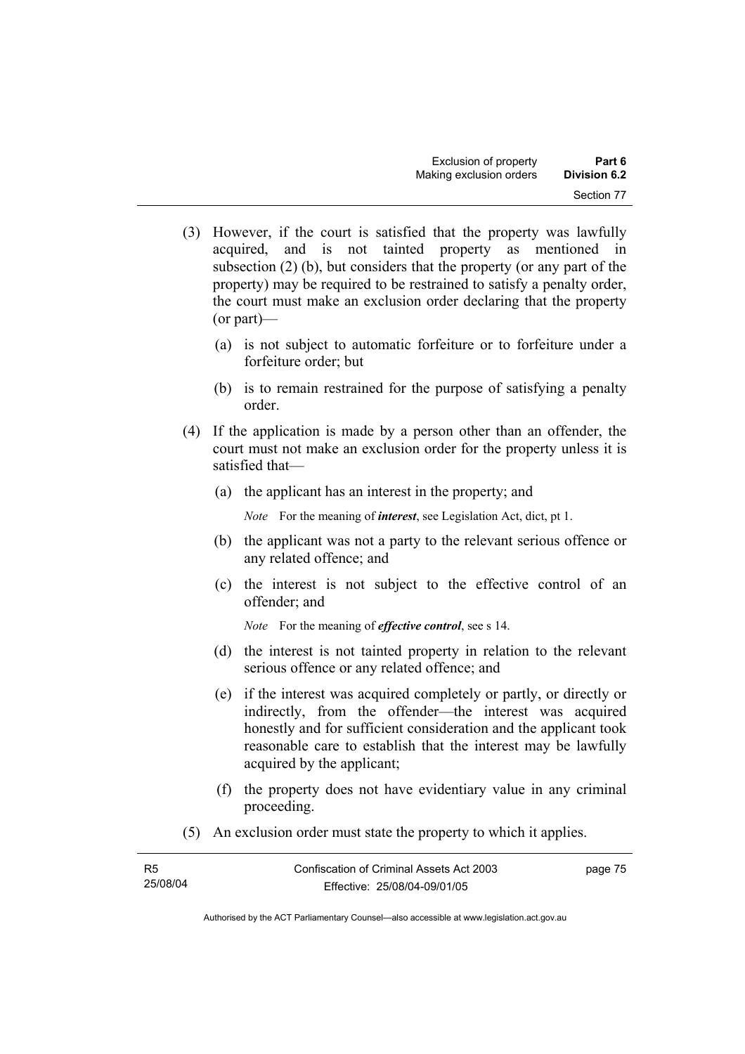(3) However, if the court is satisfied that the property was lawfully acquired, and is not tainted property as mentioned in subsection (2) (b), but considers that the property (or any part of the property) may be required to be restrained to satisfy a penalty order, the court must make an exclusion order declaring that the property (or part)—

(a) is not subject to automatic forfeiture or to forfeiture under a forfeiture order; but

(b) is to remain restrained for the purpose of satisfying a penalty order.

(4) If the application is made by a person other than an offender, the court must not make an exclusion order for the property unless it is satisfied that—

(a) the applicant has an interest in the property; and

*Note* For the meaning of ***interest***, see Legislation Act, dict, pt 1.

(b) the applicant was not a party to the relevant serious offence or any related offence; and

(c) the interest is not subject to the effective control of an offender; and

*Note* For the meaning of ***effective control***, see s 14.

(d) the interest is not tainted property in relation to the relevant serious offence or any related offence; and

(e) if the interest was acquired completely or partly, or directly or indirectly, from the offender—the interest was acquired honestly and for sufficient consideration and the applicant took reasonable care to establish that the interest may be lawfully acquired by the applicant;

(f) the property does not have evidentiary value in any criminal proceeding.

(5) An exclusion order must state the property to which it applies.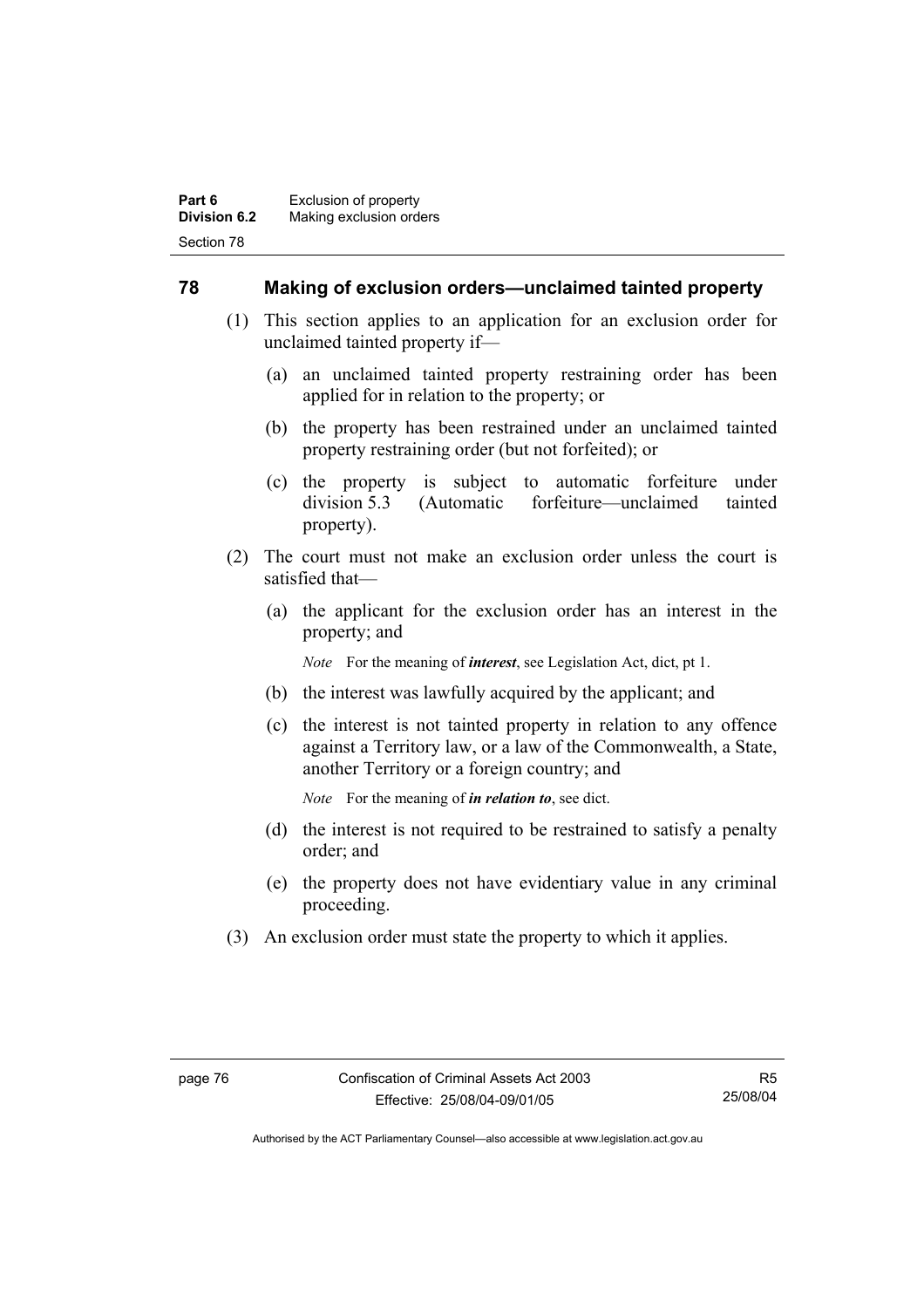## 78 Making of exclusion orders—unclaimed tainted property

(1) This section applies to an application for an exclusion order for unclaimed tainted property if—

(a) an unclaimed tainted property restraining order has been applied for in relation to the property; or

(b) the property has been restrained under an unclaimed tainted property restraining order (but not forfeited); or

(c) the property is subject to automatic forfeiture under division 5.3 (Automatic forfeiture—unclaimed tainted property).

(2) The court must not make an exclusion order unless the court is satisfied that—

(a) the applicant for the exclusion order has an interest in the property; and

*Note* For the meaning of ***interest***, see Legislation Act, dict, pt 1.

(b) the interest was lawfully acquired by the applicant; and

(c) the interest is not tainted property in relation to any offence against a Territory law, or a law of the Commonwealth, a State, another Territory or a foreign country; and

*Note* For the meaning of ***in relation to***, see dict.

(d) the interest is not required to be restrained to satisfy a penalty order; and

(e) the property does not have evidentiary value in any criminal proceeding.

(3) An exclusion order must state the property to which it applies.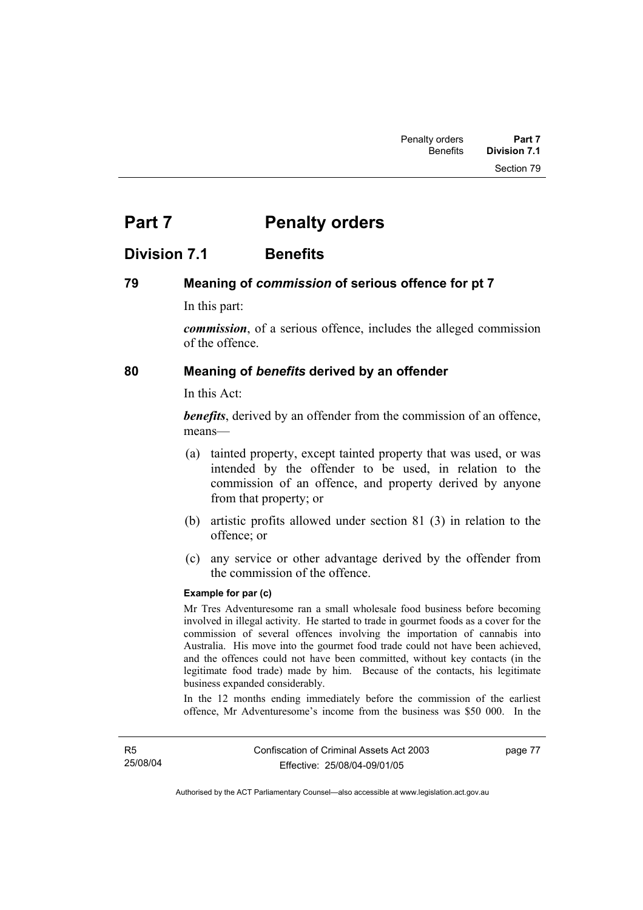# Part 7 Penalty orders

## Division 7.1 Benefits

### 79 Meaning of *commission* of serious offence for pt 7

In this part:

***commission***, of a serious offence, includes the alleged commission of the offence.

### 80 Meaning of *benefits* derived by an offender

In this Act:

***benefits***, derived by an offender from the commission of an offence, means—

(a) tainted property, except tainted property that was used, or was intended by the offender to be used, in relation to the commission of an offence, and property derived by anyone from that property; or

(b) artistic profits allowed under section 81 (3) in relation to the offence; or

(c) any service or other advantage derived by the offender from the commission of the offence.

**Example for par (c)**

Mr Tres Adventuresome ran a small wholesale food business before becoming involved in illegal activity. He started to trade in gourmet foods as a cover for the commission of several offences involving the importation of cannabis into Australia. His move into the gourmet food trade could not have been achieved, and the offences could not have been committed, without key contacts (in the legitimate food trade) made by him. Because of the contacts, his legitimate business expanded considerably.

In the 12 months ending immediately before the commission of the earliest offence, Mr Adventuresome's income from the business was $50 000. In the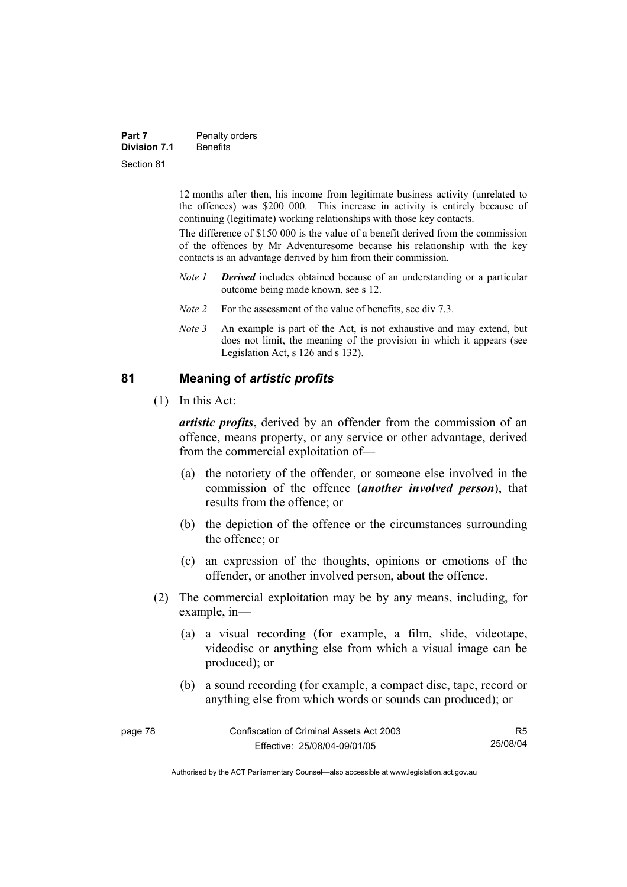12 months after then, his income from legitimate business activity (unrelated to the offences) was \$200 000. This increase in activity is entirely because of continuing (legitimate) working relationships with those key contacts.

The difference of \$150 000 is the value of a benefit derived from the commission of the offences by Mr Adventuresome because his relationship with the key contacts is an advantage derived by him from their commission.

*Note 1* ***Derived*** includes obtained because of an understanding or a particular outcome being made known, see s 12.

*Note 2* For the assessment of the value of benefits, see div 7.3.

*Note 3* An example is part of the Act, is not exhaustive and may extend, but does not limit, the meaning of the provision in which it appears (see Legislation Act, s 126 and s 132).

## 81 Meaning of *artistic profits*

(1) In this Act:

***artistic profits***, derived by an offender from the commission of an offence, means property, or any service or other advantage, derived from the commercial exploitation of—

(a) the notoriety of the offender, or someone else involved in the commission of the offence (***another involved person***), that results from the offence; or

(b) the depiction of the offence or the circumstances surrounding the offence; or

(c) an expression of the thoughts, opinions or emotions of the offender, or another involved person, about the offence.

(2) The commercial exploitation may be by any means, including, for example, in—

(a) a visual recording (for example, a film, slide, videotape, videodisc or anything else from which a visual image can be produced); or

(b) a sound recording (for example, a compact disc, tape, record or anything else from which words or sounds can produced); or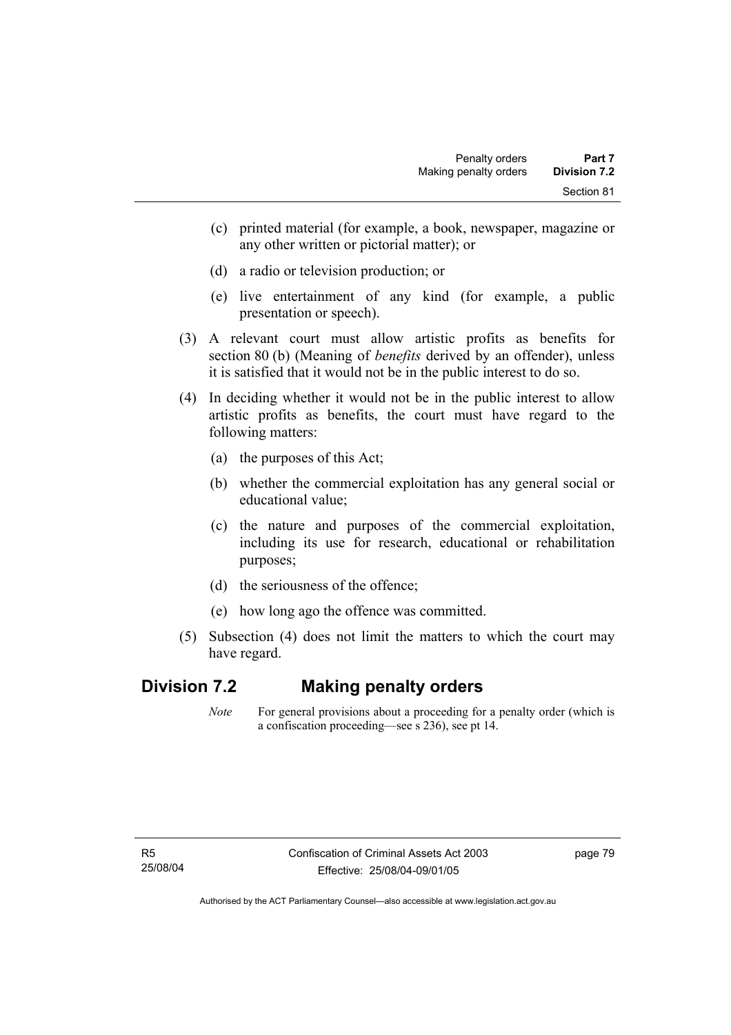(c) printed material (for example, a book, newspaper, magazine or any other written or pictorial matter); or

(d) a radio or television production; or

(e) live entertainment of any kind (for example, a public presentation or speech).

(3) A relevant court must allow artistic profits as benefits for section 80 (b) (Meaning of *benefits* derived by an offender), unless it is satisfied that it would not be in the public interest to do so.

(4) In deciding whether it would not be in the public interest to allow artistic profits as benefits, the court must have regard to the following matters:

(a) the purposes of this Act;

(b) whether the commercial exploitation has any general social or educational value;

(c) the nature and purposes of the commercial exploitation, including its use for research, educational or rehabilitation purposes;

(d) the seriousness of the offence;

(e) how long ago the offence was committed.

(5) Subsection (4) does not limit the matters to which the court may have regard.

## Division 7.2 Making penalty orders

*Note* For general provisions about a proceeding for a penalty order (which is a confiscation proceeding—see s 236), see pt 14.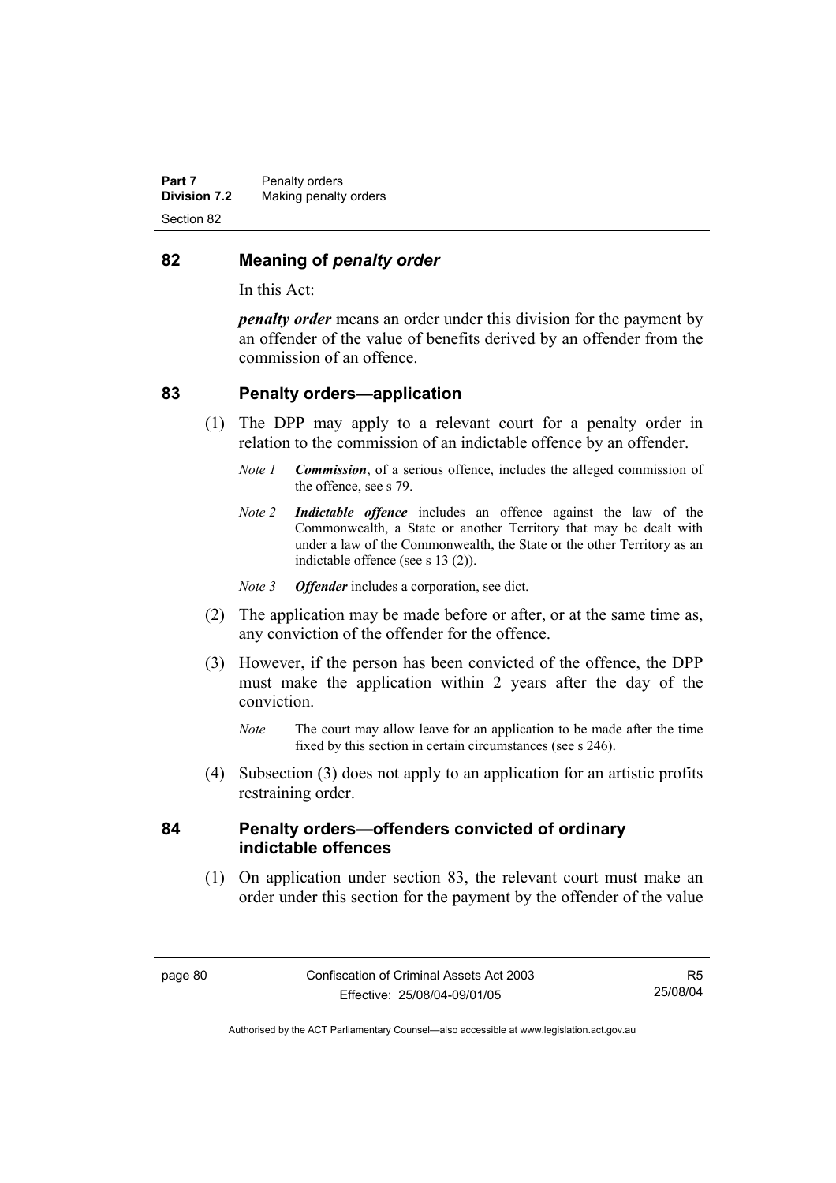## 82 Meaning of *penalty order*

In this Act:

***penalty order*** means an order under this division for the payment by an offender of the value of benefits derived by an offender from the commission of an offence.

## 83 Penalty orders—application

(1) The DPP may apply to a relevant court for a penalty order in relation to the commission of an indictable offence by an offender.

*Note 1* ***Commission***, of a serious offence, includes the alleged commission of the offence, see s 79.

*Note 2* ***Indictable offence*** includes an offence against the law of the Commonwealth, a State or another Territory that may be dealt with under a law of the Commonwealth, the State or the other Territory as an indictable offence (see s 13 (2)).

*Note 3* ***Offender*** includes a corporation, see dict.

(2) The application may be made before or after, or at the same time as, any conviction of the offender for the offence.

(3) However, if the person has been convicted of the offence, the DPP must make the application within 2 years after the day of the conviction.

*Note* The court may allow leave for an application to be made after the time fixed by this section in certain circumstances (see s 246).

(4) Subsection (3) does not apply to an application for an artistic profits restraining order.

## 84 Penalty orders—offenders convicted of ordinary indictable offences

(1) On application under section 83, the relevant court must make an order under this section for the payment by the offender of the value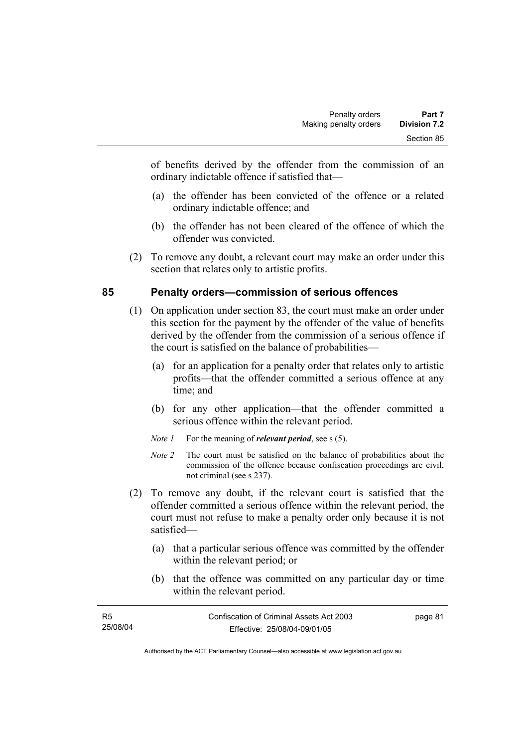of benefits derived by the offender from the commission of an ordinary indictable offence if satisfied that—

(a) the offender has been convicted of the offence or a related ordinary indictable offence; and

(b) the offender has not been cleared of the offence of which the offender was convicted.

(2) To remove any doubt, a relevant court may make an order under this section that relates only to artistic profits.

## 85 Penalty orders—commission of serious offences

(1) On application under section 83, the court must make an order under this section for the payment by the offender of the value of benefits derived by the offender from the commission of a serious offence if the court is satisfied on the balance of probabilities—

(a) for an application for a penalty order that relates only to artistic profits—that the offender committed a serious offence at any time; and

(b) for any other application—that the offender committed a serious offence within the relevant period.

*Note 1* For the meaning of ***relevant period***, see s (5).

*Note 2* The court must be satisfied on the balance of probabilities about the commission of the offence because confiscation proceedings are civil, not criminal (see s 237).

(2) To remove any doubt, if the relevant court is satisfied that the offender committed a serious offence within the relevant period, the court must not refuse to make a penalty order only because it is not satisfied—

(a) that a particular serious offence was committed by the offender within the relevant period; or

(b) that the offence was committed on any particular day or time within the relevant period.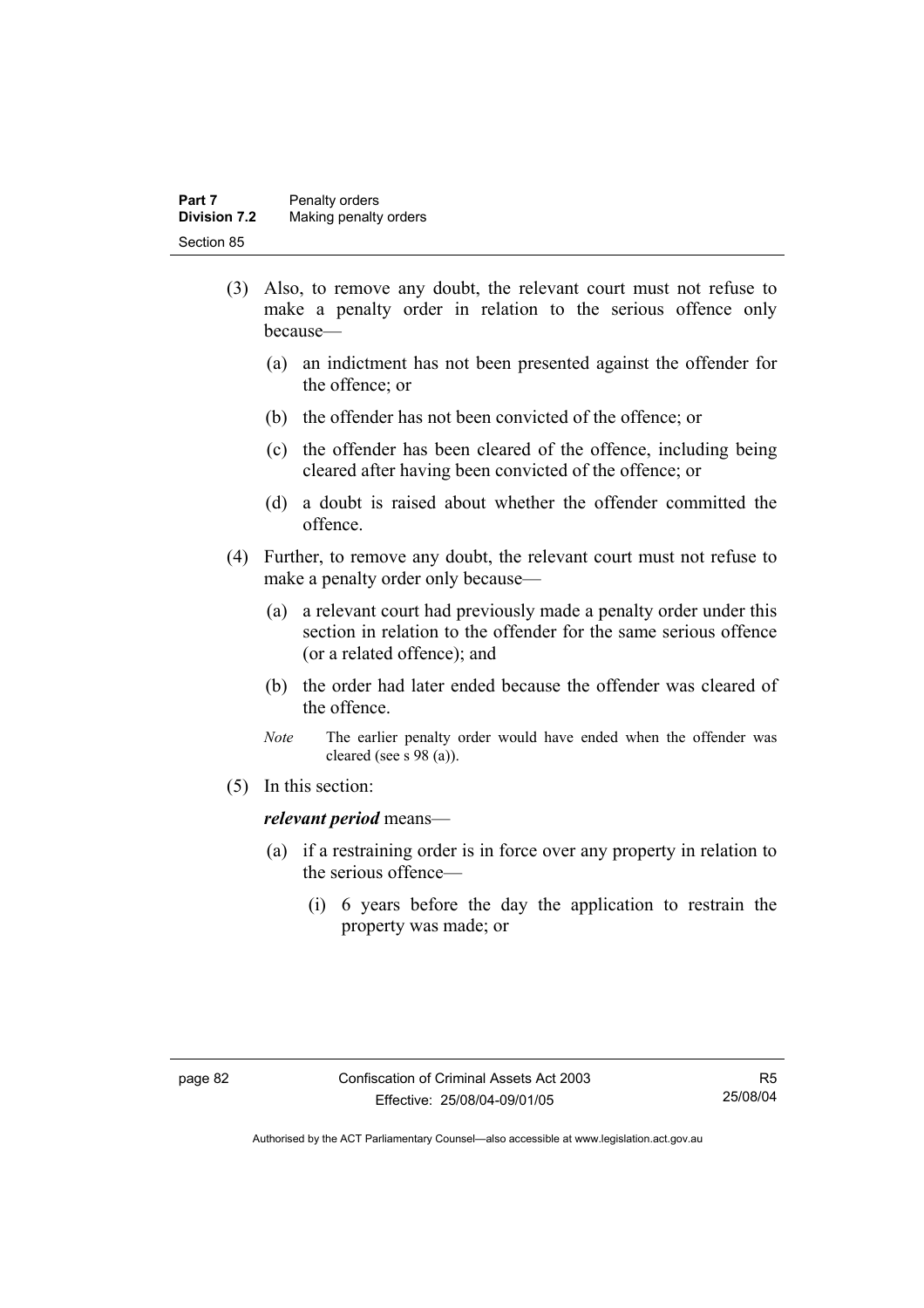(3) Also, to remove any doubt, the relevant court must not refuse to make a penalty order in relation to the serious offence only because—

  (a) an indictment has not been presented against the offender for the offence; or

  (b) the offender has not been convicted of the offence; or

  (c) the offender has been cleared of the offence, including being cleared after having been convicted of the offence; or

  (d) a doubt is raised about whether the offender committed the offence.

(4) Further, to remove any doubt, the relevant court must not refuse to make a penalty order only because—

  (a) a relevant court had previously made a penalty order under this section in relation to the offender for the same serious offence (or a related offence); and

  (b) the order had later ended because the offender was cleared of the offence.

  *Note* The earlier penalty order would have ended when the offender was cleared (see s 98 (a)).

(5) In this section:

***relevant period*** means—

  (a) if a restraining order is in force over any property in relation to the serious offence—

    (i) 6 years before the day the application to restrain the property was made; or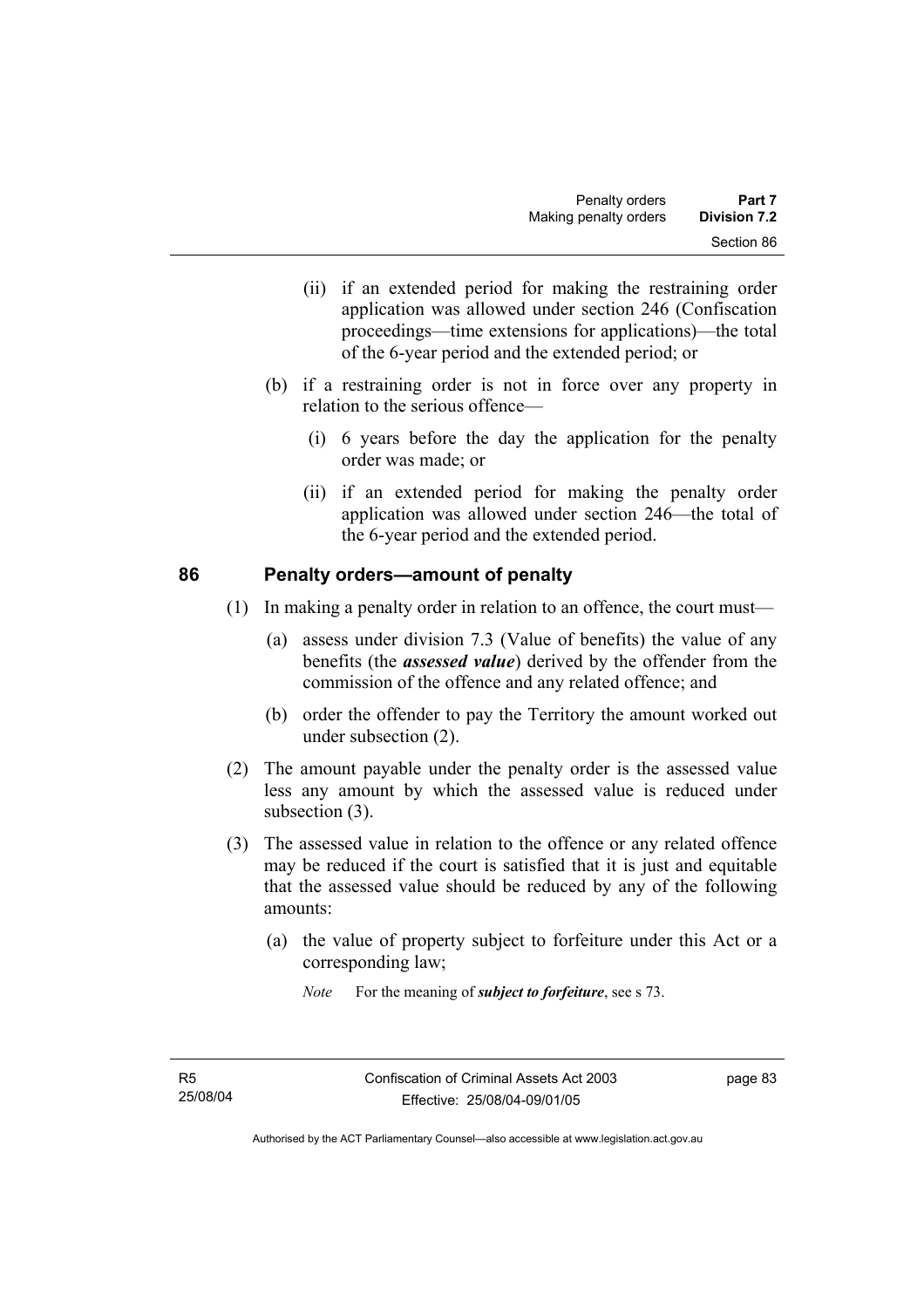(ii) if an extended period for making the restraining order application was allowed under section 246 (Confiscation proceedings—time extensions for applications)—the total of the 6-year period and the extended period; or

(b) if a restraining order is not in force over any property in relation to the serious offence—

(i) 6 years before the day the application for the penalty order was made; or

(ii) if an extended period for making the penalty order application was allowed under section 246—the total of the 6-year period and the extended period.

### 86 Penalty orders—amount of penalty

(1) In making a penalty order in relation to an offence, the court must—

(a) assess under division 7.3 (Value of benefits) the value of any benefits (the ***assessed value***) derived by the offender from the commission of the offence and any related offence; and

(b) order the offender to pay the Territory the amount worked out under subsection (2).

(2) The amount payable under the penalty order is the assessed value less any amount by which the assessed value is reduced under subsection (3).

(3) The assessed value in relation to the offence or any related offence may be reduced if the court is satisfied that it is just and equitable that the assessed value should be reduced by any of the following amounts:

(a) the value of property subject to forfeiture under this Act or a corresponding law;

*Note* For the meaning of ***subject to forfeiture***, see s 73.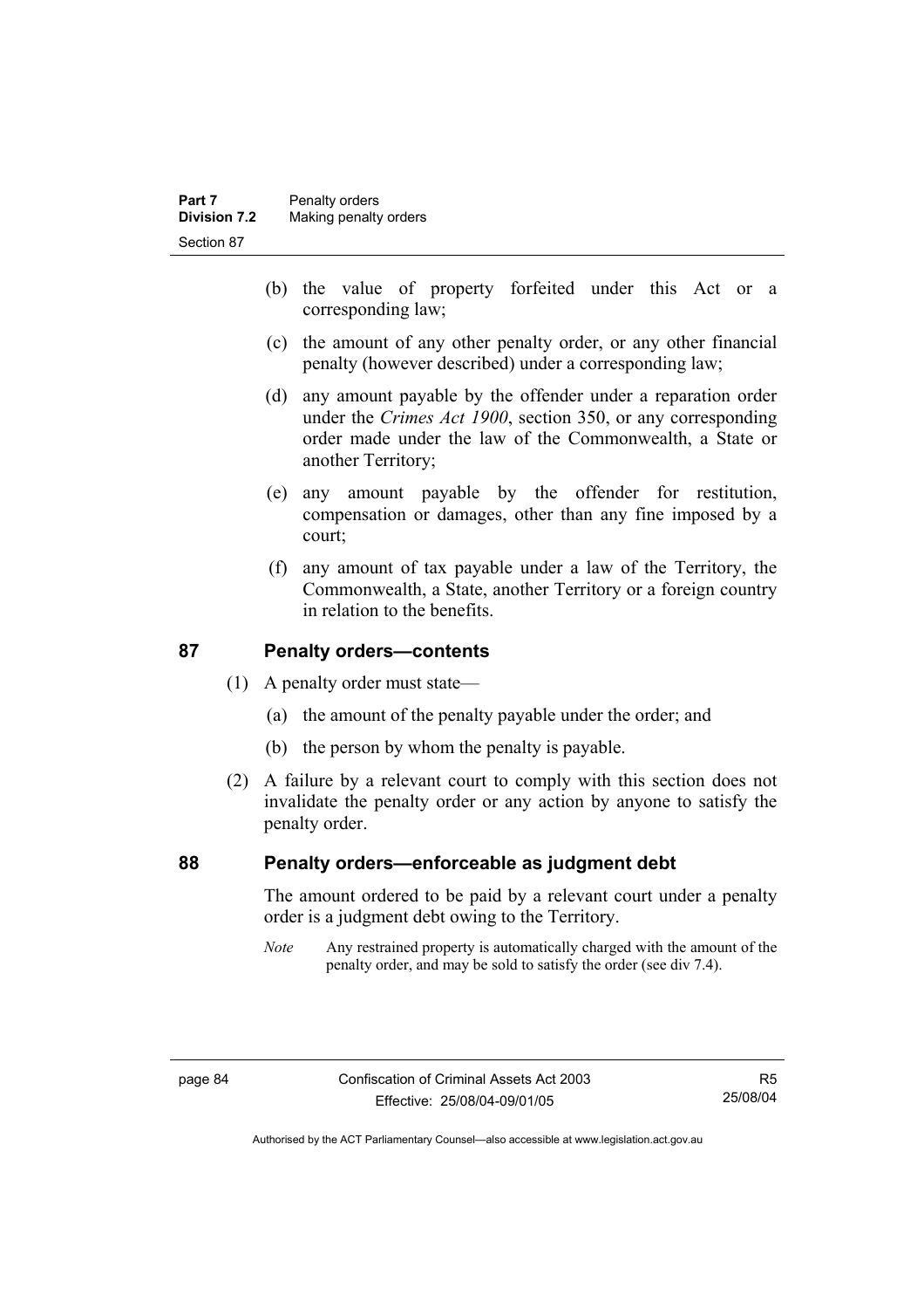(b) the value of property forfeited under this Act or a corresponding law;

(c) the amount of any other penalty order, or any other financial penalty (however described) under a corresponding law;

(d) any amount payable by the offender under a reparation order under the *Crimes Act 1900*, section 350, or any corresponding order made under the law of the Commonwealth, a State or another Territory;

(e) any amount payable by the offender for restitution, compensation or damages, other than any fine imposed by a court;

(f) any amount of tax payable under a law of the Territory, the Commonwealth, a State, another Territory or a foreign country in relation to the benefits.

## 87 Penalty orders—contents

(1) A penalty order must state—

(a) the amount of the penalty payable under the order; and

(b) the person by whom the penalty is payable.

(2) A failure by a relevant court to comply with this section does not invalidate the penalty order or any action by anyone to satisfy the penalty order.

## 88 Penalty orders—enforceable as judgment debt

The amount ordered to be paid by a relevant court under a penalty order is a judgment debt owing to the Territory.

*Note* Any restrained property is automatically charged with the amount of the penalty order, and may be sold to satisfy the order (see div 7.4).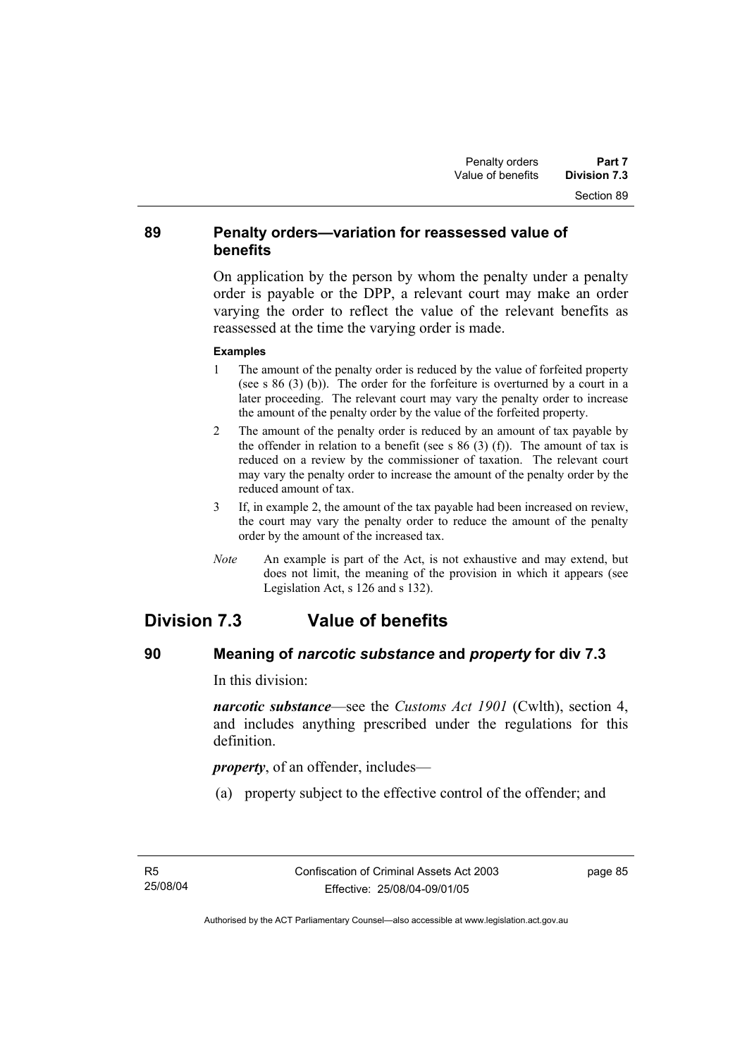## 89 Penalty orders—variation for reassessed value of benefits

On application by the person by whom the penalty under a penalty order is payable or the DPP, a relevant court may make an order varying the order to reflect the value of the relevant benefits as reassessed at the time the varying order is made.

**Examples**

1 The amount of the penalty order is reduced by the value of forfeited property (see s 86 (3) (b)). The order for the forfeiture is overturned by a court in a later proceeding. The relevant court may vary the penalty order to increase the amount of the penalty order by the value of the forfeited property.

2 The amount of the penalty order is reduced by an amount of tax payable by the offender in relation to a benefit (see s 86 (3) (f)). The amount of tax is reduced on a review by the commissioner of taxation. The relevant court may vary the penalty order to increase the amount of the penalty order by the reduced amount of tax.

3 If, in example 2, the amount of the tax payable had been increased on review, the court may vary the penalty order to reduce the amount of the penalty order by the amount of the increased tax.

*Note* An example is part of the Act, is not exhaustive and may extend, but does not limit, the meaning of the provision in which it appears (see Legislation Act, s 126 and s 132).

# Division 7.3 Value of benefits

## 90 Meaning of *narcotic substance* and *property* for div 7.3

In this division:

***narcotic substance***—see the *Customs Act 1901* (Cwlth), section 4, and includes anything prescribed under the regulations for this definition.

***property***, of an offender, includes—

(a) property subject to the effective control of the offender; and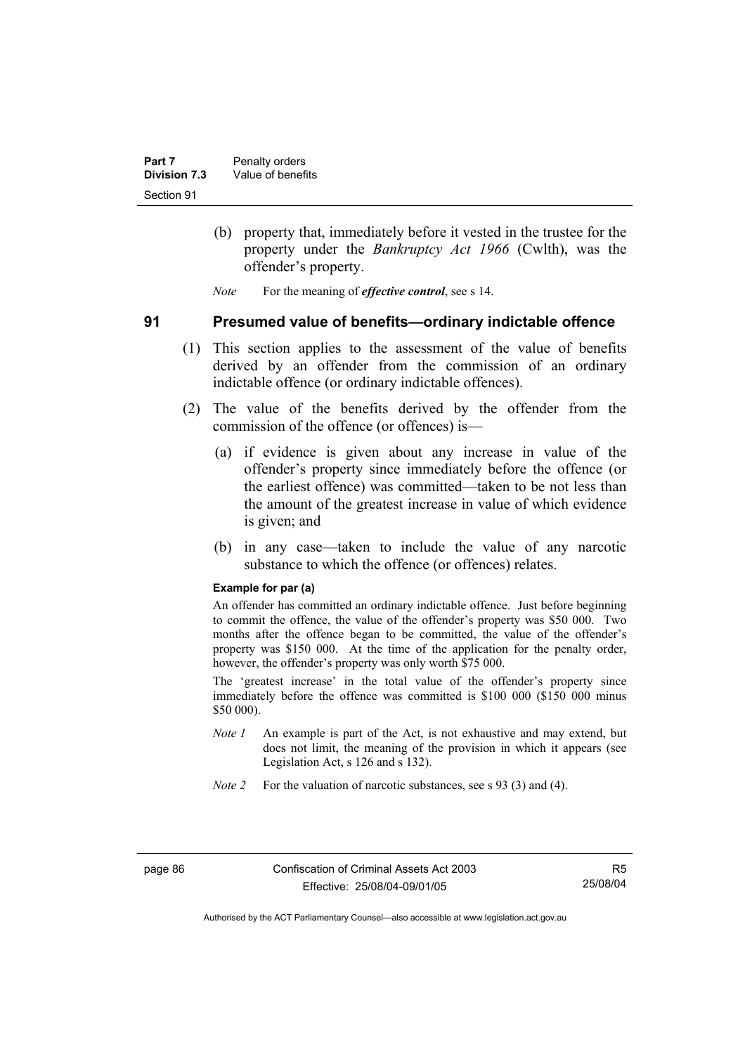(b) property that, immediately before it vested in the trustee for the property under the *Bankruptcy Act 1966* (Cwlth), was the offender's property.

*Note* For the meaning of ***effective control***, see s 14.

## 91 Presumed value of benefits—ordinary indictable offence

(1) This section applies to the assessment of the value of benefits derived by an offender from the commission of an ordinary indictable offence (or ordinary indictable offences).

(2) The value of the benefits derived by the offender from the commission of the offence (or offences) is—

(a) if evidence is given about any increase in value of the offender's property since immediately before the offence (or the earliest offence) was committed—taken to be not less than the amount of the greatest increase in value of which evidence is given; and

(b) in any case—taken to include the value of any narcotic substance to which the offence (or offences) relates.

**Example for par (a)**

An offender has committed an ordinary indictable offence. Just before beginning to commit the offence, the value of the offender's property was $50 000. Two months after the offence began to be committed, the value of the offender's property was $150 000. At the time of the application for the penalty order, however, the offender's property was only worth $75 000.

The 'greatest increase' in the total value of the offender's property since immediately before the offence was committed is $100 000 ($150 000 minus $50 000).

*Note 1* An example is part of the Act, is not exhaustive and may extend, but does not limit, the meaning of the provision in which it appears (see Legislation Act, s 126 and s 132).

*Note 2* For the valuation of narcotic substances, see s 93 (3) and (4).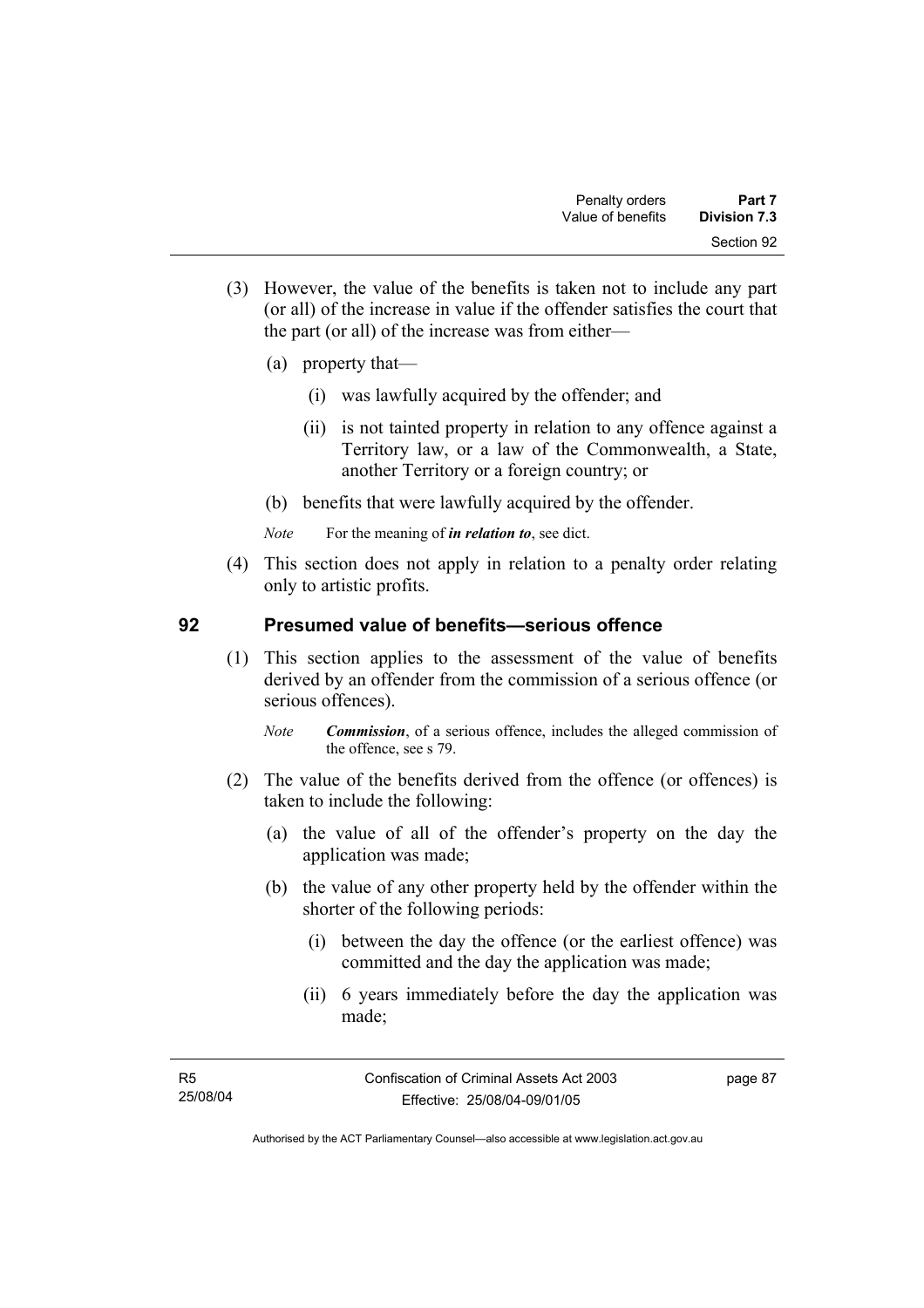(3) However, the value of the benefits is taken not to include any part (or all) of the increase in value if the offender satisfies the court that the part (or all) of the increase was from either—

(a) property that—

(i) was lawfully acquired by the offender; and

(ii) is not tainted property in relation to any offence against a Territory law, or a law of the Commonwealth, a State, another Territory or a foreign country; or

(b) benefits that were lawfully acquired by the offender.

*Note* For the meaning of ***in relation to***, see dict.

(4) This section does not apply in relation to a penalty order relating only to artistic profits.

## 92 Presumed value of benefits—serious offence

(1) This section applies to the assessment of the value of benefits derived by an offender from the commission of a serious offence (or serious offences).

*Note* ***Commission***, of a serious offence, includes the alleged commission of the offence, see s 79.

(2) The value of the benefits derived from the offence (or offences) is taken to include the following:

(a) the value of all of the offender's property on the day the application was made;

(b) the value of any other property held by the offender within the shorter of the following periods:

(i) between the day the offence (or the earliest offence) was committed and the day the application was made;

(ii) 6 years immediately before the day the application was made;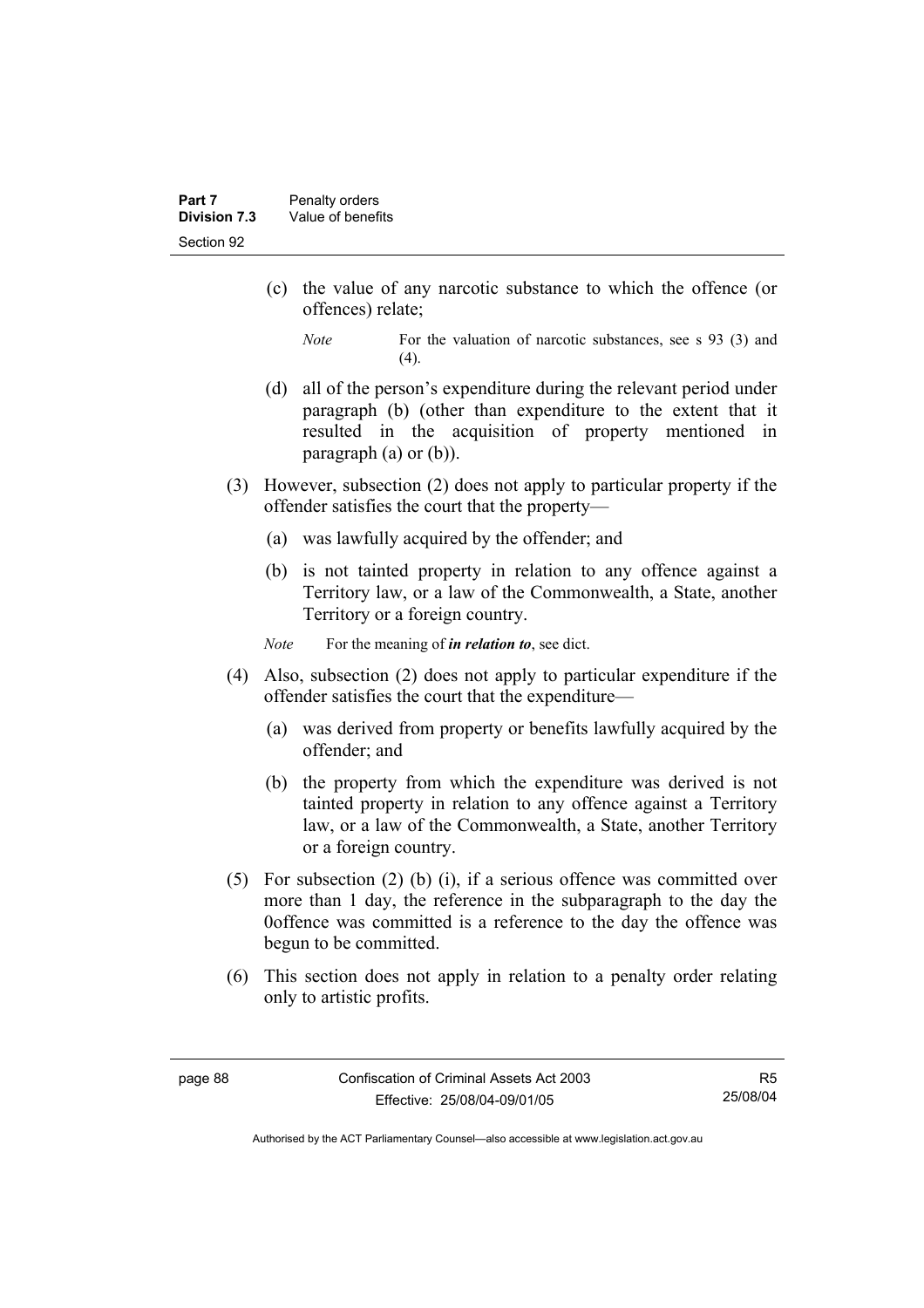(c) the value of any narcotic substance to which the offence (or offences) relate;

*Note* For the valuation of narcotic substances, see s 93 (3) and (4).

(d) all of the person's expenditure during the relevant period under paragraph (b) (other than expenditure to the extent that it resulted in the acquisition of property mentioned in paragraph (a) or (b)).

(3) However, subsection (2) does not apply to particular property if the offender satisfies the court that the property—

(a) was lawfully acquired by the offender; and

(b) is not tainted property in relation to any offence against a Territory law, or a law of the Commonwealth, a State, another Territory or a foreign country.

*Note* For the meaning of ***in relation to***, see dict.

(4) Also, subsection (2) does not apply to particular expenditure if the offender satisfies the court that the expenditure—

(a) was derived from property or benefits lawfully acquired by the offender; and

(b) the property from which the expenditure was derived is not tainted property in relation to any offence against a Territory law, or a law of the Commonwealth, a State, another Territory or a foreign country.

(5) For subsection (2) (b) (i), if a serious offence was committed over more than 1 day, the reference in the subparagraph to the day the 0offence was committed is a reference to the day the offence was begun to be committed.

(6) This section does not apply in relation to a penalty order relating only to artistic profits.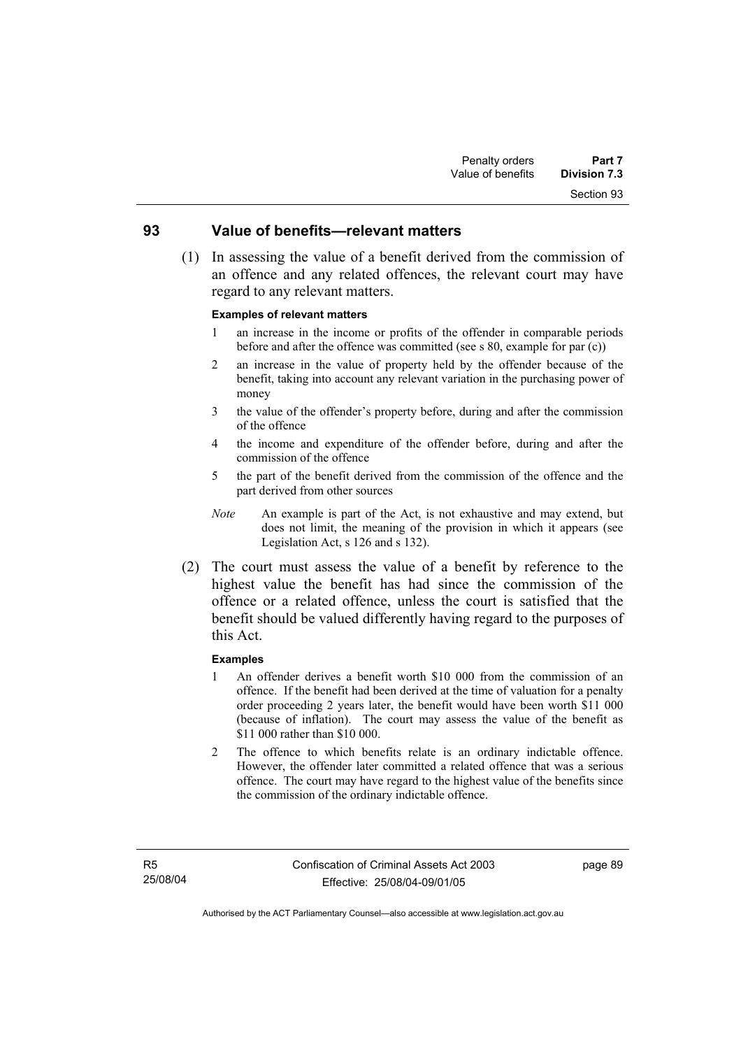## 93 Value of benefits—relevant matters

(1) In assessing the value of a benefit derived from the commission of an offence and any related offences, the relevant court may have regard to any relevant matters.

**Examples of relevant matters**

1 an increase in the income or profits of the offender in comparable periods before and after the offence was committed (see s 80, example for par (c))

2 an increase in the value of property held by the offender because of the benefit, taking into account any relevant variation in the purchasing power of money

3 the value of the offender's property before, during and after the commission of the offence

4 the income and expenditure of the offender before, during and after the commission of the offence

5 the part of the benefit derived from the commission of the offence and the part derived from other sources

*Note* An example is part of the Act, is not exhaustive and may extend, but does not limit, the meaning of the provision in which it appears (see Legislation Act, s 126 and s 132).

(2) The court must assess the value of a benefit by reference to the highest value the benefit has had since the commission of the offence or a related offence, unless the court is satisfied that the benefit should be valued differently having regard to the purposes of this Act.

**Examples**

1 An offender derives a benefit worth $10 000 from the commission of an offence. If the benefit had been derived at the time of valuation for a penalty order proceeding 2 years later, the benefit would have been worth $11 000 (because of inflation). The court may assess the value of the benefit as $11 000 rather than $10 000.

2 The offence to which benefits relate is an ordinary indictable offence. However, the offender later committed a related offence that was a serious offence. The court may have regard to the highest value of the benefits since the commission of the ordinary indictable offence.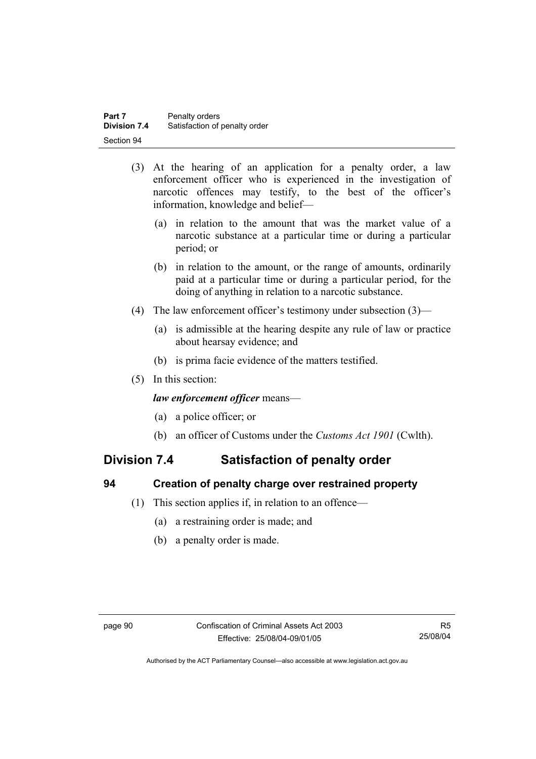(3) At the hearing of an application for a penalty order, a law enforcement officer who is experienced in the investigation of narcotic offences may testify, to the best of the officer's information, knowledge and belief—

(a) in relation to the amount that was the market value of a narcotic substance at a particular time or during a particular period; or

(b) in relation to the amount, or the range of amounts, ordinarily paid at a particular time or during a particular period, for the doing of anything in relation to a narcotic substance.

(4) The law enforcement officer's testimony under subsection (3)—

(a) is admissible at the hearing despite any rule of law or practice about hearsay evidence; and

(b) is prima facie evidence of the matters testified.

(5) In this section:

***law enforcement officer*** means—

(a) a police officer; or

(b) an officer of Customs under the *Customs Act 1901* (Cwlth).

## Division 7.4 Satisfaction of penalty order

### 94 Creation of penalty charge over restrained property

(1) This section applies if, in relation to an offence—

(a) a restraining order is made; and

(b) a penalty order is made.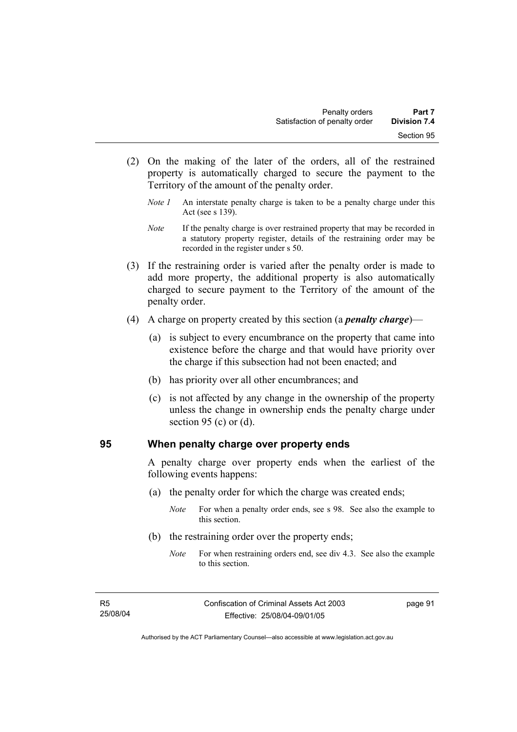(2) On the making of the later of the orders, all of the restrained property is automatically charged to secure the payment to the Territory of the amount of the penalty order.

*Note 1* An interstate penalty charge is taken to be a penalty charge under this Act (see s 139).

*Note* If the penalty charge is over restrained property that may be recorded in a statutory property register, details of the restraining order may be recorded in the register under s 50.

(3) If the restraining order is varied after the penalty order is made to add more property, the additional property is also automatically charged to secure payment to the Territory of the amount of the penalty order.

(4) A charge on property created by this section (a ***penalty charge***)—

(a) is subject to every encumbrance on the property that came into existence before the charge and that would have priority over the charge if this subsection had not been enacted; and

(b) has priority over all other encumbrances; and

(c) is not affected by any change in the ownership of the property unless the change in ownership ends the penalty charge under section 95 (c) or (d).

## 95 When penalty charge over property ends

A penalty charge over property ends when the earliest of the following events happens:

(a) the penalty order for which the charge was created ends;

*Note* For when a penalty order ends, see s 98. See also the example to this section.

(b) the restraining order over the property ends;

*Note* For when restraining orders end, see div 4.3. See also the example to this section.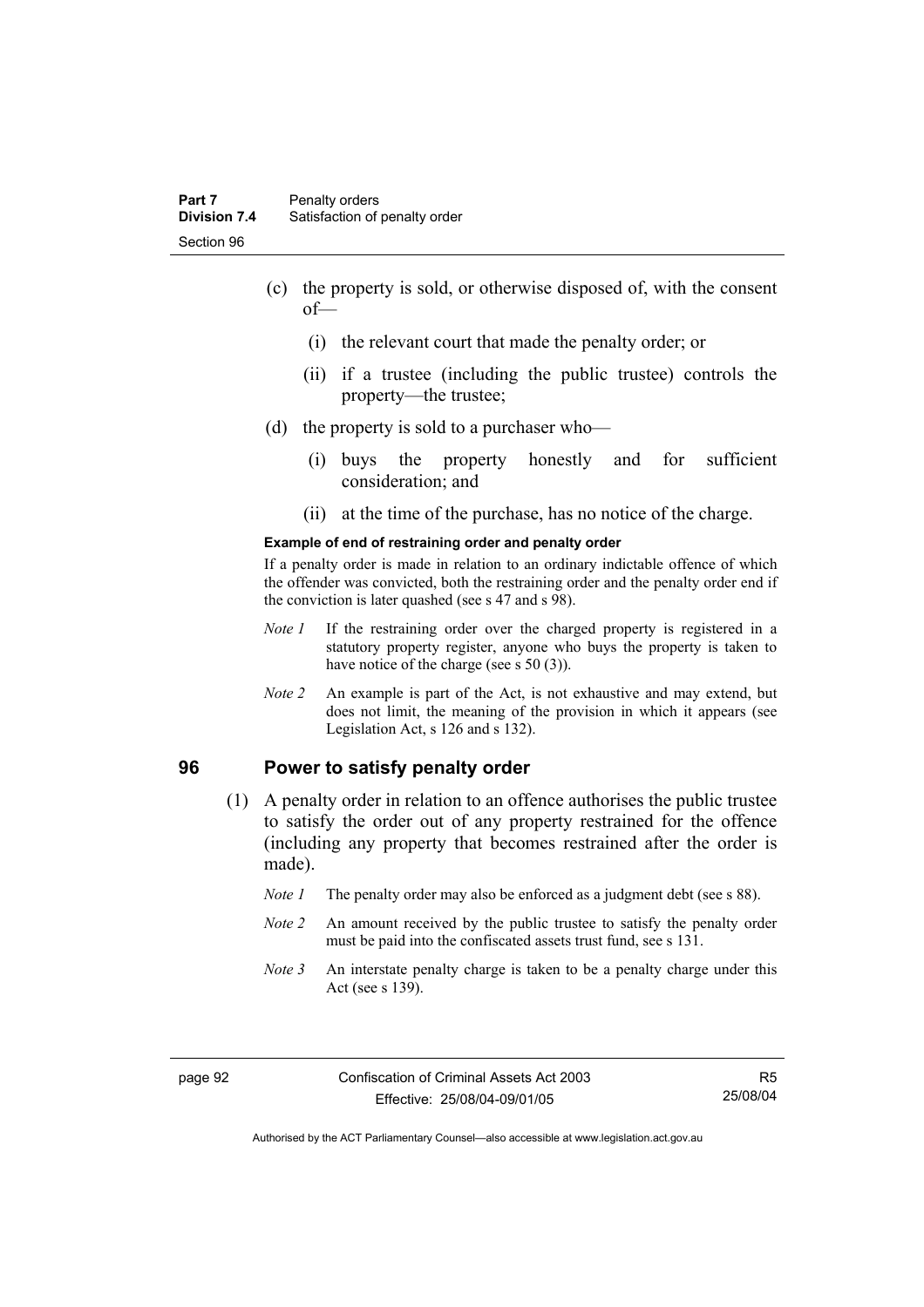(c) the property is sold, or otherwise disposed of, with the consent of—

   (i) the relevant court that made the penalty order; or

   (ii) if a trustee (including the public trustee) controls the property—the trustee;

(d) the property is sold to a purchaser who—

   (i) buys the property honestly and for sufficient consideration; and

   (ii) at the time of the purchase, has no notice of the charge.

**Example of end of restraining order and penalty order**

If a penalty order is made in relation to an ordinary indictable offence of which the offender was convicted, both the restraining order and the penalty order end if the conviction is later quashed (see s 47 and s 98).

*Note 1* If the restraining order over the charged property is registered in a statutory property register, anyone who buys the property is taken to have notice of the charge (see s 50 (3)).

*Note 2* An example is part of the Act, is not exhaustive and may extend, but does not limit, the meaning of the provision in which it appears (see Legislation Act, s 126 and s 132).

## 96 Power to satisfy penalty order

(1) A penalty order in relation to an offence authorises the public trustee to satisfy the order out of any property restrained for the offence (including any property that becomes restrained after the order is made).

*Note 1* The penalty order may also be enforced as a judgment debt (see s 88).

*Note 2* An amount received by the public trustee to satisfy the penalty order must be paid into the confiscated assets trust fund, see s 131.

*Note 3* An interstate penalty charge is taken to be a penalty charge under this Act (see s 139).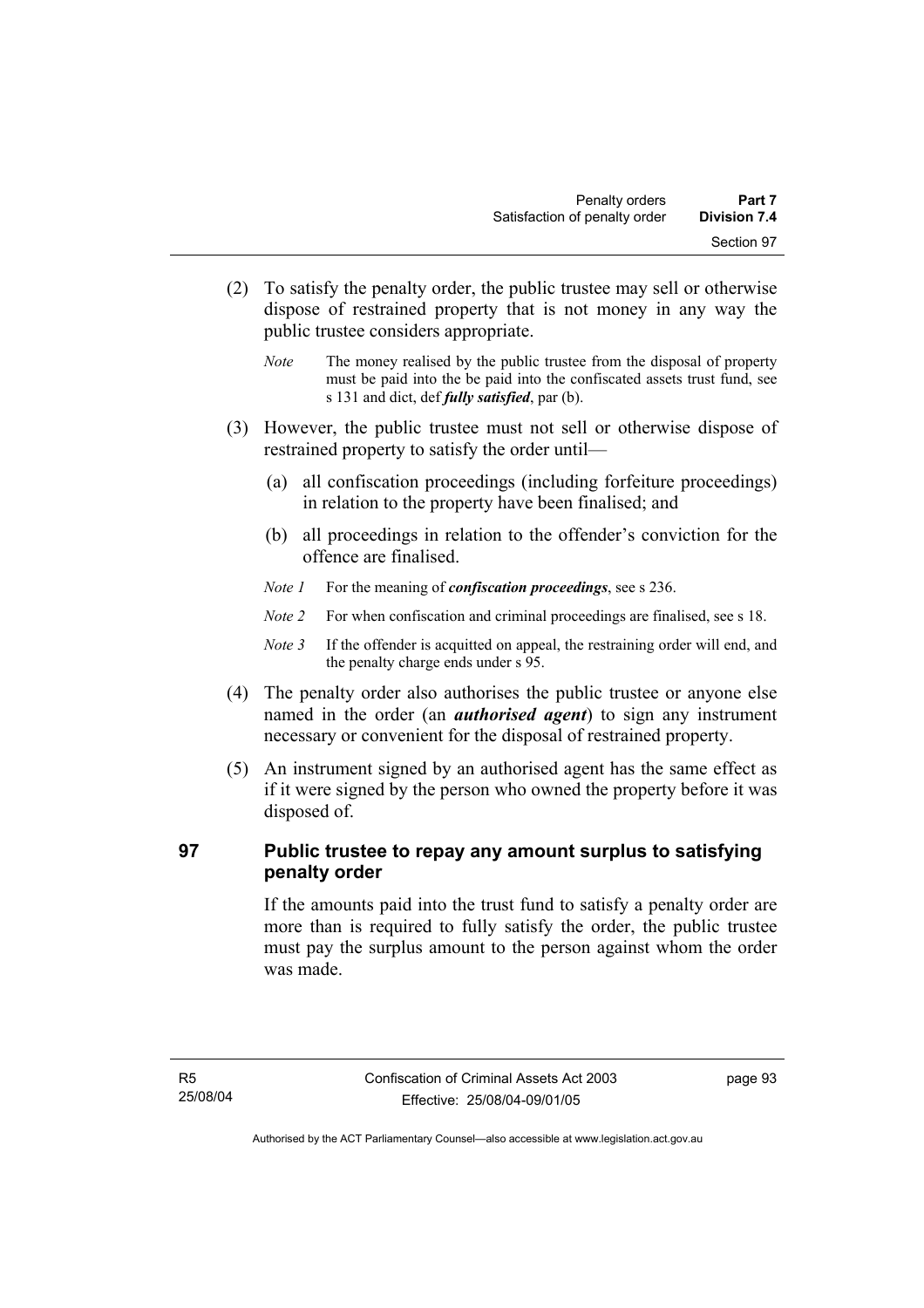(2) To satisfy the penalty order, the public trustee may sell or otherwise dispose of restrained property that is not money in any way the public trustee considers appropriate.

*Note* The money realised by the public trustee from the disposal of property must be paid into the be paid into the confiscated assets trust fund, see s 131 and dict, def ***fully satisfied***, par (b).

(3) However, the public trustee must not sell or otherwise dispose of restrained property to satisfy the order until—

(a) all confiscation proceedings (including forfeiture proceedings) in relation to the property have been finalised; and

(b) all proceedings in relation to the offender's conviction for the offence are finalised.

*Note 1* For the meaning of ***confiscation proceedings***, see s 236.

*Note 2* For when confiscation and criminal proceedings are finalised, see s 18.

*Note 3* If the offender is acquitted on appeal, the restraining order will end, and the penalty charge ends under s 95.

(4) The penalty order also authorises the public trustee or anyone else named in the order (an ***authorised agent***) to sign any instrument necessary or convenient for the disposal of restrained property.

(5) An instrument signed by an authorised agent has the same effect as if it were signed by the person who owned the property before it was disposed of.

## 97 Public trustee to repay any amount surplus to satisfying penalty order

If the amounts paid into the trust fund to satisfy a penalty order are more than is required to fully satisfy the order, the public trustee must pay the surplus amount to the person against whom the order was made.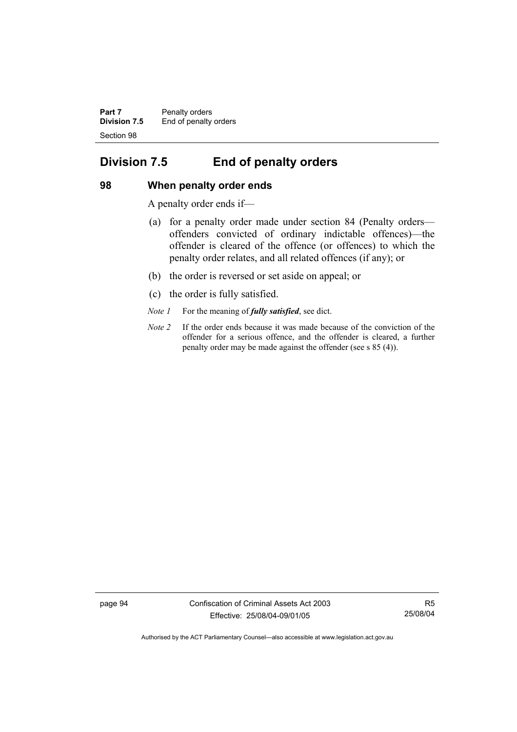## Division 7.5 End of penalty orders

### 98 When penalty order ends

A penalty order ends if—

(a) for a penalty order made under section 84 (Penalty orders—offenders convicted of ordinary indictable offences)—the offender is cleared of the offence (or offences) to which the penalty order relates, and all related offences (if any); or

(b) the order is reversed or set aside on appeal; or

(c) the order is fully satisfied.

*Note 1* For the meaning of ***fully satisfied***, see dict.

*Note 2* If the order ends because it was made because of the conviction of the offender for a serious offence, and the offender is cleared, a further penalty order may be made against the offender (see s 85 (4)).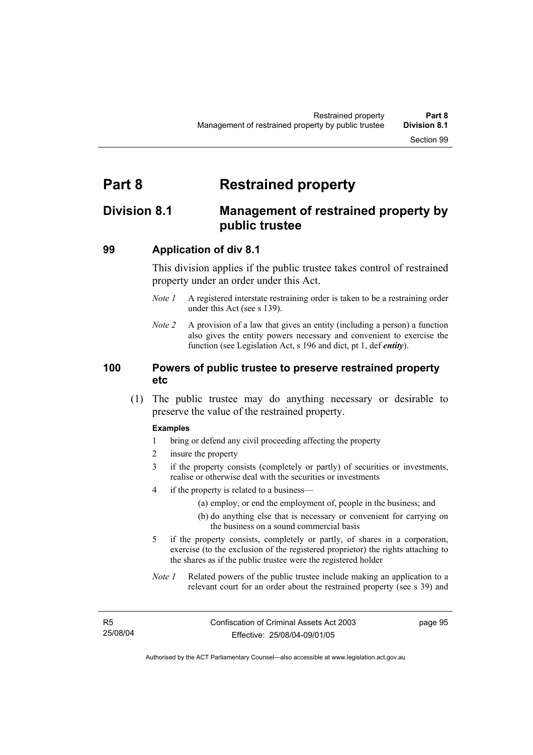# Part 8 Restrained property

## Division 8.1 Management of restrained property by public trustee

### 99 Application of div 8.1

This division applies if the public trustee takes control of restrained property under an order under this Act.

*Note 1* A registered interstate restraining order is taken to be a restraining order under this Act (see s 139).

*Note 2* A provision of a law that gives an entity (including a person) a function also gives the entity powers necessary and convenient to exercise the function (see Legislation Act, s 196 and dict, pt 1, def ***entity***).

### 100 Powers of public trustee to preserve restrained property etc

(1) The public trustee may do anything necessary or desirable to preserve the value of the restrained property.

**Examples**

1 bring or defend any civil proceeding affecting the property

2 insure the property

3 if the property consists (completely or partly) of securities or investments, realise or otherwise deal with the securities or investments

4 if the property is related to a business—

(a) employ, or end the employment of, people in the business; and

(b) do anything else that is necessary or convenient for carrying on the business on a sound commercial basis

5 if the property consists, completely or partly, of shares in a corporation, exercise (to the exclusion of the registered proprietor) the rights attaching to the shares as if the public trustee were the registered holder

*Note 1* Related powers of the public trustee include making an application to a relevant court for an order about the restrained property (see s 39) and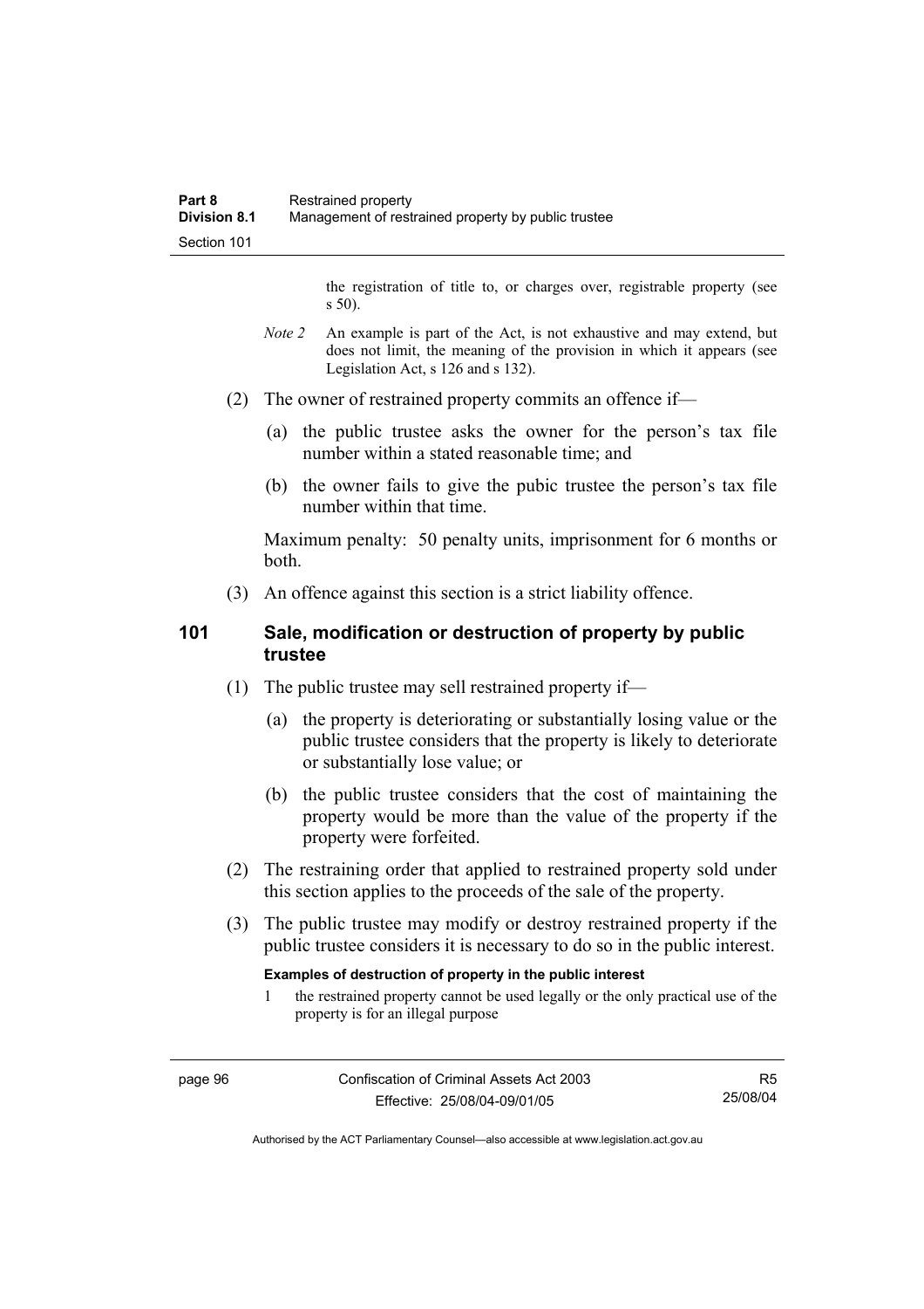the registration of title to, or charges over, registrable property (see s 50).

*Note 2* An example is part of the Act, is not exhaustive and may extend, but does not limit, the meaning of the provision in which it appears (see Legislation Act, s 126 and s 132).

(2) The owner of restrained property commits an offence if—

(a) the public trustee asks the owner for the person's tax file number within a stated reasonable time; and

(b) the owner fails to give the pubic trustee the person's tax file number within that time.

Maximum penalty: 50 penalty units, imprisonment for 6 months or both.

(3) An offence against this section is a strict liability offence.

## 101 Sale, modification or destruction of property by public trustee

(1) The public trustee may sell restrained property if—

(a) the property is deteriorating or substantially losing value or the public trustee considers that the property is likely to deteriorate or substantially lose value; or

(b) the public trustee considers that the cost of maintaining the property would be more than the value of the property if the property were forfeited.

(2) The restraining order that applied to restrained property sold under this section applies to the proceeds of the sale of the property.

(3) The public trustee may modify or destroy restrained property if the public trustee considers it is necessary to do so in the public interest.

**Examples of destruction of property in the public interest**

1 the restrained property cannot be used legally or the only practical use of the property is for an illegal purpose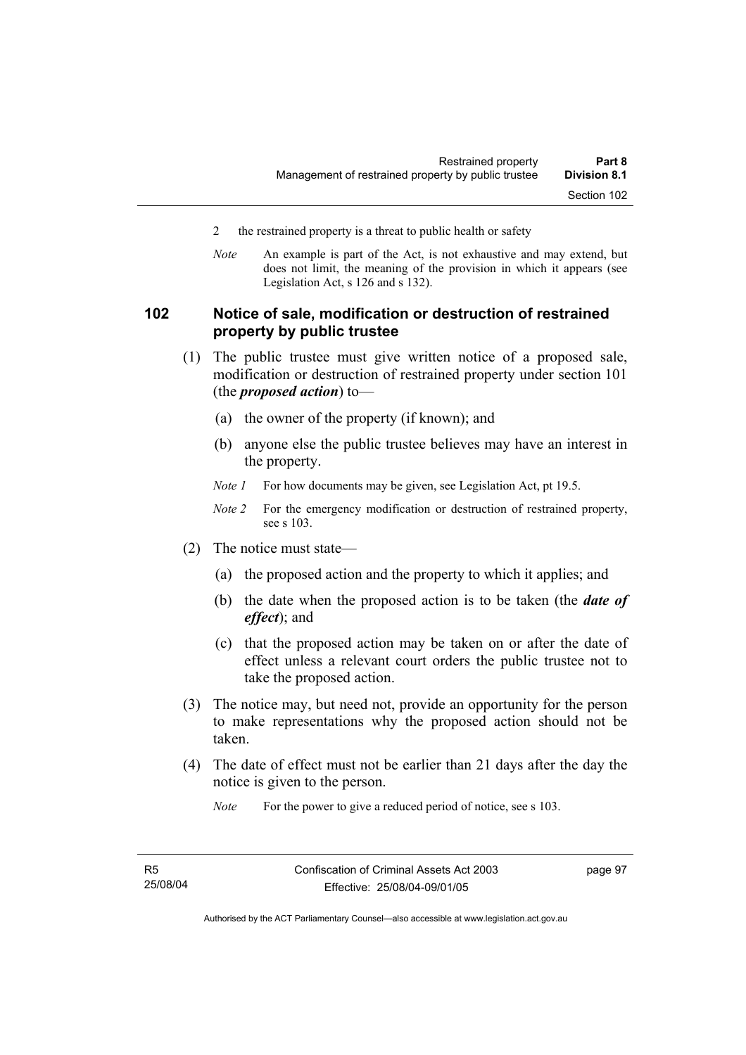2 the restrained property is a threat to public health or safety

*Note* An example is part of the Act, is not exhaustive and may extend, but does not limit, the meaning of the provision in which it appears (see Legislation Act, s 126 and s 132).

## 102 Notice of sale, modification or destruction of restrained property by public trustee

(1) The public trustee must give written notice of a proposed sale, modification or destruction of restrained property under section 101 (the ***proposed action***) to—

(a) the owner of the property (if known); and

(b) anyone else the public trustee believes may have an interest in the property.

*Note 1* For how documents may be given, see Legislation Act, pt 19.5.

*Note 2* For the emergency modification or destruction of restrained property, see s 103.

(2) The notice must state—

(a) the proposed action and the property to which it applies; and

(b) the date when the proposed action is to be taken (the ***date of effect***); and

(c) that the proposed action may be taken on or after the date of effect unless a relevant court orders the public trustee not to take the proposed action.

(3) The notice may, but need not, provide an opportunity for the person to make representations why the proposed action should not be taken.

(4) The date of effect must not be earlier than 21 days after the day the notice is given to the person.

*Note* For the power to give a reduced period of notice, see s 103.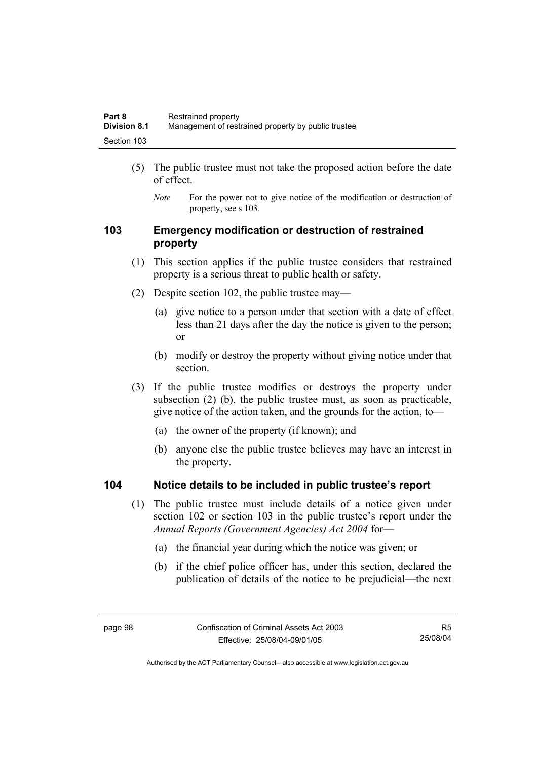(5) The public trustee must not take the proposed action before the date of effect.

*Note* For the power not to give notice of the modification or destruction of property, see s 103.

## 103 Emergency modification or destruction of restrained property

(1) This section applies if the public trustee considers that restrained property is a serious threat to public health or safety.

(2) Despite section 102, the public trustee may—

(a) give notice to a person under that section with a date of effect less than 21 days after the day the notice is given to the person; or

(b) modify or destroy the property without giving notice under that section.

(3) If the public trustee modifies or destroys the property under subsection (2) (b), the public trustee must, as soon as practicable, give notice of the action taken, and the grounds for the action, to—

(a) the owner of the property (if known); and

(b) anyone else the public trustee believes may have an interest in the property.

## 104 Notice details to be included in public trustee's report

(1) The public trustee must include details of a notice given under section 102 or section 103 in the public trustee's report under the *Annual Reports (Government Agencies) Act 2004* for—

(a) the financial year during which the notice was given; or

(b) if the chief police officer has, under this section, declared the publication of details of the notice to be prejudicial—the next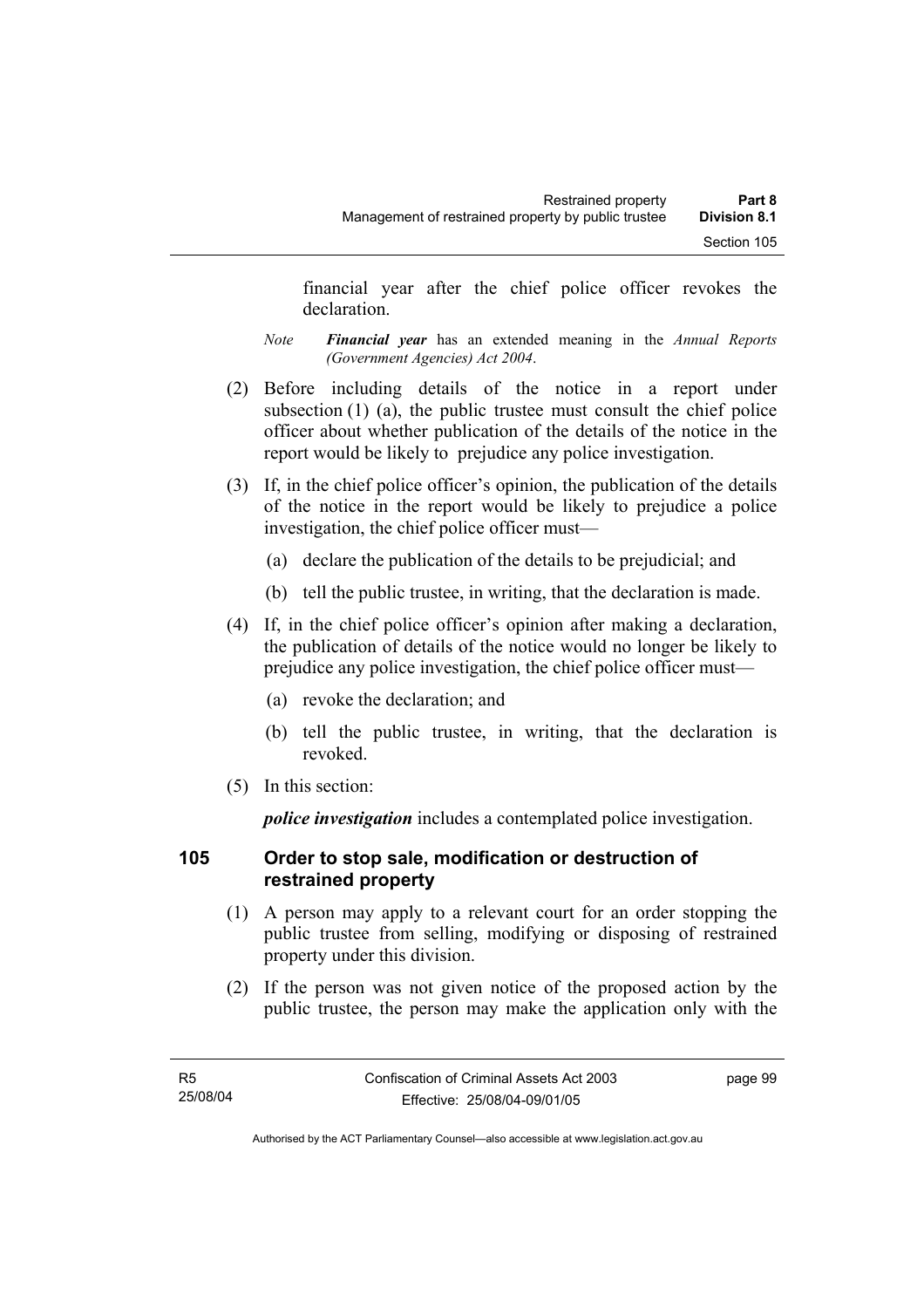financial year after the chief police officer revokes the declaration.

*Note* ***Financial year*** has an extended meaning in the *Annual Reports (Government Agencies) Act 2004*.

(2) Before including details of the notice in a report under subsection (1) (a), the public trustee must consult the chief police officer about whether publication of the details of the notice in the report would be likely to prejudice any police investigation.

(3) If, in the chief police officer's opinion, the publication of the details of the notice in the report would be likely to prejudice a police investigation, the chief police officer must—

(a) declare the publication of the details to be prejudicial; and

(b) tell the public trustee, in writing, that the declaration is made.

(4) If, in the chief police officer's opinion after making a declaration, the publication of details of the notice would no longer be likely to prejudice any police investigation, the chief police officer must—

(a) revoke the declaration; and

(b) tell the public trustee, in writing, that the declaration is revoked.

(5) In this section:

***police investigation*** includes a contemplated police investigation.

## 105 Order to stop sale, modification or destruction of restrained property

(1) A person may apply to a relevant court for an order stopping the public trustee from selling, modifying or disposing of restrained property under this division.

(2) If the person was not given notice of the proposed action by the public trustee, the person may make the application only with the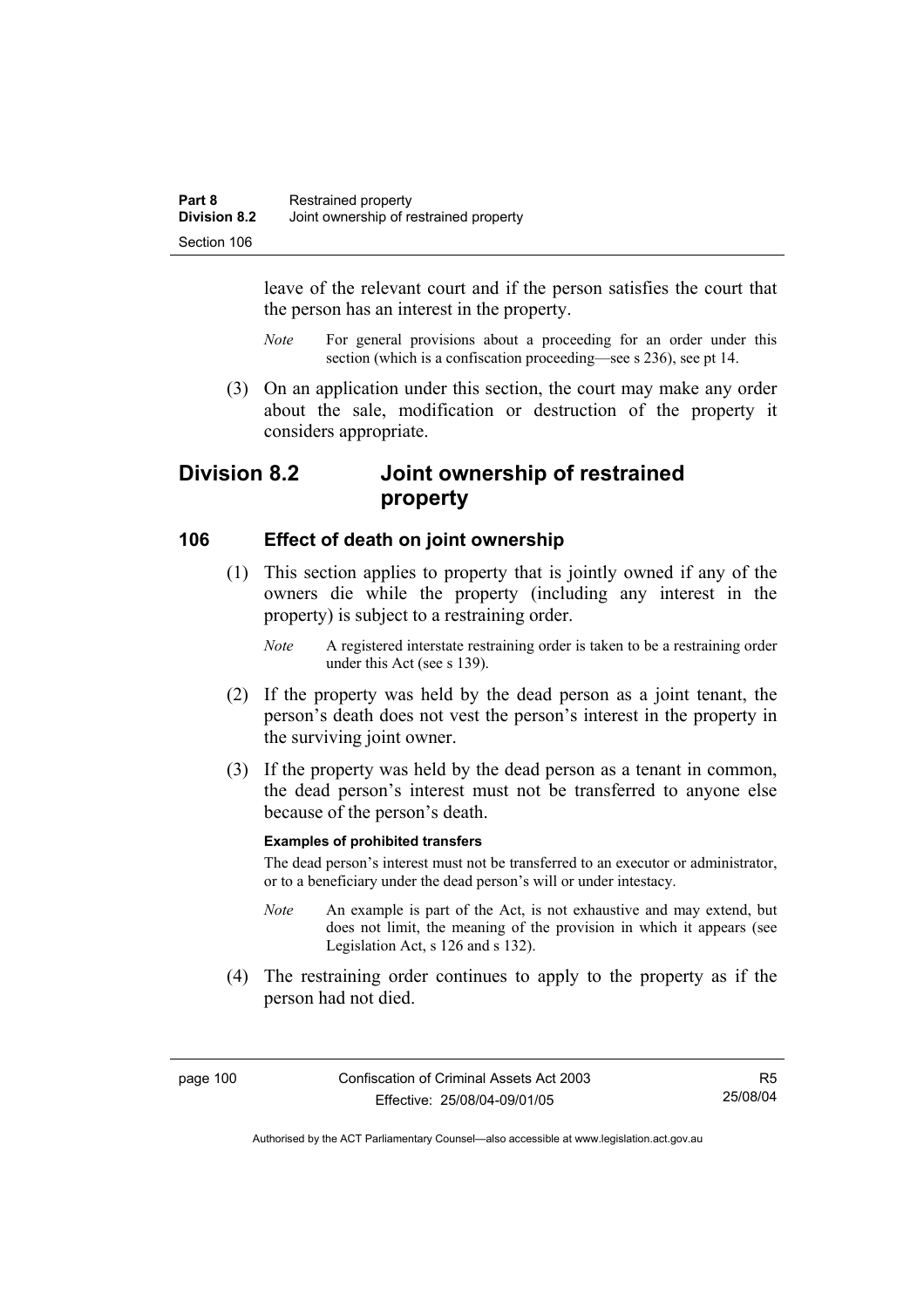leave of the relevant court and if the person satisfies the court that the person has an interest in the property.

*Note* For general provisions about a proceeding for an order under this section (which is a confiscation proceeding—see s 236), see pt 14.

(3) On an application under this section, the court may make any order about the sale, modification or destruction of the property it considers appropriate.

## Division 8.2 Joint ownership of restrained property

### 106 Effect of death on joint ownership

(1) This section applies to property that is jointly owned if any of the owners die while the property (including any interest in the property) is subject to a restraining order.

*Note* A registered interstate restraining order is taken to be a restraining order under this Act (see s 139).

(2) If the property was held by the dead person as a joint tenant, the person's death does not vest the person's interest in the property in the surviving joint owner.

(3) If the property was held by the dead person as a tenant in common, the dead person's interest must not be transferred to anyone else because of the person's death.

**Examples of prohibited transfers**

The dead person's interest must not be transferred to an executor or administrator, or to a beneficiary under the dead person's will or under intestacy.

*Note* An example is part of the Act, is not exhaustive and may extend, but does not limit, the meaning of the provision in which it appears (see Legislation Act, s 126 and s 132).

(4) The restraining order continues to apply to the property as if the person had not died.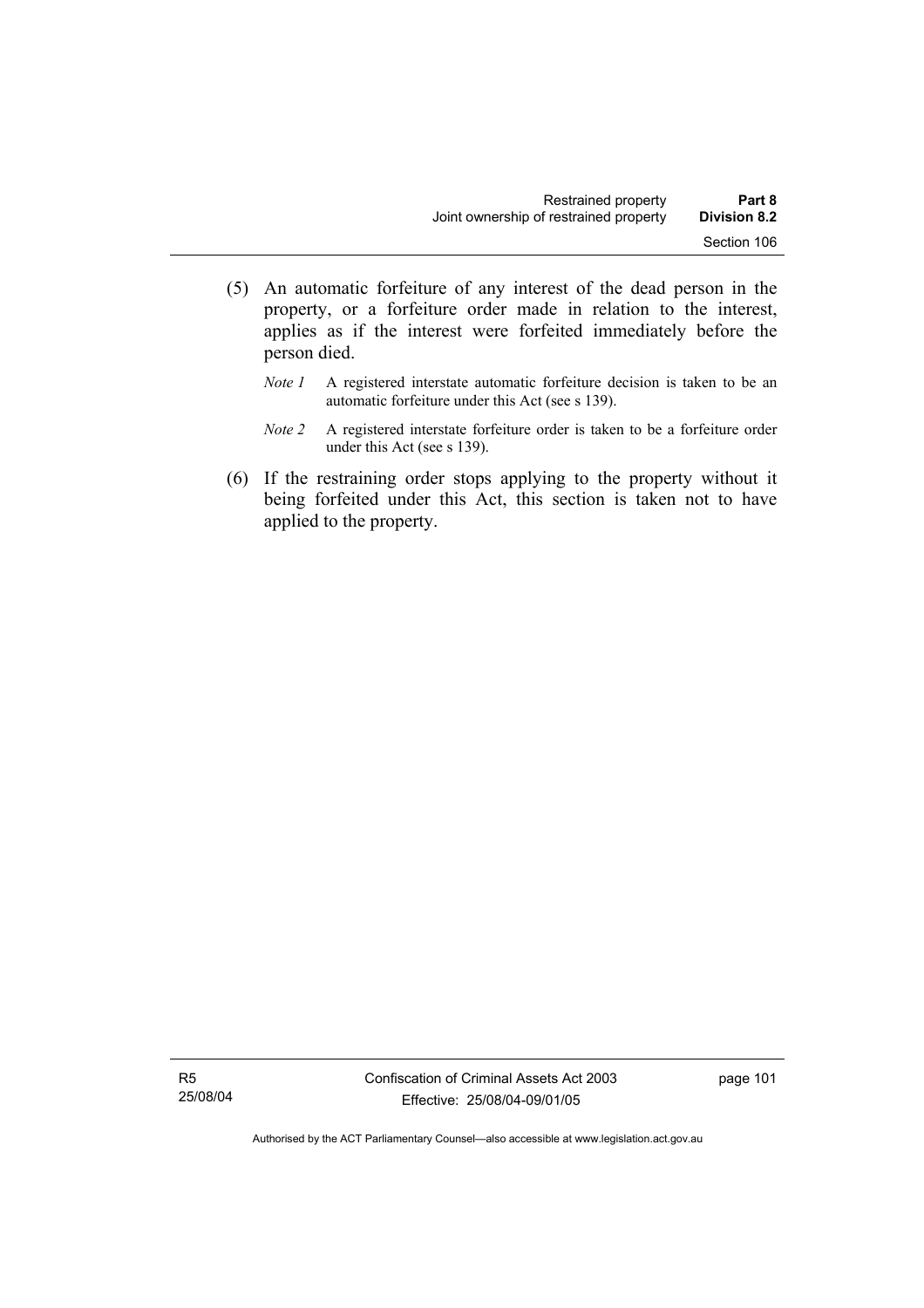(5) An automatic forfeiture of any interest of the dead person in the property, or a forfeiture order made in relation to the interest, applies as if the interest were forfeited immediately before the person died.

*Note 1* A registered interstate automatic forfeiture decision is taken to be an automatic forfeiture under this Act (see s 139).

*Note 2* A registered interstate forfeiture order is taken to be a forfeiture order under this Act (see s 139).

(6) If the restraining order stops applying to the property without it being forfeited under this Act, this section is taken not to have applied to the property.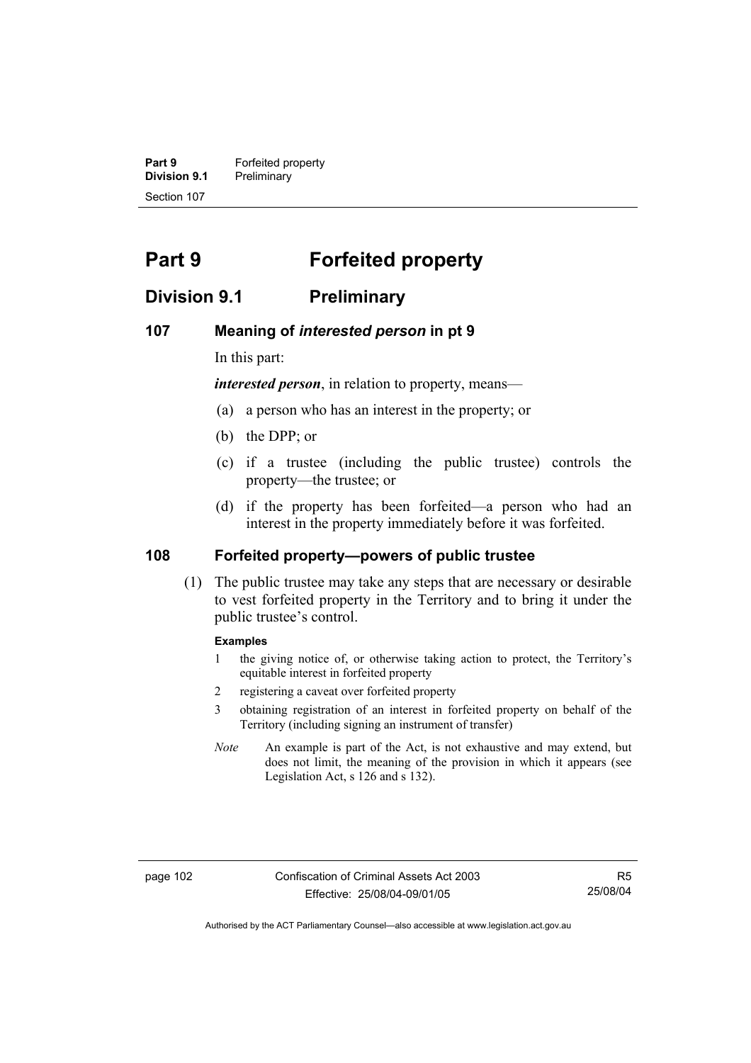# Part 9 Forfeited property

## Division 9.1 Preliminary

### 107 Meaning of *interested person* in pt 9

In this part:

***interested person***, in relation to property, means—

(a) a person who has an interest in the property; or

(b) the DPP; or

(c) if a trustee (including the public trustee) controls the property—the trustee; or

(d) if the property has been forfeited—a person who had an interest in the property immediately before it was forfeited.

### 108 Forfeited property—powers of public trustee

(1) The public trustee may take any steps that are necessary or desirable to vest forfeited property in the Territory and to bring it under the public trustee's control.

**Examples**

1 the giving notice of, or otherwise taking action to protect, the Territory's equitable interest in forfeited property

2 registering a caveat over forfeited property

3 obtaining registration of an interest in forfeited property on behalf of the Territory (including signing an instrument of transfer)

*Note* An example is part of the Act, is not exhaustive and may extend, but does not limit, the meaning of the provision in which it appears (see Legislation Act, s 126 and s 132).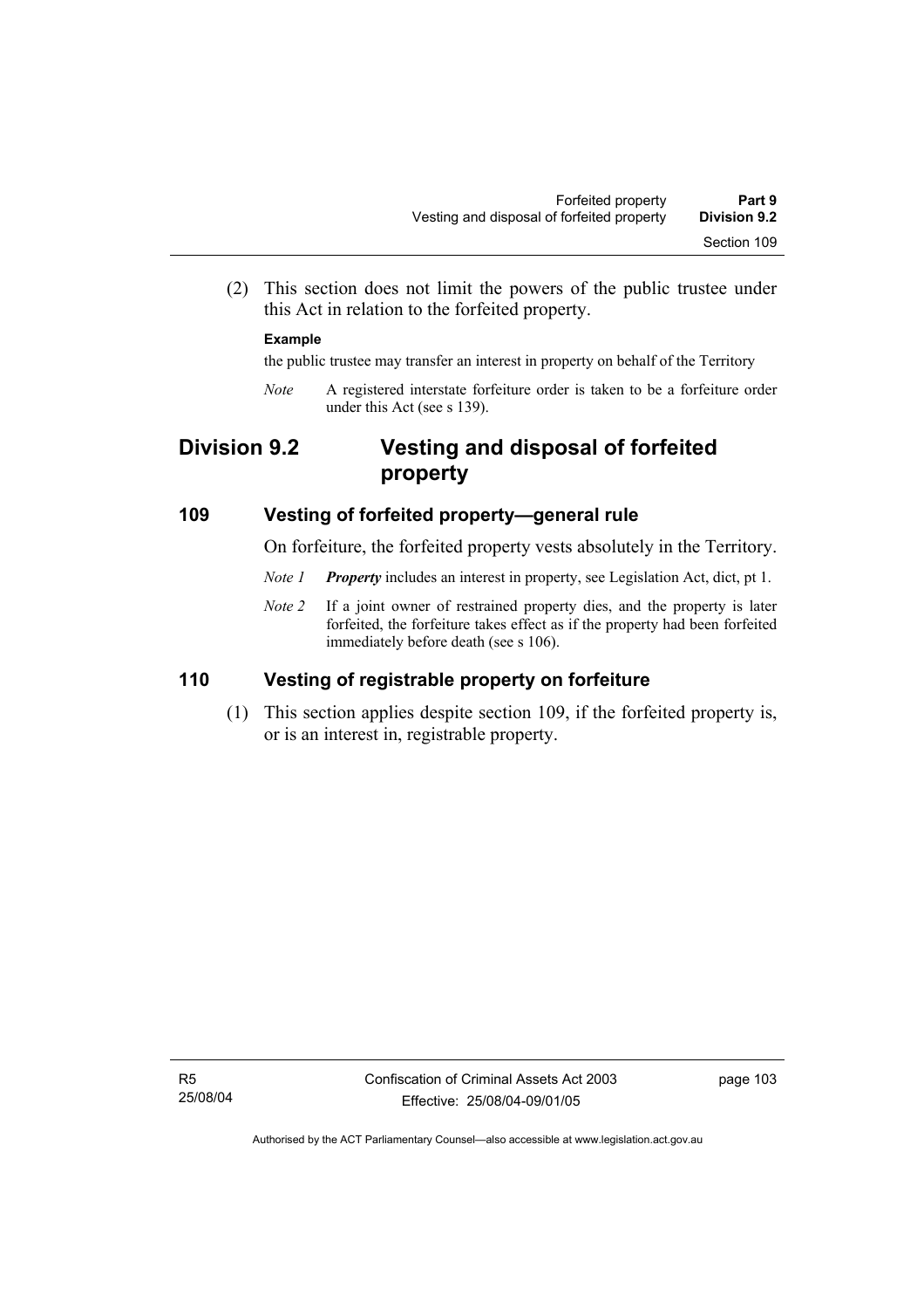(2) This section does not limit the powers of the public trustee under this Act in relation to the forfeited property.

**Example**

the public trustee may transfer an interest in property on behalf of the Territory

*Note* A registered interstate forfeiture order is taken to be a forfeiture order under this Act (see s 139).

## Division 9.2 Vesting and disposal of forfeited property

### 109 Vesting of forfeited property—general rule

On forfeiture, the forfeited property vests absolutely in the Territory.

*Note 1* ***Property*** includes an interest in property, see Legislation Act, dict, pt 1.

*Note 2* If a joint owner of restrained property dies, and the property is later forfeited, the forfeiture takes effect as if the property had been forfeited immediately before death (see s 106).

### 110 Vesting of registrable property on forfeiture

(1) This section applies despite section 109, if the forfeited property is, or is an interest in, registrable property.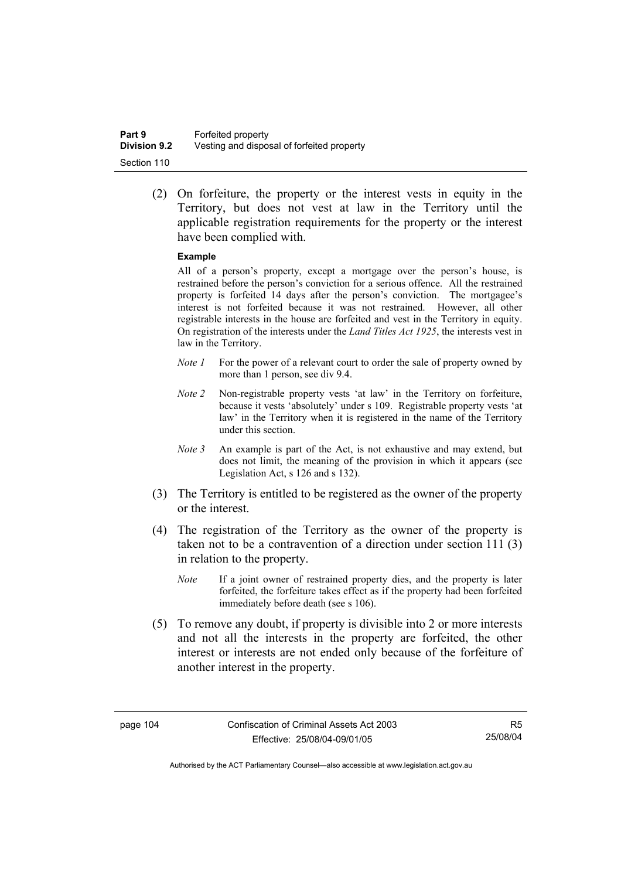(2) On forfeiture, the property or the interest vests in equity in the Territory, but does not vest at law in the Territory until the applicable registration requirements for the property or the interest have been complied with.

**Example**

All of a person's property, except a mortgage over the person's house, is restrained before the person's conviction for a serious offence. All the restrained property is forfeited 14 days after the person's conviction. The mortgagee's interest is not forfeited because it was not restrained. However, all other registrable interests in the house are forfeited and vest in the Territory in equity. On registration of the interests under the *Land Titles Act 1925*, the interests vest in law in the Territory.

*Note 1* For the power of a relevant court to order the sale of property owned by more than 1 person, see div 9.4.

*Note 2* Non-registrable property vests 'at law' in the Territory on forfeiture, because it vests 'absolutely' under s 109. Registrable property vests 'at law' in the Territory when it is registered in the name of the Territory under this section.

*Note 3* An example is part of the Act, is not exhaustive and may extend, but does not limit, the meaning of the provision in which it appears (see Legislation Act, s 126 and s 132).

(3) The Territory is entitled to be registered as the owner of the property or the interest.

(4) The registration of the Territory as the owner of the property is taken not to be a contravention of a direction under section 111 (3) in relation to the property.

*Note* If a joint owner of restrained property dies, and the property is later forfeited, the forfeiture takes effect as if the property had been forfeited immediately before death (see s 106).

(5) To remove any doubt, if property is divisible into 2 or more interests and not all the interests in the property are forfeited, the other interest or interests are not ended only because of the forfeiture of another interest in the property.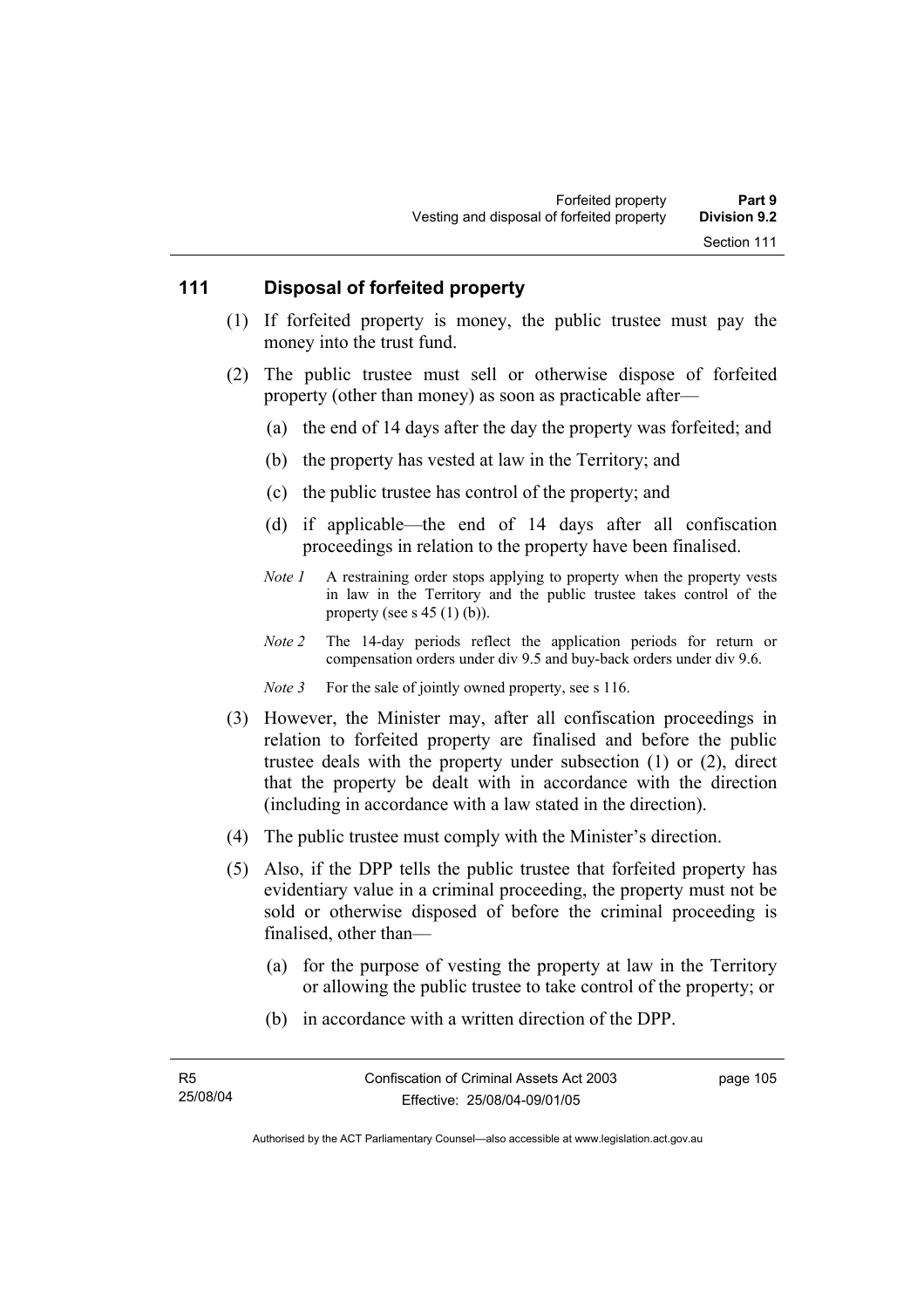## 111 Disposal of forfeited property

(1) If forfeited property is money, the public trustee must pay the money into the trust fund.

(2) The public trustee must sell or otherwise dispose of forfeited property (other than money) as soon as practicable after—

(a) the end of 14 days after the day the property was forfeited; and

(b) the property has vested at law in the Territory; and

(c) the public trustee has control of the property; and

(d) if applicable—the end of 14 days after all confiscation proceedings in relation to the property have been finalised.

*Note 1* A restraining order stops applying to property when the property vests in law in the Territory and the public trustee takes control of the property (see s 45 (1) (b)).

*Note 2* The 14-day periods reflect the application periods for return or compensation orders under div 9.5 and buy-back orders under div 9.6.

*Note 3* For the sale of jointly owned property, see s 116.

(3) However, the Minister may, after all confiscation proceedings in relation to forfeited property are finalised and before the public trustee deals with the property under subsection (1) or (2), direct that the property be dealt with in accordance with the direction (including in accordance with a law stated in the direction).

(4) The public trustee must comply with the Minister's direction.

(5) Also, if the DPP tells the public trustee that forfeited property has evidentiary value in a criminal proceeding, the property must not be sold or otherwise disposed of before the criminal proceeding is finalised, other than—

(a) for the purpose of vesting the property at law in the Territory or allowing the public trustee to take control of the property; or

(b) in accordance with a written direction of the DPP.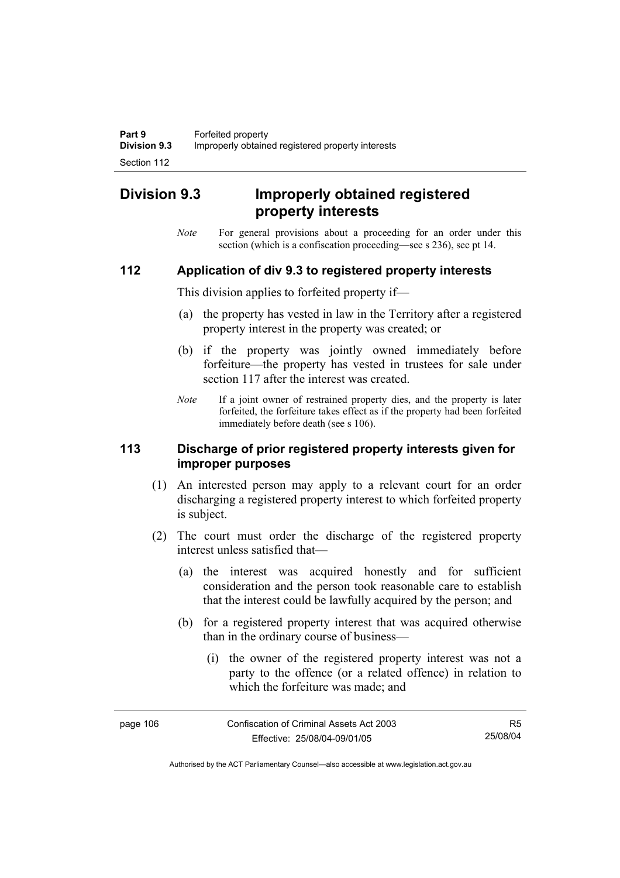## Division 9.3 Improperly obtained registered property interests

*Note* For general provisions about a proceeding for an order under this section (which is a confiscation proceeding—see s 236), see pt 14.

### 112 Application of div 9.3 to registered property interests

This division applies to forfeited property if—

(a) the property has vested in law in the Territory after a registered property interest in the property was created; or

(b) if the property was jointly owned immediately before forfeiture—the property has vested in trustees for sale under section 117 after the interest was created.

*Note* If a joint owner of restrained property dies, and the property is later forfeited, the forfeiture takes effect as if the property had been forfeited immediately before death (see s 106).

### 113 Discharge of prior registered property interests given for improper purposes

(1) An interested person may apply to a relevant court for an order discharging a registered property interest to which forfeited property is subject.

(2) The court must order the discharge of the registered property interest unless satisfied that—

(a) the interest was acquired honestly and for sufficient consideration and the person took reasonable care to establish that the interest could be lawfully acquired by the person; and

(b) for a registered property interest that was acquired otherwise than in the ordinary course of business—

(i) the owner of the registered property interest was not a party to the offence (or a related offence) in relation to which the forfeiture was made; and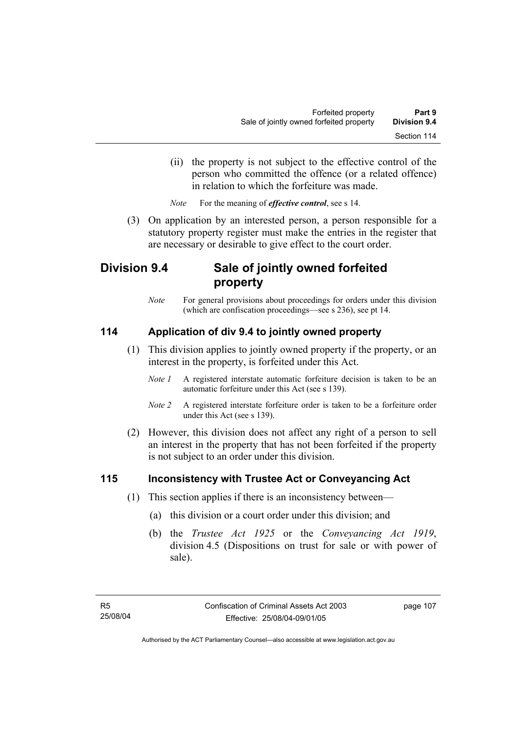(ii) the property is not subject to the effective control of the person who committed the offence (or a related offence) in relation to which the forfeiture was made.

*Note* For the meaning of ***effective control***, see s 14.

(3) On application by an interested person, a person responsible for a statutory property register must make the entries in the register that are necessary or desirable to give effect to the court order.

## Division 9.4 Sale of jointly owned forfeited property

*Note* For general provisions about proceedings for orders under this division (which are confiscation proceedings—see s 236), see pt 14.

### 114 Application of div 9.4 to jointly owned property

(1) This division applies to jointly owned property if the property, or an interest in the property, is forfeited under this Act.

*Note 1* A registered interstate automatic forfeiture decision is taken to be an automatic forfeiture under this Act (see s 139).

*Note 2* A registered interstate forfeiture order is taken to be a forfeiture order under this Act (see s 139).

(2) However, this division does not affect any right of a person to sell an interest in the property that has not been forfeited if the property is not subject to an order under this division.

### 115 Inconsistency with Trustee Act or Conveyancing Act

(1) This section applies if there is an inconsistency between—

(a) this division or a court order under this division; and

(b) the *Trustee Act 1925* or the *Conveyancing Act 1919*, division 4.5 (Dispositions on trust for sale or with power of sale).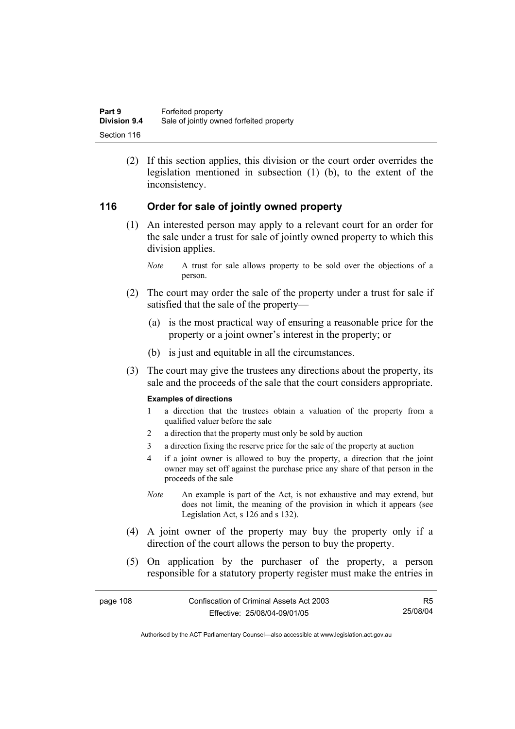(2) If this section applies, this division or the court order overrides the legislation mentioned in subsection (1) (b), to the extent of the inconsistency.

## 116 Order for sale of jointly owned property

(1) An interested person may apply to a relevant court for an order for the sale under a trust for sale of jointly owned property to which this division applies.

*Note* A trust for sale allows property to be sold over the objections of a person.

(2) The court may order the sale of the property under a trust for sale if satisfied that the sale of the property—

(a) is the most practical way of ensuring a reasonable price for the property or a joint owner's interest in the property; or

(b) is just and equitable in all the circumstances.

(3) The court may give the trustees any directions about the property, its sale and the proceeds of the sale that the court considers appropriate.

**Examples of directions**

1 a direction that the trustees obtain a valuation of the property from a qualified valuer before the sale

2 a direction that the property must only be sold by auction

3 a direction fixing the reserve price for the sale of the property at auction

4 if a joint owner is allowed to buy the property, a direction that the joint owner may set off against the purchase price any share of that person in the proceeds of the sale

*Note* An example is part of the Act, is not exhaustive and may extend, but does not limit, the meaning of the provision in which it appears (see Legislation Act, s 126 and s 132).

(4) A joint owner of the property may buy the property only if a direction of the court allows the person to buy the property.

(5) On application by the purchaser of the property, a person responsible for a statutory property register must make the entries in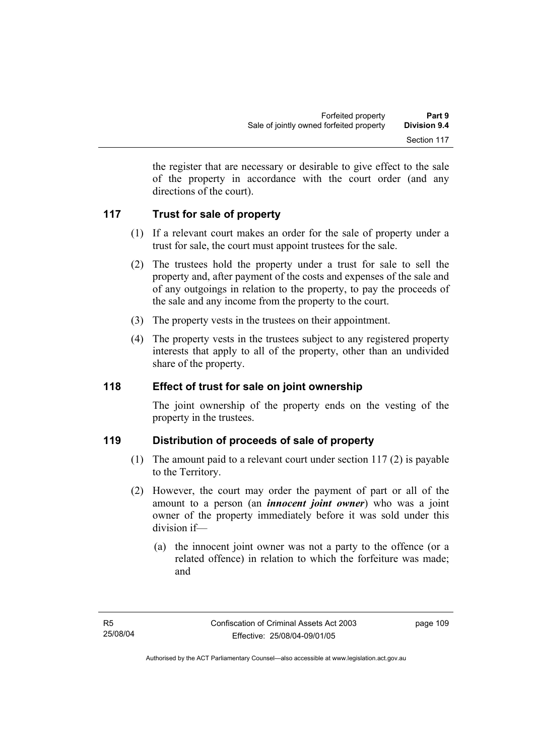the register that are necessary or desirable to give effect to the sale of the property in accordance with the court order (and any directions of the court).

## 117 Trust for sale of property

(1) If a relevant court makes an order for the sale of property under a trust for sale, the court must appoint trustees for the sale.

(2) The trustees hold the property under a trust for sale to sell the property and, after payment of the costs and expenses of the sale and of any outgoings in relation to the property, to pay the proceeds of the sale and any income from the property to the court.

(3) The property vests in the trustees on their appointment.

(4) The property vests in the trustees subject to any registered property interests that apply to all of the property, other than an undivided share of the property.

## 118 Effect of trust for sale on joint ownership

The joint ownership of the property ends on the vesting of the property in the trustees.

## 119 Distribution of proceeds of sale of property

(1) The amount paid to a relevant court under section 117 (2) is payable to the Territory.

(2) However, the court may order the payment of part or all of the amount to a person (an ***innocent joint owner***) who was a joint owner of the property immediately before it was sold under this division if—

(a) the innocent joint owner was not a party to the offence (or a related offence) in relation to which the forfeiture was made; and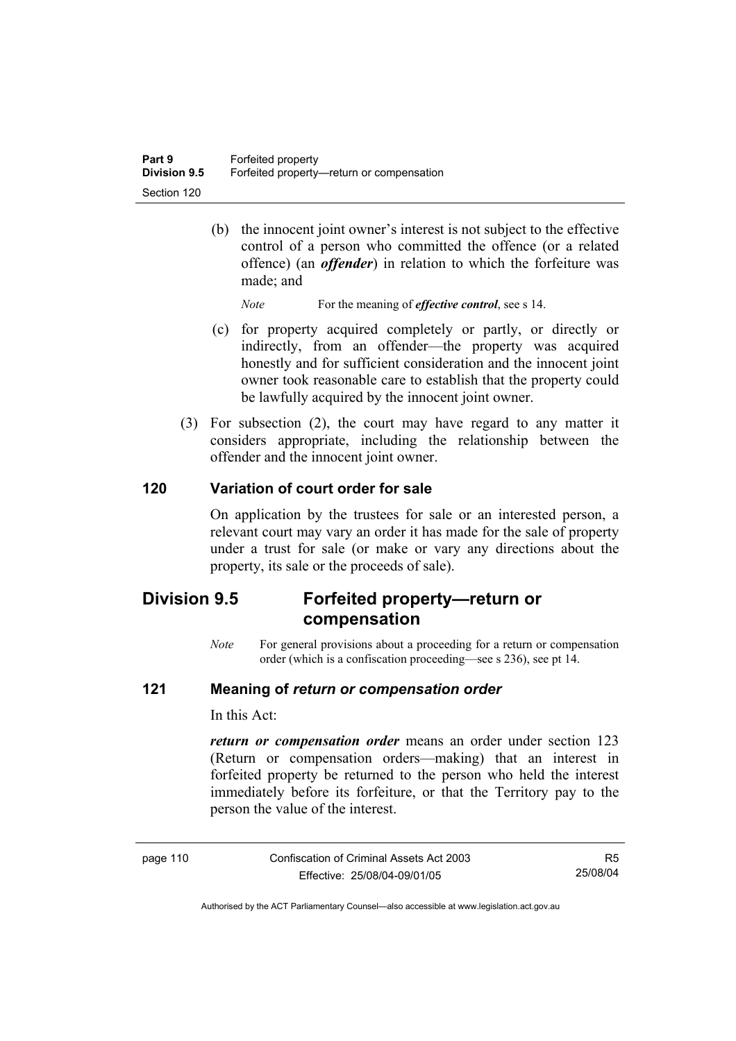(b) the innocent joint owner's interest is not subject to the effective control of a person who committed the offence (or a related offence) (an ***offender***) in relation to which the forfeiture was made; and

*Note* For the meaning of ***effective control***, see s 14.

(c) for property acquired completely or partly, or directly or indirectly, from an offender—the property was acquired honestly and for sufficient consideration and the innocent joint owner took reasonable care to establish that the property could be lawfully acquired by the innocent joint owner.

(3) For subsection (2), the court may have regard to any matter it considers appropriate, including the relationship between the offender and the innocent joint owner.

### 120 Variation of court order for sale

On application by the trustees for sale or an interested person, a relevant court may vary an order it has made for the sale of property under a trust for sale (or make or vary any directions about the property, its sale or the proceeds of sale).

## Division 9.5 Forfeited property—return or compensation

*Note* For general provisions about a proceeding for a return or compensation order (which is a confiscation proceeding—see s 236), see pt 14.

### 121 Meaning of *return or compensation order*

In this Act:

***return or compensation order*** means an order under section 123 (Return or compensation orders—making) that an interest in forfeited property be returned to the person who held the interest immediately before its forfeiture, or that the Territory pay to the person the value of the interest.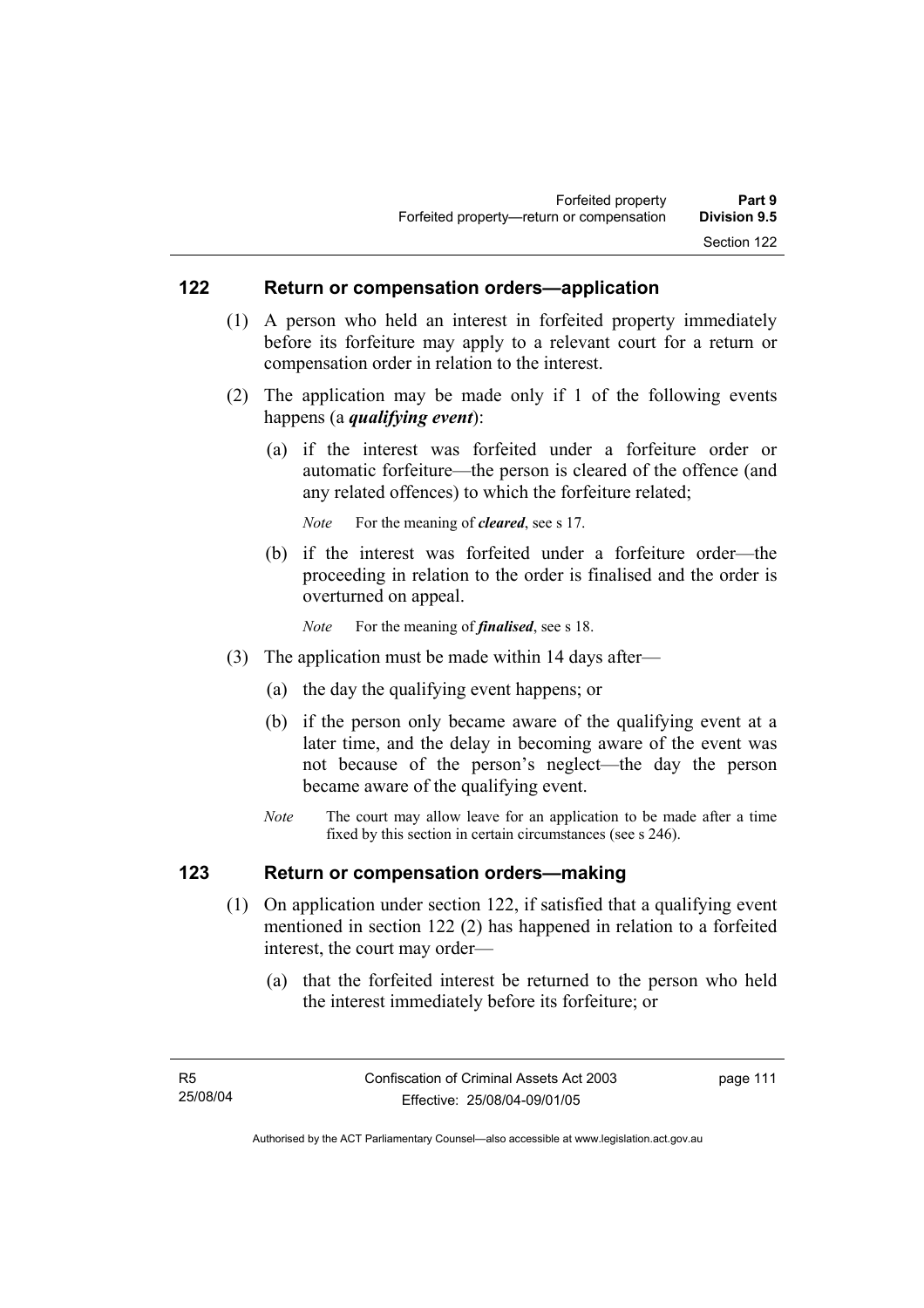## 122 Return or compensation orders—application

(1) A person who held an interest in forfeited property immediately before its forfeiture may apply to a relevant court for a return or compensation order in relation to the interest.

(2) The application may be made only if 1 of the following events happens (a ***qualifying event***):

(a) if the interest was forfeited under a forfeiture order or automatic forfeiture—the person is cleared of the offence (and any related offences) to which the forfeiture related;

*Note* For the meaning of ***cleared***, see s 17.

(b) if the interest was forfeited under a forfeiture order—the proceeding in relation to the order is finalised and the order is overturned on appeal.

*Note* For the meaning of ***finalised***, see s 18.

(3) The application must be made within 14 days after—

(a) the day the qualifying event happens; or

(b) if the person only became aware of the qualifying event at a later time, and the delay in becoming aware of the event was not because of the person's neglect—the day the person became aware of the qualifying event.

*Note* The court may allow leave for an application to be made after a time fixed by this section in certain circumstances (see s 246).

## 123 Return or compensation orders—making

(1) On application under section 122, if satisfied that a qualifying event mentioned in section 122 (2) has happened in relation to a forfeited interest, the court may order—

(a) that the forfeited interest be returned to the person who held the interest immediately before its forfeiture; or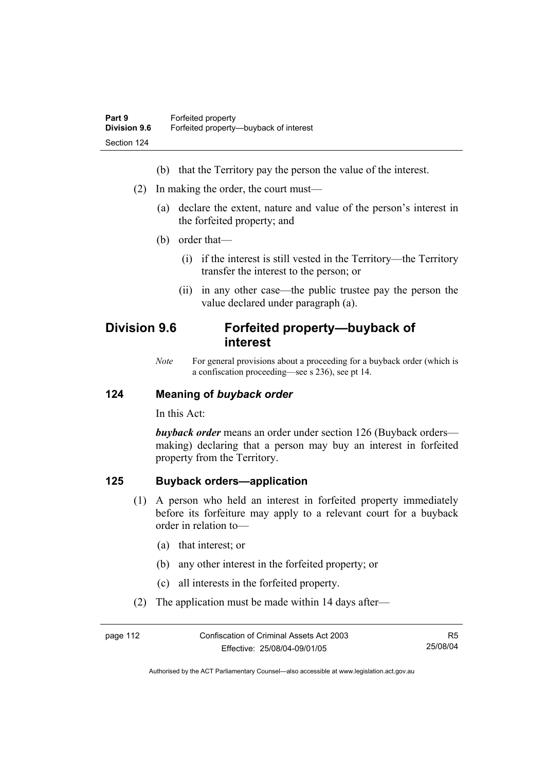(b) that the Territory pay the person the value of the interest.

(2) In making the order, the court must—

(a) declare the extent, nature and value of the person's interest in the forfeited property; and

(b) order that—

(i) if the interest is still vested in the Territory—the Territory transfer the interest to the person; or

(ii) in any other case—the public trustee pay the person the value declared under paragraph (a).

## Division 9.6 Forfeited property—buyback of interest

*Note* For general provisions about a proceeding for a buyback order (which is a confiscation proceeding—see s 236), see pt 14.

### 124 Meaning of *buyback order*

In this Act:

***buyback order*** means an order under section 126 (Buyback orders—making) declaring that a person may buy an interest in forfeited property from the Territory.

### 125 Buyback orders—application

(1) A person who held an interest in forfeited property immediately before its forfeiture may apply to a relevant court for a buyback order in relation to—

(a) that interest; or

(b) any other interest in the forfeited property; or

(c) all interests in the forfeited property.

(2) The application must be made within 14 days after—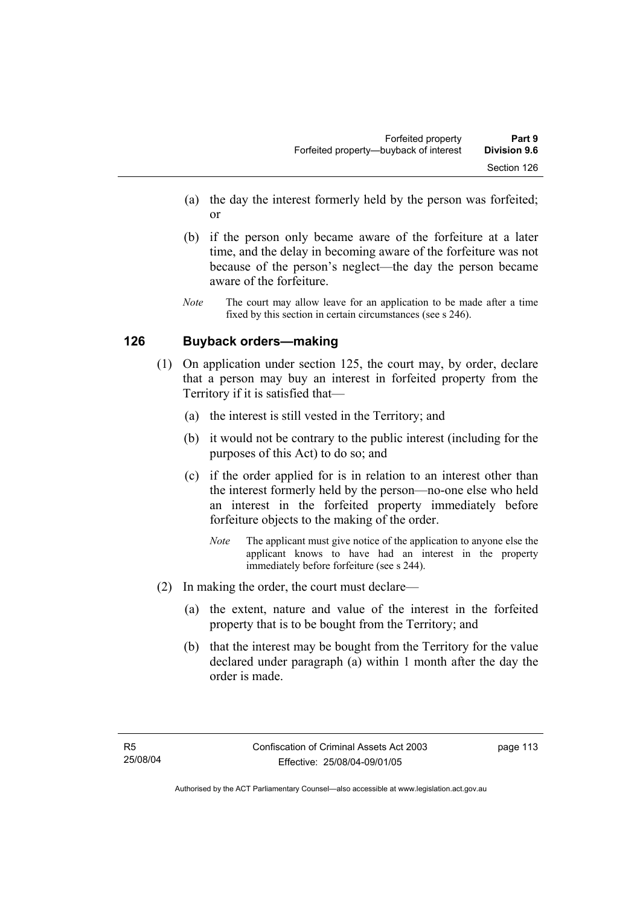(a) the day the interest formerly held by the person was forfeited; or

(b) if the person only became aware of the forfeiture at a later time, and the delay in becoming aware of the forfeiture was not because of the person's neglect—the day the person became aware of the forfeiture.

*Note* The court may allow leave for an application to be made after a time fixed by this section in certain circumstances (see s 246).

## 126 Buyback orders—making

(1) On application under section 125, the court may, by order, declare that a person may buy an interest in forfeited property from the Territory if it is satisfied that—

(a) the interest is still vested in the Territory; and

(b) it would not be contrary to the public interest (including for the purposes of this Act) to do so; and

(c) if the order applied for is in relation to an interest other than the interest formerly held by the person—no-one else who held an interest in the forfeited property immediately before forfeiture objects to the making of the order.

*Note* The applicant must give notice of the application to anyone else the applicant knows to have had an interest in the property immediately before forfeiture (see s 244).

(2) In making the order, the court must declare—

(a) the extent, nature and value of the interest in the forfeited property that is to be bought from the Territory; and

(b) that the interest may be bought from the Territory for the value declared under paragraph (a) within 1 month after the day the order is made.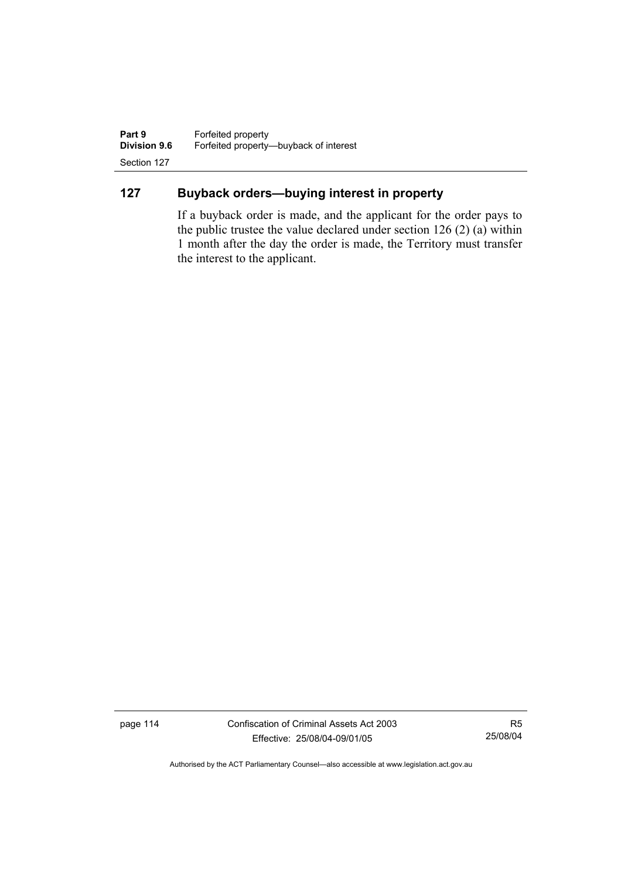## 127 Buyback orders—buying interest in property

If a buyback order is made, and the applicant for the order pays to the public trustee the value declared under section 126 (2) (a) within 1 month after the day the order is made, the Territory must transfer the interest to the applicant.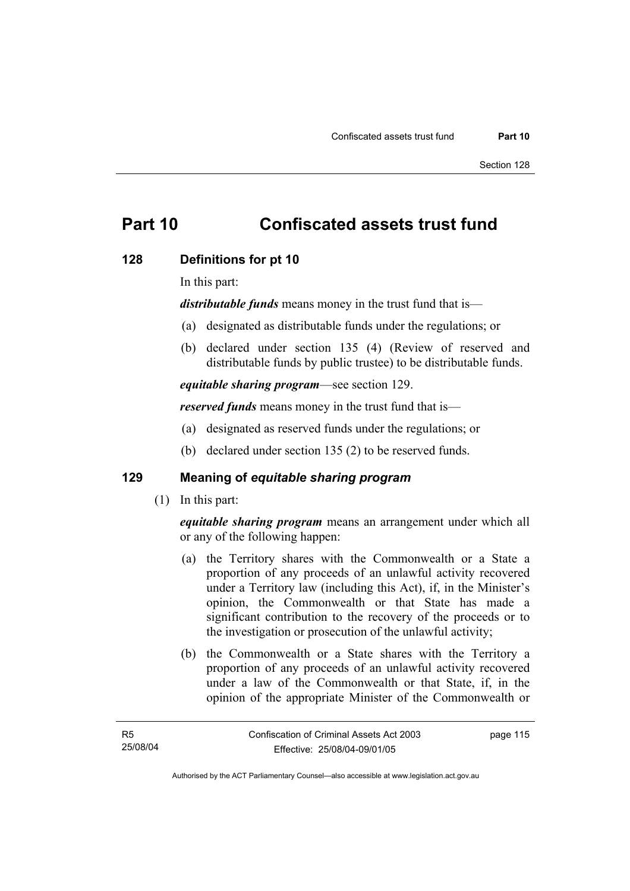# Part 10 Confiscated assets trust fund

## 128 Definitions for pt 10

In this part:

***distributable funds*** means money in the trust fund that is—

(a) designated as distributable funds under the regulations; or

(b) declared under section 135 (4) (Review of reserved and distributable funds by public trustee) to be distributable funds.

***equitable sharing program***—see section 129.

***reserved funds*** means money in the trust fund that is—

(a) designated as reserved funds under the regulations; or

(b) declared under section 135 (2) to be reserved funds.

## 129 Meaning of *equitable sharing program*

(1) In this part:

***equitable sharing program*** means an arrangement under which all or any of the following happen:

(a) the Territory shares with the Commonwealth or a State a proportion of any proceeds of an unlawful activity recovered under a Territory law (including this Act), if, in the Minister's opinion, the Commonwealth or that State has made a significant contribution to the recovery of the proceeds or to the investigation or prosecution of the unlawful activity;

(b) the Commonwealth or a State shares with the Territory a proportion of any proceeds of an unlawful activity recovered under a law of the Commonwealth or that State, if, in the opinion of the appropriate Minister of the Commonwealth or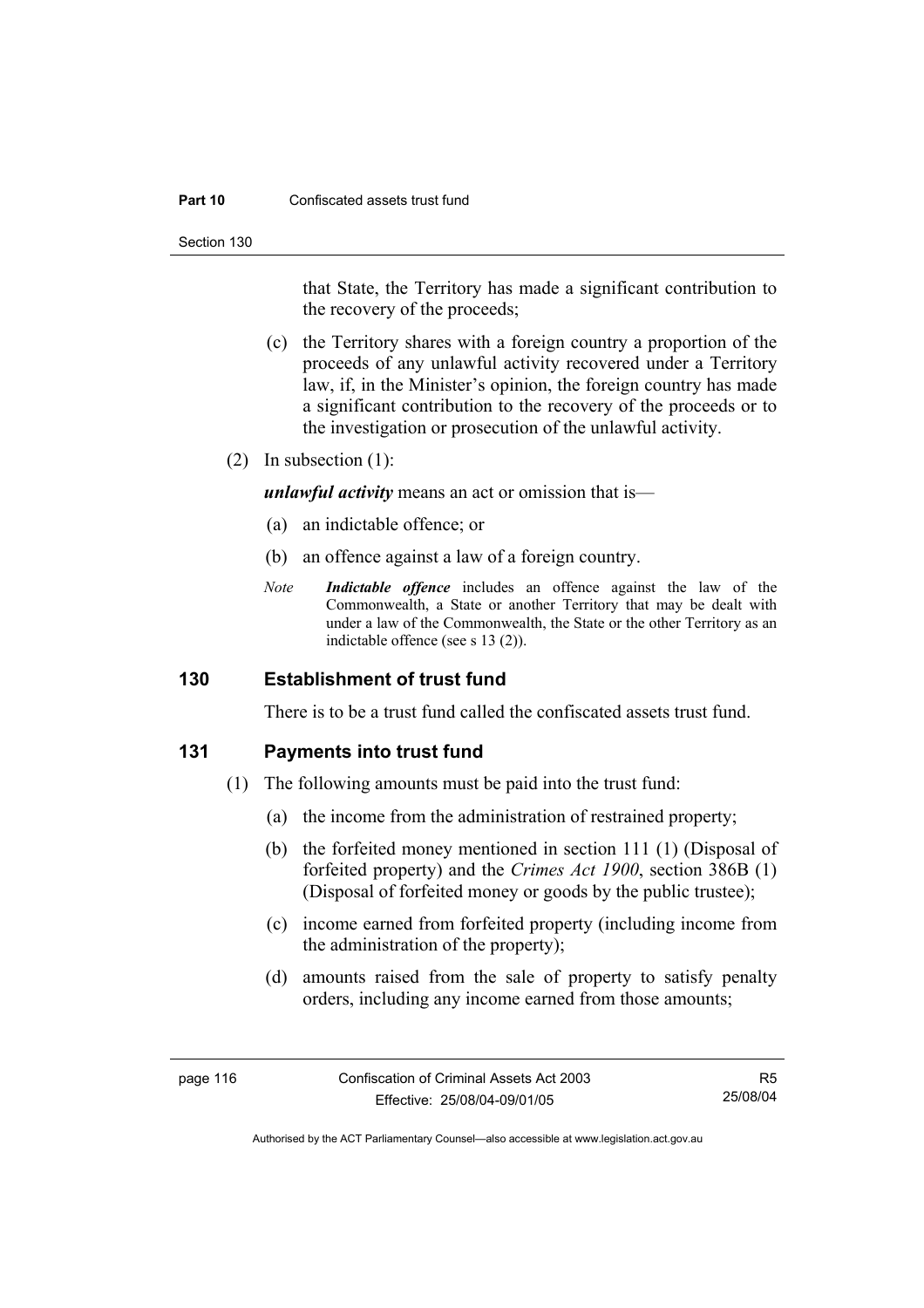that State, the Territory has made a significant contribution to the recovery of the proceeds;

(c) the Territory shares with a foreign country a proportion of the proceeds of any unlawful activity recovered under a Territory law, if, in the Minister's opinion, the foreign country has made a significant contribution to the recovery of the proceeds or to the investigation or prosecution of the unlawful activity.

(2) In subsection (1):

***unlawful activity*** means an act or omission that is—

(a) an indictable offence; or

(b) an offence against a law of a foreign country.

*Note* ***Indictable offence*** includes an offence against the law of the Commonwealth, a State or another Territory that may be dealt with under a law of the Commonwealth, the State or the other Territory as an indictable offence (see s 13 (2)).

## 130 Establishment of trust fund

There is to be a trust fund called the confiscated assets trust fund.

## 131 Payments into trust fund

(1) The following amounts must be paid into the trust fund:

(a) the income from the administration of restrained property;

(b) the forfeited money mentioned in section 111 (1) (Disposal of forfeited property) and the *Crimes Act 1900*, section 386B (1) (Disposal of forfeited money or goods by the public trustee);

(c) income earned from forfeited property (including income from the administration of the property);

(d) amounts raised from the sale of property to satisfy penalty orders, including any income earned from those amounts;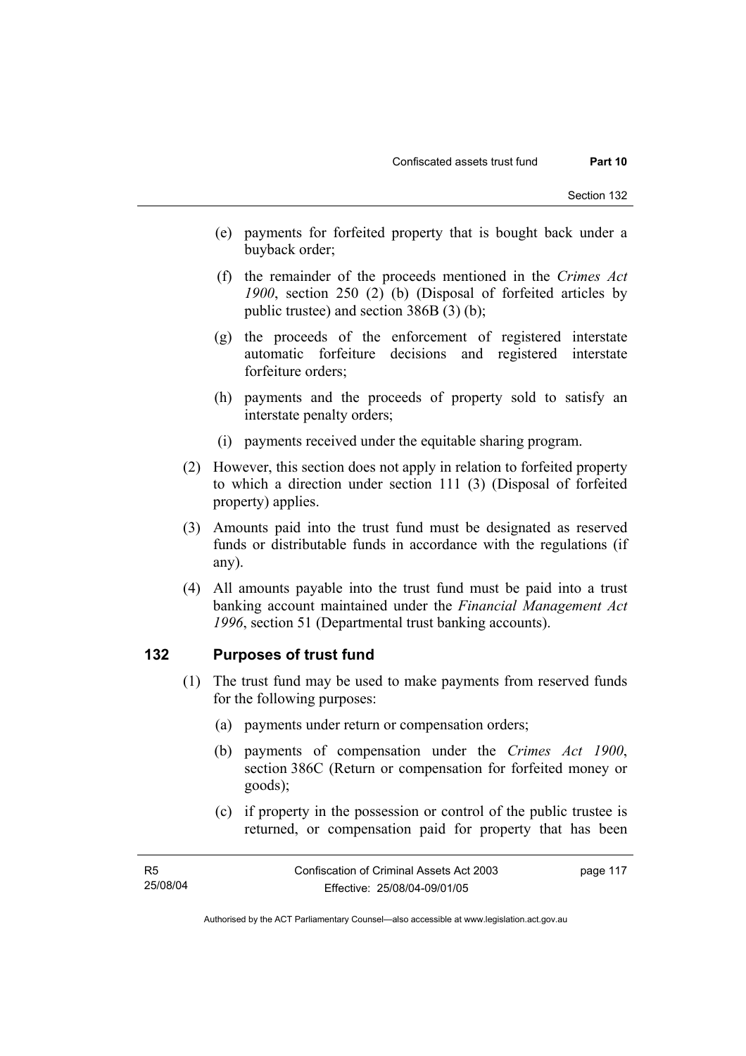(e) payments for forfeited property that is bought back under a buyback order;

(f) the remainder of the proceeds mentioned in the *Crimes Act 1900*, section 250 (2) (b) (Disposal of forfeited articles by public trustee) and section 386B (3) (b);

(g) the proceeds of the enforcement of registered interstate automatic forfeiture decisions and registered interstate forfeiture orders;

(h) payments and the proceeds of property sold to satisfy an interstate penalty orders;

(i) payments received under the equitable sharing program.

(2) However, this section does not apply in relation to forfeited property to which a direction under section 111 (3) (Disposal of forfeited property) applies.

(3) Amounts paid into the trust fund must be designated as reserved funds or distributable funds in accordance with the regulations (if any).

(4) All amounts payable into the trust fund must be paid into a trust banking account maintained under the *Financial Management Act 1996*, section 51 (Departmental trust banking accounts).

## 132 Purposes of trust fund

(1) The trust fund may be used to make payments from reserved funds for the following purposes:

(a) payments under return or compensation orders;

(b) payments of compensation under the *Crimes Act 1900*, section 386C (Return or compensation for forfeited money or goods);

(c) if property in the possession or control of the public trustee is returned, or compensation paid for property that has been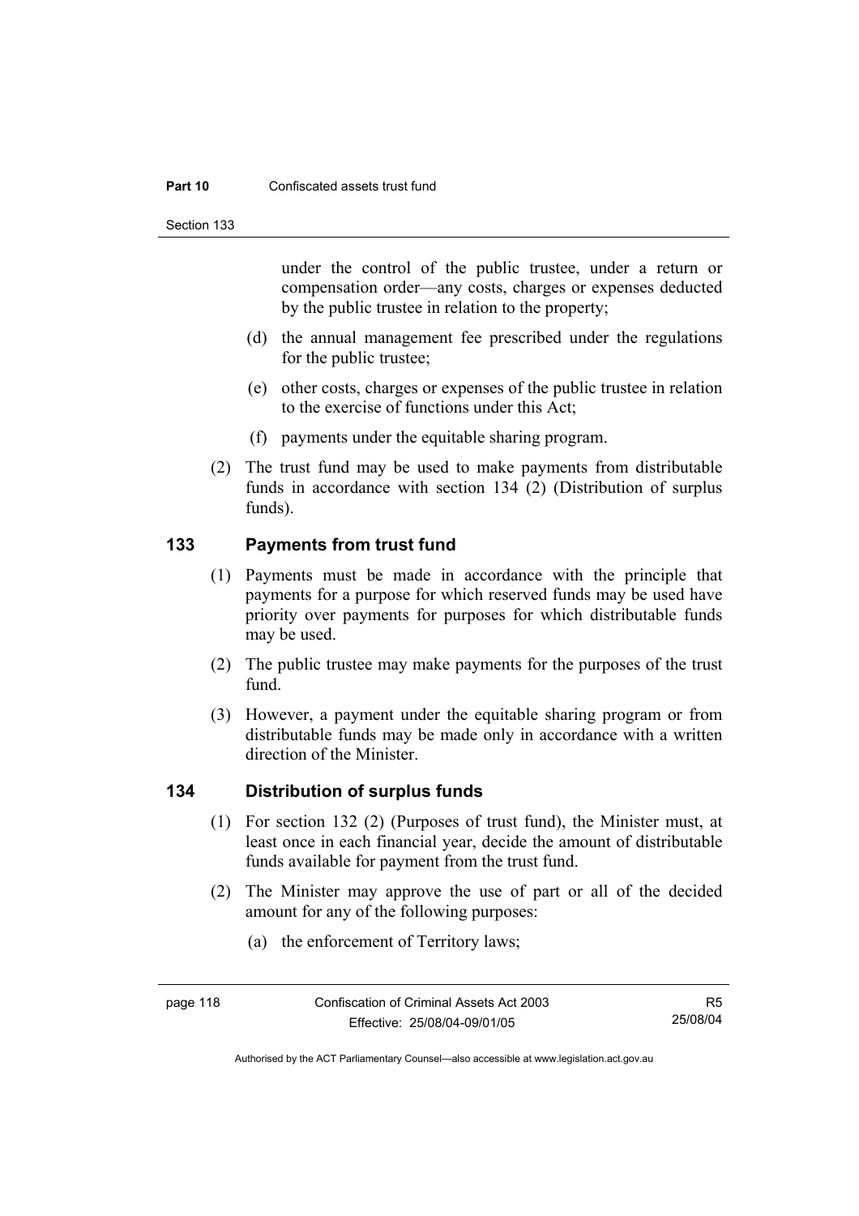under the control of the public trustee, under a return or compensation order—any costs, charges or expenses deducted by the public trustee in relation to the property;

(d) the annual management fee prescribed under the regulations for the public trustee;

(e) other costs, charges or expenses of the public trustee in relation to the exercise of functions under this Act;

(f) payments under the equitable sharing program.

(2) The trust fund may be used to make payments from distributable funds in accordance with section 134 (2) (Distribution of surplus funds).

## 133 Payments from trust fund

(1) Payments must be made in accordance with the principle that payments for a purpose for which reserved funds may be used have priority over payments for purposes for which distributable funds may be used.

(2) The public trustee may make payments for the purposes of the trust fund.

(3) However, a payment under the equitable sharing program or from distributable funds may be made only in accordance with a written direction of the Minister.

## 134 Distribution of surplus funds

(1) For section 132 (2) (Purposes of trust fund), the Minister must, at least once in each financial year, decide the amount of distributable funds available for payment from the trust fund.

(2) The Minister may approve the use of part or all of the decided amount for any of the following purposes:

(a) the enforcement of Territory laws;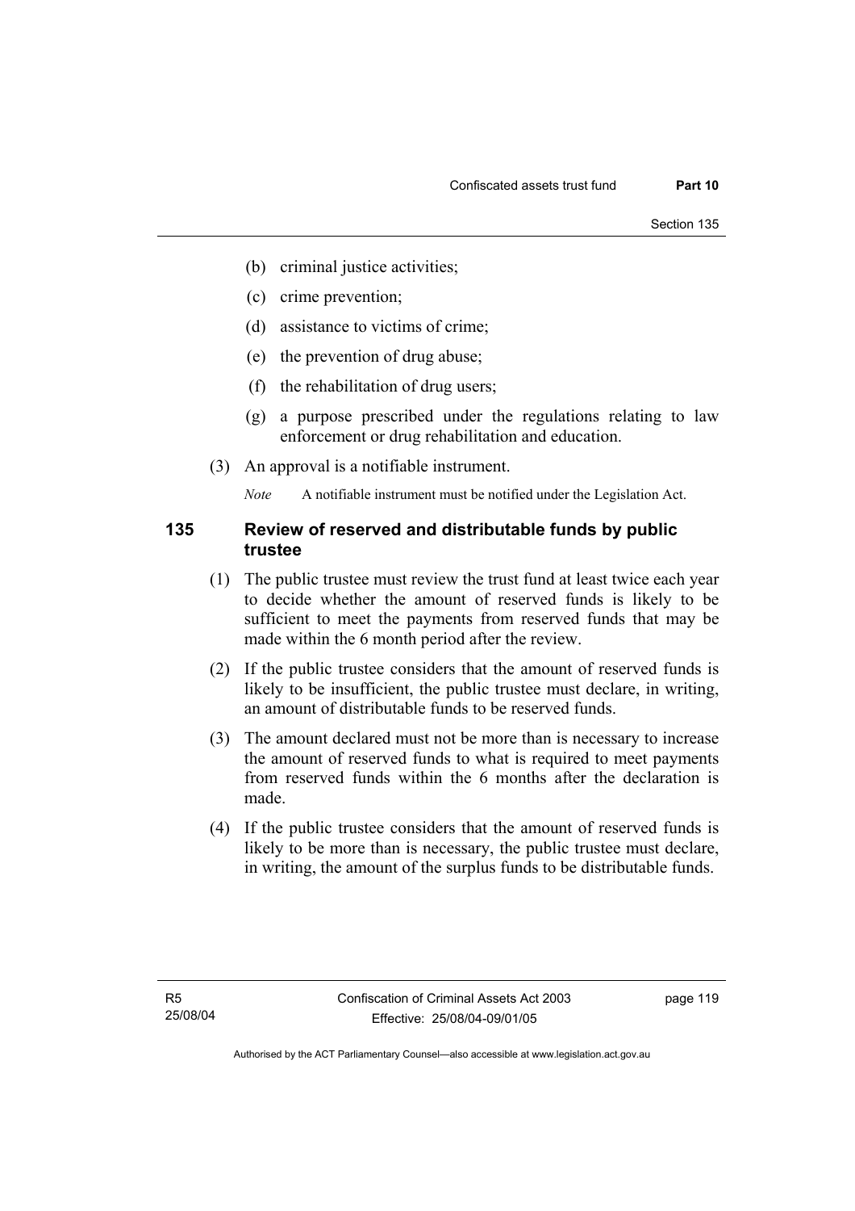(b) criminal justice activities;

(c) crime prevention;

(d) assistance to victims of crime;

(e) the prevention of drug abuse;

(f) the rehabilitation of drug users;

(g) a purpose prescribed under the regulations relating to law enforcement or drug rehabilitation and education.

(3) An approval is a notifiable instrument.

*Note* A notifiable instrument must be notified under the Legislation Act.

### 135 Review of reserved and distributable funds by public trustee

(1) The public trustee must review the trust fund at least twice each year to decide whether the amount of reserved funds is likely to be sufficient to meet the payments from reserved funds that may be made within the 6 month period after the review.

(2) If the public trustee considers that the amount of reserved funds is likely to be insufficient, the public trustee must declare, in writing, an amount of distributable funds to be reserved funds.

(3) The amount declared must not be more than is necessary to increase the amount of reserved funds to what is required to meet payments from reserved funds within the 6 months after the declaration is made.

(4) If the public trustee considers that the amount of reserved funds is likely to be more than is necessary, the public trustee must declare, in writing, the amount of the surplus funds to be distributable funds.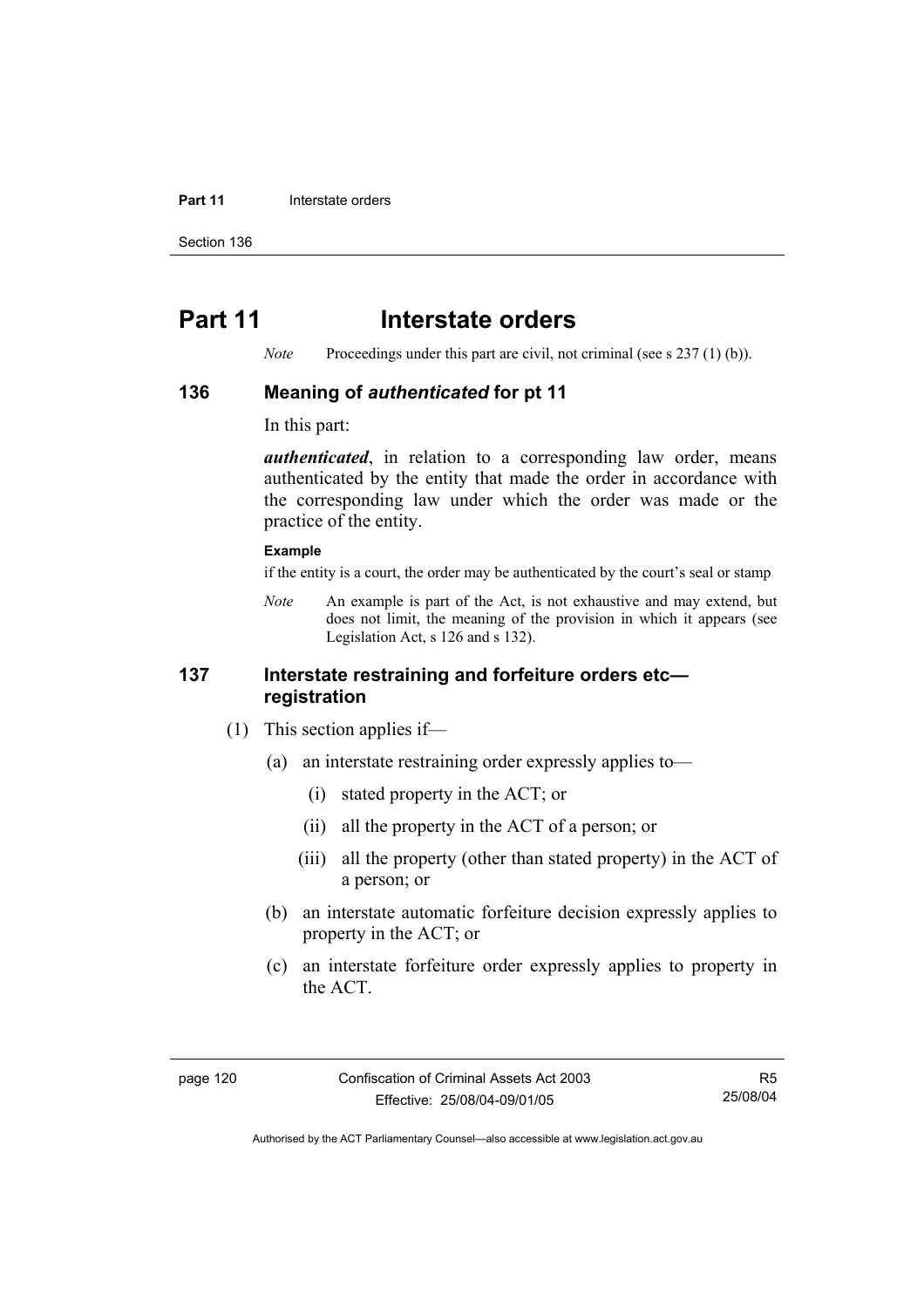# Part 11 Interstate orders

*Note* Proceedings under this part are civil, not criminal (see s 237 (1) (b)).

## 136 Meaning of *authenticated* for pt 11

In this part:

***authenticated***, in relation to a corresponding law order, means authenticated by the entity that made the order in accordance with the corresponding law under which the order was made or the practice of the entity.

**Example**

if the entity is a court, the order may be authenticated by the court's seal or stamp

*Note* An example is part of the Act, is not exhaustive and may extend, but does not limit, the meaning of the provision in which it appears (see Legislation Act, s 126 and s 132).

## 137 Interstate restraining and forfeiture orders etc—registration

(1) This section applies if—

(a) an interstate restraining order expressly applies to—

(i) stated property in the ACT; or

(ii) all the property in the ACT of a person; or

(iii) all the property (other than stated property) in the ACT of a person; or

(b) an interstate automatic forfeiture decision expressly applies to property in the ACT; or

(c) an interstate forfeiture order expressly applies to property in the ACT.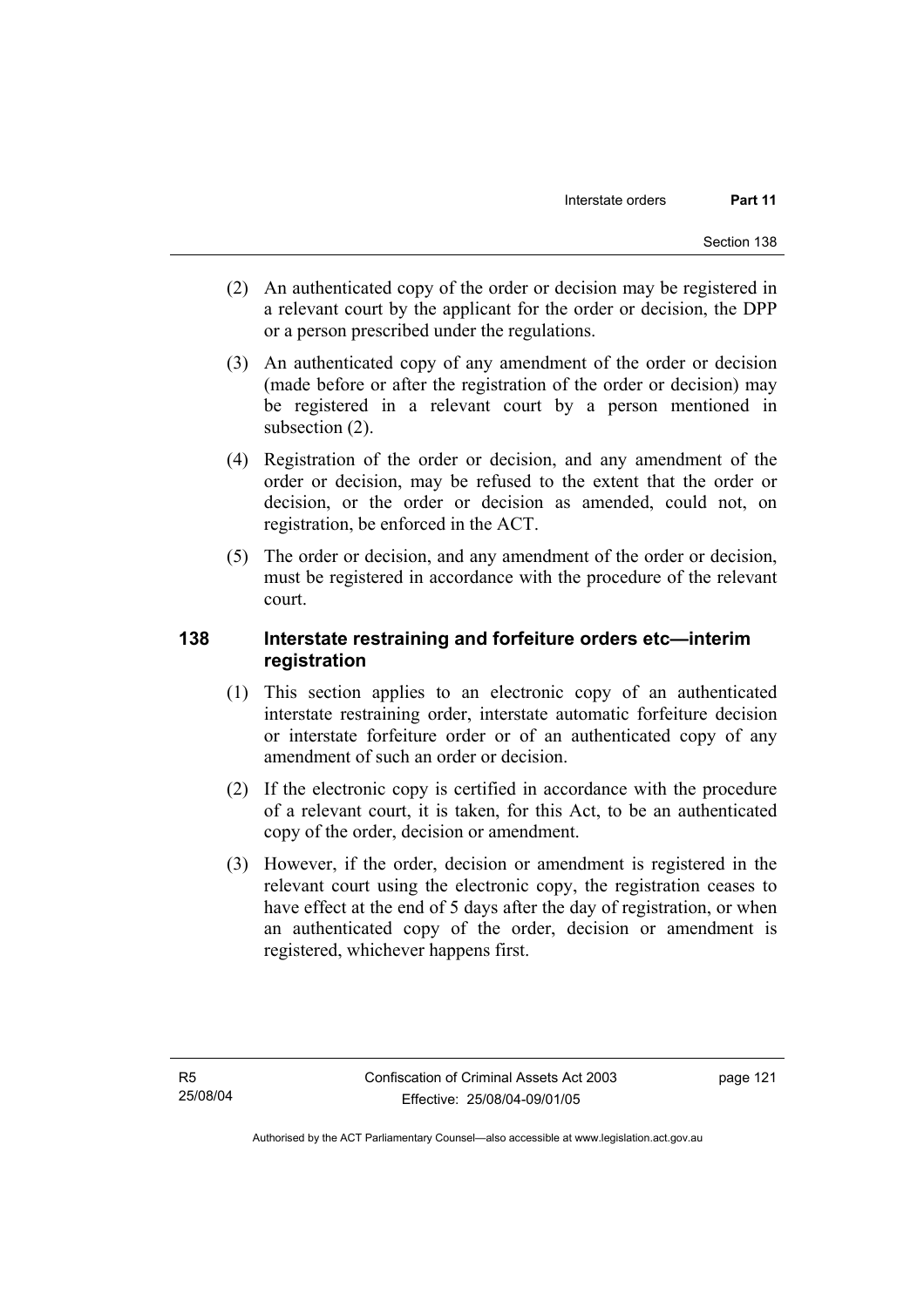(2) An authenticated copy of the order or decision may be registered in a relevant court by the applicant for the order or decision, the DPP or a person prescribed under the regulations.

(3) An authenticated copy of any amendment of the order or decision (made before or after the registration of the order or decision) may be registered in a relevant court by a person mentioned in subsection (2).

(4) Registration of the order or decision, and any amendment of the order or decision, may be refused to the extent that the order or decision, or the order or decision as amended, could not, on registration, be enforced in the ACT.

(5) The order or decision, and any amendment of the order or decision, must be registered in accordance with the procedure of the relevant court.

## 138 Interstate restraining and forfeiture orders etc—interim registration

(1) This section applies to an electronic copy of an authenticated interstate restraining order, interstate automatic forfeiture decision or interstate forfeiture order or of an authenticated copy of any amendment of such an order or decision.

(2) If the electronic copy is certified in accordance with the procedure of a relevant court, it is taken, for this Act, to be an authenticated copy of the order, decision or amendment.

(3) However, if the order, decision or amendment is registered in the relevant court using the electronic copy, the registration ceases to have effect at the end of 5 days after the day of registration, or when an authenticated copy of the order, decision or amendment is registered, whichever happens first.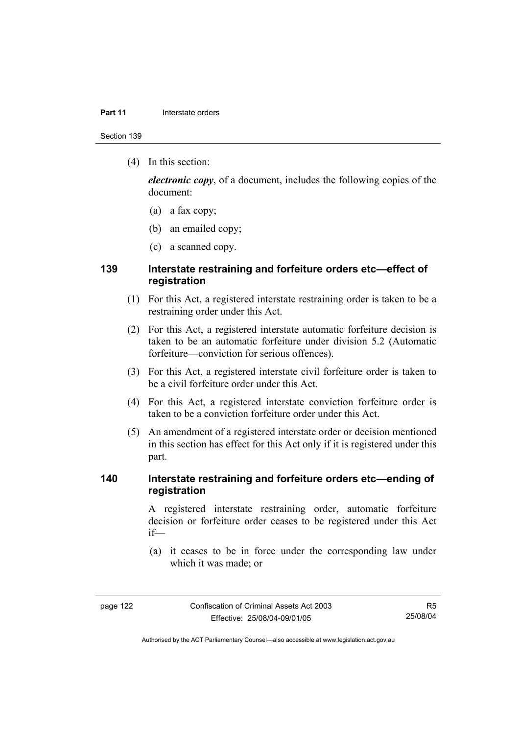(4) In this section:

*electronic copy*, of a document, includes the following copies of the document:

(a) a fax copy;

(b) an emailed copy;

(c) a scanned copy.

## 139 Interstate restraining and forfeiture orders etc—effect of registration

(1) For this Act, a registered interstate restraining order is taken to be a restraining order under this Act.

(2) For this Act, a registered interstate automatic forfeiture decision is taken to be an automatic forfeiture under division 5.2 (Automatic forfeiture—conviction for serious offences).

(3) For this Act, a registered interstate civil forfeiture order is taken to be a civil forfeiture order under this Act.

(4) For this Act, a registered interstate conviction forfeiture order is taken to be a conviction forfeiture order under this Act.

(5) An amendment of a registered interstate order or decision mentioned in this section has effect for this Act only if it is registered under this part.

## 140 Interstate restraining and forfeiture orders etc—ending of registration

A registered interstate restraining order, automatic forfeiture decision or forfeiture order ceases to be registered under this Act if—

(a) it ceases to be in force under the corresponding law under which it was made; or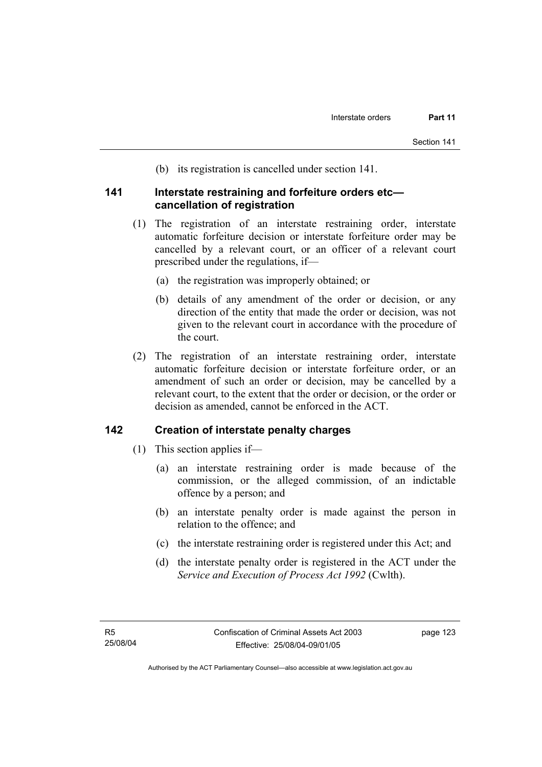(b) its registration is cancelled under section 141.

## 141 Interstate restraining and forfeiture orders etc—cancellation of registration

(1) The registration of an interstate restraining order, interstate automatic forfeiture decision or interstate forfeiture order may be cancelled by a relevant court, or an officer of a relevant court prescribed under the regulations, if—

(a) the registration was improperly obtained; or

(b) details of any amendment of the order or decision, or any direction of the entity that made the order or decision, was not given to the relevant court in accordance with the procedure of the court.

(2) The registration of an interstate restraining order, interstate automatic forfeiture decision or interstate forfeiture order, or an amendment of such an order or decision, may be cancelled by a relevant court, to the extent that the order or decision, or the order or decision as amended, cannot be enforced in the ACT.

## 142 Creation of interstate penalty charges

(1) This section applies if—

(a) an interstate restraining order is made because of the commission, or the alleged commission, of an indictable offence by a person; and

(b) an interstate penalty order is made against the person in relation to the offence; and

(c) the interstate restraining order is registered under this Act; and

(d) the interstate penalty order is registered in the ACT under the *Service and Execution of Process Act 1992* (Cwlth).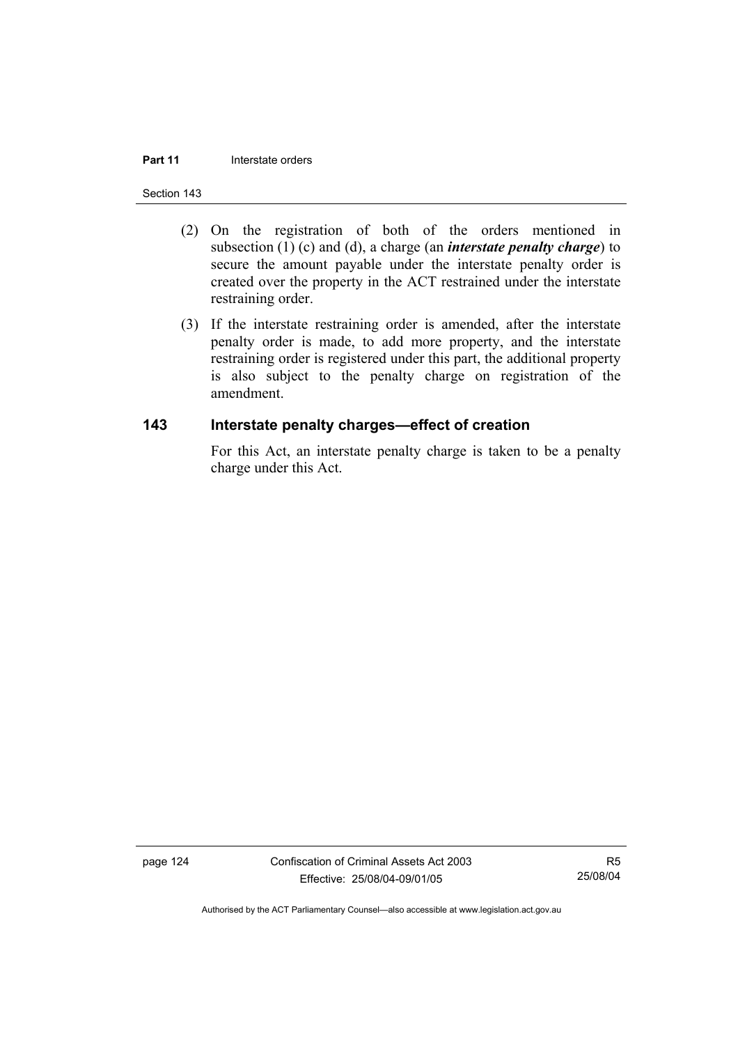(2) On the registration of both of the orders mentioned in subsection (1) (c) and (d), a charge (an ***interstate penalty charge***) to secure the amount payable under the interstate penalty order is created over the property in the ACT restrained under the interstate restraining order.

(3) If the interstate restraining order is amended, after the interstate penalty order is made, to add more property, and the interstate restraining order is registered under this part, the additional property is also subject to the penalty charge on registration of the amendment.

## 143 Interstate penalty charges—effect of creation

For this Act, an interstate penalty charge is taken to be a penalty charge under this Act.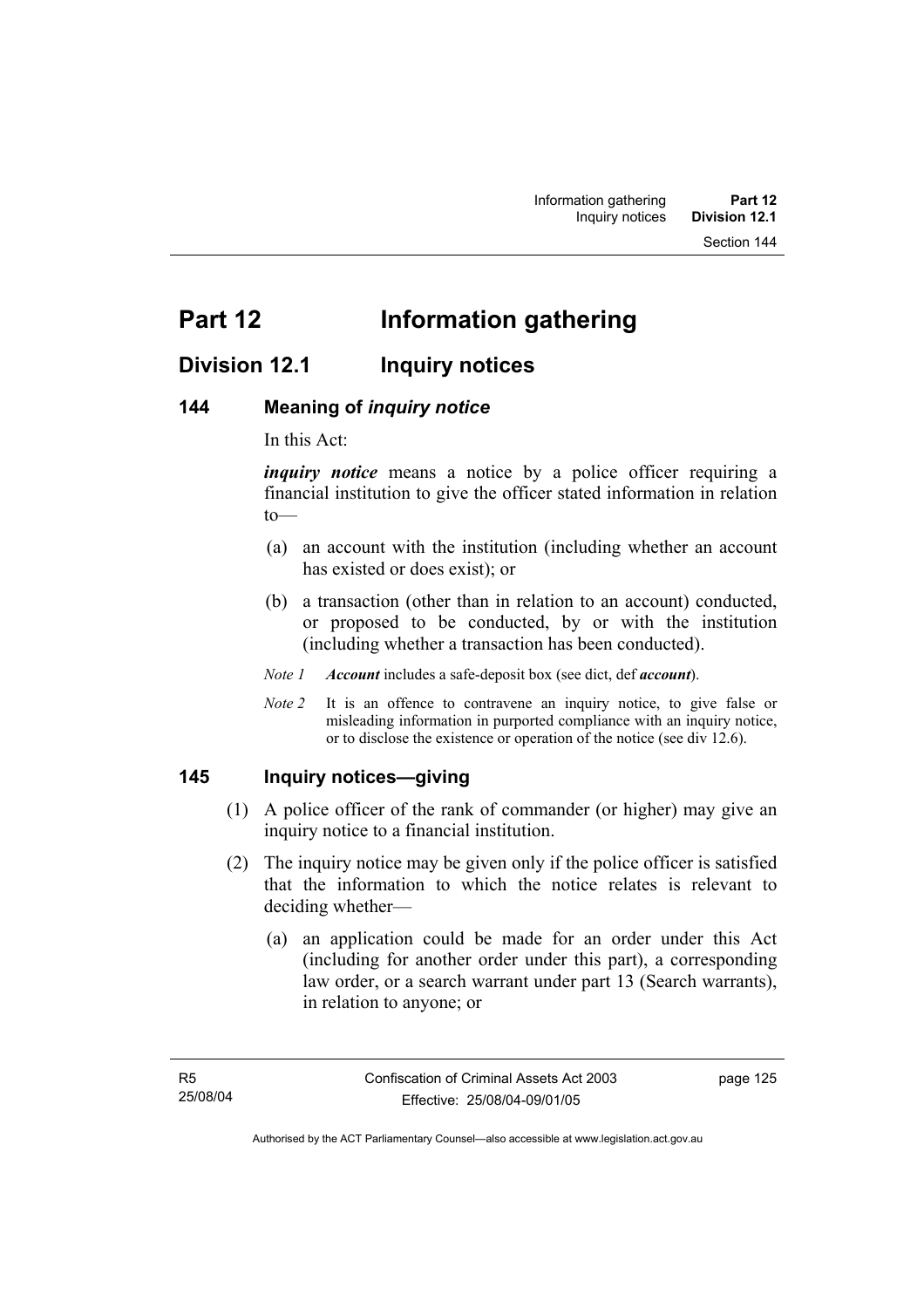# Part 12 Information gathering

## Division 12.1 Inquiry notices

### 144 Meaning of *inquiry notice*

In this Act:

***inquiry notice*** means a notice by a police officer requiring a financial institution to give the officer stated information in relation to—

(a) an account with the institution (including whether an account has existed or does exist); or

(b) a transaction (other than in relation to an account) conducted, or proposed to be conducted, by or with the institution (including whether a transaction has been conducted).

*Note 1* ***Account*** includes a safe-deposit box (see dict, def ***account***).

*Note 2* It is an offence to contravene an inquiry notice, to give false or misleading information in purported compliance with an inquiry notice, or to disclose the existence or operation of the notice (see div 12.6).

### 145 Inquiry notices—giving

(1) A police officer of the rank of commander (or higher) may give an inquiry notice to a financial institution.

(2) The inquiry notice may be given only if the police officer is satisfied that the information to which the notice relates is relevant to deciding whether—

(a) an application could be made for an order under this Act (including for another order under this part), a corresponding law order, or a search warrant under part 13 (Search warrants), in relation to anyone; or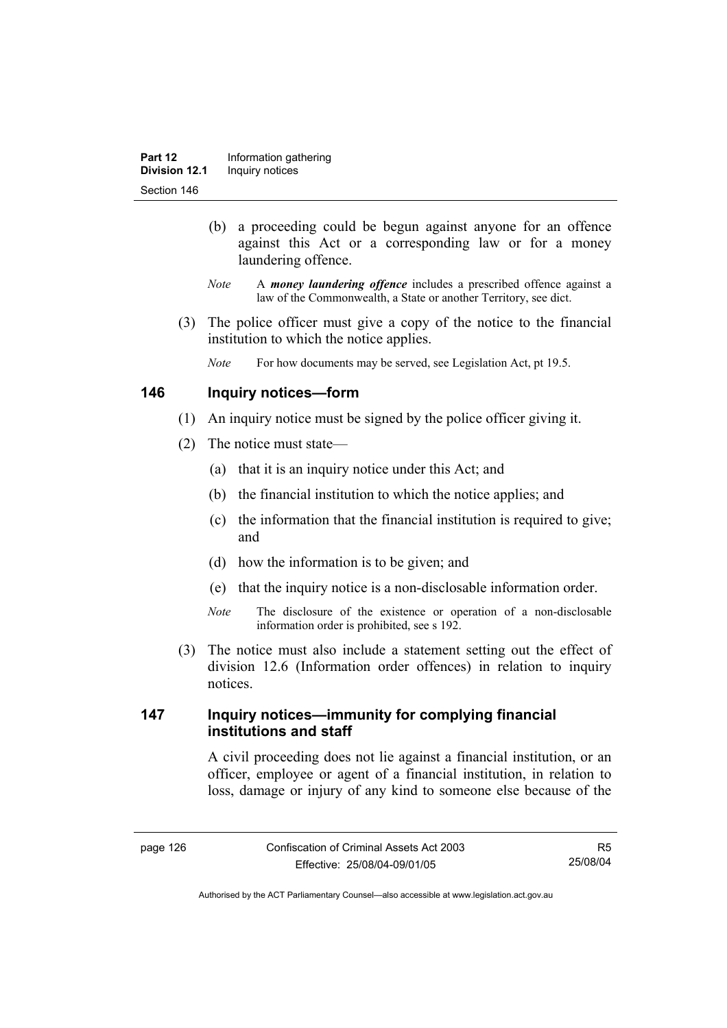(b) a proceeding could be begun against anyone for an offence against this Act or a corresponding law or for a money laundering offence.

*Note* A ***money laundering offence*** includes a prescribed offence against a law of the Commonwealth, a State or another Territory, see dict.

(3) The police officer must give a copy of the notice to the financial institution to which the notice applies.

*Note* For how documents may be served, see Legislation Act, pt 19.5.

## 146 Inquiry notices—form

(1) An inquiry notice must be signed by the police officer giving it.

(2) The notice must state—

(a) that it is an inquiry notice under this Act; and

(b) the financial institution to which the notice applies; and

(c) the information that the financial institution is required to give; and

(d) how the information is to be given; and

(e) that the inquiry notice is a non-disclosable information order.

*Note* The disclosure of the existence or operation of a non-disclosable information order is prohibited, see s 192.

(3) The notice must also include a statement setting out the effect of division 12.6 (Information order offences) in relation to inquiry notices.

## 147 Inquiry notices—immunity for complying financial institutions and staff

A civil proceeding does not lie against a financial institution, or an officer, employee or agent of a financial institution, in relation to loss, damage or injury of any kind to someone else because of the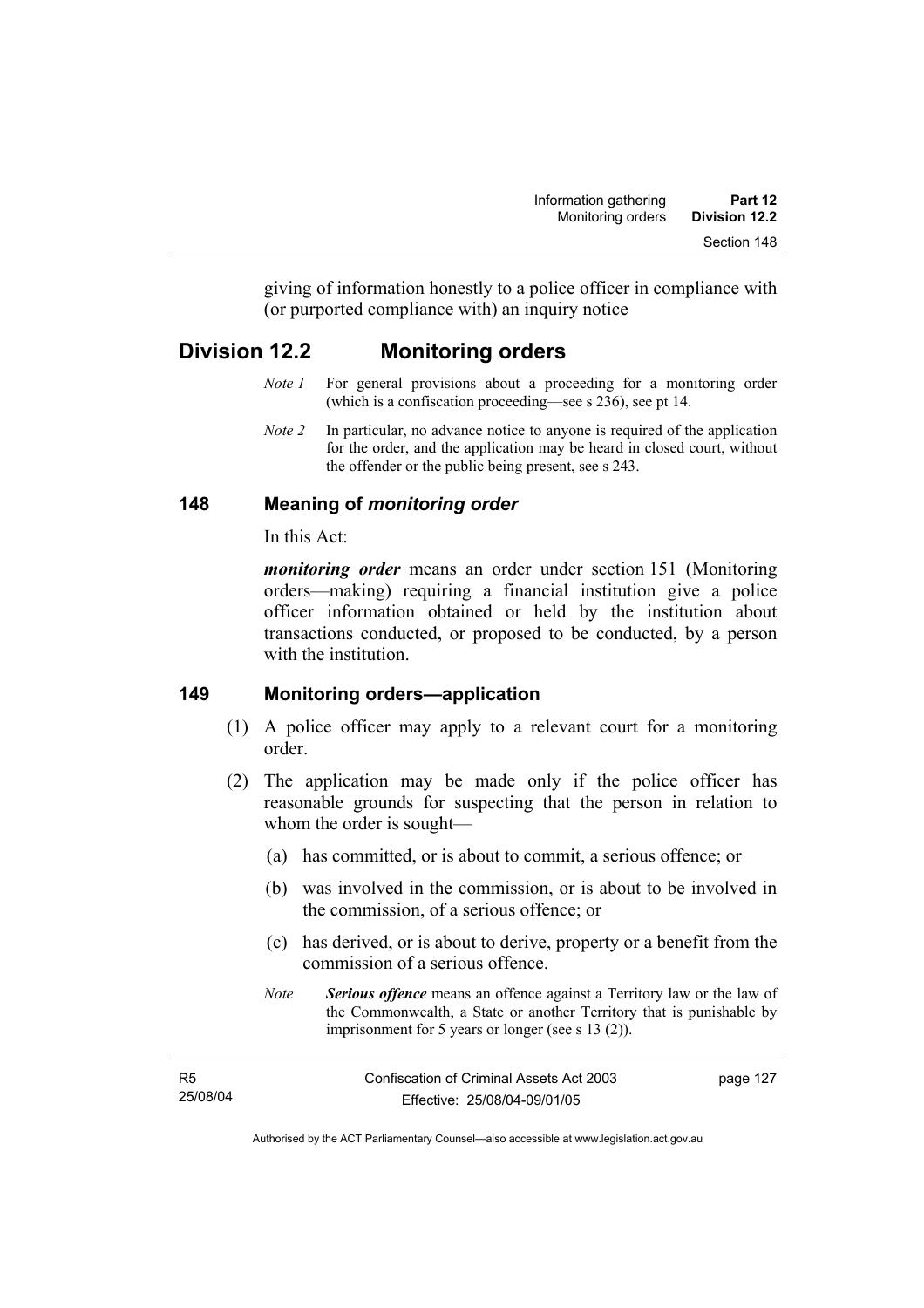giving of information honestly to a police officer in compliance with (or purported compliance with) an inquiry notice

## Division 12.2 Monitoring orders

*Note 1* For general provisions about a proceeding for a monitoring order (which is a confiscation proceeding—see s 236), see pt 14.

*Note 2* In particular, no advance notice to anyone is required of the application for the order, and the application may be heard in closed court, without the offender or the public being present, see s 243.

### 148 Meaning of *monitoring order*

In this Act:

***monitoring order*** means an order under section 151 (Monitoring orders—making) requiring a financial institution give a police officer information obtained or held by the institution about transactions conducted, or proposed to be conducted, by a person with the institution.

### 149 Monitoring orders—application

(1) A police officer may apply to a relevant court for a monitoring order.

(2) The application may be made only if the police officer has reasonable grounds for suspecting that the person in relation to whom the order is sought—

(a) has committed, or is about to commit, a serious offence; or

(b) was involved in the commission, or is about to be involved in the commission, of a serious offence; or

(c) has derived, or is about to derive, property or a benefit from the commission of a serious offence.

*Note* ***Serious offence*** means an offence against a Territory law or the law of the Commonwealth, a State or another Territory that is punishable by imprisonment for 5 years or longer (see s 13 (2)).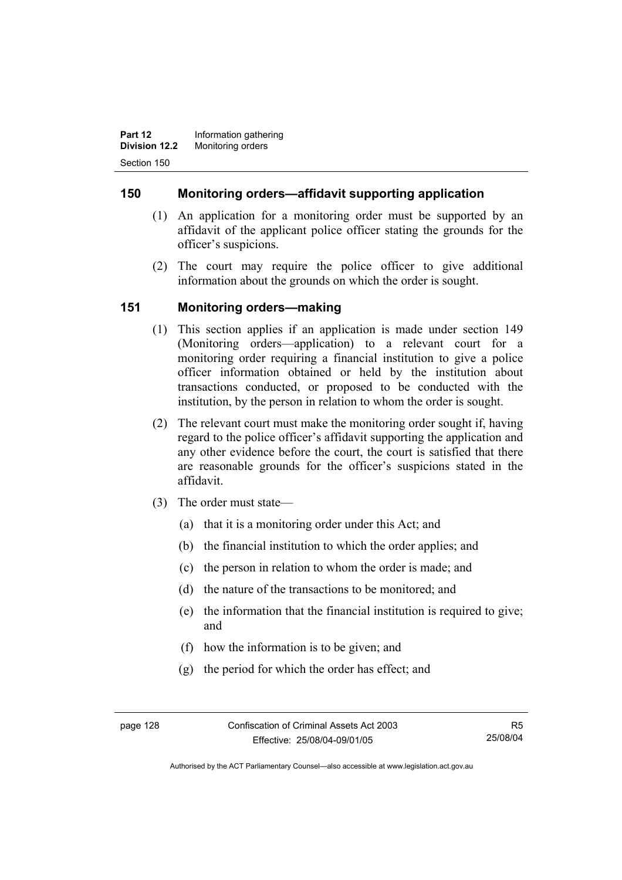## 150 Monitoring orders—affidavit supporting application

(1) An application for a monitoring order must be supported by an affidavit of the applicant police officer stating the grounds for the officer's suspicions.

(2) The court may require the police officer to give additional information about the grounds on which the order is sought.

## 151 Monitoring orders—making

(1) This section applies if an application is made under section 149 (Monitoring orders—application) to a relevant court for a monitoring order requiring a financial institution to give a police officer information obtained or held by the institution about transactions conducted, or proposed to be conducted with the institution, by the person in relation to whom the order is sought.

(2) The relevant court must make the monitoring order sought if, having regard to the police officer's affidavit supporting the application and any other evidence before the court, the court is satisfied that there are reasonable grounds for the officer's suspicions stated in the affidavit.

(3) The order must state—

(a) that it is a monitoring order under this Act; and

(b) the financial institution to which the order applies; and

(c) the person in relation to whom the order is made; and

(d) the nature of the transactions to be monitored; and

(e) the information that the financial institution is required to give; and

(f) how the information is to be given; and

(g) the period for which the order has effect; and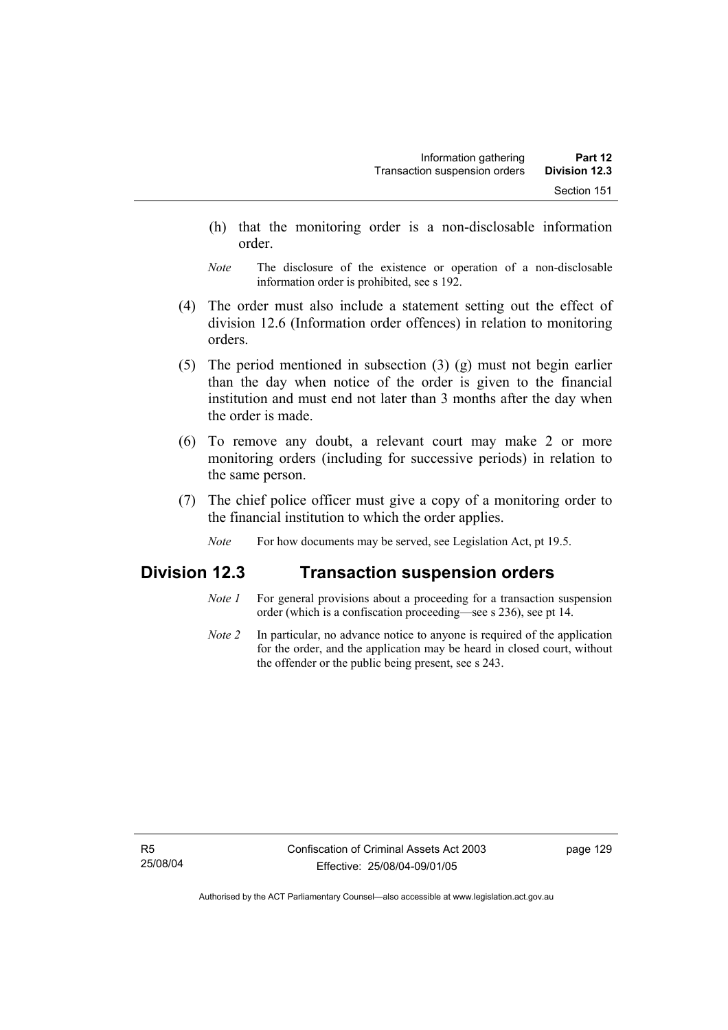(h) that the monitoring order is a non-disclosable information order.

*Note* The disclosure of the existence or operation of a non-disclosable information order is prohibited, see s 192.

(4) The order must also include a statement setting out the effect of division 12.6 (Information order offences) in relation to monitoring orders.

(5) The period mentioned in subsection (3) (g) must not begin earlier than the day when notice of the order is given to the financial institution and must end not later than 3 months after the day when the order is made.

(6) To remove any doubt, a relevant court may make 2 or more monitoring orders (including for successive periods) in relation to the same person.

(7) The chief police officer must give a copy of a monitoring order to the financial institution to which the order applies.

*Note* For how documents may be served, see Legislation Act, pt 19.5.

## Division 12.3 Transaction suspension orders

*Note 1* For general provisions about a proceeding for a transaction suspension order (which is a confiscation proceeding—see s 236), see pt 14.

*Note 2* In particular, no advance notice to anyone is required of the application for the order, and the application may be heard in closed court, without the offender or the public being present, see s 243.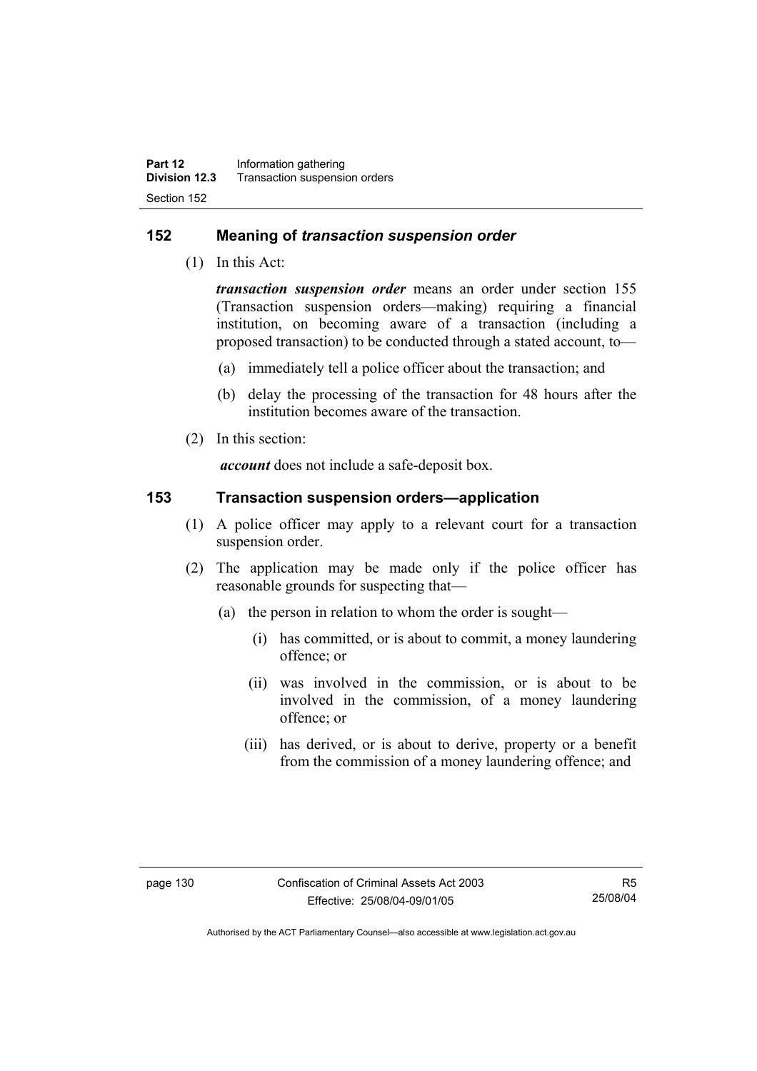## 152 Meaning of *transaction suspension order*

(1) In this Act:

***transaction suspension order*** means an order under section 155 (Transaction suspension orders—making) requiring a financial institution, on becoming aware of a transaction (including a proposed transaction) to be conducted through a stated account, to—

(a) immediately tell a police officer about the transaction; and

(b) delay the processing of the transaction for 48 hours after the institution becomes aware of the transaction.

(2) In this section:

***account*** does not include a safe-deposit box.

## 153 Transaction suspension orders—application

(1) A police officer may apply to a relevant court for a transaction suspension order.

(2) The application may be made only if the police officer has reasonable grounds for suspecting that—

(a) the person in relation to whom the order is sought—

(i) has committed, or is about to commit, a money laundering offence; or

(ii) was involved in the commission, or is about to be involved in the commission, of a money laundering offence; or

(iii) has derived, or is about to derive, property or a benefit from the commission of a money laundering offence; and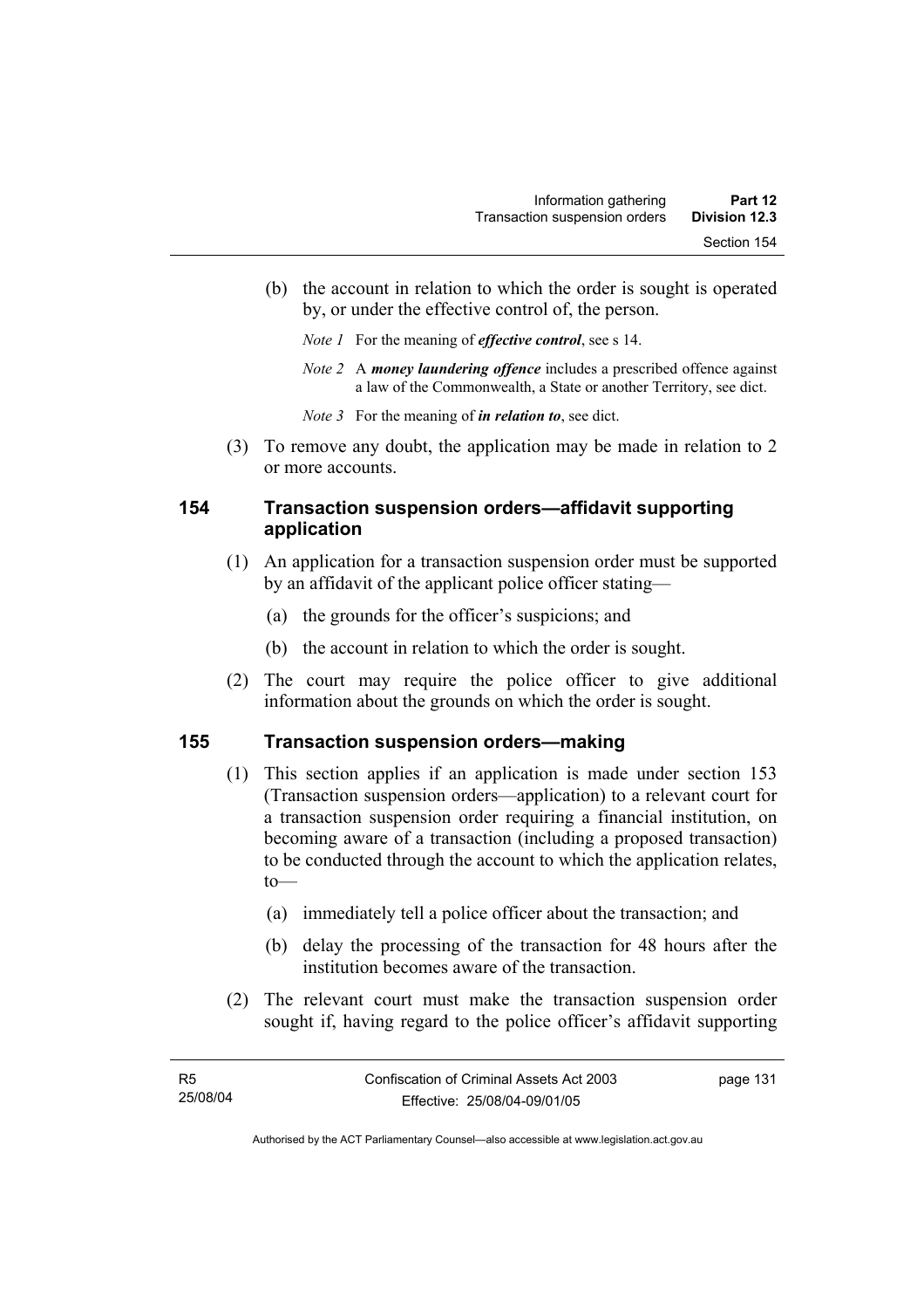(b) the account in relation to which the order is sought is operated by, or under the effective control of, the person.

*Note 1* For the meaning of ***effective control***, see s 14.

*Note 2* A ***money laundering offence*** includes a prescribed offence against a law of the Commonwealth, a State or another Territory, see dict.

*Note 3* For the meaning of ***in relation to***, see dict.

(3) To remove any doubt, the application may be made in relation to 2 or more accounts.

### 154 Transaction suspension orders—affidavit supporting application

(1) An application for a transaction suspension order must be supported by an affidavit of the applicant police officer stating—

(a) the grounds for the officer's suspicions; and

(b) the account in relation to which the order is sought.

(2) The court may require the police officer to give additional information about the grounds on which the order is sought.

### 155 Transaction suspension orders—making

(1) This section applies if an application is made under section 153 (Transaction suspension orders—application) to a relevant court for a transaction suspension order requiring a financial institution, on becoming aware of a transaction (including a proposed transaction) to be conducted through the account to which the application relates, to—

(a) immediately tell a police officer about the transaction; and

(b) delay the processing of the transaction for 48 hours after the institution becomes aware of the transaction.

(2) The relevant court must make the transaction suspension order sought if, having regard to the police officer's affidavit supporting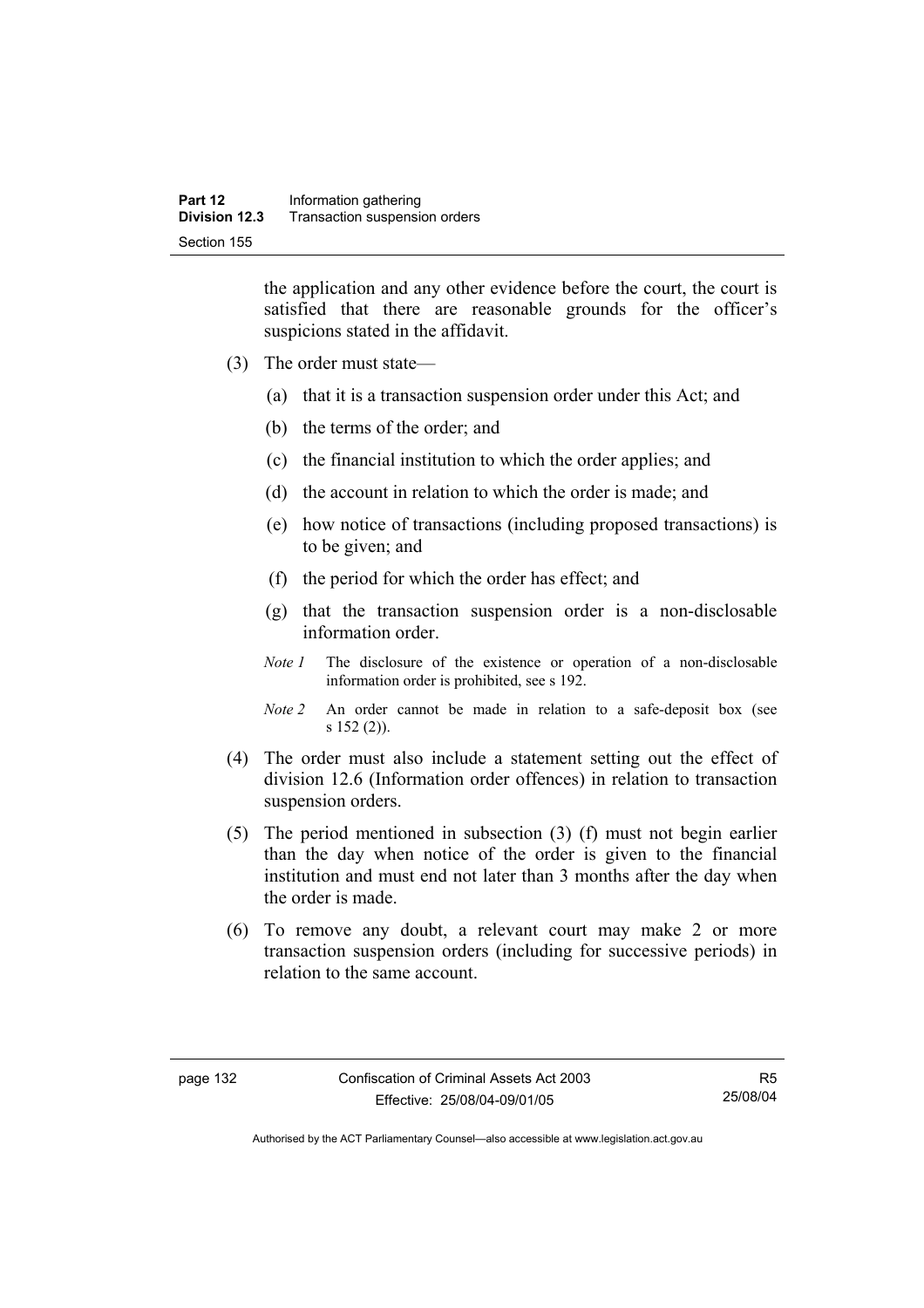the application and any other evidence before the court, the court is satisfied that there are reasonable grounds for the officer's suspicions stated in the affidavit.

(3) The order must state—

(a) that it is a transaction suspension order under this Act; and

(b) the terms of the order; and

(c) the financial institution to which the order applies; and

(d) the account in relation to which the order is made; and

(e) how notice of transactions (including proposed transactions) is to be given; and

(f) the period for which the order has effect; and

(g) that the transaction suspension order is a non-disclosable information order.

*Note 1* The disclosure of the existence or operation of a non-disclosable information order is prohibited, see s 192.

*Note 2* An order cannot be made in relation to a safe-deposit box (see s 152 (2)).

(4) The order must also include a statement setting out the effect of division 12.6 (Information order offences) in relation to transaction suspension orders.

(5) The period mentioned in subsection (3) (f) must not begin earlier than the day when notice of the order is given to the financial institution and must end not later than 3 months after the day when the order is made.

(6) To remove any doubt, a relevant court may make 2 or more transaction suspension orders (including for successive periods) in relation to the same account.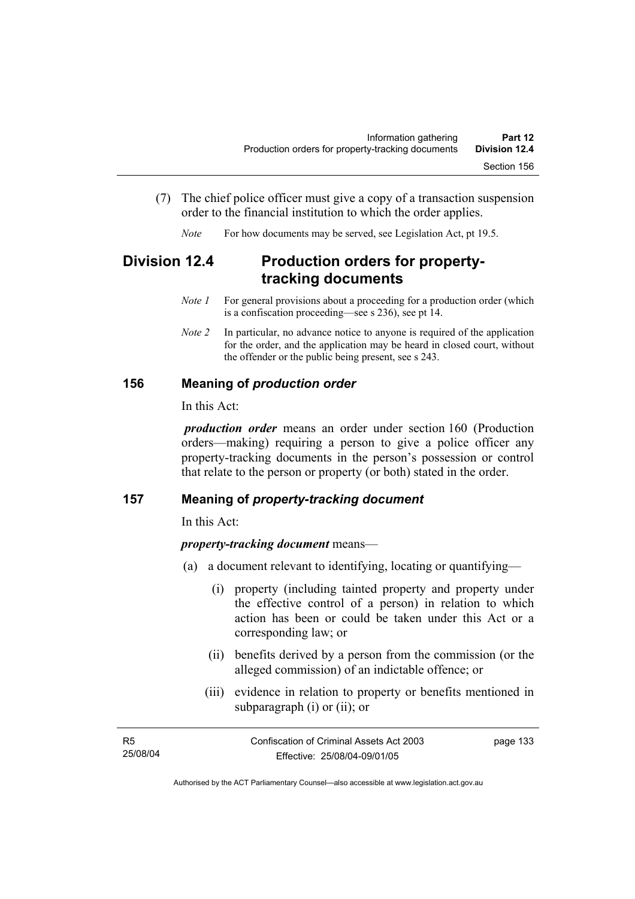(7) The chief police officer must give a copy of a transaction suspension order to the financial institution to which the order applies.

*Note* For how documents may be served, see Legislation Act, pt 19.5.

## Division 12.4 Production orders for property-tracking documents

*Note 1* For general provisions about a proceeding for a production order (which is a confiscation proceeding—see s 236), see pt 14.

*Note 2* In particular, no advance notice to anyone is required of the application for the order, and the application may be heard in closed court, without the offender or the public being present, see s 243.

### 156 Meaning of *production order*

In this Act:

***production order*** means an order under section 160 (Production orders—making) requiring a person to give a police officer any property-tracking documents in the person's possession or control that relate to the person or property (or both) stated in the order.

### 157 Meaning of *property-tracking document*

In this Act:

***property-tracking document*** means—

(a) a document relevant to identifying, locating or quantifying—

(i) property (including tainted property and property under the effective control of a person) in relation to which action has been or could be taken under this Act or a corresponding law; or

(ii) benefits derived by a person from the commission (or the alleged commission) of an indictable offence; or

(iii) evidence in relation to property or benefits mentioned in subparagraph (i) or (ii); or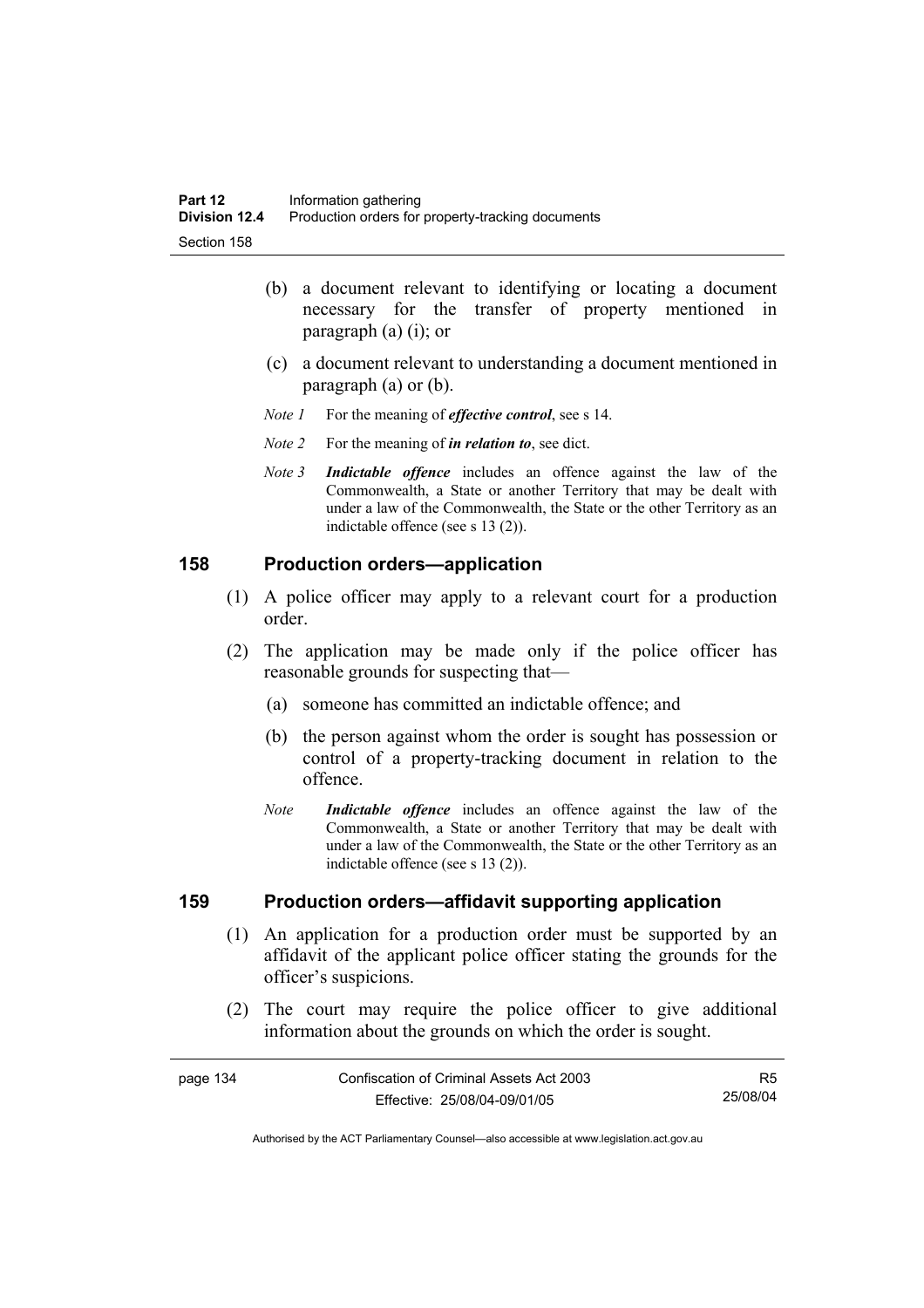(b) a document relevant to identifying or locating a document necessary for the transfer of property mentioned in paragraph (a) (i); or

(c) a document relevant to understanding a document mentioned in paragraph (a) or (b).

*Note 1* For the meaning of ***effective control***, see s 14.

*Note 2* For the meaning of ***in relation to***, see dict.

*Note 3* ***Indictable offence*** includes an offence against the law of the Commonwealth, a State or another Territory that may be dealt with under a law of the Commonwealth, the State or the other Territory as an indictable offence (see s 13 (2)).

## 158 Production orders—application

(1) A police officer may apply to a relevant court for a production order.

(2) The application may be made only if the police officer has reasonable grounds for suspecting that—

(a) someone has committed an indictable offence; and

(b) the person against whom the order is sought has possession or control of a property-tracking document in relation to the offence.

*Note* ***Indictable offence*** includes an offence against the law of the Commonwealth, a State or another Territory that may be dealt with under a law of the Commonwealth, the State or the other Territory as an indictable offence (see s 13 (2)).

## 159 Production orders—affidavit supporting application

(1) An application for a production order must be supported by an affidavit of the applicant police officer stating the grounds for the officer's suspicions.

(2) The court may require the police officer to give additional information about the grounds on which the order is sought.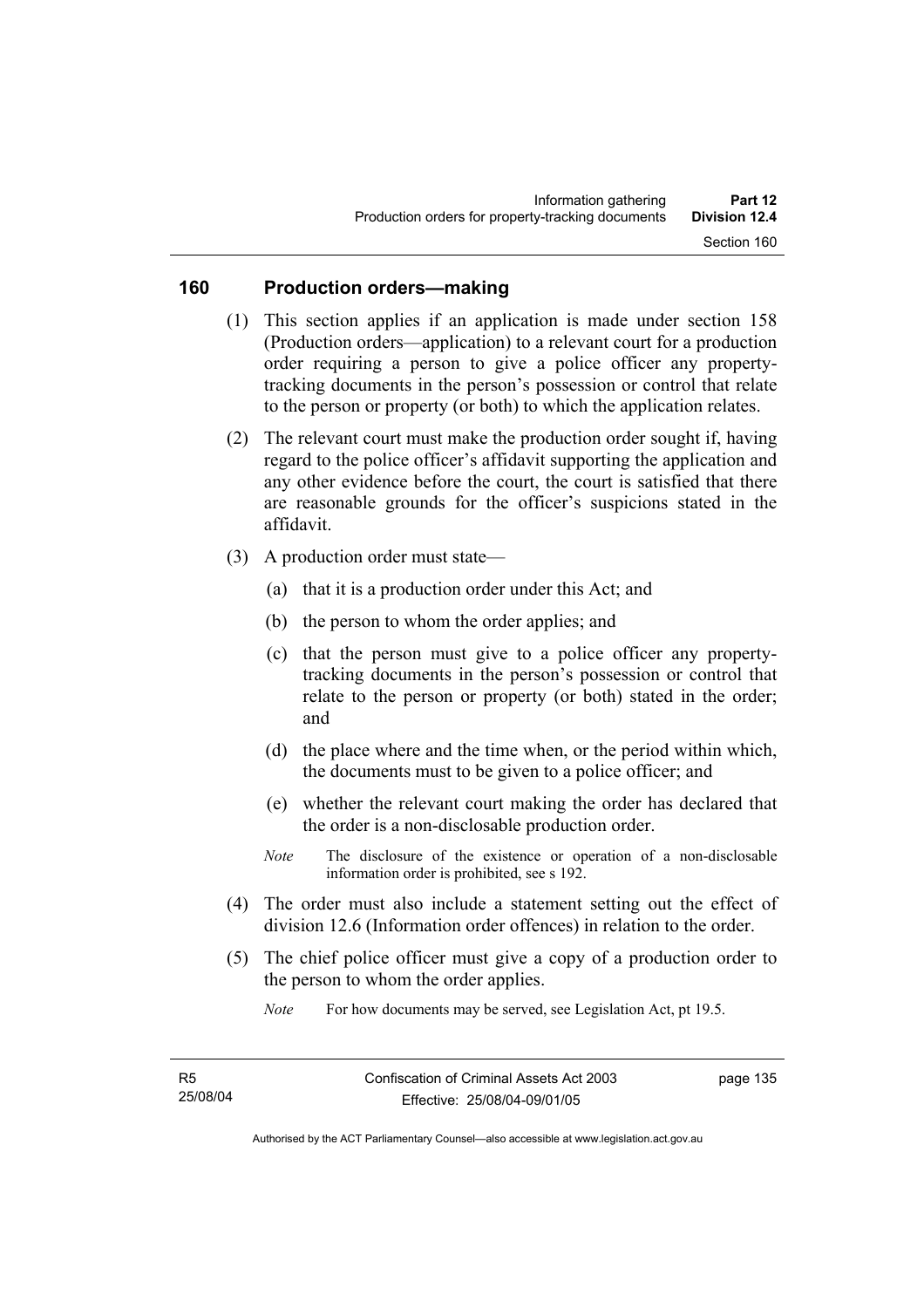## 160 Production orders—making

(1) This section applies if an application is made under section 158 (Production orders—application) to a relevant court for a production order requiring a person to give a police officer any property-tracking documents in the person's possession or control that relate to the person or property (or both) to which the application relates.

(2) The relevant court must make the production order sought if, having regard to the police officer's affidavit supporting the application and any other evidence before the court, the court is satisfied that there are reasonable grounds for the officer's suspicions stated in the affidavit.

(3) A production order must state—

(a) that it is a production order under this Act; and

(b) the person to whom the order applies; and

(c) that the person must give to a police officer any property-tracking documents in the person's possession or control that relate to the person or property (or both) stated in the order; and

(d) the place where and the time when, or the period within which, the documents must to be given to a police officer; and

(e) whether the relevant court making the order has declared that the order is a non-disclosable production order.

*Note* The disclosure of the existence or operation of a non-disclosable information order is prohibited, see s 192.

(4) The order must also include a statement setting out the effect of division 12.6 (Information order offences) in relation to the order.

(5) The chief police officer must give a copy of a production order to the person to whom the order applies.

*Note* For how documents may be served, see Legislation Act, pt 19.5.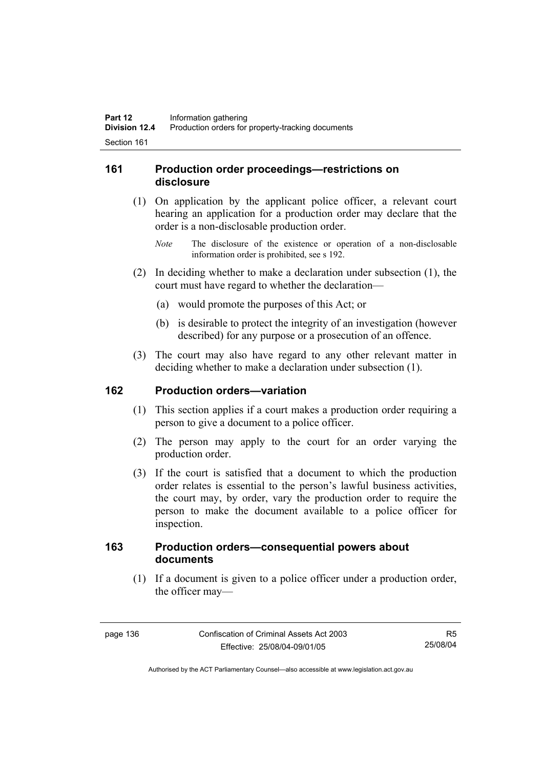## 161 Production order proceedings—restrictions on disclosure

(1) On application by the applicant police officer, a relevant court hearing an application for a production order may declare that the order is a non-disclosable production order.

*Note* The disclosure of the existence or operation of a non-disclosable information order is prohibited, see s 192.

(2) In deciding whether to make a declaration under subsection (1), the court must have regard to whether the declaration—

(a) would promote the purposes of this Act; or

(b) is desirable to protect the integrity of an investigation (however described) for any purpose or a prosecution of an offence.

(3) The court may also have regard to any other relevant matter in deciding whether to make a declaration under subsection (1).

## 162 Production orders—variation

(1) This section applies if a court makes a production order requiring a person to give a document to a police officer.

(2) The person may apply to the court for an order varying the production order.

(3) If the court is satisfied that a document to which the production order relates is essential to the person's lawful business activities, the court may, by order, vary the production order to require the person to make the document available to a police officer for inspection.

## 163 Production orders—consequential powers about documents

(1) If a document is given to a police officer under a production order, the officer may—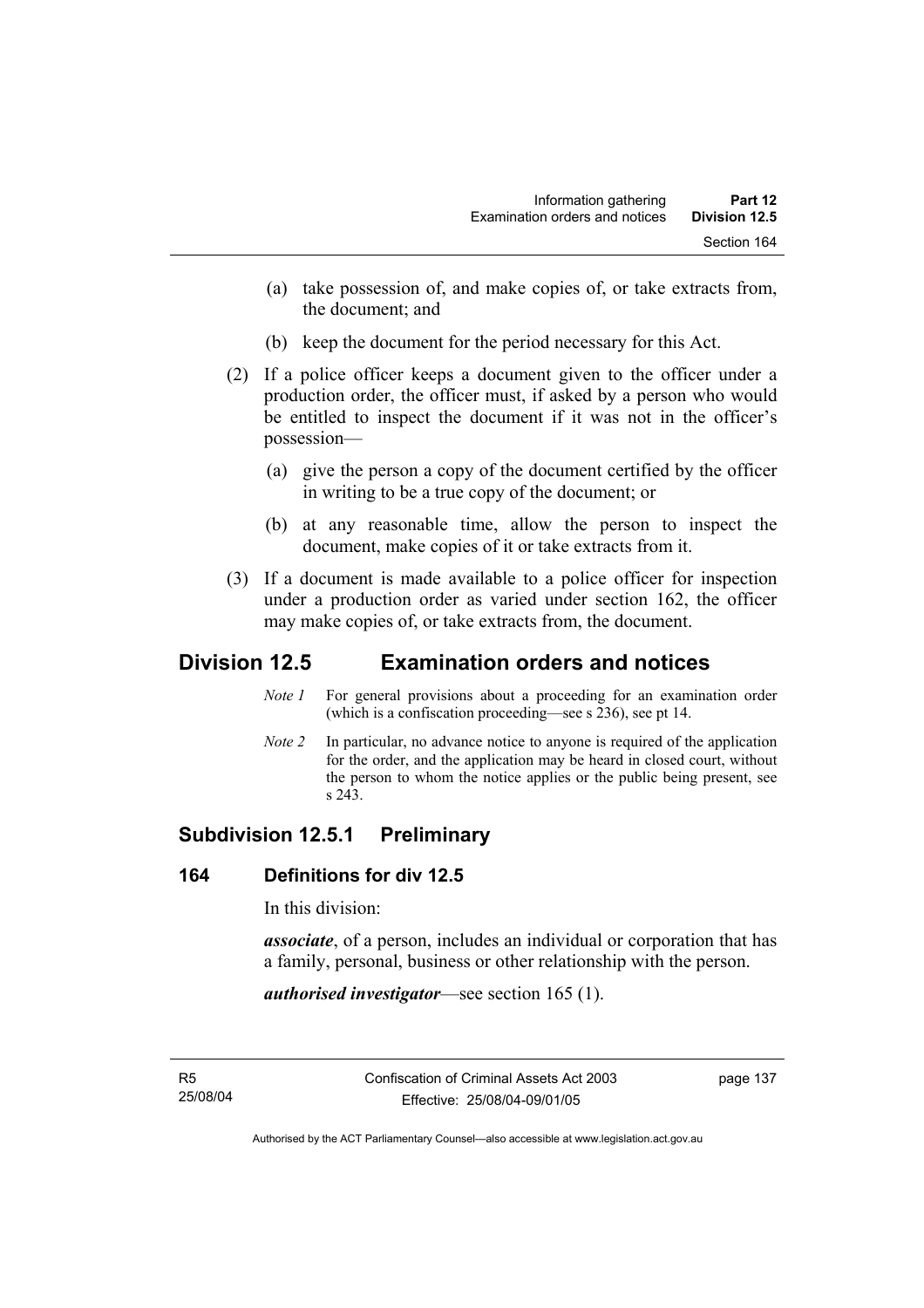(a) take possession of, and make copies of, or take extracts from, the document; and

(b) keep the document for the period necessary for this Act.

(2) If a police officer keeps a document given to the officer under a production order, the officer must, if asked by a person who would be entitled to inspect the document if it was not in the officer's possession—

(a) give the person a copy of the document certified by the officer in writing to be a true copy of the document; or

(b) at any reasonable time, allow the person to inspect the document, make copies of it or take extracts from it.

(3) If a document is made available to a police officer for inspection under a production order as varied under section 162, the officer may make copies of, or take extracts from, the document.

# Division 12.5 Examination orders and notices

*Note 1* For general provisions about a proceeding for an examination order (which is a confiscation proceeding—see s 236), see pt 14.

*Note 2* In particular, no advance notice to anyone is required of the application for the order, and the application may be heard in closed court, without the person to whom the notice applies or the public being present, see s 243.

## Subdivision 12.5.1 Preliminary

### 164 Definitions for div 12.5

In this division:

***associate***, of a person, includes an individual or corporation that has a family, personal, business or other relationship with the person.

***authorised investigator***—see section 165 (1).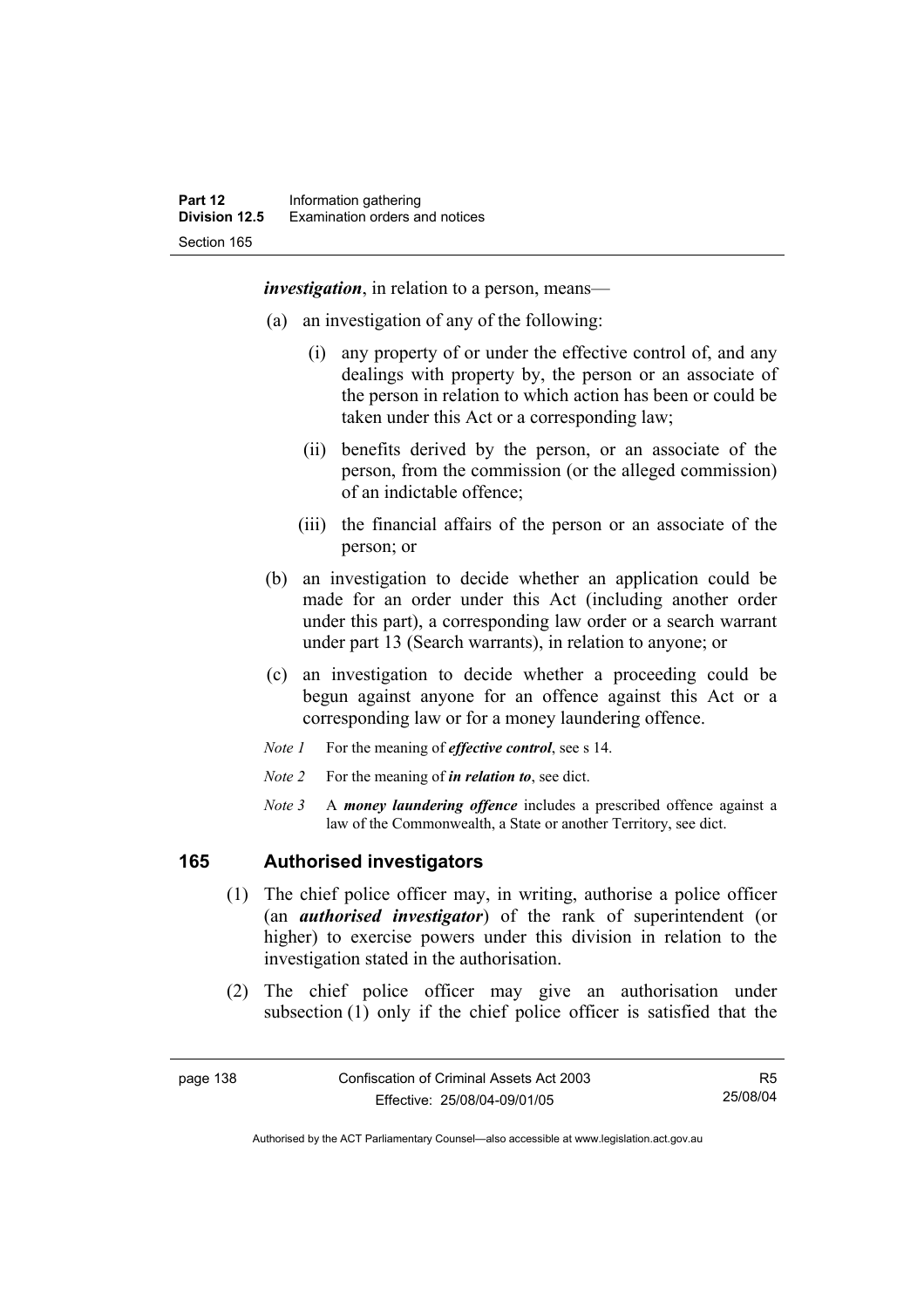***investigation***, in relation to a person, means—

(a) an investigation of any of the following:

   (i) any property of or under the effective control of, and any dealings with property by, the person or an associate of the person in relation to which action has been or could be taken under this Act or a corresponding law;

   (ii) benefits derived by the person, or an associate of the person, from the commission (or the alleged commission) of an indictable offence;

   (iii) the financial affairs of the person or an associate of the person; or

(b) an investigation to decide whether an application could be made for an order under this Act (including another order under this part), a corresponding law order or a search warrant under part 13 (Search warrants), in relation to anyone; or

(c) an investigation to decide whether a proceeding could be begun against anyone for an offence against this Act or a corresponding law or for a money laundering offence.

*Note 1* For the meaning of ***effective control***, see s 14.

*Note 2* For the meaning of ***in relation to***, see dict.

*Note 3* A ***money laundering offence*** includes a prescribed offence against a law of the Commonwealth, a State or another Territory, see dict.

## 165 Authorised investigators

(1) The chief police officer may, in writing, authorise a police officer (an ***authorised investigator***) of the rank of superintendent (or higher) to exercise powers under this division in relation to the investigation stated in the authorisation.

(2) The chief police officer may give an authorisation under subsection (1) only if the chief police officer is satisfied that the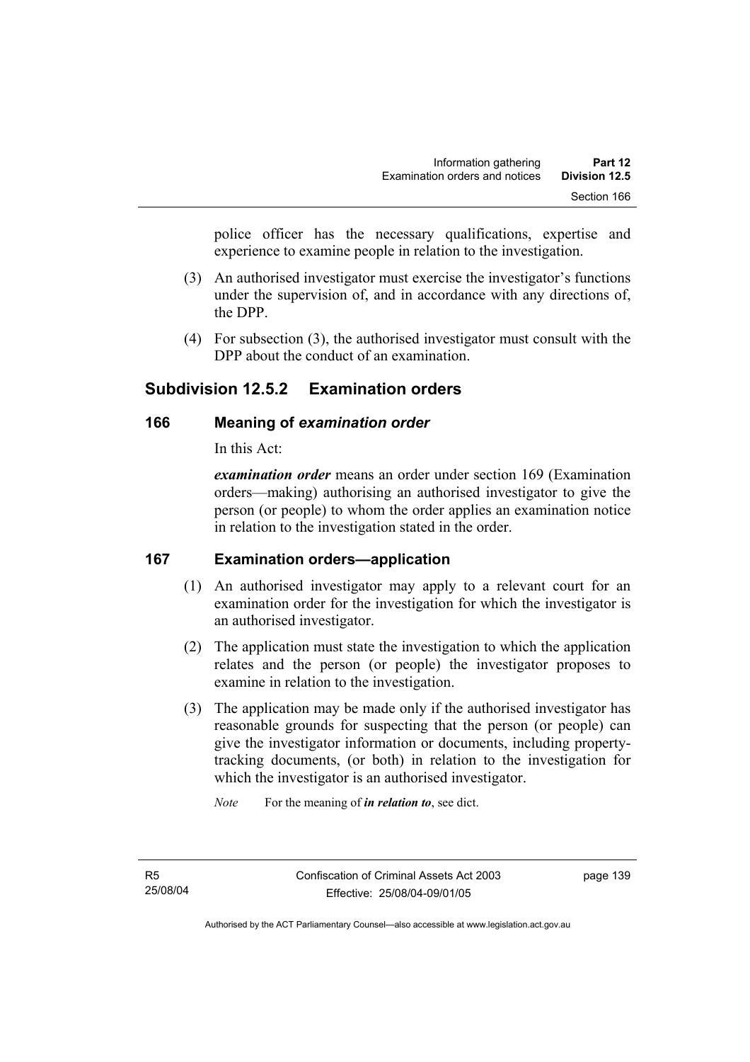police officer has the necessary qualifications, expertise and experience to examine people in relation to the investigation.

(3) An authorised investigator must exercise the investigator's functions under the supervision of, and in accordance with any directions of, the DPP.

(4) For subsection (3), the authorised investigator must consult with the DPP about the conduct of an examination.

## Subdivision 12.5.2 Examination orders

### 166 Meaning of *examination order*

In this Act:

***examination order*** means an order under section 169 (Examination orders—making) authorising an authorised investigator to give the person (or people) to whom the order applies an examination notice in relation to the investigation stated in the order.

### 167 Examination orders—application

(1) An authorised investigator may apply to a relevant court for an examination order for the investigation for which the investigator is an authorised investigator.

(2) The application must state the investigation to which the application relates and the person (or people) the investigator proposes to examine in relation to the investigation.

(3) The application may be made only if the authorised investigator has reasonable grounds for suspecting that the person (or people) can give the investigator information or documents, including property-tracking documents, (or both) in relation to the investigation for which the investigator is an authorised investigator.

*Note* For the meaning of ***in relation to***, see dict.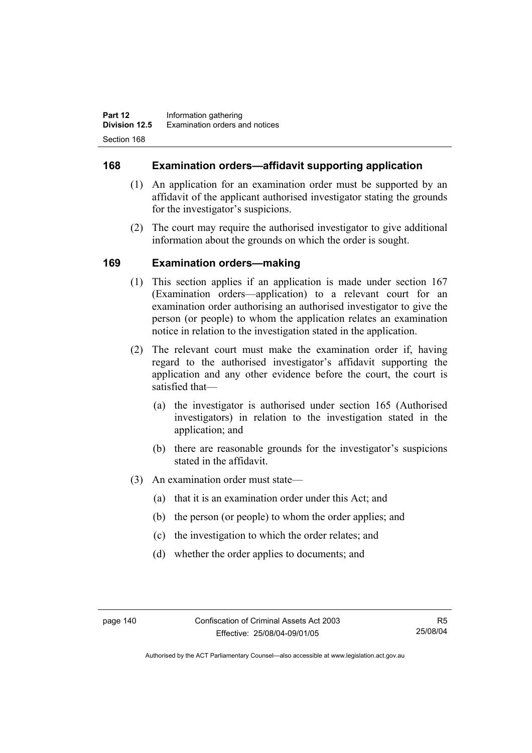## 168 Examination orders—affidavit supporting application

(1) An application for an examination order must be supported by an affidavit of the applicant authorised investigator stating the grounds for the investigator's suspicions.

(2) The court may require the authorised investigator to give additional information about the grounds on which the order is sought.

## 169 Examination orders—making

(1) This section applies if an application is made under section 167 (Examination orders—application) to a relevant court for an examination order authorising an authorised investigator to give the person (or people) to whom the application relates an examination notice in relation to the investigation stated in the application.

(2) The relevant court must make the examination order if, having regard to the authorised investigator's affidavit supporting the application and any other evidence before the court, the court is satisfied that—

(a) the investigator is authorised under section 165 (Authorised investigators) in relation to the investigation stated in the application; and

(b) there are reasonable grounds for the investigator's suspicions stated in the affidavit.

(3) An examination order must state—

(a) that it is an examination order under this Act; and

(b) the person (or people) to whom the order applies; and

(c) the investigation to which the order relates; and

(d) whether the order applies to documents; and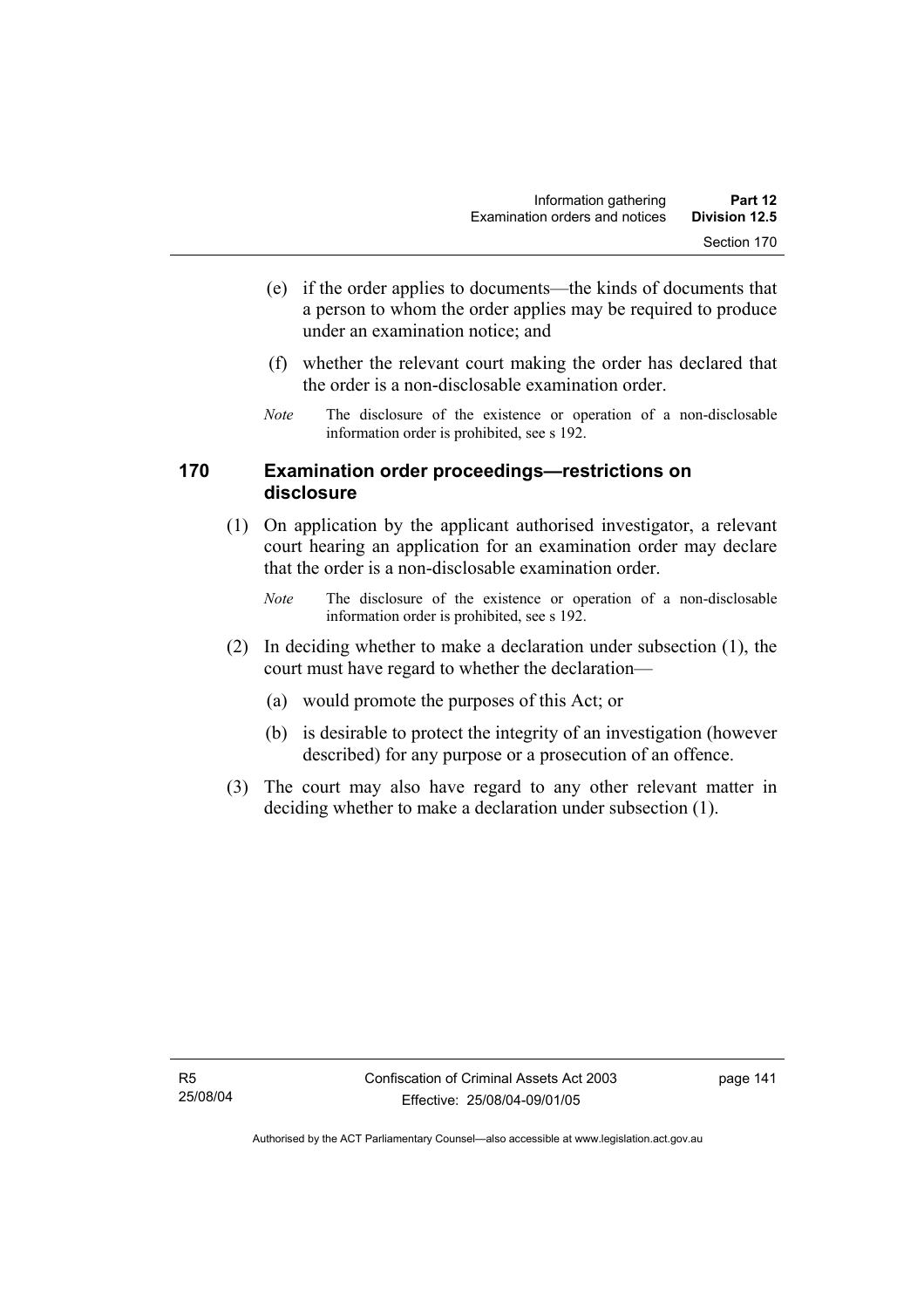(e) if the order applies to documents—the kinds of documents that a person to whom the order applies may be required to produce under an examination notice; and

(f) whether the relevant court making the order has declared that the order is a non-disclosable examination order.

*Note* The disclosure of the existence or operation of a non-disclosable information order is prohibited, see s 192.

### 170 Examination order proceedings—restrictions on disclosure

(1) On application by the applicant authorised investigator, a relevant court hearing an application for an examination order may declare that the order is a non-disclosable examination order.

*Note* The disclosure of the existence or operation of a non-disclosable information order is prohibited, see s 192.

(2) In deciding whether to make a declaration under subsection (1), the court must have regard to whether the declaration—

(a) would promote the purposes of this Act; or

(b) is desirable to protect the integrity of an investigation (however described) for any purpose or a prosecution of an offence.

(3) The court may also have regard to any other relevant matter in deciding whether to make a declaration under subsection (1).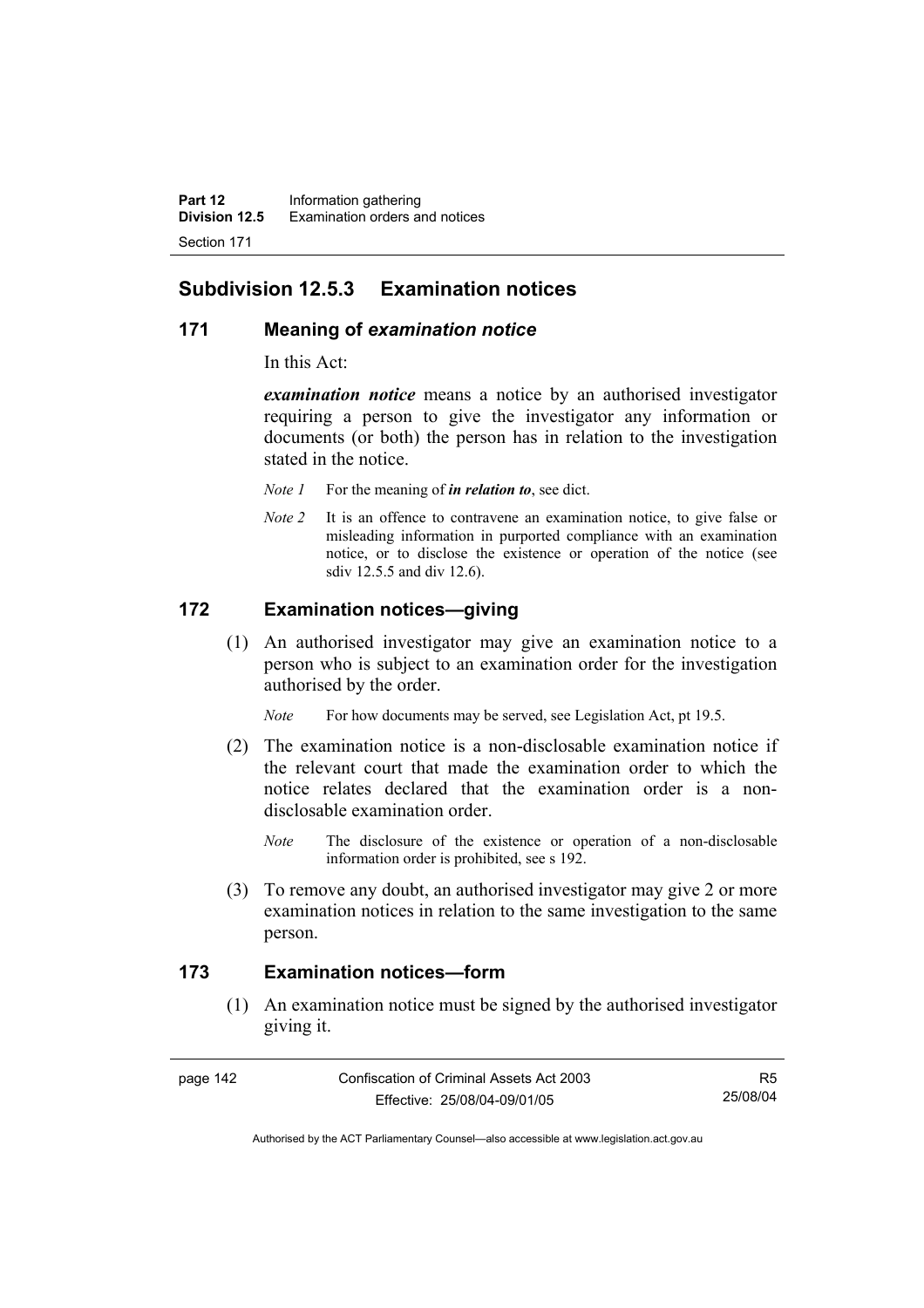## Subdivision 12.5.3 Examination notices

### 171 Meaning of *examination notice*

In this Act:

***examination notice*** means a notice by an authorised investigator requiring a person to give the investigator any information or documents (or both) the person has in relation to the investigation stated in the notice.

*Note 1* For the meaning of ***in relation to***, see dict.

*Note 2* It is an offence to contravene an examination notice, to give false or misleading information in purported compliance with an examination notice, or to disclose the existence or operation of the notice (see sdiv 12.5.5 and div 12.6).

### 172 Examination notices—giving

(1) An authorised investigator may give an examination notice to a person who is subject to an examination order for the investigation authorised by the order.

*Note* For how documents may be served, see Legislation Act, pt 19.5.

(2) The examination notice is a non-disclosable examination notice if the relevant court that made the examination order to which the notice relates declared that the examination order is a non-disclosable examination order.

*Note* The disclosure of the existence or operation of a non-disclosable information order is prohibited, see s 192.

(3) To remove any doubt, an authorised investigator may give 2 or more examination notices in relation to the same investigation to the same person.

### 173 Examination notices—form

(1) An examination notice must be signed by the authorised investigator giving it.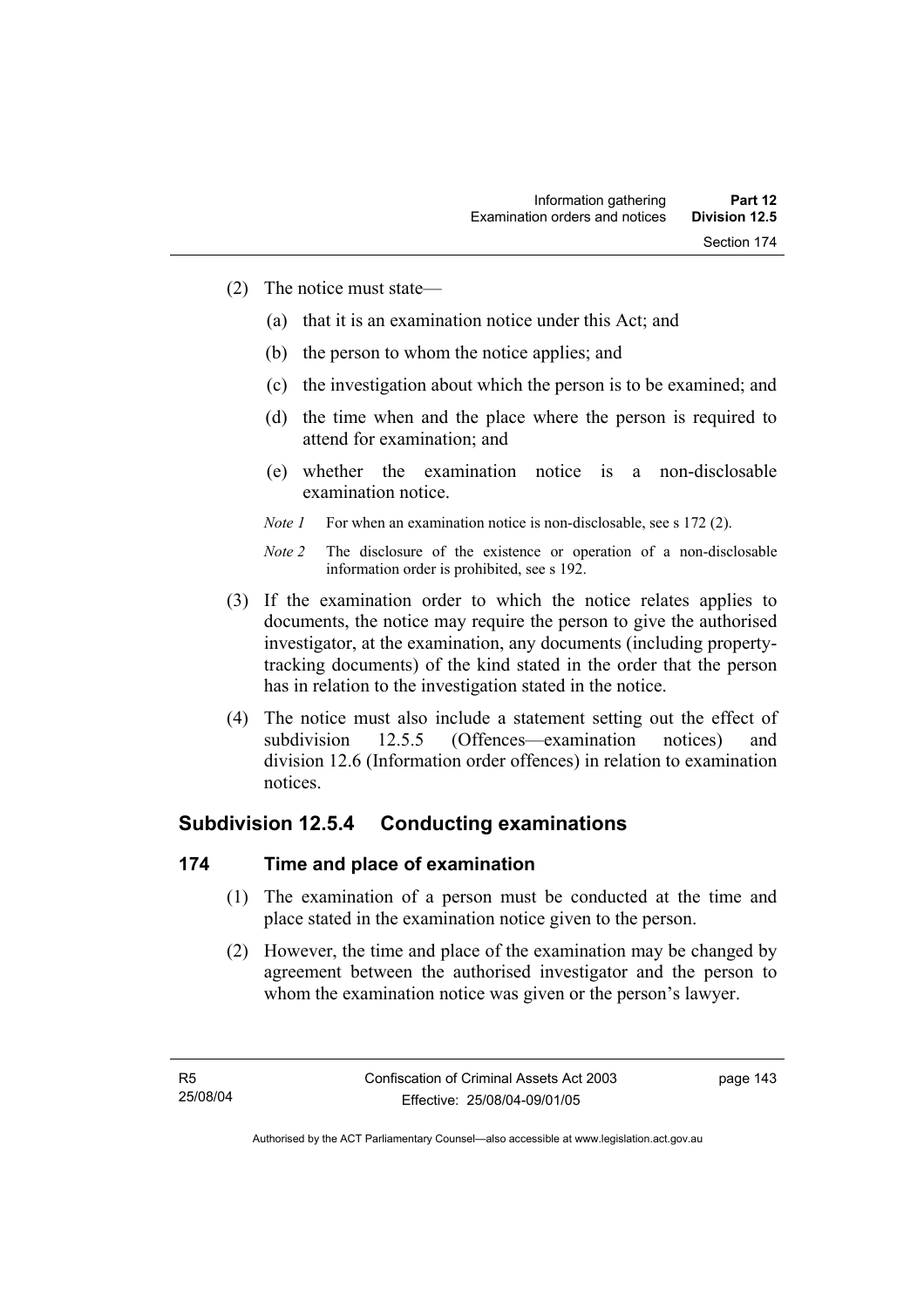(2) The notice must state—

(a) that it is an examination notice under this Act; and

(b) the person to whom the notice applies; and

(c) the investigation about which the person is to be examined; and

(d) the time when and the place where the person is required to attend for examination; and

(e) whether the examination notice is a non-disclosable examination notice.

*Note 1* For when an examination notice is non-disclosable, see s 172 (2).

*Note 2* The disclosure of the existence or operation of a non-disclosable information order is prohibited, see s 192.

(3) If the examination order to which the notice relates applies to documents, the notice may require the person to give the authorised investigator, at the examination, any documents (including property-tracking documents) of the kind stated in the order that the person has in relation to the investigation stated in the notice.

(4) The notice must also include a statement setting out the effect of subdivision 12.5.5 (Offences—examination notices) and division 12.6 (Information order offences) in relation to examination notices.

## Subdivision 12.5.4 Conducting examinations

### 174 Time and place of examination

(1) The examination of a person must be conducted at the time and place stated in the examination notice given to the person.

(2) However, the time and place of the examination may be changed by agreement between the authorised investigator and the person to whom the examination notice was given or the person's lawyer.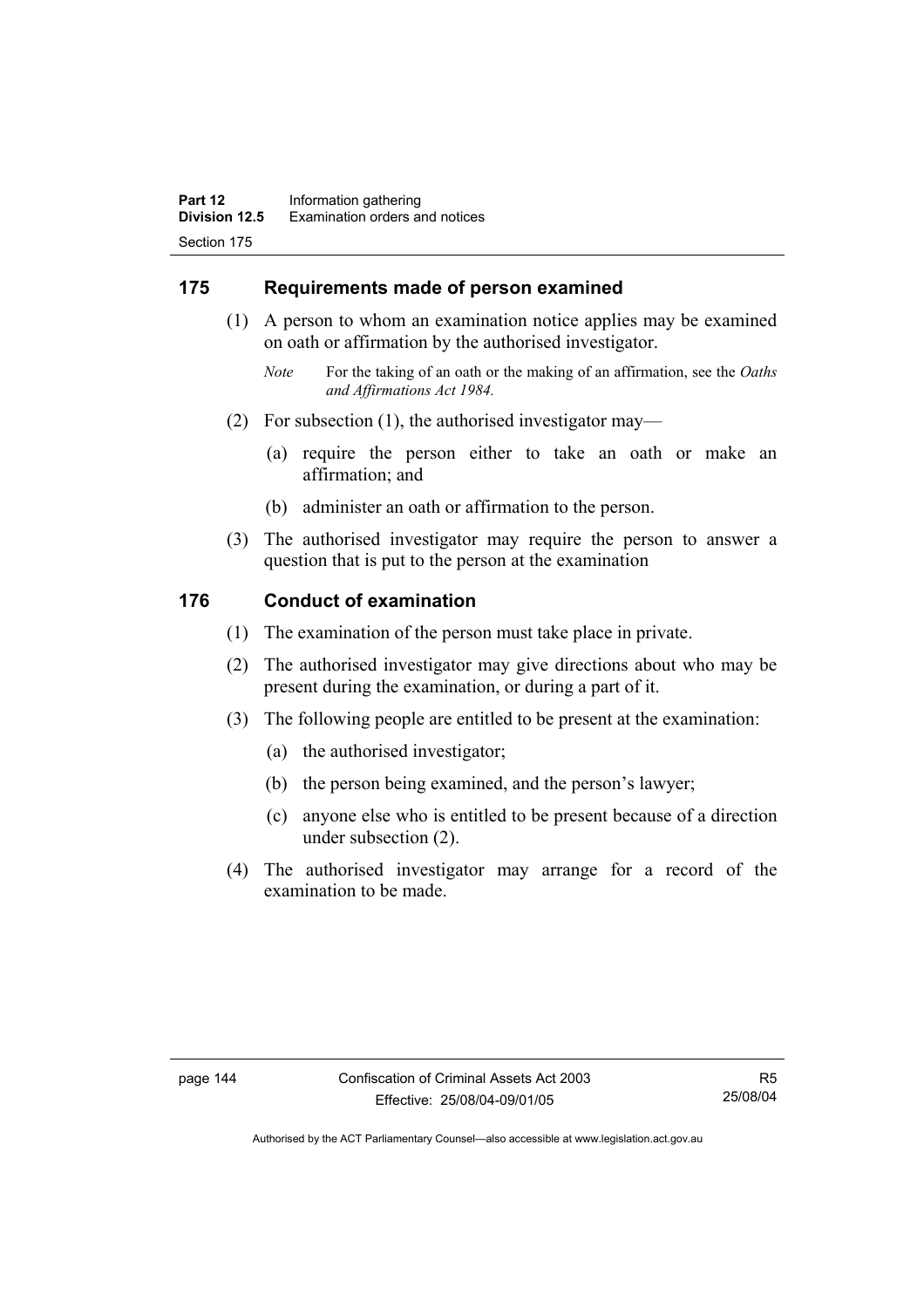## 175 Requirements made of person examined

(1) A person to whom an examination notice applies may be examined on oath or affirmation by the authorised investigator.

*Note* For the taking of an oath or the making of an affirmation, see the *Oaths and Affirmations Act 1984.*

(2) For subsection (1), the authorised investigator may—

(a) require the person either to take an oath or make an affirmation; and

(b) administer an oath or affirmation to the person.

(3) The authorised investigator may require the person to answer a question that is put to the person at the examination

## 176 Conduct of examination

(1) The examination of the person must take place in private.

(2) The authorised investigator may give directions about who may be present during the examination, or during a part of it.

(3) The following people are entitled to be present at the examination:

(a) the authorised investigator;

(b) the person being examined, and the person's lawyer;

(c) anyone else who is entitled to be present because of a direction under subsection (2).

(4) The authorised investigator may arrange for a record of the examination to be made.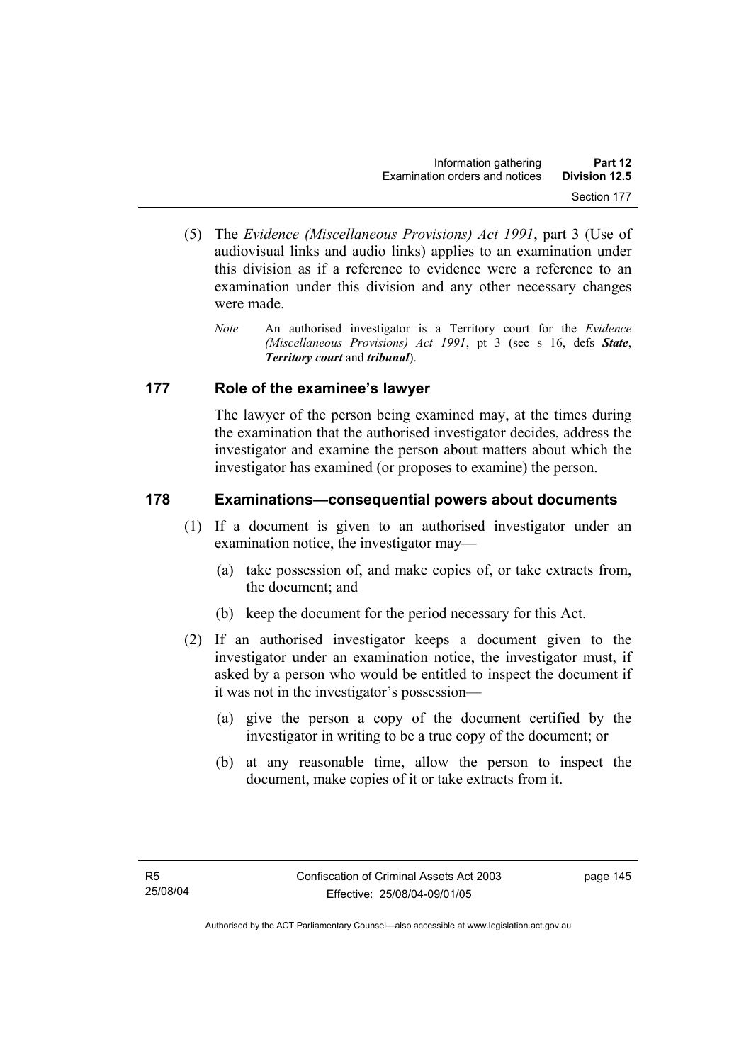(5) The *Evidence (Miscellaneous Provisions) Act 1991*, part 3 (Use of audiovisual links and audio links) applies to an examination under this division as if a reference to evidence were a reference to an examination under this division and any other necessary changes were made.

*Note* An authorised investigator is a Territory court for the *Evidence (Miscellaneous Provisions) Act 1991*, pt 3 (see s 16, defs ***State***, ***Territory court*** and ***tribunal***).

## 177 Role of the examinee's lawyer

The lawyer of the person being examined may, at the times during the examination that the authorised investigator decides, address the investigator and examine the person about matters about which the investigator has examined (or proposes to examine) the person.

## 178 Examinations—consequential powers about documents

(1) If a document is given to an authorised investigator under an examination notice, the investigator may—

(a) take possession of, and make copies of, or take extracts from, the document; and

(b) keep the document for the period necessary for this Act.

(2) If an authorised investigator keeps a document given to the investigator under an examination notice, the investigator must, if asked by a person who would be entitled to inspect the document if it was not in the investigator's possession—

(a) give the person a copy of the document certified by the investigator in writing to be a true copy of the document; or

(b) at any reasonable time, allow the person to inspect the document, make copies of it or take extracts from it.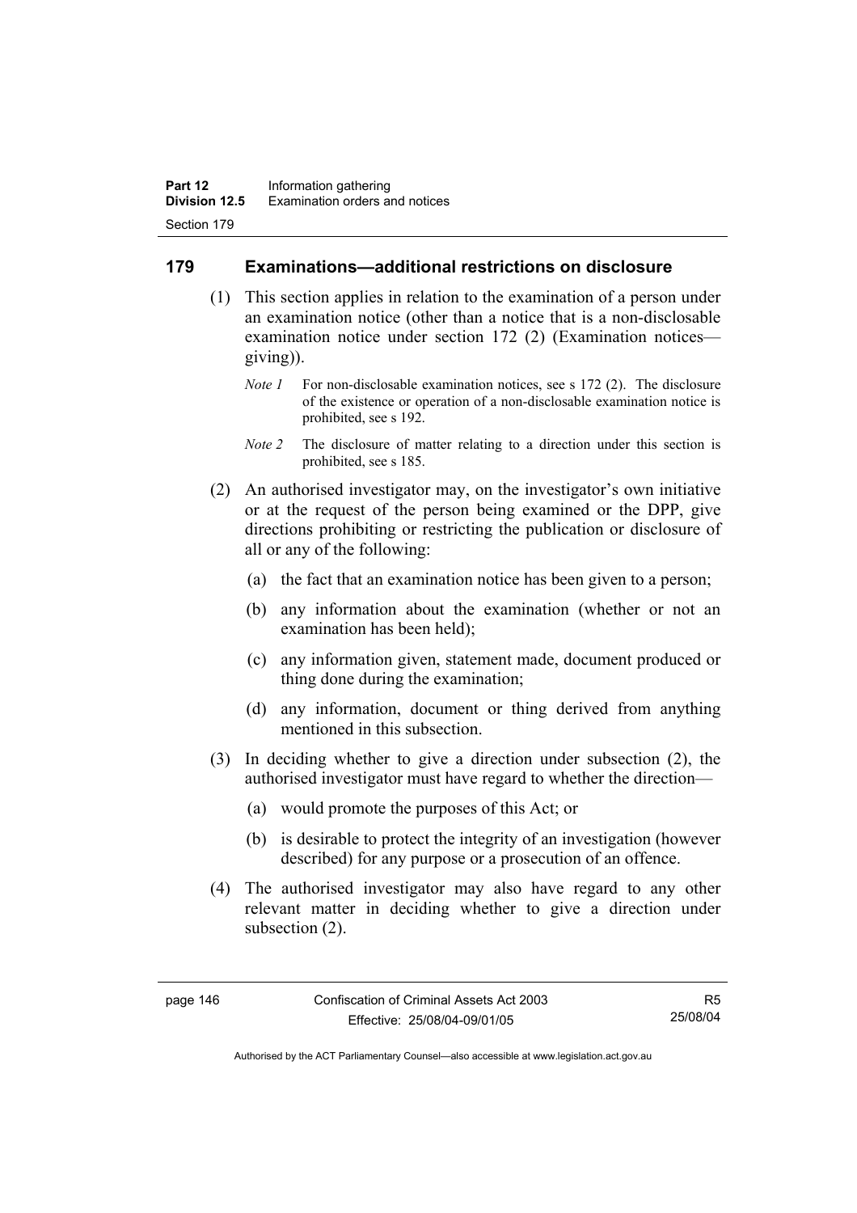## 179 Examinations—additional restrictions on disclosure

(1) This section applies in relation to the examination of a person under an examination notice (other than a notice that is a non-disclosable examination notice under section 172 (2) (Examination notices—giving)).

*Note 1* For non-disclosable examination notices, see s 172 (2). The disclosure of the existence or operation of a non-disclosable examination notice is prohibited, see s 192.

*Note 2* The disclosure of matter relating to a direction under this section is prohibited, see s 185.

(2) An authorised investigator may, on the investigator's own initiative or at the request of the person being examined or the DPP, give directions prohibiting or restricting the publication or disclosure of all or any of the following:

(a) the fact that an examination notice has been given to a person;

(b) any information about the examination (whether or not an examination has been held);

(c) any information given, statement made, document produced or thing done during the examination;

(d) any information, document or thing derived from anything mentioned in this subsection.

(3) In deciding whether to give a direction under subsection (2), the authorised investigator must have regard to whether the direction—

(a) would promote the purposes of this Act; or

(b) is desirable to protect the integrity of an investigation (however described) for any purpose or a prosecution of an offence.

(4) The authorised investigator may also have regard to any other relevant matter in deciding whether to give a direction under subsection (2).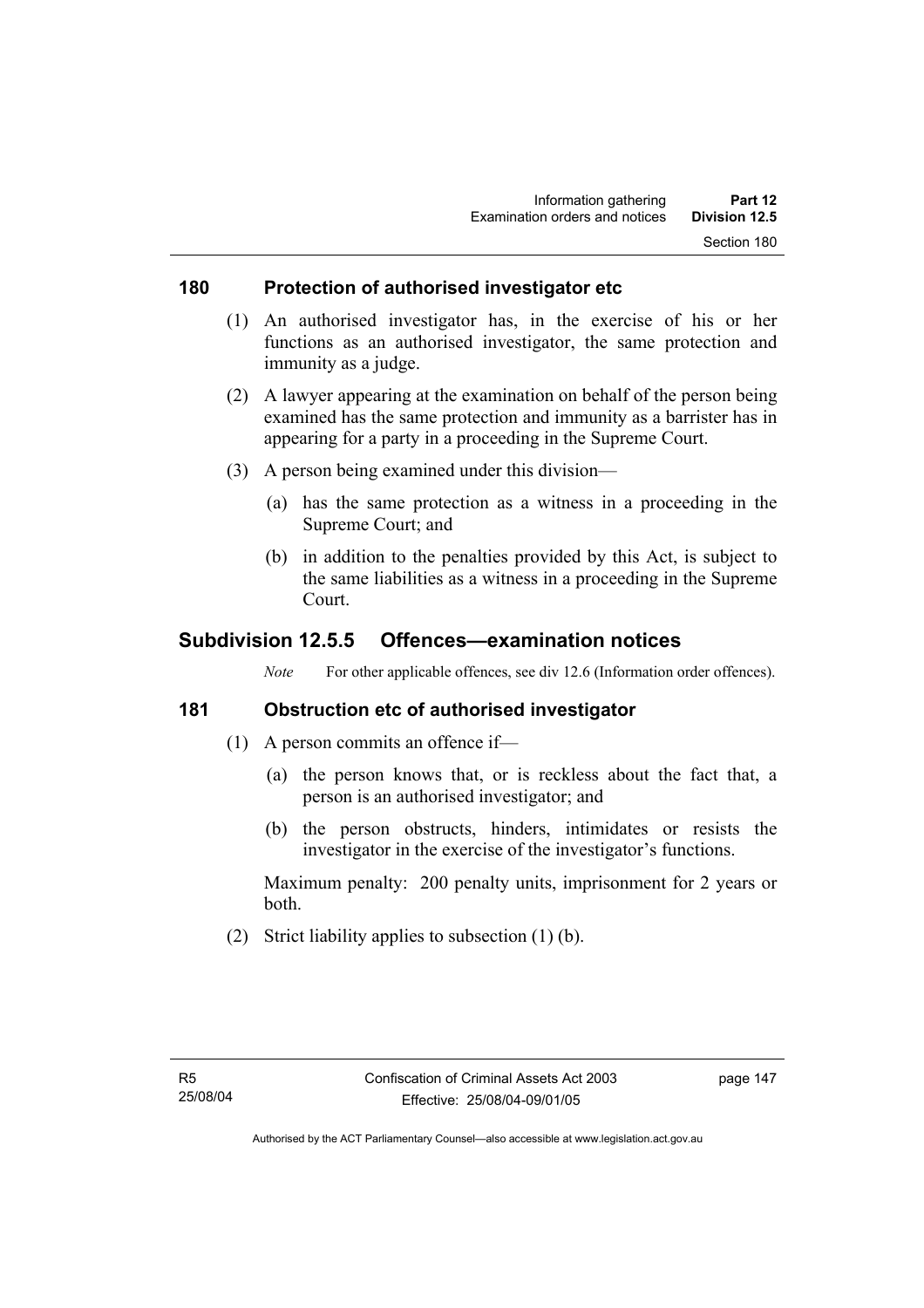### 180 Protection of authorised investigator etc

(1) An authorised investigator has, in the exercise of his or her functions as an authorised investigator, the same protection and immunity as a judge.

(2) A lawyer appearing at the examination on behalf of the person being examined has the same protection and immunity as a barrister has in appearing for a party in a proceeding in the Supreme Court.

(3) A person being examined under this division—

  (a) has the same protection as a witness in a proceeding in the Supreme Court; and

  (b) in addition to the penalties provided by this Act, is subject to the same liabilities as a witness in a proceeding in the Supreme Court.

## Subdivision 12.5.5 Offences—examination notices

*Note* For other applicable offences, see div 12.6 (Information order offences).

### 181 Obstruction etc of authorised investigator

(1) A person commits an offence if—

  (a) the person knows that, or is reckless about the fact that, a person is an authorised investigator; and

  (b) the person obstructs, hinders, intimidates or resists the investigator in the exercise of the investigator's functions.

Maximum penalty: 200 penalty units, imprisonment for 2 years or both.

(2) Strict liability applies to subsection (1) (b).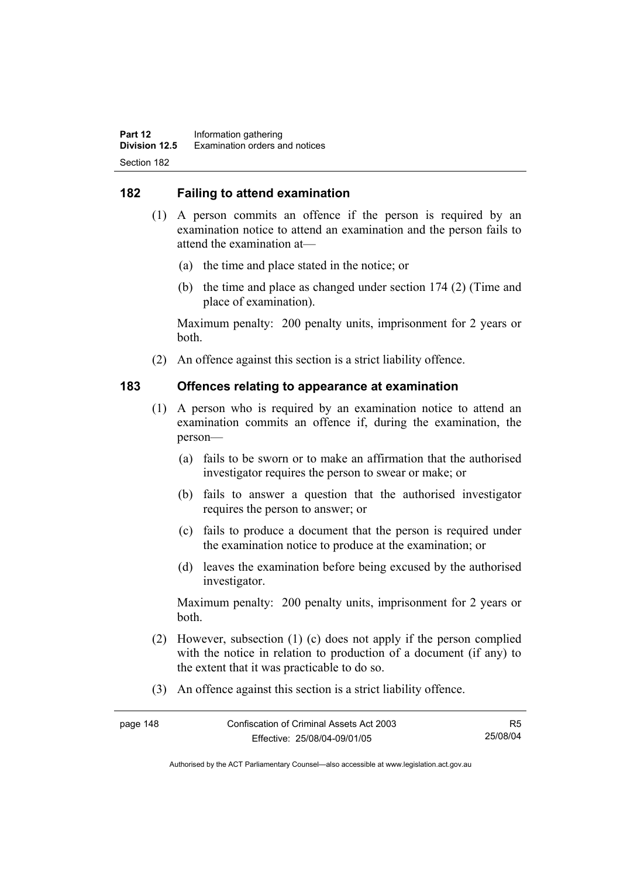## 182 Failing to attend examination

(1) A person commits an offence if the person is required by an examination notice to attend an examination and the person fails to attend the examination at—

(a) the time and place stated in the notice; or

(b) the time and place as changed under section 174 (2) (Time and place of examination).

Maximum penalty: 200 penalty units, imprisonment for 2 years or both.

(2) An offence against this section is a strict liability offence.

## 183 Offences relating to appearance at examination

(1) A person who is required by an examination notice to attend an examination commits an offence if, during the examination, the person—

(a) fails to be sworn or to make an affirmation that the authorised investigator requires the person to swear or make; or

(b) fails to answer a question that the authorised investigator requires the person to answer; or

(c) fails to produce a document that the person is required under the examination notice to produce at the examination; or

(d) leaves the examination before being excused by the authorised investigator.

Maximum penalty: 200 penalty units, imprisonment for 2 years or both.

(2) However, subsection (1) (c) does not apply if the person complied with the notice in relation to production of a document (if any) to the extent that it was practicable to do so.

(3) An offence against this section is a strict liability offence.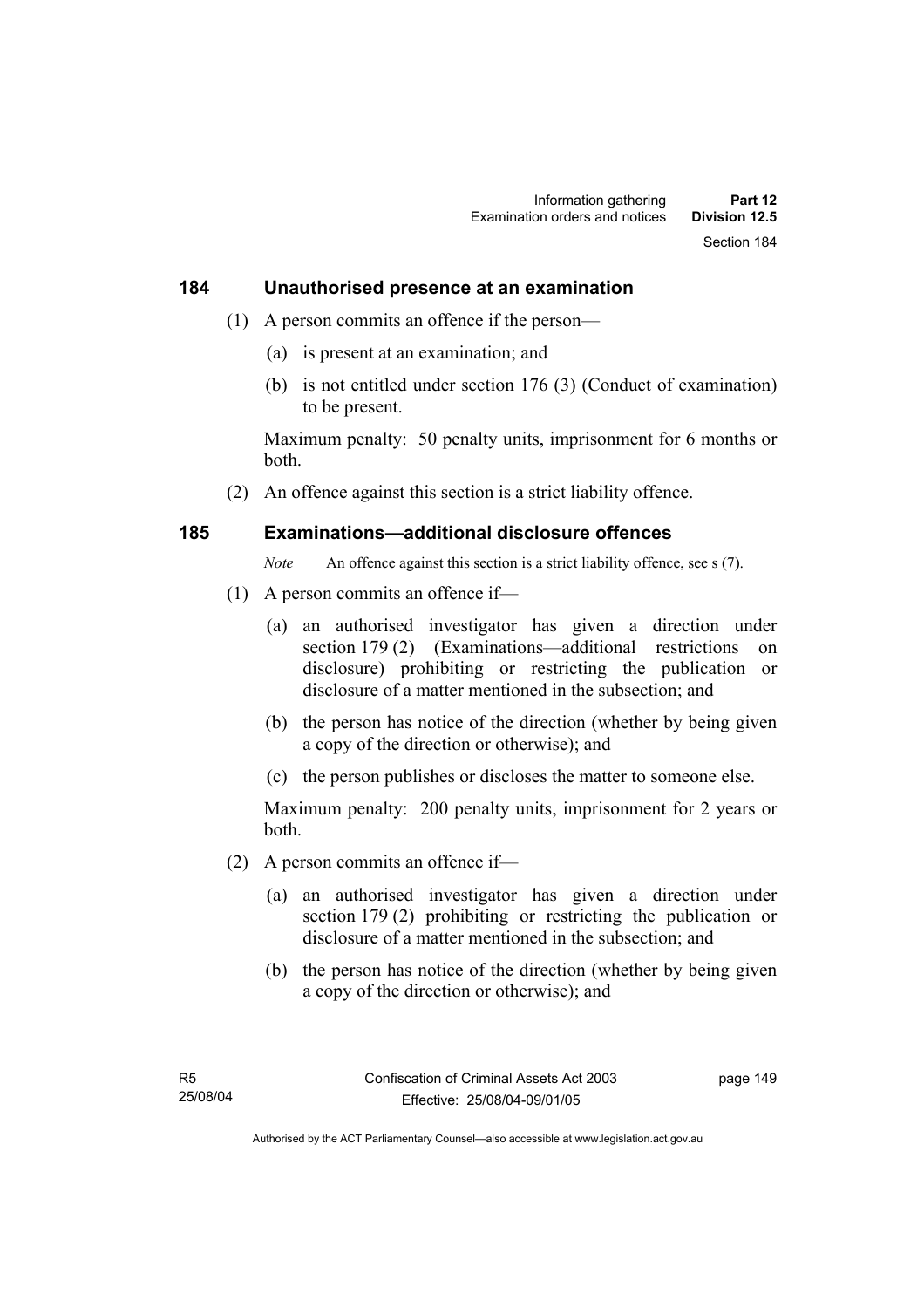## 184 Unauthorised presence at an examination

(1) A person commits an offence if the person—

(a) is present at an examination; and

(b) is not entitled under section 176 (3) (Conduct of examination) to be present.

Maximum penalty: 50 penalty units, imprisonment for 6 months or both.

(2) An offence against this section is a strict liability offence.

## 185 Examinations—additional disclosure offences

*Note* An offence against this section is a strict liability offence, see s (7).

(1) A person commits an offence if—

(a) an authorised investigator has given a direction under section 179 (2) (Examinations—additional restrictions on disclosure) prohibiting or restricting the publication or disclosure of a matter mentioned in the subsection; and

(b) the person has notice of the direction (whether by being given a copy of the direction or otherwise); and

(c) the person publishes or discloses the matter to someone else.

Maximum penalty: 200 penalty units, imprisonment for 2 years or both.

(2) A person commits an offence if—

(a) an authorised investigator has given a direction under section 179 (2) prohibiting or restricting the publication or disclosure of a matter mentioned in the subsection; and

(b) the person has notice of the direction (whether by being given a copy of the direction or otherwise); and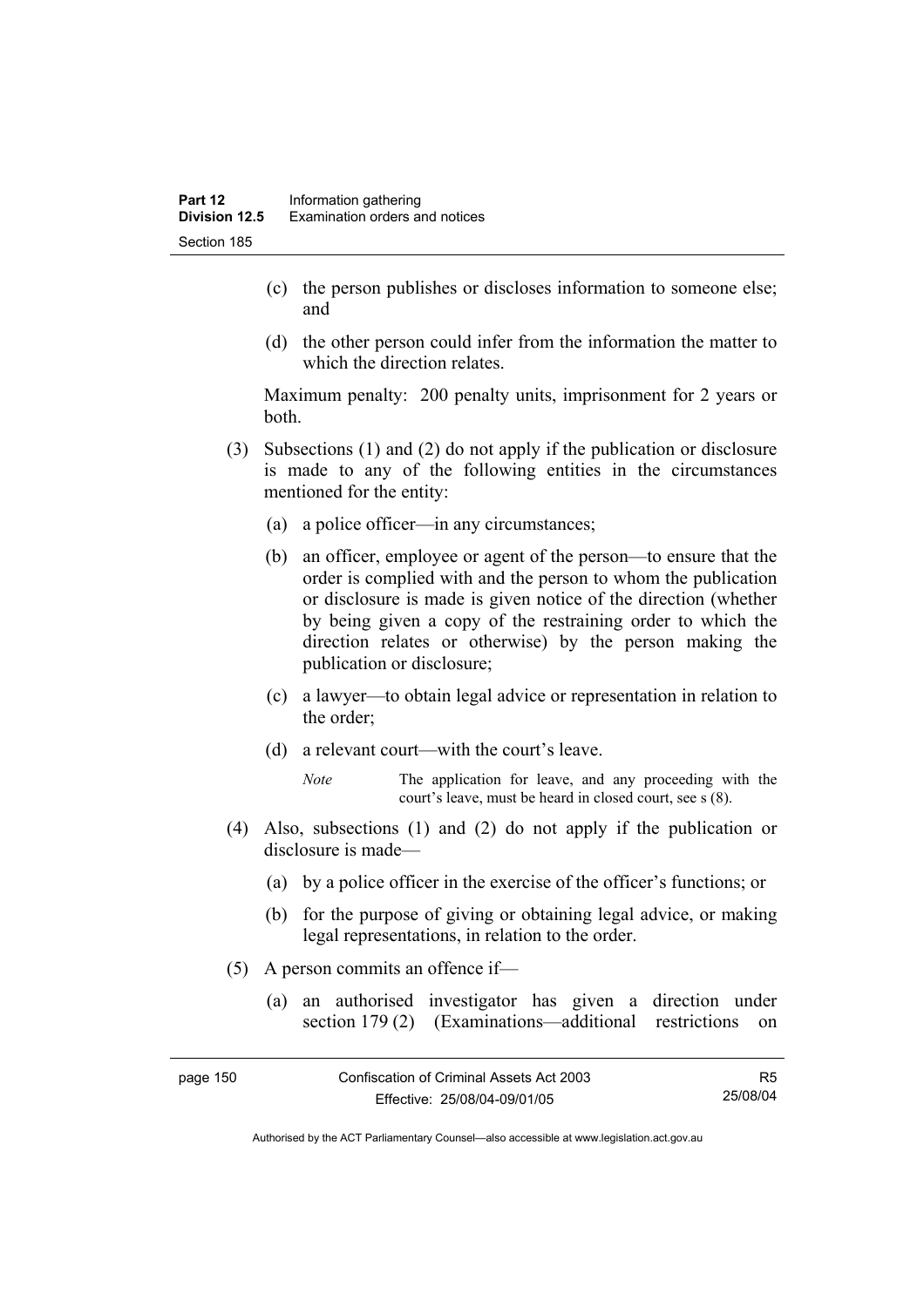(c) the person publishes or discloses information to someone else; and

(d) the other person could infer from the information the matter to which the direction relates.

Maximum penalty: 200 penalty units, imprisonment for 2 years or both.

(3) Subsections (1) and (2) do not apply if the publication or disclosure is made to any of the following entities in the circumstances mentioned for the entity:

(a) a police officer—in any circumstances;

(b) an officer, employee or agent of the person—to ensure that the order is complied with and the person to whom the publication or disclosure is made is given notice of the direction (whether by being given a copy of the restraining order to which the direction relates or otherwise) by the person making the publication or disclosure;

(c) a lawyer—to obtain legal advice or representation in relation to the order;

(d) a relevant court—with the court's leave.

*Note* The application for leave, and any proceeding with the court's leave, must be heard in closed court, see s (8).

(4) Also, subsections (1) and (2) do not apply if the publication or disclosure is made—

(a) by a police officer in the exercise of the officer's functions; or

(b) for the purpose of giving or obtaining legal advice, or making legal representations, in relation to the order.

(5) A person commits an offence if—

(a) an authorised investigator has given a direction under section 179 (2) (Examinations—additional restrictions on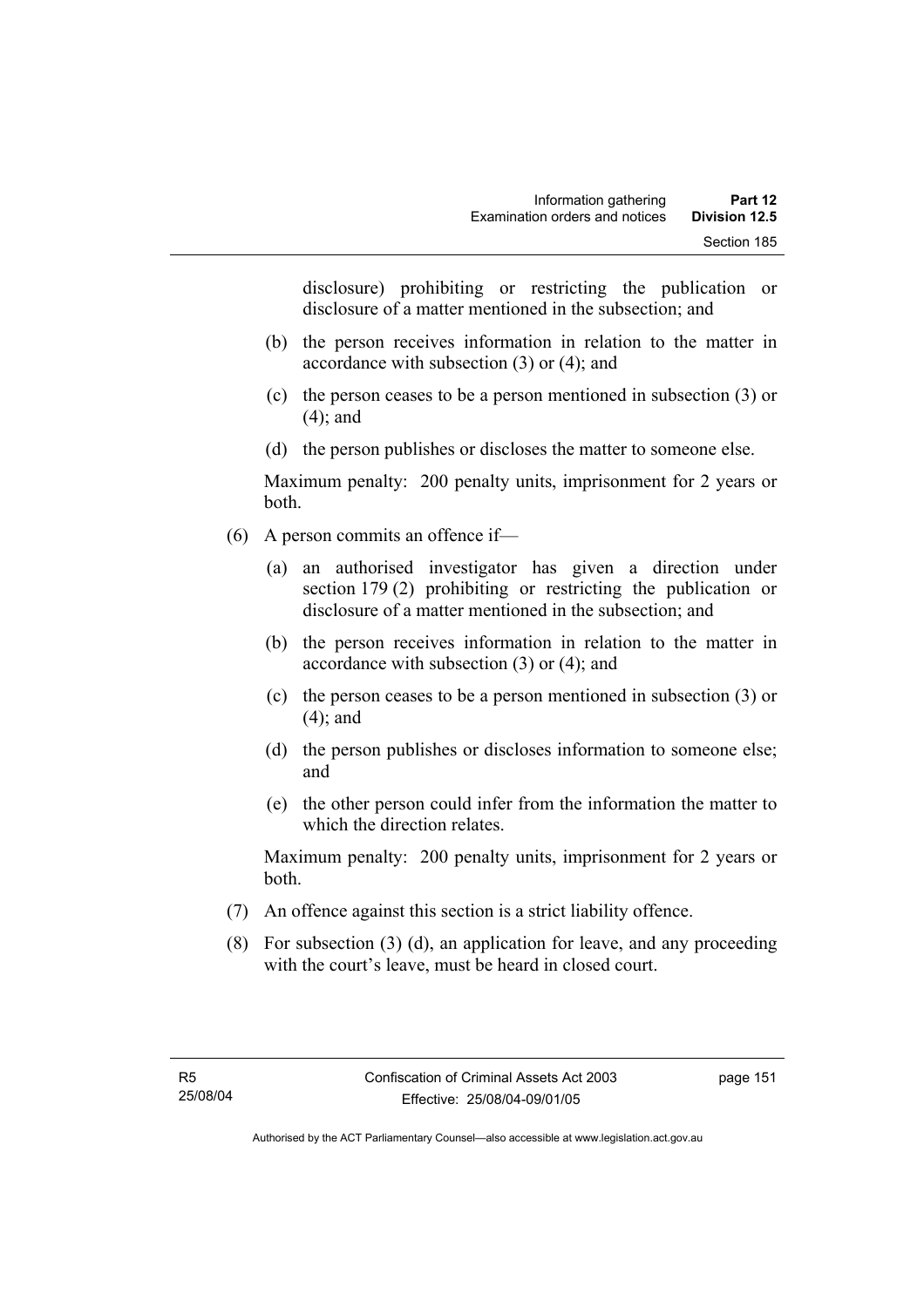disclosure) prohibiting or restricting the publication or disclosure of a matter mentioned in the subsection; and

(b) the person receives information in relation to the matter in accordance with subsection (3) or (4); and

(c) the person ceases to be a person mentioned in subsection (3) or (4); and

(d) the person publishes or discloses the matter to someone else.

Maximum penalty: 200 penalty units, imprisonment for 2 years or both.

(6) A person commits an offence if—

(a) an authorised investigator has given a direction under section 179 (2) prohibiting or restricting the publication or disclosure of a matter mentioned in the subsection; and

(b) the person receives information in relation to the matter in accordance with subsection (3) or (4); and

(c) the person ceases to be a person mentioned in subsection (3) or (4); and

(d) the person publishes or discloses information to someone else; and

(e) the other person could infer from the information the matter to which the direction relates.

Maximum penalty: 200 penalty units, imprisonment for 2 years or both.

(7) An offence against this section is a strict liability offence.

(8) For subsection (3) (d), an application for leave, and any proceeding with the court's leave, must be heard in closed court.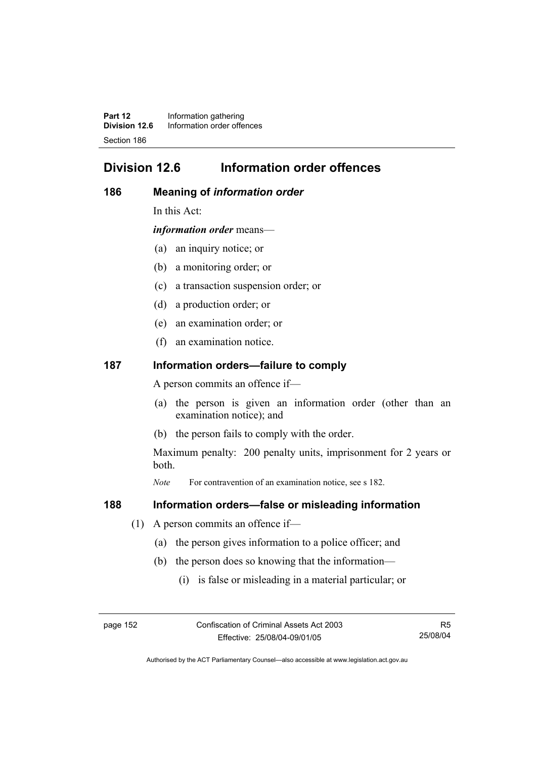## Division 12.6 Information order offences

### 186 Meaning of *information order*

In this Act:

***information order*** means—

(a) an inquiry notice; or

(b) a monitoring order; or

(c) a transaction suspension order; or

(d) a production order; or

(e) an examination order; or

(f) an examination notice.

### 187 Information orders—failure to comply

A person commits an offence if—

(a) the person is given an information order (other than an examination notice); and

(b) the person fails to comply with the order.

Maximum penalty: 200 penalty units, imprisonment for 2 years or both.

*Note* For contravention of an examination notice, see s 182.

### 188 Information orders—false or misleading information

(1) A person commits an offence if—

(a) the person gives information to a police officer; and

(b) the person does so knowing that the information—

(i) is false or misleading in a material particular; or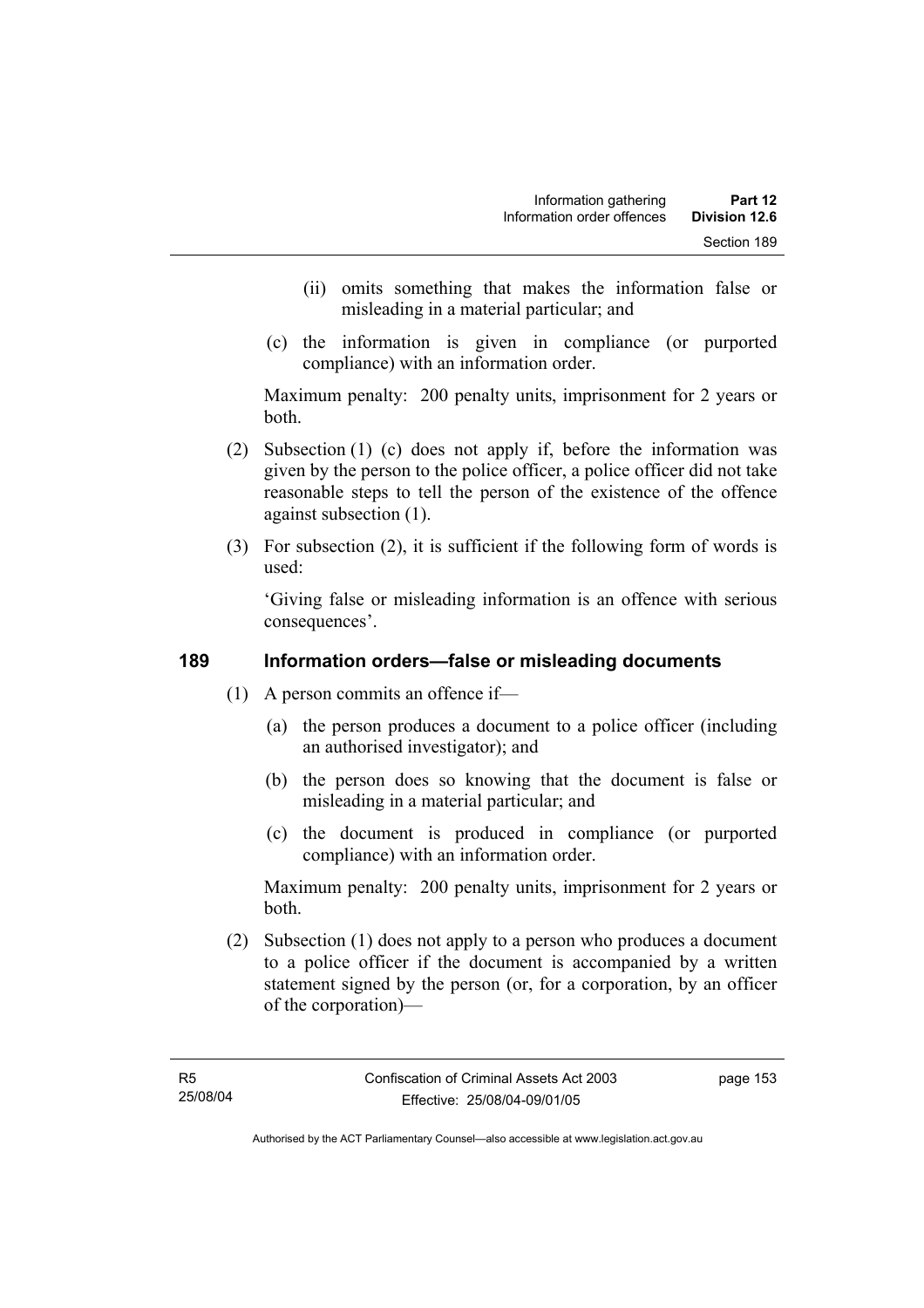(ii) omits something that makes the information false or misleading in a material particular; and

(c) the information is given in compliance (or purported compliance) with an information order.

Maximum penalty: 200 penalty units, imprisonment for 2 years or both.

(2) Subsection (1) (c) does not apply if, before the information was given by the person to the police officer, a police officer did not take reasonable steps to tell the person of the existence of the offence against subsection (1).

(3) For subsection (2), it is sufficient if the following form of words is used:

'Giving false or misleading information is an offence with serious consequences'.

## 189 Information orders—false or misleading documents

(1) A person commits an offence if—

(a) the person produces a document to a police officer (including an authorised investigator); and

(b) the person does so knowing that the document is false or misleading in a material particular; and

(c) the document is produced in compliance (or purported compliance) with an information order.

Maximum penalty: 200 penalty units, imprisonment for 2 years or both.

(2) Subsection (1) does not apply to a person who produces a document to a police officer if the document is accompanied by a written statement signed by the person (or, for a corporation, by an officer of the corporation)—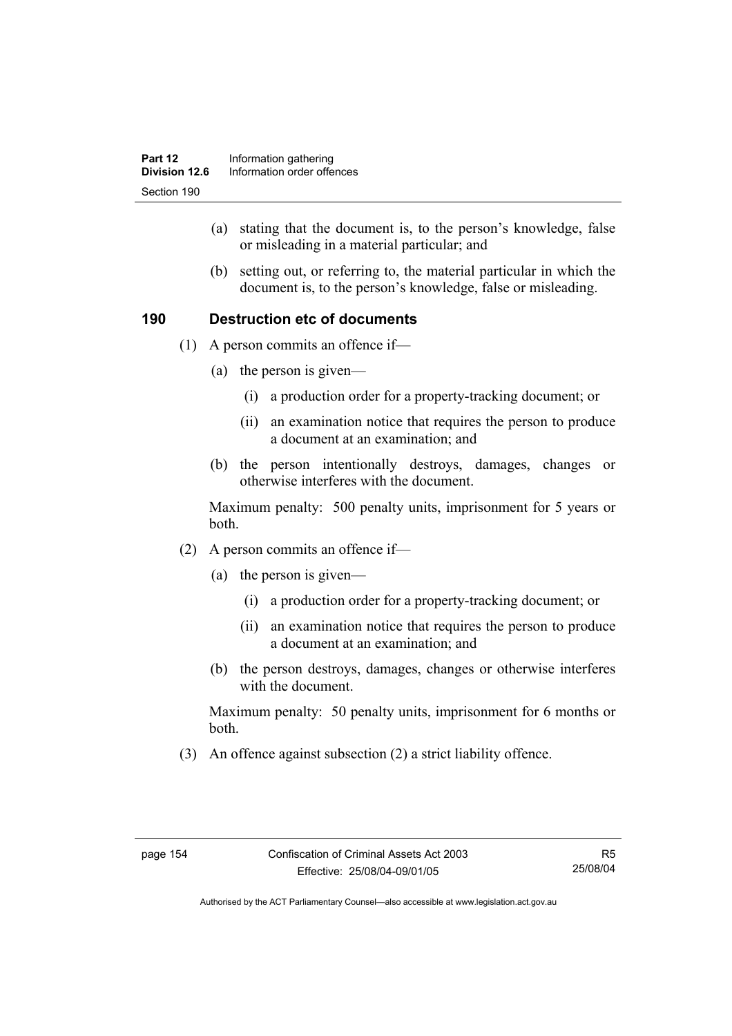(a) stating that the document is, to the person's knowledge, false or misleading in a material particular; and

(b) setting out, or referring to, the material particular in which the document is, to the person's knowledge, false or misleading.

## 190 Destruction etc of documents

(1) A person commits an offence if—

(a) the person is given—

(i) a production order for a property-tracking document; or

(ii) an examination notice that requires the person to produce a document at an examination; and

(b) the person intentionally destroys, damages, changes or otherwise interferes with the document.

Maximum penalty: 500 penalty units, imprisonment for 5 years or both.

(2) A person commits an offence if—

(a) the person is given—

(i) a production order for a property-tracking document; or

(ii) an examination notice that requires the person to produce a document at an examination; and

(b) the person destroys, damages, changes or otherwise interferes with the document.

Maximum penalty: 50 penalty units, imprisonment for 6 months or both.

(3) An offence against subsection (2) a strict liability offence.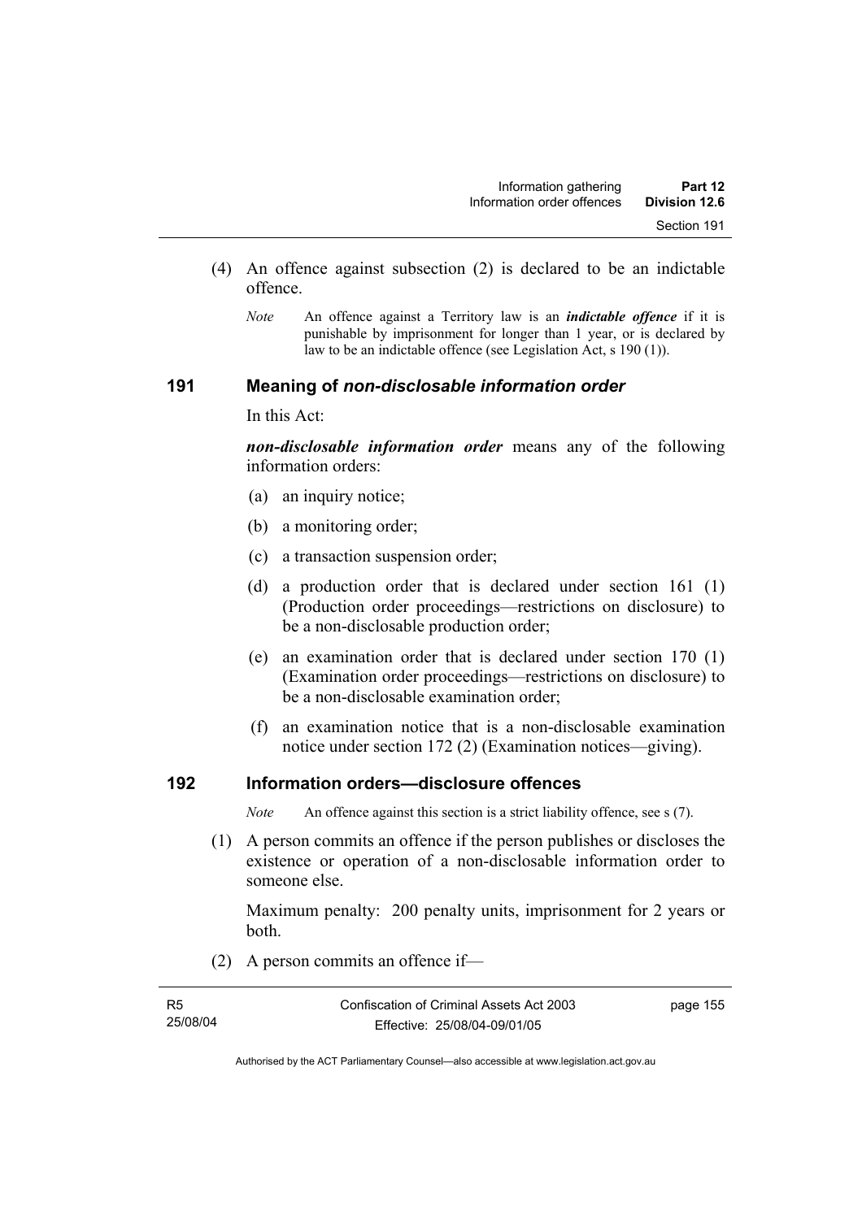(4) An offence against subsection (2) is declared to be an indictable offence.

*Note* An offence against a Territory law is an ***indictable offence*** if it is punishable by imprisonment for longer than 1 year, or is declared by law to be an indictable offence (see Legislation Act, s 190 (1)).

## 191 Meaning of *non-disclosable information order*

In this Act:

***non-disclosable information order*** means any of the following information orders:

(a) an inquiry notice;

(b) a monitoring order;

(c) a transaction suspension order;

(d) a production order that is declared under section 161 (1) (Production order proceedings—restrictions on disclosure) to be a non-disclosable production order;

(e) an examination order that is declared under section 170 (1) (Examination order proceedings—restrictions on disclosure) to be a non-disclosable examination order;

(f) an examination notice that is a non-disclosable examination notice under section 172 (2) (Examination notices—giving).

## 192 Information orders—disclosure offences

*Note* An offence against this section is a strict liability offence, see s (7).

(1) A person commits an offence if the person publishes or discloses the existence or operation of a non-disclosable information order to someone else.

Maximum penalty: 200 penalty units, imprisonment for 2 years or both.

(2) A person commits an offence if—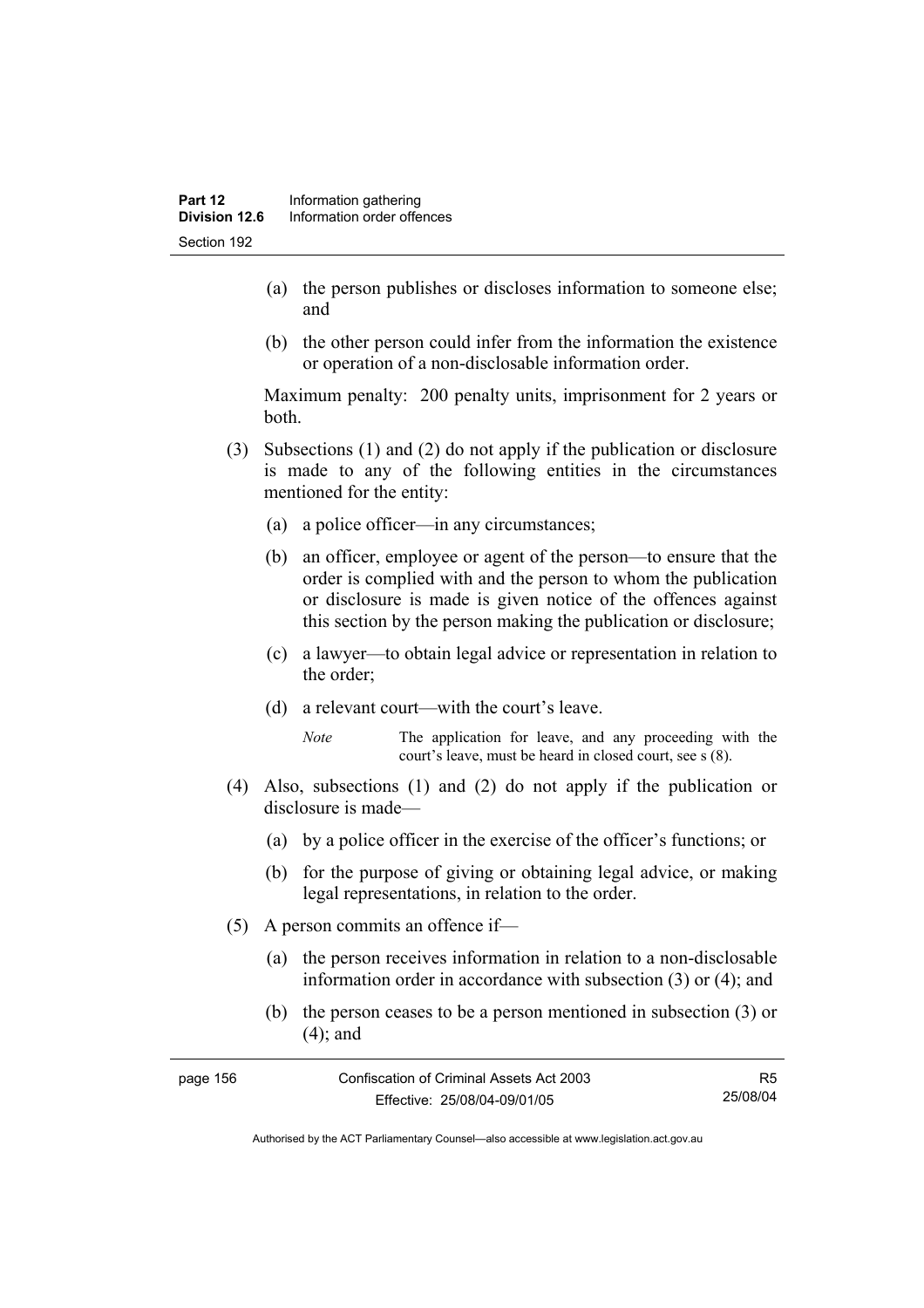(a) the person publishes or discloses information to someone else; and

(b) the other person could infer from the information the existence or operation of a non-disclosable information order.

Maximum penalty: 200 penalty units, imprisonment for 2 years or both.

(3) Subsections (1) and (2) do not apply if the publication or disclosure is made to any of the following entities in the circumstances mentioned for the entity:

(a) a police officer—in any circumstances;

(b) an officer, employee or agent of the person—to ensure that the order is complied with and the person to whom the publication or disclosure is made is given notice of the offences against this section by the person making the publication or disclosure;

(c) a lawyer—to obtain legal advice or representation in relation to the order;

(d) a relevant court—with the court's leave.

*Note* The application for leave, and any proceeding with the court's leave, must be heard in closed court, see s (8).

(4) Also, subsections (1) and (2) do not apply if the publication or disclosure is made—

(a) by a police officer in the exercise of the officer's functions; or

(b) for the purpose of giving or obtaining legal advice, or making legal representations, in relation to the order.

(5) A person commits an offence if—

(a) the person receives information in relation to a non-disclosable information order in accordance with subsection (3) or (4); and

(b) the person ceases to be a person mentioned in subsection (3) or (4); and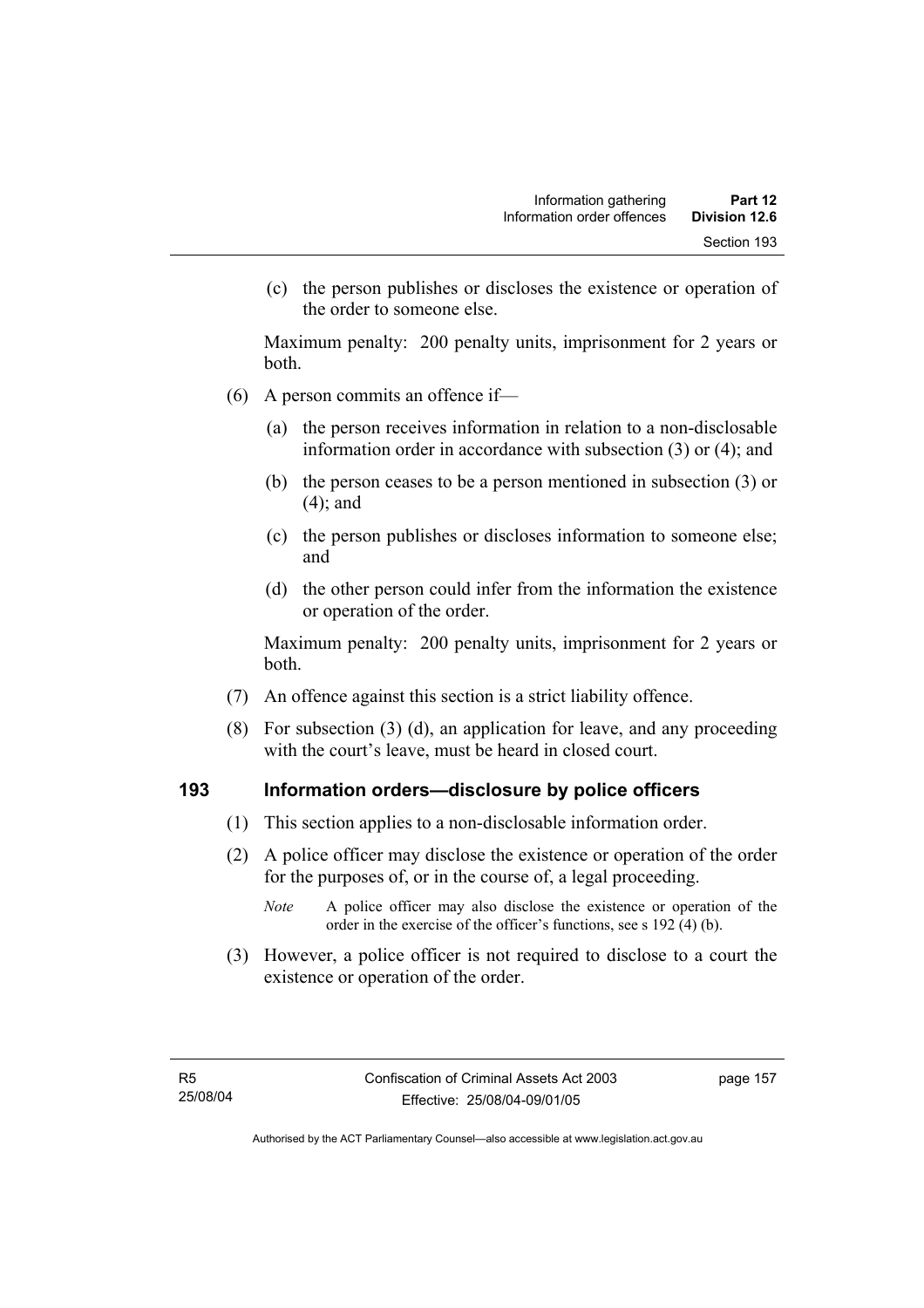(c) the person publishes or discloses the existence or operation of the order to someone else.

Maximum penalty: 200 penalty units, imprisonment for 2 years or both.

(6) A person commits an offence if—

(a) the person receives information in relation to a non-disclosable information order in accordance with subsection (3) or (4); and

(b) the person ceases to be a person mentioned in subsection (3) or (4); and

(c) the person publishes or discloses information to someone else; and

(d) the other person could infer from the information the existence or operation of the order.

Maximum penalty: 200 penalty units, imprisonment for 2 years or both.

(7) An offence against this section is a strict liability offence.

(8) For subsection (3) (d), an application for leave, and any proceeding with the court's leave, must be heard in closed court.

## 193 Information orders—disclosure by police officers

(1) This section applies to a non-disclosable information order.

(2) A police officer may disclose the existence or operation of the order for the purposes of, or in the course of, a legal proceeding.

*Note* A police officer may also disclose the existence or operation of the order in the exercise of the officer's functions, see s 192 (4) (b).

(3) However, a police officer is not required to disclose to a court the existence or operation of the order.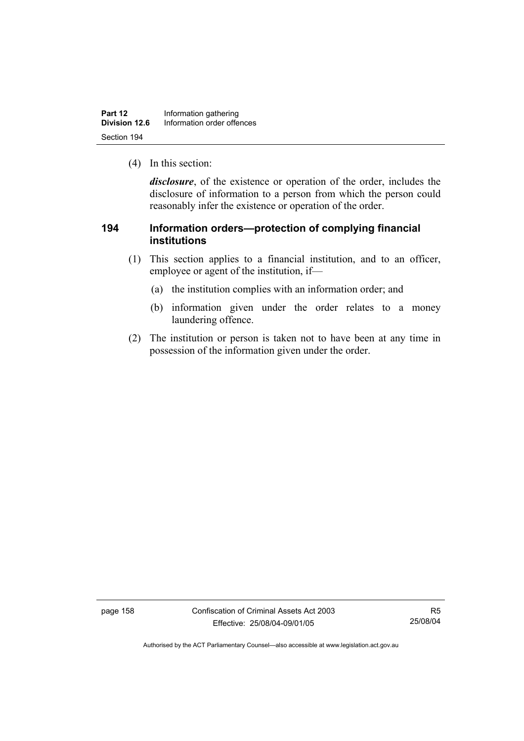(4) In this section:

***disclosure***, of the existence or operation of the order, includes the disclosure of information to a person from which the person could reasonably infer the existence or operation of the order.

## 194 Information orders—protection of complying financial institutions

(1) This section applies to a financial institution, and to an officer, employee or agent of the institution, if—

(a) the institution complies with an information order; and

(b) information given under the order relates to a money laundering offence.

(2) The institution or person is taken not to have been at any time in possession of the information given under the order.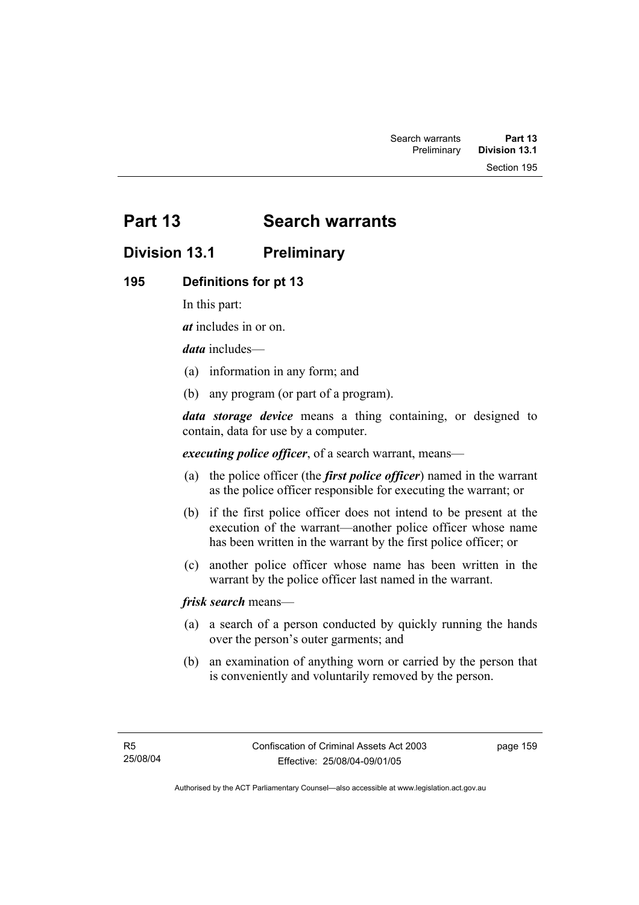# Part 13 Search warrants

## Division 13.1 Preliminary

### 195 Definitions for pt 13

In this part:

***at*** includes in or on.

***data*** includes—

(a) information in any form; and

(b) any program (or part of a program).

***data storage device*** means a thing containing, or designed to contain, data for use by a computer.

***executing police officer***, of a search warrant, means—

(a) the police officer (the ***first police officer***) named in the warrant as the police officer responsible for executing the warrant; or

(b) if the first police officer does not intend to be present at the execution of the warrant—another police officer whose name has been written in the warrant by the first police officer; or

(c) another police officer whose name has been written in the warrant by the police officer last named in the warrant.

***frisk search*** means—

(a) a search of a person conducted by quickly running the hands over the person's outer garments; and

(b) an examination of anything worn or carried by the person that is conveniently and voluntarily removed by the person.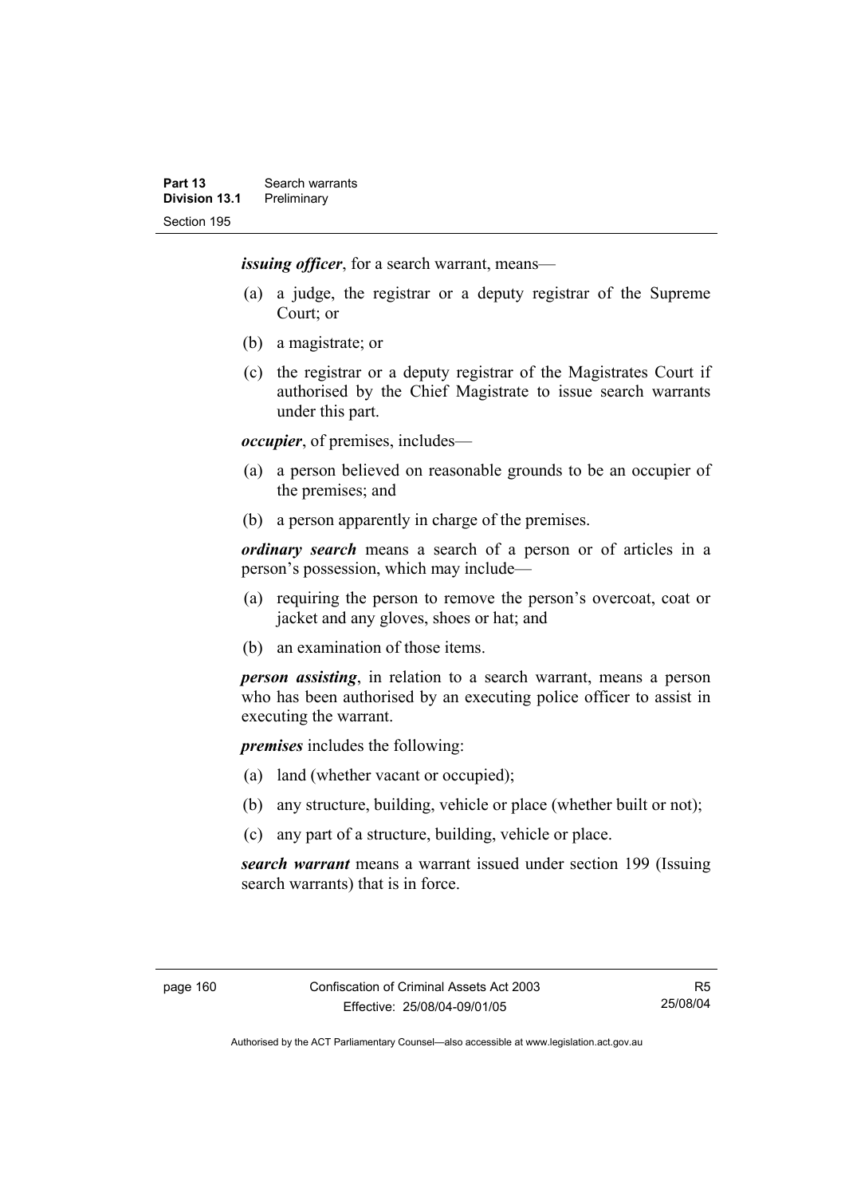***issuing officer***, for a search warrant, means—

(a) a judge, the registrar or a deputy registrar of the Supreme Court; or

(b) a magistrate; or

(c) the registrar or a deputy registrar of the Magistrates Court if authorised by the Chief Magistrate to issue search warrants under this part.

***occupier***, of premises, includes—

(a) a person believed on reasonable grounds to be an occupier of the premises; and

(b) a person apparently in charge of the premises.

***ordinary search*** means a search of a person or of articles in a person's possession, which may include—

(a) requiring the person to remove the person's overcoat, coat or jacket and any gloves, shoes or hat; and

(b) an examination of those items.

***person assisting***, in relation to a search warrant, means a person who has been authorised by an executing police officer to assist in executing the warrant.

***premises*** includes the following:

(a) land (whether vacant or occupied);

(b) any structure, building, vehicle or place (whether built or not);

(c) any part of a structure, building, vehicle or place.

***search warrant*** means a warrant issued under section 199 (Issuing search warrants) that is in force.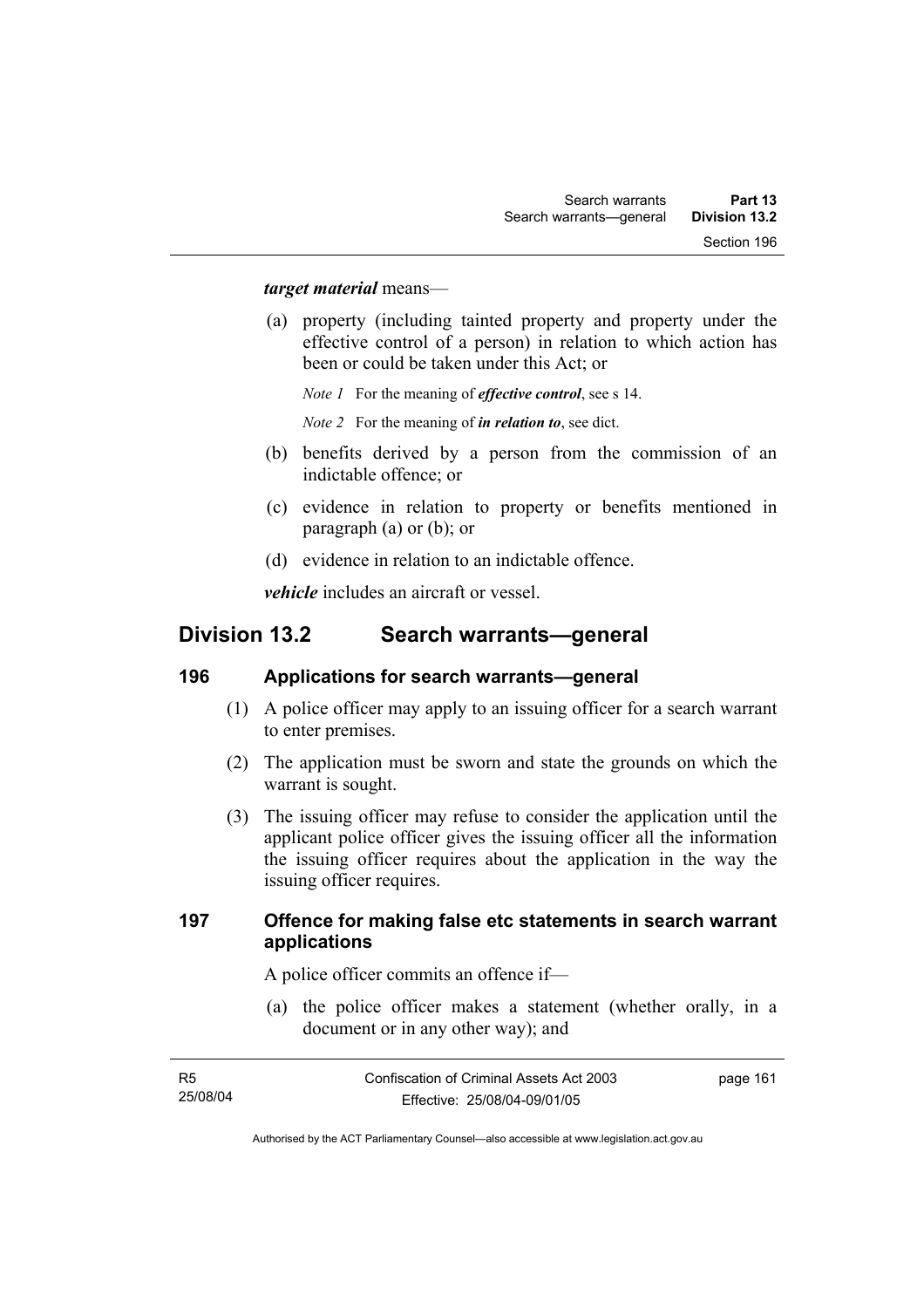***target material*** means—

(a) property (including tainted property and property under the effective control of a person) in relation to which action has been or could be taken under this Act; or

*Note 1* For the meaning of ***effective control***, see s 14.

*Note 2* For the meaning of ***in relation to***, see dict.

(b) benefits derived by a person from the commission of an indictable offence; or

(c) evidence in relation to property or benefits mentioned in paragraph (a) or (b); or

(d) evidence in relation to an indictable offence.

***vehicle*** includes an aircraft or vessel.

## Division 13.2 Search warrants—general

### 196 Applications for search warrants—general

(1) A police officer may apply to an issuing officer for a search warrant to enter premises.

(2) The application must be sworn and state the grounds on which the warrant is sought.

(3) The issuing officer may refuse to consider the application until the applicant police officer gives the issuing officer all the information the issuing officer requires about the application in the way the issuing officer requires.

### 197 Offence for making false etc statements in search warrant applications

A police officer commits an offence if—

(a) the police officer makes a statement (whether orally, in a document or in any other way); and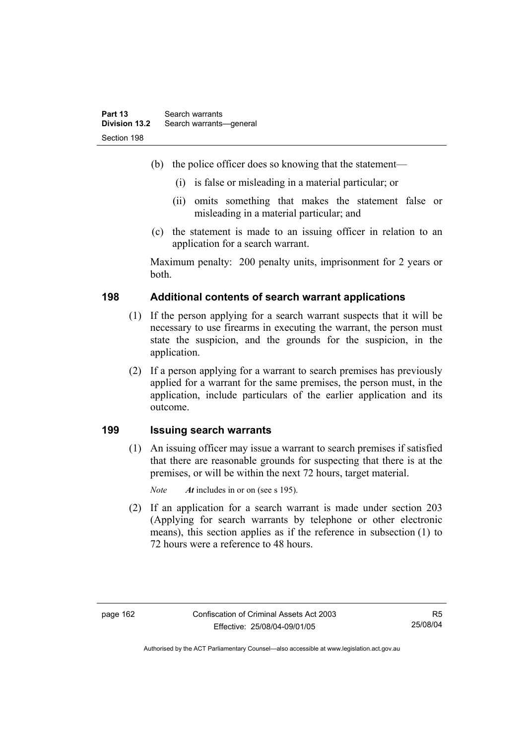(b) the police officer does so knowing that the statement—

(i) is false or misleading in a material particular; or

(ii) omits something that makes the statement false or misleading in a material particular; and

(c) the statement is made to an issuing officer in relation to an application for a search warrant.

Maximum penalty: 200 penalty units, imprisonment for 2 years or both.

### 198 Additional contents of search warrant applications

(1) If the person applying for a search warrant suspects that it will be necessary to use firearms in executing the warrant, the person must state the suspicion, and the grounds for the suspicion, in the application.

(2) If a person applying for a warrant to search premises has previously applied for a warrant for the same premises, the person must, in the application, include particulars of the earlier application and its outcome.

### 199 Issuing search warrants

(1) An issuing officer may issue a warrant to search premises if satisfied that there are reasonable grounds for suspecting that there is at the premises, or will be within the next 72 hours, target material.

*Note* ***At*** includes in or on (see s 195).

(2) If an application for a search warrant is made under section 203 (Applying for search warrants by telephone or other electronic means), this section applies as if the reference in subsection (1) to 72 hours were a reference to 48 hours.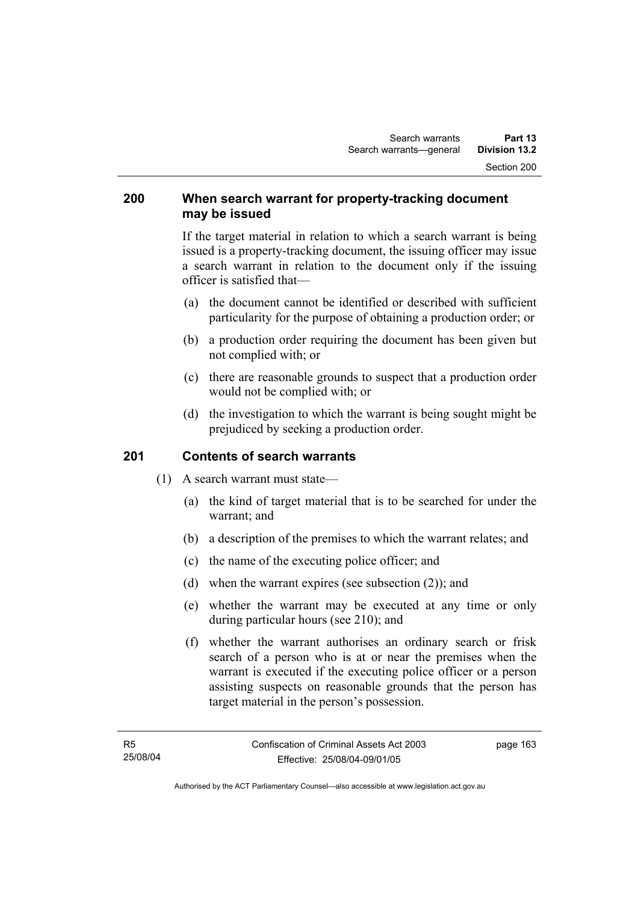## 200 When search warrant for property-tracking document may be issued

If the target material in relation to which a search warrant is being issued is a property-tracking document, the issuing officer may issue a search warrant in relation to the document only if the issuing officer is satisfied that—

(a) the document cannot be identified or described with sufficient particularity for the purpose of obtaining a production order; or

(b) a production order requiring the document has been given but not complied with; or

(c) there are reasonable grounds to suspect that a production order would not be complied with; or

(d) the investigation to which the warrant is being sought might be prejudiced by seeking a production order.

## 201 Contents of search warrants

(1) A search warrant must state—

(a) the kind of target material that is to be searched for under the warrant; and

(b) a description of the premises to which the warrant relates; and

(c) the name of the executing police officer; and

(d) when the warrant expires (see subsection (2)); and

(e) whether the warrant may be executed at any time or only during particular hours (see 210); and

(f) whether the warrant authorises an ordinary search or frisk search of a person who is at or near the premises when the warrant is executed if the executing police officer or a person assisting suspects on reasonable grounds that the person has target material in the person's possession.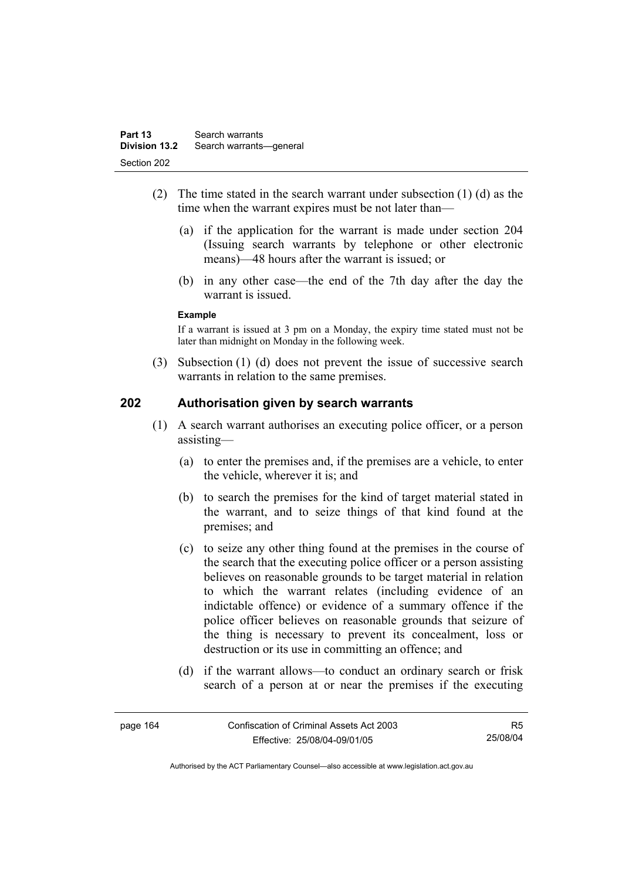(2) The time stated in the search warrant under subsection (1) (d) as the time when the warrant expires must be not later than—

(a) if the application for the warrant is made under section 204 (Issuing search warrants by telephone or other electronic means)—48 hours after the warrant is issued; or

(b) in any other case—the end of the 7th day after the day the warrant is issued.

**Example**

If a warrant is issued at 3 pm on a Monday, the expiry time stated must not be later than midnight on Monday in the following week.

(3) Subsection (1) (d) does not prevent the issue of successive search warrants in relation to the same premises.

## 202 Authorisation given by search warrants

(1) A search warrant authorises an executing police officer, or a person assisting—

(a) to enter the premises and, if the premises are a vehicle, to enter the vehicle, wherever it is; and

(b) to search the premises for the kind of target material stated in the warrant, and to seize things of that kind found at the premises; and

(c) to seize any other thing found at the premises in the course of the search that the executing police officer or a person assisting believes on reasonable grounds to be target material in relation to which the warrant relates (including evidence of an indictable offence) or evidence of a summary offence if the police officer believes on reasonable grounds that seizure of the thing is necessary to prevent its concealment, loss or destruction or its use in committing an offence; and

(d) if the warrant allows—to conduct an ordinary search or frisk search of a person at or near the premises if the executing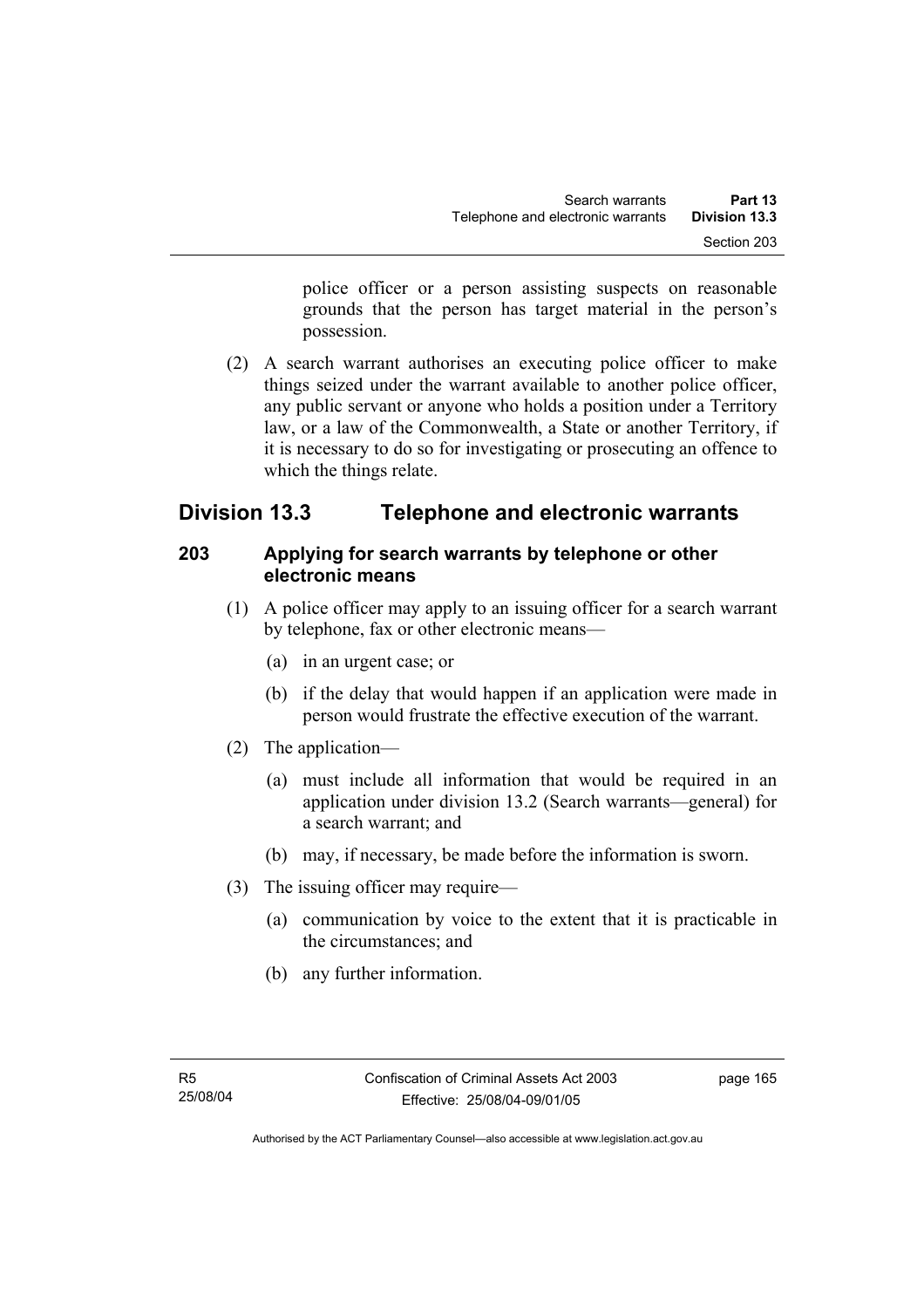police officer or a person assisting suspects on reasonable grounds that the person has target material in the person's possession.

(2) A search warrant authorises an executing police officer to make things seized under the warrant available to another police officer, any public servant or anyone who holds a position under a Territory law, or a law of the Commonwealth, a State or another Territory, if it is necessary to do so for investigating or prosecuting an offence to which the things relate.

## Division 13.3 Telephone and electronic warrants

### 203 Applying for search warrants by telephone or other electronic means

(1) A police officer may apply to an issuing officer for a search warrant by telephone, fax or other electronic means—

(a) in an urgent case; or

(b) if the delay that would happen if an application were made in person would frustrate the effective execution of the warrant.

(2) The application—

(a) must include all information that would be required in an application under division 13.2 (Search warrants—general) for a search warrant; and

(b) may, if necessary, be made before the information is sworn.

(3) The issuing officer may require—

(a) communication by voice to the extent that it is practicable in the circumstances; and

(b) any further information.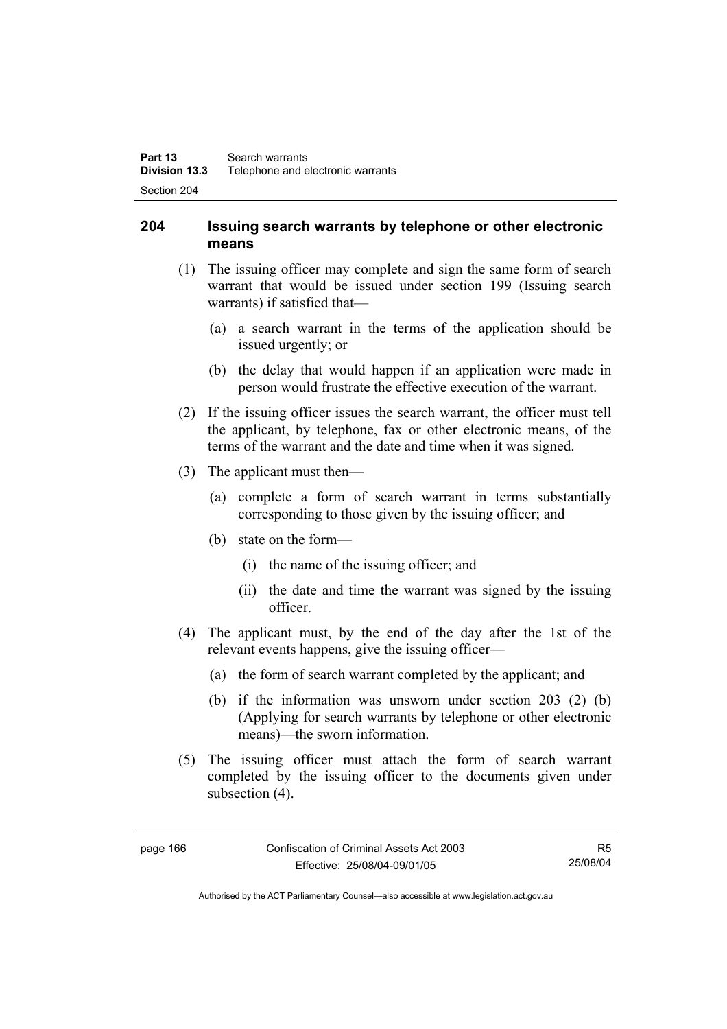## 204 Issuing search warrants by telephone or other electronic means

(1) The issuing officer may complete and sign the same form of search warrant that would be issued under section 199 (Issuing search warrants) if satisfied that—

(a) a search warrant in the terms of the application should be issued urgently; or

(b) the delay that would happen if an application were made in person would frustrate the effective execution of the warrant.

(2) If the issuing officer issues the search warrant, the officer must tell the applicant, by telephone, fax or other electronic means, of the terms of the warrant and the date and time when it was signed.

(3) The applicant must then—

(a) complete a form of search warrant in terms substantially corresponding to those given by the issuing officer; and

(b) state on the form—

(i) the name of the issuing officer; and

(ii) the date and time the warrant was signed by the issuing officer.

(4) The applicant must, by the end of the day after the 1st of the relevant events happens, give the issuing officer—

(a) the form of search warrant completed by the applicant; and

(b) if the information was unsworn under section 203 (2) (b) (Applying for search warrants by telephone or other electronic means)—the sworn information.

(5) The issuing officer must attach the form of search warrant completed by the issuing officer to the documents given under subsection (4).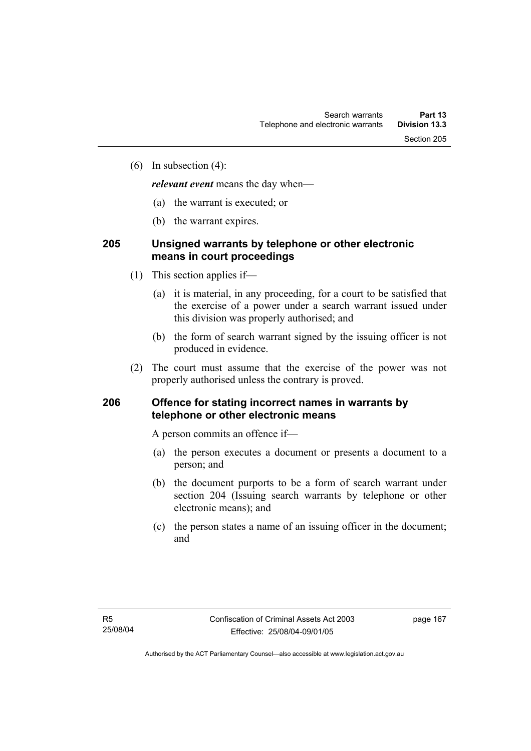(6) In subsection (4):

***relevant event*** means the day when—

(a) the warrant is executed; or

(b) the warrant expires.

### 205 Unsigned warrants by telephone or other electronic means in court proceedings

(1) This section applies if—

(a) it is material, in any proceeding, for a court to be satisfied that the exercise of a power under a search warrant issued under this division was properly authorised; and

(b) the form of search warrant signed by the issuing officer is not produced in evidence.

(2) The court must assume that the exercise of the power was not properly authorised unless the contrary is proved.

### 206 Offence for stating incorrect names in warrants by telephone or other electronic means

A person commits an offence if—

(a) the person executes a document or presents a document to a person; and

(b) the document purports to be a form of search warrant under section 204 (Issuing search warrants by telephone or other electronic means); and

(c) the person states a name of an issuing officer in the document; and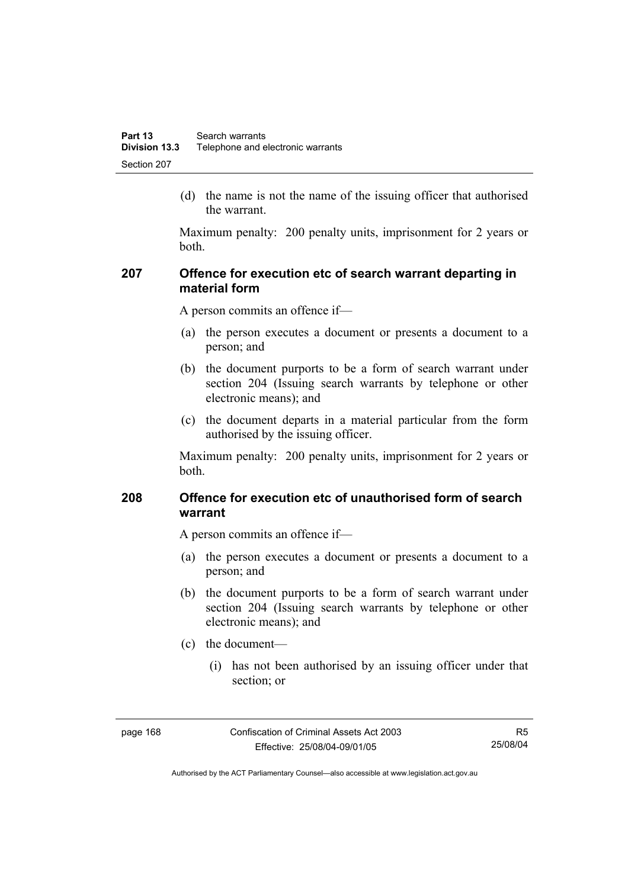(d) the name is not the name of the issuing officer that authorised the warrant.

Maximum penalty: 200 penalty units, imprisonment for 2 years or both.

## 207 Offence for execution etc of search warrant departing in material form

A person commits an offence if—

(a) the person executes a document or presents a document to a person; and

(b) the document purports to be a form of search warrant under section 204 (Issuing search warrants by telephone or other electronic means); and

(c) the document departs in a material particular from the form authorised by the issuing officer.

Maximum penalty: 200 penalty units, imprisonment for 2 years or both.

## 208 Offence for execution etc of unauthorised form of search warrant

A person commits an offence if—

(a) the person executes a document or presents a document to a person; and

(b) the document purports to be a form of search warrant under section 204 (Issuing search warrants by telephone or other electronic means); and

(c) the document—

(i) has not been authorised by an issuing officer under that section; or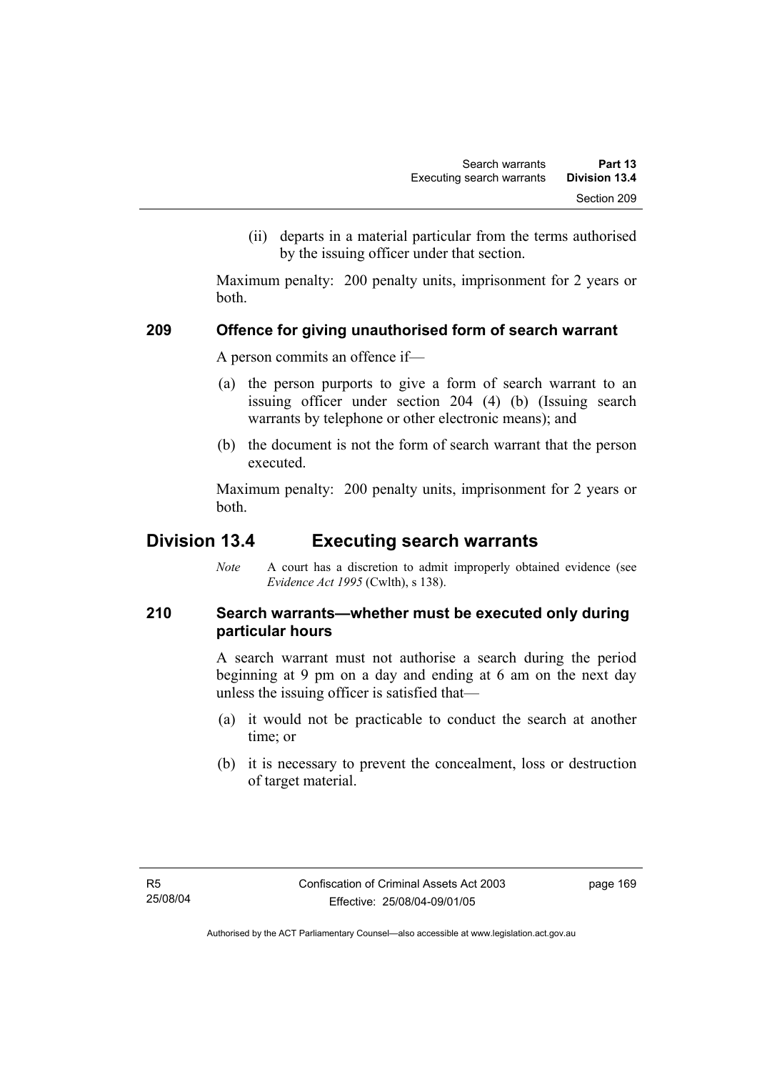(ii) departs in a material particular from the terms authorised by the issuing officer under that section.

Maximum penalty: 200 penalty units, imprisonment for 2 years or both.

### 209 Offence for giving unauthorised form of search warrant

A person commits an offence if—

(a) the person purports to give a form of search warrant to an issuing officer under section 204 (4) (b) (Issuing search warrants by telephone or other electronic means); and

(b) the document is not the form of search warrant that the person executed.

Maximum penalty: 200 penalty units, imprisonment for 2 years or both.

## Division 13.4 Executing search warrants

*Note* A court has a discretion to admit improperly obtained evidence (see *Evidence Act 1995* (Cwlth), s 138).

### 210 Search warrants—whether must be executed only during particular hours

A search warrant must not authorise a search during the period beginning at 9 pm on a day and ending at 6 am on the next day unless the issuing officer is satisfied that—

(a) it would not be practicable to conduct the search at another time; or

(b) it is necessary to prevent the concealment, loss or destruction of target material.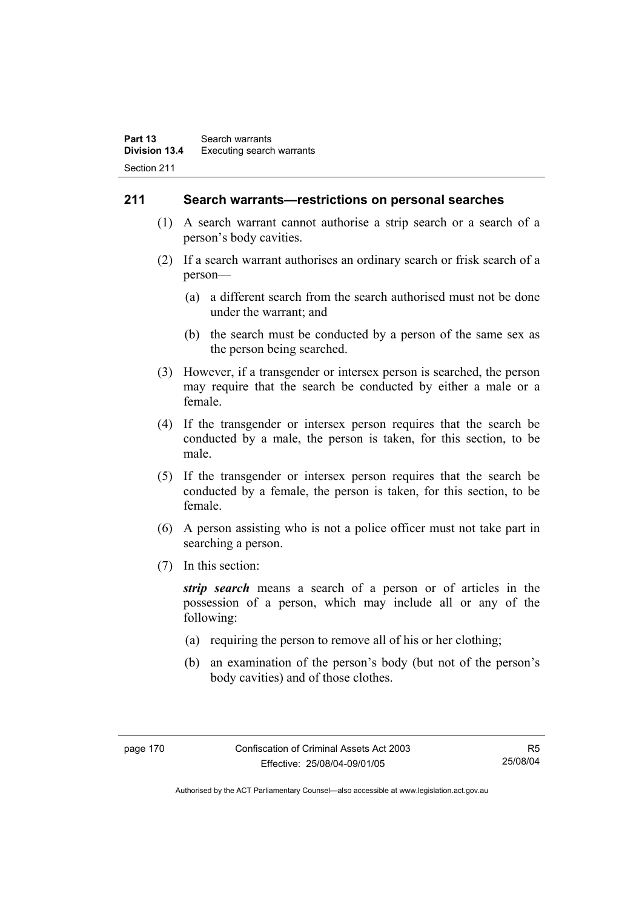## 211 Search warrants—restrictions on personal searches

(1) A search warrant cannot authorise a strip search or a search of a person's body cavities.

(2) If a search warrant authorises an ordinary search or frisk search of a person—

(a) a different search from the search authorised must not be done under the warrant; and

(b) the search must be conducted by a person of the same sex as the person being searched.

(3) However, if a transgender or intersex person is searched, the person may require that the search be conducted by either a male or a female.

(4) If the transgender or intersex person requires that the search be conducted by a male, the person is taken, for this section, to be male.

(5) If the transgender or intersex person requires that the search be conducted by a female, the person is taken, for this section, to be female.

(6) A person assisting who is not a police officer must not take part in searching a person.

(7) In this section:

***strip search*** means a search of a person or of articles in the possession of a person, which may include all or any of the following:

(a) requiring the person to remove all of his or her clothing;

(b) an examination of the person's body (but not of the person's body cavities) and of those clothes.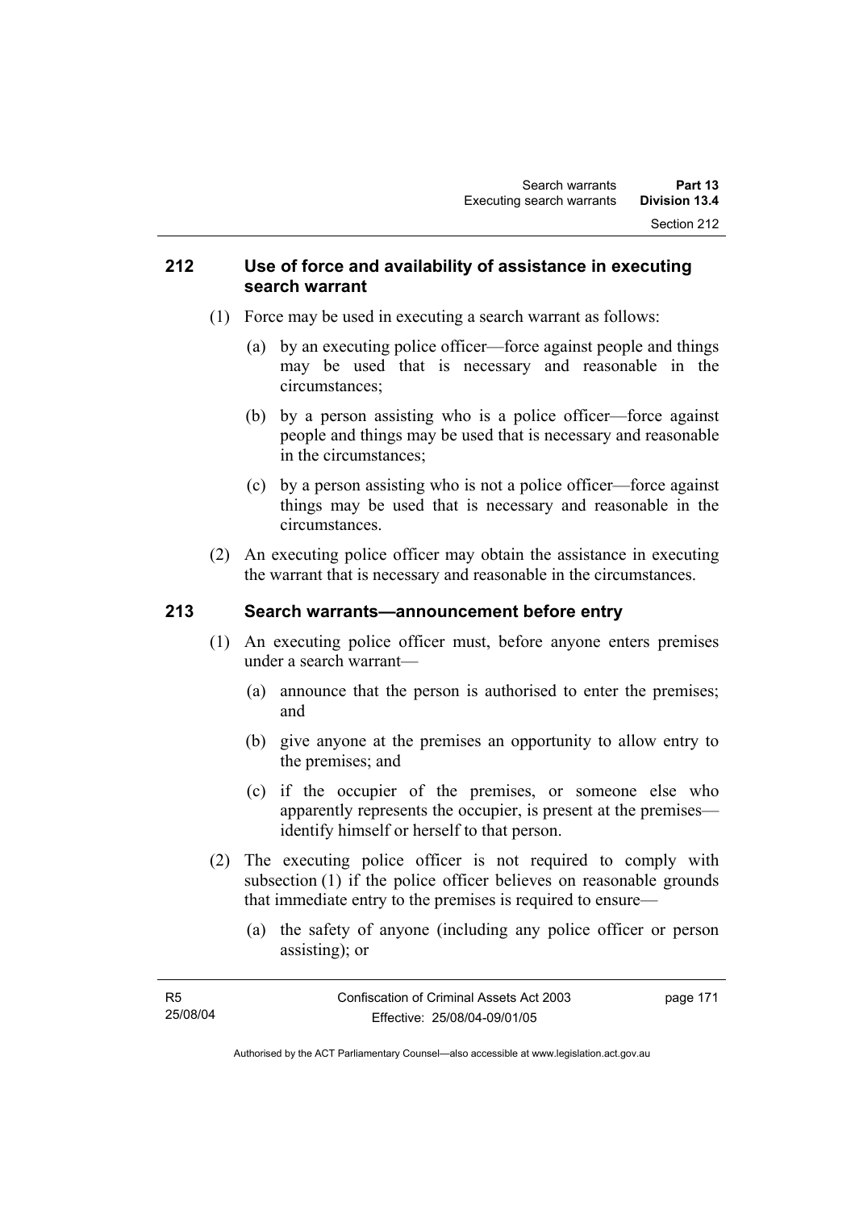## 212 Use of force and availability of assistance in executing search warrant

(1) Force may be used in executing a search warrant as follows:

(a) by an executing police officer—force against people and things may be used that is necessary and reasonable in the circumstances;

(b) by a person assisting who is a police officer—force against people and things may be used that is necessary and reasonable in the circumstances;

(c) by a person assisting who is not a police officer—force against things may be used that is necessary and reasonable in the circumstances.

(2) An executing police officer may obtain the assistance in executing the warrant that is necessary and reasonable in the circumstances.

## 213 Search warrants—announcement before entry

(1) An executing police officer must, before anyone enters premises under a search warrant—

(a) announce that the person is authorised to enter the premises; and

(b) give anyone at the premises an opportunity to allow entry to the premises; and

(c) if the occupier of the premises, or someone else who apparently represents the occupier, is present at the premises—identify himself or herself to that person.

(2) The executing police officer is not required to comply with subsection (1) if the police officer believes on reasonable grounds that immediate entry to the premises is required to ensure—

(a) the safety of anyone (including any police officer or person assisting); or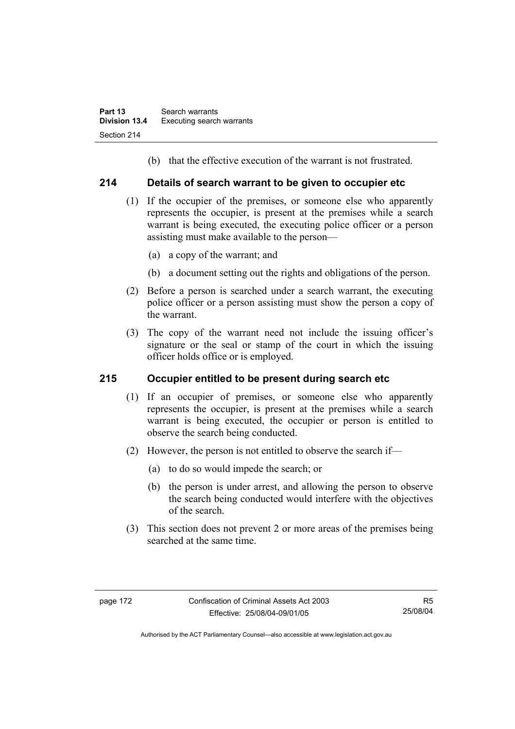(b) that the effective execution of the warrant is not frustrated.

## 214 Details of search warrant to be given to occupier etc

(1) If the occupier of the premises, or someone else who apparently represents the occupier, is present at the premises while a search warrant is being executed, the executing police officer or a person assisting must make available to the person—

(a) a copy of the warrant; and

(b) a document setting out the rights and obligations of the person.

(2) Before a person is searched under a search warrant, the executing police officer or a person assisting must show the person a copy of the warrant.

(3) The copy of the warrant need not include the issuing officer's signature or the seal or stamp of the court in which the issuing officer holds office or is employed.

## 215 Occupier entitled to be present during search etc

(1) If an occupier of premises, or someone else who apparently represents the occupier, is present at the premises while a search warrant is being executed, the occupier or person is entitled to observe the search being conducted.

(2) However, the person is not entitled to observe the search if—

(a) to do so would impede the search; or

(b) the person is under arrest, and allowing the person to observe the search being conducted would interfere with the objectives of the search.

(3) This section does not prevent 2 or more areas of the premises being searched at the same time.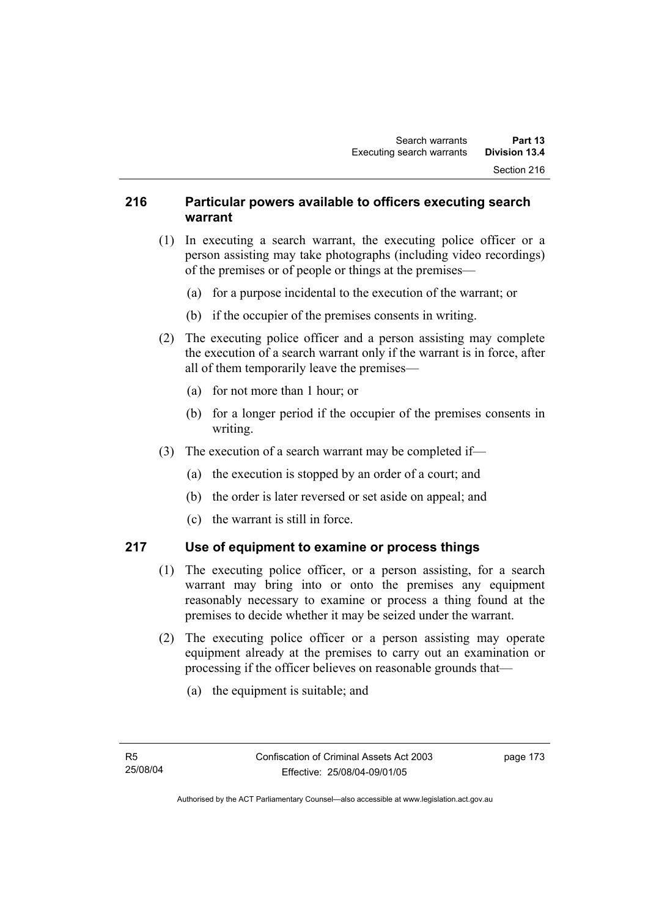## 216 Particular powers available to officers executing search warrant

(1) In executing a search warrant, the executing police officer or a person assisting may take photographs (including video recordings) of the premises or of people or things at the premises—

(a) for a purpose incidental to the execution of the warrant; or

(b) if the occupier of the premises consents in writing.

(2) The executing police officer and a person assisting may complete the execution of a search warrant only if the warrant is in force, after all of them temporarily leave the premises—

(a) for not more than 1 hour; or

(b) for a longer period if the occupier of the premises consents in writing.

(3) The execution of a search warrant may be completed if—

(a) the execution is stopped by an order of a court; and

(b) the order is later reversed or set aside on appeal; and

(c) the warrant is still in force.

## 217 Use of equipment to examine or process things

(1) The executing police officer, or a person assisting, for a search warrant may bring into or onto the premises any equipment reasonably necessary to examine or process a thing found at the premises to decide whether it may be seized under the warrant.

(2) The executing police officer or a person assisting may operate equipment already at the premises to carry out an examination or processing if the officer believes on reasonable grounds that—

(a) the equipment is suitable; and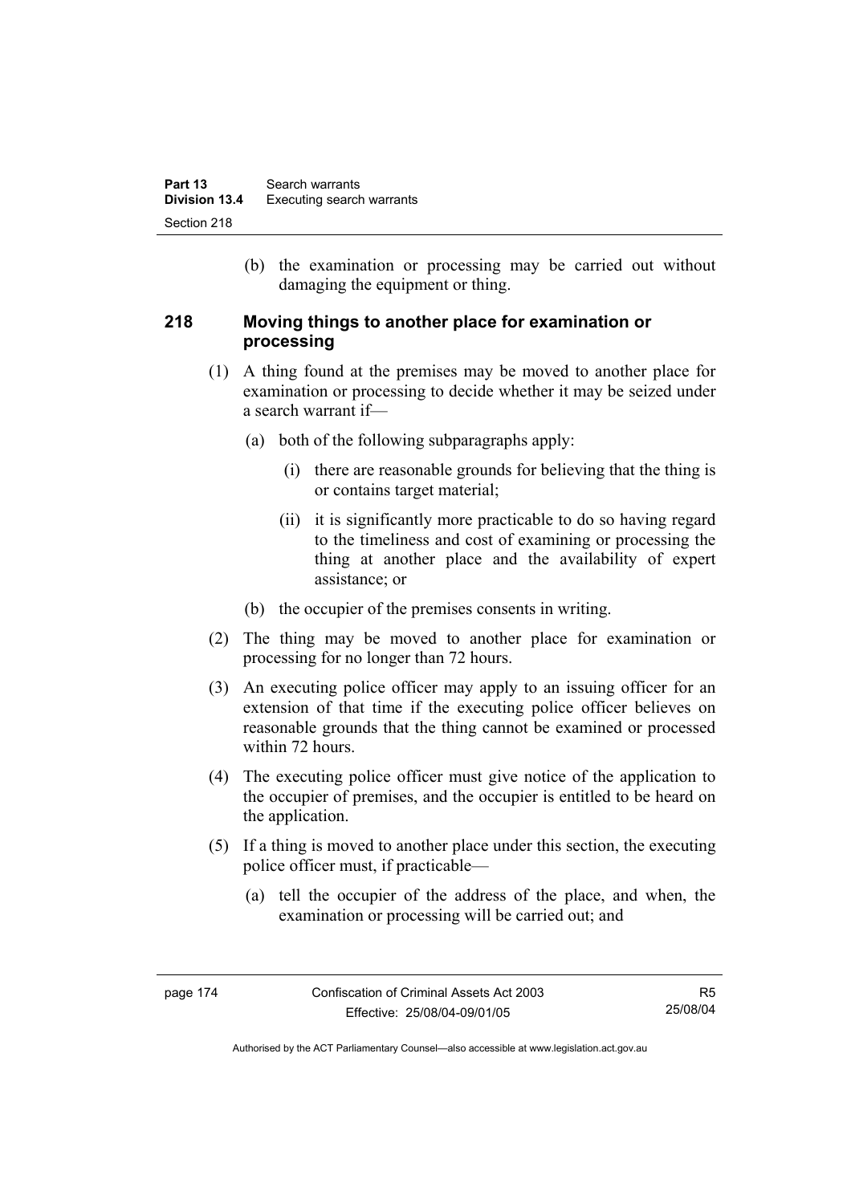(b) the examination or processing may be carried out without damaging the equipment or thing.

### 218 Moving things to another place for examination or processing

(1) A thing found at the premises may be moved to another place for examination or processing to decide whether it may be seized under a search warrant if—

(a) both of the following subparagraphs apply:

(i) there are reasonable grounds for believing that the thing is or contains target material;

(ii) it is significantly more practicable to do so having regard to the timeliness and cost of examining or processing the thing at another place and the availability of expert assistance; or

(b) the occupier of the premises consents in writing.

(2) The thing may be moved to another place for examination or processing for no longer than 72 hours.

(3) An executing police officer may apply to an issuing officer for an extension of that time if the executing police officer believes on reasonable grounds that the thing cannot be examined or processed within 72 hours.

(4) The executing police officer must give notice of the application to the occupier of premises, and the occupier is entitled to be heard on the application.

(5) If a thing is moved to another place under this section, the executing police officer must, if practicable—

(a) tell the occupier of the address of the place, and when, the examination or processing will be carried out; and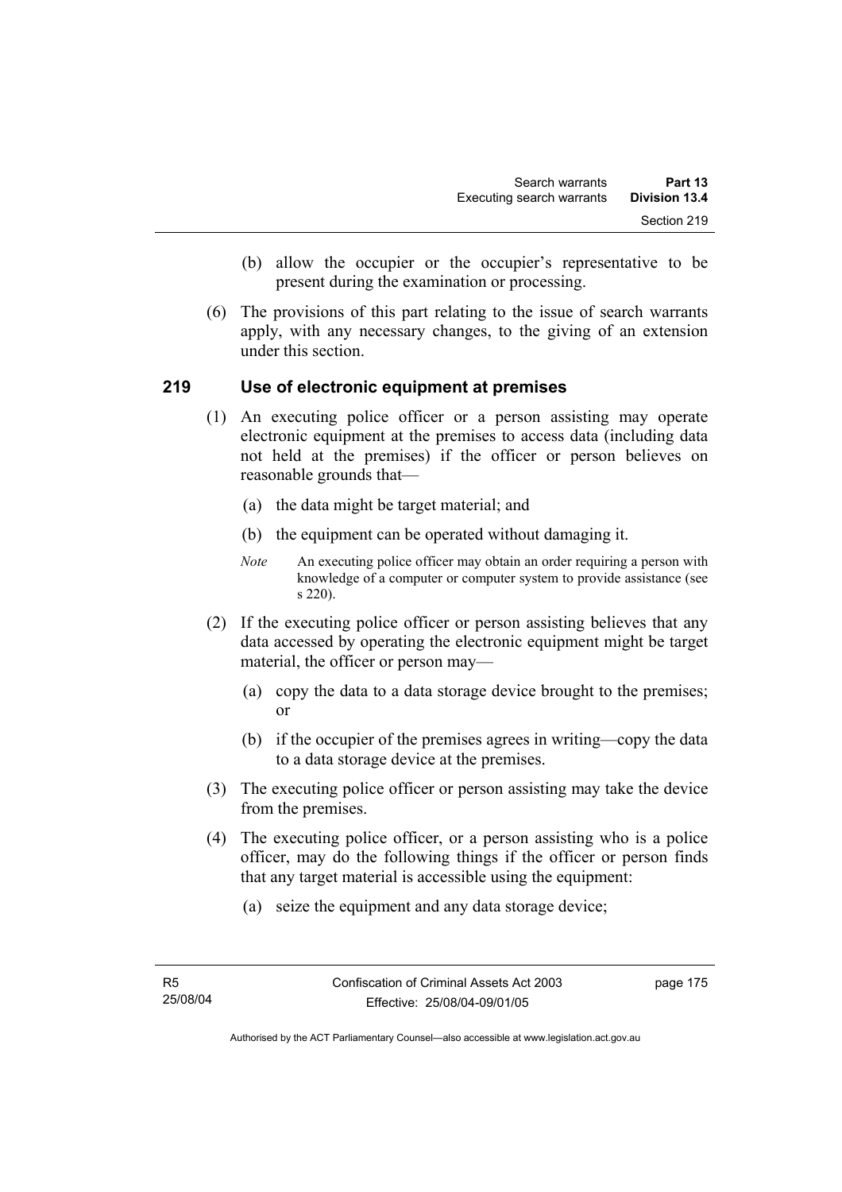(b) allow the occupier or the occupier's representative to be present during the examination or processing.

(6) The provisions of this part relating to the issue of search warrants apply, with any necessary changes, to the giving of an extension under this section.

## 219 Use of electronic equipment at premises

(1) An executing police officer or a person assisting may operate electronic equipment at the premises to access data (including data not held at the premises) if the officer or person believes on reasonable grounds that—

(a) the data might be target material; and

(b) the equipment can be operated without damaging it.

*Note* An executing police officer may obtain an order requiring a person with knowledge of a computer or computer system to provide assistance (see s 220).

(2) If the executing police officer or person assisting believes that any data accessed by operating the electronic equipment might be target material, the officer or person may—

(a) copy the data to a data storage device brought to the premises; or

(b) if the occupier of the premises agrees in writing—copy the data to a data storage device at the premises.

(3) The executing police officer or person assisting may take the device from the premises.

(4) The executing police officer, or a person assisting who is a police officer, may do the following things if the officer or person finds that any target material is accessible using the equipment:

(a) seize the equipment and any data storage device;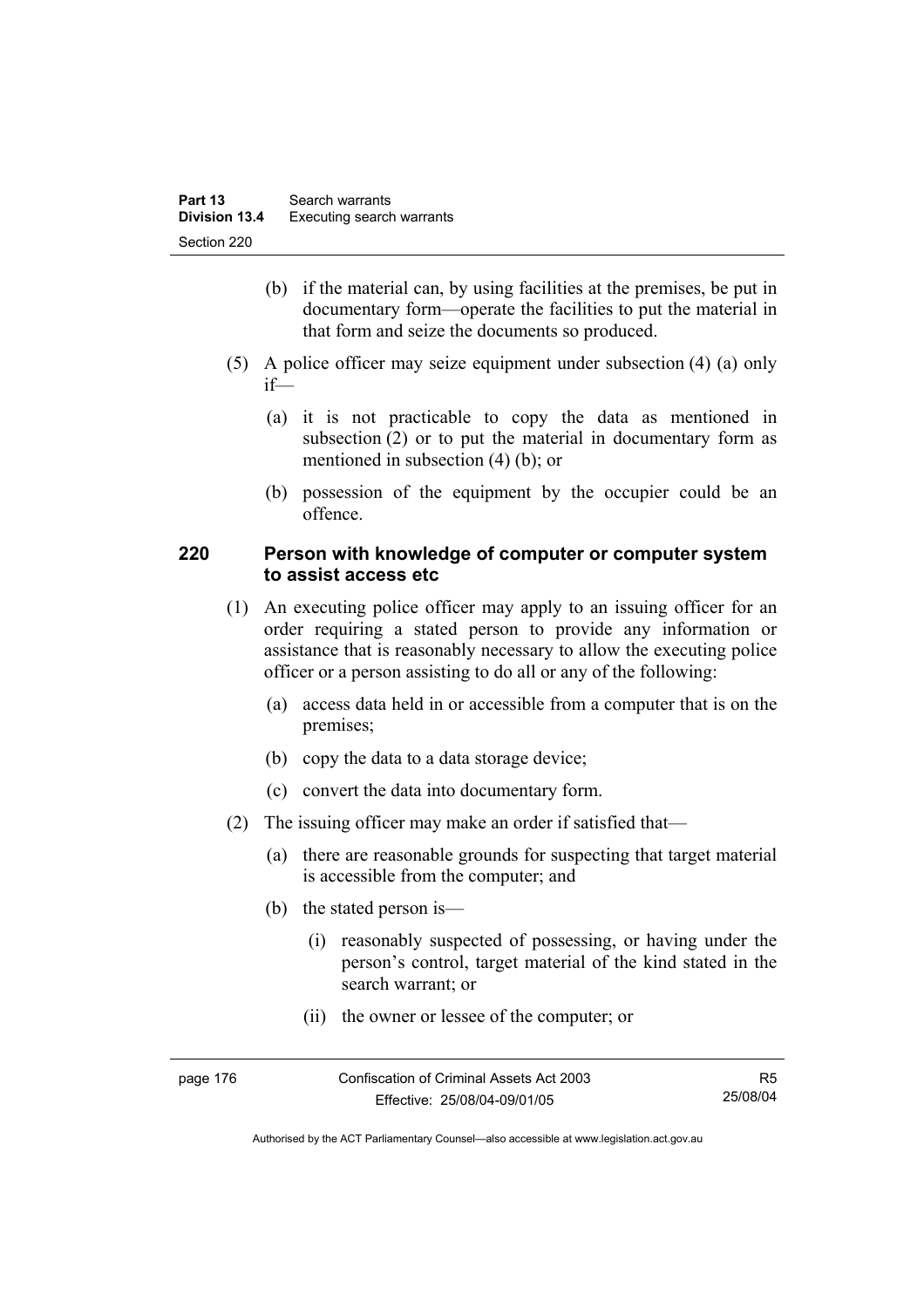(b) if the material can, by using facilities at the premises, be put in documentary form—operate the facilities to put the material in that form and seize the documents so produced.

(5) A police officer may seize equipment under subsection (4) (a) only if—

(a) it is not practicable to copy the data as mentioned in subsection (2) or to put the material in documentary form as mentioned in subsection (4) (b); or

(b) possession of the equipment by the occupier could be an offence.

## 220 Person with knowledge of computer or computer system to assist access etc

(1) An executing police officer may apply to an issuing officer for an order requiring a stated person to provide any information or assistance that is reasonably necessary to allow the executing police officer or a person assisting to do all or any of the following:

(a) access data held in or accessible from a computer that is on the premises;

(b) copy the data to a data storage device;

(c) convert the data into documentary form.

(2) The issuing officer may make an order if satisfied that—

(a) there are reasonable grounds for suspecting that target material is accessible from the computer; and

(b) the stated person is—

(i) reasonably suspected of possessing, or having under the person's control, target material of the kind stated in the search warrant; or

(ii) the owner or lessee of the computer; or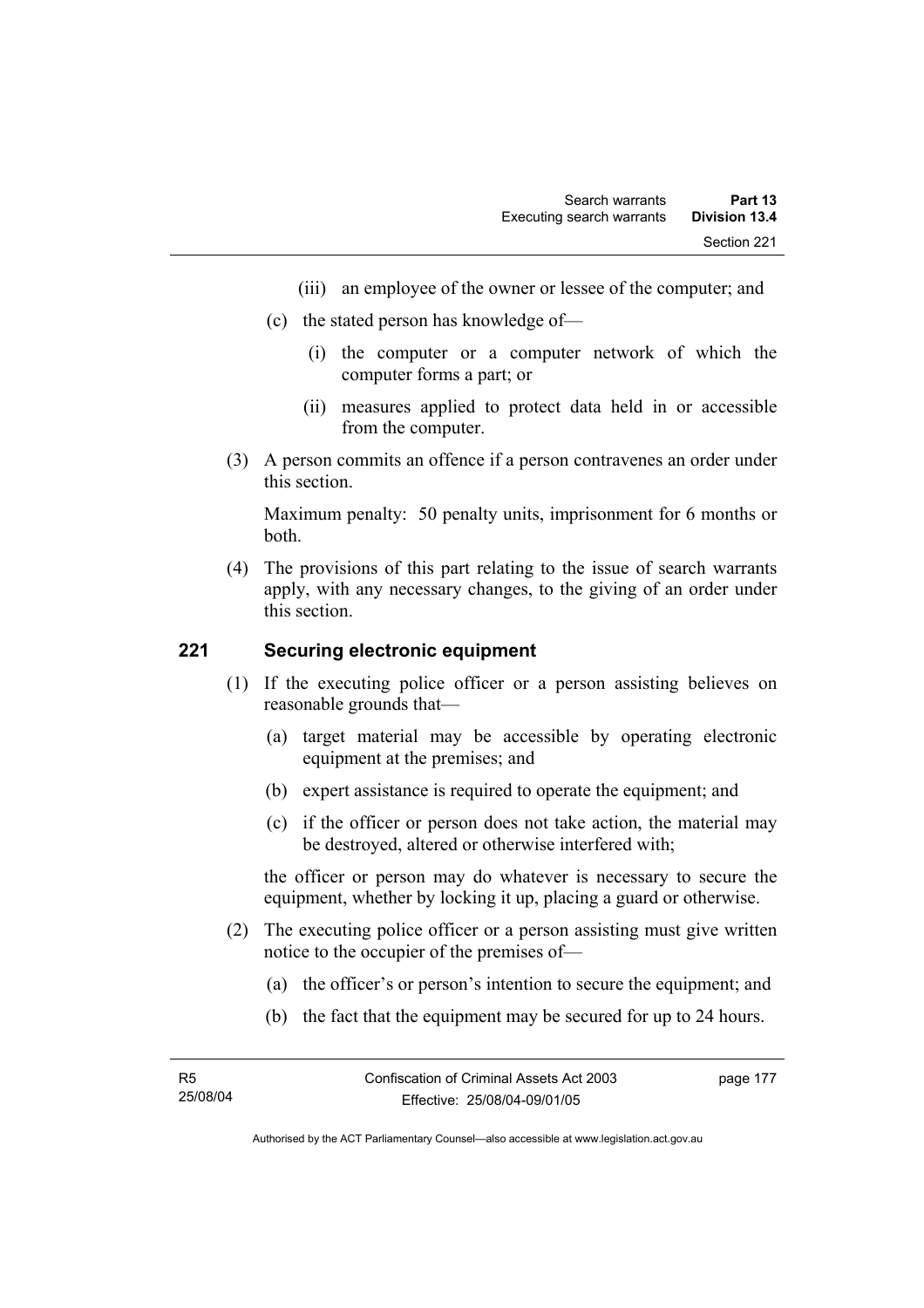(iii) an employee of the owner or lessee of the computer; and

(c) the stated person has knowledge of—

(i) the computer or a computer network of which the computer forms a part; or

(ii) measures applied to protect data held in or accessible from the computer.

(3) A person commits an offence if a person contravenes an order under this section.

Maximum penalty: 50 penalty units, imprisonment for 6 months or both.

(4) The provisions of this part relating to the issue of search warrants apply, with any necessary changes, to the giving of an order under this section.

## 221 Securing electronic equipment

(1) If the executing police officer or a person assisting believes on reasonable grounds that—

(a) target material may be accessible by operating electronic equipment at the premises; and

(b) expert assistance is required to operate the equipment; and

(c) if the officer or person does not take action, the material may be destroyed, altered or otherwise interfered with;

the officer or person may do whatever is necessary to secure the equipment, whether by locking it up, placing a guard or otherwise.

(2) The executing police officer or a person assisting must give written notice to the occupier of the premises of—

(a) the officer's or person's intention to secure the equipment; and

(b) the fact that the equipment may be secured for up to 24 hours.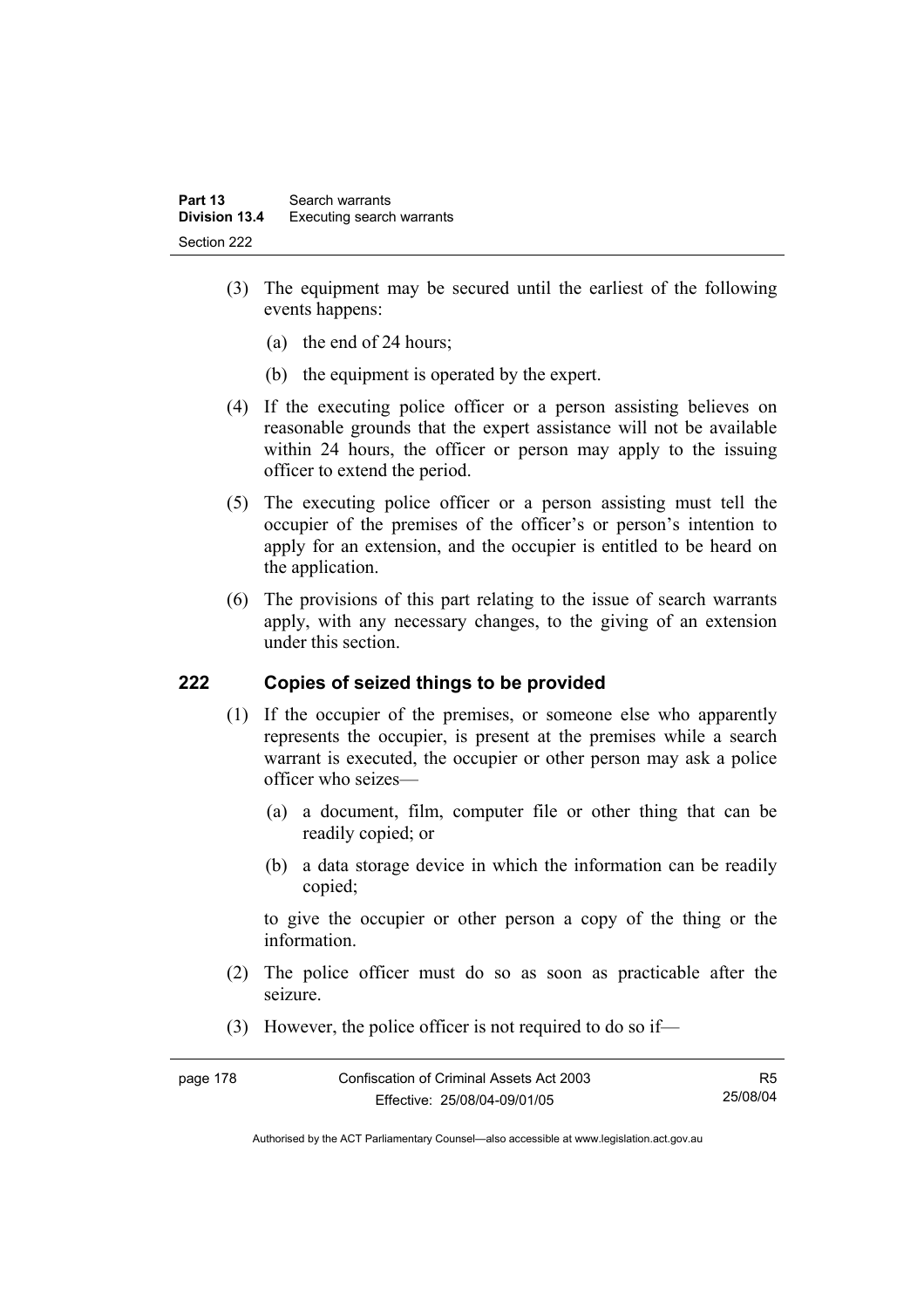(3) The equipment may be secured until the earliest of the following events happens:

(a) the end of 24 hours;

(b) the equipment is operated by the expert.

(4) If the executing police officer or a person assisting believes on reasonable grounds that the expert assistance will not be available within 24 hours, the officer or person may apply to the issuing officer to extend the period.

(5) The executing police officer or a person assisting must tell the occupier of the premises of the officer's or person's intention to apply for an extension, and the occupier is entitled to be heard on the application.

(6) The provisions of this part relating to the issue of search warrants apply, with any necessary changes, to the giving of an extension under this section.

## 222 Copies of seized things to be provided

(1) If the occupier of the premises, or someone else who apparently represents the occupier, is present at the premises while a search warrant is executed, the occupier or other person may ask a police officer who seizes—

(a) a document, film, computer file or other thing that can be readily copied; or

(b) a data storage device in which the information can be readily copied;

to give the occupier or other person a copy of the thing or the information.

(2) The police officer must do so as soon as practicable after the seizure.

(3) However, the police officer is not required to do so if—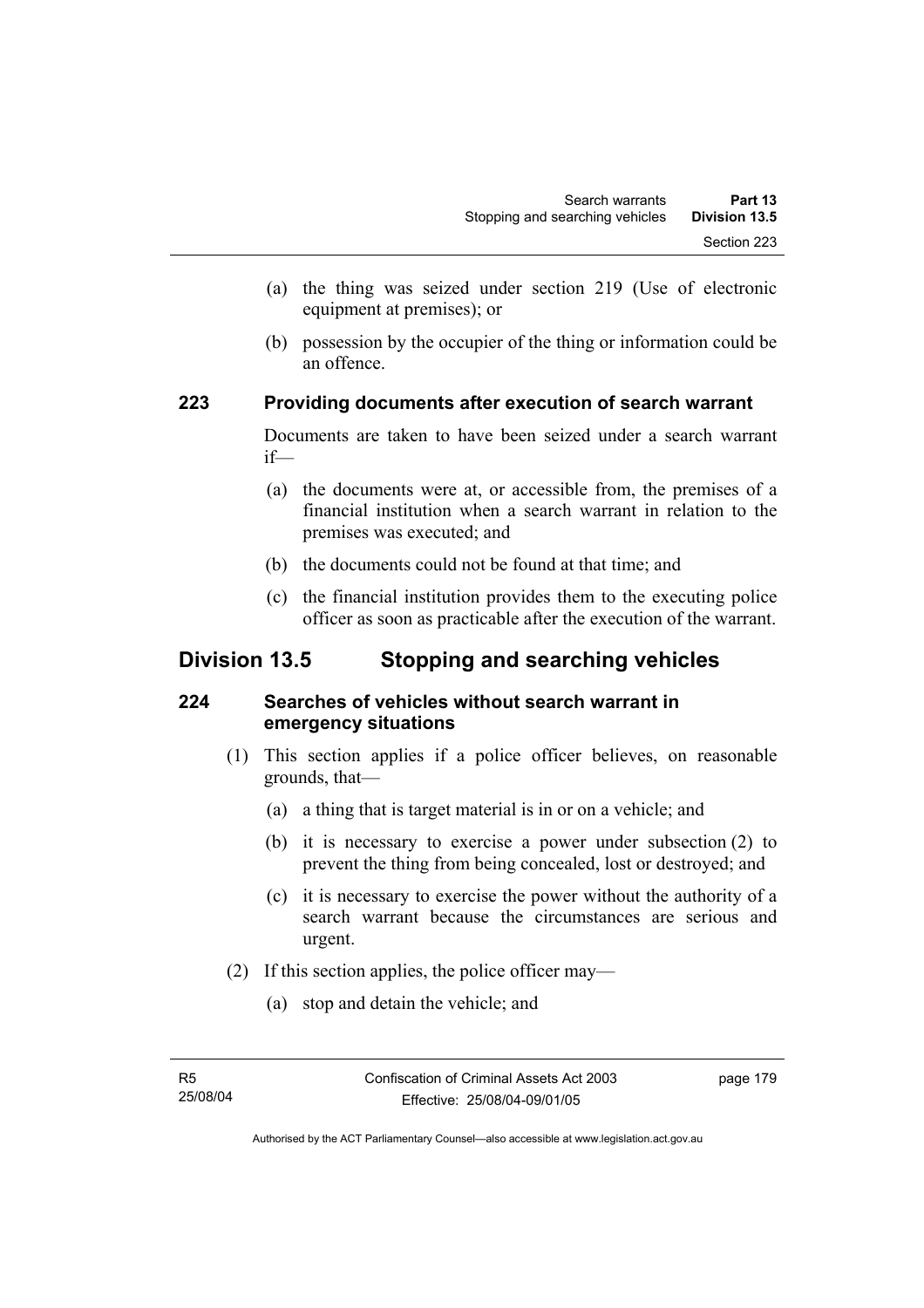(a) the thing was seized under section 219 (Use of electronic equipment at premises); or

(b) possession by the occupier of the thing or information could be an offence.

### 223 Providing documents after execution of search warrant

Documents are taken to have been seized under a search warrant if—

(a) the documents were at, or accessible from, the premises of a financial institution when a search warrant in relation to the premises was executed; and

(b) the documents could not be found at that time; and

(c) the financial institution provides them to the executing police officer as soon as practicable after the execution of the warrant.

## Division 13.5 Stopping and searching vehicles

### 224 Searches of vehicles without search warrant in emergency situations

(1) This section applies if a police officer believes, on reasonable grounds, that—

(a) a thing that is target material is in or on a vehicle; and

(b) it is necessary to exercise a power under subsection (2) to prevent the thing from being concealed, lost or destroyed; and

(c) it is necessary to exercise the power without the authority of a search warrant because the circumstances are serious and urgent.

(2) If this section applies, the police officer may—

(a) stop and detain the vehicle; and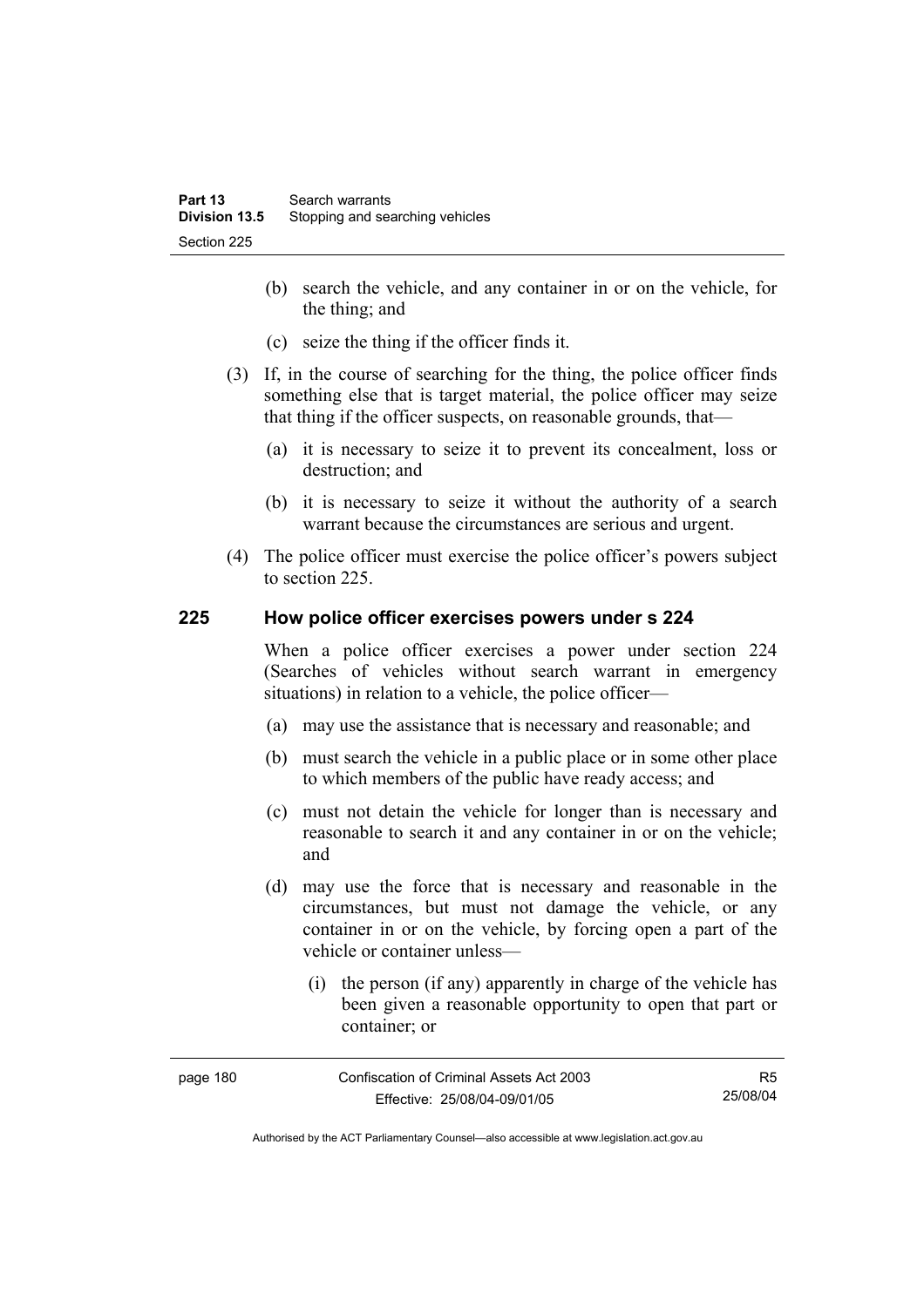(b) search the vehicle, and any container in or on the vehicle, for the thing; and

(c) seize the thing if the officer finds it.

(3) If, in the course of searching for the thing, the police officer finds something else that is target material, the police officer may seize that thing if the officer suspects, on reasonable grounds, that—

(a) it is necessary to seize it to prevent its concealment, loss or destruction; and

(b) it is necessary to seize it without the authority of a search warrant because the circumstances are serious and urgent.

(4) The police officer must exercise the police officer's powers subject to section 225.

## 225 How police officer exercises powers under s 224

When a police officer exercises a power under section 224 (Searches of vehicles without search warrant in emergency situations) in relation to a vehicle, the police officer—

(a) may use the assistance that is necessary and reasonable; and

(b) must search the vehicle in a public place or in some other place to which members of the public have ready access; and

(c) must not detain the vehicle for longer than is necessary and reasonable to search it and any container in or on the vehicle; and

(d) may use the force that is necessary and reasonable in the circumstances, but must not damage the vehicle, or any container in or on the vehicle, by forcing open a part of the vehicle or container unless—

(i) the person (if any) apparently in charge of the vehicle has been given a reasonable opportunity to open that part or container; or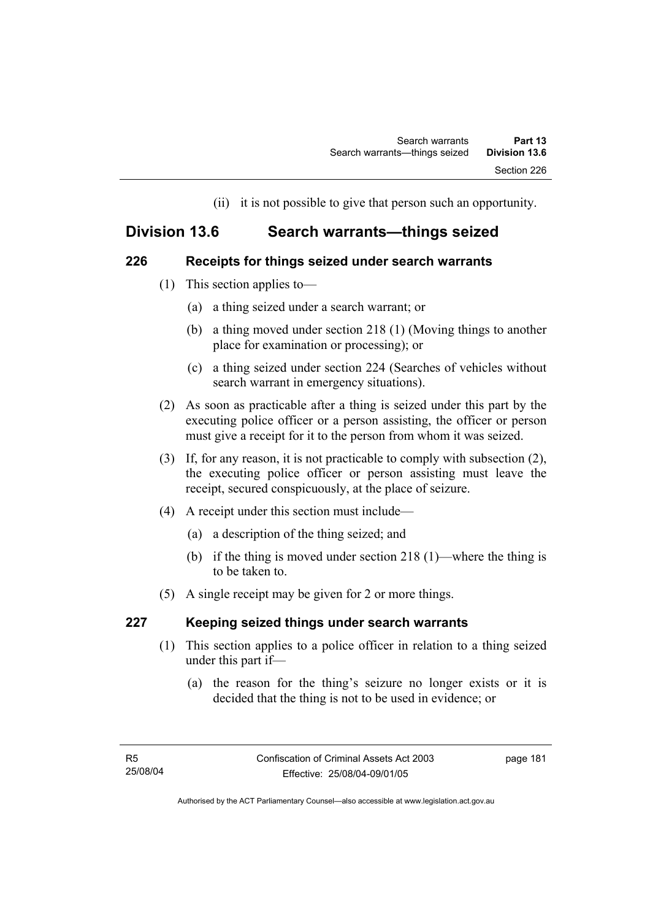(ii) it is not possible to give that person such an opportunity.

## Division 13.6 Search warrants—things seized

### 226 Receipts for things seized under search warrants

(1) This section applies to—

(a) a thing seized under a search warrant; or

(b) a thing moved under section 218 (1) (Moving things to another place for examination or processing); or

(c) a thing seized under section 224 (Searches of vehicles without search warrant in emergency situations).

(2) As soon as practicable after a thing is seized under this part by the executing police officer or a person assisting, the officer or person must give a receipt for it to the person from whom it was seized.

(3) If, for any reason, it is not practicable to comply with subsection (2), the executing police officer or person assisting must leave the receipt, secured conspicuously, at the place of seizure.

(4) A receipt under this section must include—

(a) a description of the thing seized; and

(b) if the thing is moved under section 218 (1)—where the thing is to be taken to.

(5) A single receipt may be given for 2 or more things.

### 227 Keeping seized things under search warrants

(1) This section applies to a police officer in relation to a thing seized under this part if—

(a) the reason for the thing's seizure no longer exists or it is decided that the thing is not to be used in evidence; or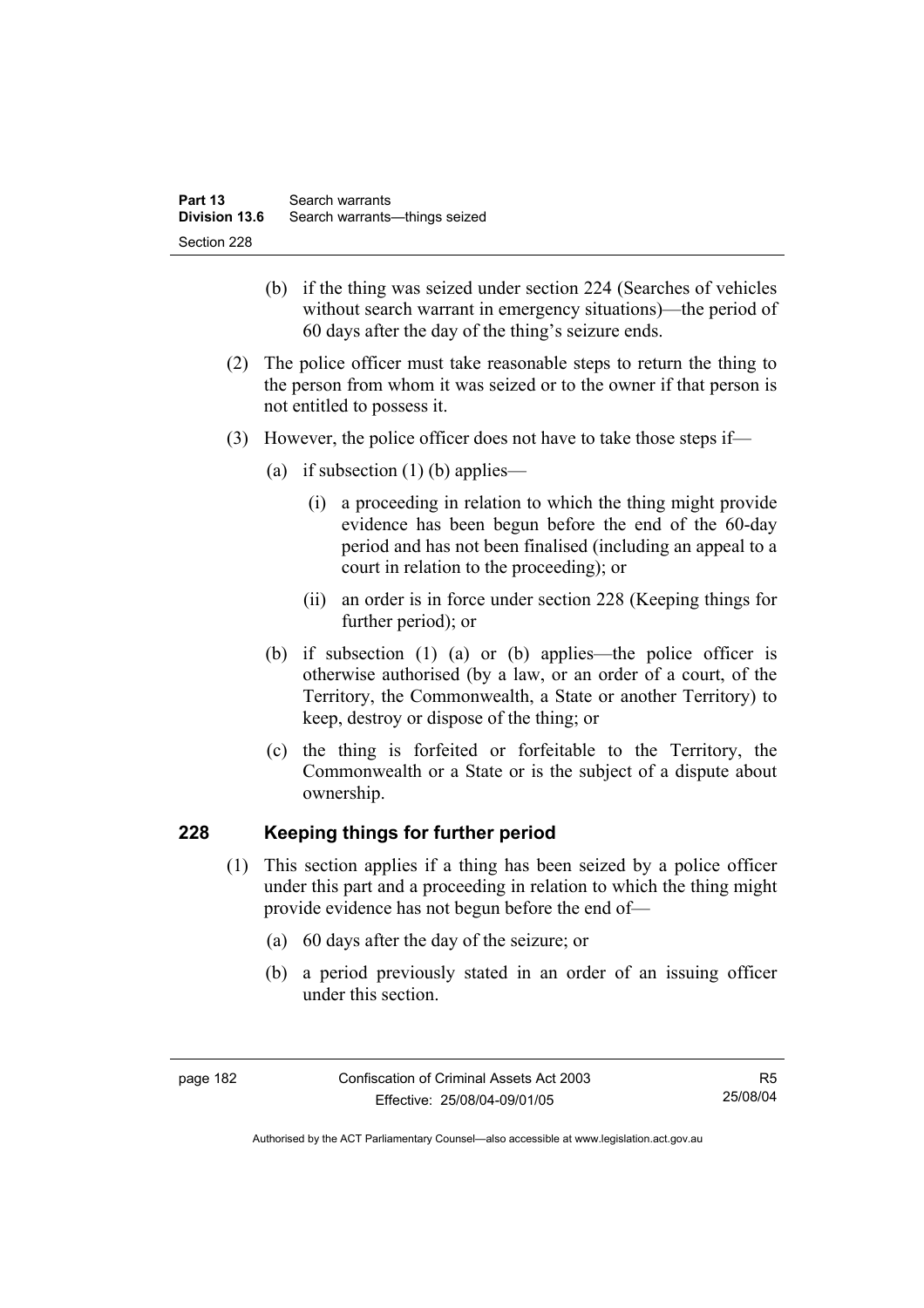(b) if the thing was seized under section 224 (Searches of vehicles without search warrant in emergency situations)—the period of 60 days after the day of the thing's seizure ends.

(2) The police officer must take reasonable steps to return the thing to the person from whom it was seized or to the owner if that person is not entitled to possess it.

(3) However, the police officer does not have to take those steps if—

(a) if subsection (1) (b) applies—

(i) a proceeding in relation to which the thing might provide evidence has been begun before the end of the 60-day period and has not been finalised (including an appeal to a court in relation to the proceeding); or

(ii) an order is in force under section 228 (Keeping things for further period); or

(b) if subsection (1) (a) or (b) applies—the police officer is otherwise authorised (by a law, or an order of a court, of the Territory, the Commonwealth, a State or another Territory) to keep, destroy or dispose of the thing; or

(c) the thing is forfeited or forfeitable to the Territory, the Commonwealth or a State or is the subject of a dispute about ownership.

## 228 Keeping things for further period

(1) This section applies if a thing has been seized by a police officer under this part and a proceeding in relation to which the thing might provide evidence has not begun before the end of—

(a) 60 days after the day of the seizure; or

(b) a period previously stated in an order of an issuing officer under this section.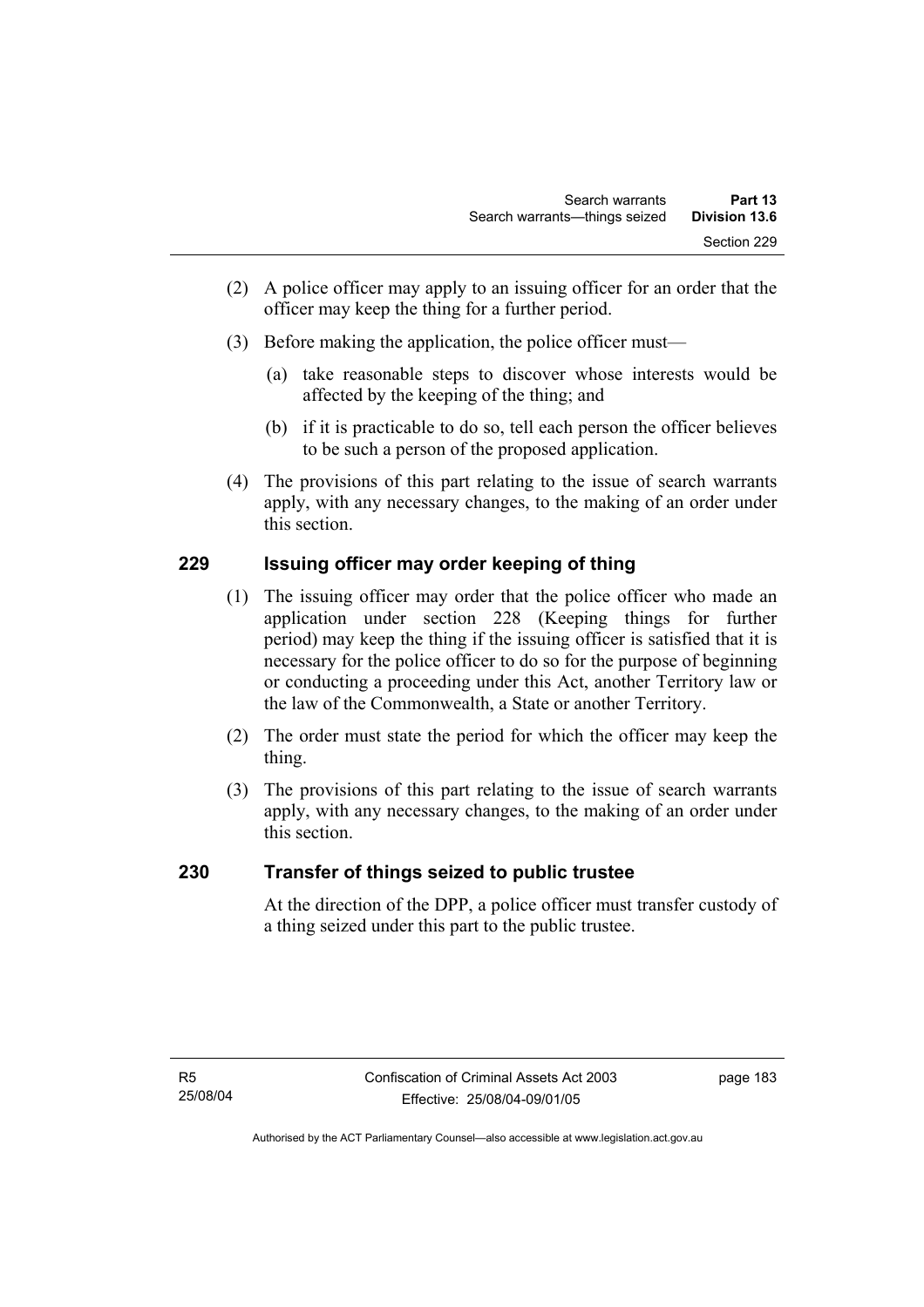(2) A police officer may apply to an issuing officer for an order that the officer may keep the thing for a further period.

(3) Before making the application, the police officer must—

(a) take reasonable steps to discover whose interests would be affected by the keeping of the thing; and

(b) if it is practicable to do so, tell each person the officer believes to be such a person of the proposed application.

(4) The provisions of this part relating to the issue of search warrants apply, with any necessary changes, to the making of an order under this section.

## 229 Issuing officer may order keeping of thing

(1) The issuing officer may order that the police officer who made an application under section 228 (Keeping things for further period) may keep the thing if the issuing officer is satisfied that it is necessary for the police officer to do so for the purpose of beginning or conducting a proceeding under this Act, another Territory law or the law of the Commonwealth, a State or another Territory.

(2) The order must state the period for which the officer may keep the thing.

(3) The provisions of this part relating to the issue of search warrants apply, with any necessary changes, to the making of an order under this section.

## 230 Transfer of things seized to public trustee

At the direction of the DPP, a police officer must transfer custody of a thing seized under this part to the public trustee.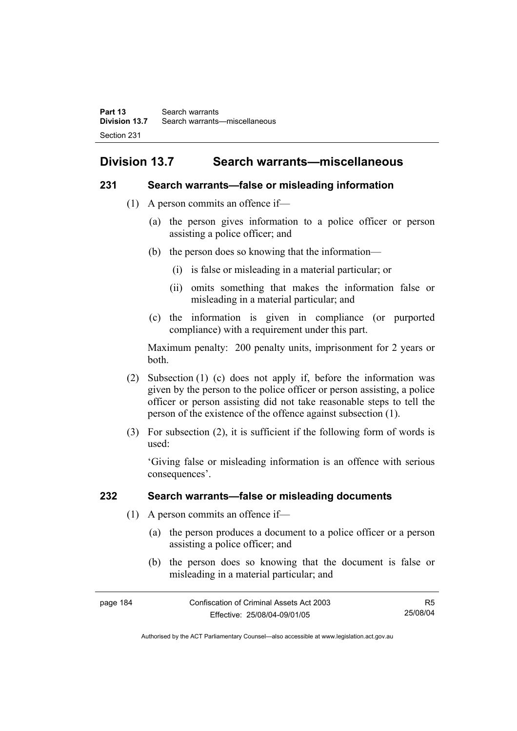## Division 13.7 Search warrants—miscellaneous

### 231 Search warrants—false or misleading information

(1) A person commits an offence if—

(a) the person gives information to a police officer or person assisting a police officer; and

(b) the person does so knowing that the information—

(i) is false or misleading in a material particular; or

(ii) omits something that makes the information false or misleading in a material particular; and

(c) the information is given in compliance (or purported compliance) with a requirement under this part.

Maximum penalty: 200 penalty units, imprisonment for 2 years or both.

(2) Subsection (1) (c) does not apply if, before the information was given by the person to the police officer or person assisting, a police officer or person assisting did not take reasonable steps to tell the person of the existence of the offence against subsection (1).

(3) For subsection (2), it is sufficient if the following form of words is used:

'Giving false or misleading information is an offence with serious consequences'.

### 232 Search warrants—false or misleading documents

(1) A person commits an offence if—

(a) the person produces a document to a police officer or a person assisting a police officer; and

(b) the person does so knowing that the document is false or misleading in a material particular; and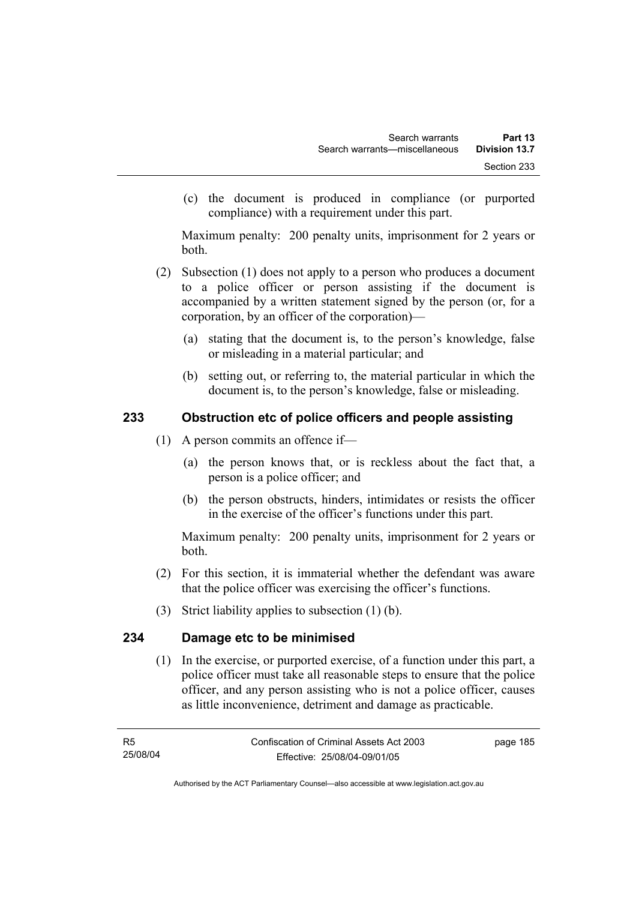(c) the document is produced in compliance (or purported compliance) with a requirement under this part.

Maximum penalty: 200 penalty units, imprisonment for 2 years or both.

(2) Subsection (1) does not apply to a person who produces a document to a police officer or person assisting if the document is accompanied by a written statement signed by the person (or, for a corporation, by an officer of the corporation)—

(a) stating that the document is, to the person's knowledge, false or misleading in a material particular; and

(b) setting out, or referring to, the material particular in which the document is, to the person's knowledge, false or misleading.

## 233 Obstruction etc of police officers and people assisting

(1) A person commits an offence if—

(a) the person knows that, or is reckless about the fact that, a person is a police officer; and

(b) the person obstructs, hinders, intimidates or resists the officer in the exercise of the officer's functions under this part.

Maximum penalty: 200 penalty units, imprisonment for 2 years or both.

(2) For this section, it is immaterial whether the defendant was aware that the police officer was exercising the officer's functions.

(3) Strict liability applies to subsection (1) (b).

## 234 Damage etc to be minimised

(1) In the exercise, or purported exercise, of a function under this part, a police officer must take all reasonable steps to ensure that the police officer, and any person assisting who is not a police officer, causes as little inconvenience, detriment and damage as practicable.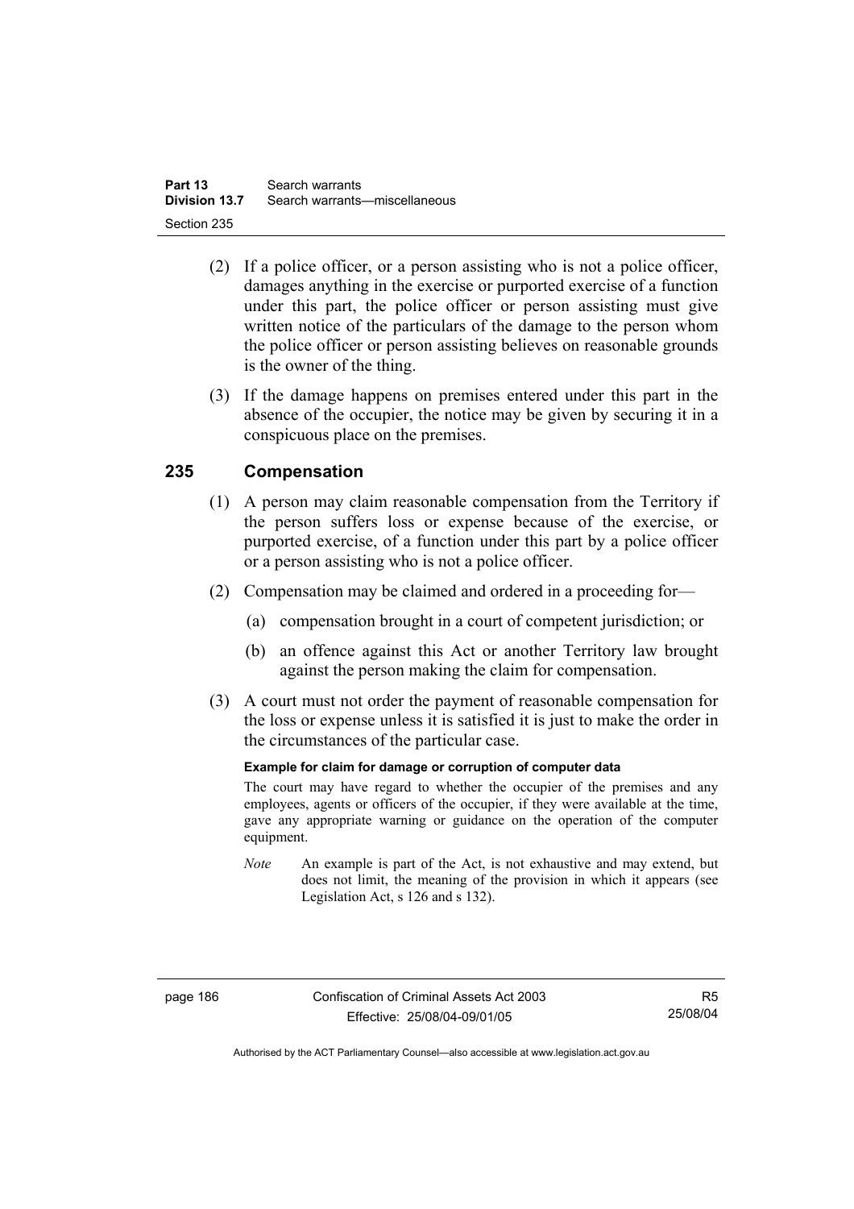(2) If a police officer, or a person assisting who is not a police officer, damages anything in the exercise or purported exercise of a function under this part, the police officer or person assisting must give written notice of the particulars of the damage to the person whom the police officer or person assisting believes on reasonable grounds is the owner of the thing.

(3) If the damage happens on premises entered under this part in the absence of the occupier, the notice may be given by securing it in a conspicuous place on the premises.

## 235 Compensation

(1) A person may claim reasonable compensation from the Territory if the person suffers loss or expense because of the exercise, or purported exercise, of a function under this part by a police officer or a person assisting who is not a police officer.

(2) Compensation may be claimed and ordered in a proceeding for—

(a) compensation brought in a court of competent jurisdiction; or

(b) an offence against this Act or another Territory law brought against the person making the claim for compensation.

(3) A court must not order the payment of reasonable compensation for the loss or expense unless it is satisfied it is just to make the order in the circumstances of the particular case.

**Example for claim for damage or corruption of computer data**

The court may have regard to whether the occupier of the premises and any employees, agents or officers of the occupier, if they were available at the time, gave any appropriate warning or guidance on the operation of the computer equipment.

*Note* An example is part of the Act, is not exhaustive and may extend, but does not limit, the meaning of the provision in which it appears (see Legislation Act, s 126 and s 132).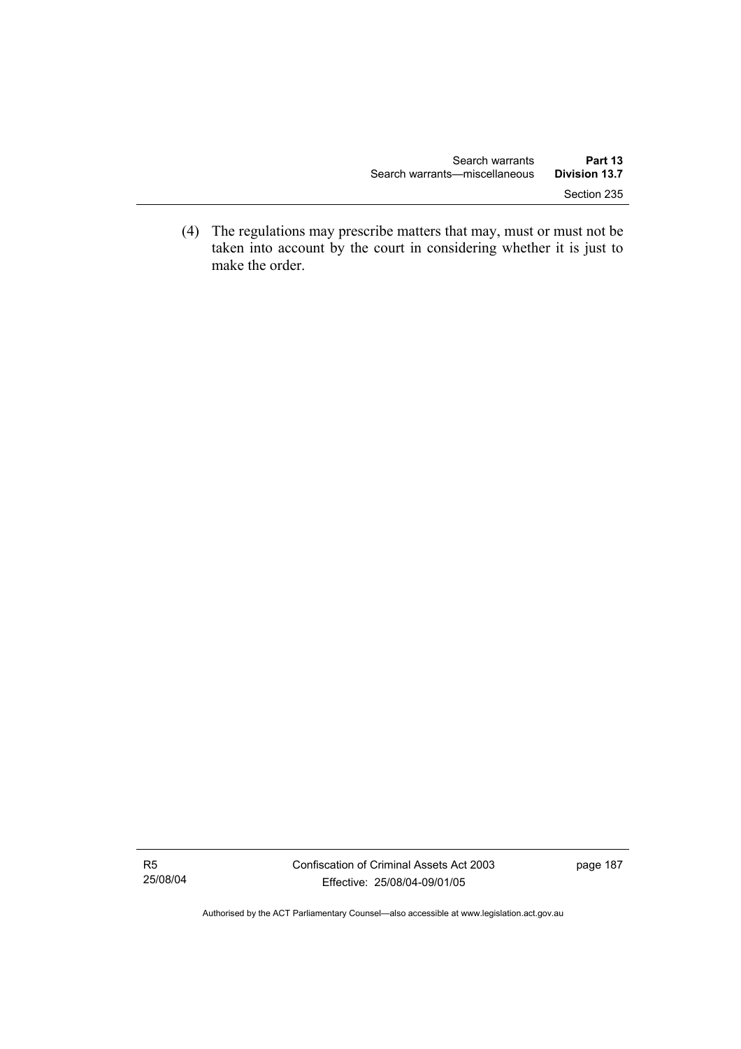(4) The regulations may prescribe matters that may, must or must not be taken into account by the court in considering whether it is just to make the order.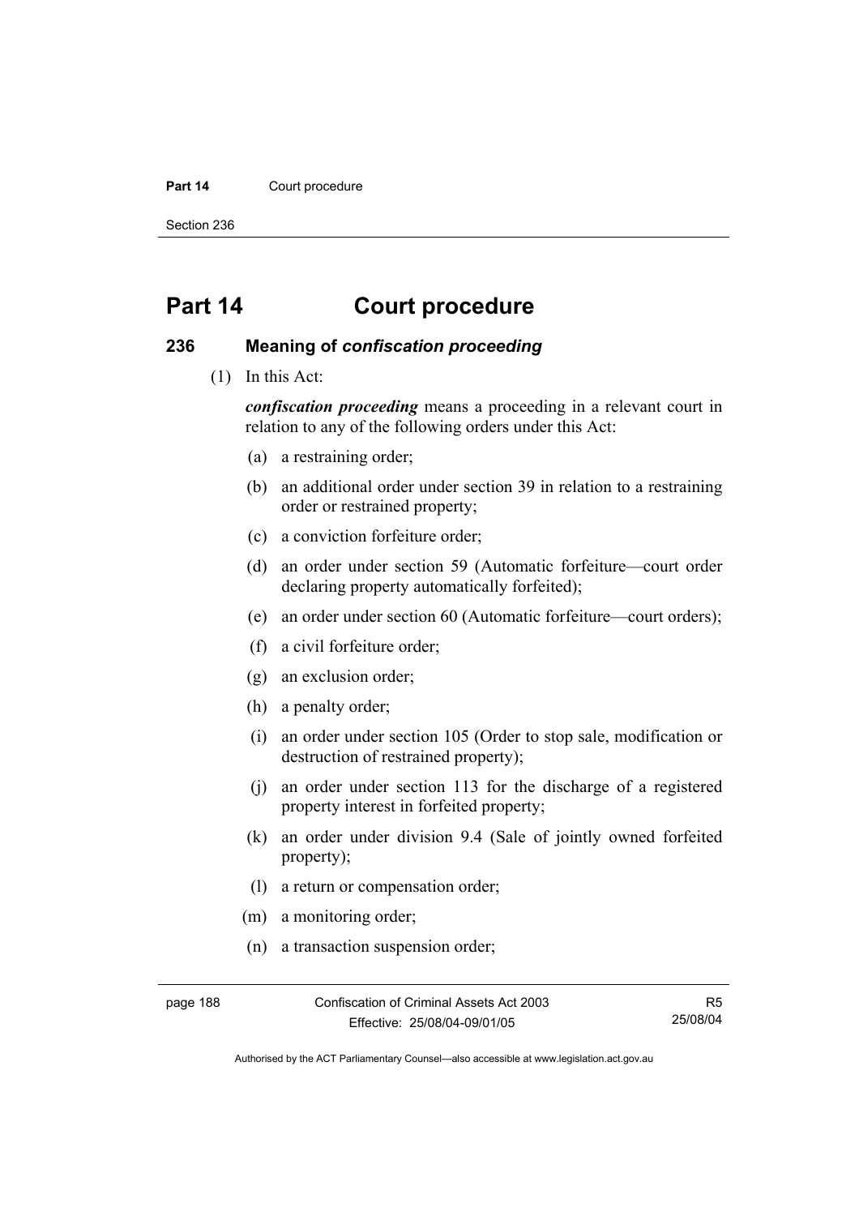# Part 14 Court procedure

## 236 Meaning of *confiscation proceeding*

(1) In this Act:

***confiscation proceeding*** means a proceeding in a relevant court in relation to any of the following orders under this Act:

(a) a restraining order;

(b) an additional order under section 39 in relation to a restraining order or restrained property;

(c) a conviction forfeiture order;

(d) an order under section 59 (Automatic forfeiture—court order declaring property automatically forfeited);

(e) an order under section 60 (Automatic forfeiture—court orders);

(f) a civil forfeiture order;

(g) an exclusion order;

(h) a penalty order;

(i) an order under section 105 (Order to stop sale, modification or destruction of restrained property);

(j) an order under section 113 for the discharge of a registered property interest in forfeited property;

(k) an order under division 9.4 (Sale of jointly owned forfeited property);

(l) a return or compensation order;

(m) a monitoring order;

(n) a transaction suspension order;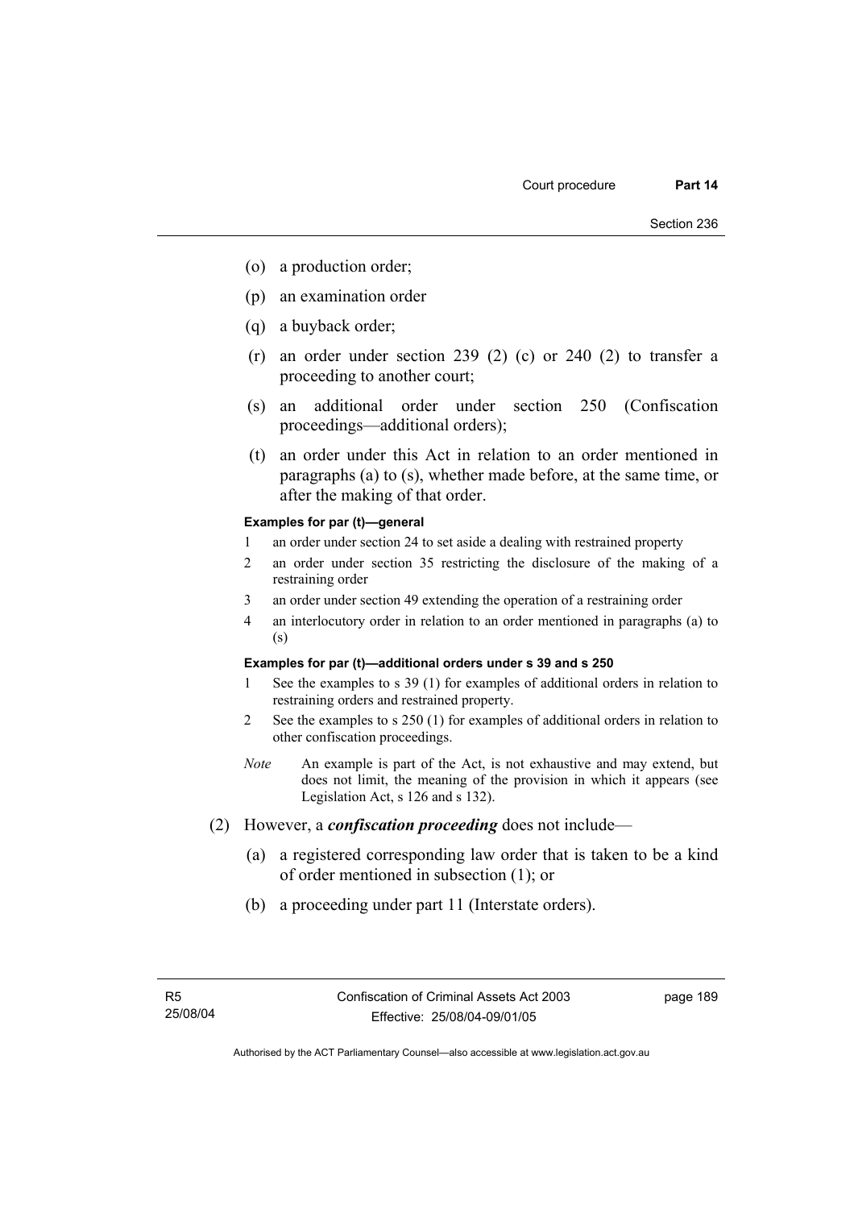(o) a production order;

(p) an examination order

(q) a buyback order;

(r) an order under section 239 (2) (c) or 240 (2) to transfer a proceeding to another court;

(s) an additional order under section 250 (Confiscation proceedings—additional orders);

(t) an order under this Act in relation to an order mentioned in paragraphs (a) to (s), whether made before, at the same time, or after the making of that order.

**Examples for par (t)—general**

1 an order under section 24 to set aside a dealing with restrained property

2 an order under section 35 restricting the disclosure of the making of a restraining order

3 an order under section 49 extending the operation of a restraining order

4 an interlocutory order in relation to an order mentioned in paragraphs (a) to (s)

**Examples for par (t)—additional orders under s 39 and s 250**

1 See the examples to s 39 (1) for examples of additional orders in relation to restraining orders and restrained property.

2 See the examples to s 250 (1) for examples of additional orders in relation to other confiscation proceedings.

*Note* An example is part of the Act, is not exhaustive and may extend, but does not limit, the meaning of the provision in which it appears (see Legislation Act, s 126 and s 132).

(2) However, a ***confiscation proceeding*** does not include—

(a) a registered corresponding law order that is taken to be a kind of order mentioned in subsection (1); or

(b) a proceeding under part 11 (Interstate orders).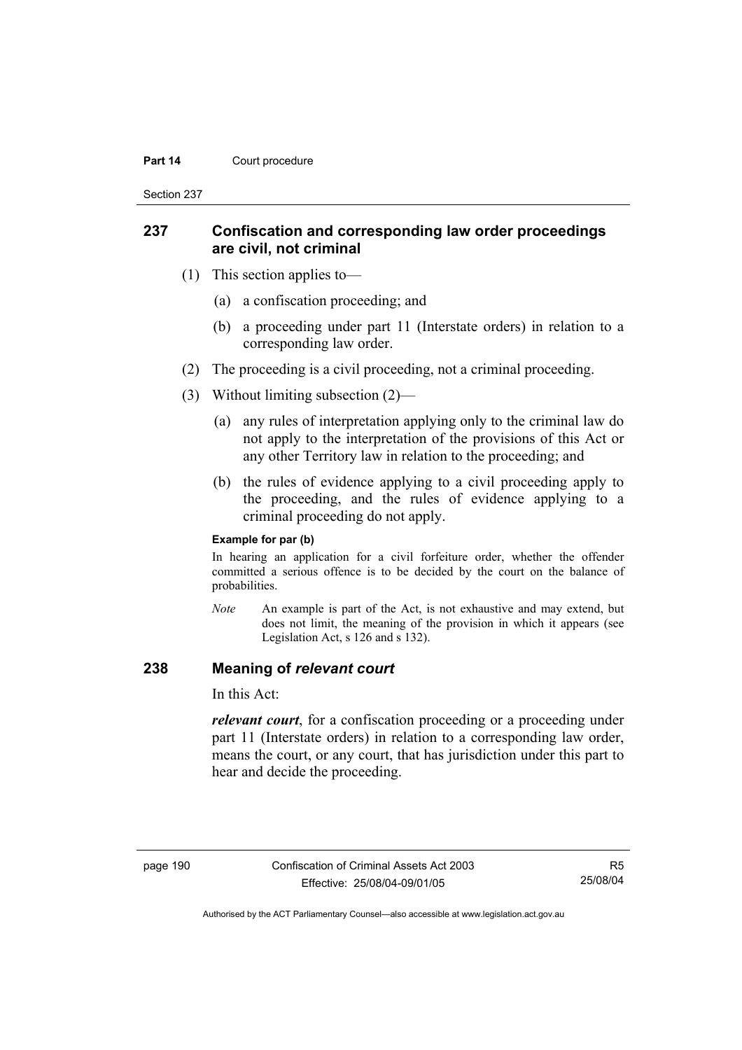## 237 Confiscation and corresponding law order proceedings are civil, not criminal

(1) This section applies to—

(a) a confiscation proceeding; and

(b) a proceeding under part 11 (Interstate orders) in relation to a corresponding law order.

(2) The proceeding is a civil proceeding, not a criminal proceeding.

(3) Without limiting subsection (2)—

(a) any rules of interpretation applying only to the criminal law do not apply to the interpretation of the provisions of this Act or any other Territory law in relation to the proceeding; and

(b) the rules of evidence applying to a civil proceeding apply to the proceeding, and the rules of evidence applying to a criminal proceeding do not apply.

**Example for par (b)**

In hearing an application for a civil forfeiture order, whether the offender committed a serious offence is to be decided by the court on the balance of probabilities.

*Note* An example is part of the Act, is not exhaustive and may extend, but does not limit, the meaning of the provision in which it appears (see Legislation Act, s 126 and s 132).

## 238 Meaning of *relevant court*

In this Act:

***relevant court***, for a confiscation proceeding or a proceeding under part 11 (Interstate orders) in relation to a corresponding law order, means the court, or any court, that has jurisdiction under this part to hear and decide the proceeding.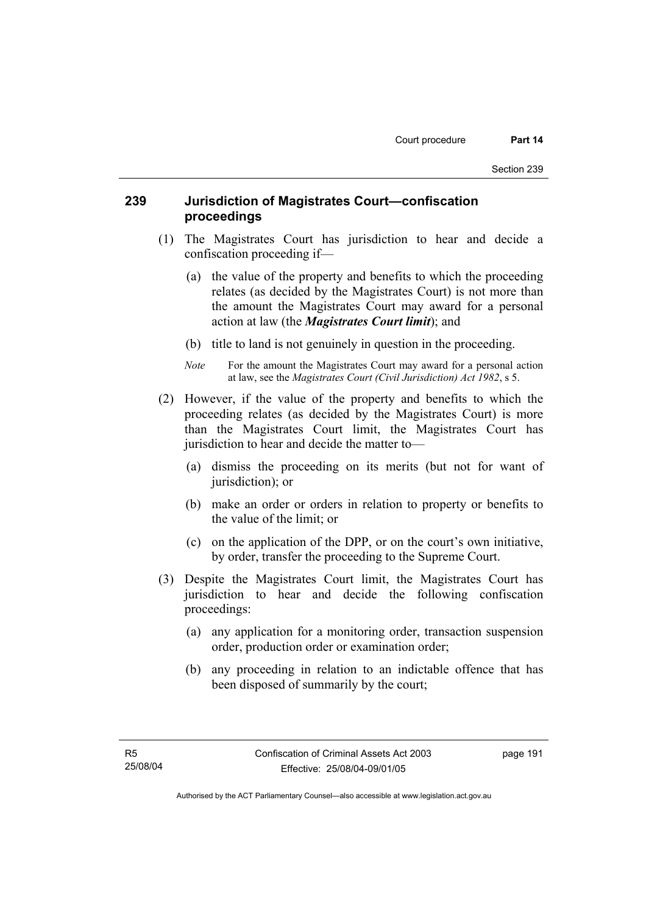## 239 Jurisdiction of Magistrates Court—confiscation proceedings

(1) The Magistrates Court has jurisdiction to hear and decide a confiscation proceeding if—

(a) the value of the property and benefits to which the proceeding relates (as decided by the Magistrates Court) is not more than the amount the Magistrates Court may award for a personal action at law (the ***Magistrates Court limit***); and

(b) title to land is not genuinely in question in the proceeding.

*Note* For the amount the Magistrates Court may award for a personal action at law, see the *Magistrates Court (Civil Jurisdiction) Act 1982*, s 5.

(2) However, if the value of the property and benefits to which the proceeding relates (as decided by the Magistrates Court) is more than the Magistrates Court limit, the Magistrates Court has jurisdiction to hear and decide the matter to—

(a) dismiss the proceeding on its merits (but not for want of jurisdiction); or

(b) make an order or orders in relation to property or benefits to the value of the limit; or

(c) on the application of the DPP, or on the court's own initiative, by order, transfer the proceeding to the Supreme Court.

(3) Despite the Magistrates Court limit, the Magistrates Court has jurisdiction to hear and decide the following confiscation proceedings:

(a) any application for a monitoring order, transaction suspension order, production order or examination order;

(b) any proceeding in relation to an indictable offence that has been disposed of summarily by the court;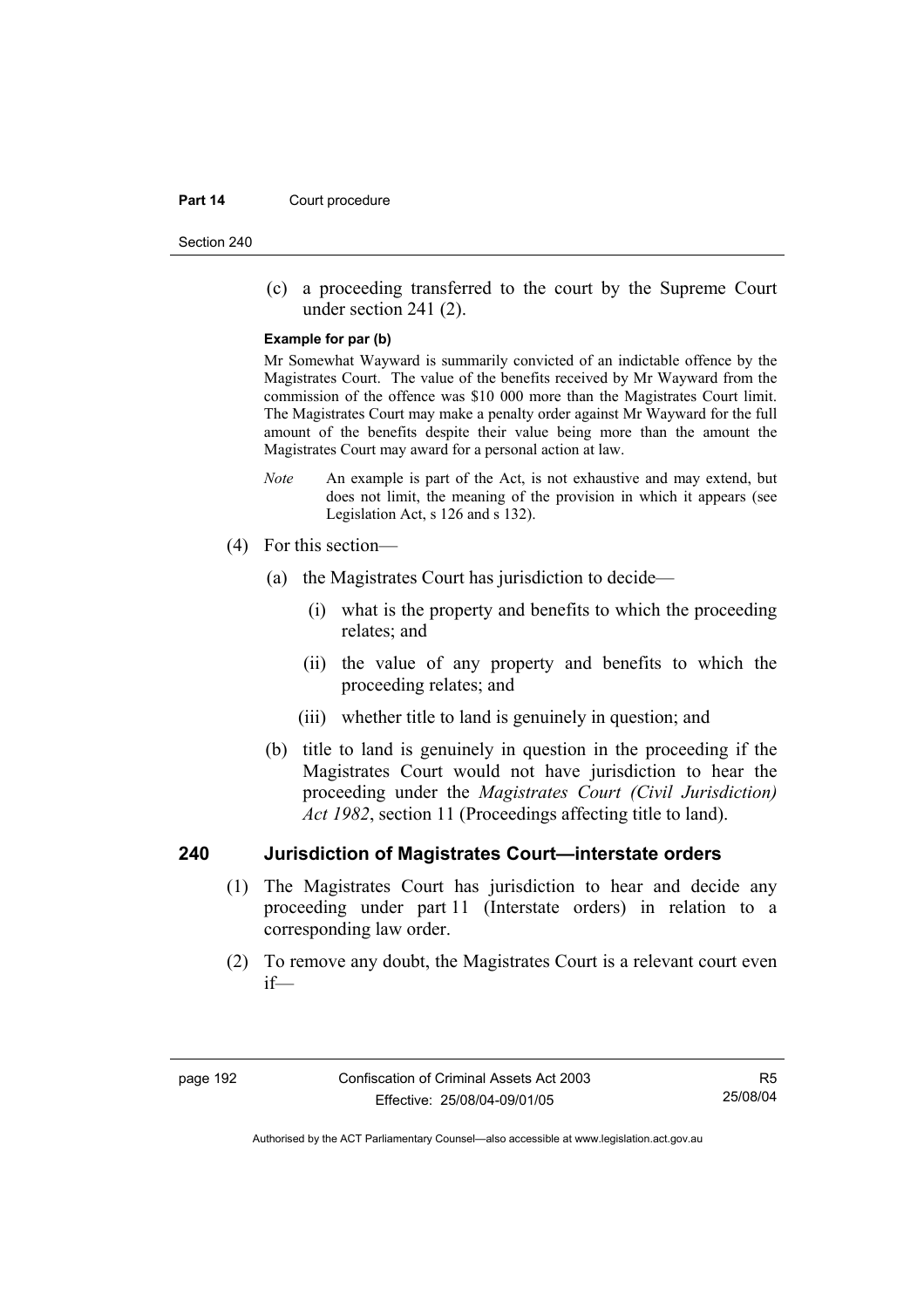(c) a proceeding transferred to the court by the Supreme Court under section 241 (2).

**Example for par (b)**

Mr Somewhat Wayward is summarily convicted of an indictable offence by the Magistrates Court. The value of the benefits received by Mr Wayward from the commission of the offence was $10 000 more than the Magistrates Court limit. The Magistrates Court may make a penalty order against Mr Wayward for the full amount of the benefits despite their value being more than the amount the Magistrates Court may award for a personal action at law.

*Note* An example is part of the Act, is not exhaustive and may extend, but does not limit, the meaning of the provision in which it appears (see Legislation Act, s 126 and s 132).

(4) For this section—

(a) the Magistrates Court has jurisdiction to decide—

(i) what is the property and benefits to which the proceeding relates; and

(ii) the value of any property and benefits to which the proceeding relates; and

(iii) whether title to land is genuinely in question; and

(b) title to land is genuinely in question in the proceeding if the Magistrates Court would not have jurisdiction to hear the proceeding under the *Magistrates Court (Civil Jurisdiction) Act 1982*, section 11 (Proceedings affecting title to land).

## 240 Jurisdiction of Magistrates Court—interstate orders

(1) The Magistrates Court has jurisdiction to hear and decide any proceeding under part 11 (Interstate orders) in relation to a corresponding law order.

(2) To remove any doubt, the Magistrates Court is a relevant court even if—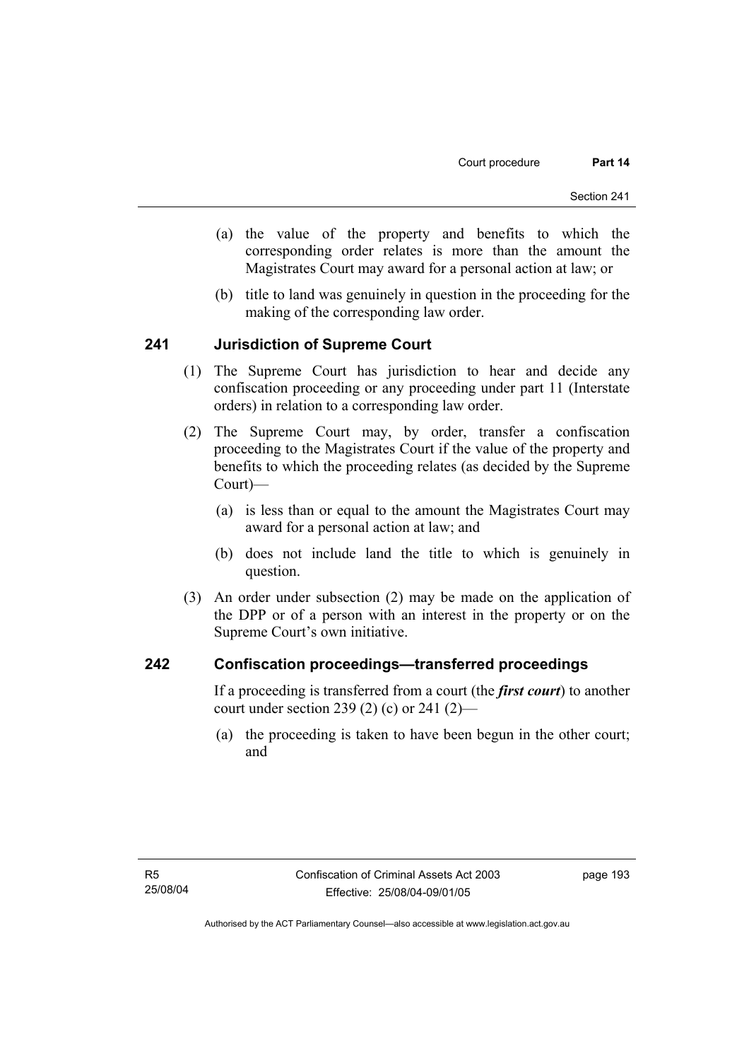(a) the value of the property and benefits to which the corresponding order relates is more than the amount the Magistrates Court may award for a personal action at law; or

(b) title to land was genuinely in question in the proceeding for the making of the corresponding law order.

## 241 Jurisdiction of Supreme Court

(1) The Supreme Court has jurisdiction to hear and decide any confiscation proceeding or any proceeding under part 11 (Interstate orders) in relation to a corresponding law order.

(2) The Supreme Court may, by order, transfer a confiscation proceeding to the Magistrates Court if the value of the property and benefits to which the proceeding relates (as decided by the Supreme Court)—

(a) is less than or equal to the amount the Magistrates Court may award for a personal action at law; and

(b) does not include land the title to which is genuinely in question.

(3) An order under subsection (2) may be made on the application of the DPP or of a person with an interest in the property or on the Supreme Court's own initiative.

## 242 Confiscation proceedings—transferred proceedings

If a proceeding is transferred from a court (the ***first court***) to another court under section 239 (2) (c) or 241 (2)—

(a) the proceeding is taken to have been begun in the other court; and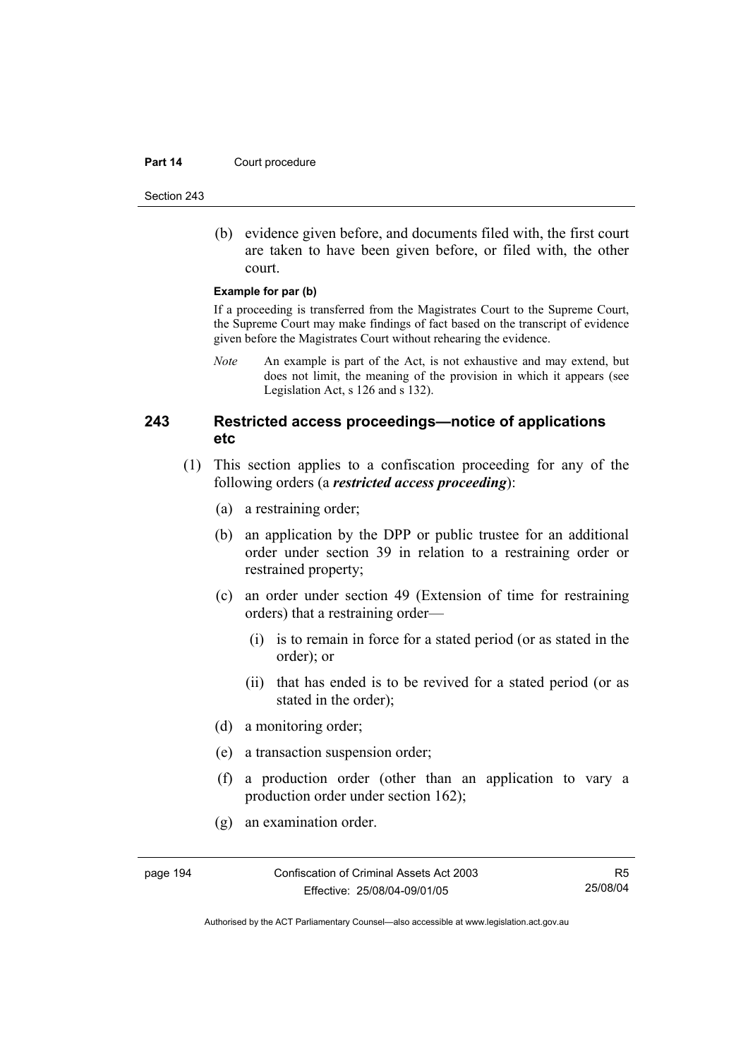(b) evidence given before, and documents filed with, the first court are taken to have been given before, or filed with, the other court.

**Example for par (b)**

If a proceeding is transferred from the Magistrates Court to the Supreme Court, the Supreme Court may make findings of fact based on the transcript of evidence given before the Magistrates Court without rehearing the evidence.

*Note* An example is part of the Act, is not exhaustive and may extend, but does not limit, the meaning of the provision in which it appears (see Legislation Act, s 126 and s 132).

### 243 Restricted access proceedings—notice of applications etc

(1) This section applies to a confiscation proceeding for any of the following orders (a ***restricted access proceeding***):

(a) a restraining order;

(b) an application by the DPP or public trustee for an additional order under section 39 in relation to a restraining order or restrained property;

(c) an order under section 49 (Extension of time for restraining orders) that a restraining order—

(i) is to remain in force for a stated period (or as stated in the order); or

(ii) that has ended is to be revived for a stated period (or as stated in the order);

(d) a monitoring order;

(e) a transaction suspension order;

(f) a production order (other than an application to vary a production order under section 162);

(g) an examination order.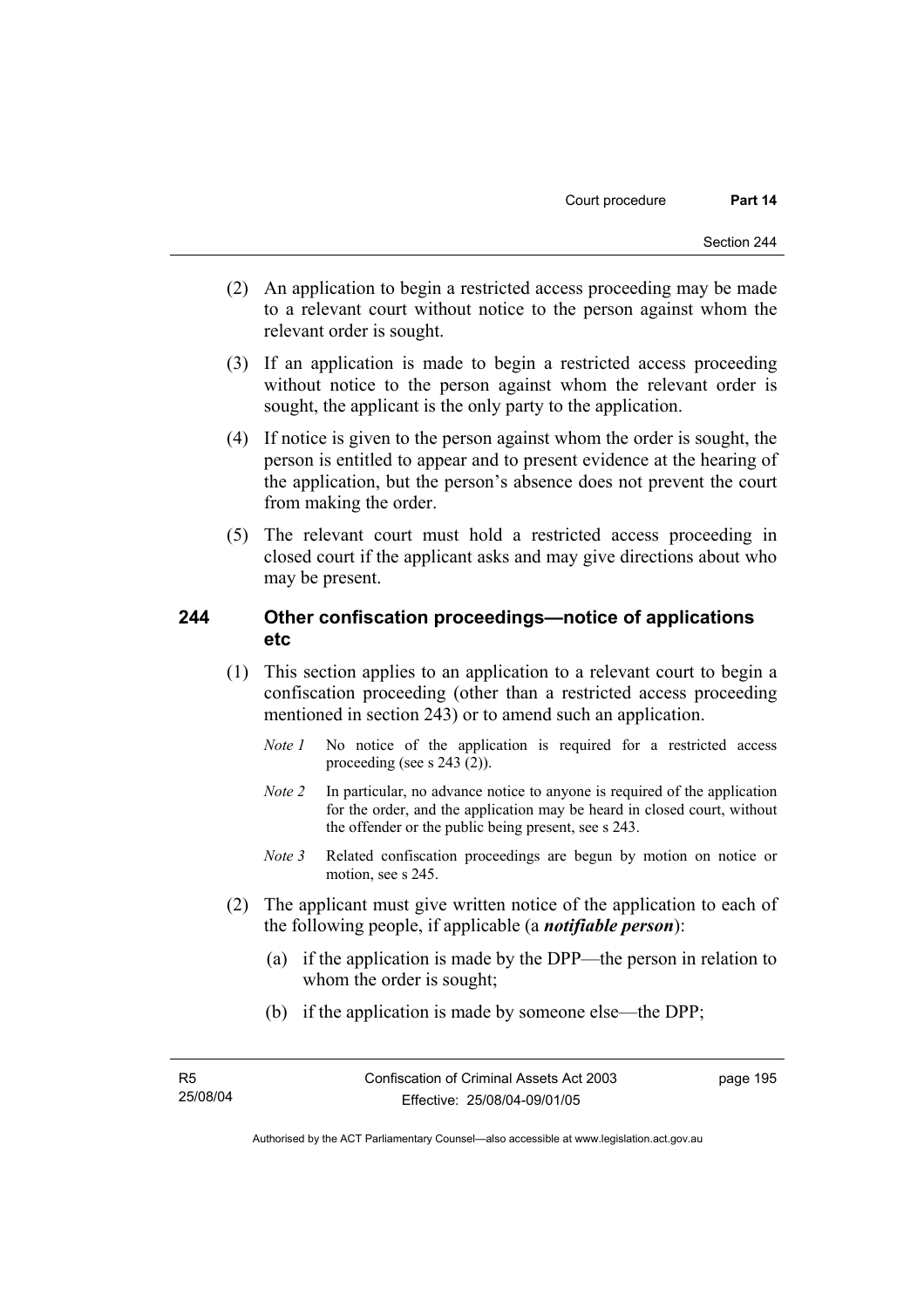(2) An application to begin a restricted access proceeding may be made to a relevant court without notice to the person against whom the relevant order is sought.

(3) If an application is made to begin a restricted access proceeding without notice to the person against whom the relevant order is sought, the applicant is the only party to the application.

(4) If notice is given to the person against whom the order is sought, the person is entitled to appear and to present evidence at the hearing of the application, but the person's absence does not prevent the court from making the order.

(5) The relevant court must hold a restricted access proceeding in closed court if the applicant asks and may give directions about who may be present.

## 244 Other confiscation proceedings—notice of applications etc

(1) This section applies to an application to a relevant court to begin a confiscation proceeding (other than a restricted access proceeding mentioned in section 243) or to amend such an application.

*Note 1* No notice of the application is required for a restricted access proceeding (see s 243 (2)).

*Note 2* In particular, no advance notice to anyone is required of the application for the order, and the application may be heard in closed court, without the offender or the public being present, see s 243.

*Note 3* Related confiscation proceedings are begun by motion on notice or motion, see s 245.

(2) The applicant must give written notice of the application to each of the following people, if applicable (a ***notifiable person***):

(a) if the application is made by the DPP—the person in relation to whom the order is sought;

(b) if the application is made by someone else—the DPP;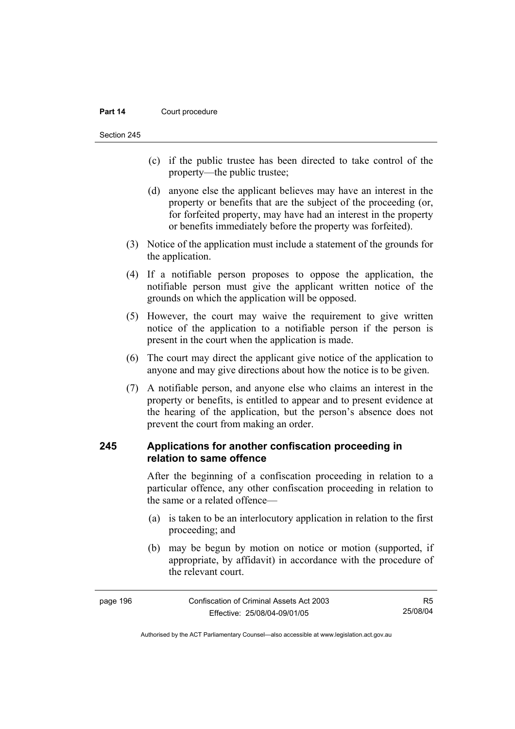(c) if the public trustee has been directed to take control of the property—the public trustee;

(d) anyone else the applicant believes may have an interest in the property or benefits that are the subject of the proceeding (or, for forfeited property, may have had an interest in the property or benefits immediately before the property was forfeited).

(3) Notice of the application must include a statement of the grounds for the application.

(4) If a notifiable person proposes to oppose the application, the notifiable person must give the applicant written notice of the grounds on which the application will be opposed.

(5) However, the court may waive the requirement to give written notice of the application to a notifiable person if the person is present in the court when the application is made.

(6) The court may direct the applicant give notice of the application to anyone and may give directions about how the notice is to be given.

(7) A notifiable person, and anyone else who claims an interest in the property or benefits, is entitled to appear and to present evidence at the hearing of the application, but the person's absence does not prevent the court from making an order.

### 245 Applications for another confiscation proceeding in relation to same offence

After the beginning of a confiscation proceeding in relation to a particular offence, any other confiscation proceeding in relation to the same or a related offence—

(a) is taken to be an interlocutory application in relation to the first proceeding; and

(b) may be begun by motion on notice or motion (supported, if appropriate, by affidavit) in accordance with the procedure of the relevant court.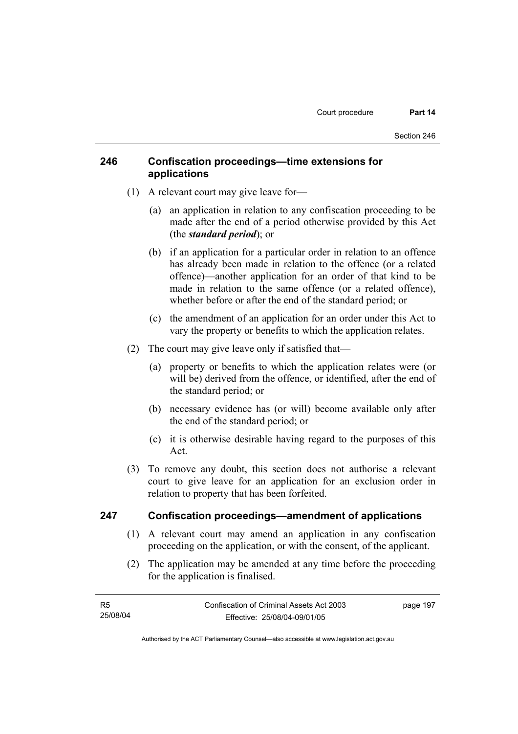## 246 Confiscation proceedings—time extensions for applications

(1) A relevant court may give leave for—

(a) an application in relation to any confiscation proceeding to be made after the end of a period otherwise provided by this Act (the ***standard period***); or

(b) if an application for a particular order in relation to an offence has already been made in relation to the offence (or a related offence)—another application for an order of that kind to be made in relation to the same offence (or a related offence), whether before or after the end of the standard period; or

(c) the amendment of an application for an order under this Act to vary the property or benefits to which the application relates.

(2) The court may give leave only if satisfied that—

(a) property or benefits to which the application relates were (or will be) derived from the offence, or identified, after the end of the standard period; or

(b) necessary evidence has (or will) become available only after the end of the standard period; or

(c) it is otherwise desirable having regard to the purposes of this Act.

(3) To remove any doubt, this section does not authorise a relevant court to give leave for an application for an exclusion order in relation to property that has been forfeited.

## 247 Confiscation proceedings—amendment of applications

(1) A relevant court may amend an application in any confiscation proceeding on the application, or with the consent, of the applicant.

(2) The application may be amended at any time before the proceeding for the application is finalised.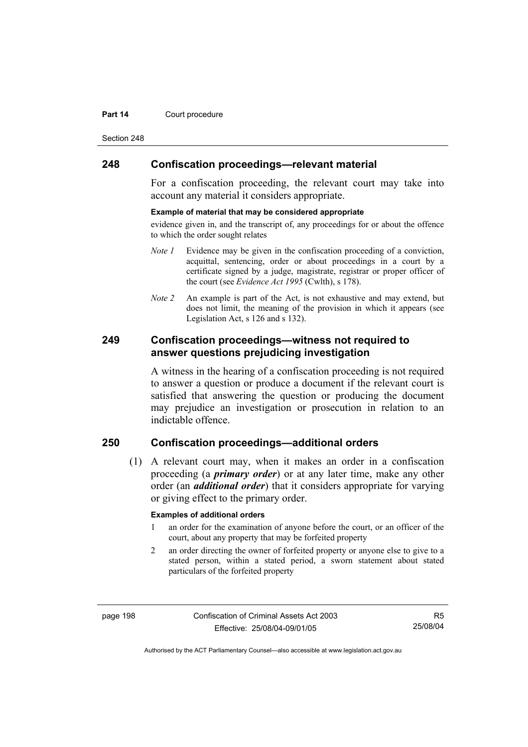## 248 Confiscation proceedings—relevant material

For a confiscation proceeding, the relevant court may take into account any material it considers appropriate.

**Example of material that may be considered appropriate**

evidence given in, and the transcript of, any proceedings for or about the offence to which the order sought relates

*Note 1* Evidence may be given in the confiscation proceeding of a conviction, acquittal, sentencing, order or about proceedings in a court by a certificate signed by a judge, magistrate, registrar or proper officer of the court (see *Evidence Act 1995* (Cwlth), s 178).

*Note 2* An example is part of the Act, is not exhaustive and may extend, but does not limit, the meaning of the provision in which it appears (see Legislation Act, s 126 and s 132).

## 249 Confiscation proceedings—witness not required to answer questions prejudicing investigation

A witness in the hearing of a confiscation proceeding is not required to answer a question or produce a document if the relevant court is satisfied that answering the question or producing the document may prejudice an investigation or prosecution in relation to an indictable offence.

## 250 Confiscation proceedings—additional orders

(1) A relevant court may, when it makes an order in a confiscation proceeding (a ***primary order***) or at any later time, make any other order (an ***additional order***) that it considers appropriate for varying or giving effect to the primary order.

**Examples of additional orders**

1 an order for the examination of anyone before the court, or an officer of the court, about any property that may be forfeited property

2 an order directing the owner of forfeited property or anyone else to give to a stated person, within a stated period, a sworn statement about stated particulars of the forfeited property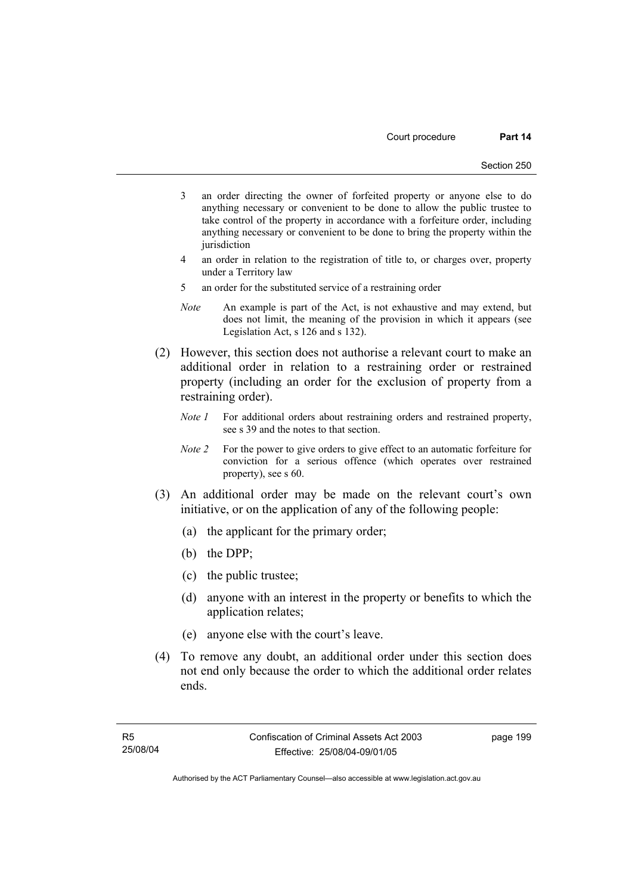3 an order directing the owner of forfeited property or anyone else to do anything necessary or convenient to be done to allow the public trustee to take control of the property in accordance with a forfeiture order, including anything necessary or convenient to be done to bring the property within the jurisdiction

4 an order in relation to the registration of title to, or charges over, property under a Territory law

5 an order for the substituted service of a restraining order

*Note* An example is part of the Act, is not exhaustive and may extend, but does not limit, the meaning of the provision in which it appears (see Legislation Act, s 126 and s 132).

(2) However, this section does not authorise a relevant court to make an additional order in relation to a restraining order or restrained property (including an order for the exclusion of property from a restraining order).

*Note 1* For additional orders about restraining orders and restrained property, see s 39 and the notes to that section.

*Note 2* For the power to give orders to give effect to an automatic forfeiture for conviction for a serious offence (which operates over restrained property), see s 60.

(3) An additional order may be made on the relevant court's own initiative, or on the application of any of the following people:

(a) the applicant for the primary order;

(b) the DPP;

(c) the public trustee;

(d) anyone with an interest in the property or benefits to which the application relates;

(e) anyone else with the court's leave.

(4) To remove any doubt, an additional order under this section does not end only because the order to which the additional order relates ends.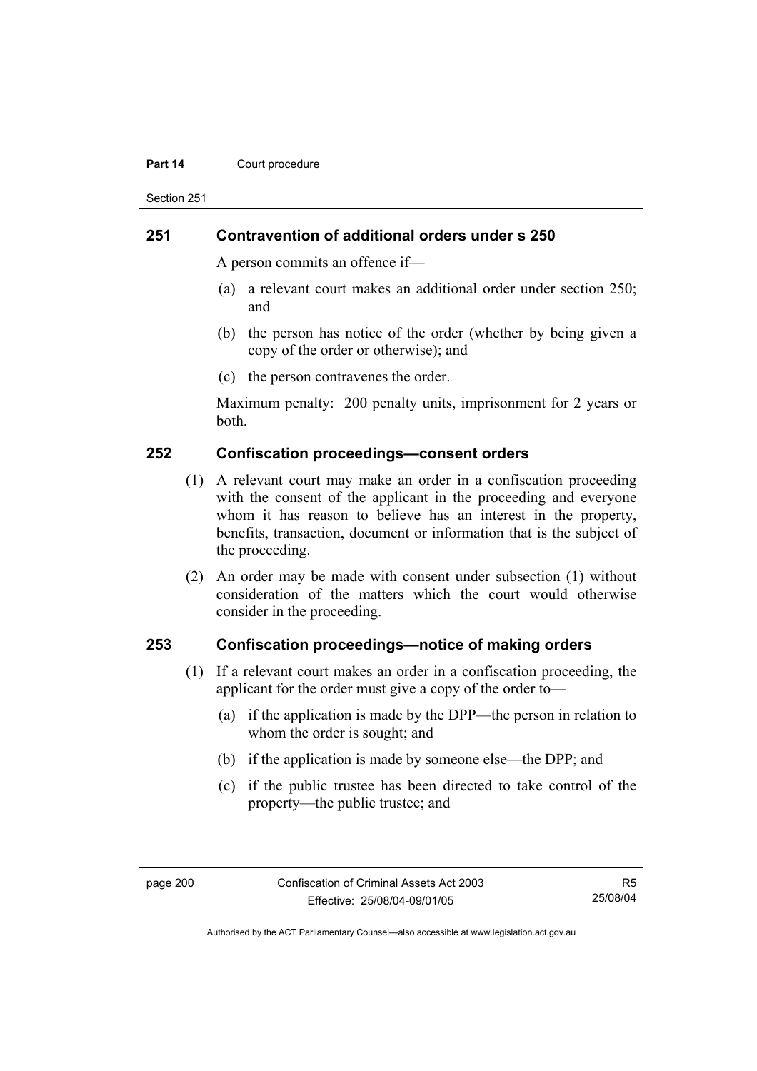## 251 Contravention of additional orders under s 250

A person commits an offence if—

(a) a relevant court makes an additional order under section 250; and

(b) the person has notice of the order (whether by being given a copy of the order or otherwise); and

(c) the person contravenes the order.

Maximum penalty: 200 penalty units, imprisonment for 2 years or both.

## 252 Confiscation proceedings—consent orders

(1) A relevant court may make an order in a confiscation proceeding with the consent of the applicant in the proceeding and everyone whom it has reason to believe has an interest in the property, benefits, transaction, document or information that is the subject of the proceeding.

(2) An order may be made with consent under subsection (1) without consideration of the matters which the court would otherwise consider in the proceeding.

## 253 Confiscation proceedings—notice of making orders

(1) If a relevant court makes an order in a confiscation proceeding, the applicant for the order must give a copy of the order to—

(a) if the application is made by the DPP—the person in relation to whom the order is sought; and

(b) if the application is made by someone else—the DPP; and

(c) if the public trustee has been directed to take control of the property—the public trustee; and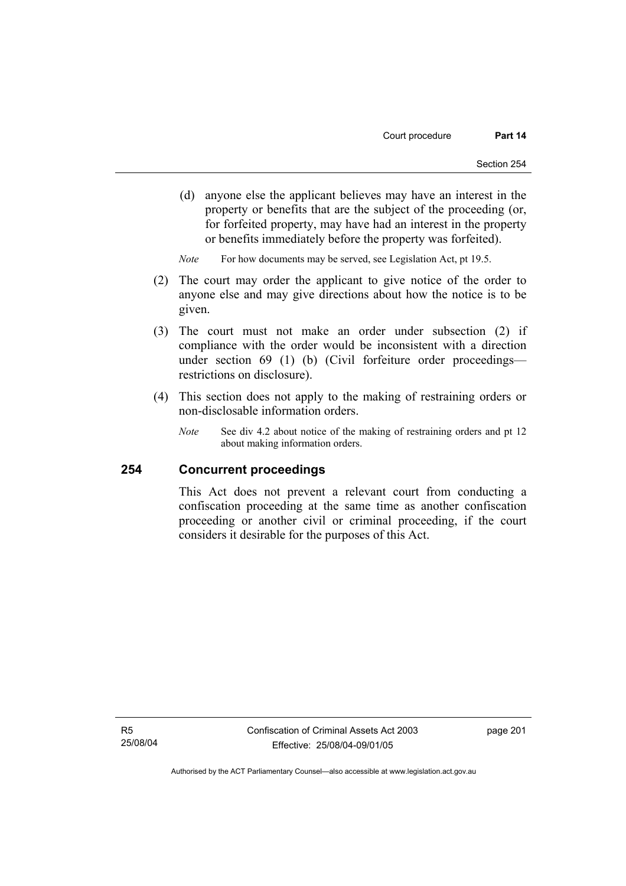(d) anyone else the applicant believes may have an interest in the property or benefits that are the subject of the proceeding (or, for forfeited property, may have had an interest in the property or benefits immediately before the property was forfeited).

*Note* For how documents may be served, see Legislation Act, pt 19.5.

(2) The court may order the applicant to give notice of the order to anyone else and may give directions about how the notice is to be given.

(3) The court must not make an order under subsection (2) if compliance with the order would be inconsistent with a direction under section 69 (1) (b) (Civil forfeiture order proceedings—restrictions on disclosure).

(4) This section does not apply to the making of restraining orders or non-disclosable information orders.

*Note* See div 4.2 about notice of the making of restraining orders and pt 12 about making information orders.

## 254 Concurrent proceedings

This Act does not prevent a relevant court from conducting a confiscation proceeding at the same time as another confiscation proceeding or another civil or criminal proceeding, if the court considers it desirable for the purposes of this Act.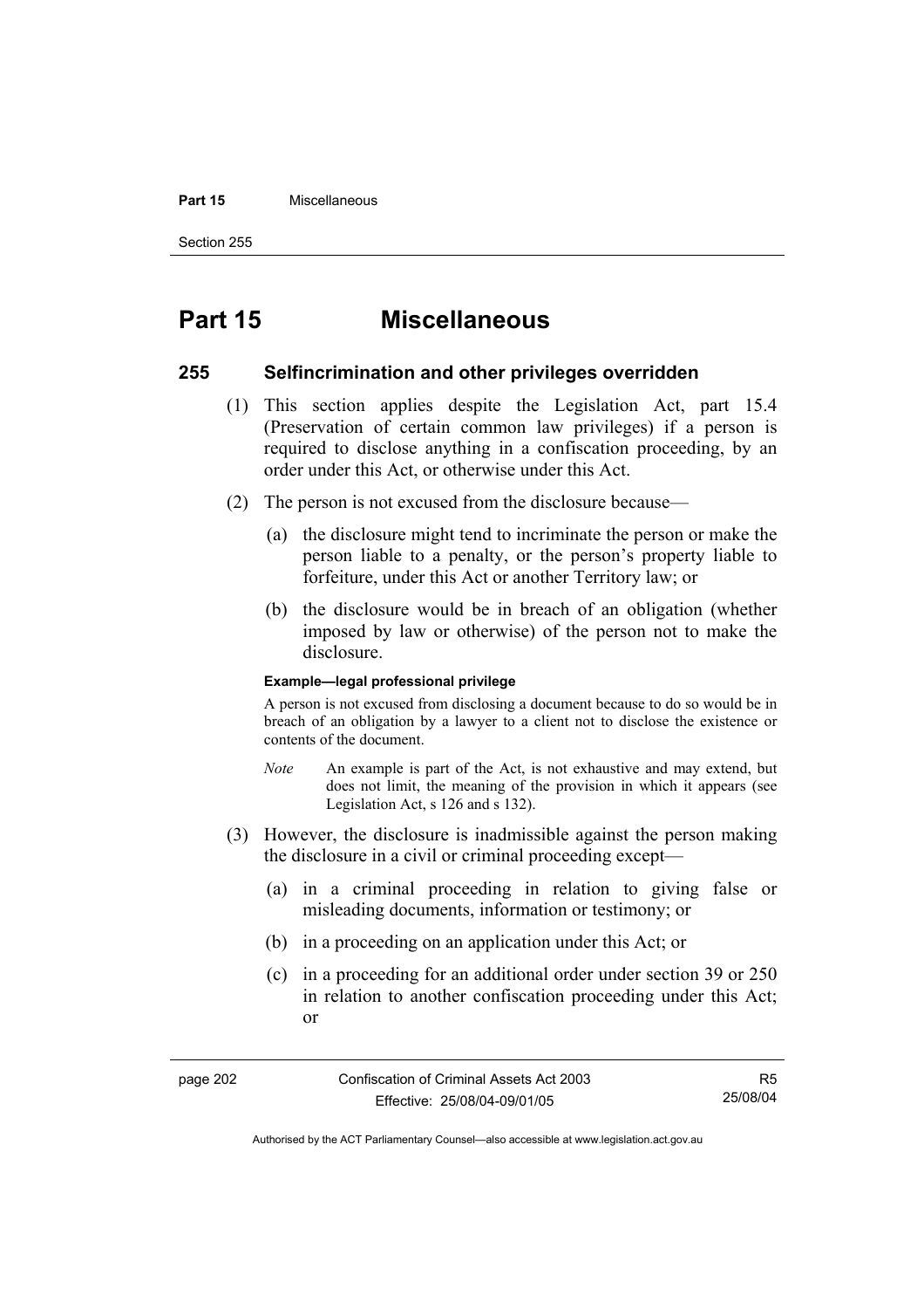# Part 15 Miscellaneous

## 255 Selfincrimination and other privileges overridden

(1) This section applies despite the Legislation Act, part 15.4 (Preservation of certain common law privileges) if a person is required to disclose anything in a confiscation proceeding, by an order under this Act, or otherwise under this Act.

(2) The person is not excused from the disclosure because—

(a) the disclosure might tend to incriminate the person or make the person liable to a penalty, or the person's property liable to forfeiture, under this Act or another Territory law; or

(b) the disclosure would be in breach of an obligation (whether imposed by law or otherwise) of the person not to make the disclosure.

**Example—legal professional privilege**

A person is not excused from disclosing a document because to do so would be in breach of an obligation by a lawyer to a client not to disclose the existence or contents of the document.

*Note* An example is part of the Act, is not exhaustive and may extend, but does not limit, the meaning of the provision in which it appears (see Legislation Act, s 126 and s 132).

(3) However, the disclosure is inadmissible against the person making the disclosure in a civil or criminal proceeding except—

(a) in a criminal proceeding in relation to giving false or misleading documents, information or testimony; or

(b) in a proceeding on an application under this Act; or

(c) in a proceeding for an additional order under section 39 or 250 in relation to another confiscation proceeding under this Act; or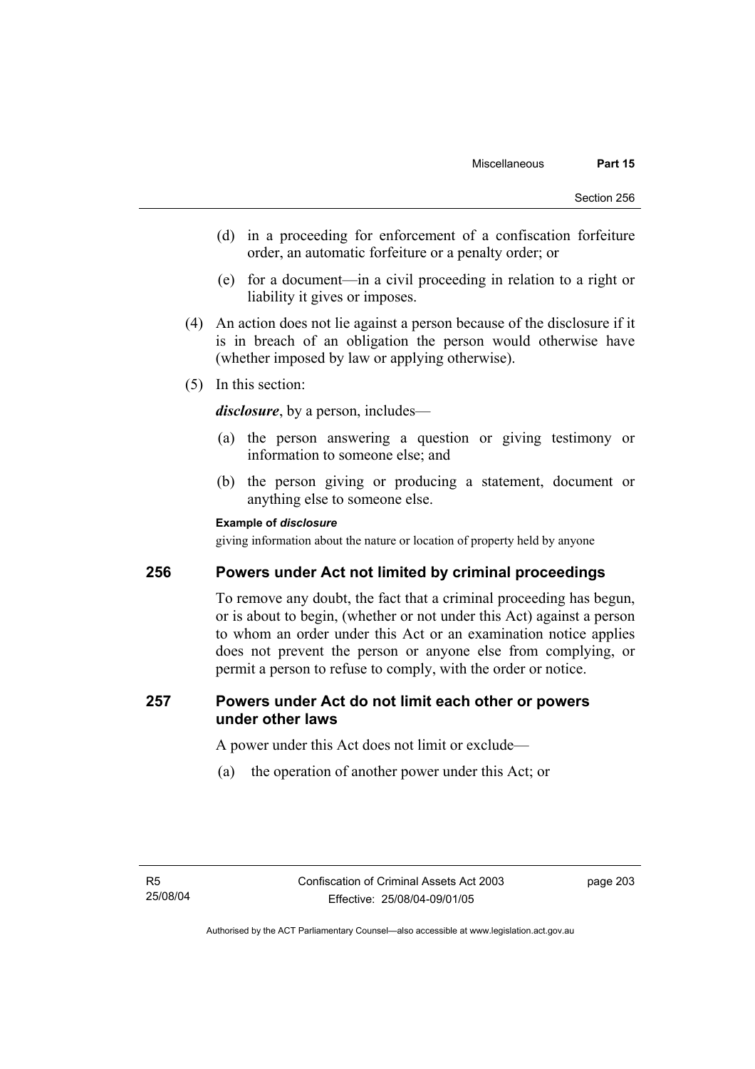(d) in a proceeding for enforcement of a confiscation forfeiture order, an automatic forfeiture or a penalty order; or

(e) for a document—in a civil proceeding in relation to a right or liability it gives or imposes.

(4) An action does not lie against a person because of the disclosure if it is in breach of an obligation the person would otherwise have (whether imposed by law or applying otherwise).

(5) In this section:

***disclosure***, by a person, includes—

(a) the person answering a question or giving testimony or information to someone else; and

(b) the person giving or producing a statement, document or anything else to someone else.

**Example of *disclosure***

giving information about the nature or location of property held by anyone

## 256 Powers under Act not limited by criminal proceedings

To remove any doubt, the fact that a criminal proceeding has begun, or is about to begin, (whether or not under this Act) against a person to whom an order under this Act or an examination notice applies does not prevent the person or anyone else from complying, or permit a person to refuse to comply, with the order or notice.

## 257 Powers under Act do not limit each other or powers under other laws

A power under this Act does not limit or exclude—

(a) the operation of another power under this Act; or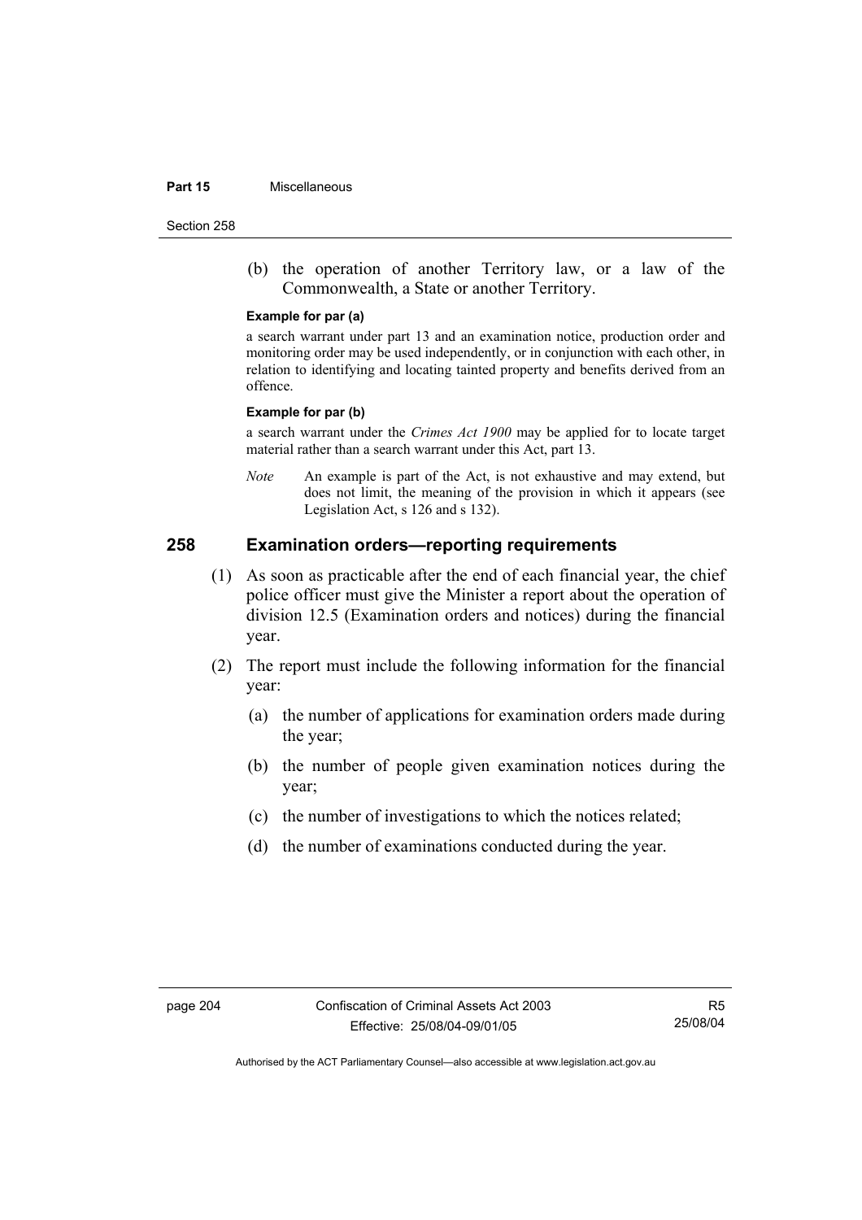(b) the operation of another Territory law, or a law of the Commonwealth, a State or another Territory.

**Example for par (a)**

a search warrant under part 13 and an examination notice, production order and monitoring order may be used independently, or in conjunction with each other, in relation to identifying and locating tainted property and benefits derived from an offence.

**Example for par (b)**

a search warrant under the *Crimes Act 1900* may be applied for to locate target material rather than a search warrant under this Act, part 13.

*Note* An example is part of the Act, is not exhaustive and may extend, but does not limit, the meaning of the provision in which it appears (see Legislation Act, s 126 and s 132).

## 258 Examination orders—reporting requirements

(1) As soon as practicable after the end of each financial year, the chief police officer must give the Minister a report about the operation of division 12.5 (Examination orders and notices) during the financial year.

(2) The report must include the following information for the financial year:

(a) the number of applications for examination orders made during the year;

(b) the number of people given examination notices during the year;

(c) the number of investigations to which the notices related;

(d) the number of examinations conducted during the year.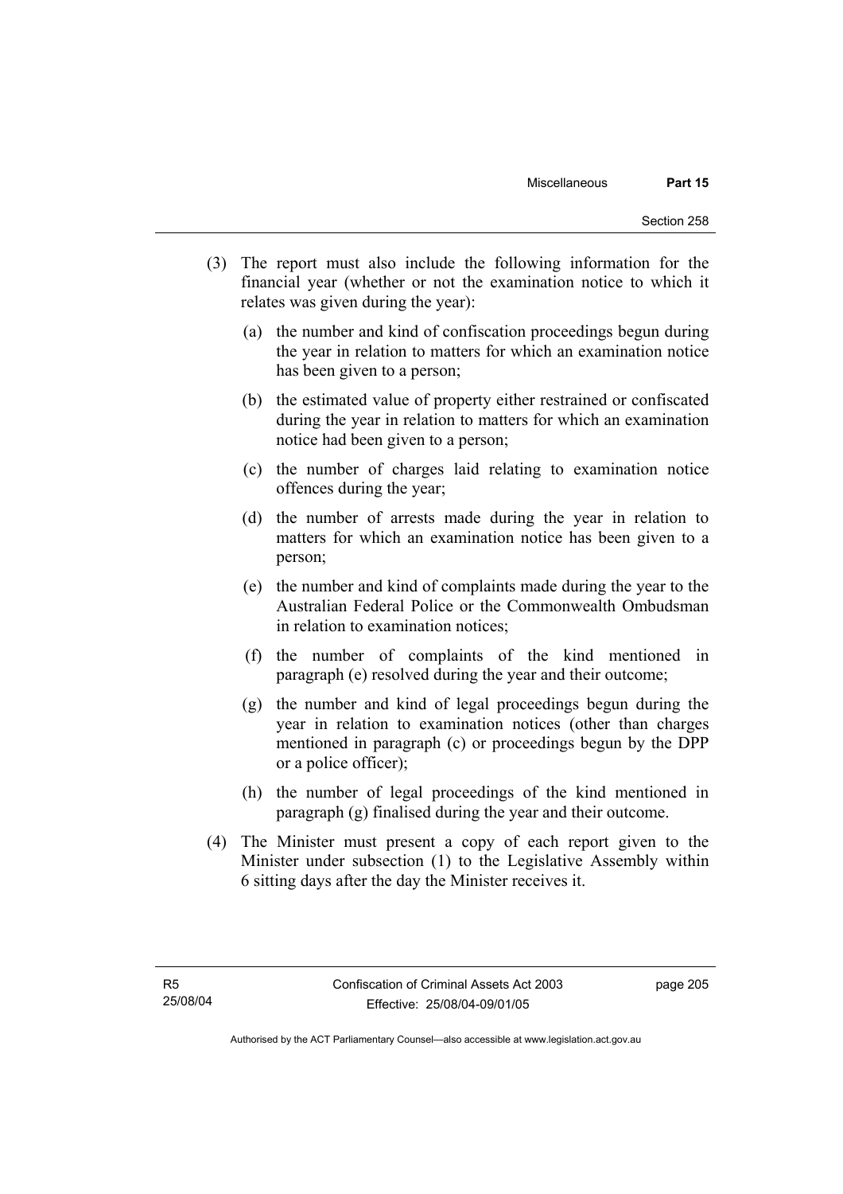(3) The report must also include the following information for the financial year (whether or not the examination notice to which it relates was given during the year):

(a) the number and kind of confiscation proceedings begun during the year in relation to matters for which an examination notice has been given to a person;

(b) the estimated value of property either restrained or confiscated during the year in relation to matters for which an examination notice had been given to a person;

(c) the number of charges laid relating to examination notice offences during the year;

(d) the number of arrests made during the year in relation to matters for which an examination notice has been given to a person;

(e) the number and kind of complaints made during the year to the Australian Federal Police or the Commonwealth Ombudsman in relation to examination notices;

(f) the number of complaints of the kind mentioned in paragraph (e) resolved during the year and their outcome;

(g) the number and kind of legal proceedings begun during the year in relation to examination notices (other than charges mentioned in paragraph (c) or proceedings begun by the DPP or a police officer);

(h) the number of legal proceedings of the kind mentioned in paragraph (g) finalised during the year and their outcome.

(4) The Minister must present a copy of each report given to the Minister under subsection (1) to the Legislative Assembly within 6 sitting days after the day the Minister receives it.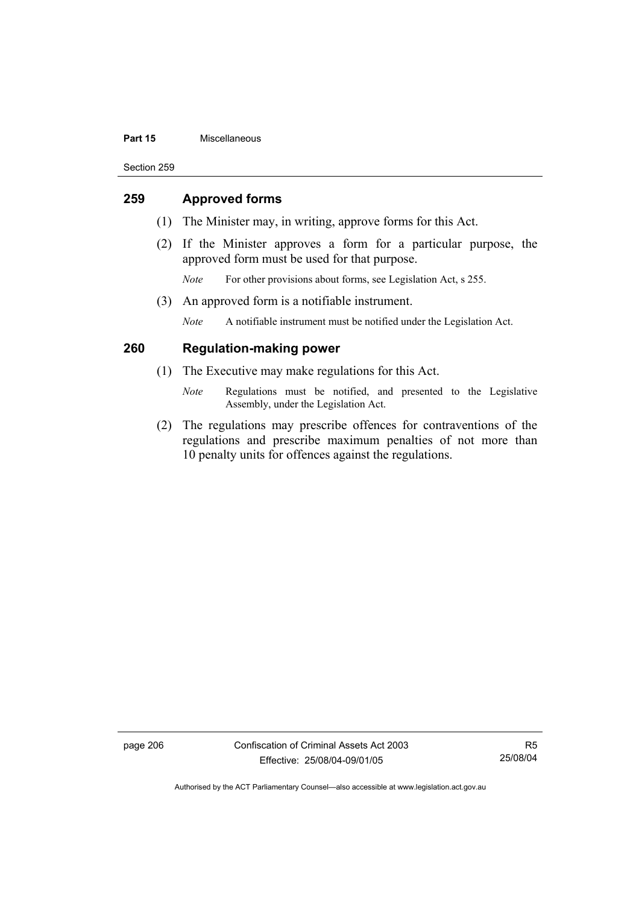## 259 Approved forms

(1) The Minister may, in writing, approve forms for this Act.

(2) If the Minister approves a form for a particular purpose, the approved form must be used for that purpose.

*Note* For other provisions about forms, see Legislation Act, s 255.

(3) An approved form is a notifiable instrument.

*Note* A notifiable instrument must be notified under the Legislation Act.

## 260 Regulation-making power

(1) The Executive may make regulations for this Act.

*Note* Regulations must be notified, and presented to the Legislative Assembly, under the Legislation Act.

(2) The regulations may prescribe offences for contraventions of the regulations and prescribe maximum penalties of not more than 10 penalty units for offences against the regulations.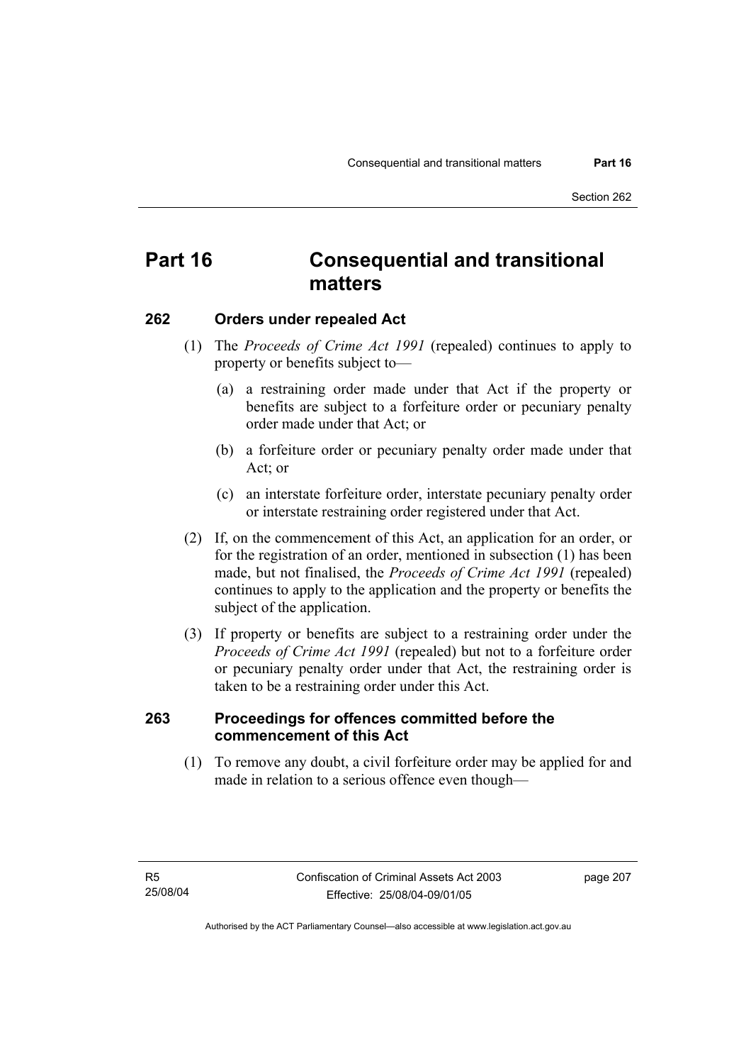# Part 16 Consequential and transitional matters

## 262 Orders under repealed Act

(1) The *Proceeds of Crime Act 1991* (repealed) continues to apply to property or benefits subject to—

(a) a restraining order made under that Act if the property or benefits are subject to a forfeiture order or pecuniary penalty order made under that Act; or

(b) a forfeiture order or pecuniary penalty order made under that Act; or

(c) an interstate forfeiture order, interstate pecuniary penalty order or interstate restraining order registered under that Act.

(2) If, on the commencement of this Act, an application for an order, or for the registration of an order, mentioned in subsection (1) has been made, but not finalised, the *Proceeds of Crime Act 1991* (repealed) continues to apply to the application and the property or benefits the subject of the application.

(3) If property or benefits are subject to a restraining order under the *Proceeds of Crime Act 1991* (repealed) but not to a forfeiture order or pecuniary penalty order under that Act, the restraining order is taken to be a restraining order under this Act.

## 263 Proceedings for offences committed before the commencement of this Act

(1) To remove any doubt, a civil forfeiture order may be applied for and made in relation to a serious offence even though—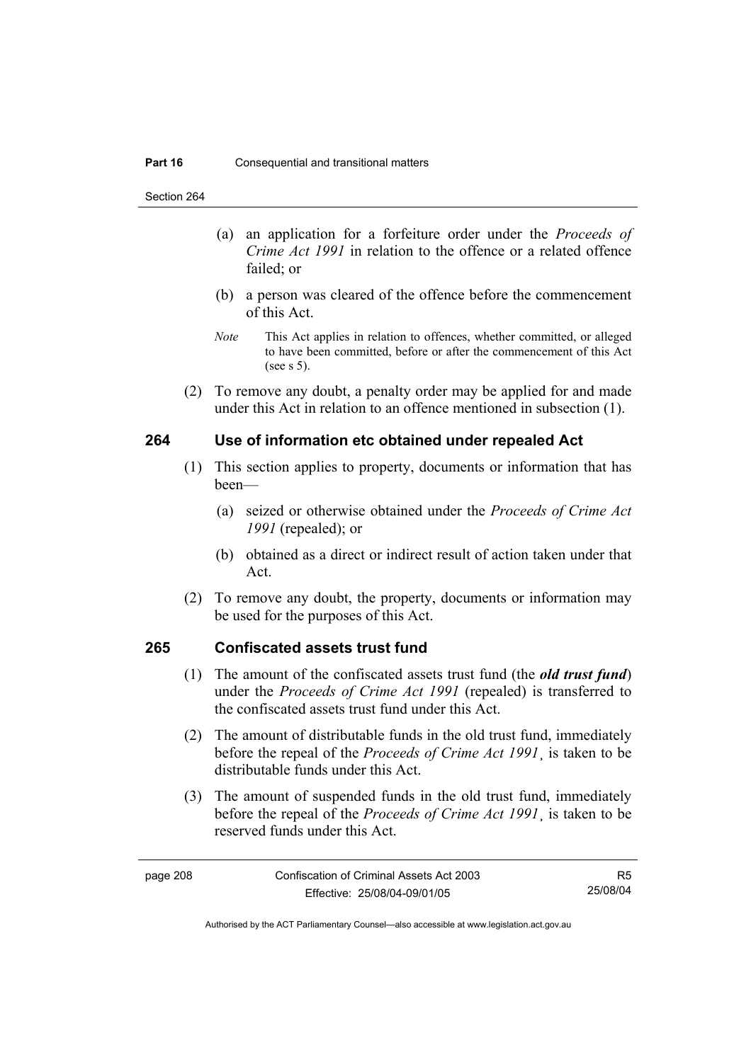(a) an application for a forfeiture order under the *Proceeds of Crime Act 1991* in relation to the offence or a related offence failed; or

(b) a person was cleared of the offence before the commencement of this Act.

*Note* This Act applies in relation to offences, whether committed, or alleged to have been committed, before or after the commencement of this Act (see s 5).

(2) To remove any doubt, a penalty order may be applied for and made under this Act in relation to an offence mentioned in subsection (1).

## 264 Use of information etc obtained under repealed Act

(1) This section applies to property, documents or information that has been—

(a) seized or otherwise obtained under the *Proceeds of Crime Act 1991* (repealed); or

(b) obtained as a direct or indirect result of action taken under that Act.

(2) To remove any doubt, the property, documents or information may be used for the purposes of this Act.

## 265 Confiscated assets trust fund

(1) The amount of the confiscated assets trust fund (the ***old trust fund***) under the *Proceeds of Crime Act 1991* (repealed) is transferred to the confiscated assets trust fund under this Act.

(2) The amount of distributable funds in the old trust fund, immediately before the repeal of the *Proceeds of Crime Act 1991*¸ is taken to be distributable funds under this Act.

(3) The amount of suspended funds in the old trust fund, immediately before the repeal of the *Proceeds of Crime Act 1991*¸ is taken to be reserved funds under this Act.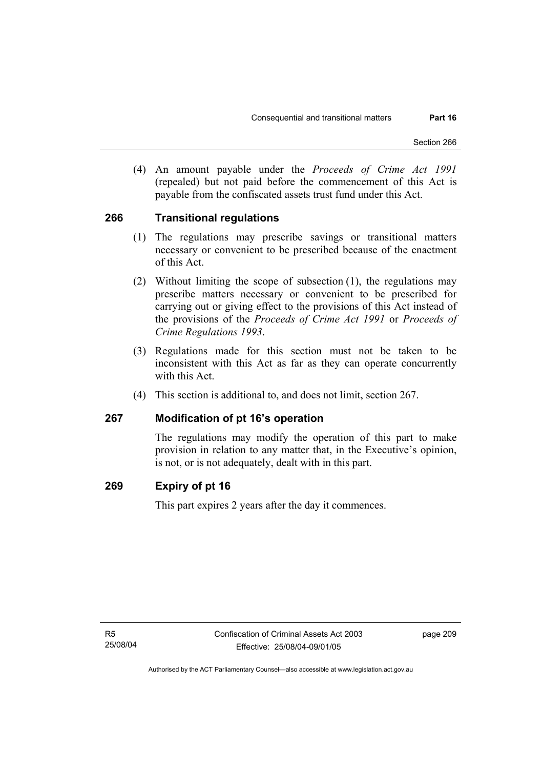(4) An amount payable under the *Proceeds of Crime Act 1991* (repealed) but not paid before the commencement of this Act is payable from the confiscated assets trust fund under this Act.

### 266 Transitional regulations

(1) The regulations may prescribe savings or transitional matters necessary or convenient to be prescribed because of the enactment of this Act.

(2) Without limiting the scope of subsection (1), the regulations may prescribe matters necessary or convenient to be prescribed for carrying out or giving effect to the provisions of this Act instead of the provisions of the *Proceeds of Crime Act 1991* or *Proceeds of Crime Regulations 1993*.

(3) Regulations made for this section must not be taken to be inconsistent with this Act as far as they can operate concurrently with this Act.

(4) This section is additional to, and does not limit, section 267.

### 267 Modification of pt 16's operation

The regulations may modify the operation of this part to make provision in relation to any matter that, in the Executive's opinion, is not, or is not adequately, dealt with in this part.

### 269 Expiry of pt 16

This part expires 2 years after the day it commences.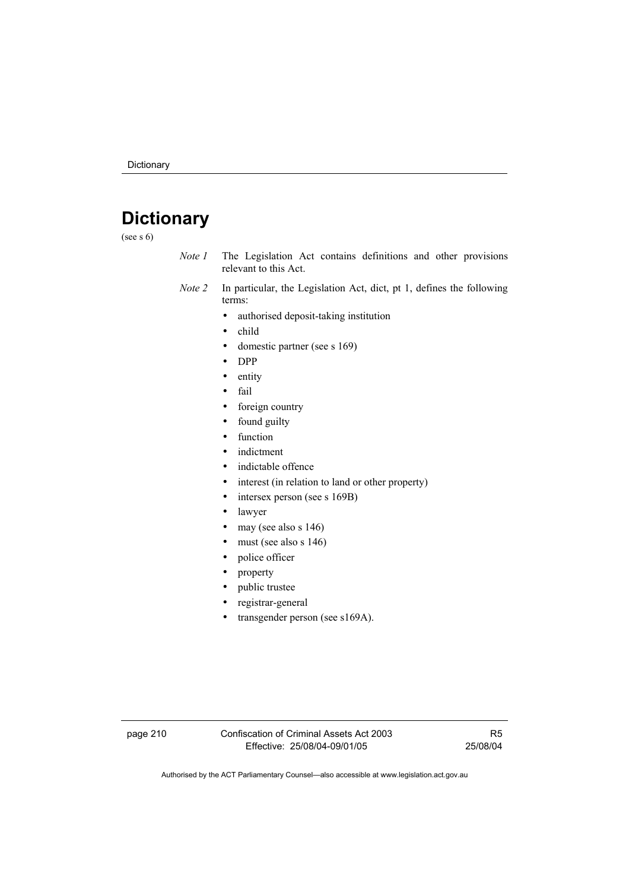# Dictionary

(see s 6)

*Note 1* The Legislation Act contains definitions and other provisions relevant to this Act.

*Note 2* In particular, the Legislation Act, dict, pt 1, defines the following terms:

- authorised deposit-taking institution
- child
- domestic partner (see s 169)
- DPP
- entity
- fail
- foreign country
- found guilty
- function
- indictment
- indictable offence
- interest (in relation to land or other property)
- intersex person (see s 169B)
- lawyer
- may (see also s 146)
- must (see also s 146)
- police officer
- property
- public trustee
- registrar-general
- transgender person (see s169A).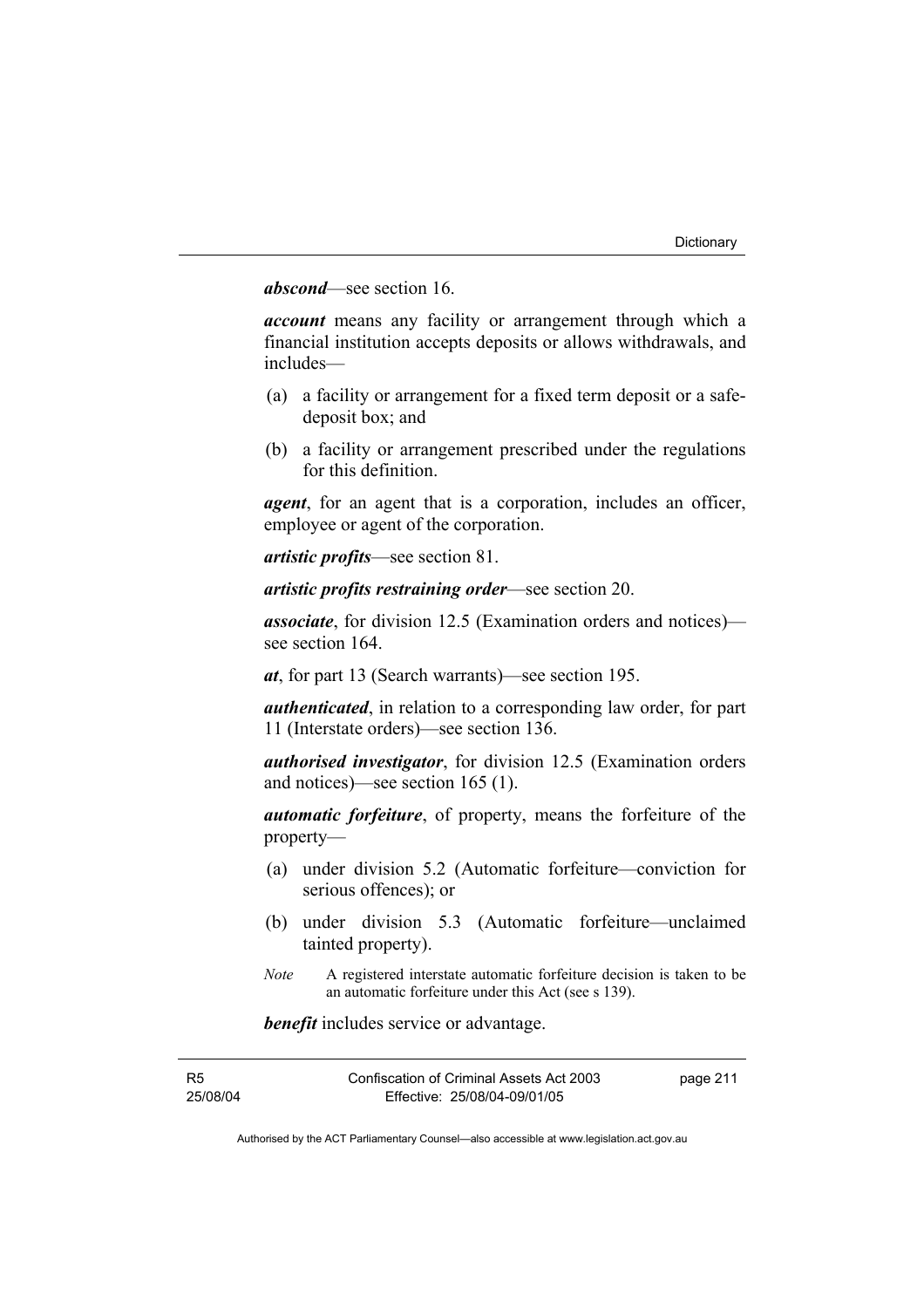***abscond***—see section 16.

***account*** means any facility or arrangement through which a financial institution accepts deposits or allows withdrawals, and includes—

(a) a facility or arrangement for a fixed term deposit or a safe-deposit box; and

(b) a facility or arrangement prescribed under the regulations for this definition.

***agent***, for an agent that is a corporation, includes an officer, employee or agent of the corporation.

***artistic profits***—see section 81.

***artistic profits restraining order***—see section 20.

***associate***, for division 12.5 (Examination orders and notices)—see section 164.

***at***, for part 13 (Search warrants)—see section 195.

***authenticated***, in relation to a corresponding law order, for part 11 (Interstate orders)—see section 136.

***authorised investigator***, for division 12.5 (Examination orders and notices)—see section 165 (1).

***automatic forfeiture***, of property, means the forfeiture of the property—

(a) under division 5.2 (Automatic forfeiture—conviction for serious offences); or

(b) under division 5.3 (Automatic forfeiture—unclaimed tainted property).

*Note* A registered interstate automatic forfeiture decision is taken to be an automatic forfeiture under this Act (see s 139).

***benefit*** includes service or advantage.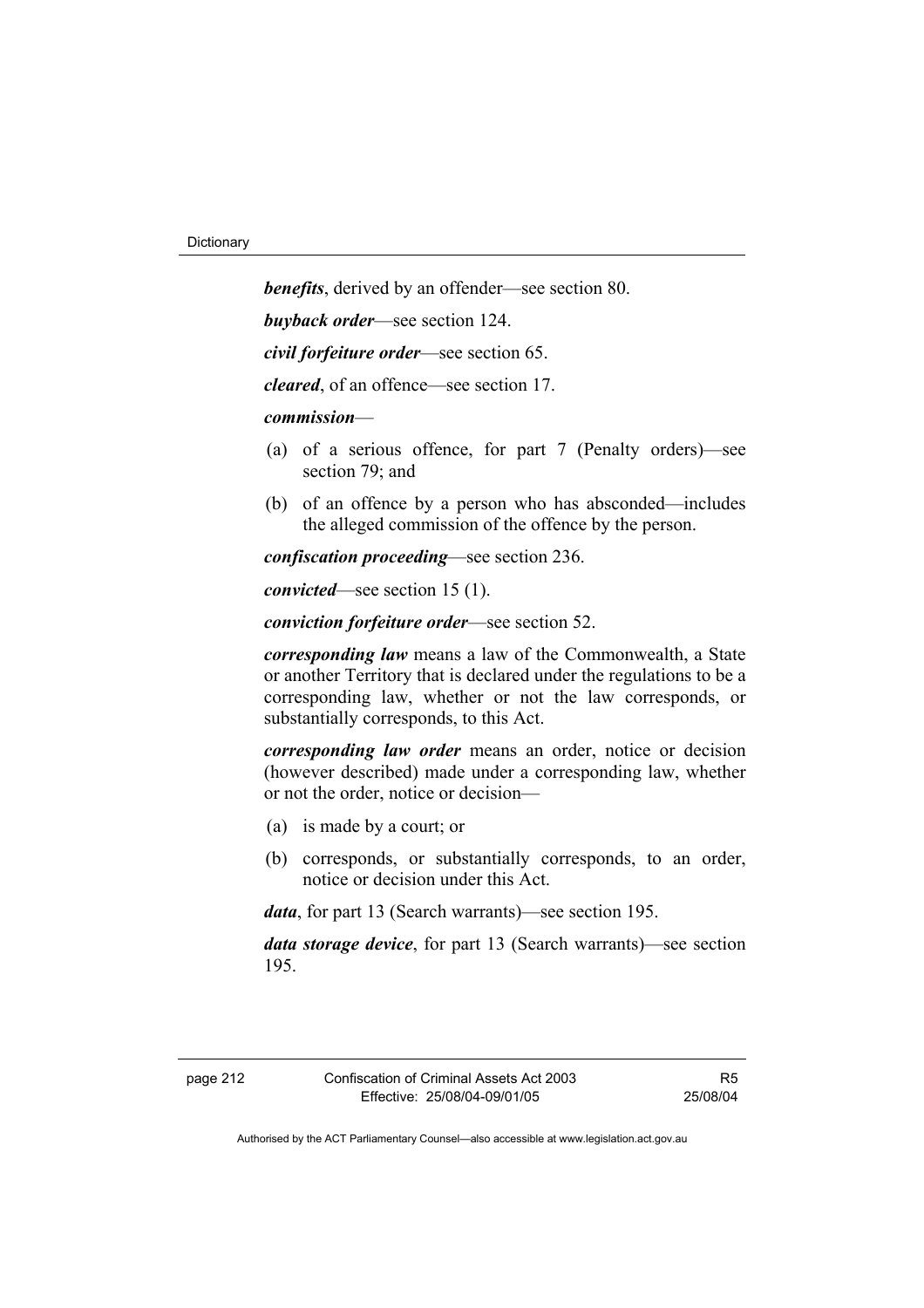***benefits***, derived by an offender—see section 80.

***buyback order***—see section 124.

***civil forfeiture order***—see section 65.

***cleared***, of an offence—see section 17.

***commission***—

- (a) of a serious offence, for part 7 (Penalty orders)—see section 79; and
- (b) of an offence by a person who has absconded—includes the alleged commission of the offence by the person.

***confiscation proceeding***—see section 236.

***convicted***—see section 15 (1).

***conviction forfeiture order***—see section 52.

***corresponding law*** means a law of the Commonwealth, a State or another Territory that is declared under the regulations to be a corresponding law, whether or not the law corresponds, or substantially corresponds, to this Act.

***corresponding law order*** means an order, notice or decision (however described) made under a corresponding law, whether or not the order, notice or decision—

- (a) is made by a court; or
- (b) corresponds, or substantially corresponds, to an order, notice or decision under this Act.

***data***, for part 13 (Search warrants)—see section 195.

***data storage device***, for part 13 (Search warrants)—see section 195.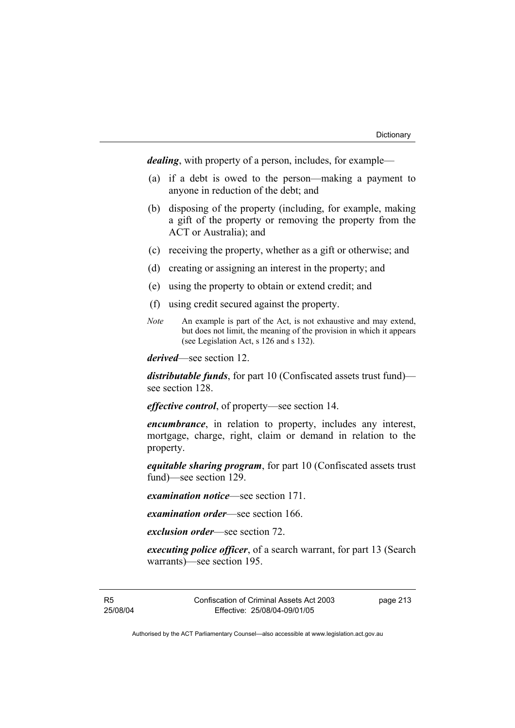***dealing***, with property of a person, includes, for example—

(a) if a debt is owed to the person—making a payment to anyone in reduction of the debt; and

(b) disposing of the property (including, for example, making a gift of the property or removing the property from the ACT or Australia); and

(c) receiving the property, whether as a gift or otherwise; and

(d) creating or assigning an interest in the property; and

(e) using the property to obtain or extend credit; and

(f) using credit secured against the property.

*Note* An example is part of the Act, is not exhaustive and may extend, but does not limit, the meaning of the provision in which it appears (see Legislation Act, s 126 and s 132).

***derived***—see section 12.

***distributable funds***, for part 10 (Confiscated assets trust fund)—see section 128.

***effective control***, of property—see section 14.

***encumbrance***, in relation to property, includes any interest, mortgage, charge, right, claim or demand in relation to the property.

***equitable sharing program***, for part 10 (Confiscated assets trust fund)—see section 129.

***examination notice***—see section 171.

***examination order***—see section 166.

***exclusion order***—see section 72.

***executing police officer***, of a search warrant, for part 13 (Search warrants)—see section 195.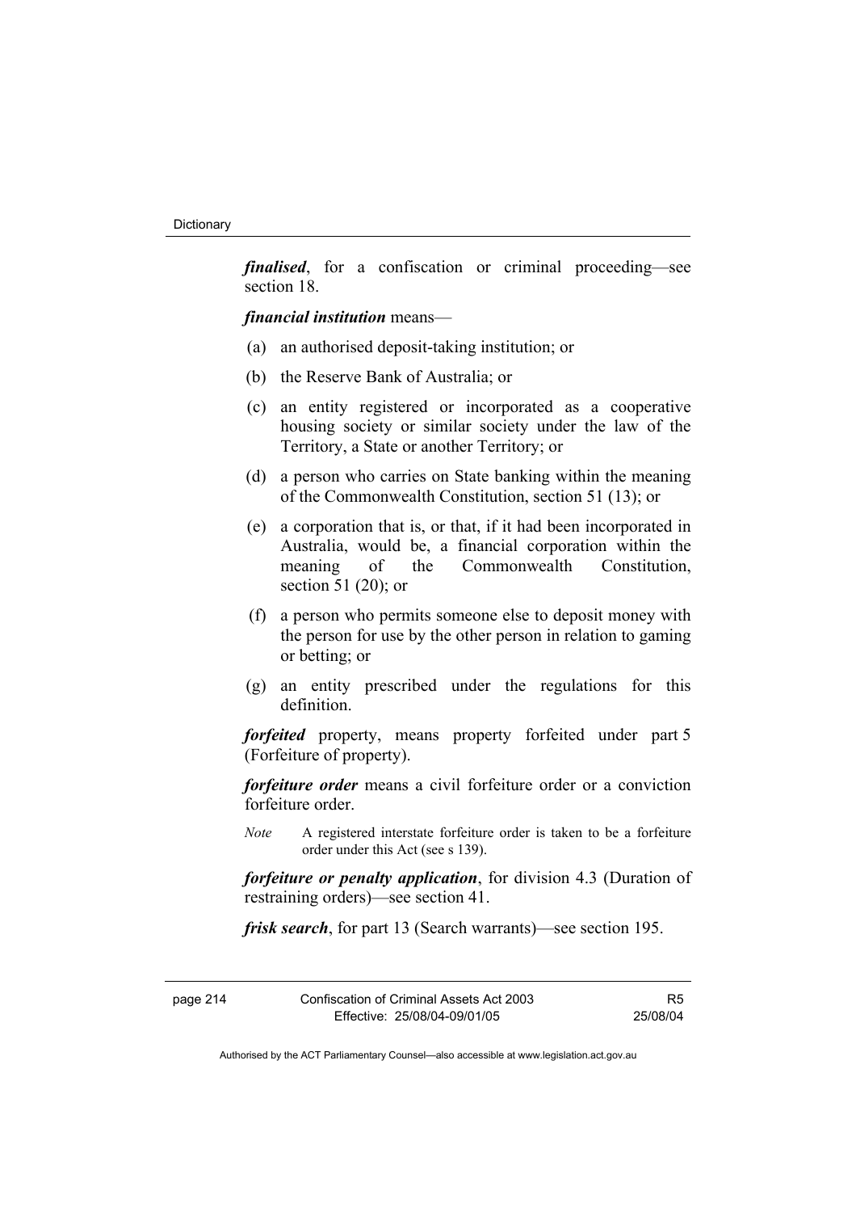***finalised***, for a confiscation or criminal proceeding—see section 18.

***financial institution*** means—

(a) an authorised deposit-taking institution; or

(b) the Reserve Bank of Australia; or

(c) an entity registered or incorporated as a cooperative housing society or similar society under the law of the Territory, a State or another Territory; or

(d) a person who carries on State banking within the meaning of the Commonwealth Constitution, section 51 (13); or

(e) a corporation that is, or that, if it had been incorporated in Australia, would be, a financial corporation within the meaning of the Commonwealth Constitution, section 51 (20); or

(f) a person who permits someone else to deposit money with the person for use by the other person in relation to gaming or betting; or

(g) an entity prescribed under the regulations for this definition.

***forfeited*** property, means property forfeited under part 5 (Forfeiture of property).

***forfeiture order*** means a civil forfeiture order or a conviction forfeiture order.

*Note* A registered interstate forfeiture order is taken to be a forfeiture order under this Act (see s 139).

***forfeiture or penalty application***, for division 4.3 (Duration of restraining orders)—see section 41.

***frisk search***, for part 13 (Search warrants)—see section 195.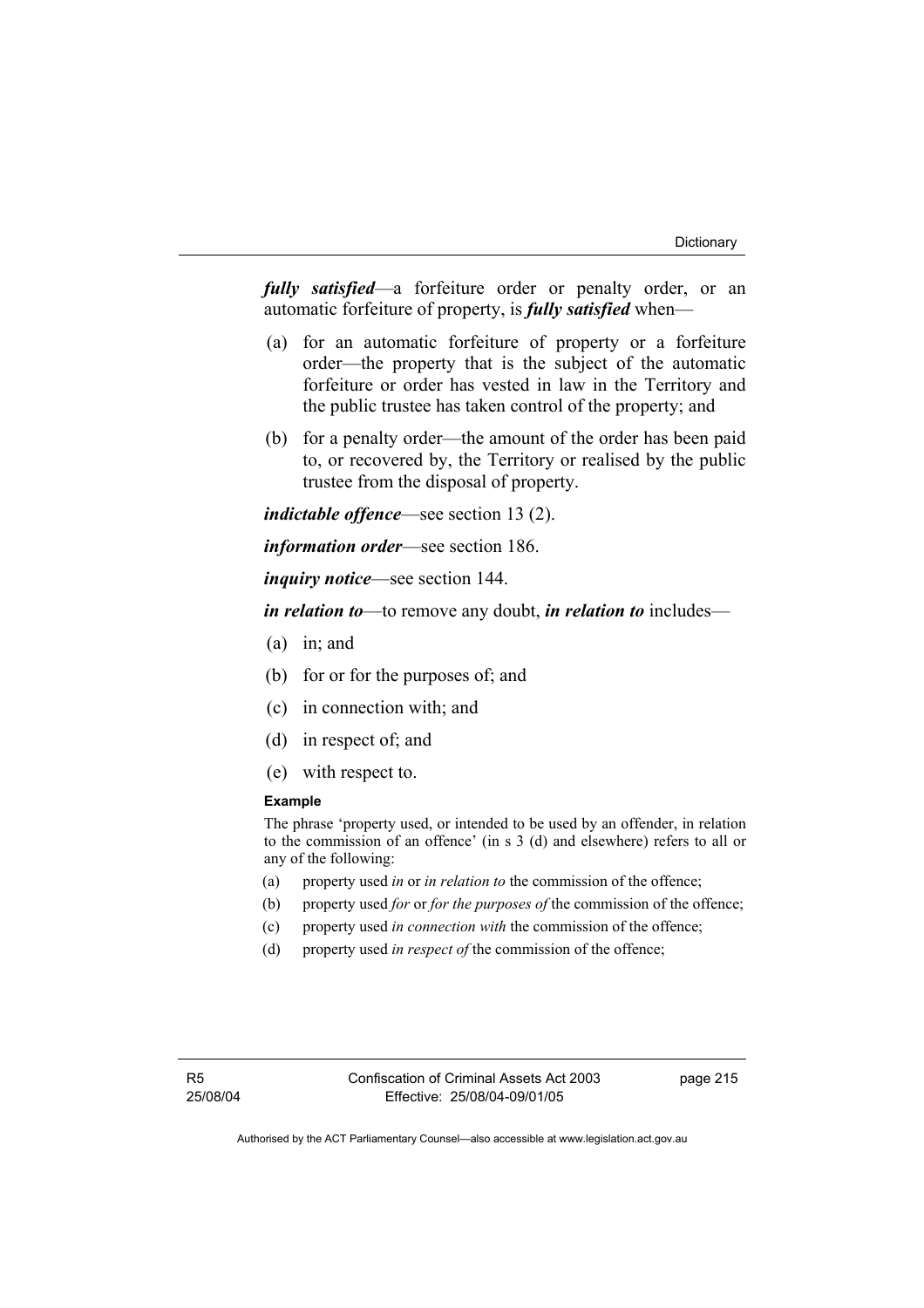***fully satisfied***—a forfeiture order or penalty order, or an automatic forfeiture of property, is ***fully satisfied*** when—

(a) for an automatic forfeiture of property or a forfeiture order—the property that is the subject of the automatic forfeiture or order has vested in law in the Territory and the public trustee has taken control of the property; and

(b) for a penalty order—the amount of the order has been paid to, or recovered by, the Territory or realised by the public trustee from the disposal of property.

***indictable offence***—see section 13 (2).

***information order***—see section 186.

***inquiry notice***—see section 144.

***in relation to***—to remove any doubt, ***in relation to*** includes—

(a) in; and

(b) for or for the purposes of; and

(c) in connection with; and

(d) in respect of; and

(e) with respect to.

**Example**

The phrase 'property used, or intended to be used by an offender, in relation to the commission of an offence' (in s 3 (d) and elsewhere) refers to all or any of the following:

(a) property used *in* or *in relation to* the commission of the offence;

(b) property used *for* or *for the purposes of* the commission of the offence;

(c) property used *in connection with* the commission of the offence;

(d) property used *in respect of* the commission of the offence;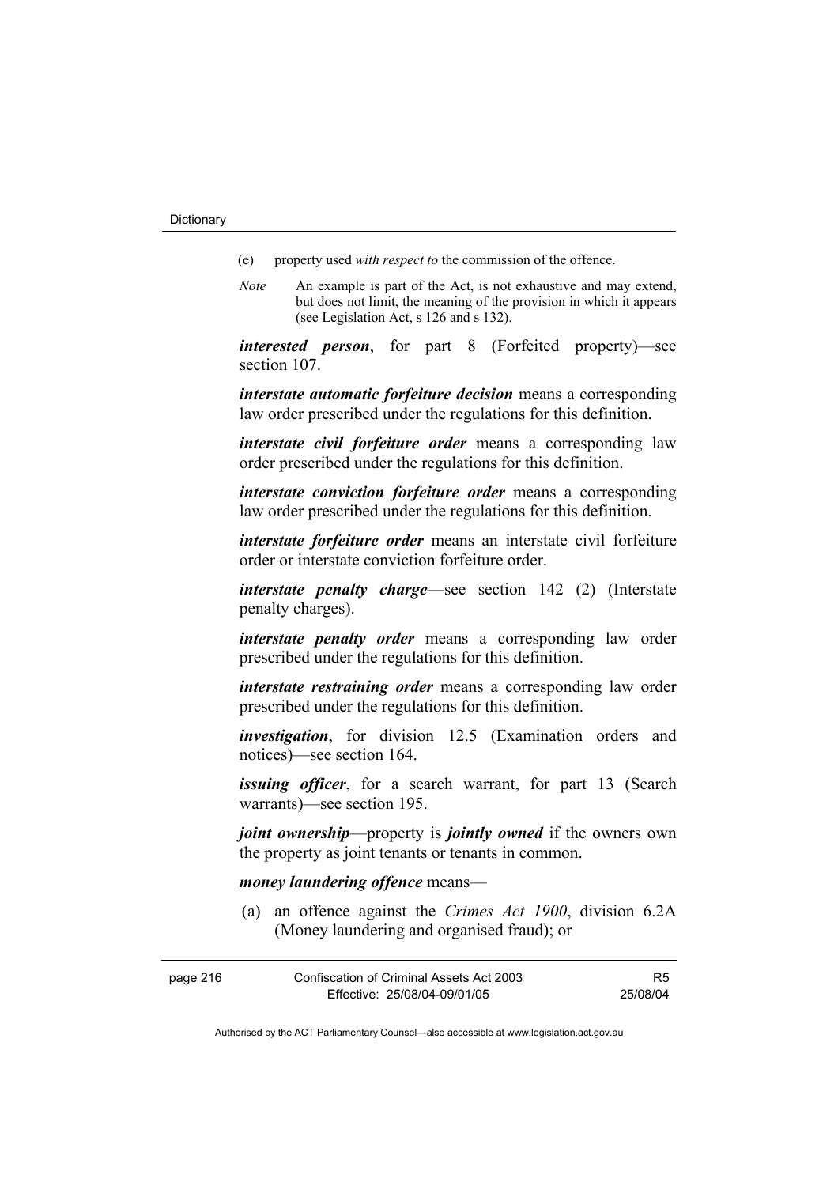(e) property used *with respect to* the commission of the offence.

*Note* An example is part of the Act, is not exhaustive and may extend, but does not limit, the meaning of the provision in which it appears (see Legislation Act, s 126 and s 132).

***interested person***, for part 8 (Forfeited property)—see section 107.

***interstate automatic forfeiture decision*** means a corresponding law order prescribed under the regulations for this definition.

***interstate civil forfeiture order*** means a corresponding law order prescribed under the regulations for this definition.

***interstate conviction forfeiture order*** means a corresponding law order prescribed under the regulations for this definition.

***interstate forfeiture order*** means an interstate civil forfeiture order or interstate conviction forfeiture order.

***interstate penalty charge***—see section 142 (2) (Interstate penalty charges).

***interstate penalty order*** means a corresponding law order prescribed under the regulations for this definition.

***interstate restraining order*** means a corresponding law order prescribed under the regulations for this definition.

***investigation***, for division 12.5 (Examination orders and notices)—see section 164.

***issuing officer***, for a search warrant, for part 13 (Search warrants)—see section 195.

***joint ownership***—property is ***jointly owned*** if the owners own the property as joint tenants or tenants in common.

***money laundering offence*** means—

(a) an offence against the *Crimes Act 1900*, division 6.2A (Money laundering and organised fraud); or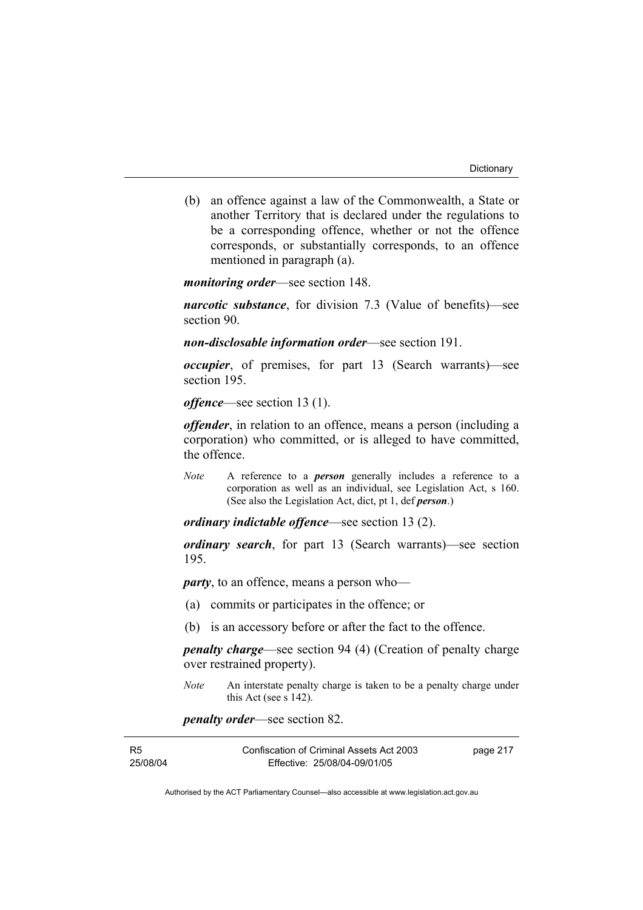(b) an offence against a law of the Commonwealth, a State or another Territory that is declared under the regulations to be a corresponding offence, whether or not the offence corresponds, or substantially corresponds, to an offence mentioned in paragraph (a).

***monitoring order***—see section 148.

***narcotic substance***, for division 7.3 (Value of benefits)—see section 90.

***non-disclosable information order***—see section 191.

***occupier***, of premises, for part 13 (Search warrants)—see section 195.

***offence***—see section 13 (1).

***offender***, in relation to an offence, means a person (including a corporation) who committed, or is alleged to have committed, the offence.

*Note* A reference to a ***person*** generally includes a reference to a corporation as well as an individual, see Legislation Act, s 160. (See also the Legislation Act, dict, pt 1, def ***person***.)

***ordinary indictable offence***—see section 13 (2).

***ordinary search***, for part 13 (Search warrants)—see section 195.

***party***, to an offence, means a person who—

(a) commits or participates in the offence; or

(b) is an accessory before or after the fact to the offence.

***penalty charge***—see section 94 (4) (Creation of penalty charge over restrained property).

*Note* An interstate penalty charge is taken to be a penalty charge under this Act (see s 142).

***penalty order***—see section 82.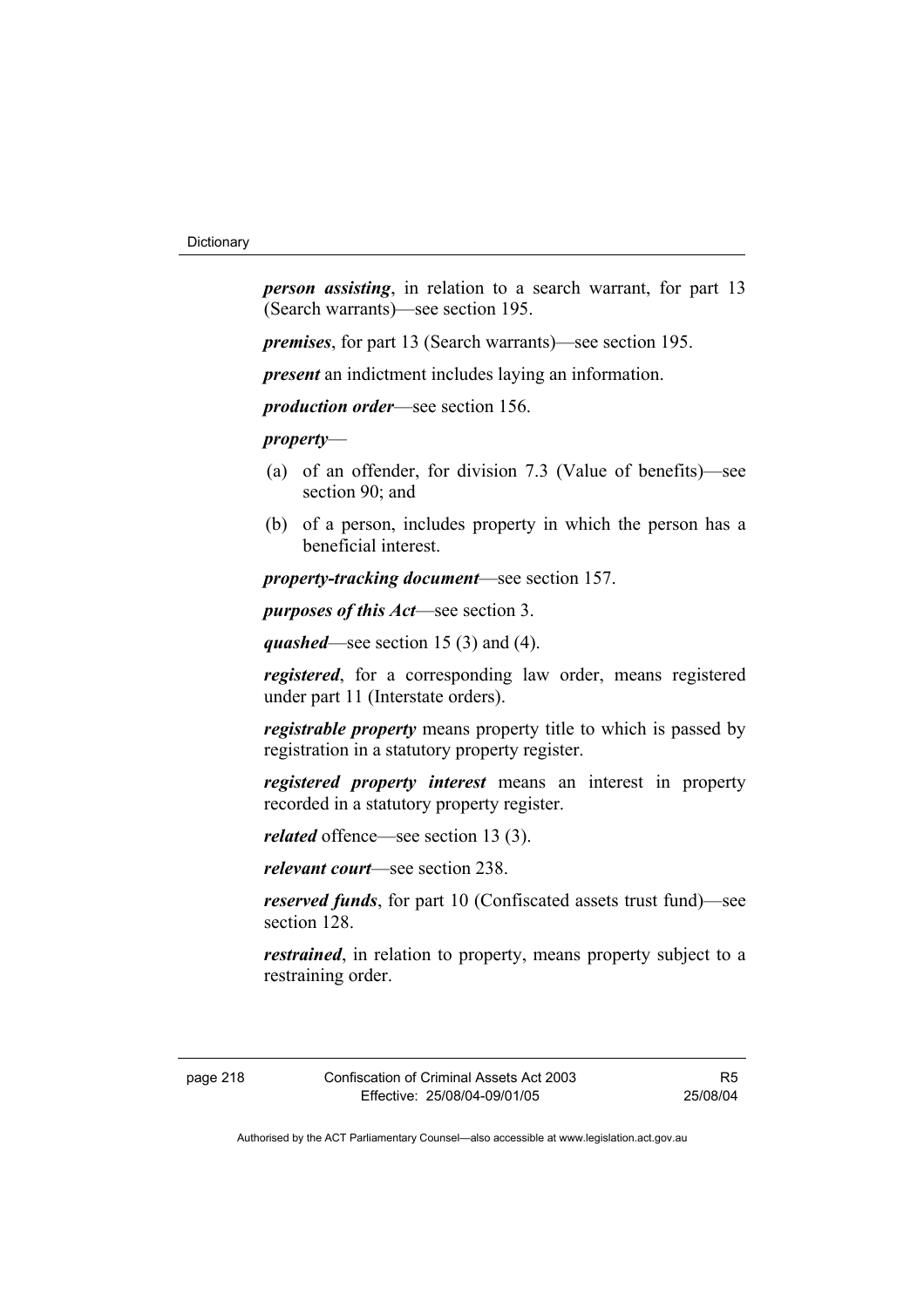***person assisting***, in relation to a search warrant, for part 13 (Search warrants)—see section 195.

***premises***, for part 13 (Search warrants)—see section 195.

***present*** an indictment includes laying an information.

***production order***—see section 156.

***property***—

(a) of an offender, for division 7.3 (Value of benefits)—see section 90; and

(b) of a person, includes property in which the person has a beneficial interest.

***property-tracking document***—see section 157.

***purposes of this Act***—see section 3.

***quashed***—see section 15 (3) and (4).

***registered***, for a corresponding law order, means registered under part 11 (Interstate orders).

***registrable property*** means property title to which is passed by registration in a statutory property register.

***registered property interest*** means an interest in property recorded in a statutory property register.

***related*** offence—see section 13 (3).

***relevant court***—see section 238.

***reserved funds***, for part 10 (Confiscated assets trust fund)—see section 128.

***restrained***, in relation to property, means property subject to a restraining order.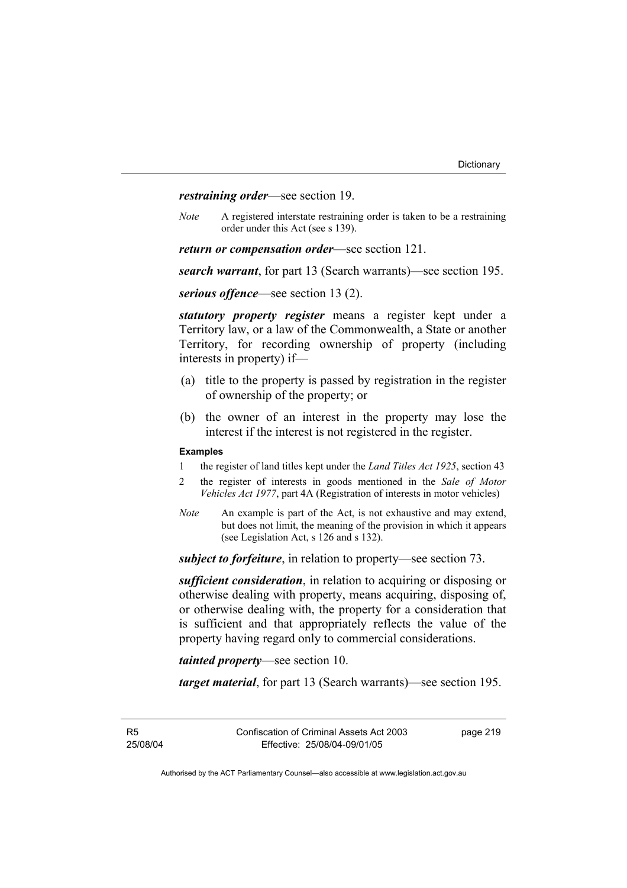***restraining order***—see section 19.

*Note* A registered interstate restraining order is taken to be a restraining order under this Act (see s 139).

***return or compensation order***—see section 121.

***search warrant***, for part 13 (Search warrants)—see section 195.

***serious offence***—see section 13 (2).

***statutory property register*** means a register kept under a Territory law, or a law of the Commonwealth, a State or another Territory, for recording ownership of property (including interests in property) if—

(a) title to the property is passed by registration in the register of ownership of the property; or

(b) the owner of an interest in the property may lose the interest if the interest is not registered in the register.

**Examples**

1 the register of land titles kept under the *Land Titles Act 1925*, section 43

2 the register of interests in goods mentioned in the *Sale of Motor Vehicles Act 1977*, part 4A (Registration of interests in motor vehicles)

*Note* An example is part of the Act, is not exhaustive and may extend, but does not limit, the meaning of the provision in which it appears (see Legislation Act, s 126 and s 132).

***subject to forfeiture***, in relation to property—see section 73.

***sufficient consideration***, in relation to acquiring or disposing or otherwise dealing with property, means acquiring, disposing of, or otherwise dealing with, the property for a consideration that is sufficient and that appropriately reflects the value of the property having regard only to commercial considerations.

***tainted property***—see section 10.

***target material***, for part 13 (Search warrants)—see section 195.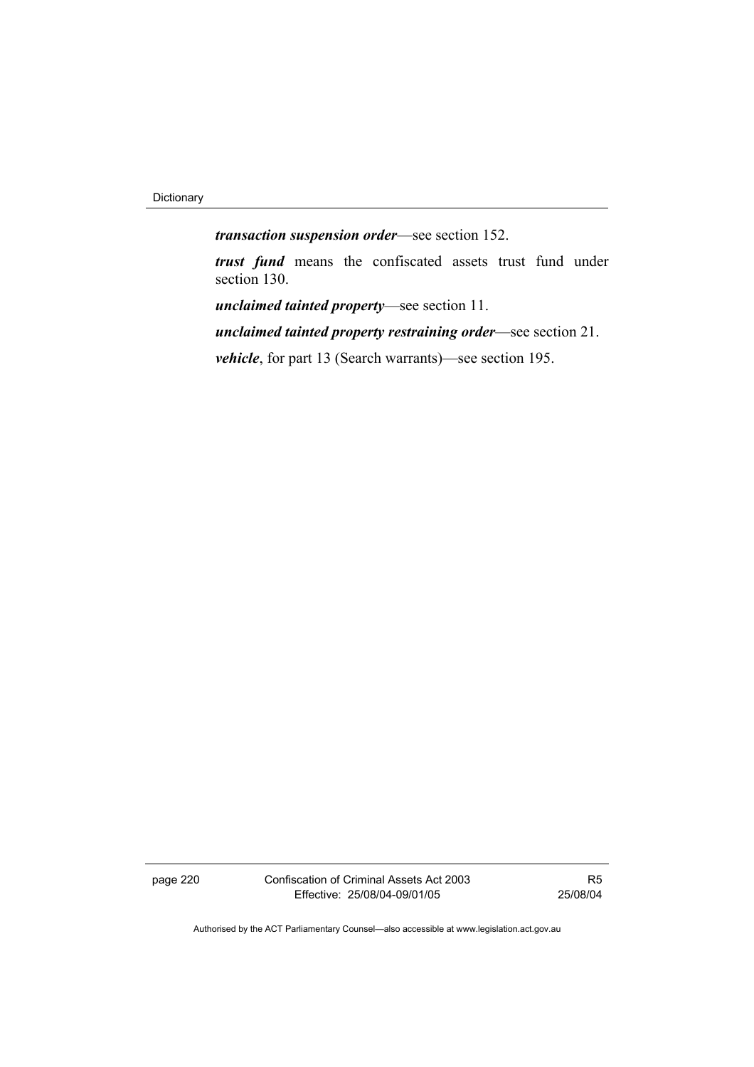***transaction suspension order***—see section 152.

***trust fund*** means the confiscated assets trust fund under section 130.

***unclaimed tainted property***—see section 11.

***unclaimed tainted property restraining order***—see section 21.

***vehicle***, for part 13 (Search warrants)—see section 195.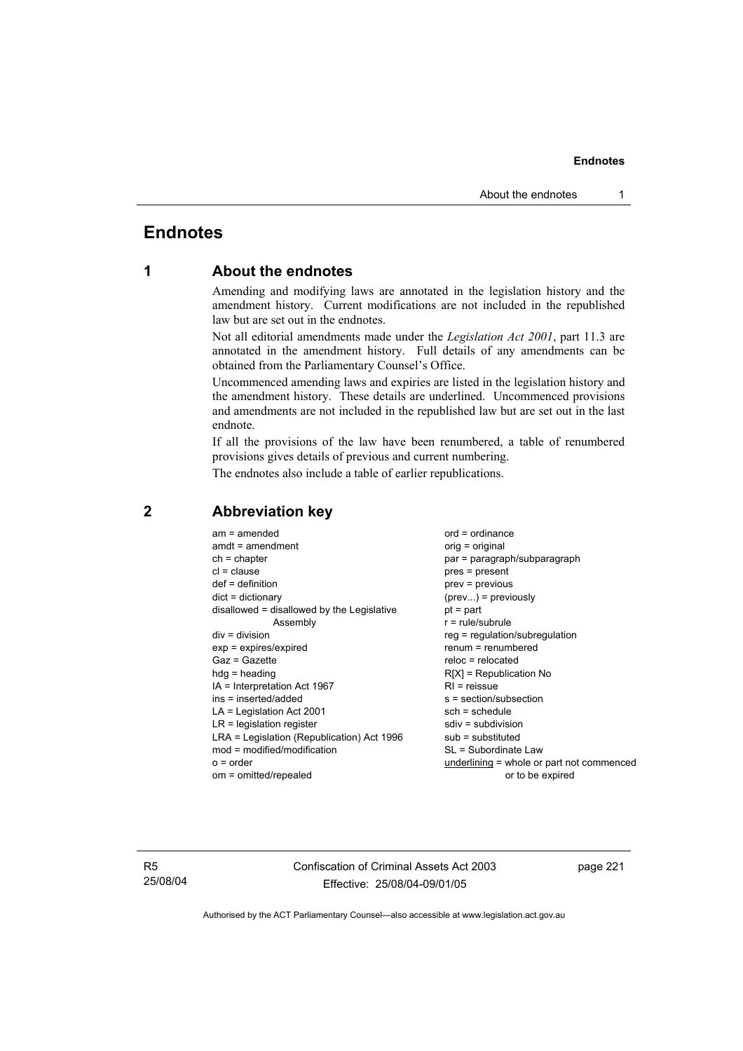# Endnotes

## 1 About the endnotes

Amending and modifying laws are annotated in the legislation history and the amendment history. Current modifications are not included in the republished law but are set out in the endnotes.

Not all editorial amendments made under the *Legislation Act 2001*, part 11.3 are annotated in the amendment history. Full details of any amendments can be obtained from the Parliamentary Counsel's Office.

Uncommenced amending laws and expiries are listed in the legislation history and the amendment history. These details are underlined. Uncommenced provisions and amendments are not included in the republished law but are set out in the last endnote.

If all the provisions of the law have been renumbered, a table of renumbered provisions gives details of previous and current numbering.

The endnotes also include a table of earlier republications.

## 2 Abbreviation key

am = amended
amdt = amendment
ch = chapter
cl = clause
def = definition
dict = dictionary
disallowed = disallowed by the Legislative Assembly
div = division
exp = expires/expired
Gaz = Gazette
hdg = heading
IA = Interpretation Act 1967
ins = inserted/added
LA = Legislation Act 2001
LR = legislation register
LRA = Legislation (Republication) Act 1996
mod = modified/modification
o = order
om = omitted/repealed
ord = ordinance
orig = original
par = paragraph/subparagraph
pres = present
prev = previous
(prev...) = previously
pt = part
r = rule/subrule
reg = regulation/subregulation
renum = renumbered
reloc = relocated
R[X] = Republication No
RI = reissue
s = section/subsection
sch = schedule
sdiv = subdivision
sub = substituted
SL = Subordinate Law
<u>underlining</u> = whole or part not commenced or to be expired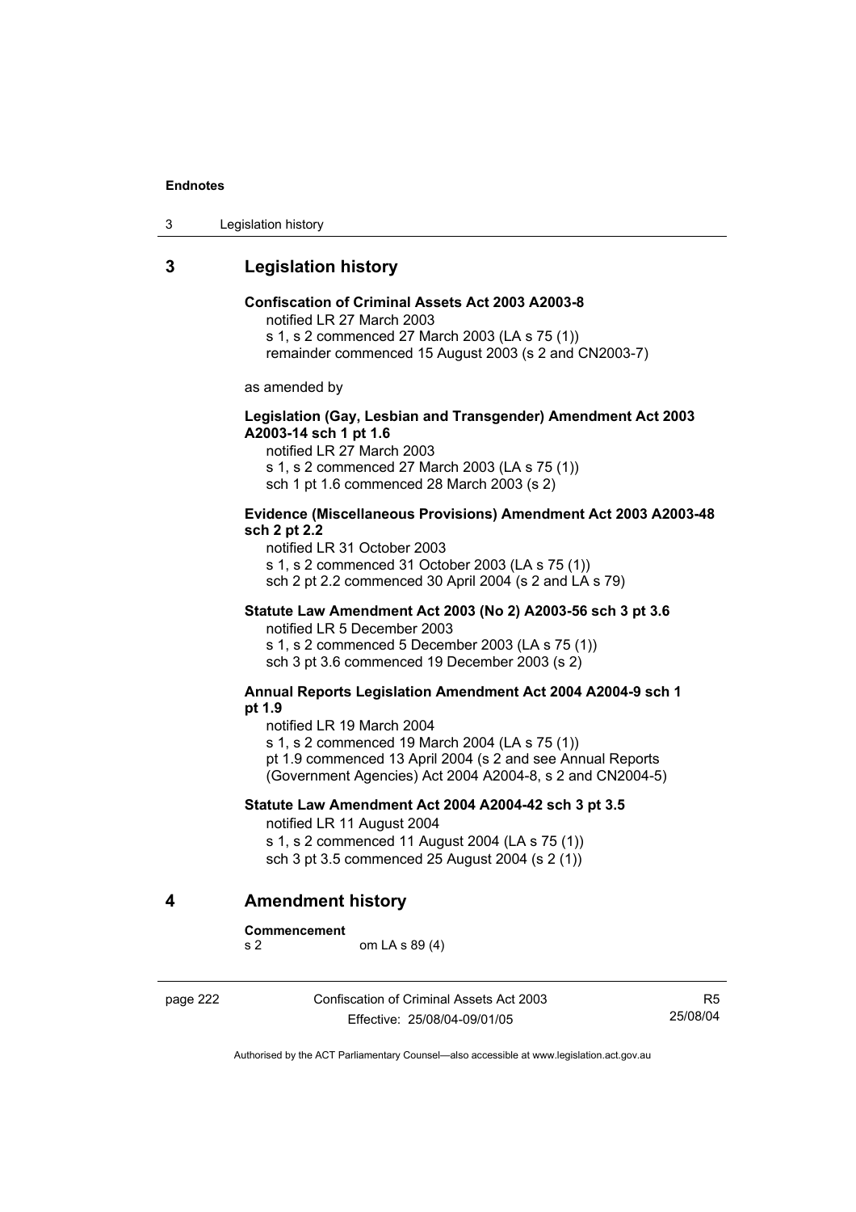## 3 Legislation history

**Confiscation of Criminal Assets Act 2003 A2003-8**

notified LR 27 March 2003
s 1, s 2 commenced 27 March 2003 (LA s 75 (1))
remainder commenced 15 August 2003 (s 2 and CN2003-7)

as amended by

**Legislation (Gay, Lesbian and Transgender) Amendment Act 2003 A2003-14 sch 1 pt 1.6**

notified LR 27 March 2003
s 1, s 2 commenced 27 March 2003 (LA s 75 (1))
sch 1 pt 1.6 commenced 28 March 2003 (s 2)

**Evidence (Miscellaneous Provisions) Amendment Act 2003 A2003-48 sch 2 pt 2.2**

notified LR 31 October 2003
s 1, s 2 commenced 31 October 2003 (LA s 75 (1))
sch 2 pt 2.2 commenced 30 April 2004 (s 2 and LA s 79)

**Statute Law Amendment Act 2003 (No 2) A2003-56 sch 3 pt 3.6**

notified LR 5 December 2003
s 1, s 2 commenced 5 December 2003 (LA s 75 (1))
sch 3 pt 3.6 commenced 19 December 2003 (s 2)

**Annual Reports Legislation Amendment Act 2004 A2004-9 sch 1 pt 1.9**

notified LR 19 March 2004
s 1, s 2 commenced 19 March 2004 (LA s 75 (1))
pt 1.9 commenced 13 April 2004 (s 2 and see Annual Reports (Government Agencies) Act 2004 A2004-8, s 2 and CN2004-5)

**Statute Law Amendment Act 2004 A2004-42 sch 3 pt 3.5**

notified LR 11 August 2004
s 1, s 2 commenced 11 August 2004 (LA s 75 (1))
sch 3 pt 3.5 commenced 25 August 2004 (s 2 (1))

## 4 Amendment history

**Commencement**
s 2 om LA s 89 (4)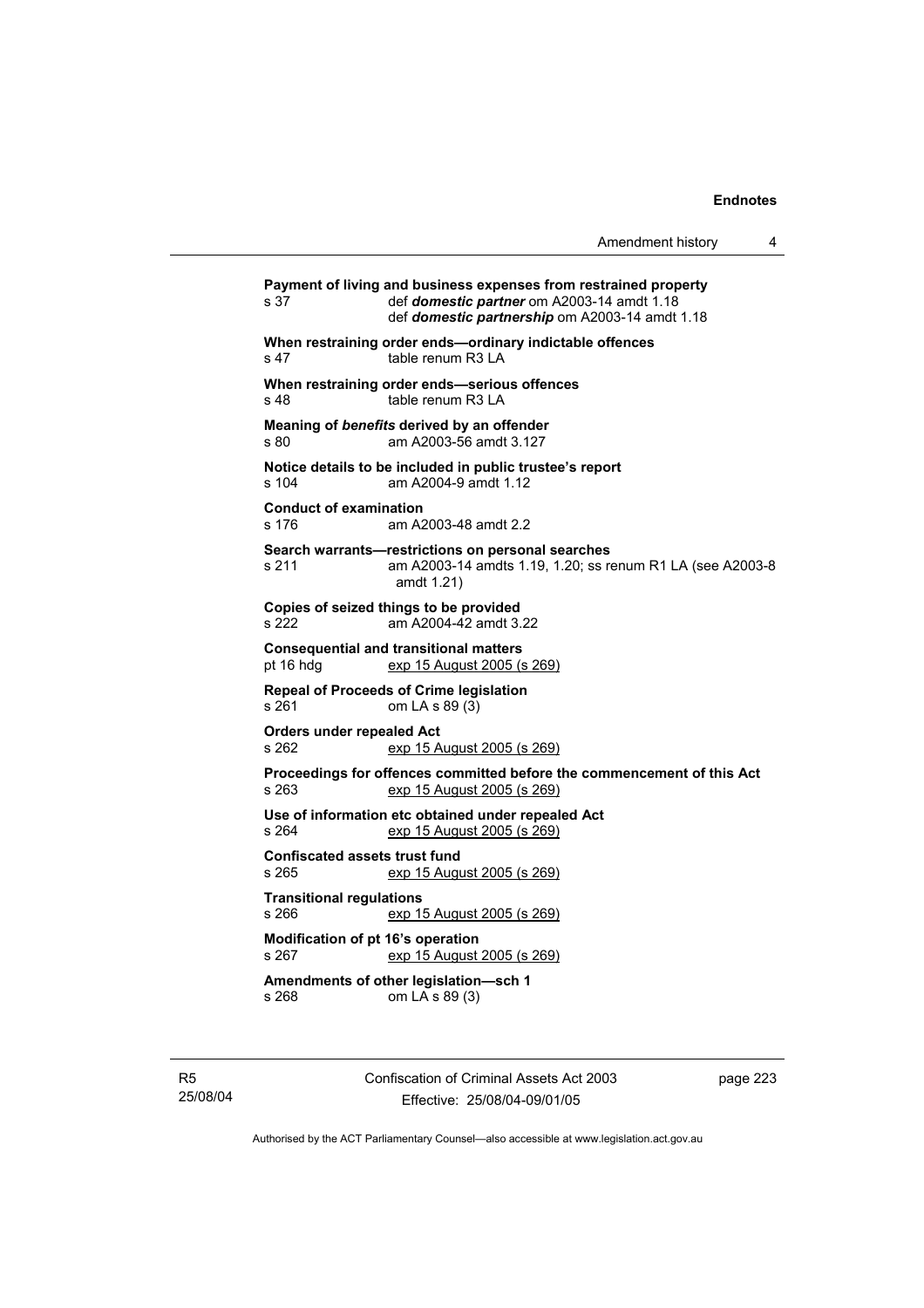**Payment of living and business expenses from restrained property**
s 37 def ***domestic partner*** om A2003-14 amdt 1.18
def ***domestic partnership*** om A2003-14 amdt 1.18

**When restraining order ends—ordinary indictable offences**
s 47 table renum R3 LA

**When restraining order ends—serious offences**
s 48 table renum R3 LA

**Meaning of *benefits* derived by an offender**
s 80 am A2003-56 amdt 3.127

**Notice details to be included in public trustee's report**
s 104 am A2004-9 amdt 1.12

**Conduct of examination**
s 176 am A2003-48 amdt 2.2

**Search warrants—restrictions on personal searches**
s 211 am A2003-14 amdts 1.19, 1.20; ss renum R1 LA (see A2003-8 amdt 1.21)

**Copies of seized things to be provided**
s 222 am A2004-42 amdt 3.22

**Consequential and transitional matters**
pt 16 hdg exp 15 August 2005 (s 269)

**Repeal of Proceeds of Crime legislation**
s 261 om LA s 89 (3)

**Orders under repealed Act**
s 262 exp 15 August 2005 (s 269)

**Proceedings for offences committed before the commencement of this Act**
s 263 exp 15 August 2005 (s 269)

**Use of information etc obtained under repealed Act**
s 264 exp 15 August 2005 (s 269)

**Confiscated assets trust fund**
s 265 exp 15 August 2005 (s 269)

**Transitional regulations**
s 266 exp 15 August 2005 (s 269)

**Modification of pt 16's operation**
s 267 exp 15 August 2005 (s 269)

**Amendments of other legislation—sch 1**
s 268 om LA s 89 (3)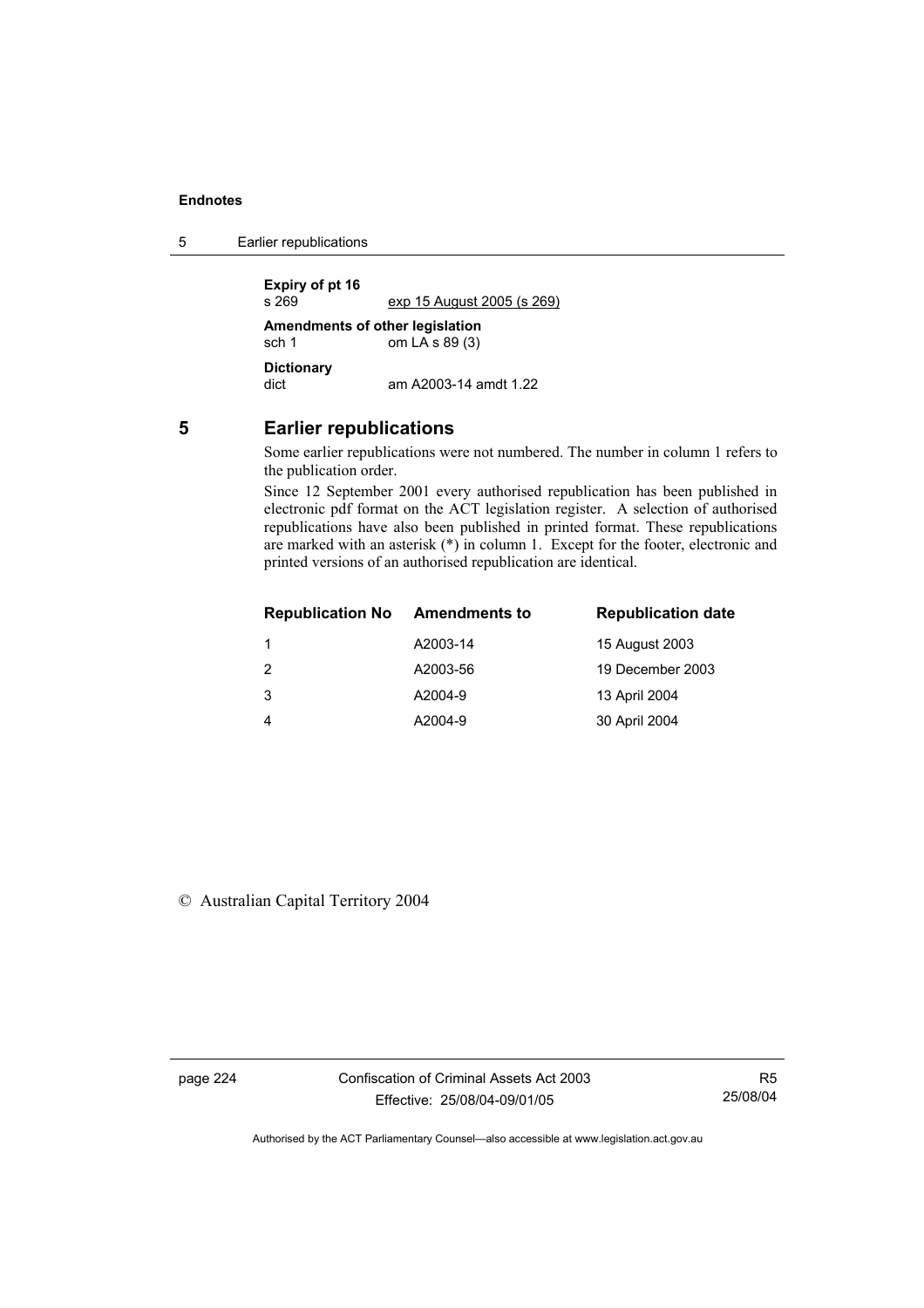**Expiry of pt 16**
s 269 exp 15 August 2005 (s 269)

**Amendments of other legislation**
sch 1 om LA s 89 (3)

**Dictionary**
dict am A2003-14 amdt 1.22

## 5 Earlier republications

Some earlier republications were not numbered. The number in column 1 refers to the publication order.

Since 12 September 2001 every authorised republication has been published in electronic pdf format on the ACT legislation register. A selection of authorised republications have also been published in printed format. These republications are marked with an asterisk (*) in column 1. Except for the footer, electronic and printed versions of an authorised republication are identical.

| Republication No | Amendments to | Republication date |
|---|---|---|
| 1 | A2003-14 | 15 August 2003 |
| 2 | A2003-56 | 19 December 2003 |
| 3 | A2004-9 | 13 April 2004 |
| 4 | A2004-9 | 30 April 2004 |

© Australian Capital Territory 2004